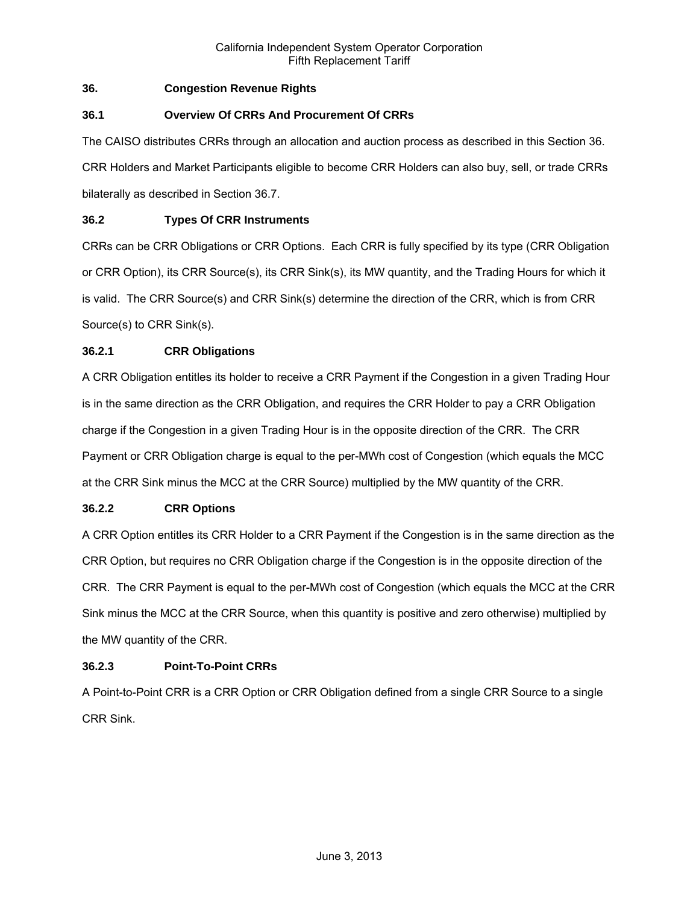## 36. Congestion Revenue Rights

### 36.1 Overview Of CRRs And Procurement Of CRRs

The CAISO distributes CRRs through an allocation and auction process as described in this Section 36. CRR Holders and Market Participants eligible to become CRR Holders can also buy, sell, or trade CRRs bilaterally as described in Section 36.7.

### 36.2 Types Of CRR Instruments

CRRs can be CRR Obligations or CRR Options. Each CRR is fully specified by its type (CRR Obligation or CRR Option), its CRR Source(s), its CRR Sink(s), its MW quantity, and the Trading Hours for which it is valid. The CRR Source(s) and CRR Sink(s) determine the direction of the CRR, which is from CRR Source(s) to CRR Sink(s).

#### 36.2.1 CRR Obligations

A CRR Obligation entitles its holder to receive a CRR Payment if the Congestion in a given Trading Hour is in the same direction as the CRR Obligation, and requires the CRR Holder to pay a CRR Obligation charge if the Congestion in a given Trading Hour is in the opposite direction of the CRR. The CRR Payment or CRR Obligation charge is equal to the per-MWh cost of Congestion (which equals the MCC at the CRR Sink minus the MCC at the CRR Source) multiplied by the MW quantity of the CRR.

#### 36.2.2 CRR Options

A CRR Option entitles its CRR Holder to a CRR Payment if the Congestion is in the same direction as the CRR Option, but requires no CRR Obligation charge if the Congestion is in the opposite direction of the CRR. The CRR Payment is equal to the per-MWh cost of Congestion (which equals the MCC at the CRR Sink minus the MCC at the CRR Source, when this quantity is positive and zero otherwise) multiplied by the MW quantity of the CRR.

#### 36.2.3 Point-To-Point CRRs

A Point-to-Point CRR is a CRR Option or CRR Obligation defined from a single CRR Source to a single CRR Sink.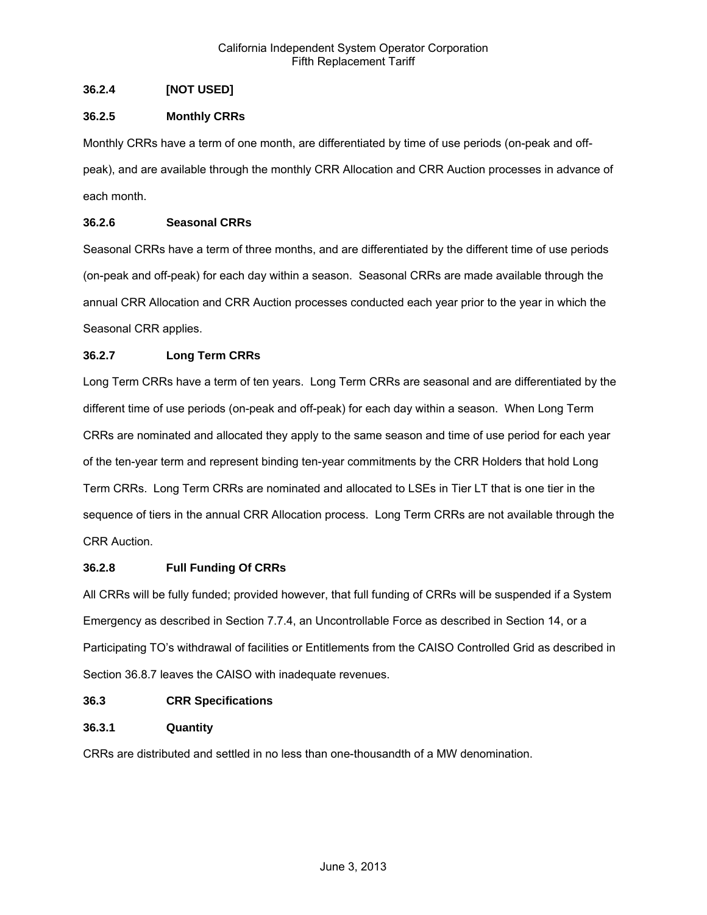### 36.2.4 [NOT USED]

### 36.2.5 Monthly CRRs

Monthly CRRs have a term of one month, are differentiated by time of use periods (on-peak and off-peak), and are available through the monthly CRR Allocation and CRR Auction processes in advance of each month.

### 36.2.6 Seasonal CRRs

Seasonal CRRs have a term of three months, and are differentiated by the different time of use periods (on-peak and off-peak) for each day within a season. Seasonal CRRs are made available through the annual CRR Allocation and CRR Auction processes conducted each year prior to the year in which the Seasonal CRR applies.

### 36.2.7 Long Term CRRs

Long Term CRRs have a term of ten years. Long Term CRRs are seasonal and are differentiated by the different time of use periods (on-peak and off-peak) for each day within a season. When Long Term CRRs are nominated and allocated they apply to the same season and time of use period for each year of the ten-year term and represent binding ten-year commitments by the CRR Holders that hold Long Term CRRs. Long Term CRRs are nominated and allocated to LSEs in Tier LT that is one tier in the sequence of tiers in the annual CRR Allocation process. Long Term CRRs are not available through the CRR Auction.

### 36.2.8 Full Funding Of CRRs

All CRRs will be fully funded; provided however, that full funding of CRRs will be suspended if a System Emergency as described in Section 7.7.4, an Uncontrollable Force as described in Section 14, or a Participating TO's withdrawal of facilities or Entitlements from the CAISO Controlled Grid as described in Section 36.8.7 leaves the CAISO with inadequate revenues.

## 36.3 CRR Specifications

### 36.3.1 Quantity

CRRs are distributed and settled in no less than one-thousandth of a MW denomination.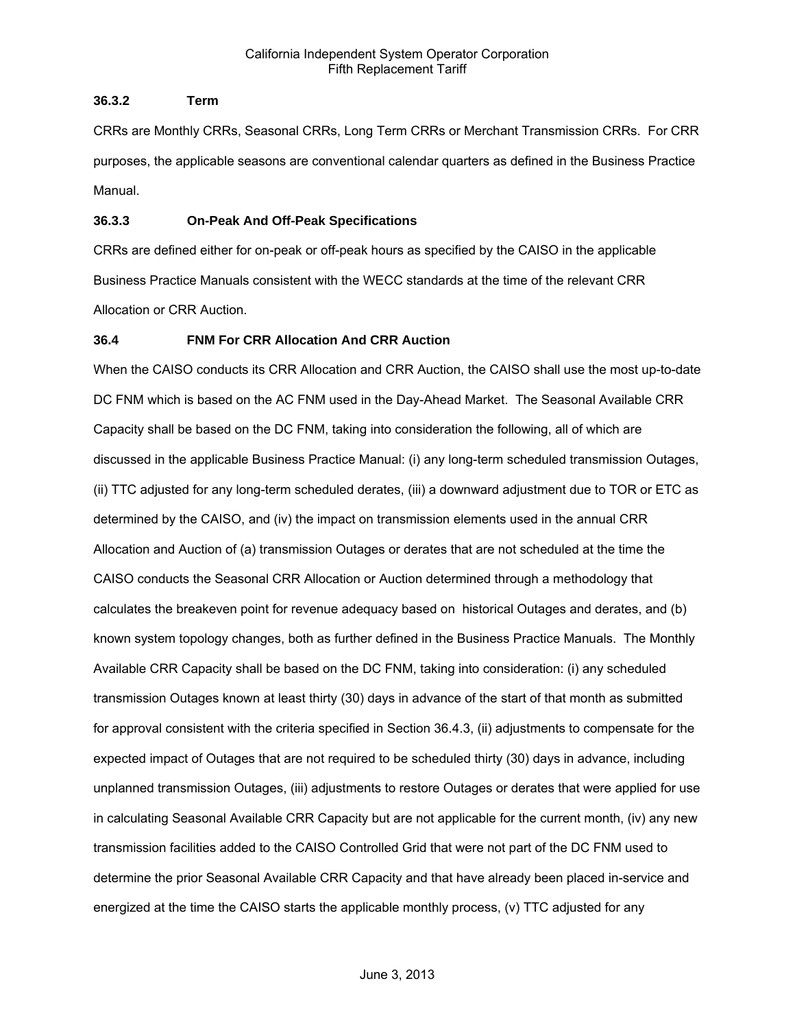### 36.3.2 Term

CRRs are Monthly CRRs, Seasonal CRRs, Long Term CRRs or Merchant Transmission CRRs. For CRR purposes, the applicable seasons are conventional calendar quarters as defined in the Business Practice Manual.

### 36.3.3 On-Peak And Off-Peak Specifications

CRRs are defined either for on-peak or off-peak hours as specified by the CAISO in the applicable Business Practice Manuals consistent with the WECC standards at the time of the relevant CRR Allocation or CRR Auction.

## 36.4 FNM For CRR Allocation And CRR Auction

When the CAISO conducts its CRR Allocation and CRR Auction, the CAISO shall use the most up-to-date DC FNM which is based on the AC FNM used in the Day-Ahead Market. The Seasonal Available CRR Capacity shall be based on the DC FNM, taking into consideration the following, all of which are discussed in the applicable Business Practice Manual: (i) any long-term scheduled transmission Outages, (ii) TTC adjusted for any long-term scheduled derates, (iii) a downward adjustment due to TOR or ETC as determined by the CAISO, and (iv) the impact on transmission elements used in the annual CRR Allocation and Auction of (a) transmission Outages or derates that are not scheduled at the time the CAISO conducts the Seasonal CRR Allocation or Auction determined through a methodology that calculates the breakeven point for revenue adequacy based on historical Outages and derates, and (b) known system topology changes, both as further defined in the Business Practice Manuals. The Monthly Available CRR Capacity shall be based on the DC FNM, taking into consideration: (i) any scheduled transmission Outages known at least thirty (30) days in advance of the start of that month as submitted for approval consistent with the criteria specified in Section 36.4.3, (ii) adjustments to compensate for the expected impact of Outages that are not required to be scheduled thirty (30) days in advance, including unplanned transmission Outages, (iii) adjustments to restore Outages or derates that were applied for use in calculating Seasonal Available CRR Capacity but are not applicable for the current month, (iv) any new transmission facilities added to the CAISO Controlled Grid that were not part of the DC FNM used to determine the prior Seasonal Available CRR Capacity and that have already been placed in-service and energized at the time the CAISO starts the applicable monthly process, (v) TTC adjusted for any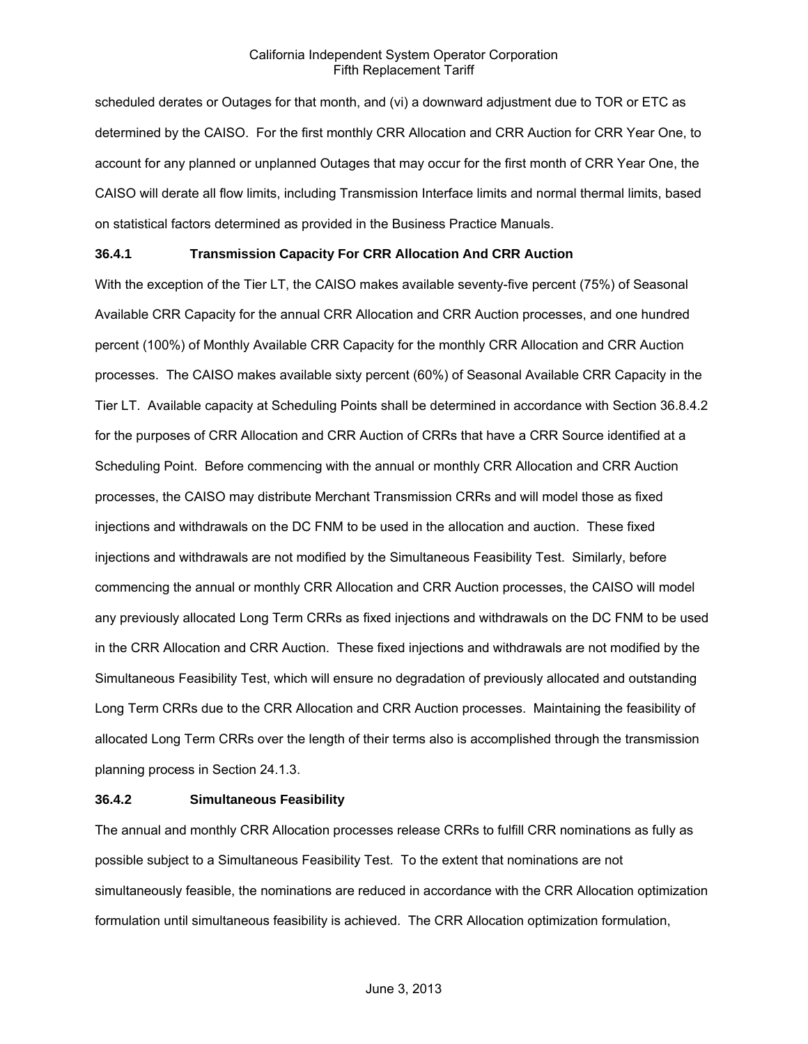scheduled derates or Outages for that month, and (vi) a downward adjustment due to TOR or ETC as determined by the CAISO. For the first monthly CRR Allocation and CRR Auction for CRR Year One, to account for any planned or unplanned Outages that may occur for the first month of CRR Year One, the CAISO will derate all flow limits, including Transmission Interface limits and normal thermal limits, based on statistical factors determined as provided in the Business Practice Manuals.

### 36.4.1 Transmission Capacity For CRR Allocation And CRR Auction

With the exception of the Tier LT, the CAISO makes available seventy-five percent (75%) of Seasonal Available CRR Capacity for the annual CRR Allocation and CRR Auction processes, and one hundred percent (100%) of Monthly Available CRR Capacity for the monthly CRR Allocation and CRR Auction processes. The CAISO makes available sixty percent (60%) of Seasonal Available CRR Capacity in the Tier LT. Available capacity at Scheduling Points shall be determined in accordance with Section 36.8.4.2 for the purposes of CRR Allocation and CRR Auction of CRRs that have a CRR Source identified at a Scheduling Point. Before commencing with the annual or monthly CRR Allocation and CRR Auction processes, the CAISO may distribute Merchant Transmission CRRs and will model those as fixed injections and withdrawals on the DC FNM to be used in the allocation and auction. These fixed injections and withdrawals are not modified by the Simultaneous Feasibility Test. Similarly, before commencing the annual or monthly CRR Allocation and CRR Auction processes, the CAISO will model any previously allocated Long Term CRRs as fixed injections and withdrawals on the DC FNM to be used in the CRR Allocation and CRR Auction. These fixed injections and withdrawals are not modified by the Simultaneous Feasibility Test, which will ensure no degradation of previously allocated and outstanding Long Term CRRs due to the CRR Allocation and CRR Auction processes. Maintaining the feasibility of allocated Long Term CRRs over the length of their terms also is accomplished through the transmission planning process in Section 24.1.3.

### 36.4.2 Simultaneous Feasibility

The annual and monthly CRR Allocation processes release CRRs to fulfill CRR nominations as fully as possible subject to a Simultaneous Feasibility Test. To the extent that nominations are not simultaneously feasible, the nominations are reduced in accordance with the CRR Allocation optimization formulation until simultaneous feasibility is achieved. The CRR Allocation optimization formulation,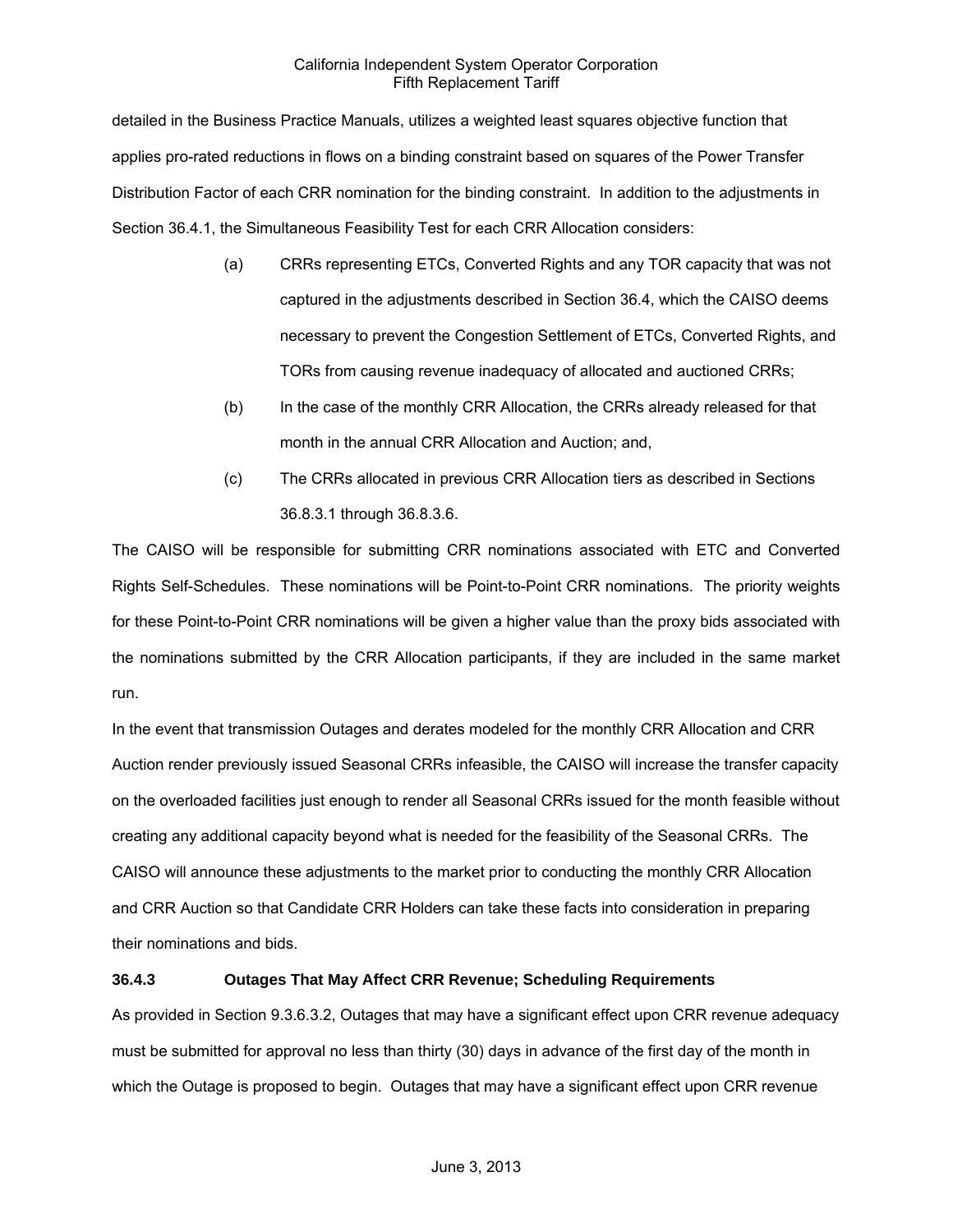detailed in the Business Practice Manuals, utilizes a weighted least squares objective function that applies pro-rated reductions in flows on a binding constraint based on squares of the Power Transfer Distribution Factor of each CRR nomination for the binding constraint. In addition to the adjustments in Section 36.4.1, the Simultaneous Feasibility Test for each CRR Allocation considers:

(a) CRRs representing ETCs, Converted Rights and any TOR capacity that was not captured in the adjustments described in Section 36.4, which the CAISO deems necessary to prevent the Congestion Settlement of ETCs, Converted Rights, and TORs from causing revenue inadequacy of allocated and auctioned CRRs;

(b) In the case of the monthly CRR Allocation, the CRRs already released for that month in the annual CRR Allocation and Auction; and,

(c) The CRRs allocated in previous CRR Allocation tiers as described in Sections 36.8.3.1 through 36.8.3.6.

The CAISO will be responsible for submitting CRR nominations associated with ETC and Converted Rights Self-Schedules. These nominations will be Point-to-Point CRR nominations. The priority weights for these Point-to-Point CRR nominations will be given a higher value than the proxy bids associated with the nominations submitted by the CRR Allocation participants, if they are included in the same market run.

In the event that transmission Outages and derates modeled for the monthly CRR Allocation and CRR Auction render previously issued Seasonal CRRs infeasible, the CAISO will increase the transfer capacity on the overloaded facilities just enough to render all Seasonal CRRs issued for the month feasible without creating any additional capacity beyond what is needed for the feasibility of the Seasonal CRRs. The CAISO will announce these adjustments to the market prior to conducting the monthly CRR Allocation and CRR Auction so that Candidate CRR Holders can take these facts into consideration in preparing their nominations and bids.

### 36.4.3 Outages That May Affect CRR Revenue; Scheduling Requirements

As provided in Section 9.3.6.3.2, Outages that may have a significant effect upon CRR revenue adequacy must be submitted for approval no less than thirty (30) days in advance of the first day of the month in which the Outage is proposed to begin. Outages that may have a significant effect upon CRR revenue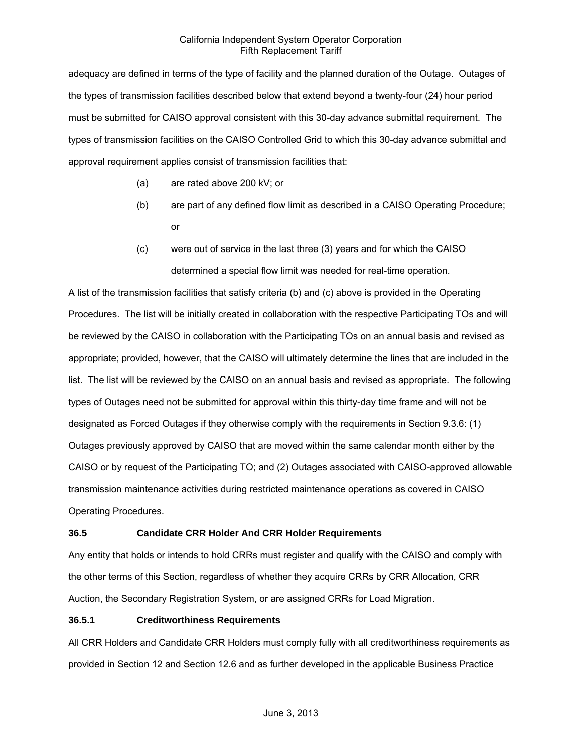adequacy are defined in terms of the type of facility and the planned duration of the Outage. Outages of the types of transmission facilities described below that extend beyond a twenty-four (24) hour period must be submitted for CAISO approval consistent with this 30-day advance submittal requirement. The types of transmission facilities on the CAISO Controlled Grid to which this 30-day advance submittal and approval requirement applies consist of transmission facilities that:

(a) are rated above 200 kV; or

(b) are part of any defined flow limit as described in a CAISO Operating Procedure; or

(c) were out of service in the last three (3) years and for which the CAISO determined a special flow limit was needed for real-time operation.

A list of the transmission facilities that satisfy criteria (b) and (c) above is provided in the Operating Procedures. The list will be initially created in collaboration with the respective Participating TOs and will be reviewed by the CAISO in collaboration with the Participating TOs on an annual basis and revised as appropriate; provided, however, that the CAISO will ultimately determine the lines that are included in the list. The list will be reviewed by the CAISO on an annual basis and revised as appropriate. The following types of Outages need not be submitted for approval within this thirty-day time frame and will not be designated as Forced Outages if they otherwise comply with the requirements in Section 9.3.6: (1) Outages previously approved by CAISO that are moved within the same calendar month either by the CAISO or by request of the Participating TO; and (2) Outages associated with CAISO-approved allowable transmission maintenance activities during restricted maintenance operations as covered in CAISO Operating Procedures.

### 36.5 Candidate CRR Holder And CRR Holder Requirements

Any entity that holds or intends to hold CRRs must register and qualify with the CAISO and comply with the other terms of this Section, regardless of whether they acquire CRRs by CRR Allocation, CRR Auction, the Secondary Registration System, or are assigned CRRs for Load Migration.

### 36.5.1 Creditworthiness Requirements

All CRR Holders and Candidate CRR Holders must comply fully with all creditworthiness requirements as provided in Section 12 and Section 12.6 and as further developed in the applicable Business Practice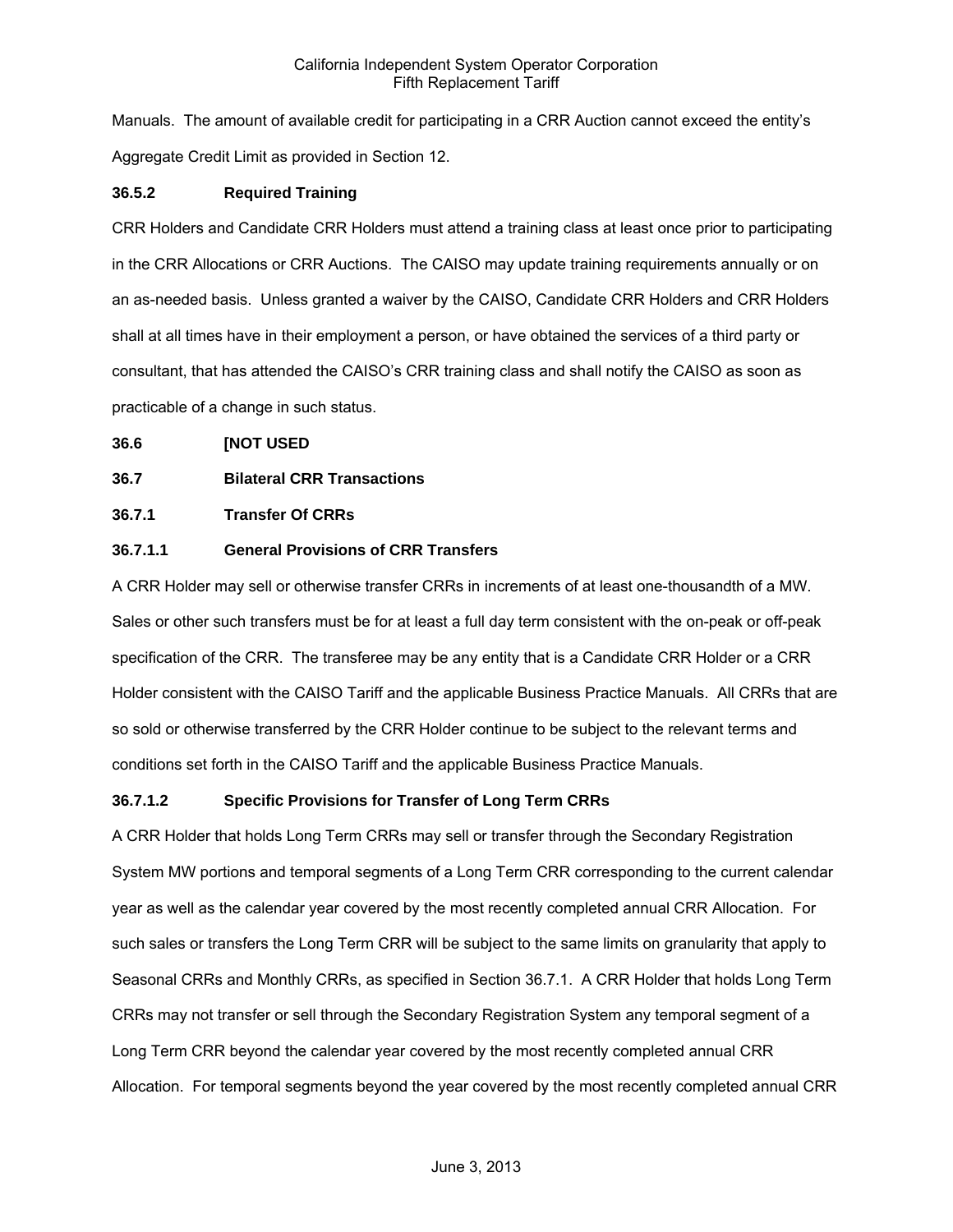Manuals. The amount of available credit for participating in a CRR Auction cannot exceed the entity's Aggregate Credit Limit as provided in Section 12.

### 36.5.2 Required Training

CRR Holders and Candidate CRR Holders must attend a training class at least once prior to participating in the CRR Allocations or CRR Auctions. The CAISO may update training requirements annually or on an as-needed basis. Unless granted a waiver by the CAISO, Candidate CRR Holders and CRR Holders shall at all times have in their employment a person, or have obtained the services of a third party or consultant, that has attended the CAISO's CRR training class and shall notify the CAISO as soon as practicable of a change in such status.

## 36.6 [NOT USED

## 36.7 Bilateral CRR Transactions

### 36.7.1 Transfer Of CRRs

#### 36.7.1.1 General Provisions of CRR Transfers

A CRR Holder may sell or otherwise transfer CRRs in increments of at least one-thousandth of a MW. Sales or other such transfers must be for at least a full day term consistent with the on-peak or off-peak specification of the CRR. The transferee may be any entity that is a Candidate CRR Holder or a CRR Holder consistent with the CAISO Tariff and the applicable Business Practice Manuals. All CRRs that are so sold or otherwise transferred by the CRR Holder continue to be subject to the relevant terms and conditions set forth in the CAISO Tariff and the applicable Business Practice Manuals.

#### 36.7.1.2 Specific Provisions for Transfer of Long Term CRRs

A CRR Holder that holds Long Term CRRs may sell or transfer through the Secondary Registration System MW portions and temporal segments of a Long Term CRR corresponding to the current calendar year as well as the calendar year covered by the most recently completed annual CRR Allocation. For such sales or transfers the Long Term CRR will be subject to the same limits on granularity that apply to Seasonal CRRs and Monthly CRRs, as specified in Section 36.7.1. A CRR Holder that holds Long Term CRRs may not transfer or sell through the Secondary Registration System any temporal segment of a Long Term CRR beyond the calendar year covered by the most recently completed annual CRR Allocation. For temporal segments beyond the year covered by the most recently completed annual CRR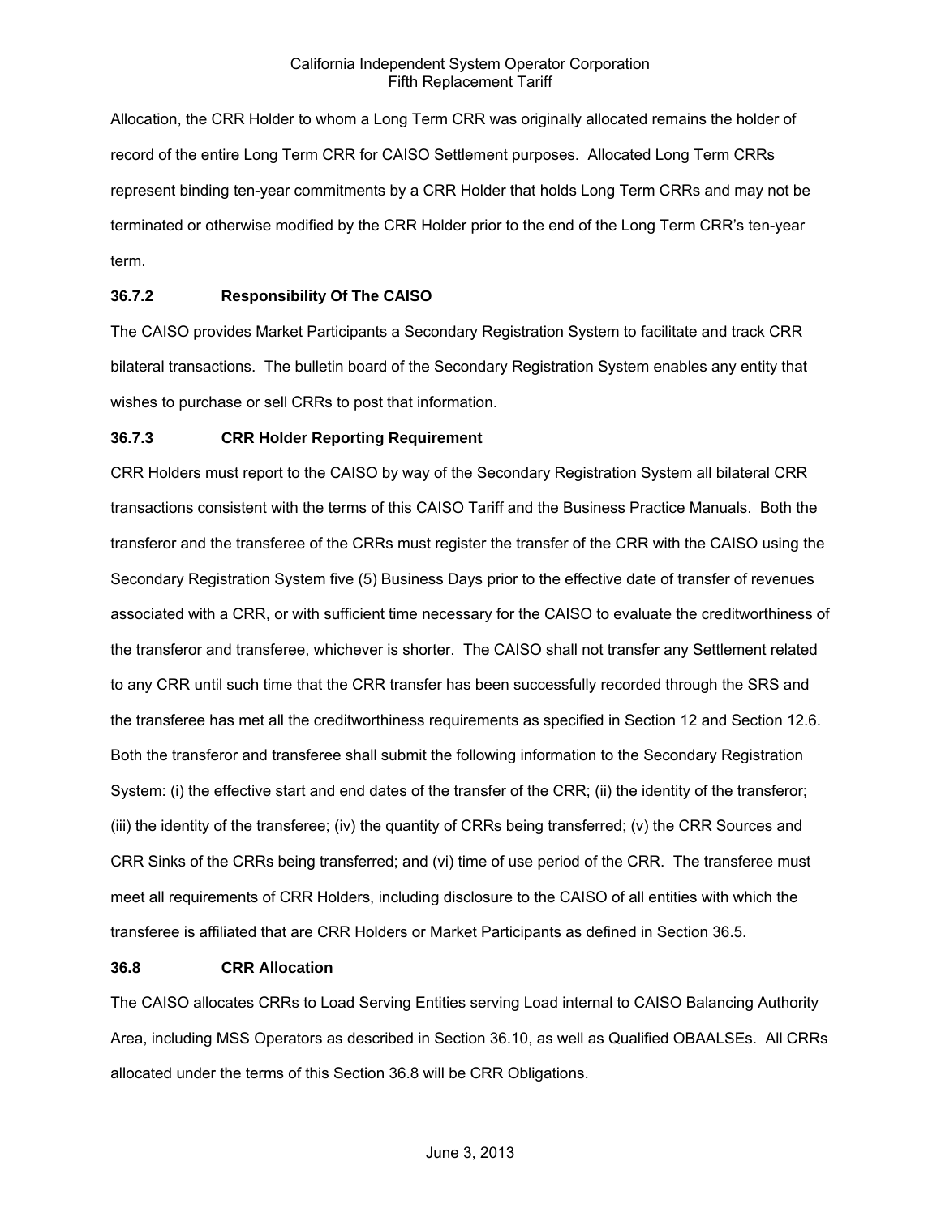Allocation, the CRR Holder to whom a Long Term CRR was originally allocated remains the holder of record of the entire Long Term CRR for CAISO Settlement purposes. Allocated Long Term CRRs represent binding ten-year commitments by a CRR Holder that holds Long Term CRRs and may not be terminated or otherwise modified by the CRR Holder prior to the end of the Long Term CRR's ten-year term.

**36.7.2 Responsibility Of The CAISO**

The CAISO provides Market Participants a Secondary Registration System to facilitate and track CRR bilateral transactions. The bulletin board of the Secondary Registration System enables any entity that wishes to purchase or sell CRRs to post that information.

**36.7.3 CRR Holder Reporting Requirement**

CRR Holders must report to the CAISO by way of the Secondary Registration System all bilateral CRR transactions consistent with the terms of this CAISO Tariff and the Business Practice Manuals. Both the transferor and the transferee of the CRRs must register the transfer of the CRR with the CAISO using the Secondary Registration System five (5) Business Days prior to the effective date of transfer of revenues associated with a CRR, or with sufficient time necessary for the CAISO to evaluate the creditworthiness of the transferor and transferee, whichever is shorter. The CAISO shall not transfer any Settlement related to any CRR until such time that the CRR transfer has been successfully recorded through the SRS and the transferee has met all the creditworthiness requirements as specified in Section 12 and Section 12.6. Both the transferor and transferee shall submit the following information to the Secondary Registration System: (i) the effective start and end dates of the transfer of the CRR; (ii) the identity of the transferor; (iii) the identity of the transferee; (iv) the quantity of CRRs being transferred; (v) the CRR Sources and CRR Sinks of the CRRs being transferred; and (vi) time of use period of the CRR. The transferee must meet all requirements of CRR Holders, including disclosure to the CAISO of all entities with which the transferee is affiliated that are CRR Holders or Market Participants as defined in Section 36.5.

**36.8 CRR Allocation**

The CAISO allocates CRRs to Load Serving Entities serving Load internal to CAISO Balancing Authority Area, including MSS Operators as described in Section 36.10, as well as Qualified OBAALSEs. All CRRs allocated under the terms of this Section 36.8 will be CRR Obligations.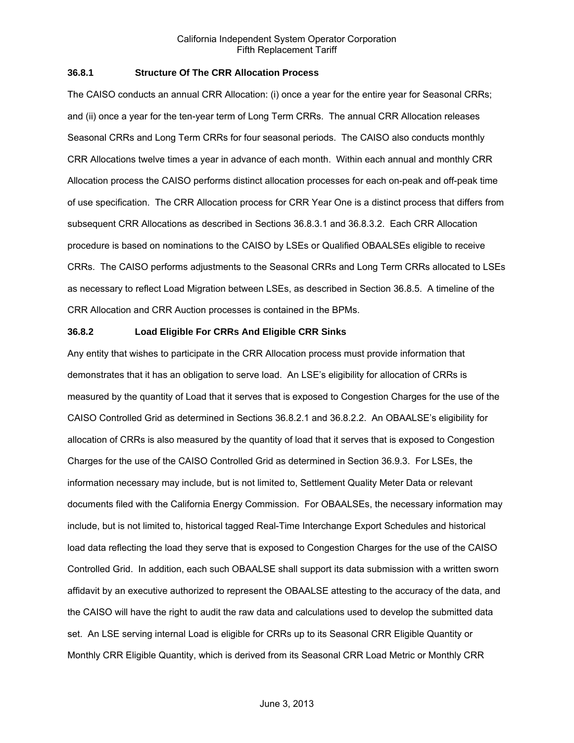### 36.8.1 Structure Of The CRR Allocation Process

The CAISO conducts an annual CRR Allocation: (i) once a year for the entire year for Seasonal CRRs; and (ii) once a year for the ten-year term of Long Term CRRs. The annual CRR Allocation releases Seasonal CRRs and Long Term CRRs for four seasonal periods. The CAISO also conducts monthly CRR Allocations twelve times a year in advance of each month. Within each annual and monthly CRR Allocation process the CAISO performs distinct allocation processes for each on-peak and off-peak time of use specification. The CRR Allocation process for CRR Year One is a distinct process that differs from subsequent CRR Allocations as described in Sections 36.8.3.1 and 36.8.3.2. Each CRR Allocation procedure is based on nominations to the CAISO by LSEs or Qualified OBAALSEs eligible to receive CRRs. The CAISO performs adjustments to the Seasonal CRRs and Long Term CRRs allocated to LSEs as necessary to reflect Load Migration between LSEs, as described in Section 36.8.5. A timeline of the CRR Allocation and CRR Auction processes is contained in the BPMs.

### 36.8.2 Load Eligible For CRRs And Eligible CRR Sinks

Any entity that wishes to participate in the CRR Allocation process must provide information that demonstrates that it has an obligation to serve load. An LSE's eligibility for allocation of CRRs is measured by the quantity of Load that it serves that is exposed to Congestion Charges for the use of the CAISO Controlled Grid as determined in Sections 36.8.2.1 and 36.8.2.2. An OBAALSE's eligibility for allocation of CRRs is also measured by the quantity of load that it serves that is exposed to Congestion Charges for the use of the CAISO Controlled Grid as determined in Section 36.9.3. For LSEs, the information necessary may include, but is not limited to, Settlement Quality Meter Data or relevant documents filed with the California Energy Commission. For OBAALSEs, the necessary information may include, but is not limited to, historical tagged Real-Time Interchange Export Schedules and historical load data reflecting the load they serve that is exposed to Congestion Charges for the use of the CAISO Controlled Grid. In addition, each such OBAALSE shall support its data submission with a written sworn affidavit by an executive authorized to represent the OBAALSE attesting to the accuracy of the data, and the CAISO will have the right to audit the raw data and calculations used to develop the submitted data set. An LSE serving internal Load is eligible for CRRs up to its Seasonal CRR Eligible Quantity or Monthly CRR Eligible Quantity, which is derived from its Seasonal CRR Load Metric or Monthly CRR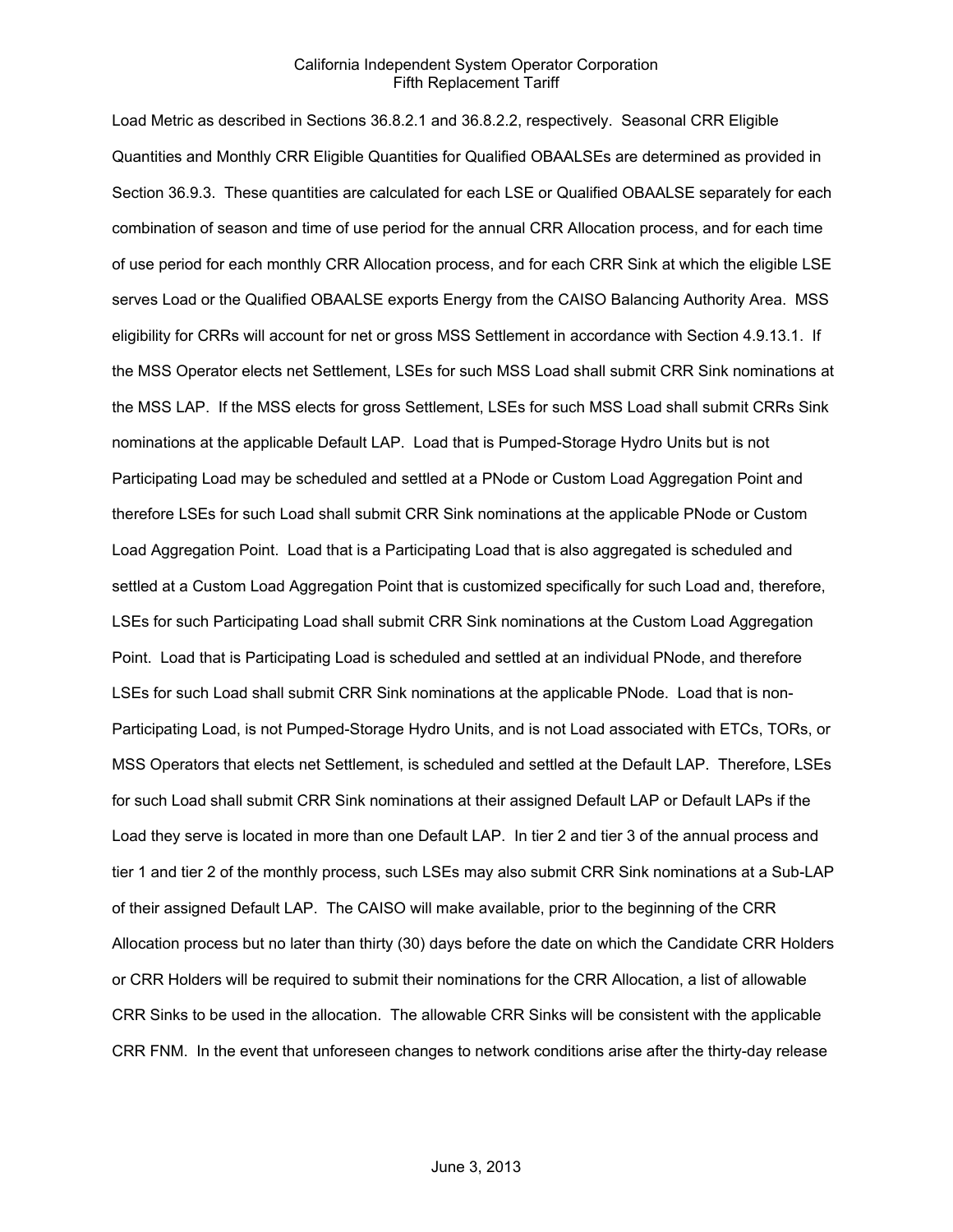Load Metric as described in Sections 36.8.2.1 and 36.8.2.2, respectively. Seasonal CRR Eligible Quantities and Monthly CRR Eligible Quantities for Qualified OBAALSEs are determined as provided in Section 36.9.3. These quantities are calculated for each LSE or Qualified OBAALSE separately for each combination of season and time of use period for the annual CRR Allocation process, and for each time of use period for each monthly CRR Allocation process, and for each CRR Sink at which the eligible LSE serves Load or the Qualified OBAALSE exports Energy from the CAISO Balancing Authority Area. MSS eligibility for CRRs will account for net or gross MSS Settlement in accordance with Section 4.9.13.1. If the MSS Operator elects net Settlement, LSEs for such MSS Load shall submit CRR Sink nominations at the MSS LAP. If the MSS elects for gross Settlement, LSEs for such MSS Load shall submit CRRs Sink nominations at the applicable Default LAP. Load that is Pumped-Storage Hydro Units but is not Participating Load may be scheduled and settled at a PNode or Custom Load Aggregation Point and therefore LSEs for such Load shall submit CRR Sink nominations at the applicable PNode or Custom Load Aggregation Point. Load that is a Participating Load that is also aggregated is scheduled and settled at a Custom Load Aggregation Point that is customized specifically for such Load and, therefore, LSEs for such Participating Load shall submit CRR Sink nominations at the Custom Load Aggregation Point. Load that is Participating Load is scheduled and settled at an individual PNode, and therefore LSEs for such Load shall submit CRR Sink nominations at the applicable PNode. Load that is non-Participating Load, is not Pumped-Storage Hydro Units, and is not Load associated with ETCs, TORs, or MSS Operators that elects net Settlement, is scheduled and settled at the Default LAP. Therefore, LSEs for such Load shall submit CRR Sink nominations at their assigned Default LAP or Default LAPs if the Load they serve is located in more than one Default LAP. In tier 2 and tier 3 of the annual process and tier 1 and tier 2 of the monthly process, such LSEs may also submit CRR Sink nominations at a Sub-LAP of their assigned Default LAP. The CAISO will make available, prior to the beginning of the CRR Allocation process but no later than thirty (30) days before the date on which the Candidate CRR Holders or CRR Holders will be required to submit their nominations for the CRR Allocation, a list of allowable CRR Sinks to be used in the allocation. The allowable CRR Sinks will be consistent with the applicable CRR FNM. In the event that unforeseen changes to network conditions arise after the thirty-day release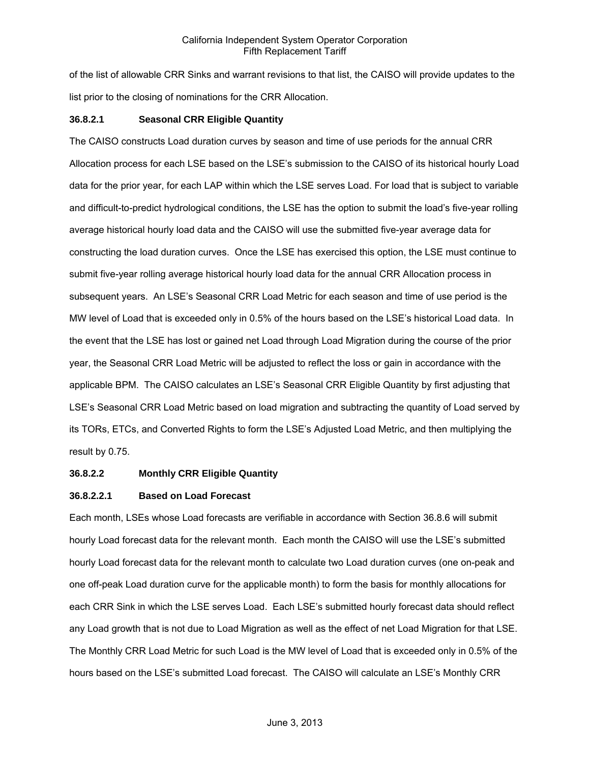of the list of allowable CRR Sinks and warrant revisions to that list, the CAISO will provide updates to the list prior to the closing of nominations for the CRR Allocation.

**36.8.2.1 Seasonal CRR Eligible Quantity**

The CAISO constructs Load duration curves by season and time of use periods for the annual CRR Allocation process for each LSE based on the LSE's submission to the CAISO of its historical hourly Load data for the prior year, for each LAP within which the LSE serves Load. For load that is subject to variable and difficult-to-predict hydrological conditions, the LSE has the option to submit the load's five-year rolling average historical hourly load data and the CAISO will use the submitted five-year average data for constructing the load duration curves. Once the LSE has exercised this option, the LSE must continue to submit five-year rolling average historical hourly load data for the annual CRR Allocation process in subsequent years. An LSE's Seasonal CRR Load Metric for each season and time of use period is the MW level of Load that is exceeded only in 0.5% of the hours based on the LSE's historical Load data. In the event that the LSE has lost or gained net Load through Load Migration during the course of the prior year, the Seasonal CRR Load Metric will be adjusted to reflect the loss or gain in accordance with the applicable BPM. The CAISO calculates an LSE's Seasonal CRR Eligible Quantity by first adjusting that LSE's Seasonal CRR Load Metric based on load migration and subtracting the quantity of Load served by its TORs, ETCs, and Converted Rights to form the LSE's Adjusted Load Metric, and then multiplying the result by 0.75.

**36.8.2.2 Monthly CRR Eligible Quantity**

**36.8.2.2.1 Based on Load Forecast**

Each month, LSEs whose Load forecasts are verifiable in accordance with Section 36.8.6 will submit hourly Load forecast data for the relevant month. Each month the CAISO will use the LSE's submitted hourly Load forecast data for the relevant month to calculate two Load duration curves (one on-peak and one off-peak Load duration curve for the applicable month) to form the basis for monthly allocations for each CRR Sink in which the LSE serves Load. Each LSE's submitted hourly forecast data should reflect any Load growth that is not due to Load Migration as well as the effect of net Load Migration for that LSE. The Monthly CRR Load Metric for such Load is the MW level of Load that is exceeded only in 0.5% of the hours based on the LSE's submitted Load forecast. The CAISO will calculate an LSE's Monthly CRR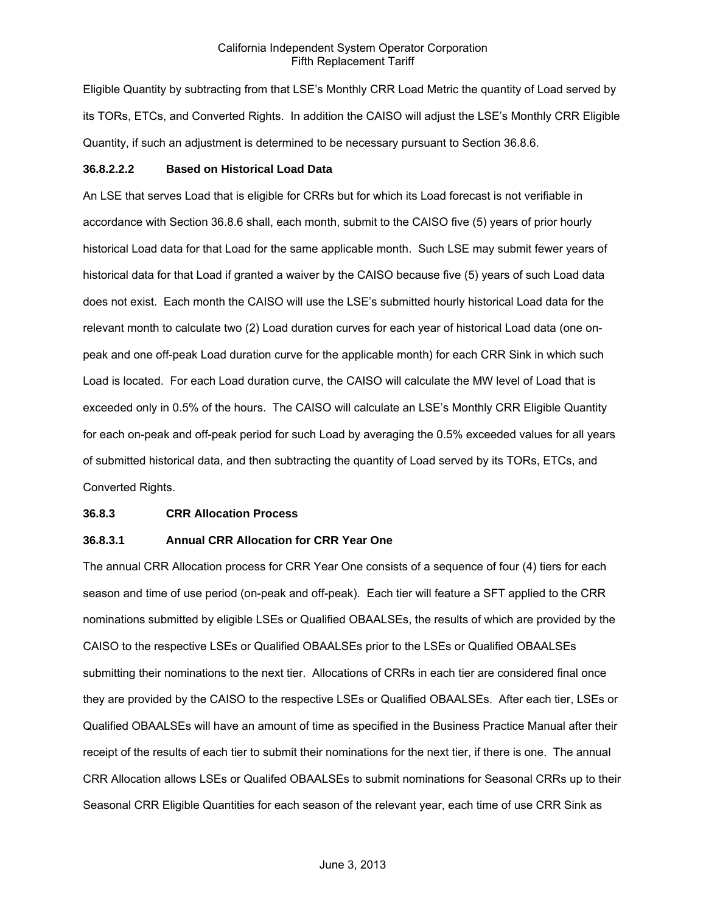Eligible Quantity by subtracting from that LSE's Monthly CRR Load Metric the quantity of Load served by its TORs, ETCs, and Converted Rights. In addition the CAISO will adjust the LSE's Monthly CRR Eligible Quantity, if such an adjustment is determined to be necessary pursuant to Section 36.8.6.

**36.8.2.2.2 Based on Historical Load Data**

An LSE that serves Load that is eligible for CRRs but for which its Load forecast is not verifiable in accordance with Section 36.8.6 shall, each month, submit to the CAISO five (5) years of prior hourly historical Load data for that Load for the same applicable month. Such LSE may submit fewer years of historical data for that Load if granted a waiver by the CAISO because five (5) years of such Load data does not exist. Each month the CAISO will use the LSE's submitted hourly historical Load data for the relevant month to calculate two (2) Load duration curves for each year of historical Load data (one on-peak and one off-peak Load duration curve for the applicable month) for each CRR Sink in which such Load is located. For each Load duration curve, the CAISO will calculate the MW level of Load that is exceeded only in 0.5% of the hours. The CAISO will calculate an LSE's Monthly CRR Eligible Quantity for each on-peak and off-peak period for such Load by averaging the 0.5% exceeded values for all years of submitted historical data, and then subtracting the quantity of Load served by its TORs, ETCs, and Converted Rights.

**36.8.3 CRR Allocation Process**

**36.8.3.1 Annual CRR Allocation for CRR Year One**

The annual CRR Allocation process for CRR Year One consists of a sequence of four (4) tiers for each season and time of use period (on-peak and off-peak). Each tier will feature a SFT applied to the CRR nominations submitted by eligible LSEs or Qualified OBAALSEs, the results of which are provided by the CAISO to the respective LSEs or Qualified OBAALSEs prior to the LSEs or Qualified OBAALSEs submitting their nominations to the next tier. Allocations of CRRs in each tier are considered final once they are provided by the CAISO to the respective LSEs or Qualified OBAALSEs. After each tier, LSEs or Qualified OBAALSEs will have an amount of time as specified in the Business Practice Manual after their receipt of the results of each tier to submit their nominations for the next tier, if there is one. The annual CRR Allocation allows LSEs or Qualifed OBAALSEs to submit nominations for Seasonal CRRs up to their Seasonal CRR Eligible Quantities for each season of the relevant year, each time of use CRR Sink as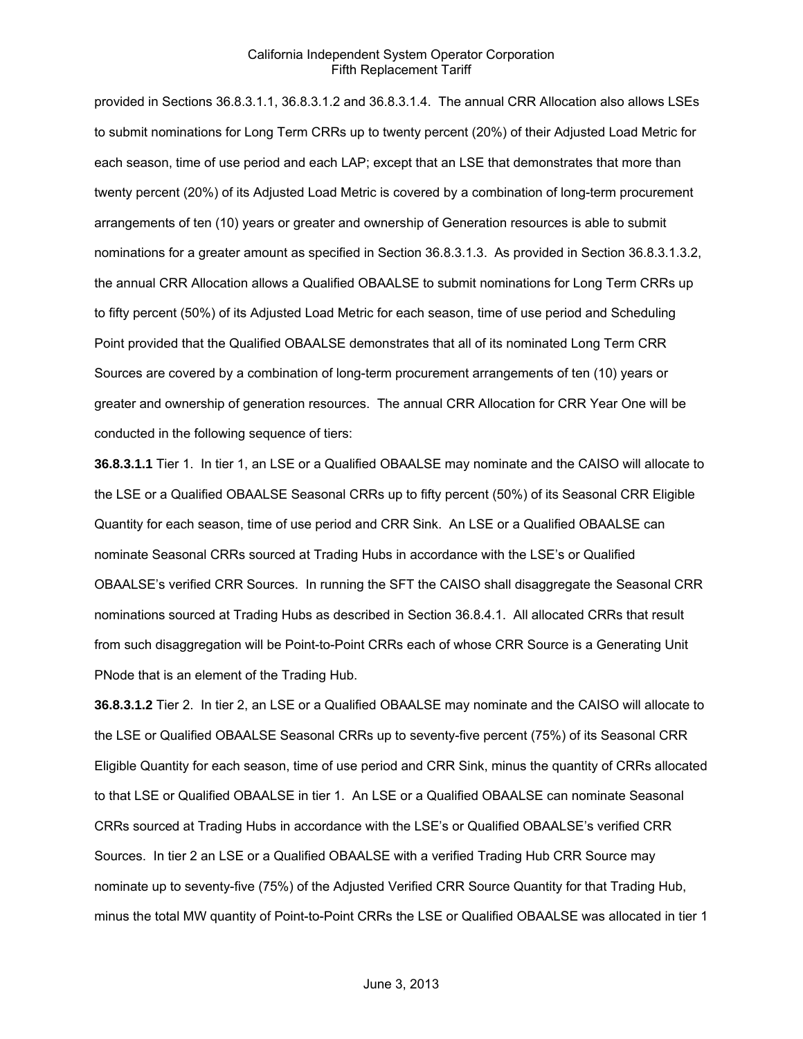provided in Sections 36.8.3.1.1, 36.8.3.1.2 and 36.8.3.1.4. The annual CRR Allocation also allows LSEs to submit nominations for Long Term CRRs up to twenty percent (20%) of their Adjusted Load Metric for each season, time of use period and each LAP; except that an LSE that demonstrates that more than twenty percent (20%) of its Adjusted Load Metric is covered by a combination of long-term procurement arrangements of ten (10) years or greater and ownership of Generation resources is able to submit nominations for a greater amount as specified in Section 36.8.3.1.3. As provided in Section 36.8.3.1.3.2, the annual CRR Allocation allows a Qualified OBAALSE to submit nominations for Long Term CRRs up to fifty percent (50%) of its Adjusted Load Metric for each season, time of use period and Scheduling Point provided that the Qualified OBAALSE demonstrates that all of its nominated Long Term CRR Sources are covered by a combination of long-term procurement arrangements of ten (10) years or greater and ownership of generation resources. The annual CRR Allocation for CRR Year One will be conducted in the following sequence of tiers:

**36.8.3.1.1** Tier 1. In tier 1, an LSE or a Qualified OBAALSE may nominate and the CAISO will allocate to the LSE or a Qualified OBAALSE Seasonal CRRs up to fifty percent (50%) of its Seasonal CRR Eligible Quantity for each season, time of use period and CRR Sink. An LSE or a Qualified OBAALSE can nominate Seasonal CRRs sourced at Trading Hubs in accordance with the LSE's or Qualified OBAALSE's verified CRR Sources. In running the SFT the CAISO shall disaggregate the Seasonal CRR nominations sourced at Trading Hubs as described in Section 36.8.4.1. All allocated CRRs that result from such disaggregation will be Point-to-Point CRRs each of whose CRR Source is a Generating Unit PNode that is an element of the Trading Hub.

**36.8.3.1.2** Tier 2. In tier 2, an LSE or a Qualified OBAALSE may nominate and the CAISO will allocate to the LSE or Qualified OBAALSE Seasonal CRRs up to seventy-five percent (75%) of its Seasonal CRR Eligible Quantity for each season, time of use period and CRR Sink, minus the quantity of CRRs allocated to that LSE or Qualified OBAALSE in tier 1. An LSE or a Qualified OBAALSE can nominate Seasonal CRRs sourced at Trading Hubs in accordance with the LSE's or Qualified OBAALSE's verified CRR Sources. In tier 2 an LSE or a Qualified OBAALSE with a verified Trading Hub CRR Source may nominate up to seventy-five (75%) of the Adjusted Verified CRR Source Quantity for that Trading Hub, minus the total MW quantity of Point-to-Point CRRs the LSE or Qualified OBAALSE was allocated in tier 1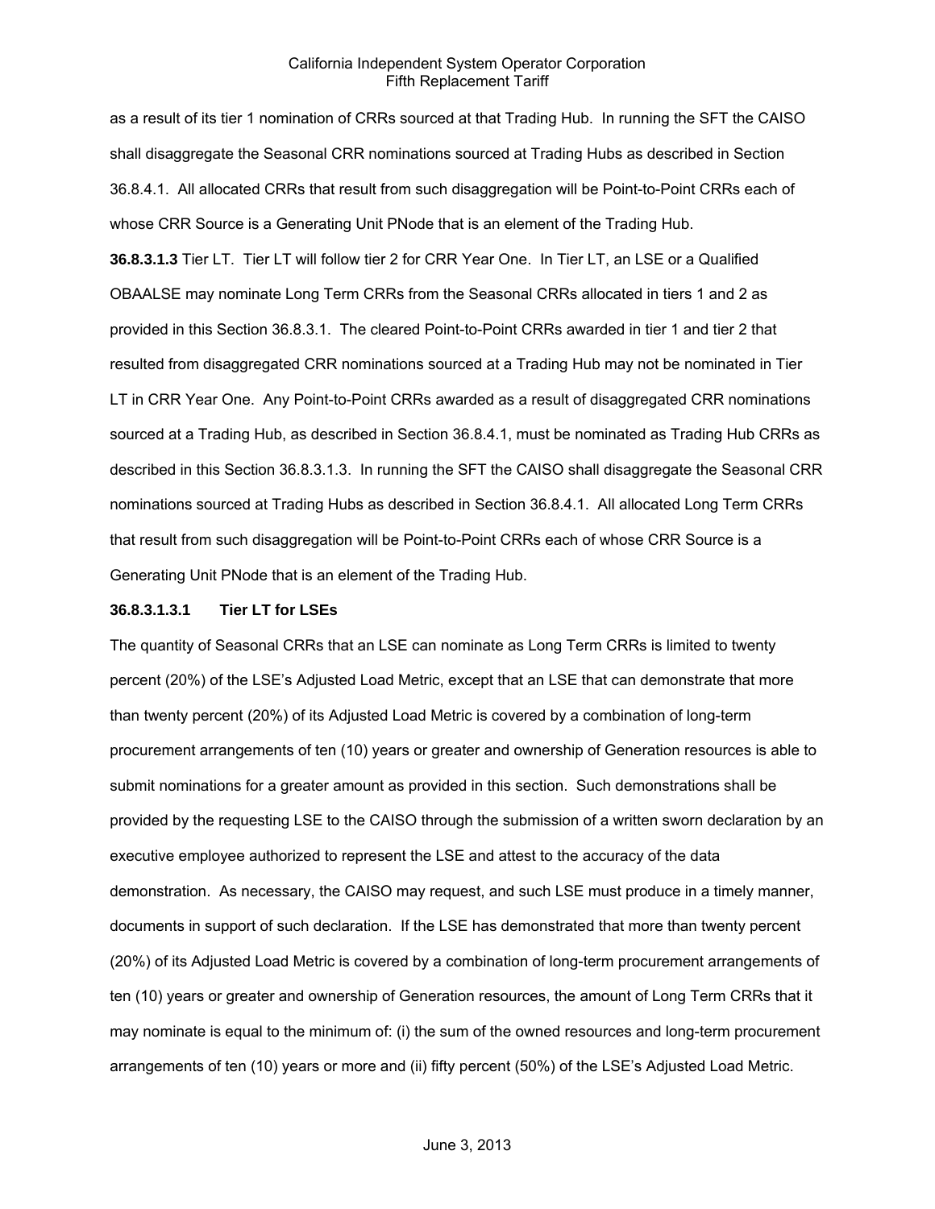as a result of its tier 1 nomination of CRRs sourced at that Trading Hub. In running the SFT the CAISO shall disaggregate the Seasonal CRR nominations sourced at Trading Hubs as described in Section 36.8.4.1. All allocated CRRs that result from such disaggregation will be Point-to-Point CRRs each of whose CRR Source is a Generating Unit PNode that is an element of the Trading Hub.

**36.8.3.1.3** Tier LT. Tier LT will follow tier 2 for CRR Year One. In Tier LT, an LSE or a Qualified OBAALSE may nominate Long Term CRRs from the Seasonal CRRs allocated in tiers 1 and 2 as provided in this Section 36.8.3.1. The cleared Point-to-Point CRRs awarded in tier 1 and tier 2 that resulted from disaggregated CRR nominations sourced at a Trading Hub may not be nominated in Tier LT in CRR Year One. Any Point-to-Point CRRs awarded as a result of disaggregated CRR nominations sourced at a Trading Hub, as described in Section 36.8.4.1, must be nominated as Trading Hub CRRs as described in this Section 36.8.3.1.3. In running the SFT the CAISO shall disaggregate the Seasonal CRR nominations sourced at Trading Hubs as described in Section 36.8.4.1. All allocated Long Term CRRs that result from such disaggregation will be Point-to-Point CRRs each of whose CRR Source is a Generating Unit PNode that is an element of the Trading Hub.

**36.8.3.1.3.1 Tier LT for LSEs**

The quantity of Seasonal CRRs that an LSE can nominate as Long Term CRRs is limited to twenty percent (20%) of the LSE's Adjusted Load Metric, except that an LSE that can demonstrate that more than twenty percent (20%) of its Adjusted Load Metric is covered by a combination of long-term procurement arrangements of ten (10) years or greater and ownership of Generation resources is able to submit nominations for a greater amount as provided in this section. Such demonstrations shall be provided by the requesting LSE to the CAISO through the submission of a written sworn declaration by an executive employee authorized to represent the LSE and attest to the accuracy of the data demonstration. As necessary, the CAISO may request, and such LSE must produce in a timely manner, documents in support of such declaration. If the LSE has demonstrated that more than twenty percent (20%) of its Adjusted Load Metric is covered by a combination of long-term procurement arrangements of ten (10) years or greater and ownership of Generation resources, the amount of Long Term CRRs that it may nominate is equal to the minimum of: (i) the sum of the owned resources and long-term procurement arrangements of ten (10) years or more and (ii) fifty percent (50%) of the LSE's Adjusted Load Metric.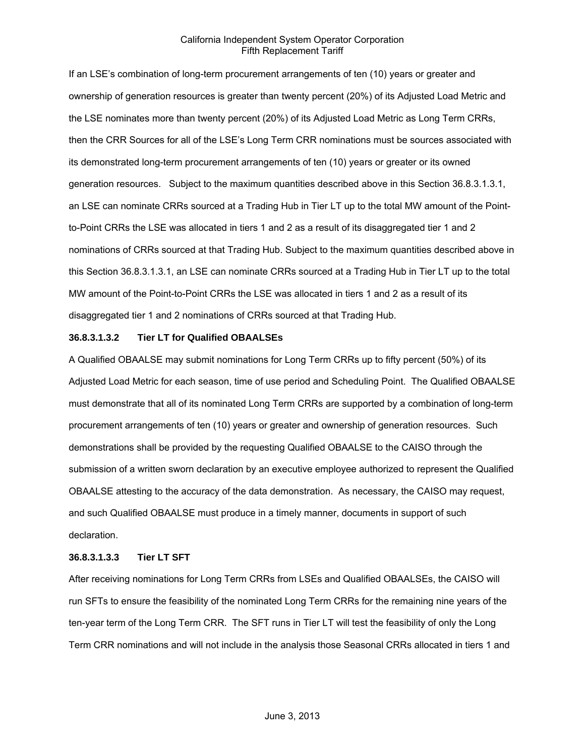If an LSE's combination of long-term procurement arrangements of ten (10) years or greater and ownership of generation resources is greater than twenty percent (20%) of its Adjusted Load Metric and the LSE nominates more than twenty percent (20%) of its Adjusted Load Metric as Long Term CRRs, then the CRR Sources for all of the LSE's Long Term CRR nominations must be sources associated with its demonstrated long-term procurement arrangements of ten (10) years or greater or its owned generation resources. Subject to the maximum quantities described above in this Section 36.8.3.1.3.1, an LSE can nominate CRRs sourced at a Trading Hub in Tier LT up to the total MW amount of the Point-to-Point CRRs the LSE was allocated in tiers 1 and 2 as a result of its disaggregated tier 1 and 2 nominations of CRRs sourced at that Trading Hub. Subject to the maximum quantities described above in this Section 36.8.3.1.3.1, an LSE can nominate CRRs sourced at a Trading Hub in Tier LT up to the total MW amount of the Point-to-Point CRRs the LSE was allocated in tiers 1 and 2 as a result of its disaggregated tier 1 and 2 nominations of CRRs sourced at that Trading Hub.

**36.8.3.1.3.2 Tier LT for Qualified OBAALSEs**

A Qualified OBAALSE may submit nominations for Long Term CRRs up to fifty percent (50%) of its Adjusted Load Metric for each season, time of use period and Scheduling Point. The Qualified OBAALSE must demonstrate that all of its nominated Long Term CRRs are supported by a combination of long-term procurement arrangements of ten (10) years or greater and ownership of generation resources. Such demonstrations shall be provided by the requesting Qualified OBAALSE to the CAISO through the submission of a written sworn declaration by an executive employee authorized to represent the Qualified OBAALSE attesting to the accuracy of the data demonstration. As necessary, the CAISO may request, and such Qualified OBAALSE must produce in a timely manner, documents in support of such declaration.

**36.8.3.1.3.3 Tier LT SFT**

After receiving nominations for Long Term CRRs from LSEs and Qualified OBAALSEs, the CAISO will run SFTs to ensure the feasibility of the nominated Long Term CRRs for the remaining nine years of the ten-year term of the Long Term CRR. The SFT runs in Tier LT will test the feasibility of only the Long Term CRR nominations and will not include in the analysis those Seasonal CRRs allocated in tiers 1 and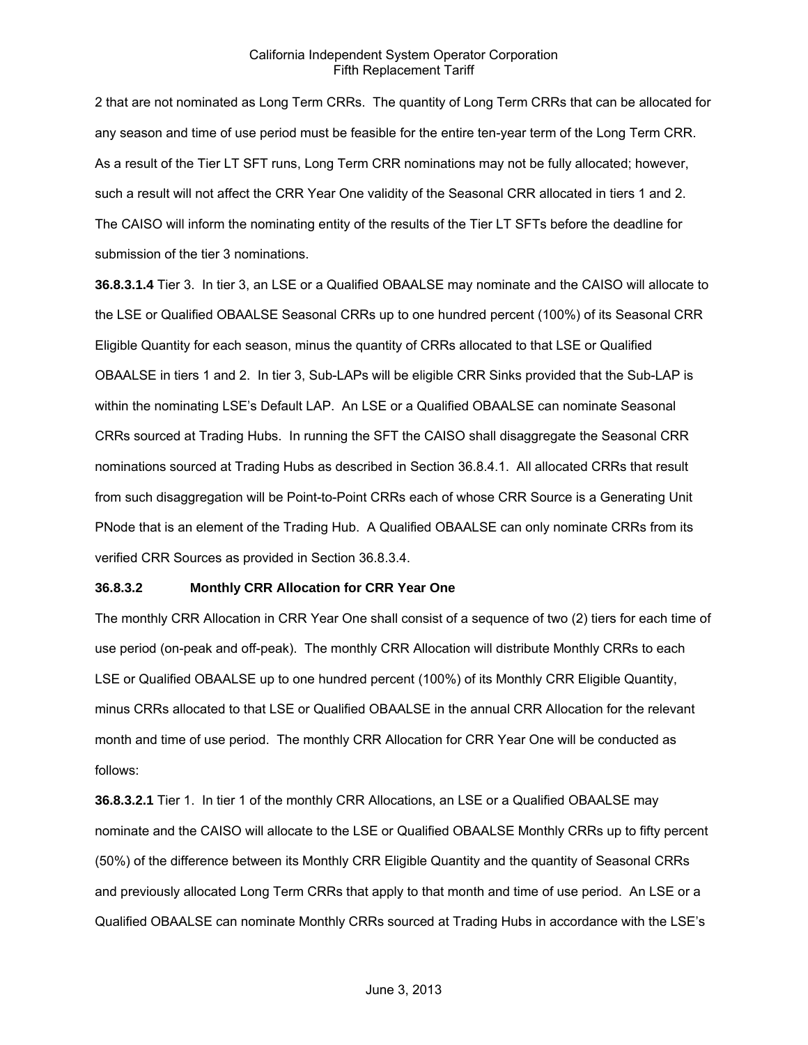2 that are not nominated as Long Term CRRs. The quantity of Long Term CRRs that can be allocated for any season and time of use period must be feasible for the entire ten-year term of the Long Term CRR. As a result of the Tier LT SFT runs, Long Term CRR nominations may not be fully allocated; however, such a result will not affect the CRR Year One validity of the Seasonal CRR allocated in tiers 1 and 2. The CAISO will inform the nominating entity of the results of the Tier LT SFTs before the deadline for submission of the tier 3 nominations.

**36.8.3.1.4** Tier 3. In tier 3, an LSE or a Qualified OBAALSE may nominate and the CAISO will allocate to the LSE or Qualified OBAALSE Seasonal CRRs up to one hundred percent (100%) of its Seasonal CRR Eligible Quantity for each season, minus the quantity of CRRs allocated to that LSE or Qualified OBAALSE in tiers 1 and 2. In tier 3, Sub-LAPs will be eligible CRR Sinks provided that the Sub-LAP is within the nominating LSE's Default LAP. An LSE or a Qualified OBAALSE can nominate Seasonal CRRs sourced at Trading Hubs. In running the SFT the CAISO shall disaggregate the Seasonal CRR nominations sourced at Trading Hubs as described in Section 36.8.4.1. All allocated CRRs that result from such disaggregation will be Point-to-Point CRRs each of whose CRR Source is a Generating Unit PNode that is an element of the Trading Hub. A Qualified OBAALSE can only nominate CRRs from its verified CRR Sources as provided in Section 36.8.3.4.

### 36.8.3.2 Monthly CRR Allocation for CRR Year One

The monthly CRR Allocation in CRR Year One shall consist of a sequence of two (2) tiers for each time of use period (on-peak and off-peak). The monthly CRR Allocation will distribute Monthly CRRs to each LSE or Qualified OBAALSE up to one hundred percent (100%) of its Monthly CRR Eligible Quantity, minus CRRs allocated to that LSE or Qualified OBAALSE in the annual CRR Allocation for the relevant month and time of use period. The monthly CRR Allocation for CRR Year One will be conducted as follows:

**36.8.3.2.1** Tier 1. In tier 1 of the monthly CRR Allocations, an LSE or a Qualified OBAALSE may nominate and the CAISO will allocate to the LSE or Qualified OBAALSE Monthly CRRs up to fifty percent (50%) of the difference between its Monthly CRR Eligible Quantity and the quantity of Seasonal CRRs and previously allocated Long Term CRRs that apply to that month and time of use period. An LSE or a Qualified OBAALSE can nominate Monthly CRRs sourced at Trading Hubs in accordance with the LSE's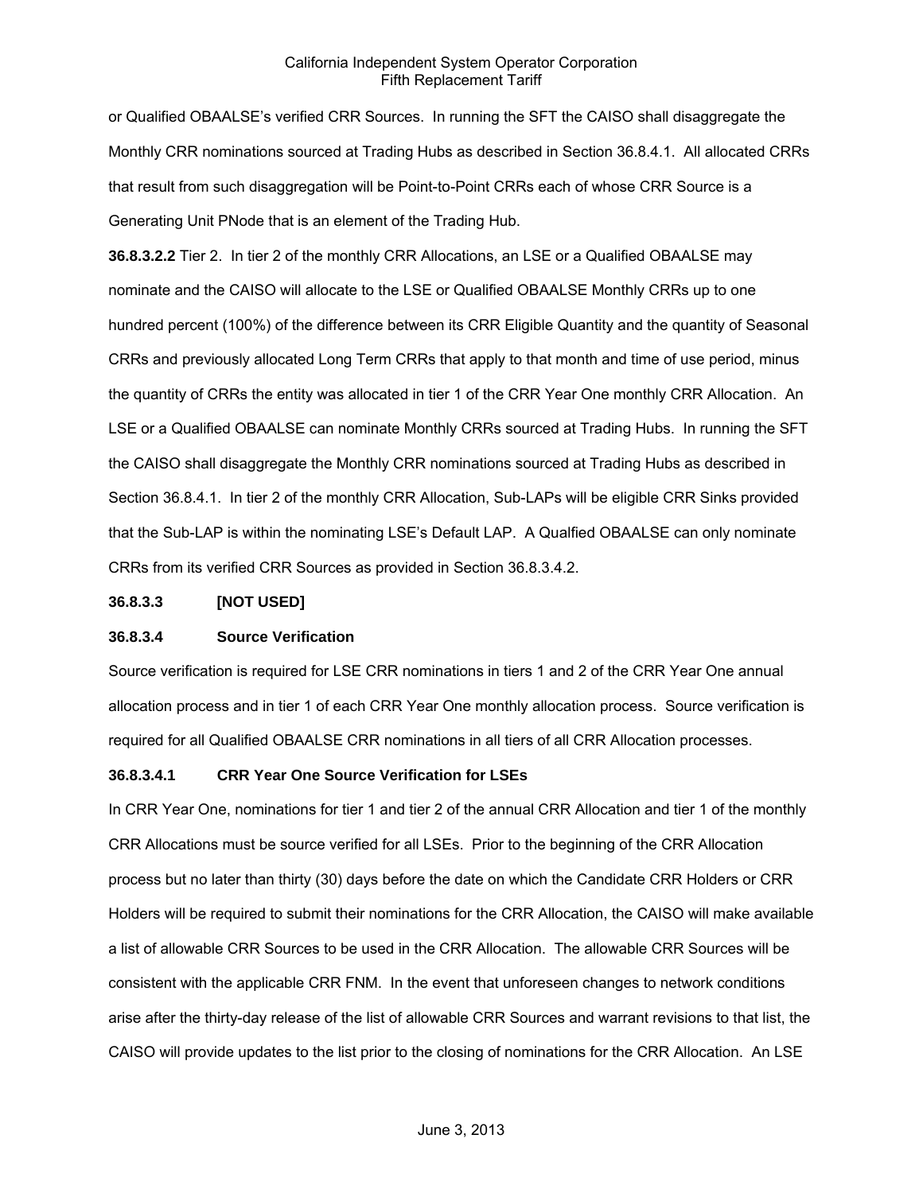or Qualified OBAALSE's verified CRR Sources. In running the SFT the CAISO shall disaggregate the Monthly CRR nominations sourced at Trading Hubs as described in Section 36.8.4.1. All allocated CRRs that result from such disaggregation will be Point-to-Point CRRs each of whose CRR Source is a Generating Unit PNode that is an element of the Trading Hub.

**36.8.3.2.2** Tier 2. In tier 2 of the monthly CRR Allocations, an LSE or a Qualified OBAALSE may nominate and the CAISO will allocate to the LSE or Qualified OBAALSE Monthly CRRs up to one hundred percent (100%) of the difference between its CRR Eligible Quantity and the quantity of Seasonal CRRs and previously allocated Long Term CRRs that apply to that month and time of use period, minus the quantity of CRRs the entity was allocated in tier 1 of the CRR Year One monthly CRR Allocation. An LSE or a Qualified OBAALSE can nominate Monthly CRRs sourced at Trading Hubs. In running the SFT the CAISO shall disaggregate the Monthly CRR nominations sourced at Trading Hubs as described in Section 36.8.4.1. In tier 2 of the monthly CRR Allocation, Sub-LAPs will be eligible CRR Sinks provided that the Sub-LAP is within the nominating LSE's Default LAP. A Qualfied OBAALSE can only nominate CRRs from its verified CRR Sources as provided in Section 36.8.3.4.2.

**36.8.3.3 [NOT USED]**

**36.8.3.4 Source Verification**

Source verification is required for LSE CRR nominations in tiers 1 and 2 of the CRR Year One annual allocation process and in tier 1 of each CRR Year One monthly allocation process. Source verification is required for all Qualified OBAALSE CRR nominations in all tiers of all CRR Allocation processes.

**36.8.3.4.1 CRR Year One Source Verification for LSEs**

In CRR Year One, nominations for tier 1 and tier 2 of the annual CRR Allocation and tier 1 of the monthly CRR Allocations must be source verified for all LSEs. Prior to the beginning of the CRR Allocation process but no later than thirty (30) days before the date on which the Candidate CRR Holders or CRR Holders will be required to submit their nominations for the CRR Allocation, the CAISO will make available a list of allowable CRR Sources to be used in the CRR Allocation. The allowable CRR Sources will be consistent with the applicable CRR FNM. In the event that unforeseen changes to network conditions arise after the thirty-day release of the list of allowable CRR Sources and warrant revisions to that list, the CAISO will provide updates to the list prior to the closing of nominations for the CRR Allocation. An LSE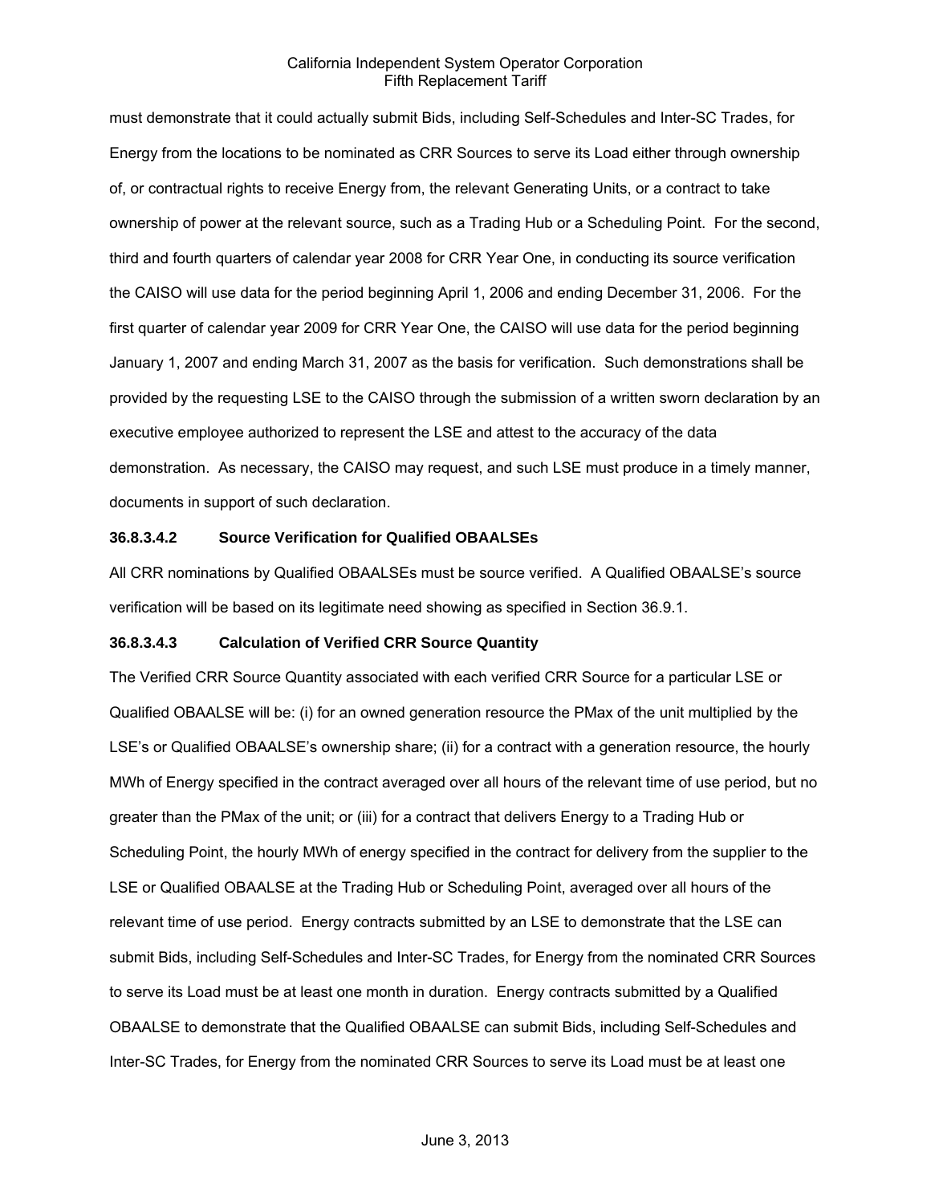must demonstrate that it could actually submit Bids, including Self-Schedules and Inter-SC Trades, for Energy from the locations to be nominated as CRR Sources to serve its Load either through ownership of, or contractual rights to receive Energy from, the relevant Generating Units, or a contract to take ownership of power at the relevant source, such as a Trading Hub or a Scheduling Point. For the second, third and fourth quarters of calendar year 2008 for CRR Year One, in conducting its source verification the CAISO will use data for the period beginning April 1, 2006 and ending December 31, 2006. For the first quarter of calendar year 2009 for CRR Year One, the CAISO will use data for the period beginning January 1, 2007 and ending March 31, 2007 as the basis for verification. Such demonstrations shall be provided by the requesting LSE to the CAISO through the submission of a written sworn declaration by an executive employee authorized to represent the LSE and attest to the accuracy of the data demonstration. As necessary, the CAISO may request, and such LSE must produce in a timely manner, documents in support of such declaration.

**36.8.3.4.2 Source Verification for Qualified OBAALSEs**

All CRR nominations by Qualified OBAALSEs must be source verified. A Qualified OBAALSE's source verification will be based on its legitimate need showing as specified in Section 36.9.1.

**36.8.3.4.3 Calculation of Verified CRR Source Quantity**

The Verified CRR Source Quantity associated with each verified CRR Source for a particular LSE or Qualified OBAALSE will be: (i) for an owned generation resource the PMax of the unit multiplied by the LSE's or Qualified OBAALSE's ownership share; (ii) for a contract with a generation resource, the hourly MWh of Energy specified in the contract averaged over all hours of the relevant time of use period, but no greater than the PMax of the unit; or (iii) for a contract that delivers Energy to a Trading Hub or Scheduling Point, the hourly MWh of energy specified in the contract for delivery from the supplier to the LSE or Qualified OBAALSE at the Trading Hub or Scheduling Point, averaged over all hours of the relevant time of use period. Energy contracts submitted by an LSE to demonstrate that the LSE can submit Bids, including Self-Schedules and Inter-SC Trades, for Energy from the nominated CRR Sources to serve its Load must be at least one month in duration. Energy contracts submitted by a Qualified OBAALSE to demonstrate that the Qualified OBAALSE can submit Bids, including Self-Schedules and Inter-SC Trades, for Energy from the nominated CRR Sources to serve its Load must be at least one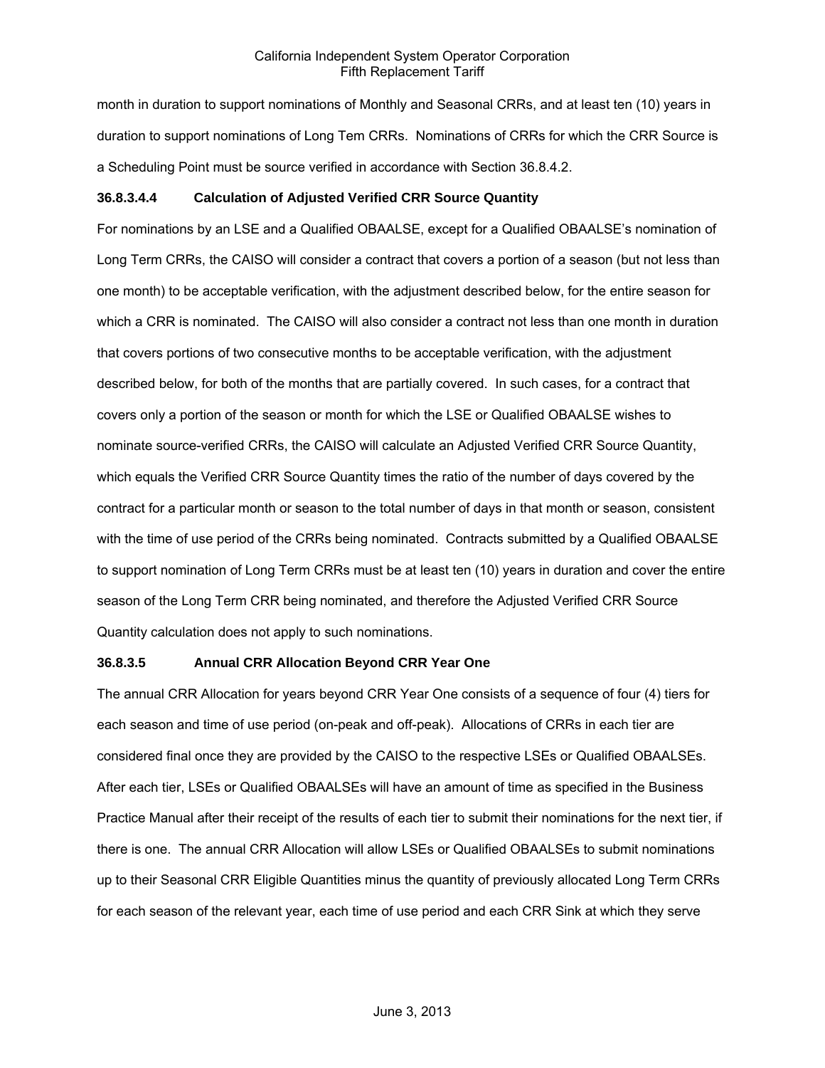month in duration to support nominations of Monthly and Seasonal CRRs, and at least ten (10) years in duration to support nominations of Long Tem CRRs. Nominations of CRRs for which the CRR Source is a Scheduling Point must be source verified in accordance with Section 36.8.4.2.

**36.8.3.4.4 Calculation of Adjusted Verified CRR Source Quantity**

For nominations by an LSE and a Qualified OBAALSE, except for a Qualified OBAALSE's nomination of Long Term CRRs, the CAISO will consider a contract that covers a portion of a season (but not less than one month) to be acceptable verification, with the adjustment described below, for the entire season for which a CRR is nominated. The CAISO will also consider a contract not less than one month in duration that covers portions of two consecutive months to be acceptable verification, with the adjustment described below, for both of the months that are partially covered. In such cases, for a contract that covers only a portion of the season or month for which the LSE or Qualified OBAALSE wishes to nominate source-verified CRRs, the CAISO will calculate an Adjusted Verified CRR Source Quantity, which equals the Verified CRR Source Quantity times the ratio of the number of days covered by the contract for a particular month or season to the total number of days in that month or season, consistent with the time of use period of the CRRs being nominated. Contracts submitted by a Qualified OBAALSE to support nomination of Long Term CRRs must be at least ten (10) years in duration and cover the entire season of the Long Term CRR being nominated, and therefore the Adjusted Verified CRR Source Quantity calculation does not apply to such nominations.

**36.8.3.5 Annual CRR Allocation Beyond CRR Year One**

The annual CRR Allocation for years beyond CRR Year One consists of a sequence of four (4) tiers for each season and time of use period (on-peak and off-peak). Allocations of CRRs in each tier are considered final once they are provided by the CAISO to the respective LSEs or Qualified OBAALSEs. After each tier, LSEs or Qualified OBAALSEs will have an amount of time as specified in the Business Practice Manual after their receipt of the results of each tier to submit their nominations for the next tier, if there is one. The annual CRR Allocation will allow LSEs or Qualified OBAALSEs to submit nominations up to their Seasonal CRR Eligible Quantities minus the quantity of previously allocated Long Term CRRs for each season of the relevant year, each time of use period and each CRR Sink at which they serve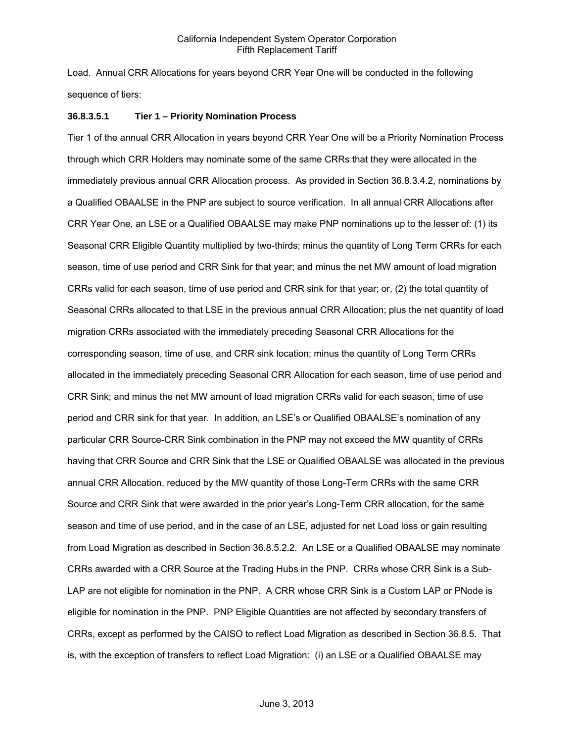Load. Annual CRR Allocations for years beyond CRR Year One will be conducted in the following sequence of tiers:

**36.8.3.5.1 Tier 1 – Priority Nomination Process**

Tier 1 of the annual CRR Allocation in years beyond CRR Year One will be a Priority Nomination Process through which CRR Holders may nominate some of the same CRRs that they were allocated in the immediately previous annual CRR Allocation process. As provided in Section 36.8.3.4.2, nominations by a Qualified OBAALSE in the PNP are subject to source verification. In all annual CRR Allocations after CRR Year One, an LSE or a Qualified OBAALSE may make PNP nominations up to the lesser of: (1) its Seasonal CRR Eligible Quantity multiplied by two-thirds; minus the quantity of Long Term CRRs for each season, time of use period and CRR Sink for that year; and minus the net MW amount of load migration CRRs valid for each season, time of use period and CRR sink for that year; or, (2) the total quantity of Seasonal CRRs allocated to that LSE in the previous annual CRR Allocation; plus the net quantity of load migration CRRs associated with the immediately preceding Seasonal CRR Allocations for the corresponding season, time of use, and CRR sink location; minus the quantity of Long Term CRRs allocated in the immediately preceding Seasonal CRR Allocation for each season, time of use period and CRR Sink; and minus the net MW amount of load migration CRRs valid for each season, time of use period and CRR sink for that year. In addition, an LSE's or Qualified OBAALSE's nomination of any particular CRR Source-CRR Sink combination in the PNP may not exceed the MW quantity of CRRs having that CRR Source and CRR Sink that the LSE or Qualified OBAALSE was allocated in the previous annual CRR Allocation, reduced by the MW quantity of those Long-Term CRRs with the same CRR Source and CRR Sink that were awarded in the prior year's Long-Term CRR allocation, for the same season and time of use period, and in the case of an LSE, adjusted for net Load loss or gain resulting from Load Migration as described in Section 36.8.5.2.2. An LSE or a Qualified OBAALSE may nominate CRRs awarded with a CRR Source at the Trading Hubs in the PNP. CRRs whose CRR Sink is a Sub-LAP are not eligible for nomination in the PNP. A CRR whose CRR Sink is a Custom LAP or PNode is eligible for nomination in the PNP. PNP Eligible Quantities are not affected by secondary transfers of CRRs, except as performed by the CAISO to reflect Load Migration as described in Section 36.8.5. That is, with the exception of transfers to reflect Load Migration: (i) an LSE or a Qualified OBAALSE may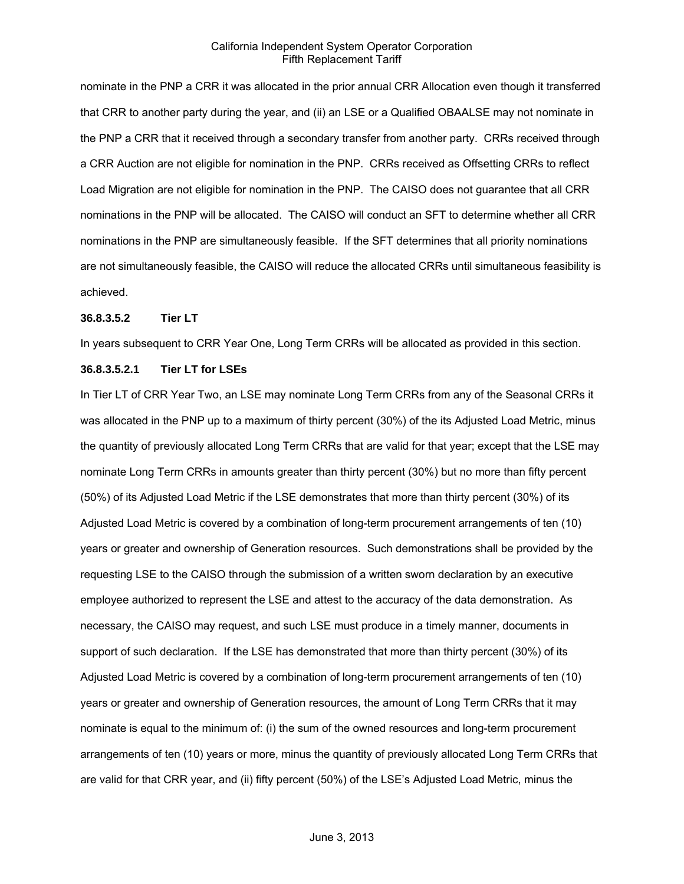nominate in the PNP a CRR it was allocated in the prior annual CRR Allocation even though it transferred that CRR to another party during the year, and (ii) an LSE or a Qualified OBAALSE may not nominate in the PNP a CRR that it received through a secondary transfer from another party. CRRs received through a CRR Auction are not eligible for nomination in the PNP. CRRs received as Offsetting CRRs to reflect Load Migration are not eligible for nomination in the PNP. The CAISO does not guarantee that all CRR nominations in the PNP will be allocated. The CAISO will conduct an SFT to determine whether all CRR nominations in the PNP are simultaneously feasible. If the SFT determines that all priority nominations are not simultaneously feasible, the CAISO will reduce the allocated CRRs until simultaneous feasibility is achieved.

**36.8.3.5.2 Tier LT**

In years subsequent to CRR Year One, Long Term CRRs will be allocated as provided in this section.

**36.8.3.5.2.1 Tier LT for LSEs**

In Tier LT of CRR Year Two, an LSE may nominate Long Term CRRs from any of the Seasonal CRRs it was allocated in the PNP up to a maximum of thirty percent (30%) of the its Adjusted Load Metric, minus the quantity of previously allocated Long Term CRRs that are valid for that year; except that the LSE may nominate Long Term CRRs in amounts greater than thirty percent (30%) but no more than fifty percent (50%) of its Adjusted Load Metric if the LSE demonstrates that more than thirty percent (30%) of its Adjusted Load Metric is covered by a combination of long-term procurement arrangements of ten (10) years or greater and ownership of Generation resources. Such demonstrations shall be provided by the requesting LSE to the CAISO through the submission of a written sworn declaration by an executive employee authorized to represent the LSE and attest to the accuracy of the data demonstration. As necessary, the CAISO may request, and such LSE must produce in a timely manner, documents in support of such declaration. If the LSE has demonstrated that more than thirty percent (30%) of its Adjusted Load Metric is covered by a combination of long-term procurement arrangements of ten (10) years or greater and ownership of Generation resources, the amount of Long Term CRRs that it may nominate is equal to the minimum of: (i) the sum of the owned resources and long-term procurement arrangements of ten (10) years or more, minus the quantity of previously allocated Long Term CRRs that are valid for that CRR year, and (ii) fifty percent (50%) of the LSE's Adjusted Load Metric, minus the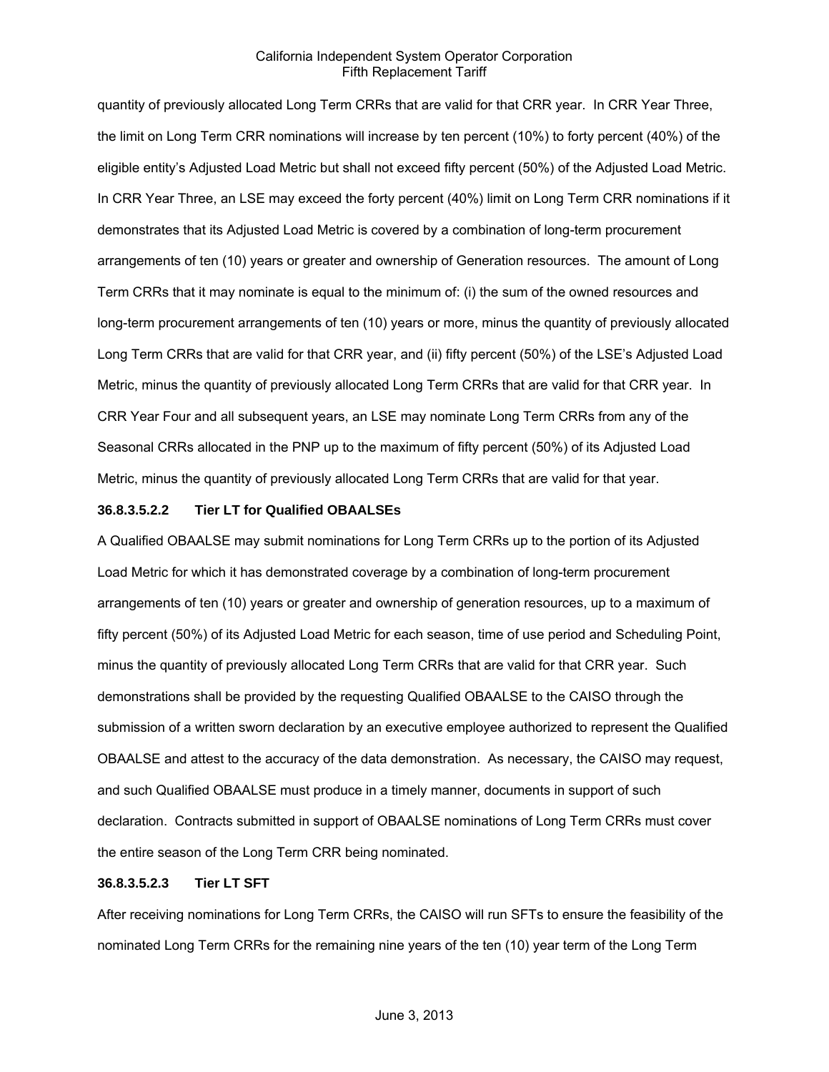quantity of previously allocated Long Term CRRs that are valid for that CRR year. In CRR Year Three, the limit on Long Term CRR nominations will increase by ten percent (10%) to forty percent (40%) of the eligible entity's Adjusted Load Metric but shall not exceed fifty percent (50%) of the Adjusted Load Metric. In CRR Year Three, an LSE may exceed the forty percent (40%) limit on Long Term CRR nominations if it demonstrates that its Adjusted Load Metric is covered by a combination of long-term procurement arrangements of ten (10) years or greater and ownership of Generation resources. The amount of Long Term CRRs that it may nominate is equal to the minimum of: (i) the sum of the owned resources and long-term procurement arrangements of ten (10) years or more, minus the quantity of previously allocated Long Term CRRs that are valid for that CRR year, and (ii) fifty percent (50%) of the LSE's Adjusted Load Metric, minus the quantity of previously allocated Long Term CRRs that are valid for that CRR year. In CRR Year Four and all subsequent years, an LSE may nominate Long Term CRRs from any of the Seasonal CRRs allocated in the PNP up to the maximum of fifty percent (50%) of its Adjusted Load Metric, minus the quantity of previously allocated Long Term CRRs that are valid for that year.

**36.8.3.5.2.2 Tier LT for Qualified OBAALSEs**

A Qualified OBAALSE may submit nominations for Long Term CRRs up to the portion of its Adjusted Load Metric for which it has demonstrated coverage by a combination of long-term procurement arrangements of ten (10) years or greater and ownership of generation resources, up to a maximum of fifty percent (50%) of its Adjusted Load Metric for each season, time of use period and Scheduling Point, minus the quantity of previously allocated Long Term CRRs that are valid for that CRR year. Such demonstrations shall be provided by the requesting Qualified OBAALSE to the CAISO through the submission of a written sworn declaration by an executive employee authorized to represent the Qualified OBAALSE and attest to the accuracy of the data demonstration. As necessary, the CAISO may request, and such Qualified OBAALSE must produce in a timely manner, documents in support of such declaration. Contracts submitted in support of OBAALSE nominations of Long Term CRRs must cover the entire season of the Long Term CRR being nominated.

**36.8.3.5.2.3 Tier LT SFT**

After receiving nominations for Long Term CRRs, the CAISO will run SFTs to ensure the feasibility of the nominated Long Term CRRs for the remaining nine years of the ten (10) year term of the Long Term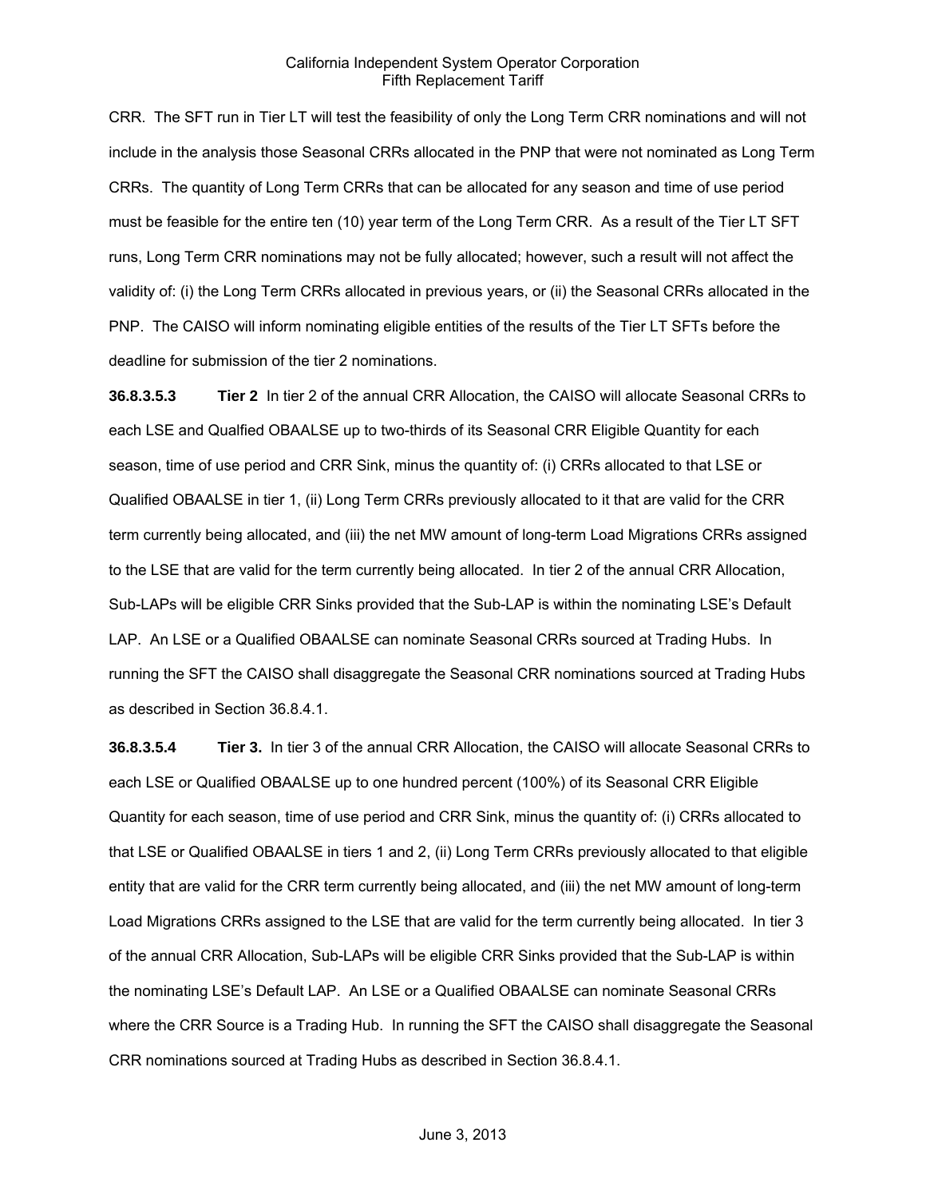CRR. The SFT run in Tier LT will test the feasibility of only the Long Term CRR nominations and will not include in the analysis those Seasonal CRRs allocated in the PNP that were not nominated as Long Term CRRs. The quantity of Long Term CRRs that can be allocated for any season and time of use period must be feasible for the entire ten (10) year term of the Long Term CRR. As a result of the Tier LT SFT runs, Long Term CRR nominations may not be fully allocated; however, such a result will not affect the validity of: (i) the Long Term CRRs allocated in previous years, or (ii) the Seasonal CRRs allocated in the PNP. The CAISO will inform nominating eligible entities of the results of the Tier LT SFTs before the deadline for submission of the tier 2 nominations.

**36.8.3.5.3 Tier 2** In tier 2 of the annual CRR Allocation, the CAISO will allocate Seasonal CRRs to each LSE and Qualfied OBAALSE up to two-thirds of its Seasonal CRR Eligible Quantity for each season, time of use period and CRR Sink, minus the quantity of: (i) CRRs allocated to that LSE or Qualified OBAALSE in tier 1, (ii) Long Term CRRs previously allocated to it that are valid for the CRR term currently being allocated, and (iii) the net MW amount of long-term Load Migrations CRRs assigned to the LSE that are valid for the term currently being allocated. In tier 2 of the annual CRR Allocation, Sub-LAPs will be eligible CRR Sinks provided that the Sub-LAP is within the nominating LSE's Default LAP. An LSE or a Qualified OBAALSE can nominate Seasonal CRRs sourced at Trading Hubs. In running the SFT the CAISO shall disaggregate the Seasonal CRR nominations sourced at Trading Hubs as described in Section 36.8.4.1.

**36.8.3.5.4 Tier 3.** In tier 3 of the annual CRR Allocation, the CAISO will allocate Seasonal CRRs to each LSE or Qualified OBAALSE up to one hundred percent (100%) of its Seasonal CRR Eligible Quantity for each season, time of use period and CRR Sink, minus the quantity of: (i) CRRs allocated to that LSE or Qualified OBAALSE in tiers 1 and 2, (ii) Long Term CRRs previously allocated to that eligible entity that are valid for the CRR term currently being allocated, and (iii) the net MW amount of long-term Load Migrations CRRs assigned to the LSE that are valid for the term currently being allocated. In tier 3 of the annual CRR Allocation, Sub-LAPs will be eligible CRR Sinks provided that the Sub-LAP is within the nominating LSE's Default LAP. An LSE or a Qualified OBAALSE can nominate Seasonal CRRs where the CRR Source is a Trading Hub. In running the SFT the CAISO shall disaggregate the Seasonal CRR nominations sourced at Trading Hubs as described in Section 36.8.4.1.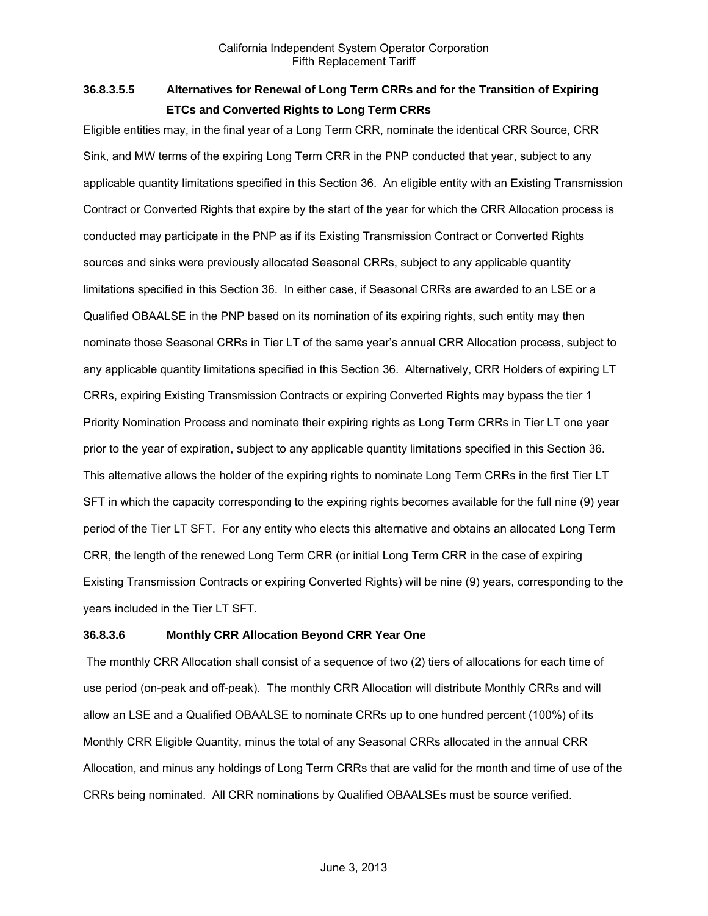### 36.8.3.5.5 Alternatives for Renewal of Long Term CRRs and for the Transition of Expiring ETCs and Converted Rights to Long Term CRRs

Eligible entities may, in the final year of a Long Term CRR, nominate the identical CRR Source, CRR Sink, and MW terms of the expiring Long Term CRR in the PNP conducted that year, subject to any applicable quantity limitations specified in this Section 36. An eligible entity with an Existing Transmission Contract or Converted Rights that expire by the start of the year for which the CRR Allocation process is conducted may participate in the PNP as if its Existing Transmission Contract or Converted Rights sources and sinks were previously allocated Seasonal CRRs, subject to any applicable quantity limitations specified in this Section 36. In either case, if Seasonal CRRs are awarded to an LSE or a Qualified OBAALSE in the PNP based on its nomination of its expiring rights, such entity may then nominate those Seasonal CRRs in Tier LT of the same year's annual CRR Allocation process, subject to any applicable quantity limitations specified in this Section 36. Alternatively, CRR Holders of expiring LT CRRs, expiring Existing Transmission Contracts or expiring Converted Rights may bypass the tier 1 Priority Nomination Process and nominate their expiring rights as Long Term CRRs in Tier LT one year prior to the year of expiration, subject to any applicable quantity limitations specified in this Section 36. This alternative allows the holder of the expiring rights to nominate Long Term CRRs in the first Tier LT SFT in which the capacity corresponding to the expiring rights becomes available for the full nine (9) year period of the Tier LT SFT. For any entity who elects this alternative and obtains an allocated Long Term CRR, the length of the renewed Long Term CRR (or initial Long Term CRR in the case of expiring Existing Transmission Contracts or expiring Converted Rights) will be nine (9) years, corresponding to the years included in the Tier LT SFT.

### 36.8.3.6 Monthly CRR Allocation Beyond CRR Year One

The monthly CRR Allocation shall consist of a sequence of two (2) tiers of allocations for each time of use period (on-peak and off-peak). The monthly CRR Allocation will distribute Monthly CRRs and will allow an LSE and a Qualified OBAALSE to nominate CRRs up to one hundred percent (100%) of its Monthly CRR Eligible Quantity, minus the total of any Seasonal CRRs allocated in the annual CRR Allocation, and minus any holdings of Long Term CRRs that are valid for the month and time of use of the CRRs being nominated. All CRR nominations by Qualified OBAALSEs must be source verified.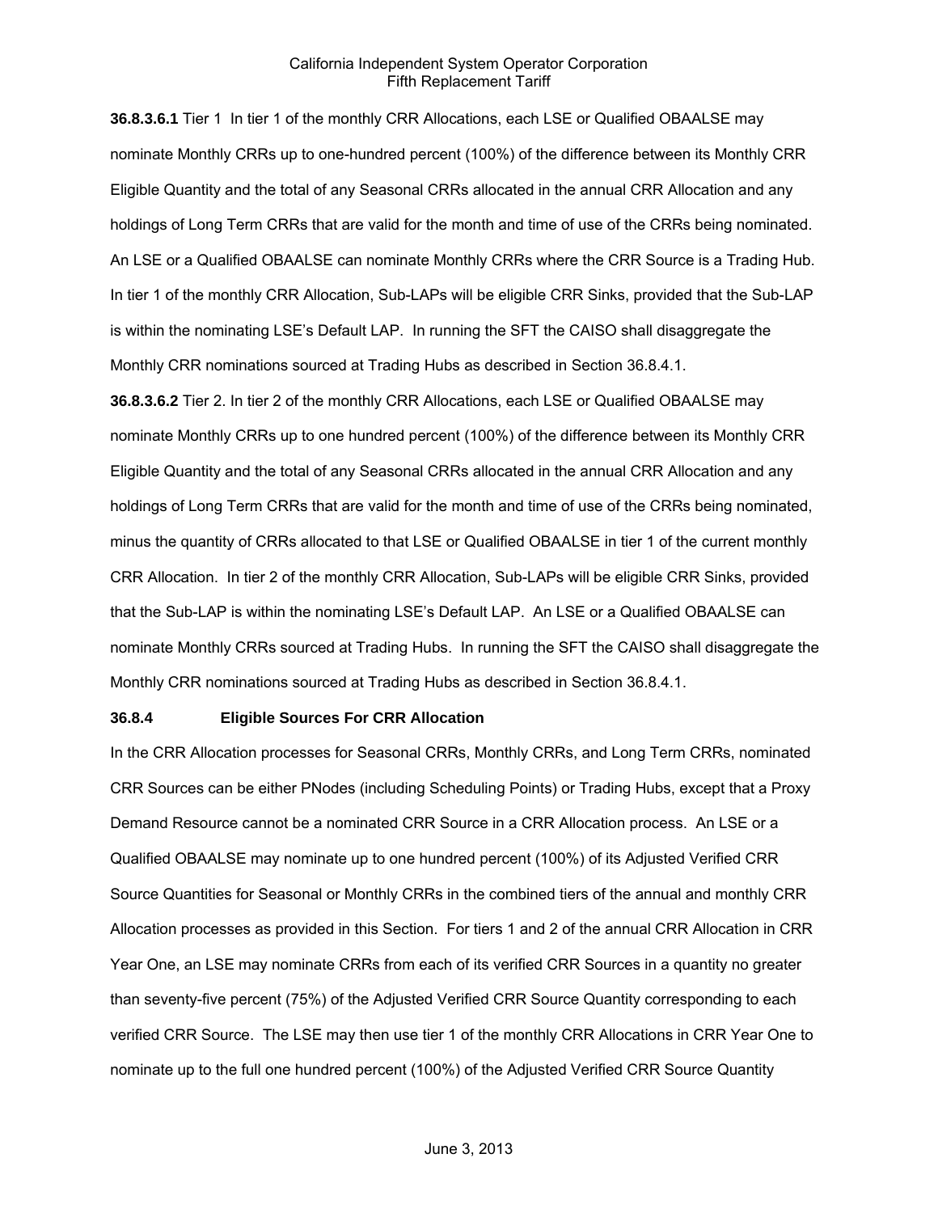**36.8.3.6.1** Tier 1 In tier 1 of the monthly CRR Allocations, each LSE or Qualified OBAALSE may nominate Monthly CRRs up to one-hundred percent (100%) of the difference between its Monthly CRR Eligible Quantity and the total of any Seasonal CRRs allocated in the annual CRR Allocation and any holdings of Long Term CRRs that are valid for the month and time of use of the CRRs being nominated. An LSE or a Qualified OBAALSE can nominate Monthly CRRs where the CRR Source is a Trading Hub. In tier 1 of the monthly CRR Allocation, Sub-LAPs will be eligible CRR Sinks, provided that the Sub-LAP is within the nominating LSE's Default LAP. In running the SFT the CAISO shall disaggregate the Monthly CRR nominations sourced at Trading Hubs as described in Section 36.8.4.1.

**36.8.3.6.2** Tier 2. In tier 2 of the monthly CRR Allocations, each LSE or Qualified OBAALSE may nominate Monthly CRRs up to one hundred percent (100%) of the difference between its Monthly CRR Eligible Quantity and the total of any Seasonal CRRs allocated in the annual CRR Allocation and any holdings of Long Term CRRs that are valid for the month and time of use of the CRRs being nominated, minus the quantity of CRRs allocated to that LSE or Qualified OBAALSE in tier 1 of the current monthly CRR Allocation. In tier 2 of the monthly CRR Allocation, Sub-LAPs will be eligible CRR Sinks, provided that the Sub-LAP is within the nominating LSE's Default LAP. An LSE or a Qualified OBAALSE can nominate Monthly CRRs sourced at Trading Hubs. In running the SFT the CAISO shall disaggregate the Monthly CRR nominations sourced at Trading Hubs as described in Section 36.8.4.1.

### 36.8.4 Eligible Sources For CRR Allocation

In the CRR Allocation processes for Seasonal CRRs, Monthly CRRs, and Long Term CRRs, nominated CRR Sources can be either PNodes (including Scheduling Points) or Trading Hubs, except that a Proxy Demand Resource cannot be a nominated CRR Source in a CRR Allocation process. An LSE or a Qualified OBAALSE may nominate up to one hundred percent (100%) of its Adjusted Verified CRR Source Quantities for Seasonal or Monthly CRRs in the combined tiers of the annual and monthly CRR Allocation processes as provided in this Section. For tiers 1 and 2 of the annual CRR Allocation in CRR Year One, an LSE may nominate CRRs from each of its verified CRR Sources in a quantity no greater than seventy-five percent (75%) of the Adjusted Verified CRR Source Quantity corresponding to each verified CRR Source. The LSE may then use tier 1 of the monthly CRR Allocations in CRR Year One to nominate up to the full one hundred percent (100%) of the Adjusted Verified CRR Source Quantity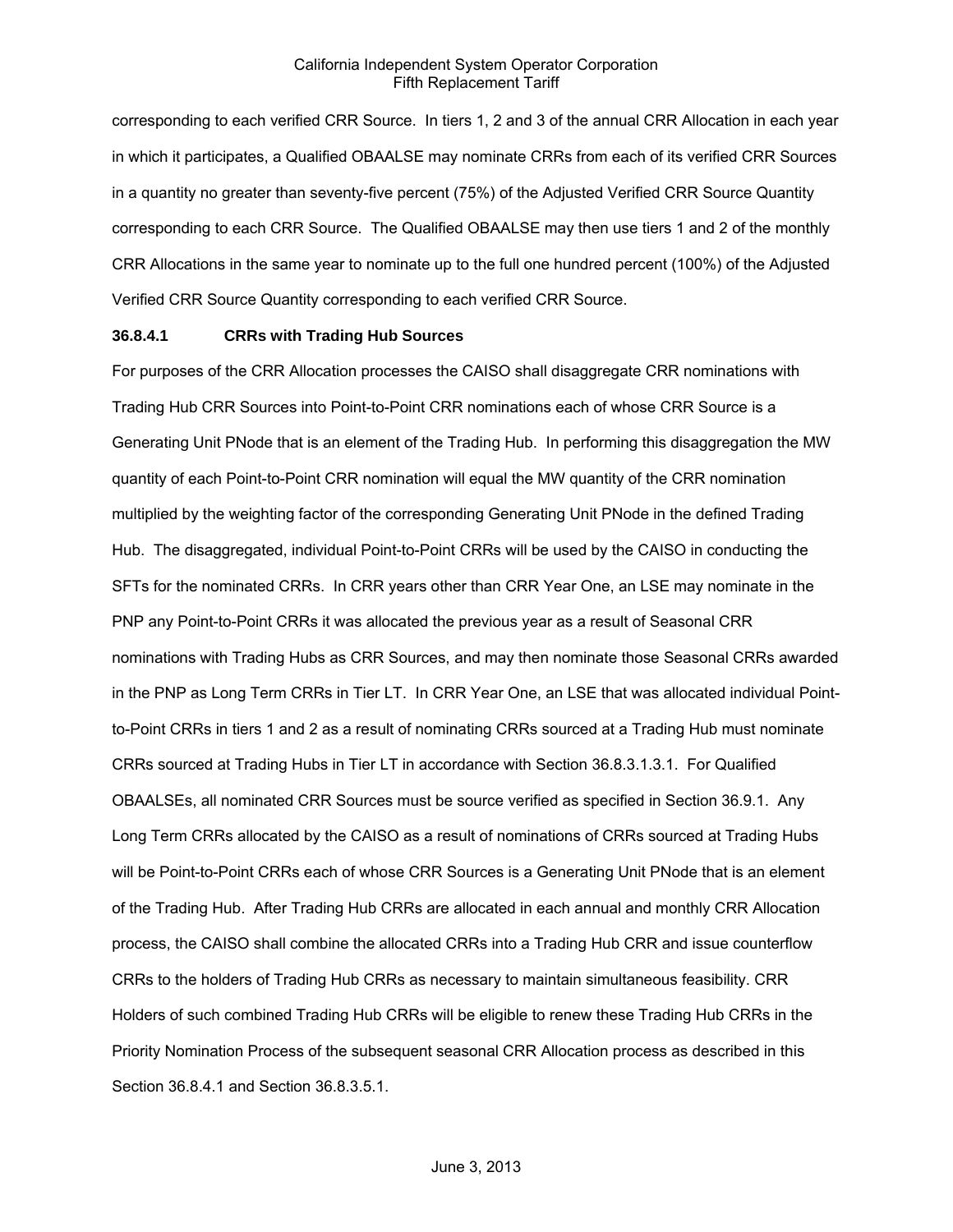corresponding to each verified CRR Source. In tiers 1, 2 and 3 of the annual CRR Allocation in each year in which it participates, a Qualified OBAALSE may nominate CRRs from each of its verified CRR Sources in a quantity no greater than seventy-five percent (75%) of the Adjusted Verified CRR Source Quantity corresponding to each CRR Source. The Qualified OBAALSE may then use tiers 1 and 2 of the monthly CRR Allocations in the same year to nominate up to the full one hundred percent (100%) of the Adjusted Verified CRR Source Quantity corresponding to each verified CRR Source.

**36.8.4.1 CRRs with Trading Hub Sources**

For purposes of the CRR Allocation processes the CAISO shall disaggregate CRR nominations with Trading Hub CRR Sources into Point-to-Point CRR nominations each of whose CRR Source is a Generating Unit PNode that is an element of the Trading Hub. In performing this disaggregation the MW quantity of each Point-to-Point CRR nomination will equal the MW quantity of the CRR nomination multiplied by the weighting factor of the corresponding Generating Unit PNode in the defined Trading Hub. The disaggregated, individual Point-to-Point CRRs will be used by the CAISO in conducting the SFTs for the nominated CRRs. In CRR years other than CRR Year One, an LSE may nominate in the PNP any Point-to-Point CRRs it was allocated the previous year as a result of Seasonal CRR nominations with Trading Hubs as CRR Sources, and may then nominate those Seasonal CRRs awarded in the PNP as Long Term CRRs in Tier LT. In CRR Year One, an LSE that was allocated individual Point-to-Point CRRs in tiers 1 and 2 as a result of nominating CRRs sourced at a Trading Hub must nominate CRRs sourced at Trading Hubs in Tier LT in accordance with Section 36.8.3.1.3.1. For Qualified OBAALSEs, all nominated CRR Sources must be source verified as specified in Section 36.9.1. Any Long Term CRRs allocated by the CAISO as a result of nominations of CRRs sourced at Trading Hubs will be Point-to-Point CRRs each of whose CRR Sources is a Generating Unit PNode that is an element of the Trading Hub. After Trading Hub CRRs are allocated in each annual and monthly CRR Allocation process, the CAISO shall combine the allocated CRRs into a Trading Hub CRR and issue counterflow CRRs to the holders of Trading Hub CRRs as necessary to maintain simultaneous feasibility. CRR Holders of such combined Trading Hub CRRs will be eligible to renew these Trading Hub CRRs in the Priority Nomination Process of the subsequent seasonal CRR Allocation process as described in this Section 36.8.4.1 and Section 36.8.3.5.1.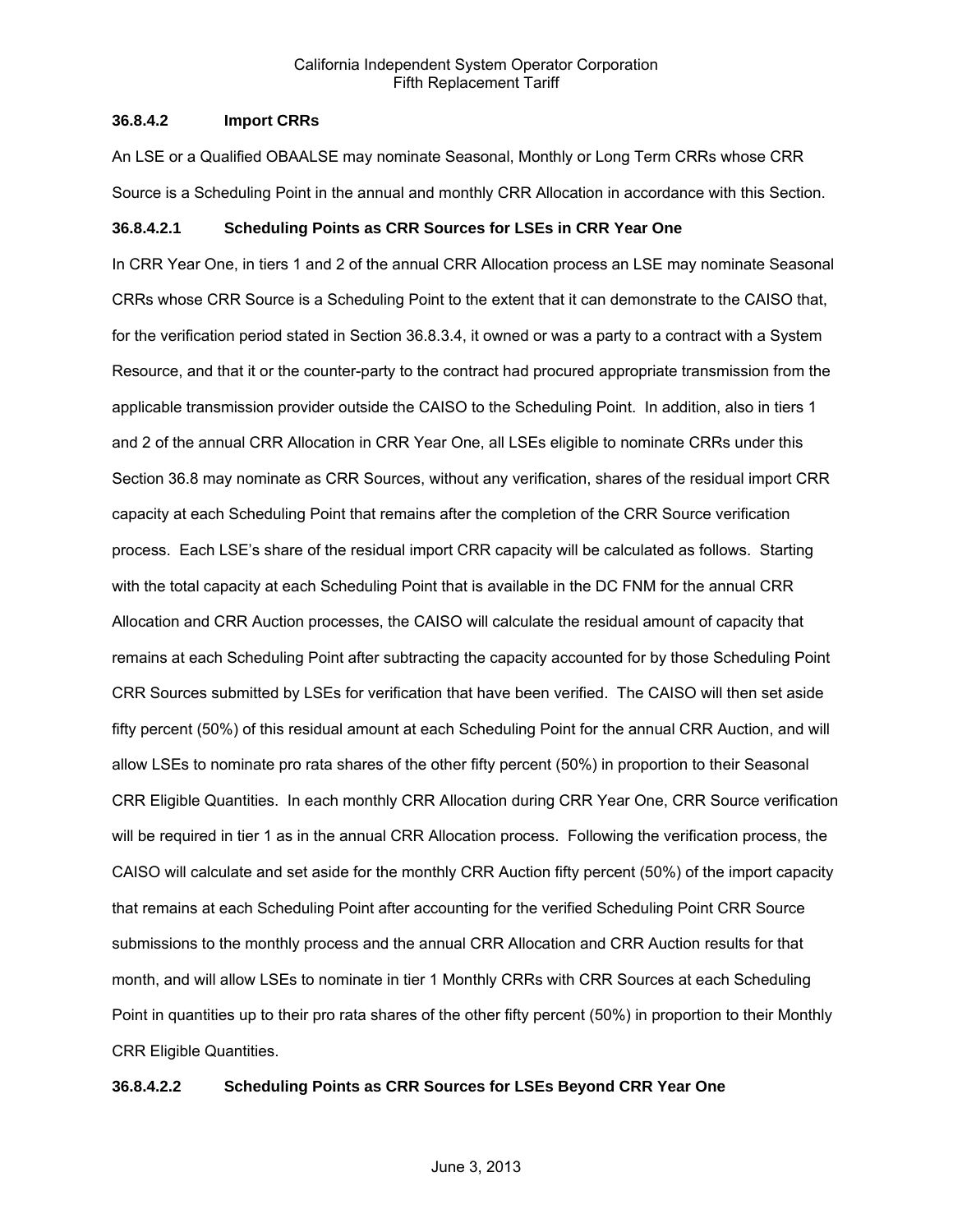#### 36.8.4.2 Import CRRs

An LSE or a Qualified OBAALSE may nominate Seasonal, Monthly or Long Term CRRs whose CRR Source is a Scheduling Point in the annual and monthly CRR Allocation in accordance with this Section.

##### 36.8.4.2.1 Scheduling Points as CRR Sources for LSEs in CRR Year One

In CRR Year One, in tiers 1 and 2 of the annual CRR Allocation process an LSE may nominate Seasonal CRRs whose CRR Source is a Scheduling Point to the extent that it can demonstrate to the CAISO that, for the verification period stated in Section 36.8.3.4, it owned or was a party to a contract with a System Resource, and that it or the counter-party to the contract had procured appropriate transmission from the applicable transmission provider outside the CAISO to the Scheduling Point. In addition, also in tiers 1 and 2 of the annual CRR Allocation in CRR Year One, all LSEs eligible to nominate CRRs under this Section 36.8 may nominate as CRR Sources, without any verification, shares of the residual import CRR capacity at each Scheduling Point that remains after the completion of the CRR Source verification process. Each LSE's share of the residual import CRR capacity will be calculated as follows. Starting with the total capacity at each Scheduling Point that is available in the DC FNM for the annual CRR Allocation and CRR Auction processes, the CAISO will calculate the residual amount of capacity that remains at each Scheduling Point after subtracting the capacity accounted for by those Scheduling Point CRR Sources submitted by LSEs for verification that have been verified. The CAISO will then set aside fifty percent (50%) of this residual amount at each Scheduling Point for the annual CRR Auction, and will allow LSEs to nominate pro rata shares of the other fifty percent (50%) in proportion to their Seasonal CRR Eligible Quantities. In each monthly CRR Allocation during CRR Year One, CRR Source verification will be required in tier 1 as in the annual CRR Allocation process. Following the verification process, the CAISO will calculate and set aside for the monthly CRR Auction fifty percent (50%) of the import capacity that remains at each Scheduling Point after accounting for the verified Scheduling Point CRR Source submissions to the monthly process and the annual CRR Allocation and CRR Auction results for that month, and will allow LSEs to nominate in tier 1 Monthly CRRs with CRR Sources at each Scheduling Point in quantities up to their pro rata shares of the other fifty percent (50%) in proportion to their Monthly CRR Eligible Quantities.

##### 36.8.4.2.2 Scheduling Points as CRR Sources for LSEs Beyond CRR Year One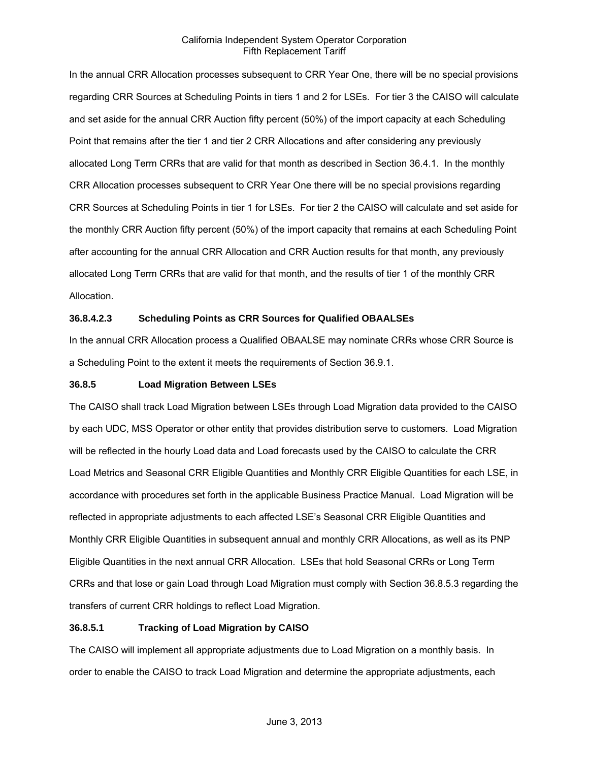In the annual CRR Allocation processes subsequent to CRR Year One, there will be no special provisions regarding CRR Sources at Scheduling Points in tiers 1 and 2 for LSEs. For tier 3 the CAISO will calculate and set aside for the annual CRR Auction fifty percent (50%) of the import capacity at each Scheduling Point that remains after the tier 1 and tier 2 CRR Allocations and after considering any previously allocated Long Term CRRs that are valid for that month as described in Section 36.4.1. In the monthly CRR Allocation processes subsequent to CRR Year One there will be no special provisions regarding CRR Sources at Scheduling Points in tier 1 for LSEs. For tier 2 the CAISO will calculate and set aside for the monthly CRR Auction fifty percent (50%) of the import capacity that remains at each Scheduling Point after accounting for the annual CRR Allocation and CRR Auction results for that month, any previously allocated Long Term CRRs that are valid for that month, and the results of tier 1 of the monthly CRR Allocation.

**36.8.4.2.3 Scheduling Points as CRR Sources for Qualified OBAALSEs**

In the annual CRR Allocation process a Qualified OBAALSE may nominate CRRs whose CRR Source is a Scheduling Point to the extent it meets the requirements of Section 36.9.1.

**36.8.5 Load Migration Between LSEs**

The CAISO shall track Load Migration between LSEs through Load Migration data provided to the CAISO by each UDC, MSS Operator or other entity that provides distribution serve to customers. Load Migration will be reflected in the hourly Load data and Load forecasts used by the CAISO to calculate the CRR Load Metrics and Seasonal CRR Eligible Quantities and Monthly CRR Eligible Quantities for each LSE, in accordance with procedures set forth in the applicable Business Practice Manual. Load Migration will be reflected in appropriate adjustments to each affected LSE's Seasonal CRR Eligible Quantities and Monthly CRR Eligible Quantities in subsequent annual and monthly CRR Allocations, as well as its PNP Eligible Quantities in the next annual CRR Allocation. LSEs that hold Seasonal CRRs or Long Term CRRs and that lose or gain Load through Load Migration must comply with Section 36.8.5.3 regarding the transfers of current CRR holdings to reflect Load Migration.

**36.8.5.1 Tracking of Load Migration by CAISO**

The CAISO will implement all appropriate adjustments due to Load Migration on a monthly basis. In order to enable the CAISO to track Load Migration and determine the appropriate adjustments, each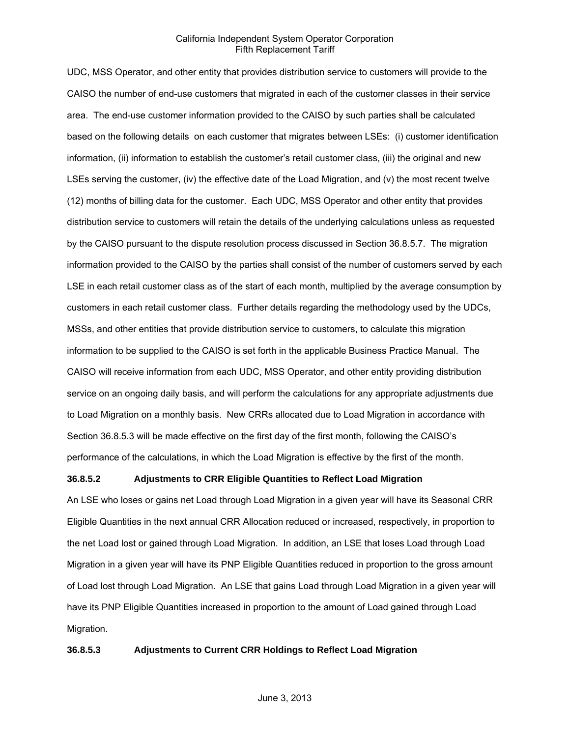UDC, MSS Operator, and other entity that provides distribution service to customers will provide to the CAISO the number of end-use customers that migrated in each of the customer classes in their service area. The end-use customer information provided to the CAISO by such parties shall be calculated based on the following details on each customer that migrates between LSEs: (i) customer identification information, (ii) information to establish the customer's retail customer class, (iii) the original and new LSEs serving the customer, (iv) the effective date of the Load Migration, and (v) the most recent twelve (12) months of billing data for the customer. Each UDC, MSS Operator and other entity that provides distribution service to customers will retain the details of the underlying calculations unless as requested by the CAISO pursuant to the dispute resolution process discussed in Section 36.8.5.7. The migration information provided to the CAISO by the parties shall consist of the number of customers served by each LSE in each retail customer class as of the start of each month, multiplied by the average consumption by customers in each retail customer class. Further details regarding the methodology used by the UDCs, MSSs, and other entities that provide distribution service to customers, to calculate this migration information to be supplied to the CAISO is set forth in the applicable Business Practice Manual. The CAISO will receive information from each UDC, MSS Operator, and other entity providing distribution service on an ongoing daily basis, and will perform the calculations for any appropriate adjustments due to Load Migration on a monthly basis. New CRRs allocated due to Load Migration in accordance with Section 36.8.5.3 will be made effective on the first day of the first month, following the CAISO's performance of the calculations, in which the Load Migration is effective by the first of the month.

**36.8.5.2 Adjustments to CRR Eligible Quantities to Reflect Load Migration**

An LSE who loses or gains net Load through Load Migration in a given year will have its Seasonal CRR Eligible Quantities in the next annual CRR Allocation reduced or increased, respectively, in proportion to the net Load lost or gained through Load Migration. In addition, an LSE that loses Load through Load Migration in a given year will have its PNP Eligible Quantities reduced in proportion to the gross amount of Load lost through Load Migration. An LSE that gains Load through Load Migration in a given year will have its PNP Eligible Quantities increased in proportion to the amount of Load gained through Load Migration.

**36.8.5.3 Adjustments to Current CRR Holdings to Reflect Load Migration**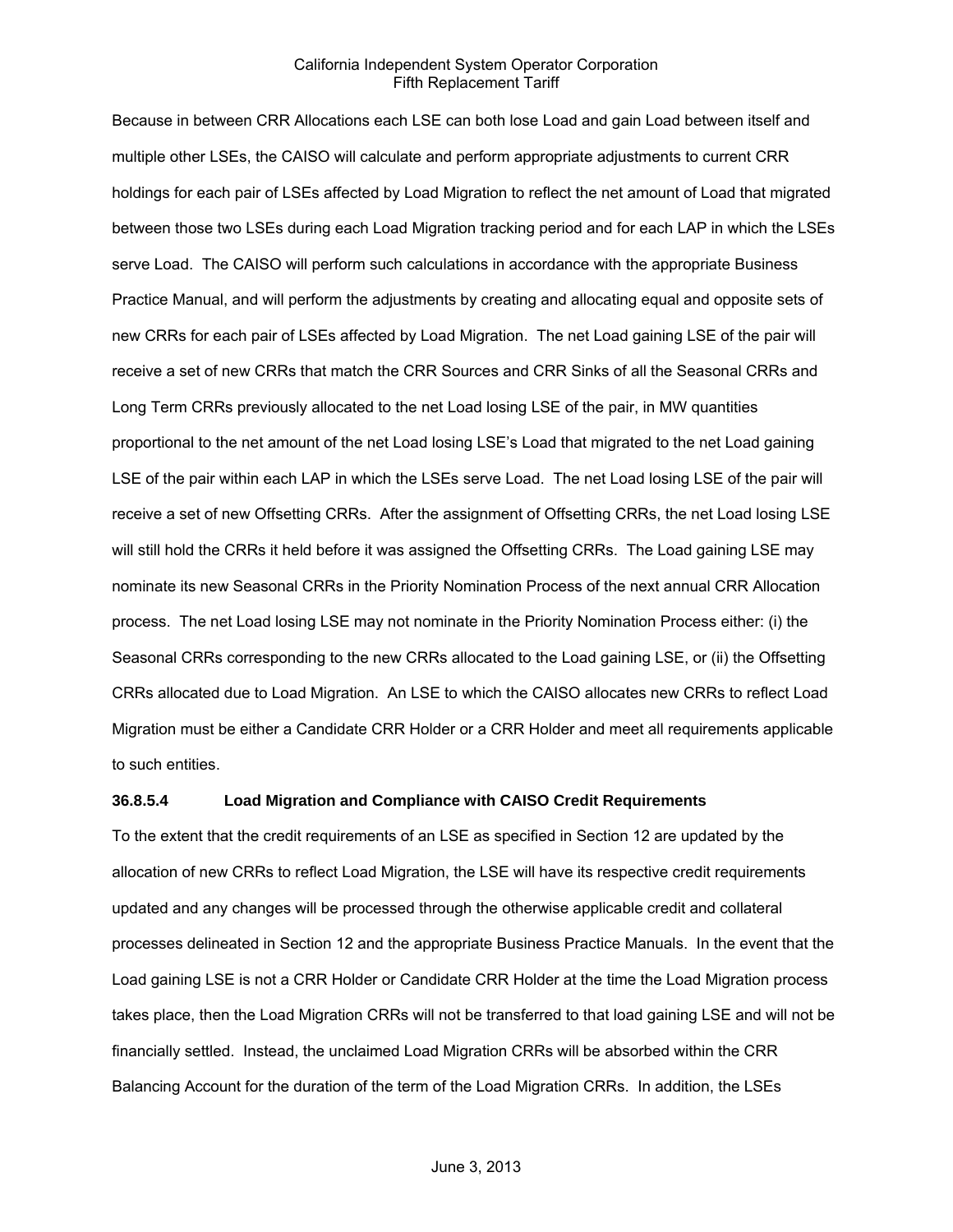Because in between CRR Allocations each LSE can both lose Load and gain Load between itself and multiple other LSEs, the CAISO will calculate and perform appropriate adjustments to current CRR holdings for each pair of LSEs affected by Load Migration to reflect the net amount of Load that migrated between those two LSEs during each Load Migration tracking period and for each LAP in which the LSEs serve Load. The CAISO will perform such calculations in accordance with the appropriate Business Practice Manual, and will perform the adjustments by creating and allocating equal and opposite sets of new CRRs for each pair of LSEs affected by Load Migration. The net Load gaining LSE of the pair will receive a set of new CRRs that match the CRR Sources and CRR Sinks of all the Seasonal CRRs and Long Term CRRs previously allocated to the net Load losing LSE of the pair, in MW quantities proportional to the net amount of the net Load losing LSE's Load that migrated to the net Load gaining LSE of the pair within each LAP in which the LSEs serve Load. The net Load losing LSE of the pair will receive a set of new Offsetting CRRs. After the assignment of Offsetting CRRs, the net Load losing LSE will still hold the CRRs it held before it was assigned the Offsetting CRRs. The Load gaining LSE may nominate its new Seasonal CRRs in the Priority Nomination Process of the next annual CRR Allocation process. The net Load losing LSE may not nominate in the Priority Nomination Process either: (i) the Seasonal CRRs corresponding to the new CRRs allocated to the Load gaining LSE, or (ii) the Offsetting CRRs allocated due to Load Migration. An LSE to which the CAISO allocates new CRRs to reflect Load Migration must be either a Candidate CRR Holder or a CRR Holder and meet all requirements applicable to such entities.

**36.8.5.4 Load Migration and Compliance with CAISO Credit Requirements**

To the extent that the credit requirements of an LSE as specified in Section 12 are updated by the allocation of new CRRs to reflect Load Migration, the LSE will have its respective credit requirements updated and any changes will be processed through the otherwise applicable credit and collateral processes delineated in Section 12 and the appropriate Business Practice Manuals. In the event that the Load gaining LSE is not a CRR Holder or Candidate CRR Holder at the time the Load Migration process takes place, then the Load Migration CRRs will not be transferred to that load gaining LSE and will not be financially settled. Instead, the unclaimed Load Migration CRRs will be absorbed within the CRR Balancing Account for the duration of the term of the Load Migration CRRs. In addition, the LSEs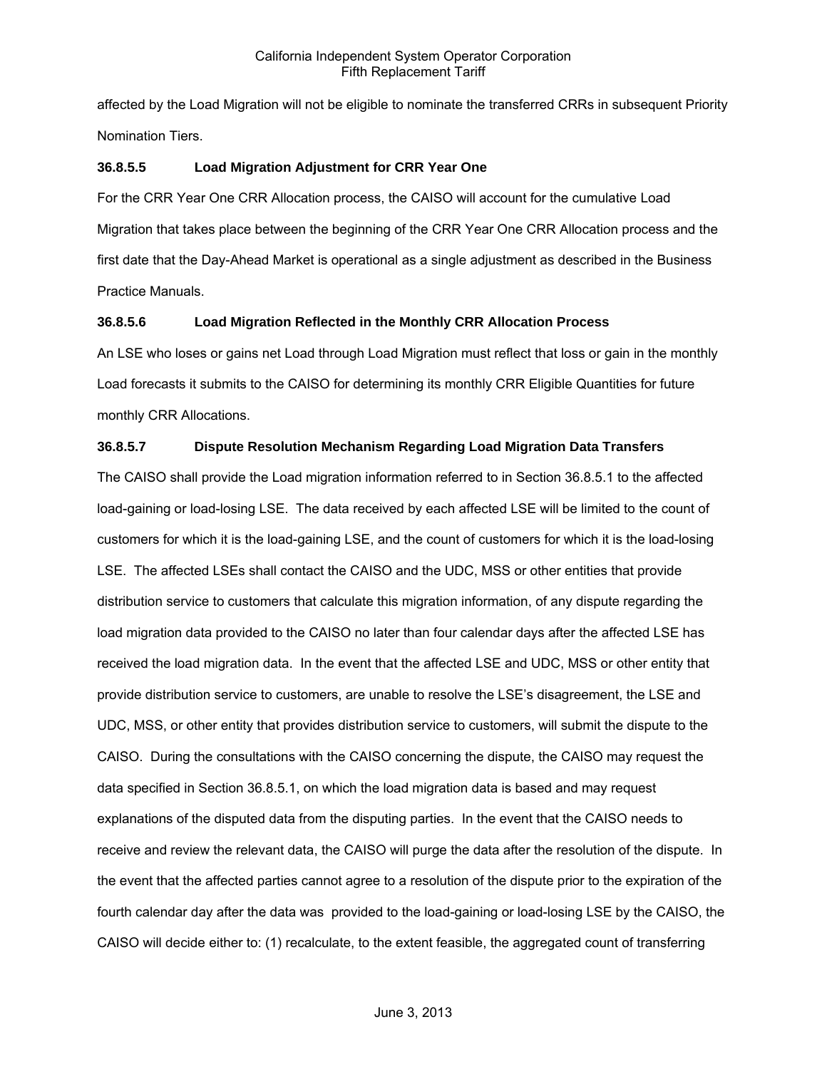affected by the Load Migration will not be eligible to nominate the transferred CRRs in subsequent Priority Nomination Tiers.

### 36.8.5.5 Load Migration Adjustment for CRR Year One

For the CRR Year One CRR Allocation process, the CAISO will account for the cumulative Load Migration that takes place between the beginning of the CRR Year One CRR Allocation process and the first date that the Day-Ahead Market is operational as a single adjustment as described in the Business Practice Manuals.

### 36.8.5.6 Load Migration Reflected in the Monthly CRR Allocation Process

An LSE who loses or gains net Load through Load Migration must reflect that loss or gain in the monthly Load forecasts it submits to the CAISO for determining its monthly CRR Eligible Quantities for future monthly CRR Allocations.

### 36.8.5.7 Dispute Resolution Mechanism Regarding Load Migration Data Transfers

The CAISO shall provide the Load migration information referred to in Section 36.8.5.1 to the affected load-gaining or load-losing LSE. The data received by each affected LSE will be limited to the count of customers for which it is the load-gaining LSE, and the count of customers for which it is the load-losing LSE. The affected LSEs shall contact the CAISO and the UDC, MSS or other entities that provide distribution service to customers that calculate this migration information, of any dispute regarding the load migration data provided to the CAISO no later than four calendar days after the affected LSE has received the load migration data. In the event that the affected LSE and UDC, MSS or other entity that provide distribution service to customers, are unable to resolve the LSE's disagreement, the LSE and UDC, MSS, or other entity that provides distribution service to customers, will submit the dispute to the CAISO. During the consultations with the CAISO concerning the dispute, the CAISO may request the data specified in Section 36.8.5.1, on which the load migration data is based and may request explanations of the disputed data from the disputing parties. In the event that the CAISO needs to receive and review the relevant data, the CAISO will purge the data after the resolution of the dispute. In the event that the affected parties cannot agree to a resolution of the dispute prior to the expiration of the fourth calendar day after the data was provided to the load-gaining or load-losing LSE by the CAISO, the CAISO will decide either to: (1) recalculate, to the extent feasible, the aggregated count of transferring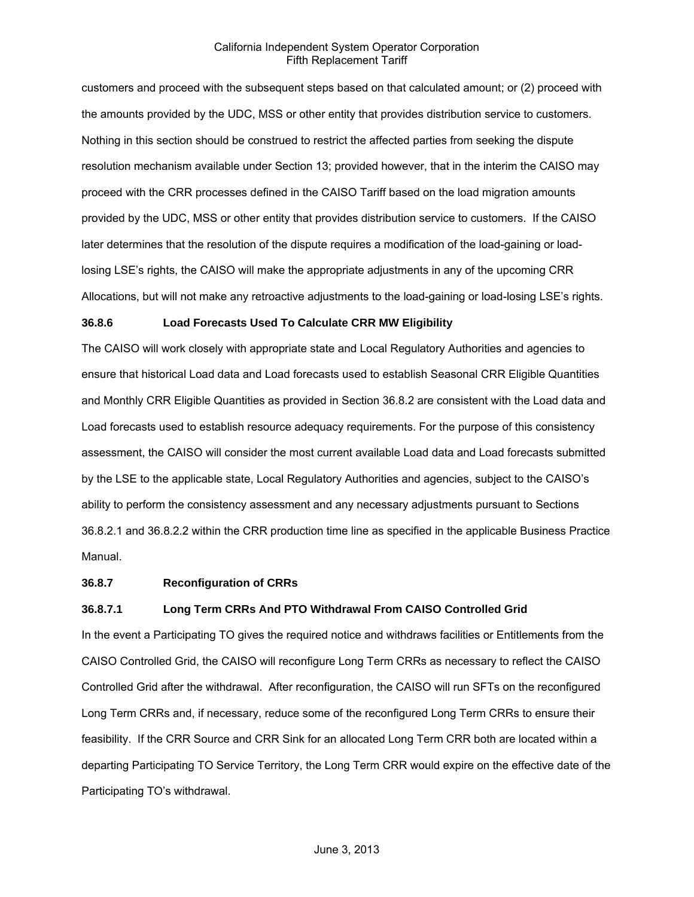customers and proceed with the subsequent steps based on that calculated amount; or (2) proceed with the amounts provided by the UDC, MSS or other entity that provides distribution service to customers. Nothing in this section should be construed to restrict the affected parties from seeking the dispute resolution mechanism available under Section 13; provided however, that in the interim the CAISO may proceed with the CRR processes defined in the CAISO Tariff based on the load migration amounts provided by the UDC, MSS or other entity that provides distribution service to customers. If the CAISO later determines that the resolution of the dispute requires a modification of the load-gaining or load-losing LSE's rights, the CAISO will make the appropriate adjustments in any of the upcoming CRR Allocations, but will not make any retroactive adjustments to the load-gaining or load-losing LSE's rights.

**36.8.6 Load Forecasts Used To Calculate CRR MW Eligibility**

The CAISO will work closely with appropriate state and Local Regulatory Authorities and agencies to ensure that historical Load data and Load forecasts used to establish Seasonal CRR Eligible Quantities and Monthly CRR Eligible Quantities as provided in Section 36.8.2 are consistent with the Load data and Load forecasts used to establish resource adequacy requirements. For the purpose of this consistency assessment, the CAISO will consider the most current available Load data and Load forecasts submitted by the LSE to the applicable state, Local Regulatory Authorities and agencies, subject to the CAISO's ability to perform the consistency assessment and any necessary adjustments pursuant to Sections 36.8.2.1 and 36.8.2.2 within the CRR production time line as specified in the applicable Business Practice Manual.

**36.8.7 Reconfiguration of CRRs**

**36.8.7.1 Long Term CRRs And PTO Withdrawal From CAISO Controlled Grid**

In the event a Participating TO gives the required notice and withdraws facilities or Entitlements from the CAISO Controlled Grid, the CAISO will reconfigure Long Term CRRs as necessary to reflect the CAISO Controlled Grid after the withdrawal. After reconfiguration, the CAISO will run SFTs on the reconfigured Long Term CRRs and, if necessary, reduce some of the reconfigured Long Term CRRs to ensure their feasibility. If the CRR Source and CRR Sink for an allocated Long Term CRR both are located within a departing Participating TO Service Territory, the Long Term CRR would expire on the effective date of the Participating TO's withdrawal.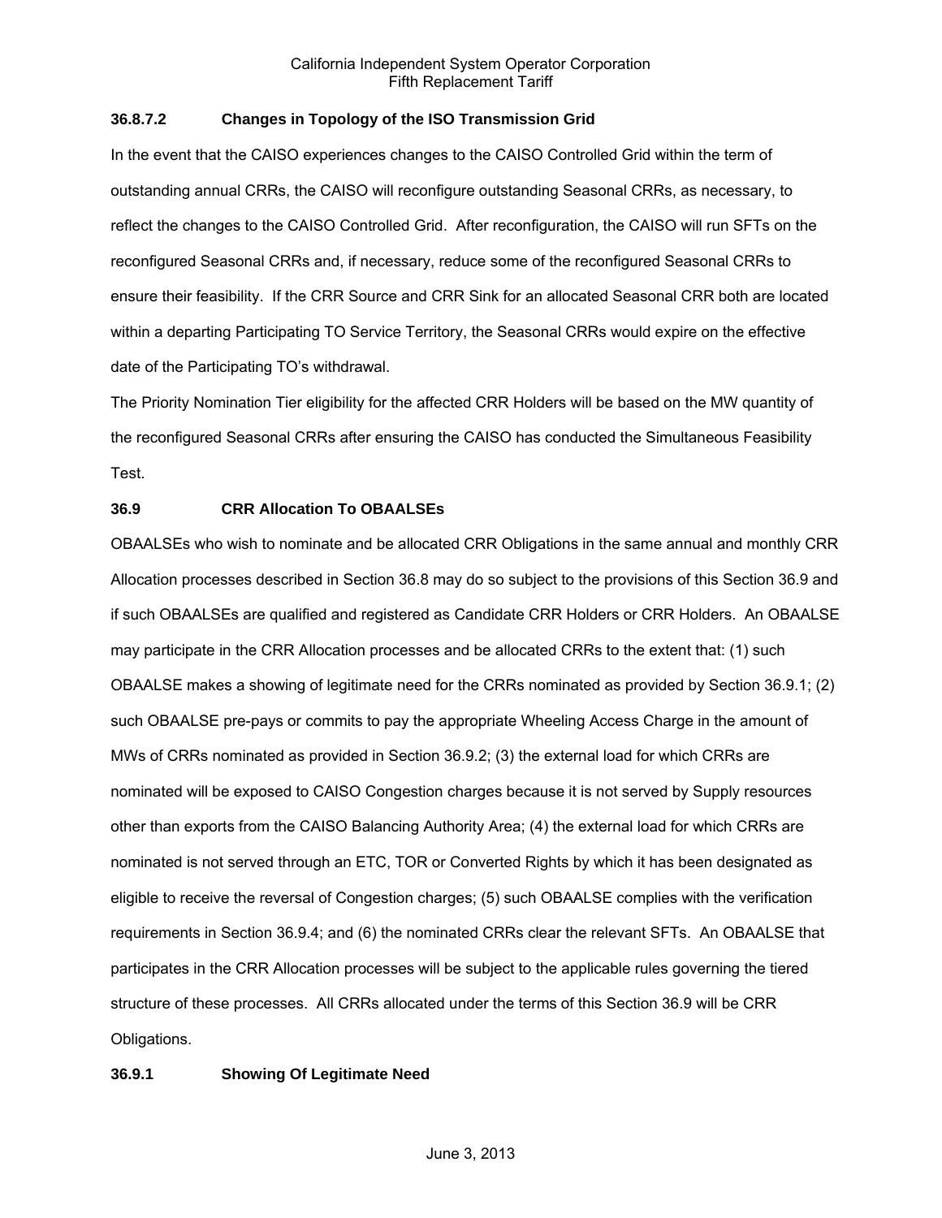### 36.8.7.2 Changes in Topology of the ISO Transmission Grid

In the event that the CAISO experiences changes to the CAISO Controlled Grid within the term of outstanding annual CRRs, the CAISO will reconfigure outstanding Seasonal CRRs, as necessary, to reflect the changes to the CAISO Controlled Grid. After reconfiguration, the CAISO will run SFTs on the reconfigured Seasonal CRRs and, if necessary, reduce some of the reconfigured Seasonal CRRs to ensure their feasibility. If the CRR Source and CRR Sink for an allocated Seasonal CRR both are located within a departing Participating TO Service Territory, the Seasonal CRRs would expire on the effective date of the Participating TO's withdrawal.

The Priority Nomination Tier eligibility for the affected CRR Holders will be based on the MW quantity of the reconfigured Seasonal CRRs after ensuring the CAISO has conducted the Simultaneous Feasibility Test.

### 36.9 CRR Allocation To OBAALSEs

OBAALSEs who wish to nominate and be allocated CRR Obligations in the same annual and monthly CRR Allocation processes described in Section 36.8 may do so subject to the provisions of this Section 36.9 and if such OBAALSEs are qualified and registered as Candidate CRR Holders or CRR Holders. An OBAALSE may participate in the CRR Allocation processes and be allocated CRRs to the extent that: (1) such OBAALSE makes a showing of legitimate need for the CRRs nominated as provided by Section 36.9.1; (2) such OBAALSE pre-pays or commits to pay the appropriate Wheeling Access Charge in the amount of MWs of CRRs nominated as provided in Section 36.9.2; (3) the external load for which CRRs are nominated will be exposed to CAISO Congestion charges because it is not served by Supply resources other than exports from the CAISO Balancing Authority Area; (4) the external load for which CRRs are nominated is not served through an ETC, TOR or Converted Rights by which it has been designated as eligible to receive the reversal of Congestion charges; (5) such OBAALSE complies with the verification requirements in Section 36.9.4; and (6) the nominated CRRs clear the relevant SFTs. An OBAALSE that participates in the CRR Allocation processes will be subject to the applicable rules governing the tiered structure of these processes. All CRRs allocated under the terms of this Section 36.9 will be CRR Obligations.

### 36.9.1 Showing Of Legitimate Need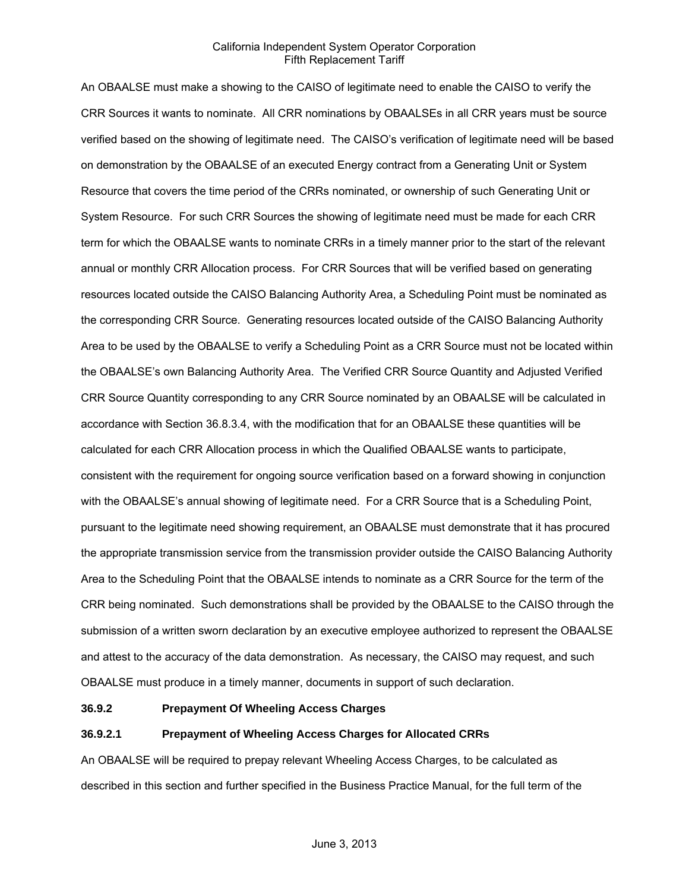An OBAALSE must make a showing to the CAISO of legitimate need to enable the CAISO to verify the CRR Sources it wants to nominate. All CRR nominations by OBAALSEs in all CRR years must be source verified based on the showing of legitimate need. The CAISO's verification of legitimate need will be based on demonstration by the OBAALSE of an executed Energy contract from a Generating Unit or System Resource that covers the time period of the CRRs nominated, or ownership of such Generating Unit or System Resource. For such CRR Sources the showing of legitimate need must be made for each CRR term for which the OBAALSE wants to nominate CRRs in a timely manner prior to the start of the relevant annual or monthly CRR Allocation process. For CRR Sources that will be verified based on generating resources located outside the CAISO Balancing Authority Area, a Scheduling Point must be nominated as the corresponding CRR Source. Generating resources located outside of the CAISO Balancing Authority Area to be used by the OBAALSE to verify a Scheduling Point as a CRR Source must not be located within the OBAALSE's own Balancing Authority Area. The Verified CRR Source Quantity and Adjusted Verified CRR Source Quantity corresponding to any CRR Source nominated by an OBAALSE will be calculated in accordance with Section 36.8.3.4, with the modification that for an OBAALSE these quantities will be calculated for each CRR Allocation process in which the Qualified OBAALSE wants to participate, consistent with the requirement for ongoing source verification based on a forward showing in conjunction with the OBAALSE's annual showing of legitimate need. For a CRR Source that is a Scheduling Point, pursuant to the legitimate need showing requirement, an OBAALSE must demonstrate that it has procured the appropriate transmission service from the transmission provider outside the CAISO Balancing Authority Area to the Scheduling Point that the OBAALSE intends to nominate as a CRR Source for the term of the CRR being nominated. Such demonstrations shall be provided by the OBAALSE to the CAISO through the submission of a written sworn declaration by an executive employee authorized to represent the OBAALSE and attest to the accuracy of the data demonstration. As necessary, the CAISO may request, and such OBAALSE must produce in a timely manner, documents in support of such declaration.

### 36.9.2 Prepayment Of Wheeling Access Charges

#### 36.9.2.1 Prepayment of Wheeling Access Charges for Allocated CRRs

An OBAALSE will be required to prepay relevant Wheeling Access Charges, to be calculated as described in this section and further specified in the Business Practice Manual, for the full term of the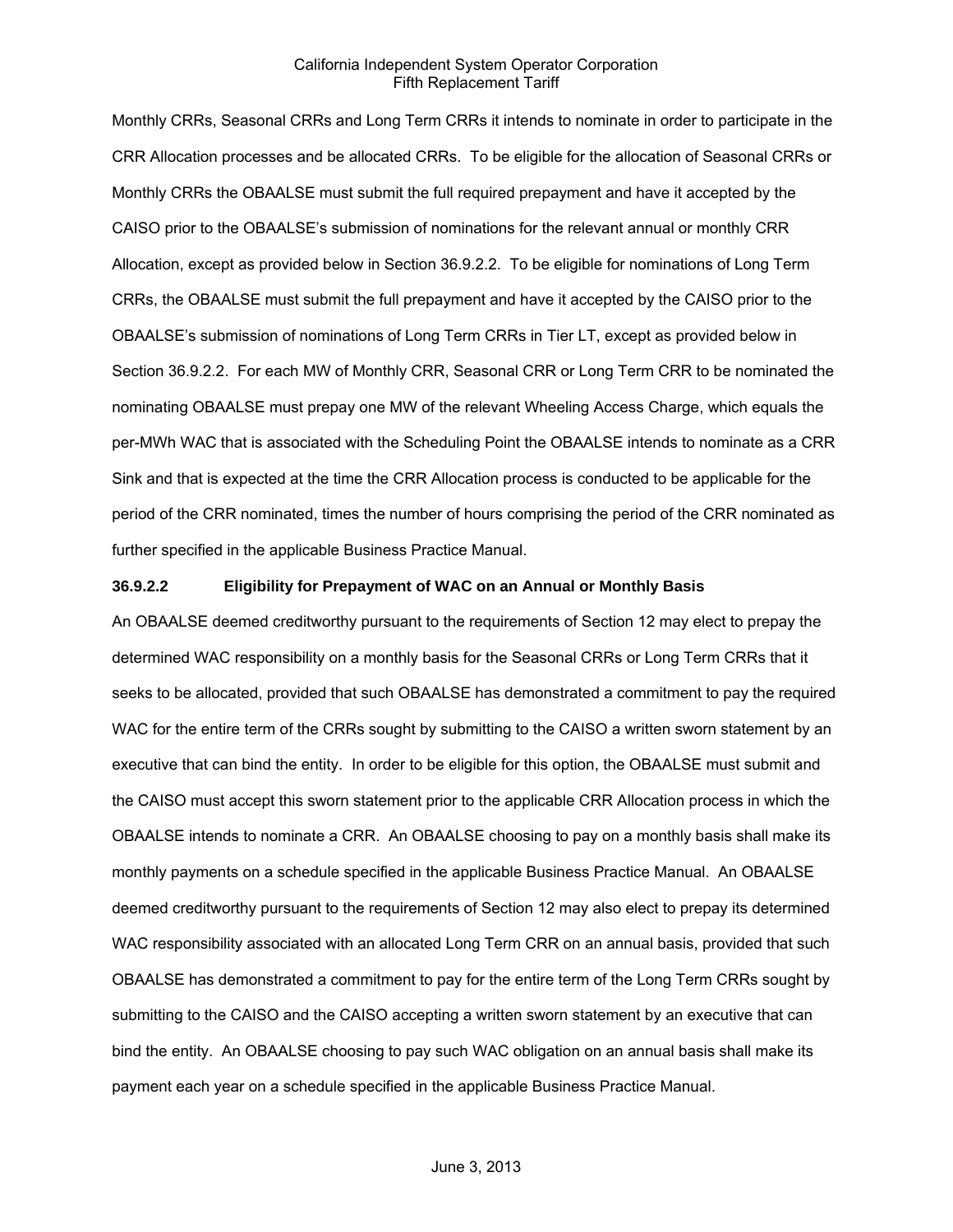Monthly CRRs, Seasonal CRRs and Long Term CRRs it intends to nominate in order to participate in the CRR Allocation processes and be allocated CRRs. To be eligible for the allocation of Seasonal CRRs or Monthly CRRs the OBAALSE must submit the full required prepayment and have it accepted by the CAISO prior to the OBAALSE's submission of nominations for the relevant annual or monthly CRR Allocation, except as provided below in Section 36.9.2.2. To be eligible for nominations of Long Term CRRs, the OBAALSE must submit the full prepayment and have it accepted by the CAISO prior to the OBAALSE's submission of nominations of Long Term CRRs in Tier LT, except as provided below in Section 36.9.2.2. For each MW of Monthly CRR, Seasonal CRR or Long Term CRR to be nominated the nominating OBAALSE must prepay one MW of the relevant Wheeling Access Charge, which equals the per-MWh WAC that is associated with the Scheduling Point the OBAALSE intends to nominate as a CRR Sink and that is expected at the time the CRR Allocation process is conducted to be applicable for the period of the CRR nominated, times the number of hours comprising the period of the CRR nominated as further specified in the applicable Business Practice Manual.

**36.9.2.2 Eligibility for Prepayment of WAC on an Annual or Monthly Basis**

An OBAALSE deemed creditworthy pursuant to the requirements of Section 12 may elect to prepay the determined WAC responsibility on a monthly basis for the Seasonal CRRs or Long Term CRRs that it seeks to be allocated, provided that such OBAALSE has demonstrated a commitment to pay the required WAC for the entire term of the CRRs sought by submitting to the CAISO a written sworn statement by an executive that can bind the entity. In order to be eligible for this option, the OBAALSE must submit and the CAISO must accept this sworn statement prior to the applicable CRR Allocation process in which the OBAALSE intends to nominate a CRR. An OBAALSE choosing to pay on a monthly basis shall make its monthly payments on a schedule specified in the applicable Business Practice Manual. An OBAALSE deemed creditworthy pursuant to the requirements of Section 12 may also elect to prepay its determined WAC responsibility associated with an allocated Long Term CRR on an annual basis, provided that such OBAALSE has demonstrated a commitment to pay for the entire term of the Long Term CRRs sought by submitting to the CAISO and the CAISO accepting a written sworn statement by an executive that can bind the entity. An OBAALSE choosing to pay such WAC obligation on an annual basis shall make its payment each year on a schedule specified in the applicable Business Practice Manual.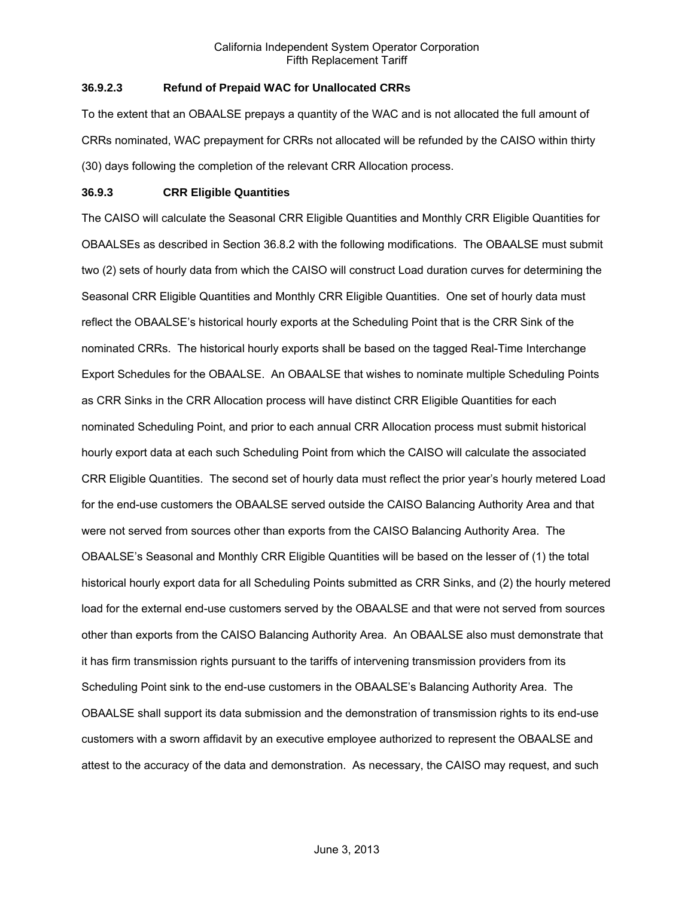#### 36.9.2.3 Refund of Prepaid WAC for Unallocated CRRs

To the extent that an OBAALSE prepays a quantity of the WAC and is not allocated the full amount of CRRs nominated, WAC prepayment for CRRs not allocated will be refunded by the CAISO within thirty (30) days following the completion of the relevant CRR Allocation process.

### 36.9.3 CRR Eligible Quantities

The CAISO will calculate the Seasonal CRR Eligible Quantities and Monthly CRR Eligible Quantities for OBAALSEs as described in Section 36.8.2 with the following modifications. The OBAALSE must submit two (2) sets of hourly data from which the CAISO will construct Load duration curves for determining the Seasonal CRR Eligible Quantities and Monthly CRR Eligible Quantities. One set of hourly data must reflect the OBAALSE's historical hourly exports at the Scheduling Point that is the CRR Sink of the nominated CRRs. The historical hourly exports shall be based on the tagged Real-Time Interchange Export Schedules for the OBAALSE. An OBAALSE that wishes to nominate multiple Scheduling Points as CRR Sinks in the CRR Allocation process will have distinct CRR Eligible Quantities for each nominated Scheduling Point, and prior to each annual CRR Allocation process must submit historical hourly export data at each such Scheduling Point from which the CAISO will calculate the associated CRR Eligible Quantities. The second set of hourly data must reflect the prior year's hourly metered Load for the end-use customers the OBAALSE served outside the CAISO Balancing Authority Area and that were not served from sources other than exports from the CAISO Balancing Authority Area. The OBAALSE's Seasonal and Monthly CRR Eligible Quantities will be based on the lesser of (1) the total historical hourly export data for all Scheduling Points submitted as CRR Sinks, and (2) the hourly metered load for the external end-use customers served by the OBAALSE and that were not served from sources other than exports from the CAISO Balancing Authority Area. An OBAALSE also must demonstrate that it has firm transmission rights pursuant to the tariffs of intervening transmission providers from its Scheduling Point sink to the end-use customers in the OBAALSE's Balancing Authority Area. The OBAALSE shall support its data submission and the demonstration of transmission rights to its end-use customers with a sworn affidavit by an executive employee authorized to represent the OBAALSE and attest to the accuracy of the data and demonstration. As necessary, the CAISO may request, and such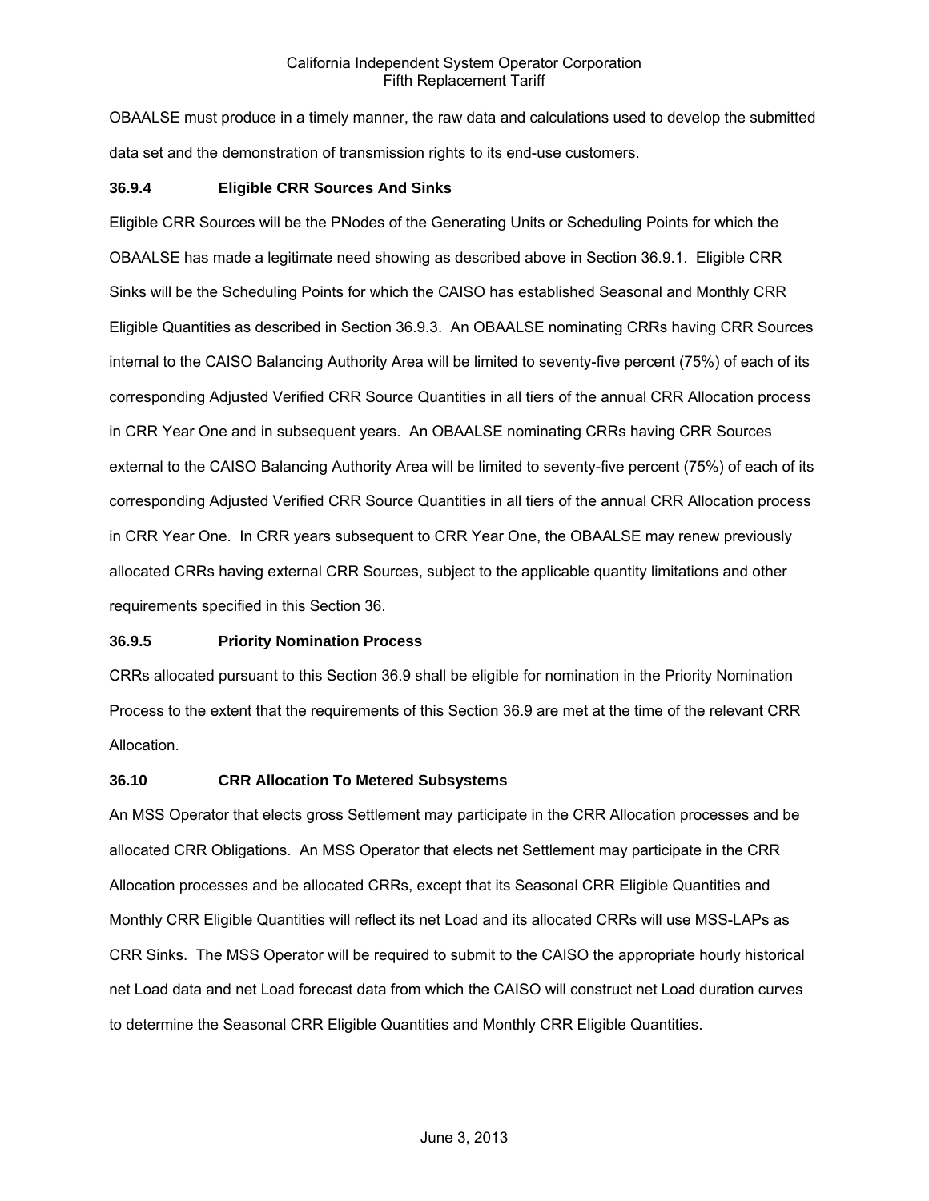OBAALSE must produce in a timely manner, the raw data and calculations used to develop the submitted data set and the demonstration of transmission rights to its end-use customers.

### 36.9.4 Eligible CRR Sources And Sinks

Eligible CRR Sources will be the PNodes of the Generating Units or Scheduling Points for which the OBAALSE has made a legitimate need showing as described above in Section 36.9.1. Eligible CRR Sinks will be the Scheduling Points for which the CAISO has established Seasonal and Monthly CRR Eligible Quantities as described in Section 36.9.3. An OBAALSE nominating CRRs having CRR Sources internal to the CAISO Balancing Authority Area will be limited to seventy-five percent (75%) of each of its corresponding Adjusted Verified CRR Source Quantities in all tiers of the annual CRR Allocation process in CRR Year One and in subsequent years. An OBAALSE nominating CRRs having CRR Sources external to the CAISO Balancing Authority Area will be limited to seventy-five percent (75%) of each of its corresponding Adjusted Verified CRR Source Quantities in all tiers of the annual CRR Allocation process in CRR Year One. In CRR years subsequent to CRR Year One, the OBAALSE may renew previously allocated CRRs having external CRR Sources, subject to the applicable quantity limitations and other requirements specified in this Section 36.

### 36.9.5 Priority Nomination Process

CRRs allocated pursuant to this Section 36.9 shall be eligible for nomination in the Priority Nomination Process to the extent that the requirements of this Section 36.9 are met at the time of the relevant CRR Allocation.

### 36.10 CRR Allocation To Metered Subsystems

An MSS Operator that elects gross Settlement may participate in the CRR Allocation processes and be allocated CRR Obligations. An MSS Operator that elects net Settlement may participate in the CRR Allocation processes and be allocated CRRs, except that its Seasonal CRR Eligible Quantities and Monthly CRR Eligible Quantities will reflect its net Load and its allocated CRRs will use MSS-LAPs as CRR Sinks. The MSS Operator will be required to submit to the CAISO the appropriate hourly historical net Load data and net Load forecast data from which the CAISO will construct net Load duration curves to determine the Seasonal CRR Eligible Quantities and Monthly CRR Eligible Quantities.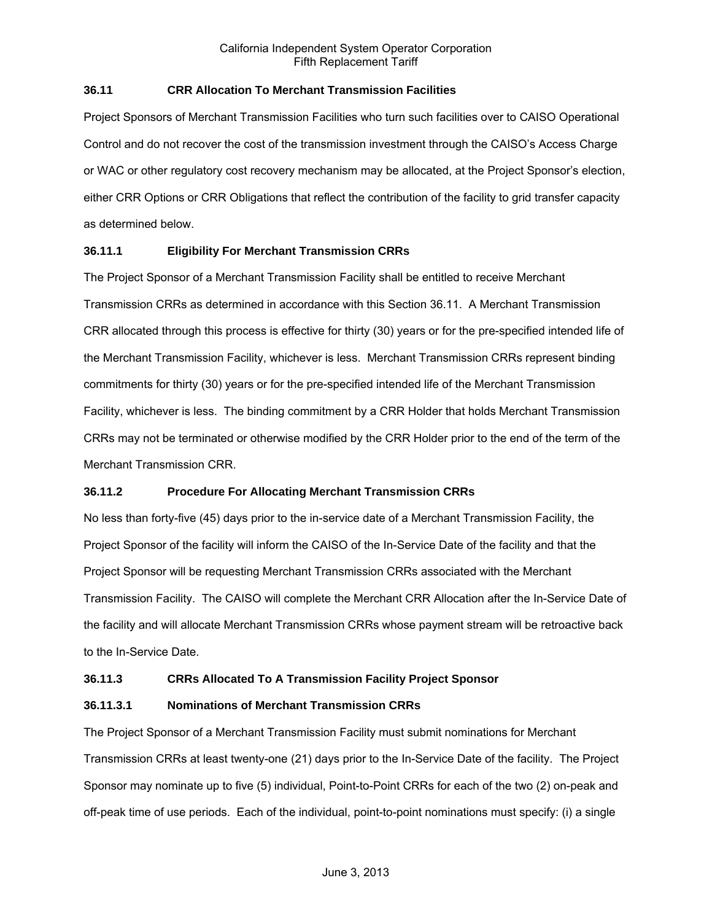### 36.11 CRR Allocation To Merchant Transmission Facilities

Project Sponsors of Merchant Transmission Facilities who turn such facilities over to CAISO Operational Control and do not recover the cost of the transmission investment through the CAISO's Access Charge or WAC or other regulatory cost recovery mechanism may be allocated, at the Project Sponsor's election, either CRR Options or CRR Obligations that reflect the contribution of the facility to grid transfer capacity as determined below.

### 36.11.1 Eligibility For Merchant Transmission CRRs

The Project Sponsor of a Merchant Transmission Facility shall be entitled to receive Merchant Transmission CRRs as determined in accordance with this Section 36.11. A Merchant Transmission CRR allocated through this process is effective for thirty (30) years or for the pre-specified intended life of the Merchant Transmission Facility, whichever is less. Merchant Transmission CRRs represent binding commitments for thirty (30) years or for the pre-specified intended life of the Merchant Transmission Facility, whichever is less. The binding commitment by a CRR Holder that holds Merchant Transmission CRRs may not be terminated or otherwise modified by the CRR Holder prior to the end of the term of the Merchant Transmission CRR.

### 36.11.2 Procedure For Allocating Merchant Transmission CRRs

No less than forty-five (45) days prior to the in-service date of a Merchant Transmission Facility, the Project Sponsor of the facility will inform the CAISO of the In-Service Date of the facility and that the Project Sponsor will be requesting Merchant Transmission CRRs associated with the Merchant Transmission Facility. The CAISO will complete the Merchant CRR Allocation after the In-Service Date of the facility and will allocate Merchant Transmission CRRs whose payment stream will be retroactive back to the In-Service Date.

### 36.11.3 CRRs Allocated To A Transmission Facility Project Sponsor

#### 36.11.3.1 Nominations of Merchant Transmission CRRs

The Project Sponsor of a Merchant Transmission Facility must submit nominations for Merchant Transmission CRRs at least twenty-one (21) days prior to the In-Service Date of the facility. The Project Sponsor may nominate up to five (5) individual, Point-to-Point CRRs for each of the two (2) on-peak and off-peak time of use periods. Each of the individual, point-to-point nominations must specify: (i) a single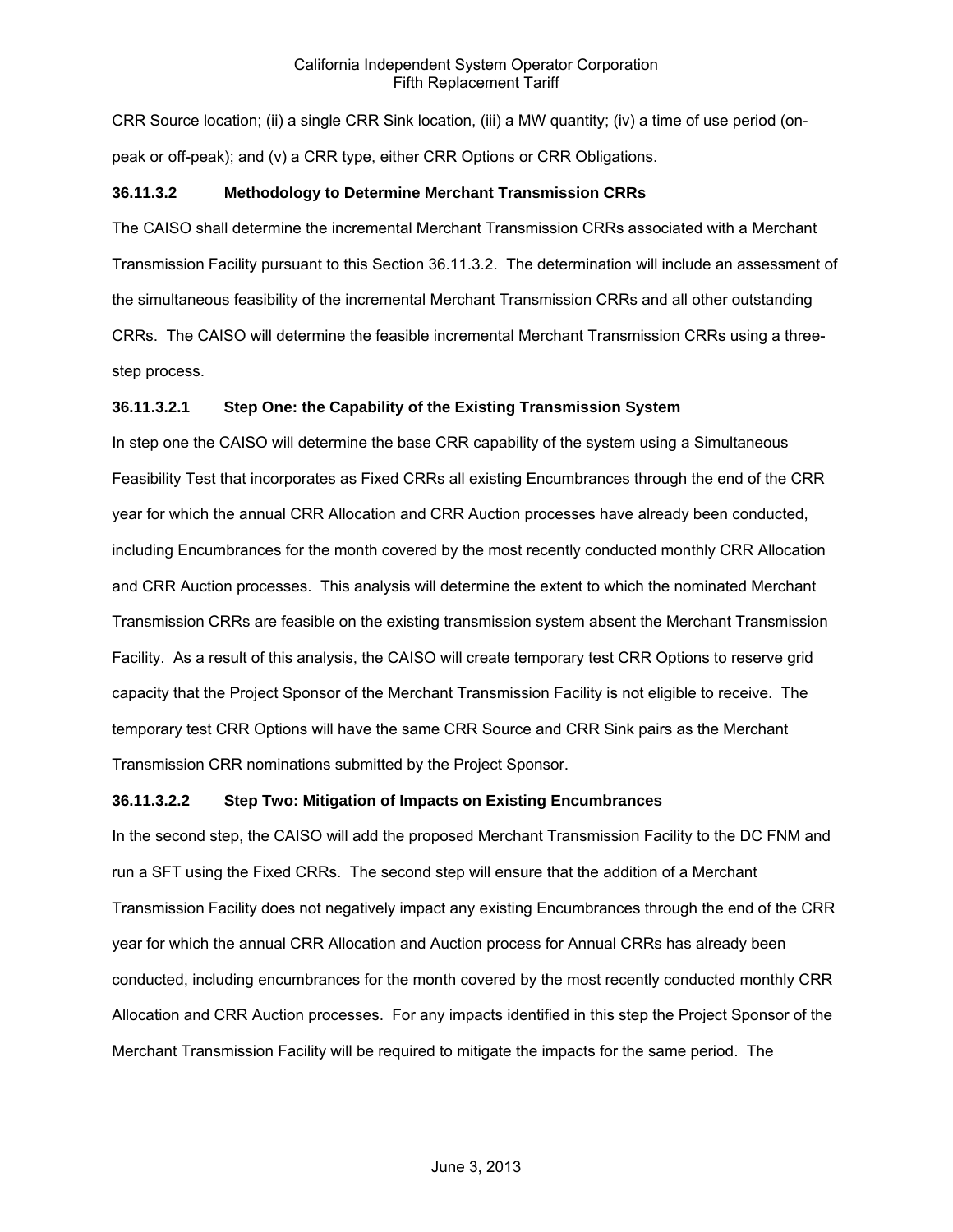CRR Source location; (ii) a single CRR Sink location, (iii) a MW quantity; (iv) a time of use period (on-peak or off-peak); and (v) a CRR type, either CRR Options or CRR Obligations.

**36.11.3.2 Methodology to Determine Merchant Transmission CRRs**

The CAISO shall determine the incremental Merchant Transmission CRRs associated with a Merchant Transmission Facility pursuant to this Section 36.11.3.2. The determination will include an assessment of the simultaneous feasibility of the incremental Merchant Transmission CRRs and all other outstanding CRRs. The CAISO will determine the feasible incremental Merchant Transmission CRRs using a three-step process.

**36.11.3.2.1 Step One: the Capability of the Existing Transmission System**

In step one the CAISO will determine the base CRR capability of the system using a Simultaneous Feasibility Test that incorporates as Fixed CRRs all existing Encumbrances through the end of the CRR year for which the annual CRR Allocation and CRR Auction processes have already been conducted, including Encumbrances for the month covered by the most recently conducted monthly CRR Allocation and CRR Auction processes. This analysis will determine the extent to which the nominated Merchant Transmission CRRs are feasible on the existing transmission system absent the Merchant Transmission Facility. As a result of this analysis, the CAISO will create temporary test CRR Options to reserve grid capacity that the Project Sponsor of the Merchant Transmission Facility is not eligible to receive. The temporary test CRR Options will have the same CRR Source and CRR Sink pairs as the Merchant Transmission CRR nominations submitted by the Project Sponsor.

**36.11.3.2.2 Step Two: Mitigation of Impacts on Existing Encumbrances**

In the second step, the CAISO will add the proposed Merchant Transmission Facility to the DC FNM and run a SFT using the Fixed CRRs. The second step will ensure that the addition of a Merchant Transmission Facility does not negatively impact any existing Encumbrances through the end of the CRR year for which the annual CRR Allocation and Auction process for Annual CRRs has already been conducted, including encumbrances for the month covered by the most recently conducted monthly CRR Allocation and CRR Auction processes. For any impacts identified in this step the Project Sponsor of the Merchant Transmission Facility will be required to mitigate the impacts for the same period. The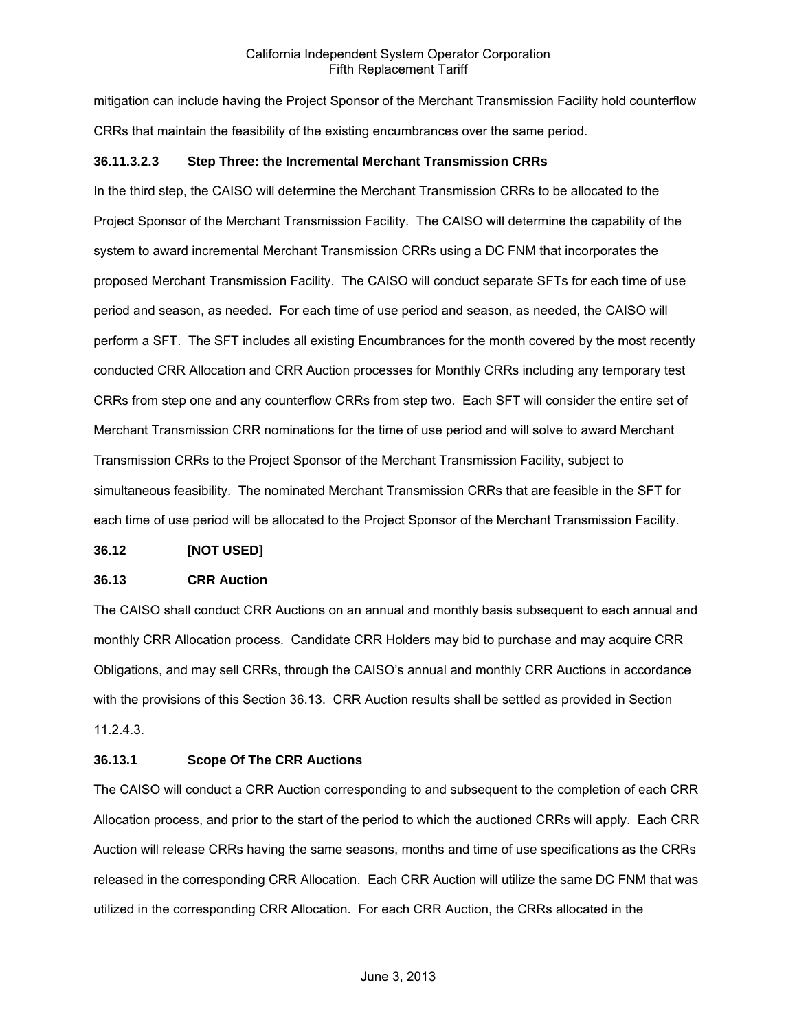mitigation can include having the Project Sponsor of the Merchant Transmission Facility hold counterflow CRRs that maintain the feasibility of the existing encumbrances over the same period.

#### 36.11.3.2.3 Step Three: the Incremental Merchant Transmission CRRs

In the third step, the CAISO will determine the Merchant Transmission CRRs to be allocated to the Project Sponsor of the Merchant Transmission Facility. The CAISO will determine the capability of the system to award incremental Merchant Transmission CRRs using a DC FNM that incorporates the proposed Merchant Transmission Facility. The CAISO will conduct separate SFTs for each time of use period and season, as needed. For each time of use period and season, as needed, the CAISO will perform a SFT. The SFT includes all existing Encumbrances for the month covered by the most recently conducted CRR Allocation and CRR Auction processes for Monthly CRRs including any temporary test CRRs from step one and any counterflow CRRs from step two. Each SFT will consider the entire set of Merchant Transmission CRR nominations for the time of use period and will solve to award Merchant Transmission CRRs to the Project Sponsor of the Merchant Transmission Facility, subject to simultaneous feasibility. The nominated Merchant Transmission CRRs that are feasible in the SFT for each time of use period will be allocated to the Project Sponsor of the Merchant Transmission Facility.

## 36.12 [NOT USED]

## 36.13 CRR Auction

The CAISO shall conduct CRR Auctions on an annual and monthly basis subsequent to each annual and monthly CRR Allocation process. Candidate CRR Holders may bid to purchase and may acquire CRR Obligations, and may sell CRRs, through the CAISO's annual and monthly CRR Auctions in accordance with the provisions of this Section 36.13. CRR Auction results shall be settled as provided in Section 11.2.4.3.

### 36.13.1 Scope Of The CRR Auctions

The CAISO will conduct a CRR Auction corresponding to and subsequent to the completion of each CRR Allocation process, and prior to the start of the period to which the auctioned CRRs will apply. Each CRR Auction will release CRRs having the same seasons, months and time of use specifications as the CRRs released in the corresponding CRR Allocation. Each CRR Auction will utilize the same DC FNM that was utilized in the corresponding CRR Allocation. For each CRR Auction, the CRRs allocated in the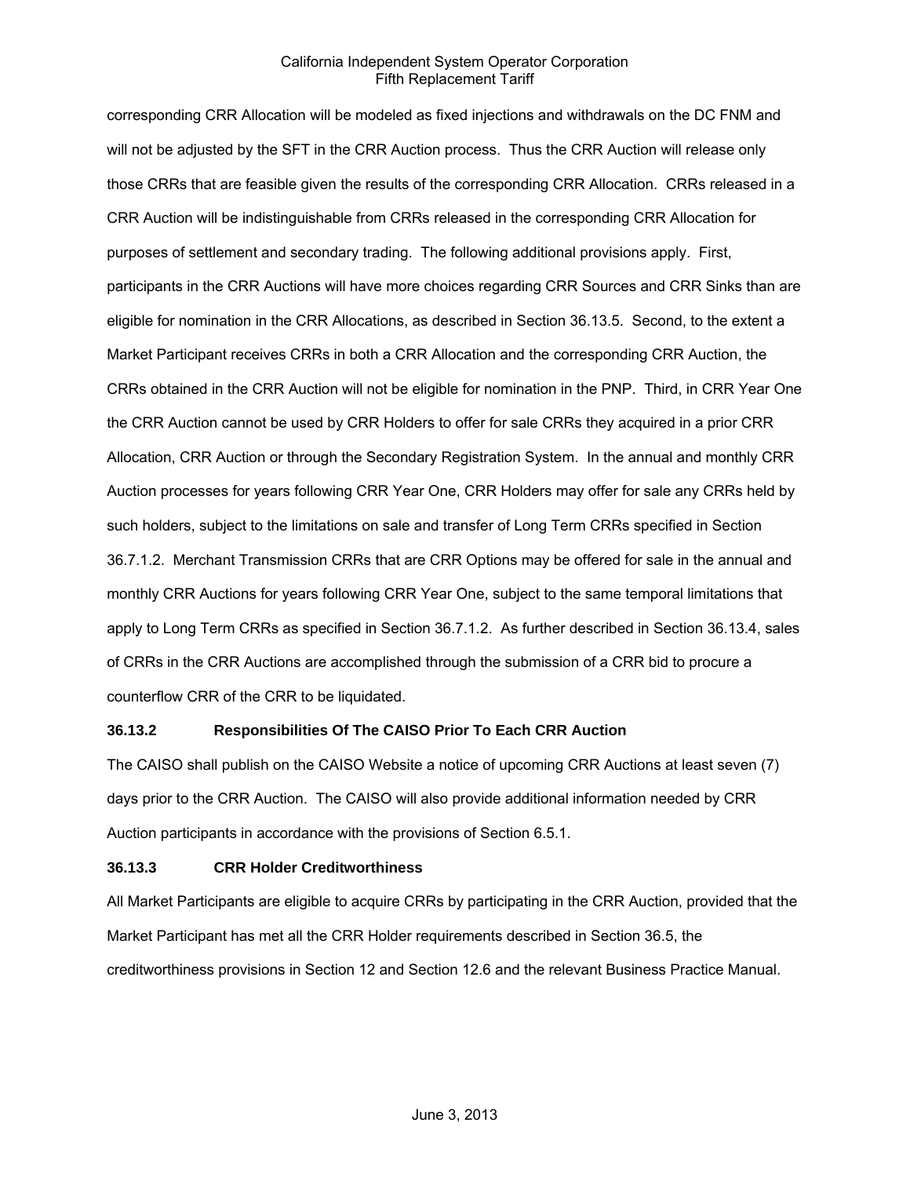corresponding CRR Allocation will be modeled as fixed injections and withdrawals on the DC FNM and will not be adjusted by the SFT in the CRR Auction process. Thus the CRR Auction will release only those CRRs that are feasible given the results of the corresponding CRR Allocation. CRRs released in a CRR Auction will be indistinguishable from CRRs released in the corresponding CRR Allocation for purposes of settlement and secondary trading. The following additional provisions apply. First, participants in the CRR Auctions will have more choices regarding CRR Sources and CRR Sinks than are eligible for nomination in the CRR Allocations, as described in Section 36.13.5. Second, to the extent a Market Participant receives CRRs in both a CRR Allocation and the corresponding CRR Auction, the CRRs obtained in the CRR Auction will not be eligible for nomination in the PNP. Third, in CRR Year One the CRR Auction cannot be used by CRR Holders to offer for sale CRRs they acquired in a prior CRR Allocation, CRR Auction or through the Secondary Registration System. In the annual and monthly CRR Auction processes for years following CRR Year One, CRR Holders may offer for sale any CRRs held by such holders, subject to the limitations on sale and transfer of Long Term CRRs specified in Section 36.7.1.2. Merchant Transmission CRRs that are CRR Options may be offered for sale in the annual and monthly CRR Auctions for years following CRR Year One, subject to the same temporal limitations that apply to Long Term CRRs as specified in Section 36.7.1.2. As further described in Section 36.13.4, sales of CRRs in the CRR Auctions are accomplished through the submission of a CRR bid to procure a counterflow CRR of the CRR to be liquidated.

### 36.13.2 Responsibilities Of The CAISO Prior To Each CRR Auction

The CAISO shall publish on the CAISO Website a notice of upcoming CRR Auctions at least seven (7) days prior to the CRR Auction. The CAISO will also provide additional information needed by CRR Auction participants in accordance with the provisions of Section 6.5.1.

### 36.13.3 CRR Holder Creditworthiness

All Market Participants are eligible to acquire CRRs by participating in the CRR Auction, provided that the Market Participant has met all the CRR Holder requirements described in Section 36.5, the creditworthiness provisions in Section 12 and Section 12.6 and the relevant Business Practice Manual.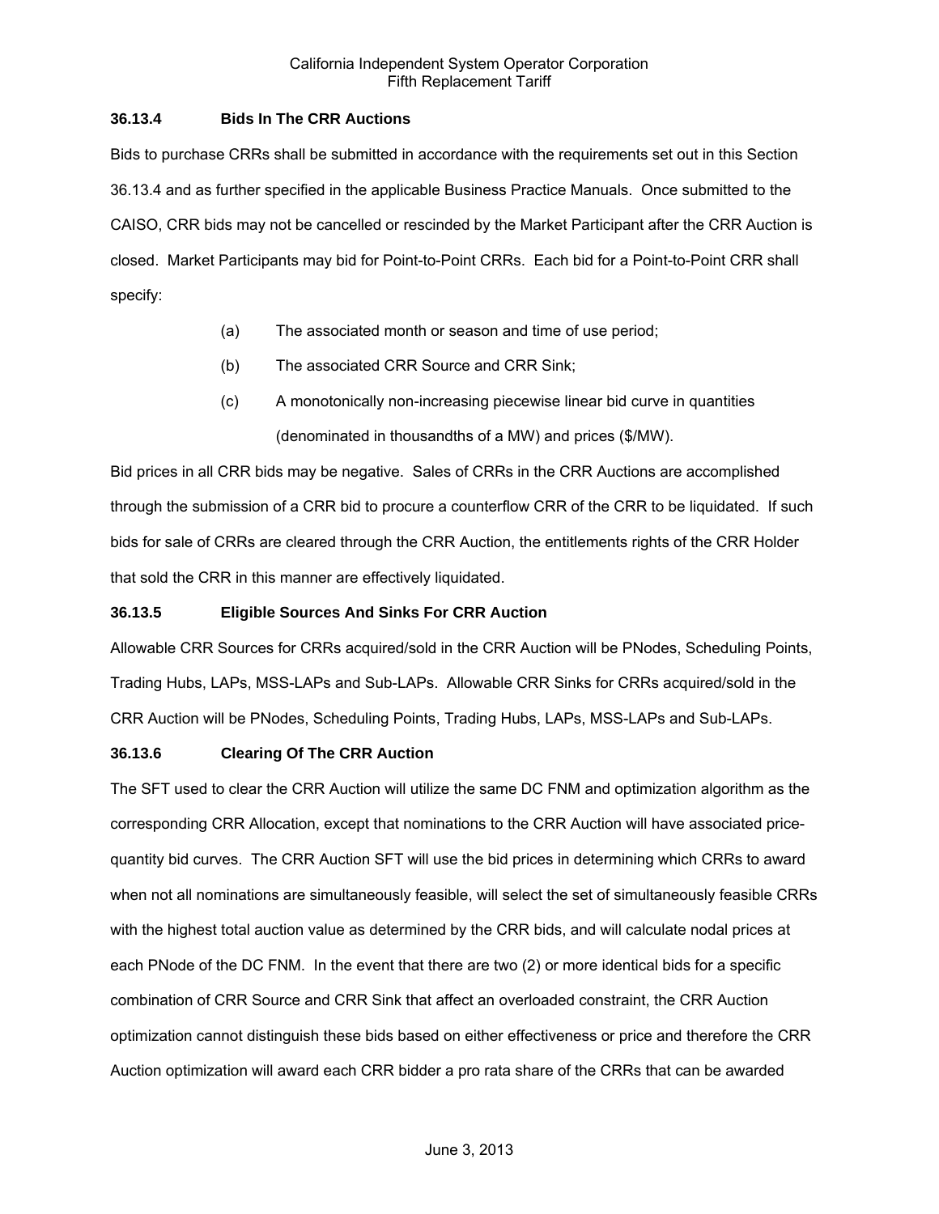### 36.13.4 Bids In The CRR Auctions

Bids to purchase CRRs shall be submitted in accordance with the requirements set out in this Section 36.13.4 and as further specified in the applicable Business Practice Manuals. Once submitted to the CAISO, CRR bids may not be cancelled or rescinded by the Market Participant after the CRR Auction is closed. Market Participants may bid for Point-to-Point CRRs. Each bid for a Point-to-Point CRR shall specify:

(a) The associated month or season and time of use period;

(b) The associated CRR Source and CRR Sink;

(c) A monotonically non-increasing piecewise linear bid curve in quantities (denominated in thousandths of a MW) and prices ($/MW).

Bid prices in all CRR bids may be negative. Sales of CRRs in the CRR Auctions are accomplished through the submission of a CRR bid to procure a counterflow CRR of the CRR to be liquidated. If such bids for sale of CRRs are cleared through the CRR Auction, the entitlements rights of the CRR Holder that sold the CRR in this manner are effectively liquidated.

### 36.13.5 Eligible Sources And Sinks For CRR Auction

Allowable CRR Sources for CRRs acquired/sold in the CRR Auction will be PNodes, Scheduling Points, Trading Hubs, LAPs, MSS-LAPs and Sub-LAPs. Allowable CRR Sinks for CRRs acquired/sold in the CRR Auction will be PNodes, Scheduling Points, Trading Hubs, LAPs, MSS-LAPs and Sub-LAPs.

### 36.13.6 Clearing Of The CRR Auction

The SFT used to clear the CRR Auction will utilize the same DC FNM and optimization algorithm as the corresponding CRR Allocation, except that nominations to the CRR Auction will have associated price-quantity bid curves. The CRR Auction SFT will use the bid prices in determining which CRRs to award when not all nominations are simultaneously feasible, will select the set of simultaneously feasible CRRs with the highest total auction value as determined by the CRR bids, and will calculate nodal prices at each PNode of the DC FNM. In the event that there are two (2) or more identical bids for a specific combination of CRR Source and CRR Sink that affect an overloaded constraint, the CRR Auction optimization cannot distinguish these bids based on either effectiveness or price and therefore the CRR Auction optimization will award each CRR bidder a pro rata share of the CRRs that can be awarded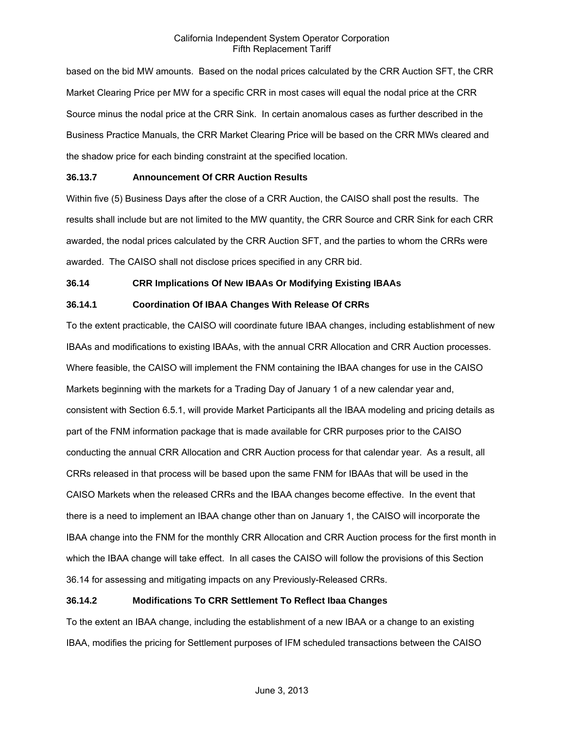based on the bid MW amounts. Based on the nodal prices calculated by the CRR Auction SFT, the CRR Market Clearing Price per MW for a specific CRR in most cases will equal the nodal price at the CRR Source minus the nodal price at the CRR Sink. In certain anomalous cases as further described in the Business Practice Manuals, the CRR Market Clearing Price will be based on the CRR MWs cleared and the shadow price for each binding constraint at the specified location.

**36.13.7 Announcement Of CRR Auction Results**

Within five (5) Business Days after the close of a CRR Auction, the CAISO shall post the results. The results shall include but are not limited to the MW quantity, the CRR Source and CRR Sink for each CRR awarded, the nodal prices calculated by the CRR Auction SFT, and the parties to whom the CRRs were awarded. The CAISO shall not disclose prices specified in any CRR bid.

**36.14 CRR Implications Of New IBAAs Or Modifying Existing IBAAs**

**36.14.1 Coordination Of IBAA Changes With Release Of CRRs**

To the extent practicable, the CAISO will coordinate future IBAA changes, including establishment of new IBAAs and modifications to existing IBAAs, with the annual CRR Allocation and CRR Auction processes. Where feasible, the CAISO will implement the FNM containing the IBAA changes for use in the CAISO Markets beginning with the markets for a Trading Day of January 1 of a new calendar year and, consistent with Section 6.5.1, will provide Market Participants all the IBAA modeling and pricing details as part of the FNM information package that is made available for CRR purposes prior to the CAISO conducting the annual CRR Allocation and CRR Auction process for that calendar year. As a result, all CRRs released in that process will be based upon the same FNM for IBAAs that will be used in the CAISO Markets when the released CRRs and the IBAA changes become effective. In the event that there is a need to implement an IBAA change other than on January 1, the CAISO will incorporate the IBAA change into the FNM for the monthly CRR Allocation and CRR Auction process for the first month in which the IBAA change will take effect. In all cases the CAISO will follow the provisions of this Section 36.14 for assessing and mitigating impacts on any Previously-Released CRRs.

**36.14.2 Modifications To CRR Settlement To Reflect Ibaa Changes**

To the extent an IBAA change, including the establishment of a new IBAA or a change to an existing IBAA, modifies the pricing for Settlement purposes of IFM scheduled transactions between the CAISO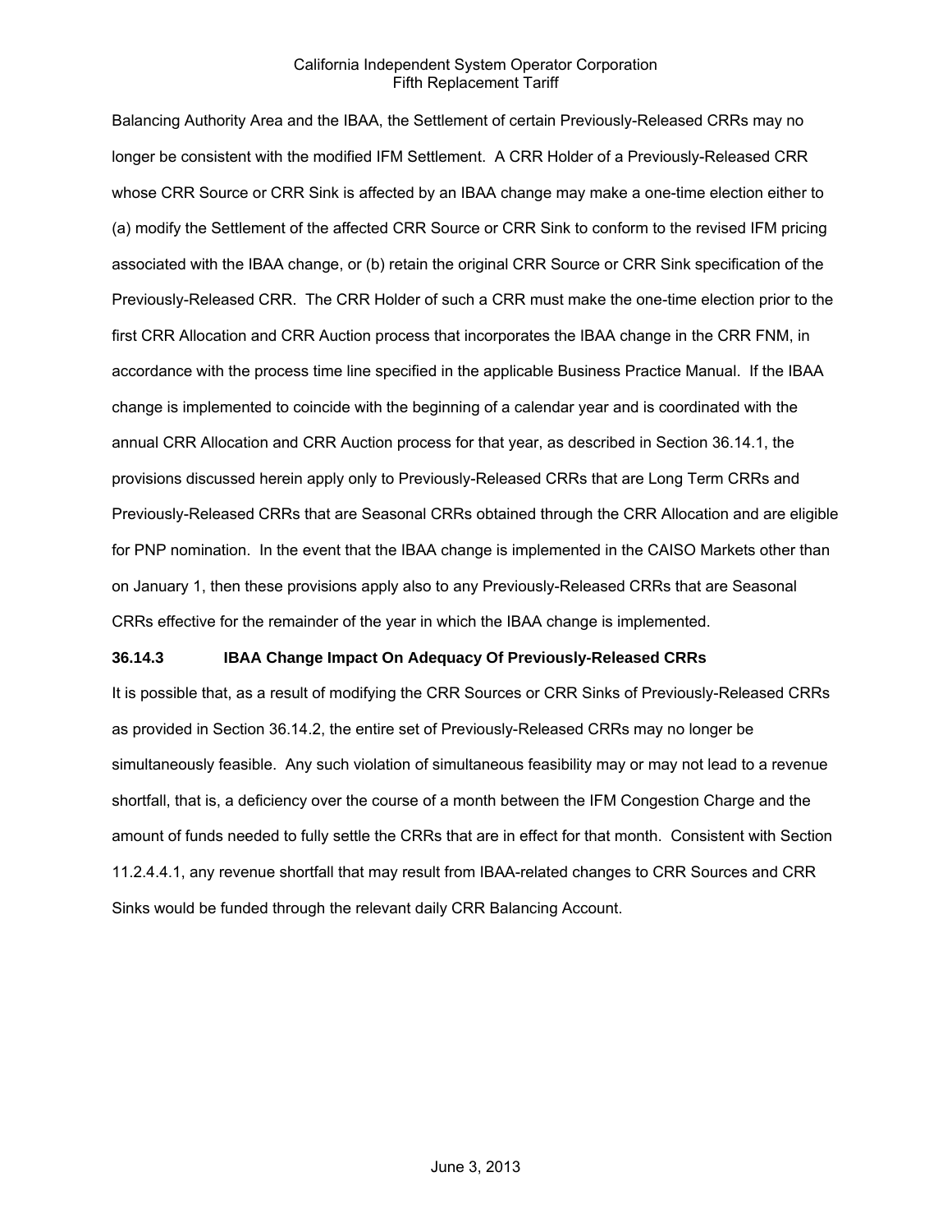Balancing Authority Area and the IBAA, the Settlement of certain Previously-Released CRRs may no longer be consistent with the modified IFM Settlement. A CRR Holder of a Previously-Released CRR whose CRR Source or CRR Sink is affected by an IBAA change may make a one-time election either to (a) modify the Settlement of the affected CRR Source or CRR Sink to conform to the revised IFM pricing associated with the IBAA change, or (b) retain the original CRR Source or CRR Sink specification of the Previously-Released CRR. The CRR Holder of such a CRR must make the one-time election prior to the first CRR Allocation and CRR Auction process that incorporates the IBAA change in the CRR FNM, in accordance with the process time line specified in the applicable Business Practice Manual. If the IBAA change is implemented to coincide with the beginning of a calendar year and is coordinated with the annual CRR Allocation and CRR Auction process for that year, as described in Section 36.14.1, the provisions discussed herein apply only to Previously-Released CRRs that are Long Term CRRs and Previously-Released CRRs that are Seasonal CRRs obtained through the CRR Allocation and are eligible for PNP nomination. In the event that the IBAA change is implemented in the CAISO Markets other than on January 1, then these provisions apply also to any Previously-Released CRRs that are Seasonal CRRs effective for the remainder of the year in which the IBAA change is implemented.

**36.14.3 IBAA Change Impact On Adequacy Of Previously-Released CRRs**

It is possible that, as a result of modifying the CRR Sources or CRR Sinks of Previously-Released CRRs as provided in Section 36.14.2, the entire set of Previously-Released CRRs may no longer be simultaneously feasible. Any such violation of simultaneous feasibility may or may not lead to a revenue shortfall, that is, a deficiency over the course of a month between the IFM Congestion Charge and the amount of funds needed to fully settle the CRRs that are in effect for that month. Consistent with Section 11.2.4.4.1, any revenue shortfall that may result from IBAA-related changes to CRR Sources and CRR Sinks would be funded through the relevant daily CRR Balancing Account.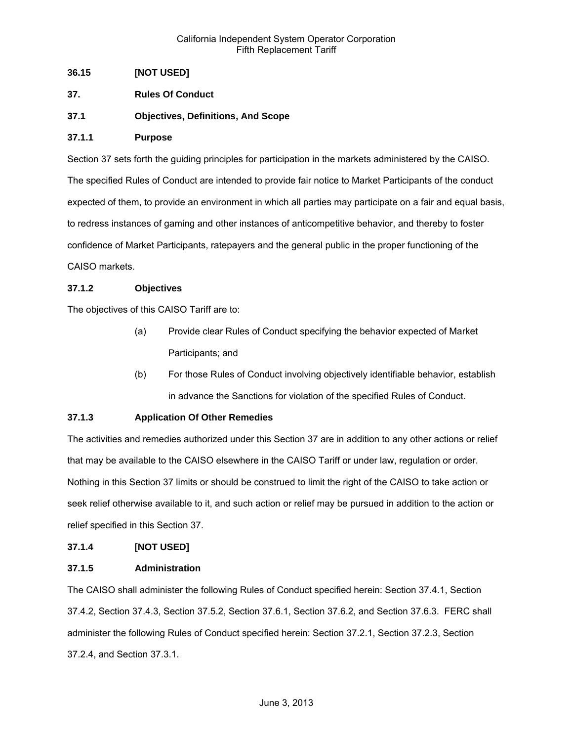### 36.15 [NOT USED]

## 37. Rules Of Conduct

### 37.1 Objectives, Definitions, And Scope

#### 37.1.1 Purpose

Section 37 sets forth the guiding principles for participation in the markets administered by the CAISO. The specified Rules of Conduct are intended to provide fair notice to Market Participants of the conduct expected of them, to provide an environment in which all parties may participate on a fair and equal basis, to redress instances of gaming and other instances of anticompetitive behavior, and thereby to foster confidence of Market Participants, ratepayers and the general public in the proper functioning of the CAISO markets.

#### 37.1.2 Objectives

The objectives of this CAISO Tariff are to:

(a) Provide clear Rules of Conduct specifying the behavior expected of Market Participants; and

(b) For those Rules of Conduct involving objectively identifiable behavior, establish in advance the Sanctions for violation of the specified Rules of Conduct.

#### 37.1.3 Application Of Other Remedies

The activities and remedies authorized under this Section 37 are in addition to any other actions or relief that may be available to the CAISO elsewhere in the CAISO Tariff or under law, regulation or order. Nothing in this Section 37 limits or should be construed to limit the right of the CAISO to take action or seek relief otherwise available to it, and such action or relief may be pursued in addition to the action or relief specified in this Section 37.

#### 37.1.4 [NOT USED]

#### 37.1.5 Administration

The CAISO shall administer the following Rules of Conduct specified herein: Section 37.4.1, Section 37.4.2, Section 37.4.3, Section 37.5.2, Section 37.6.1, Section 37.6.2, and Section 37.6.3. FERC shall administer the following Rules of Conduct specified herein: Section 37.2.1, Section 37.2.3, Section 37.2.4, and Section 37.3.1.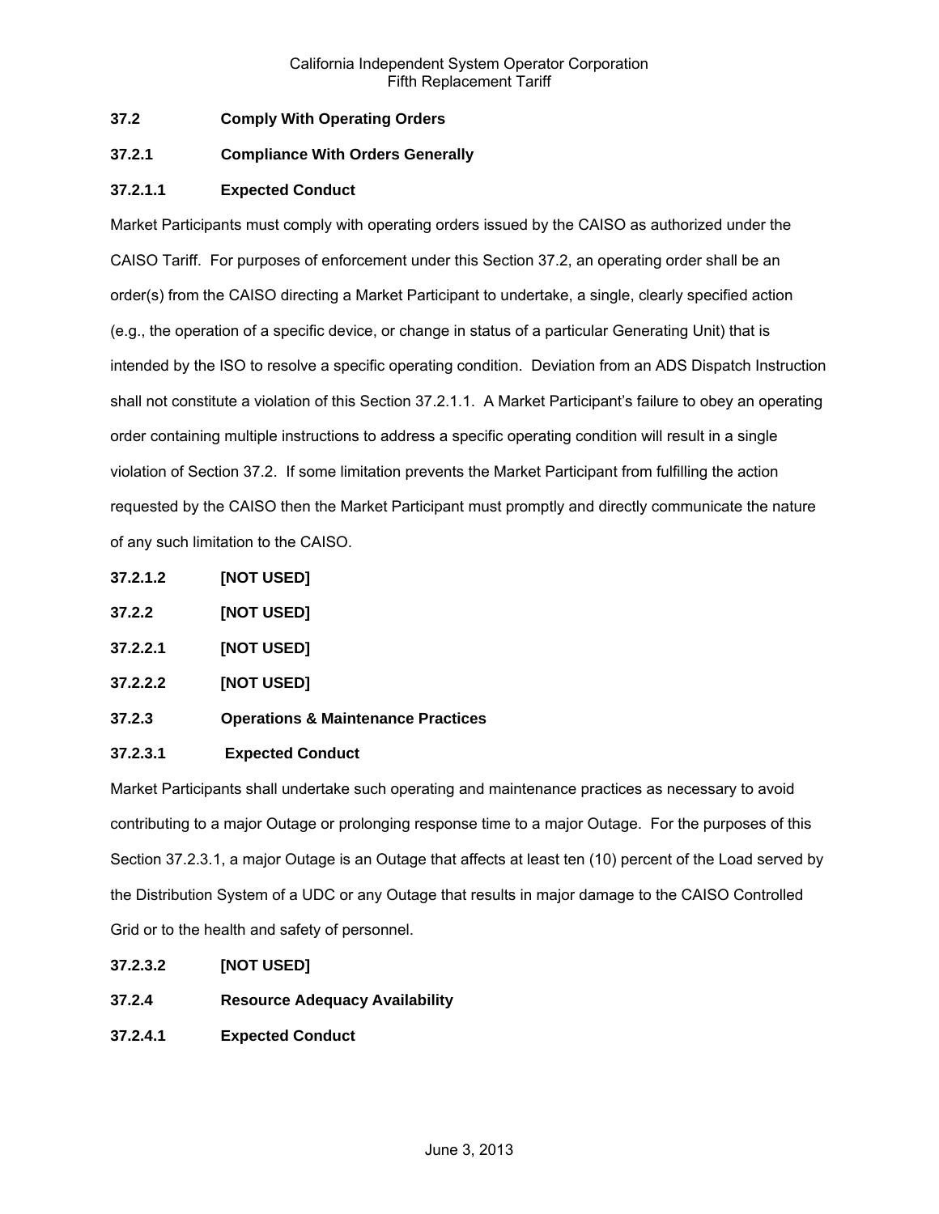**37.2 Comply With Operating Orders**

**37.2.1 Compliance With Orders Generally**

**37.2.1.1 Expected Conduct**

Market Participants must comply with operating orders issued by the CAISO as authorized under the CAISO Tariff. For purposes of enforcement under this Section 37.2, an operating order shall be an order(s) from the CAISO directing a Market Participant to undertake, a single, clearly specified action (e.g., the operation of a specific device, or change in status of a particular Generating Unit) that is intended by the ISO to resolve a specific operating condition. Deviation from an ADS Dispatch Instruction shall not constitute a violation of this Section 37.2.1.1. A Market Participant's failure to obey an operating order containing multiple instructions to address a specific operating condition will result in a single violation of Section 37.2. If some limitation prevents the Market Participant from fulfilling the action requested by the CAISO then the Market Participant must promptly and directly communicate the nature of any such limitation to the CAISO.

**37.2.1.2 [NOT USED]**

**37.2.2 [NOT USED]**

**37.2.2.1 [NOT USED]**

**37.2.2.2 [NOT USED]**

**37.2.3 Operations & Maintenance Practices**

**37.2.3.1 Expected Conduct**

Market Participants shall undertake such operating and maintenance practices as necessary to avoid contributing to a major Outage or prolonging response time to a major Outage. For the purposes of this Section 37.2.3.1, a major Outage is an Outage that affects at least ten (10) percent of the Load served by the Distribution System of a UDC or any Outage that results in major damage to the CAISO Controlled Grid or to the health and safety of personnel.

**37.2.3.2 [NOT USED]**

**37.2.4 Resource Adequacy Availability**

**37.2.4.1 Expected Conduct**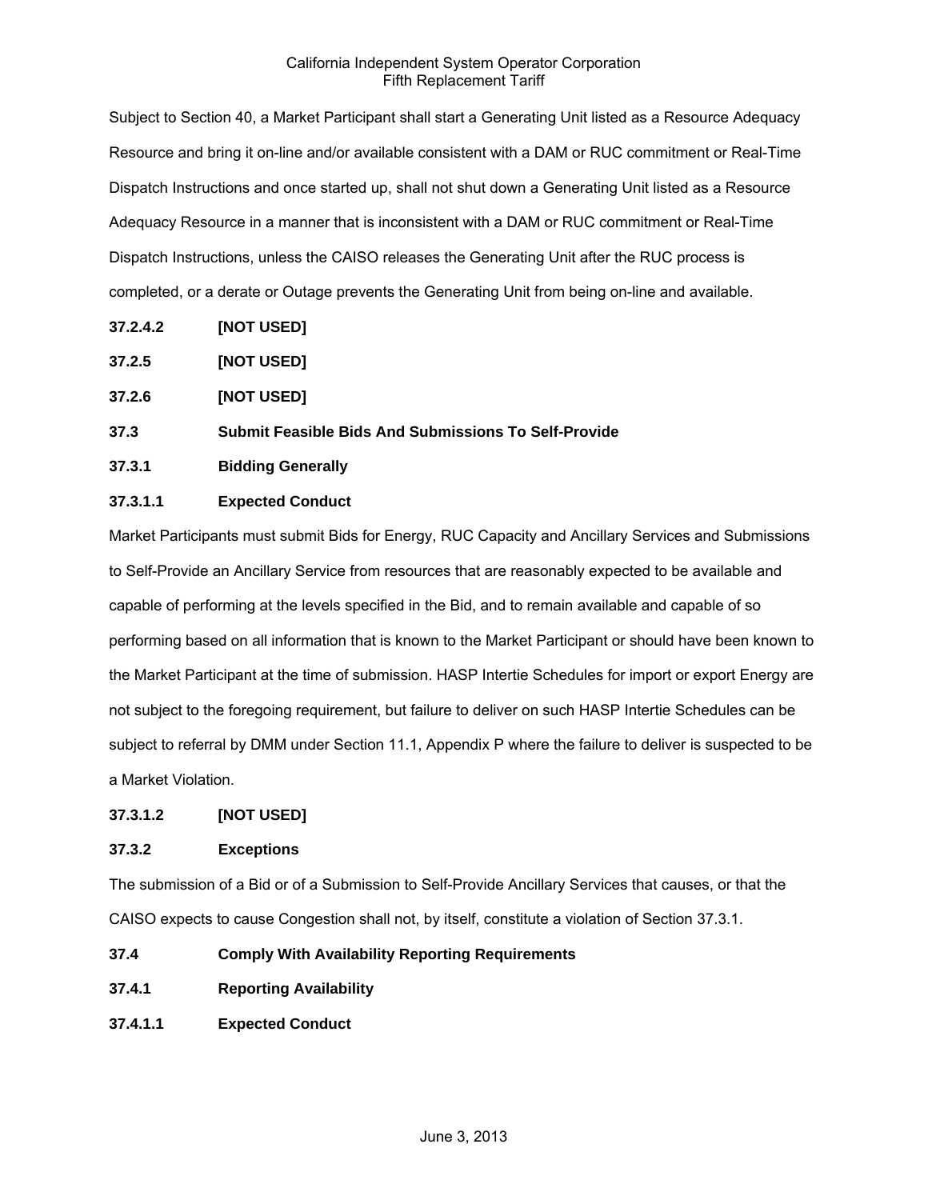Subject to Section 40, a Market Participant shall start a Generating Unit listed as a Resource Adequacy Resource and bring it on-line and/or available consistent with a DAM or RUC commitment or Real-Time Dispatch Instructions and once started up, shall not shut down a Generating Unit listed as a Resource Adequacy Resource in a manner that is inconsistent with a DAM or RUC commitment or Real-Time Dispatch Instructions, unless the CAISO releases the Generating Unit after the RUC process is completed, or a derate or Outage prevents the Generating Unit from being on-line and available.

**37.2.4.2 [NOT USED]**

**37.2.5 [NOT USED]**

**37.2.6 [NOT USED]**

**37.3 Submit Feasible Bids And Submissions To Self-Provide**

**37.3.1 Bidding Generally**

**37.3.1.1 Expected Conduct**

Market Participants must submit Bids for Energy, RUC Capacity and Ancillary Services and Submissions to Self-Provide an Ancillary Service from resources that are reasonably expected to be available and capable of performing at the levels specified in the Bid, and to remain available and capable of so performing based on all information that is known to the Market Participant or should have been known to the Market Participant at the time of submission. HASP Intertie Schedules for import or export Energy are not subject to the foregoing requirement, but failure to deliver on such HASP Intertie Schedules can be subject to referral by DMM under Section 11.1, Appendix P where the failure to deliver is suspected to be a Market Violation.

**37.3.1.2 [NOT USED]**

**37.3.2 Exceptions**

The submission of a Bid or of a Submission to Self-Provide Ancillary Services that causes, or that the CAISO expects to cause Congestion shall not, by itself, constitute a violation of Section 37.3.1.

**37.4 Comply With Availability Reporting Requirements**

**37.4.1 Reporting Availability**

**37.4.1.1 Expected Conduct**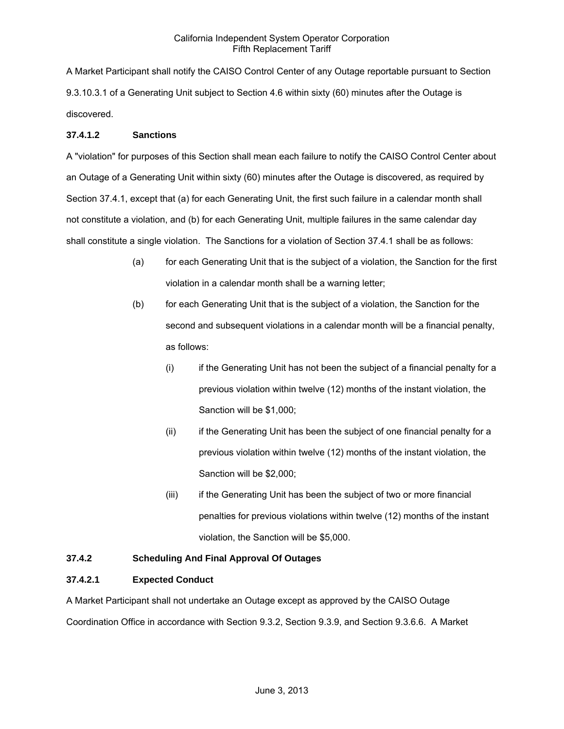A Market Participant shall notify the CAISO Control Center of any Outage reportable pursuant to Section 9.3.10.3.1 of a Generating Unit subject to Section 4.6 within sixty (60) minutes after the Outage is discovered.

### 37.4.1.2 Sanctions

A "violation" for purposes of this Section shall mean each failure to notify the CAISO Control Center about an Outage of a Generating Unit within sixty (60) minutes after the Outage is discovered, as required by Section 37.4.1, except that (a) for each Generating Unit, the first such failure in a calendar month shall not constitute a violation, and (b) for each Generating Unit, multiple failures in the same calendar day shall constitute a single violation. The Sanctions for a violation of Section 37.4.1 shall be as follows:

- (a) for each Generating Unit that is the subject of a violation, the Sanction for the first violation in a calendar month shall be a warning letter;
- (b) for each Generating Unit that is the subject of a violation, the Sanction for the second and subsequent violations in a calendar month will be a financial penalty, as follows:
  - (i) if the Generating Unit has not been the subject of a financial penalty for a previous violation within twelve (12) months of the instant violation, the Sanction will be $1,000;
  - (ii) if the Generating Unit has been the subject of one financial penalty for a previous violation within twelve (12) months of the instant violation, the Sanction will be $2,000;
  - (iii) if the Generating Unit has been the subject of two or more financial penalties for previous violations within twelve (12) months of the instant violation, the Sanction will be $5,000.

### 37.4.2 Scheduling And Final Approval Of Outages

### 37.4.2.1 Expected Conduct

A Market Participant shall not undertake an Outage except as approved by the CAISO Outage Coordination Office in accordance with Section 9.3.2, Section 9.3.9, and Section 9.3.6.6. A Market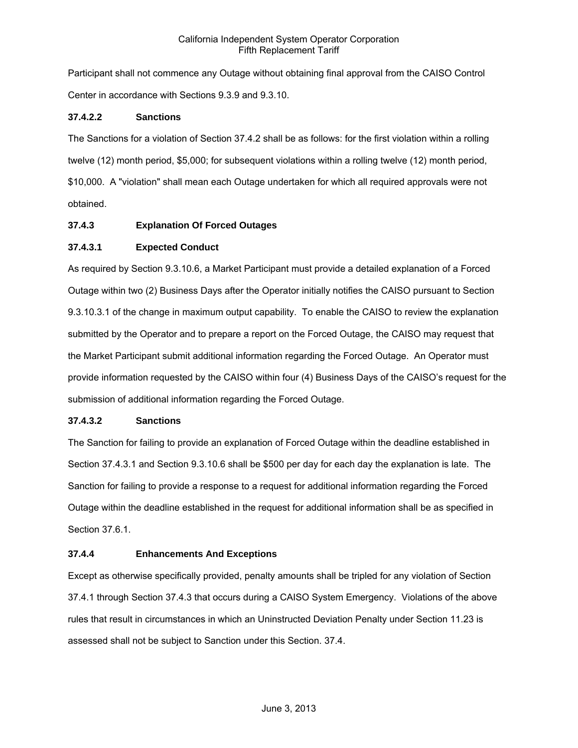Participant shall not commence any Outage without obtaining final approval from the CAISO Control Center in accordance with Sections 9.3.9 and 9.3.10.

**37.4.2.2 Sanctions**

The Sanctions for a violation of Section 37.4.2 shall be as follows: for the first violation within a rolling twelve (12) month period, $5,000; for subsequent violations within a rolling twelve (12) month period, $10,000. A "violation" shall mean each Outage undertaken for which all required approvals were not obtained.

**37.4.3 Explanation Of Forced Outages**

**37.4.3.1 Expected Conduct**

As required by Section 9.3.10.6, a Market Participant must provide a detailed explanation of a Forced Outage within two (2) Business Days after the Operator initially notifies the CAISO pursuant to Section 9.3.10.3.1 of the change in maximum output capability. To enable the CAISO to review the explanation submitted by the Operator and to prepare a report on the Forced Outage, the CAISO may request that the Market Participant submit additional information regarding the Forced Outage. An Operator must provide information requested by the CAISO within four (4) Business Days of the CAISO's request for the submission of additional information regarding the Forced Outage.

**37.4.3.2 Sanctions**

The Sanction for failing to provide an explanation of Forced Outage within the deadline established in Section 37.4.3.1 and Section 9.3.10.6 shall be $500 per day for each day the explanation is late. The Sanction for failing to provide a response to a request for additional information regarding the Forced Outage within the deadline established in the request for additional information shall be as specified in Section 37.6.1.

**37.4.4 Enhancements And Exceptions**

Except as otherwise specifically provided, penalty amounts shall be tripled for any violation of Section 37.4.1 through Section 37.4.3 that occurs during a CAISO System Emergency. Violations of the above rules that result in circumstances in which an Uninstructed Deviation Penalty under Section 11.23 is assessed shall not be subject to Sanction under this Section. 37.4.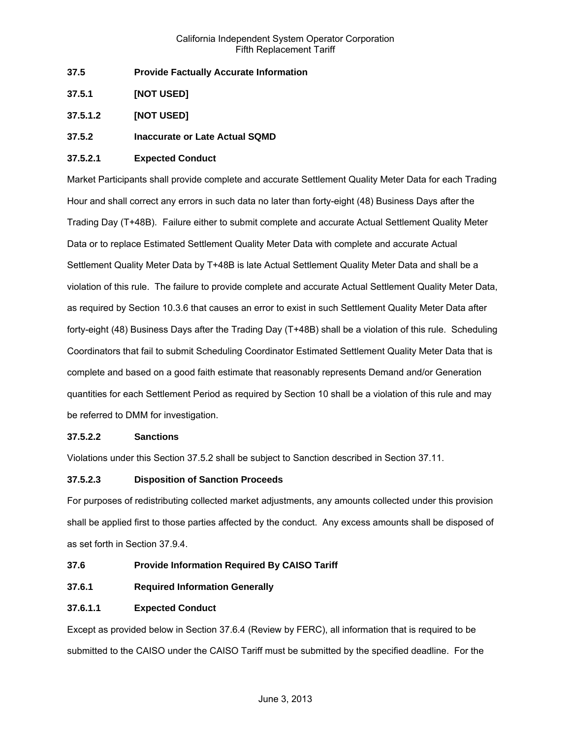### 37.5 Provide Factually Accurate Information

### 37.5.1 [NOT USED]

### 37.5.1.2 [NOT USED]

### 37.5.2 Inaccurate or Late Actual SQMD

#### 37.5.2.1 Expected Conduct

Market Participants shall provide complete and accurate Settlement Quality Meter Data for each Trading Hour and shall correct any errors in such data no later than forty-eight (48) Business Days after the Trading Day (T+48B). Failure either to submit complete and accurate Actual Settlement Quality Meter Data or to replace Estimated Settlement Quality Meter Data with complete and accurate Actual Settlement Quality Meter Data by T+48B is late Actual Settlement Quality Meter Data and shall be a violation of this rule. The failure to provide complete and accurate Actual Settlement Quality Meter Data, as required by Section 10.3.6 that causes an error to exist in such Settlement Quality Meter Data after forty-eight (48) Business Days after the Trading Day (T+48B) shall be a violation of this rule. Scheduling Coordinators that fail to submit Scheduling Coordinator Estimated Settlement Quality Meter Data that is complete and based on a good faith estimate that reasonably represents Demand and/or Generation quantities for each Settlement Period as required by Section 10 shall be a violation of this rule and may be referred to DMM for investigation.

#### 37.5.2.2 Sanctions

Violations under this Section 37.5.2 shall be subject to Sanction described in Section 37.11.

#### 37.5.2.3 Disposition of Sanction Proceeds

For purposes of redistributing collected market adjustments, any amounts collected under this provision shall be applied first to those parties affected by the conduct. Any excess amounts shall be disposed of as set forth in Section 37.9.4.

### 37.6 Provide Information Required By CAISO Tariff

### 37.6.1 Required Information Generally

#### 37.6.1.1 Expected Conduct

Except as provided below in Section 37.6.4 (Review by FERC), all information that is required to be submitted to the CAISO under the CAISO Tariff must be submitted by the specified deadline. For the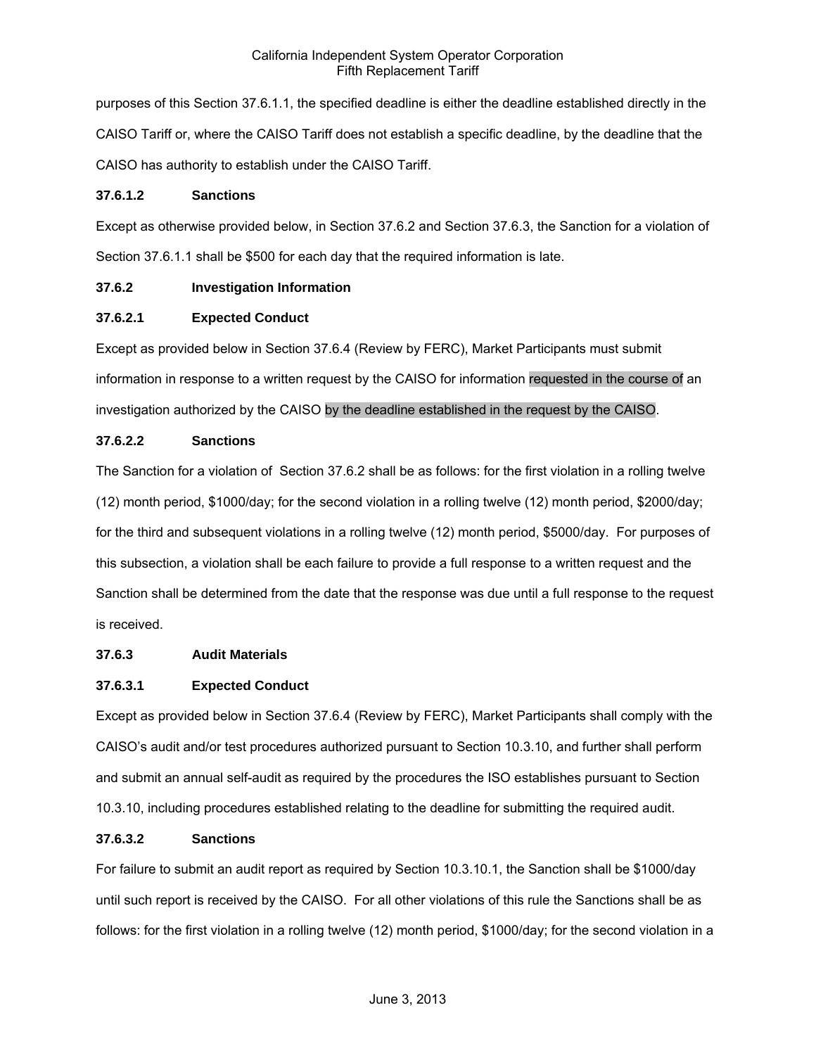purposes of this Section 37.6.1.1, the specified deadline is either the deadline established directly in the CAISO Tariff or, where the CAISO Tariff does not establish a specific deadline, by the deadline that the CAISO has authority to establish under the CAISO Tariff.

**37.6.1.2 Sanctions**

Except as otherwise provided below, in Section 37.6.2 and Section 37.6.3, the Sanction for a violation of Section 37.6.1.1 shall be $500 for each day that the required information is late.

**37.6.2 Investigation Information**

**37.6.2.1 Expected Conduct**

Except as provided below in Section 37.6.4 (Review by FERC), Market Participants must submit information in response to a written request by the CAISO for information requested in the course of an investigation authorized by the CAISO by the deadline established in the request by the CAISO.

**37.6.2.2 Sanctions**

The Sanction for a violation of Section 37.6.2 shall be as follows: for the first violation in a rolling twelve (12) month period, $1000/day; for the second violation in a rolling twelve (12) month period, $2000/day; for the third and subsequent violations in a rolling twelve (12) month period, $5000/day. For purposes of this subsection, a violation shall be each failure to provide a full response to a written request and the Sanction shall be determined from the date that the response was due until a full response to the request is received.

**37.6.3 Audit Materials**

**37.6.3.1 Expected Conduct**

Except as provided below in Section 37.6.4 (Review by FERC), Market Participants shall comply with the CAISO's audit and/or test procedures authorized pursuant to Section 10.3.10, and further shall perform and submit an annual self-audit as required by the procedures the ISO establishes pursuant to Section 10.3.10, including procedures established relating to the deadline for submitting the required audit.

**37.6.3.2 Sanctions**

For failure to submit an audit report as required by Section 10.3.10.1, the Sanction shall be $1000/day until such report is received by the CAISO. For all other violations of this rule the Sanctions shall be as follows: for the first violation in a rolling twelve (12) month period, $1000/day; for the second violation in a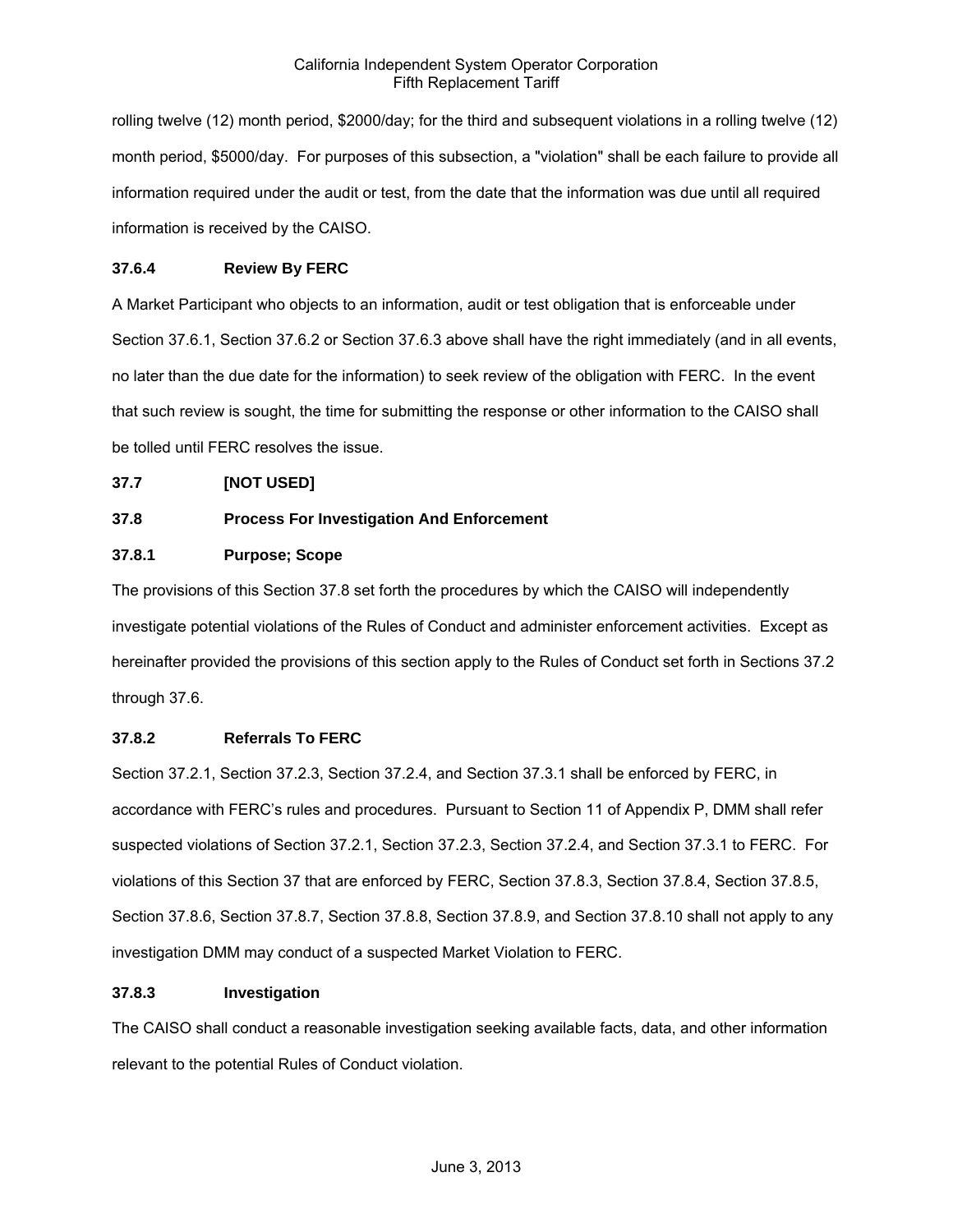rolling twelve (12) month period, $2000/day; for the third and subsequent violations in a rolling twelve (12) month period, $5000/day. For purposes of this subsection, a "violation" shall be each failure to provide all information required under the audit or test, from the date that the information was due until all required information is received by the CAISO.

### 37.6.4 Review By FERC

A Market Participant who objects to an information, audit or test obligation that is enforceable under Section 37.6.1, Section 37.6.2 or Section 37.6.3 above shall have the right immediately (and in all events, no later than the due date for the information) to seek review of the obligation with FERC. In the event that such review is sought, the time for submitting the response or other information to the CAISO shall be tolled until FERC resolves the issue.

## 37.7 [NOT USED]

## 37.8 Process For Investigation And Enforcement

### 37.8.1 Purpose; Scope

The provisions of this Section 37.8 set forth the procedures by which the CAISO will independently investigate potential violations of the Rules of Conduct and administer enforcement activities. Except as hereinafter provided the provisions of this section apply to the Rules of Conduct set forth in Sections 37.2 through 37.6.

### 37.8.2 Referrals To FERC

Section 37.2.1, Section 37.2.3, Section 37.2.4, and Section 37.3.1 shall be enforced by FERC, in accordance with FERC's rules and procedures. Pursuant to Section 11 of Appendix P, DMM shall refer suspected violations of Section 37.2.1, Section 37.2.3, Section 37.2.4, and Section 37.3.1 to FERC. For violations of this Section 37 that are enforced by FERC, Section 37.8.3, Section 37.8.4, Section 37.8.5, Section 37.8.6, Section 37.8.7, Section 37.8.8, Section 37.8.9, and Section 37.8.10 shall not apply to any investigation DMM may conduct of a suspected Market Violation to FERC.

### 37.8.3 Investigation

The CAISO shall conduct a reasonable investigation seeking available facts, data, and other information relevant to the potential Rules of Conduct violation.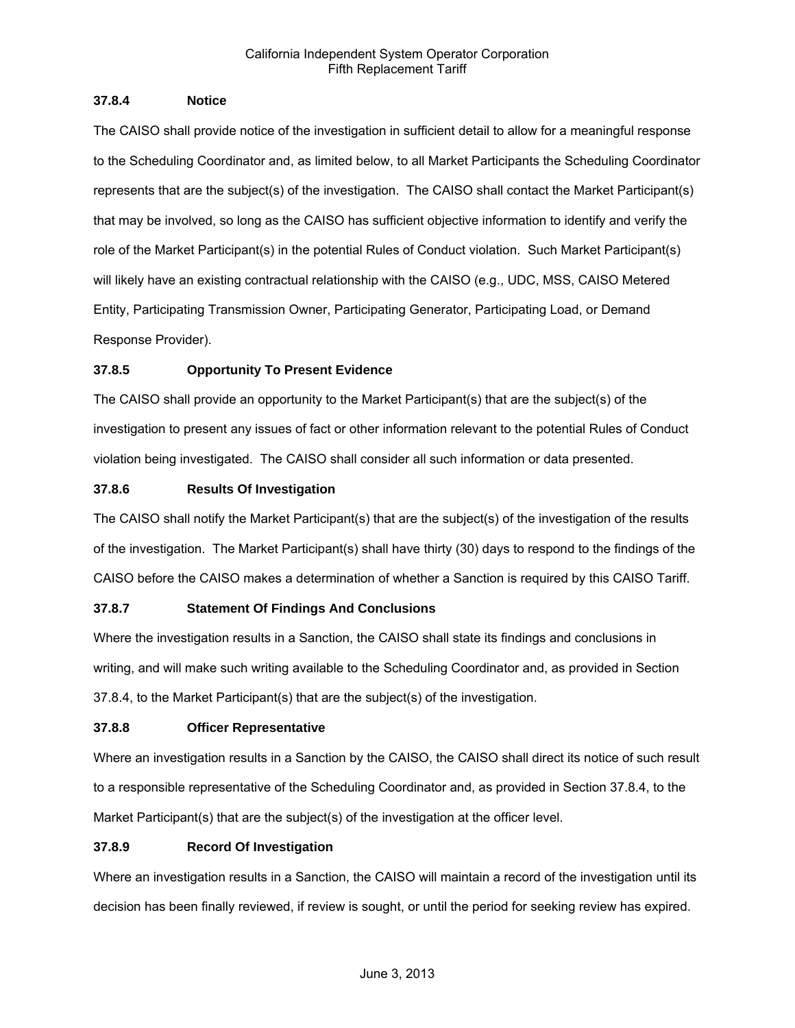### 37.8.4 Notice

The CAISO shall provide notice of the investigation in sufficient detail to allow for a meaningful response to the Scheduling Coordinator and, as limited below, to all Market Participants the Scheduling Coordinator represents that are the subject(s) of the investigation. The CAISO shall contact the Market Participant(s) that may be involved, so long as the CAISO has sufficient objective information to identify and verify the role of the Market Participant(s) in the potential Rules of Conduct violation. Such Market Participant(s) will likely have an existing contractual relationship with the CAISO (e.g., UDC, MSS, CAISO Metered Entity, Participating Transmission Owner, Participating Generator, Participating Load, or Demand Response Provider).

### 37.8.5 Opportunity To Present Evidence

The CAISO shall provide an opportunity to the Market Participant(s) that are the subject(s) of the investigation to present any issues of fact or other information relevant to the potential Rules of Conduct violation being investigated. The CAISO shall consider all such information or data presented.

### 37.8.6 Results Of Investigation

The CAISO shall notify the Market Participant(s) that are the subject(s) of the investigation of the results of the investigation. The Market Participant(s) shall have thirty (30) days to respond to the findings of the CAISO before the CAISO makes a determination of whether a Sanction is required by this CAISO Tariff.

### 37.8.7 Statement Of Findings And Conclusions

Where the investigation results in a Sanction, the CAISO shall state its findings and conclusions in writing, and will make such writing available to the Scheduling Coordinator and, as provided in Section 37.8.4, to the Market Participant(s) that are the subject(s) of the investigation.

### 37.8.8 Officer Representative

Where an investigation results in a Sanction by the CAISO, the CAISO shall direct its notice of such result to a responsible representative of the Scheduling Coordinator and, as provided in Section 37.8.4, to the Market Participant(s) that are the subject(s) of the investigation at the officer level.

### 37.8.9 Record Of Investigation

Where an investigation results in a Sanction, the CAISO will maintain a record of the investigation until its decision has been finally reviewed, if review is sought, or until the period for seeking review has expired.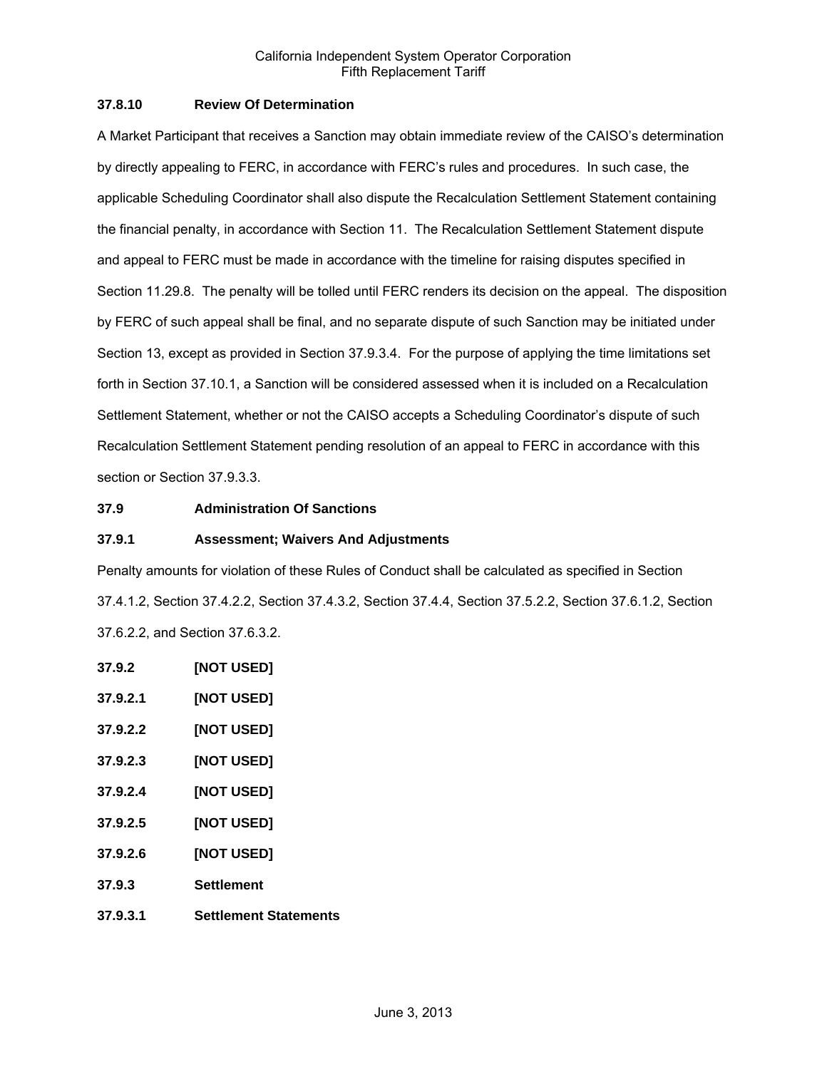### 37.8.10 Review Of Determination

A Market Participant that receives a Sanction may obtain immediate review of the CAISO's determination by directly appealing to FERC, in accordance with FERC's rules and procedures. In such case, the applicable Scheduling Coordinator shall also dispute the Recalculation Settlement Statement containing the financial penalty, in accordance with Section 11. The Recalculation Settlement Statement dispute and appeal to FERC must be made in accordance with the timeline for raising disputes specified in Section 11.29.8. The penalty will be tolled until FERC renders its decision on the appeal. The disposition by FERC of such appeal shall be final, and no separate dispute of such Sanction may be initiated under Section 13, except as provided in Section 37.9.3.4. For the purpose of applying the time limitations set forth in Section 37.10.1, a Sanction will be considered assessed when it is included on a Recalculation Settlement Statement, whether or not the CAISO accepts a Scheduling Coordinator's dispute of such Recalculation Settlement Statement pending resolution of an appeal to FERC in accordance with this section or Section 37.9.3.3.

## 37.9 Administration Of Sanctions

### 37.9.1 Assessment; Waivers And Adjustments

Penalty amounts for violation of these Rules of Conduct shall be calculated as specified in Section 37.4.1.2, Section 37.4.2.2, Section 37.4.3.2, Section 37.4.4, Section 37.5.2.2, Section 37.6.1.2, Section 37.6.2.2, and Section 37.6.3.2.

### 37.9.2 [NOT USED]

#### 37.9.2.1 [NOT USED]

#### 37.9.2.2 [NOT USED]

#### 37.9.2.3 [NOT USED]

#### 37.9.2.4 [NOT USED]

#### 37.9.2.5 [NOT USED]

#### 37.9.2.6 [NOT USED]

### 37.9.3 Settlement

#### 37.9.3.1 Settlement Statements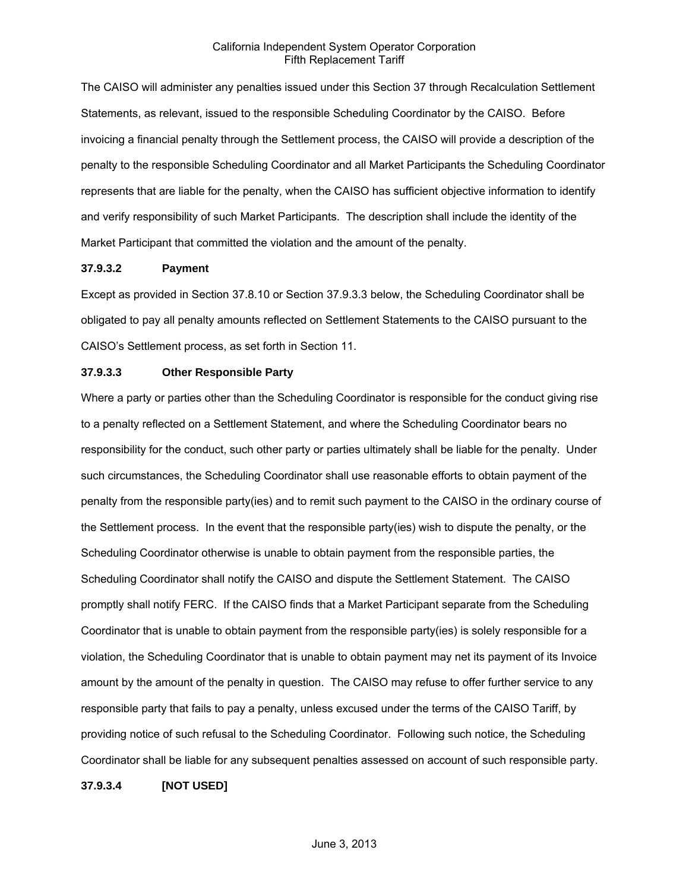The CAISO will administer any penalties issued under this Section 37 through Recalculation Settlement Statements, as relevant, issued to the responsible Scheduling Coordinator by the CAISO. Before invoicing a financial penalty through the Settlement process, the CAISO will provide a description of the penalty to the responsible Scheduling Coordinator and all Market Participants the Scheduling Coordinator represents that are liable for the penalty, when the CAISO has sufficient objective information to identify and verify responsibility of such Market Participants. The description shall include the identity of the Market Participant that committed the violation and the amount of the penalty.

**37.9.3.2 Payment**

Except as provided in Section 37.8.10 or Section 37.9.3.3 below, the Scheduling Coordinator shall be obligated to pay all penalty amounts reflected on Settlement Statements to the CAISO pursuant to the CAISO's Settlement process, as set forth in Section 11.

**37.9.3.3 Other Responsible Party**

Where a party or parties other than the Scheduling Coordinator is responsible for the conduct giving rise to a penalty reflected on a Settlement Statement, and where the Scheduling Coordinator bears no responsibility for the conduct, such other party or parties ultimately shall be liable for the penalty. Under such circumstances, the Scheduling Coordinator shall use reasonable efforts to obtain payment of the penalty from the responsible party(ies) and to remit such payment to the CAISO in the ordinary course of the Settlement process. In the event that the responsible party(ies) wish to dispute the penalty, or the Scheduling Coordinator otherwise is unable to obtain payment from the responsible parties, the Scheduling Coordinator shall notify the CAISO and dispute the Settlement Statement. The CAISO promptly shall notify FERC. If the CAISO finds that a Market Participant separate from the Scheduling Coordinator that is unable to obtain payment from the responsible party(ies) is solely responsible for a violation, the Scheduling Coordinator that is unable to obtain payment may net its payment of its Invoice amount by the amount of the penalty in question. The CAISO may refuse to offer further service to any responsible party that fails to pay a penalty, unless excused under the terms of the CAISO Tariff, by providing notice of such refusal to the Scheduling Coordinator. Following such notice, the Scheduling Coordinator shall be liable for any subsequent penalties assessed on account of such responsible party.

**37.9.3.4 [NOT USED]**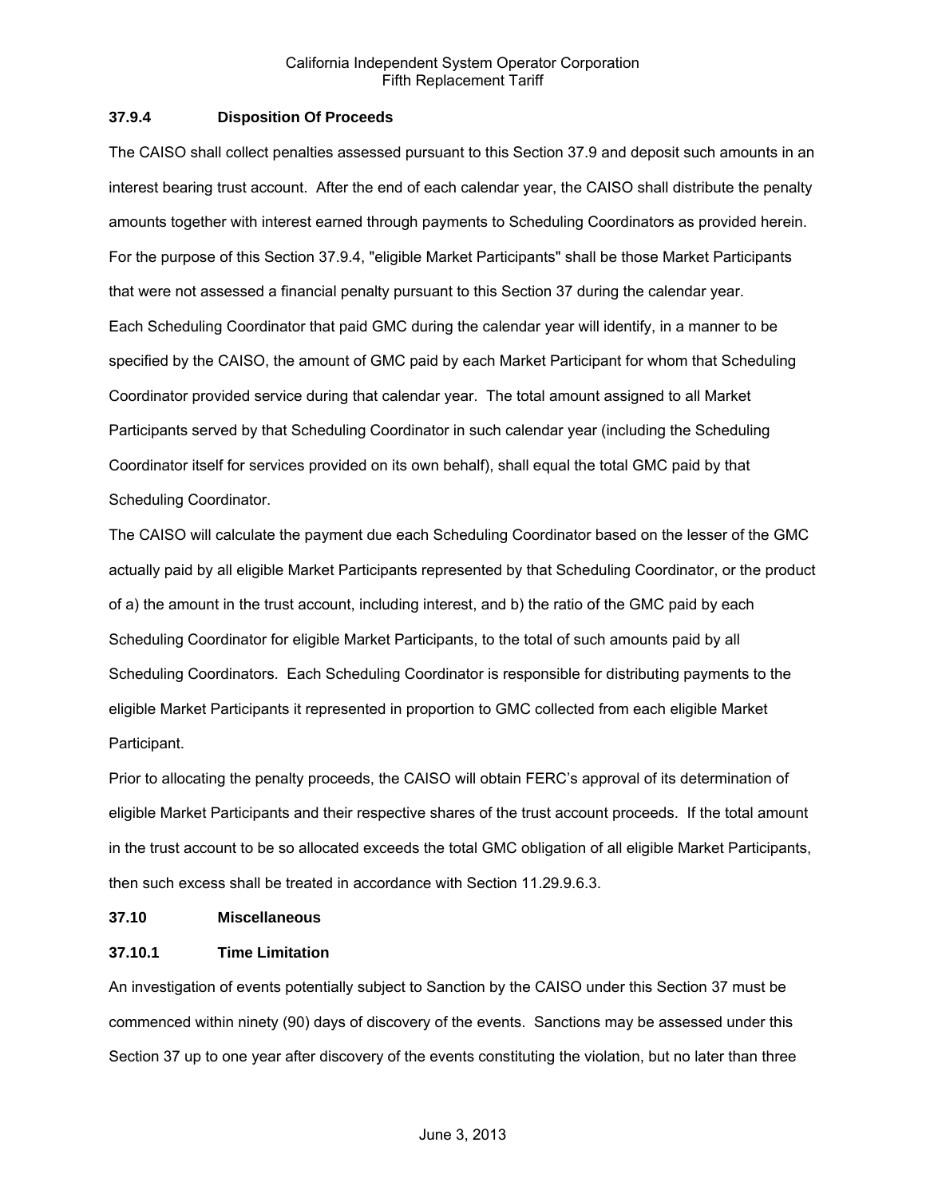### 37.9.4 Disposition Of Proceeds

The CAISO shall collect penalties assessed pursuant to this Section 37.9 and deposit such amounts in an interest bearing trust account. After the end of each calendar year, the CAISO shall distribute the penalty amounts together with interest earned through payments to Scheduling Coordinators as provided herein. For the purpose of this Section 37.9.4, "eligible Market Participants" shall be those Market Participants that were not assessed a financial penalty pursuant to this Section 37 during the calendar year.

Each Scheduling Coordinator that paid GMC during the calendar year will identify, in a manner to be specified by the CAISO, the amount of GMC paid by each Market Participant for whom that Scheduling Coordinator provided service during that calendar year. The total amount assigned to all Market Participants served by that Scheduling Coordinator in such calendar year (including the Scheduling Coordinator itself for services provided on its own behalf), shall equal the total GMC paid by that Scheduling Coordinator.

The CAISO will calculate the payment due each Scheduling Coordinator based on the lesser of the GMC actually paid by all eligible Market Participants represented by that Scheduling Coordinator, or the product of a) the amount in the trust account, including interest, and b) the ratio of the GMC paid by each Scheduling Coordinator for eligible Market Participants, to the total of such amounts paid by all Scheduling Coordinators. Each Scheduling Coordinator is responsible for distributing payments to the eligible Market Participants it represented in proportion to GMC collected from each eligible Market Participant.

Prior to allocating the penalty proceeds, the CAISO will obtain FERC's approval of its determination of eligible Market Participants and their respective shares of the trust account proceeds. If the total amount in the trust account to be so allocated exceeds the total GMC obligation of all eligible Market Participants, then such excess shall be treated in accordance with Section 11.29.9.6.3.

## 37.10 Miscellaneous

### 37.10.1 Time Limitation

An investigation of events potentially subject to Sanction by the CAISO under this Section 37 must be commenced within ninety (90) days of discovery of the events. Sanctions may be assessed under this Section 37 up to one year after discovery of the events constituting the violation, but no later than three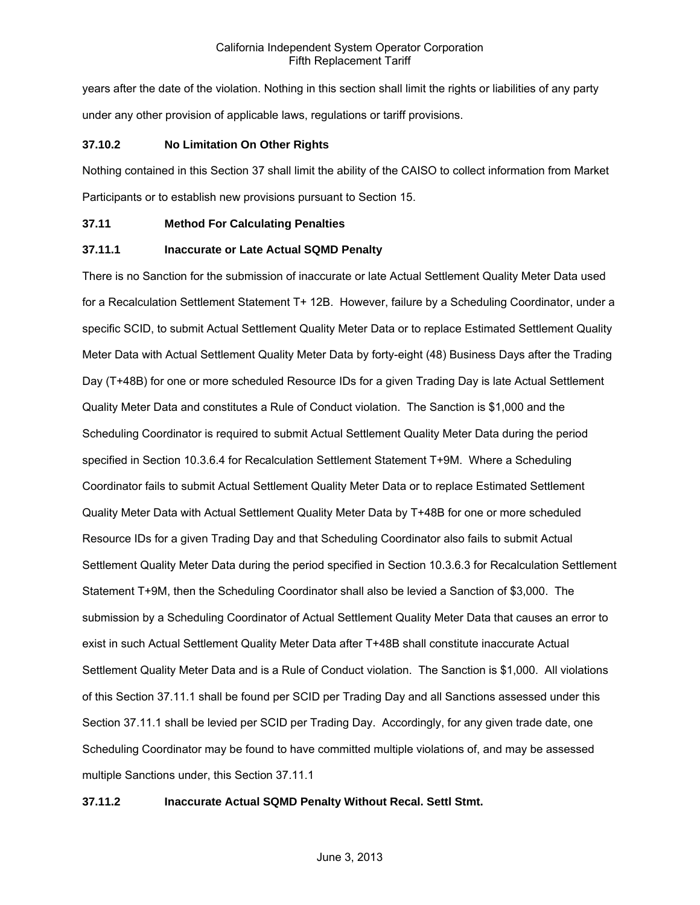years after the date of the violation. Nothing in this section shall limit the rights or liabilities of any party under any other provision of applicable laws, regulations or tariff provisions.

### 37.10.2 No Limitation On Other Rights

Nothing contained in this Section 37 shall limit the ability of the CAISO to collect information from Market Participants or to establish new provisions pursuant to Section 15.

## 37.11 Method For Calculating Penalties

### 37.11.1 Inaccurate or Late Actual SQMD Penalty

There is no Sanction for the submission of inaccurate or late Actual Settlement Quality Meter Data used for a Recalculation Settlement Statement T+ 12B. However, failure by a Scheduling Coordinator, under a specific SCID, to submit Actual Settlement Quality Meter Data or to replace Estimated Settlement Quality Meter Data with Actual Settlement Quality Meter Data by forty-eight (48) Business Days after the Trading Day (T+48B) for one or more scheduled Resource IDs for a given Trading Day is late Actual Settlement Quality Meter Data and constitutes a Rule of Conduct violation. The Sanction is $1,000 and the Scheduling Coordinator is required to submit Actual Settlement Quality Meter Data during the period specified in Section 10.3.6.4 for Recalculation Settlement Statement T+9M. Where a Scheduling Coordinator fails to submit Actual Settlement Quality Meter Data or to replace Estimated Settlement Quality Meter Data with Actual Settlement Quality Meter Data by T+48B for one or more scheduled Resource IDs for a given Trading Day and that Scheduling Coordinator also fails to submit Actual Settlement Quality Meter Data during the period specified in Section 10.3.6.3 for Recalculation Settlement Statement T+9M, then the Scheduling Coordinator shall also be levied a Sanction of $3,000. The submission by a Scheduling Coordinator of Actual Settlement Quality Meter Data that causes an error to exist in such Actual Settlement Quality Meter Data after T+48B shall constitute inaccurate Actual Settlement Quality Meter Data and is a Rule of Conduct violation. The Sanction is $1,000. All violations of this Section 37.11.1 shall be found per SCID per Trading Day and all Sanctions assessed under this Section 37.11.1 shall be levied per SCID per Trading Day. Accordingly, for any given trade date, one Scheduling Coordinator may be found to have committed multiple violations of, and may be assessed multiple Sanctions under, this Section 37.11.1

### 37.11.2 Inaccurate Actual SQMD Penalty Without Recal. Settl Stmt.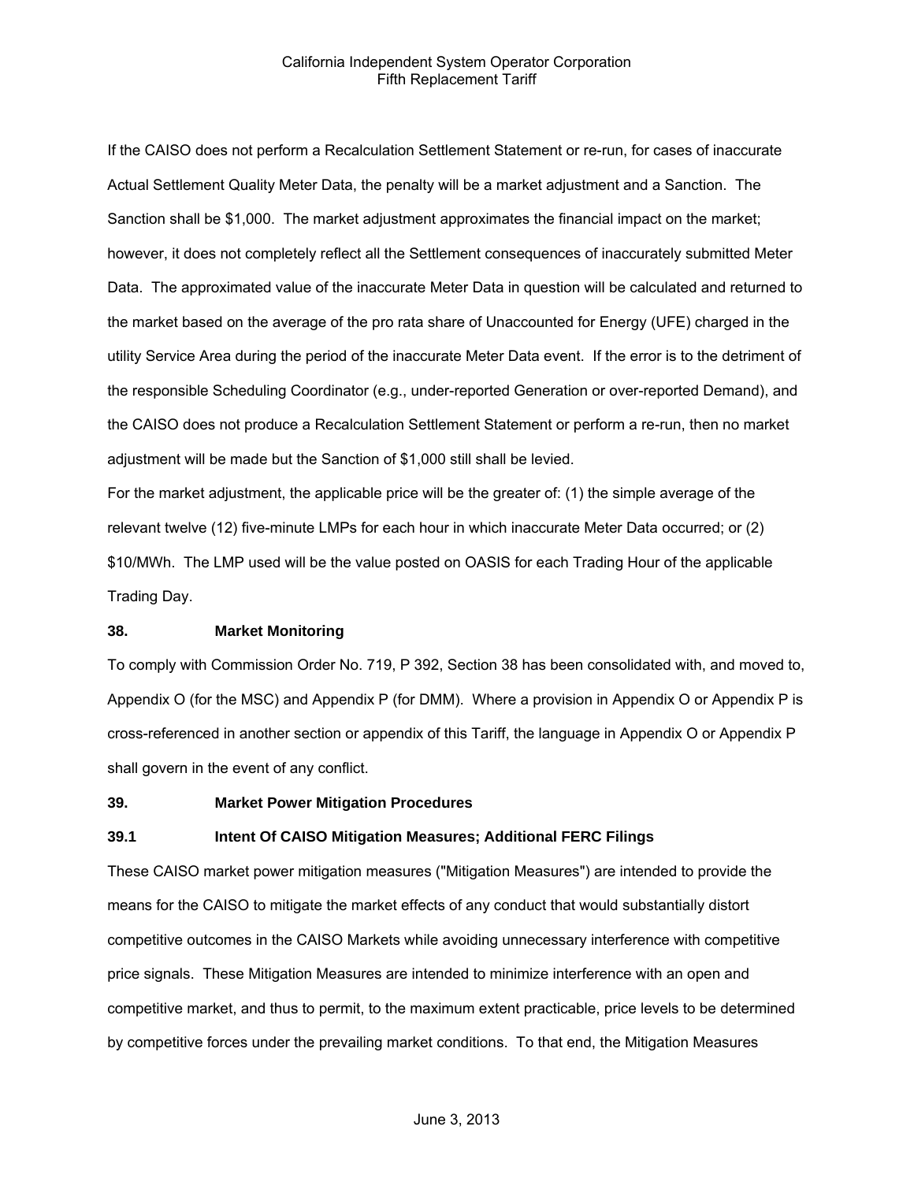If the CAISO does not perform a Recalculation Settlement Statement or re-run, for cases of inaccurate Actual Settlement Quality Meter Data, the penalty will be a market adjustment and a Sanction. The Sanction shall be $1,000. The market adjustment approximates the financial impact on the market; however, it does not completely reflect all the Settlement consequences of inaccurately submitted Meter Data. The approximated value of the inaccurate Meter Data in question will be calculated and returned to the market based on the average of the pro rata share of Unaccounted for Energy (UFE) charged in the utility Service Area during the period of the inaccurate Meter Data event. If the error is to the detriment of the responsible Scheduling Coordinator (e.g., under-reported Generation or over-reported Demand), and the CAISO does not produce a Recalculation Settlement Statement or perform a re-run, then no market adjustment will be made but the Sanction of $1,000 still shall be levied.

For the market adjustment, the applicable price will be the greater of: (1) the simple average of the relevant twelve (12) five-minute LMPs for each hour in which inaccurate Meter Data occurred; or (2) $10/MWh. The LMP used will be the value posted on OASIS for each Trading Hour of the applicable Trading Day.

## 38. Market Monitoring

To comply with Commission Order No. 719, P 392, Section 38 has been consolidated with, and moved to, Appendix O (for the MSC) and Appendix P (for DMM). Where a provision in Appendix O or Appendix P is cross-referenced in another section or appendix of this Tariff, the language in Appendix O or Appendix P shall govern in the event of any conflict.

## 39. Market Power Mitigation Procedures

### 39.1 Intent Of CAISO Mitigation Measures; Additional FERC Filings

These CAISO market power mitigation measures ("Mitigation Measures") are intended to provide the means for the CAISO to mitigate the market effects of any conduct that would substantially distort competitive outcomes in the CAISO Markets while avoiding unnecessary interference with competitive price signals. These Mitigation Measures are intended to minimize interference with an open and competitive market, and thus to permit, to the maximum extent practicable, price levels to be determined by competitive forces under the prevailing market conditions. To that end, the Mitigation Measures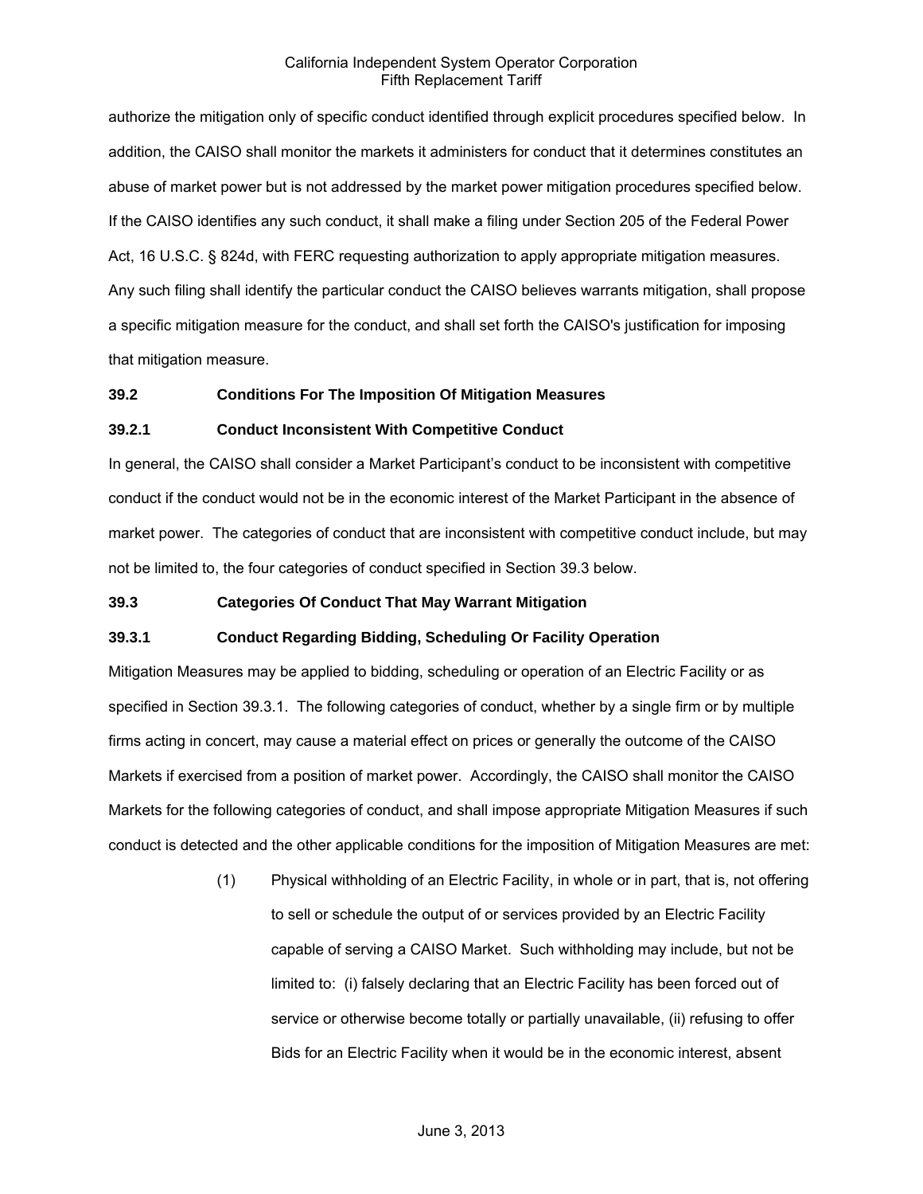authorize the mitigation only of specific conduct identified through explicit procedures specified below. In addition, the CAISO shall monitor the markets it administers for conduct that it determines constitutes an abuse of market power but is not addressed by the market power mitigation procedures specified below. If the CAISO identifies any such conduct, it shall make a filing under Section 205 of the Federal Power Act, 16 U.S.C. § 824d, with FERC requesting authorization to apply appropriate mitigation measures. Any such filing shall identify the particular conduct the CAISO believes warrants mitigation, shall propose a specific mitigation measure for the conduct, and shall set forth the CAISO's justification for imposing that mitigation measure.

**39.2 Conditions For The Imposition Of Mitigation Measures**

**39.2.1 Conduct Inconsistent With Competitive Conduct**

In general, the CAISO shall consider a Market Participant's conduct to be inconsistent with competitive conduct if the conduct would not be in the economic interest of the Market Participant in the absence of market power. The categories of conduct that are inconsistent with competitive conduct include, but may not be limited to, the four categories of conduct specified in Section 39.3 below.

**39.3 Categories Of Conduct That May Warrant Mitigation**

**39.3.1 Conduct Regarding Bidding, Scheduling Or Facility Operation**

Mitigation Measures may be applied to bidding, scheduling or operation of an Electric Facility or as specified in Section 39.3.1. The following categories of conduct, whether by a single firm or by multiple firms acting in concert, may cause a material effect on prices or generally the outcome of the CAISO Markets if exercised from a position of market power. Accordingly, the CAISO shall monitor the CAISO Markets for the following categories of conduct, and shall impose appropriate Mitigation Measures if such conduct is detected and the other applicable conditions for the imposition of Mitigation Measures are met:

(1) Physical withholding of an Electric Facility, in whole or in part, that is, not offering to sell or schedule the output of or services provided by an Electric Facility capable of serving a CAISO Market. Such withholding may include, but not be limited to: (i) falsely declaring that an Electric Facility has been forced out of service or otherwise become totally or partially unavailable, (ii) refusing to offer Bids for an Electric Facility when it would be in the economic interest, absent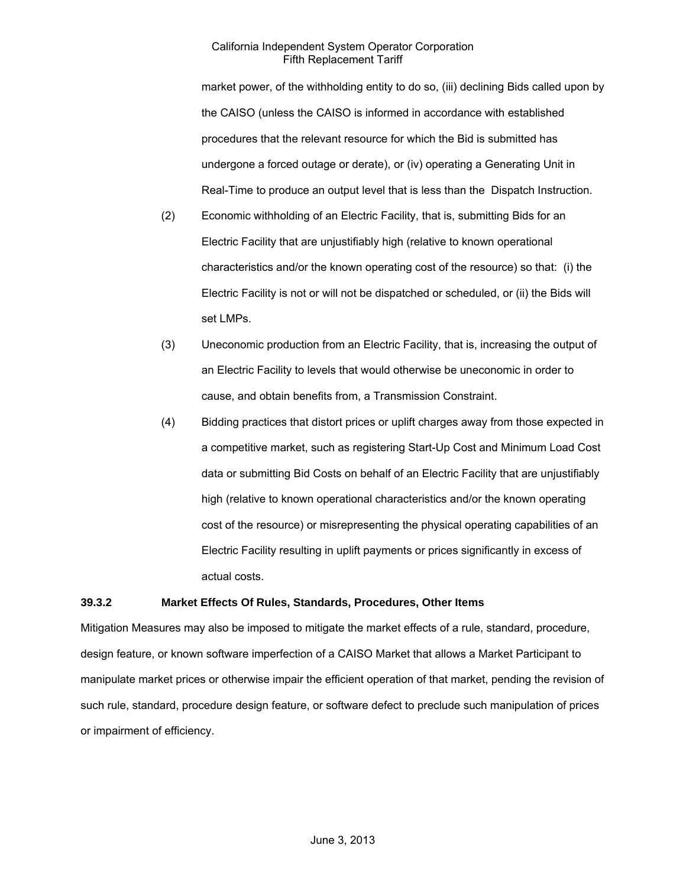market power, of the withholding entity to do so, (iii) declining Bids called upon by the CAISO (unless the CAISO is informed in accordance with established procedures that the relevant resource for which the Bid is submitted has undergone a forced outage or derate), or (iv) operating a Generating Unit in Real-Time to produce an output level that is less than the Dispatch Instruction.

(2) Economic withholding of an Electric Facility, that is, submitting Bids for an Electric Facility that are unjustifiably high (relative to known operational characteristics and/or the known operating cost of the resource) so that: (i) the Electric Facility is not or will not be dispatched or scheduled, or (ii) the Bids will set LMPs.

(3) Uneconomic production from an Electric Facility, that is, increasing the output of an Electric Facility to levels that would otherwise be uneconomic in order to cause, and obtain benefits from, a Transmission Constraint.

(4) Bidding practices that distort prices or uplift charges away from those expected in a competitive market, such as registering Start-Up Cost and Minimum Load Cost data or submitting Bid Costs on behalf of an Electric Facility that are unjustifiably high (relative to known operational characteristics and/or the known operating cost of the resource) or misrepresenting the physical operating capabilities of an Electric Facility resulting in uplift payments or prices significantly in excess of actual costs.

**39.3.2 Market Effects Of Rules, Standards, Procedures, Other Items**

Mitigation Measures may also be imposed to mitigate the market effects of a rule, standard, procedure, design feature, or known software imperfection of a CAISO Market that allows a Market Participant to manipulate market prices or otherwise impair the efficient operation of that market, pending the revision of such rule, standard, procedure design feature, or software defect to preclude such manipulation of prices or impairment of efficiency.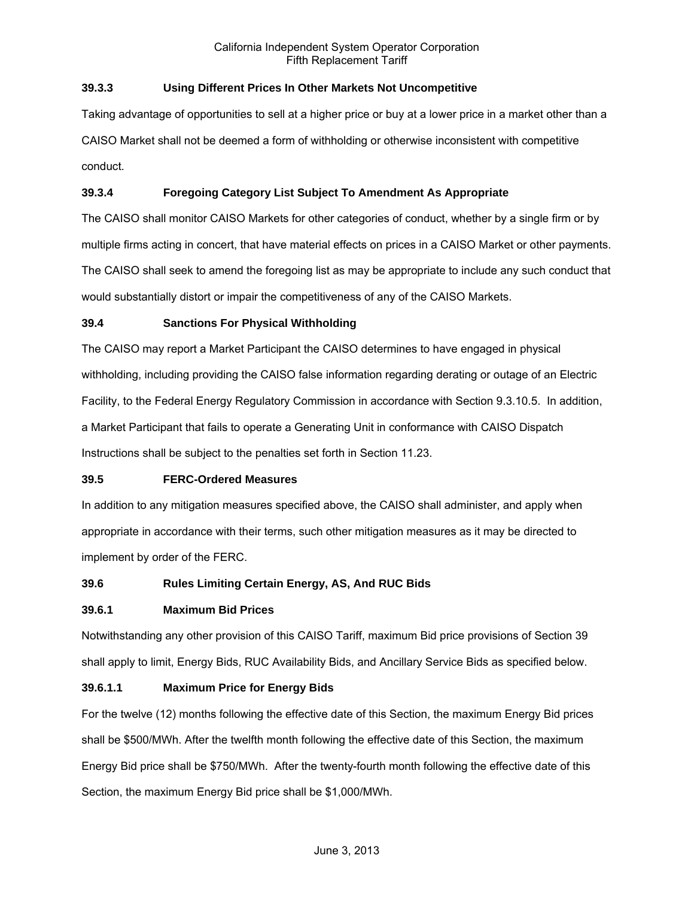### 39.3.3 Using Different Prices In Other Markets Not Uncompetitive

Taking advantage of opportunities to sell at a higher price or buy at a lower price in a market other than a CAISO Market shall not be deemed a form of withholding or otherwise inconsistent with competitive conduct.

### 39.3.4 Foregoing Category List Subject To Amendment As Appropriate

The CAISO shall monitor CAISO Markets for other categories of conduct, whether by a single firm or by multiple firms acting in concert, that have material effects on prices in a CAISO Market or other payments. The CAISO shall seek to amend the foregoing list as may be appropriate to include any such conduct that would substantially distort or impair the competitiveness of any of the CAISO Markets.

## 39.4 Sanctions For Physical Withholding

The CAISO may report a Market Participant the CAISO determines to have engaged in physical withholding, including providing the CAISO false information regarding derating or outage of an Electric Facility, to the Federal Energy Regulatory Commission in accordance with Section 9.3.10.5. In addition, a Market Participant that fails to operate a Generating Unit in conformance with CAISO Dispatch Instructions shall be subject to the penalties set forth in Section 11.23.

## 39.5 FERC-Ordered Measures

In addition to any mitigation measures specified above, the CAISO shall administer, and apply when appropriate in accordance with their terms, such other mitigation measures as it may be directed to implement by order of the FERC.

## 39.6 Rules Limiting Certain Energy, AS, And RUC Bids

### 39.6.1 Maximum Bid Prices

Notwithstanding any other provision of this CAISO Tariff, maximum Bid price provisions of Section 39 shall apply to limit, Energy Bids, RUC Availability Bids, and Ancillary Service Bids as specified below.

#### 39.6.1.1 Maximum Price for Energy Bids

For the twelve (12) months following the effective date of this Section, the maximum Energy Bid prices shall be $500/MWh. After the twelfth month following the effective date of this Section, the maximum Energy Bid price shall be $750/MWh. After the twenty-fourth month following the effective date of this Section, the maximum Energy Bid price shall be $1,000/MWh.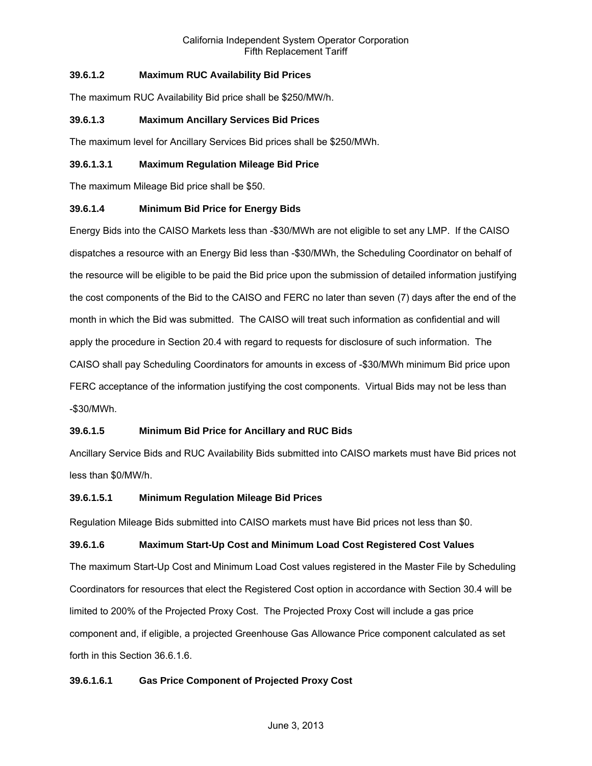### 39.6.1.2 Maximum RUC Availability Bid Prices

The maximum RUC Availability Bid price shall be $250/MW/h.

### 39.6.1.3 Maximum Ancillary Services Bid Prices

The maximum level for Ancillary Services Bid prices shall be $250/MWh.

#### 39.6.1.3.1 Maximum Regulation Mileage Bid Price

The maximum Mileage Bid price shall be $50.

### 39.6.1.4 Minimum Bid Price for Energy Bids

Energy Bids into the CAISO Markets less than -$30/MWh are not eligible to set any LMP. If the CAISO dispatches a resource with an Energy Bid less than -$30/MWh, the Scheduling Coordinator on behalf of the resource will be eligible to be paid the Bid price upon the submission of detailed information justifying the cost components of the Bid to the CAISO and FERC no later than seven (7) days after the end of the month in which the Bid was submitted. The CAISO will treat such information as confidential and will apply the procedure in Section 20.4 with regard to requests for disclosure of such information. The CAISO shall pay Scheduling Coordinators for amounts in excess of -$30/MWh minimum Bid price upon FERC acceptance of the information justifying the cost components. Virtual Bids may not be less than -$30/MWh.

### 39.6.1.5 Minimum Bid Price for Ancillary and RUC Bids

Ancillary Service Bids and RUC Availability Bids submitted into CAISO markets must have Bid prices not less than $0/MW/h.

#### 39.6.1.5.1 Minimum Regulation Mileage Bid Prices

Regulation Mileage Bids submitted into CAISO markets must have Bid prices not less than $0.

### 39.6.1.6 Maximum Start-Up Cost and Minimum Load Cost Registered Cost Values

The maximum Start-Up Cost and Minimum Load Cost values registered in the Master File by Scheduling Coordinators for resources that elect the Registered Cost option in accordance with Section 30.4 will be limited to 200% of the Projected Proxy Cost. The Projected Proxy Cost will include a gas price component and, if eligible, a projected Greenhouse Gas Allowance Price component calculated as set forth in this Section 36.6.1.6.

#### 39.6.1.6.1 Gas Price Component of Projected Proxy Cost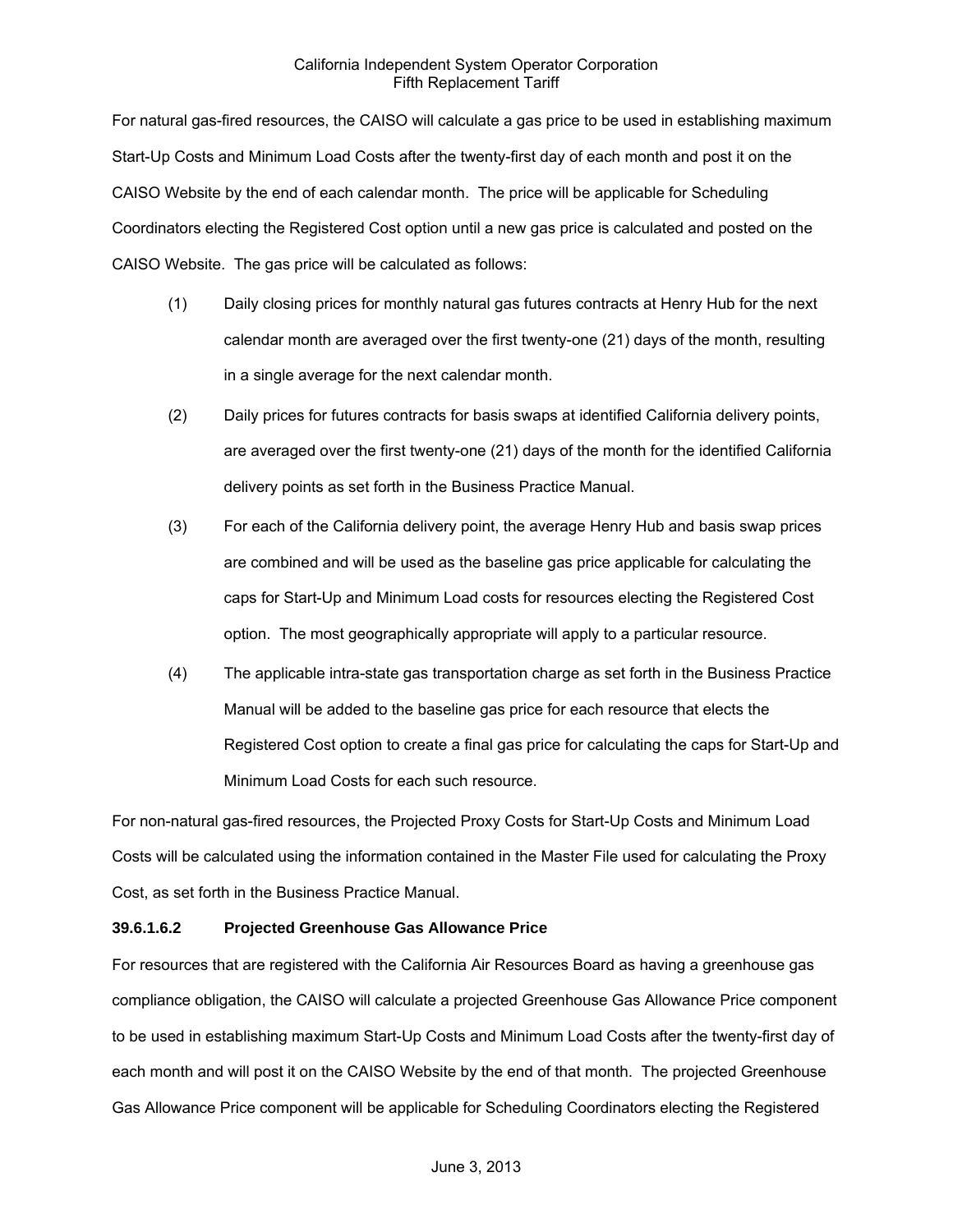For natural gas-fired resources, the CAISO will calculate a gas price to be used in establishing maximum Start-Up Costs and Minimum Load Costs after the twenty-first day of each month and post it on the CAISO Website by the end of each calendar month. The price will be applicable for Scheduling Coordinators electing the Registered Cost option until a new gas price is calculated and posted on the CAISO Website. The gas price will be calculated as follows:

(1) Daily closing prices for monthly natural gas futures contracts at Henry Hub for the next calendar month are averaged over the first twenty-one (21) days of the month, resulting in a single average for the next calendar month.

(2) Daily prices for futures contracts for basis swaps at identified California delivery points, are averaged over the first twenty-one (21) days of the month for the identified California delivery points as set forth in the Business Practice Manual.

(3) For each of the California delivery point, the average Henry Hub and basis swap prices are combined and will be used as the baseline gas price applicable for calculating the caps for Start-Up and Minimum Load costs for resources electing the Registered Cost option. The most geographically appropriate will apply to a particular resource.

(4) The applicable intra-state gas transportation charge as set forth in the Business Practice Manual will be added to the baseline gas price for each resource that elects the Registered Cost option to create a final gas price for calculating the caps for Start-Up and Minimum Load Costs for each such resource.

For non-natural gas-fired resources, the Projected Proxy Costs for Start-Up Costs and Minimum Load Costs will be calculated using the information contained in the Master File used for calculating the Proxy Cost, as set forth in the Business Practice Manual.

**39.6.1.6.2 Projected Greenhouse Gas Allowance Price**

For resources that are registered with the California Air Resources Board as having a greenhouse gas compliance obligation, the CAISO will calculate a projected Greenhouse Gas Allowance Price component to be used in establishing maximum Start-Up Costs and Minimum Load Costs after the twenty-first day of each month and will post it on the CAISO Website by the end of that month. The projected Greenhouse Gas Allowance Price component will be applicable for Scheduling Coordinators electing the Registered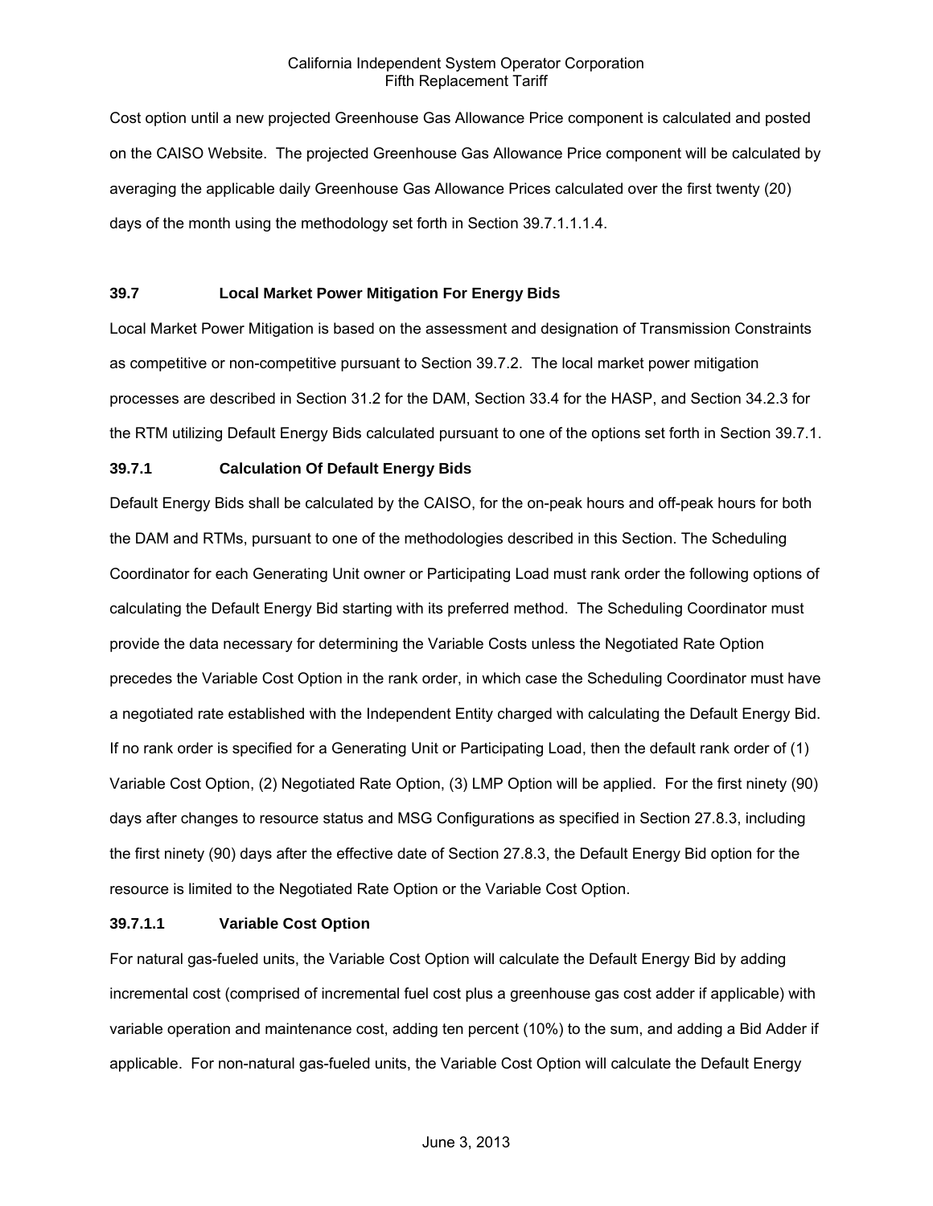Cost option until a new projected Greenhouse Gas Allowance Price component is calculated and posted on the CAISO Website. The projected Greenhouse Gas Allowance Price component will be calculated by averaging the applicable daily Greenhouse Gas Allowance Prices calculated over the first twenty (20) days of the month using the methodology set forth in Section 39.7.1.1.1.4.

## 39.7 Local Market Power Mitigation For Energy Bids

Local Market Power Mitigation is based on the assessment and designation of Transmission Constraints as competitive or non-competitive pursuant to Section 39.7.2. The local market power mitigation processes are described in Section 31.2 for the DAM, Section 33.4 for the HASP, and Section 34.2.3 for the RTM utilizing Default Energy Bids calculated pursuant to one of the options set forth in Section 39.7.1.

### 39.7.1 Calculation Of Default Energy Bids

Default Energy Bids shall be calculated by the CAISO, for the on-peak hours and off-peak hours for both the DAM and RTMs, pursuant to one of the methodologies described in this Section. The Scheduling Coordinator for each Generating Unit owner or Participating Load must rank order the following options of calculating the Default Energy Bid starting with its preferred method. The Scheduling Coordinator must provide the data necessary for determining the Variable Costs unless the Negotiated Rate Option precedes the Variable Cost Option in the rank order, in which case the Scheduling Coordinator must have a negotiated rate established with the Independent Entity charged with calculating the Default Energy Bid. If no rank order is specified for a Generating Unit or Participating Load, then the default rank order of (1) Variable Cost Option, (2) Negotiated Rate Option, (3) LMP Option will be applied. For the first ninety (90) days after changes to resource status and MSG Configurations as specified in Section 27.8.3, including the first ninety (90) days after the effective date of Section 27.8.3, the Default Energy Bid option for the resource is limited to the Negotiated Rate Option or the Variable Cost Option.

#### 39.7.1.1 Variable Cost Option

For natural gas-fueled units, the Variable Cost Option will calculate the Default Energy Bid by adding incremental cost (comprised of incremental fuel cost plus a greenhouse gas cost adder if applicable) with variable operation and maintenance cost, adding ten percent (10%) to the sum, and adding a Bid Adder if applicable. For non-natural gas-fueled units, the Variable Cost Option will calculate the Default Energy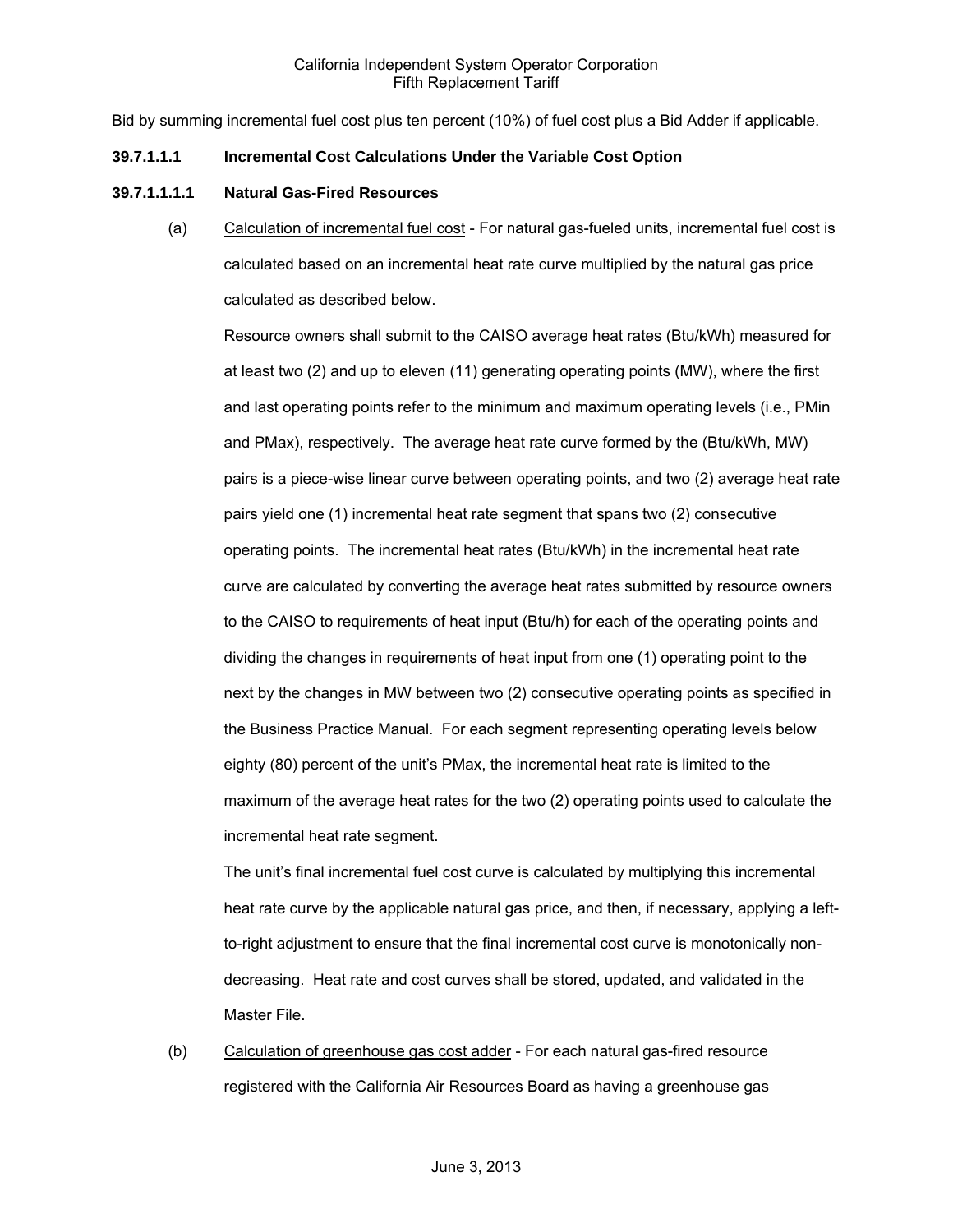Bid by summing incremental fuel cost plus ten percent (10%) of fuel cost plus a Bid Adder if applicable.

### 39.7.1.1.1 Incremental Cost Calculations Under the Variable Cost Option

#### 39.7.1.1.1.1 Natural Gas-Fired Resources

(a) Calculation of incremental fuel cost - For natural gas-fueled units, incremental fuel cost is calculated based on an incremental heat rate curve multiplied by the natural gas price calculated as described below.

Resource owners shall submit to the CAISO average heat rates (Btu/kWh) measured for at least two (2) and up to eleven (11) generating operating points (MW), where the first and last operating points refer to the minimum and maximum operating levels (i.e., PMin and PMax), respectively. The average heat rate curve formed by the (Btu/kWh, MW) pairs is a piece-wise linear curve between operating points, and two (2) average heat rate pairs yield one (1) incremental heat rate segment that spans two (2) consecutive operating points. The incremental heat rates (Btu/kWh) in the incremental heat rate curve are calculated by converting the average heat rates submitted by resource owners to the CAISO to requirements of heat input (Btu/h) for each of the operating points and dividing the changes in requirements of heat input from one (1) operating point to the next by the changes in MW between two (2) consecutive operating points as specified in the Business Practice Manual. For each segment representing operating levels below eighty (80) percent of the unit's PMax, the incremental heat rate is limited to the maximum of the average heat rates for the two (2) operating points used to calculate the incremental heat rate segment.

The unit's final incremental fuel cost curve is calculated by multiplying this incremental heat rate curve by the applicable natural gas price, and then, if necessary, applying a left-to-right adjustment to ensure that the final incremental cost curve is monotonically non-decreasing. Heat rate and cost curves shall be stored, updated, and validated in the Master File.

(b) Calculation of greenhouse gas cost adder - For each natural gas-fired resource registered with the California Air Resources Board as having a greenhouse gas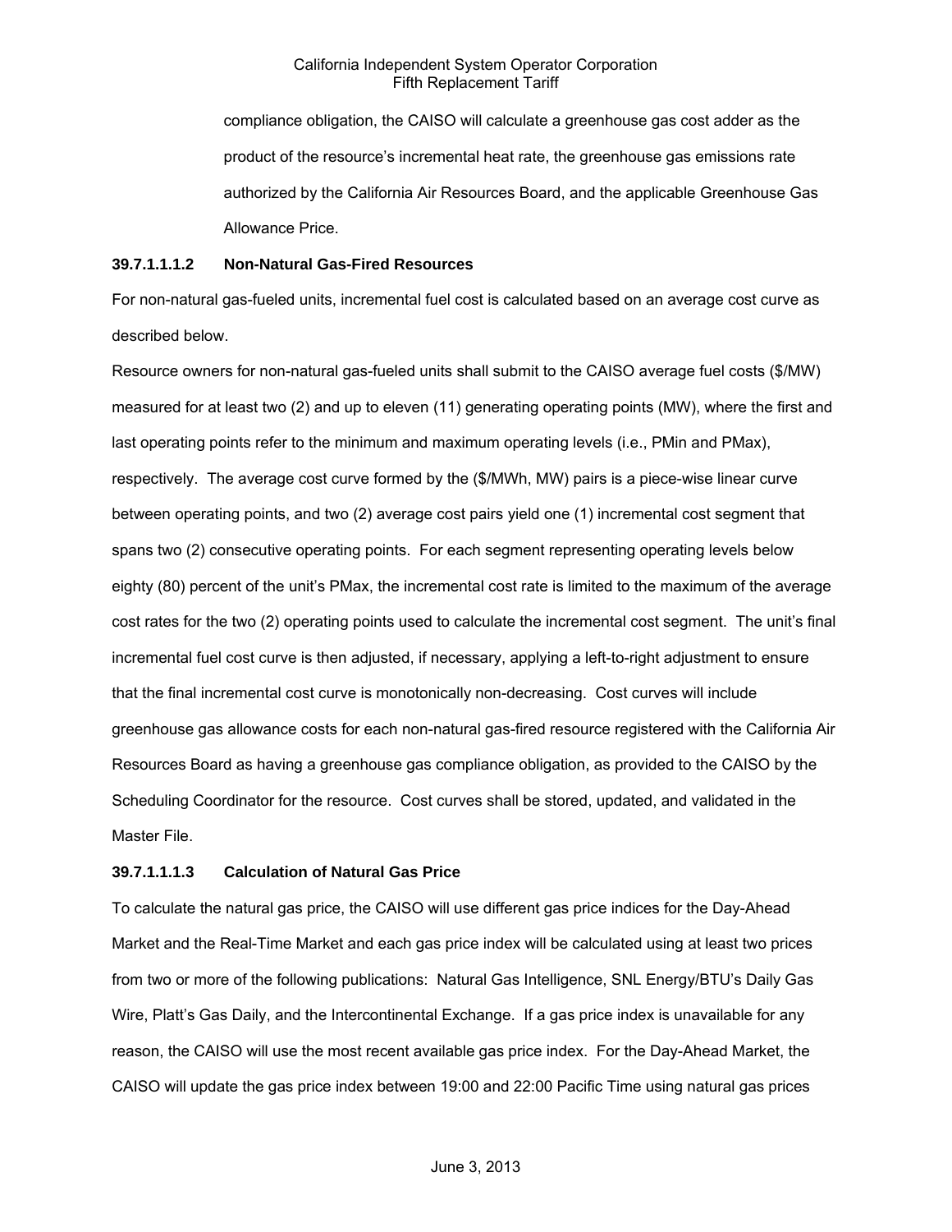compliance obligation, the CAISO will calculate a greenhouse gas cost adder as the product of the resource's incremental heat rate, the greenhouse gas emissions rate authorized by the California Air Resources Board, and the applicable Greenhouse Gas Allowance Price.

**39.7.1.1.1.2 Non-Natural Gas-Fired Resources**

For non-natural gas-fueled units, incremental fuel cost is calculated based on an average cost curve as described below.

Resource owners for non-natural gas-fueled units shall submit to the CAISO average fuel costs ($/MW) measured for at least two (2) and up to eleven (11) generating operating points (MW), where the first and last operating points refer to the minimum and maximum operating levels (i.e., PMin and PMax), respectively. The average cost curve formed by the ($/MWh, MW) pairs is a piece-wise linear curve between operating points, and two (2) average cost pairs yield one (1) incremental cost segment that spans two (2) consecutive operating points. For each segment representing operating levels below eighty (80) percent of the unit's PMax, the incremental cost rate is limited to the maximum of the average cost rates for the two (2) operating points used to calculate the incremental cost segment. The unit's final incremental fuel cost curve is then adjusted, if necessary, applying a left-to-right adjustment to ensure that the final incremental cost curve is monotonically non-decreasing. Cost curves will include greenhouse gas allowance costs for each non-natural gas-fired resource registered with the California Air Resources Board as having a greenhouse gas compliance obligation, as provided to the CAISO by the Scheduling Coordinator for the resource. Cost curves shall be stored, updated, and validated in the Master File.

**39.7.1.1.1.3 Calculation of Natural Gas Price**

To calculate the natural gas price, the CAISO will use different gas price indices for the Day-Ahead Market and the Real-Time Market and each gas price index will be calculated using at least two prices from two or more of the following publications: Natural Gas Intelligence, SNL Energy/BTU's Daily Gas Wire, Platt's Gas Daily, and the Intercontinental Exchange. If a gas price index is unavailable for any reason, the CAISO will use the most recent available gas price index. For the Day-Ahead Market, the CAISO will update the gas price index between 19:00 and 22:00 Pacific Time using natural gas prices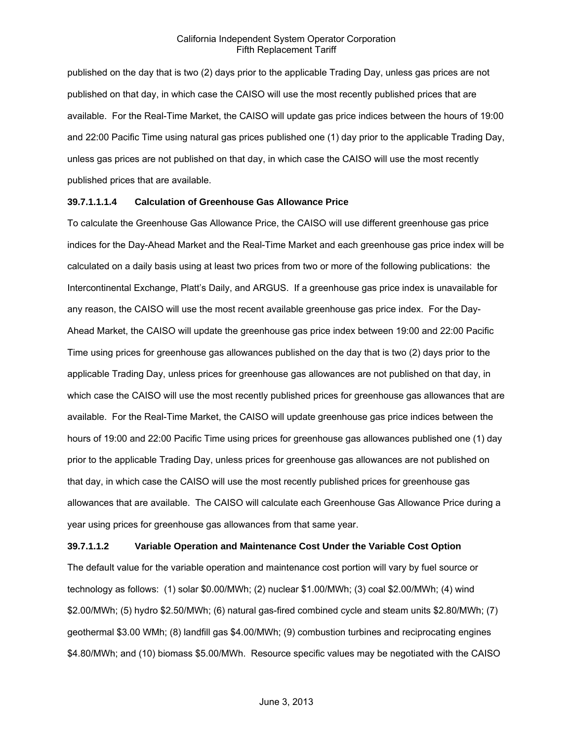published on the day that is two (2) days prior to the applicable Trading Day, unless gas prices are not published on that day, in which case the CAISO will use the most recently published prices that are available. For the Real-Time Market, the CAISO will update gas price indices between the hours of 19:00 and 22:00 Pacific Time using natural gas prices published one (1) day prior to the applicable Trading Day, unless gas prices are not published on that day, in which case the CAISO will use the most recently published prices that are available.

**39.7.1.1.1.4 Calculation of Greenhouse Gas Allowance Price**

To calculate the Greenhouse Gas Allowance Price, the CAISO will use different greenhouse gas price indices for the Day-Ahead Market and the Real-Time Market and each greenhouse gas price index will be calculated on a daily basis using at least two prices from two or more of the following publications: the Intercontinental Exchange, Platt's Daily, and ARGUS. If a greenhouse gas price index is unavailable for any reason, the CAISO will use the most recent available greenhouse gas price index. For the Day-Ahead Market, the CAISO will update the greenhouse gas price index between 19:00 and 22:00 Pacific Time using prices for greenhouse gas allowances published on the day that is two (2) days prior to the applicable Trading Day, unless prices for greenhouse gas allowances are not published on that day, in which case the CAISO will use the most recently published prices for greenhouse gas allowances that are available. For the Real-Time Market, the CAISO will update greenhouse gas price indices between the hours of 19:00 and 22:00 Pacific Time using prices for greenhouse gas allowances published one (1) day prior to the applicable Trading Day, unless prices for greenhouse gas allowances are not published on that day, in which case the CAISO will use the most recently published prices for greenhouse gas allowances that are available. The CAISO will calculate each Greenhouse Gas Allowance Price during a year using prices for greenhouse gas allowances from that same year.

**39.7.1.1.2 Variable Operation and Maintenance Cost Under the Variable Cost Option**

The default value for the variable operation and maintenance cost portion will vary by fuel source or technology as follows: (1) solar $0.00/MWh; (2) nuclear $1.00/MWh; (3) coal $2.00/MWh; (4) wind $2.00/MWh; (5) hydro $2.50/MWh; (6) natural gas-fired combined cycle and steam units $2.80/MWh; (7) geothermal $3.00 WMh; (8) landfill gas $4.00/MWh; (9) combustion turbines and reciprocating engines $4.80/MWh; and (10) biomass $5.00/MWh. Resource specific values may be negotiated with the CAISO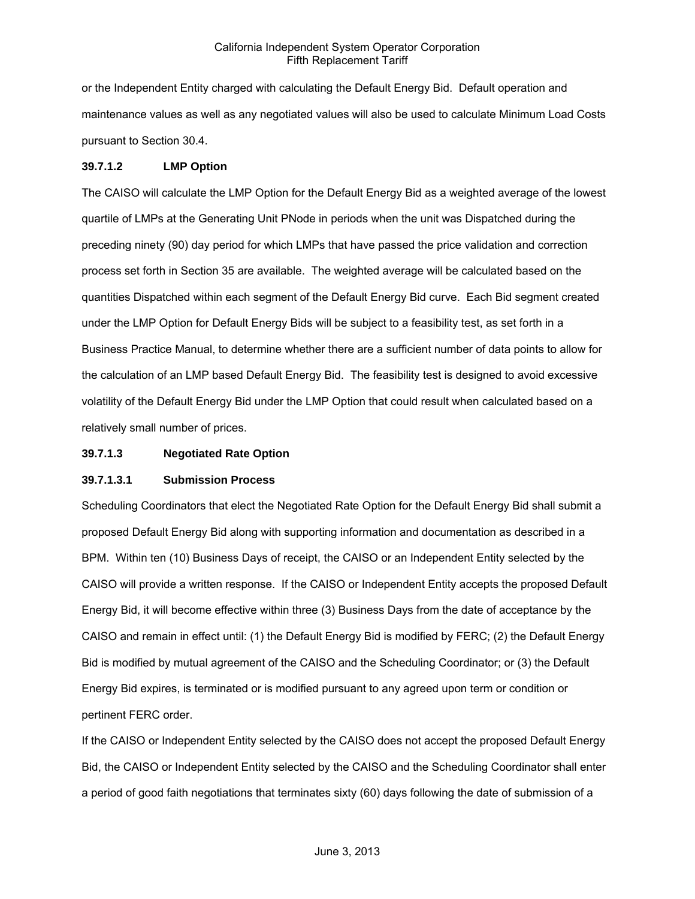or the Independent Entity charged with calculating the Default Energy Bid. Default operation and maintenance values as well as any negotiated values will also be used to calculate Minimum Load Costs pursuant to Section 30.4.

**39.7.1.2 LMP Option**

The CAISO will calculate the LMP Option for the Default Energy Bid as a weighted average of the lowest quartile of LMPs at the Generating Unit PNode in periods when the unit was Dispatched during the preceding ninety (90) day period for which LMPs that have passed the price validation and correction process set forth in Section 35 are available. The weighted average will be calculated based on the quantities Dispatched within each segment of the Default Energy Bid curve. Each Bid segment created under the LMP Option for Default Energy Bids will be subject to a feasibility test, as set forth in a Business Practice Manual, to determine whether there are a sufficient number of data points to allow for the calculation of an LMP based Default Energy Bid. The feasibility test is designed to avoid excessive volatility of the Default Energy Bid under the LMP Option that could result when calculated based on a relatively small number of prices.

**39.7.1.3 Negotiated Rate Option**

**39.7.1.3.1 Submission Process**

Scheduling Coordinators that elect the Negotiated Rate Option for the Default Energy Bid shall submit a proposed Default Energy Bid along with supporting information and documentation as described in a BPM. Within ten (10) Business Days of receipt, the CAISO or an Independent Entity selected by the CAISO will provide a written response. If the CAISO or Independent Entity accepts the proposed Default Energy Bid, it will become effective within three (3) Business Days from the date of acceptance by the CAISO and remain in effect until: (1) the Default Energy Bid is modified by FERC; (2) the Default Energy Bid is modified by mutual agreement of the CAISO and the Scheduling Coordinator; or (3) the Default Energy Bid expires, is terminated or is modified pursuant to any agreed upon term or condition or pertinent FERC order.

If the CAISO or Independent Entity selected by the CAISO does not accept the proposed Default Energy Bid, the CAISO or Independent Entity selected by the CAISO and the Scheduling Coordinator shall enter a period of good faith negotiations that terminates sixty (60) days following the date of submission of a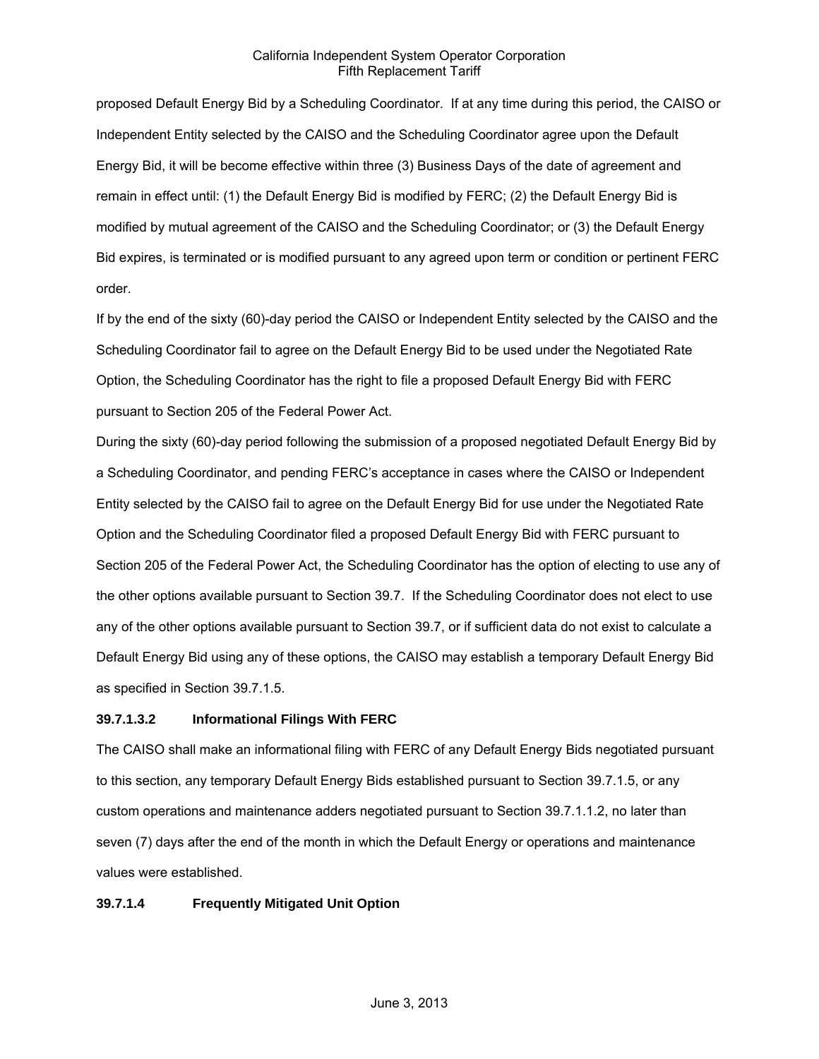proposed Default Energy Bid by a Scheduling Coordinator. If at any time during this period, the CAISO or Independent Entity selected by the CAISO and the Scheduling Coordinator agree upon the Default Energy Bid, it will be become effective within three (3) Business Days of the date of agreement and remain in effect until: (1) the Default Energy Bid is modified by FERC; (2) the Default Energy Bid is modified by mutual agreement of the CAISO and the Scheduling Coordinator; or (3) the Default Energy Bid expires, is terminated or is modified pursuant to any agreed upon term or condition or pertinent FERC order.

If by the end of the sixty (60)-day period the CAISO or Independent Entity selected by the CAISO and the Scheduling Coordinator fail to agree on the Default Energy Bid to be used under the Negotiated Rate Option, the Scheduling Coordinator has the right to file a proposed Default Energy Bid with FERC pursuant to Section 205 of the Federal Power Act.

During the sixty (60)-day period following the submission of a proposed negotiated Default Energy Bid by a Scheduling Coordinator, and pending FERC's acceptance in cases where the CAISO or Independent Entity selected by the CAISO fail to agree on the Default Energy Bid for use under the Negotiated Rate Option and the Scheduling Coordinator filed a proposed Default Energy Bid with FERC pursuant to Section 205 of the Federal Power Act, the Scheduling Coordinator has the option of electing to use any of the other options available pursuant to Section 39.7. If the Scheduling Coordinator does not elect to use any of the other options available pursuant to Section 39.7, or if sufficient data do not exist to calculate a Default Energy Bid using any of these options, the CAISO may establish a temporary Default Energy Bid as specified in Section 39.7.1.5.

**39.7.1.3.2 Informational Filings With FERC**

The CAISO shall make an informational filing with FERC of any Default Energy Bids negotiated pursuant to this section, any temporary Default Energy Bids established pursuant to Section 39.7.1.5, or any custom operations and maintenance adders negotiated pursuant to Section 39.7.1.1.2, no later than seven (7) days after the end of the month in which the Default Energy or operations and maintenance values were established.

**39.7.1.4 Frequently Mitigated Unit Option**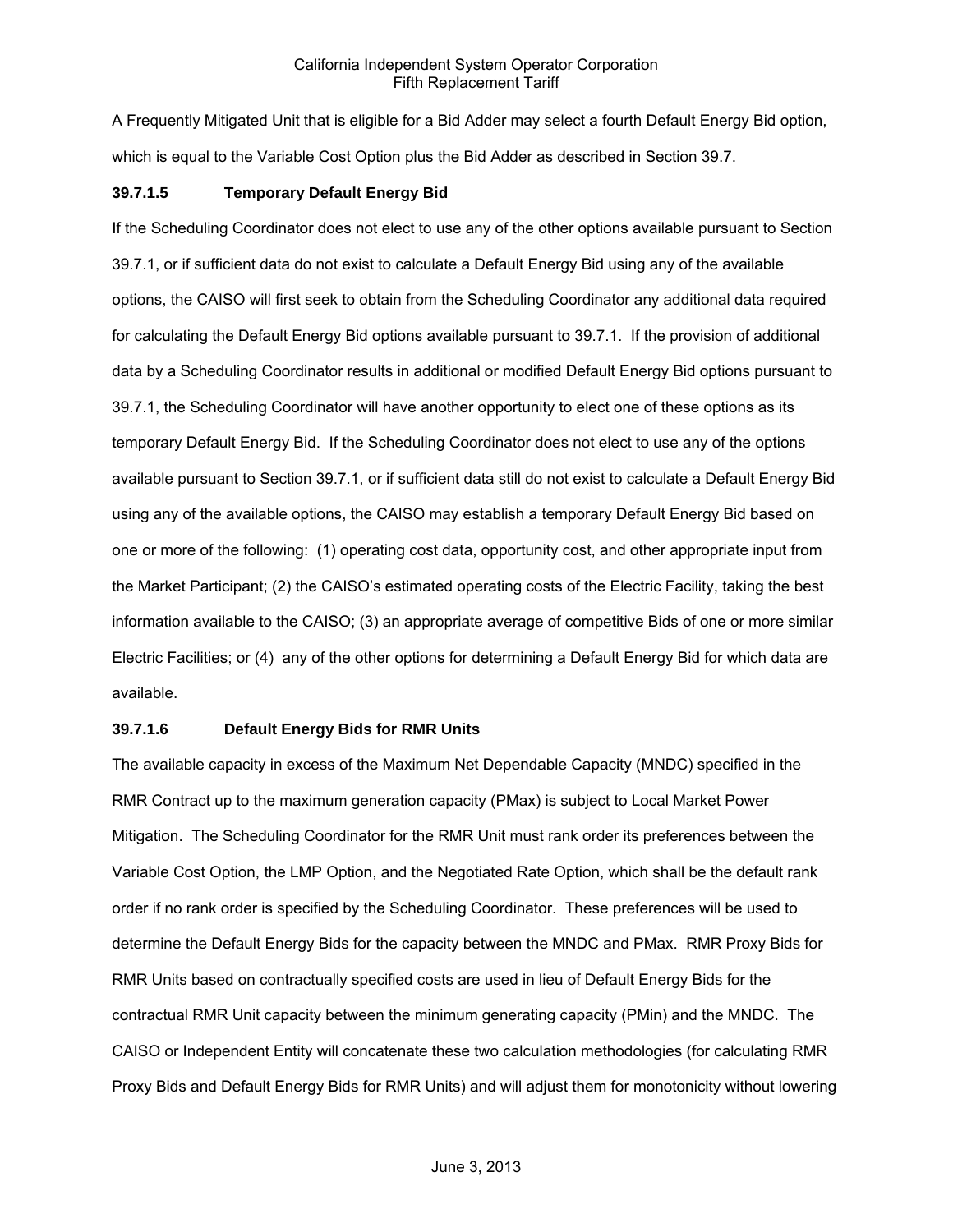A Frequently Mitigated Unit that is eligible for a Bid Adder may select a fourth Default Energy Bid option, which is equal to the Variable Cost Option plus the Bid Adder as described in Section 39.7.

**39.7.1.5 Temporary Default Energy Bid**

If the Scheduling Coordinator does not elect to use any of the other options available pursuant to Section 39.7.1, or if sufficient data do not exist to calculate a Default Energy Bid using any of the available options, the CAISO will first seek to obtain from the Scheduling Coordinator any additional data required for calculating the Default Energy Bid options available pursuant to 39.7.1. If the provision of additional data by a Scheduling Coordinator results in additional or modified Default Energy Bid options pursuant to 39.7.1, the Scheduling Coordinator will have another opportunity to elect one of these options as its temporary Default Energy Bid. If the Scheduling Coordinator does not elect to use any of the options available pursuant to Section 39.7.1, or if sufficient data still do not exist to calculate a Default Energy Bid using any of the available options, the CAISO may establish a temporary Default Energy Bid based on one or more of the following: (1) operating cost data, opportunity cost, and other appropriate input from the Market Participant; (2) the CAISO's estimated operating costs of the Electric Facility, taking the best information available to the CAISO; (3) an appropriate average of competitive Bids of one or more similar Electric Facilities; or (4) any of the other options for determining a Default Energy Bid for which data are available.

**39.7.1.6 Default Energy Bids for RMR Units**

The available capacity in excess of the Maximum Net Dependable Capacity (MNDC) specified in the RMR Contract up to the maximum generation capacity (PMax) is subject to Local Market Power Mitigation. The Scheduling Coordinator for the RMR Unit must rank order its preferences between the Variable Cost Option, the LMP Option, and the Negotiated Rate Option, which shall be the default rank order if no rank order is specified by the Scheduling Coordinator. These preferences will be used to determine the Default Energy Bids for the capacity between the MNDC and PMax. RMR Proxy Bids for RMR Units based on contractually specified costs are used in lieu of Default Energy Bids for the contractual RMR Unit capacity between the minimum generating capacity (PMin) and the MNDC. The CAISO or Independent Entity will concatenate these two calculation methodologies (for calculating RMR Proxy Bids and Default Energy Bids for RMR Units) and will adjust them for monotonicity without lowering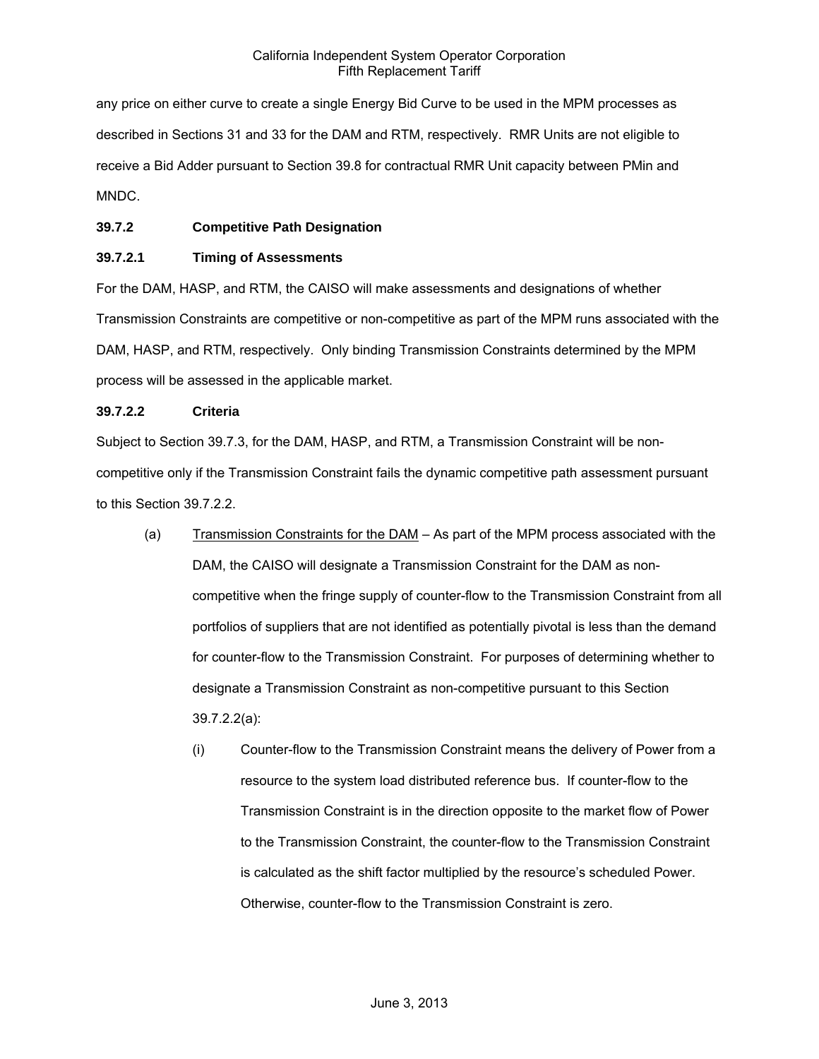any price on either curve to create a single Energy Bid Curve to be used in the MPM processes as described in Sections 31 and 33 for the DAM and RTM, respectively. RMR Units are not eligible to receive a Bid Adder pursuant to Section 39.8 for contractual RMR Unit capacity between PMin and MNDC.

**39.7.2 Competitive Path Designation**

**39.7.2.1 Timing of Assessments**

For the DAM, HASP, and RTM, the CAISO will make assessments and designations of whether Transmission Constraints are competitive or non-competitive as part of the MPM runs associated with the DAM, HASP, and RTM, respectively. Only binding Transmission Constraints determined by the MPM process will be assessed in the applicable market.

**39.7.2.2 Criteria**

Subject to Section 39.7.3, for the DAM, HASP, and RTM, a Transmission Constraint will be non-competitive only if the Transmission Constraint fails the dynamic competitive path assessment pursuant to this Section 39.7.2.2.

(a) Transmission Constraints for the DAM – As part of the MPM process associated with the DAM, the CAISO will designate a Transmission Constraint for the DAM as non-competitive when the fringe supply of counter-flow to the Transmission Constraint from all portfolios of suppliers that are not identified as potentially pivotal is less than the demand for counter-flow to the Transmission Constraint. For purposes of determining whether to designate a Transmission Constraint as non-competitive pursuant to this Section 39.7.2.2(a):

(i) Counter-flow to the Transmission Constraint means the delivery of Power from a resource to the system load distributed reference bus. If counter-flow to the Transmission Constraint is in the direction opposite to the market flow of Power to the Transmission Constraint, the counter-flow to the Transmission Constraint is calculated as the shift factor multiplied by the resource's scheduled Power. Otherwise, counter-flow to the Transmission Constraint is zero.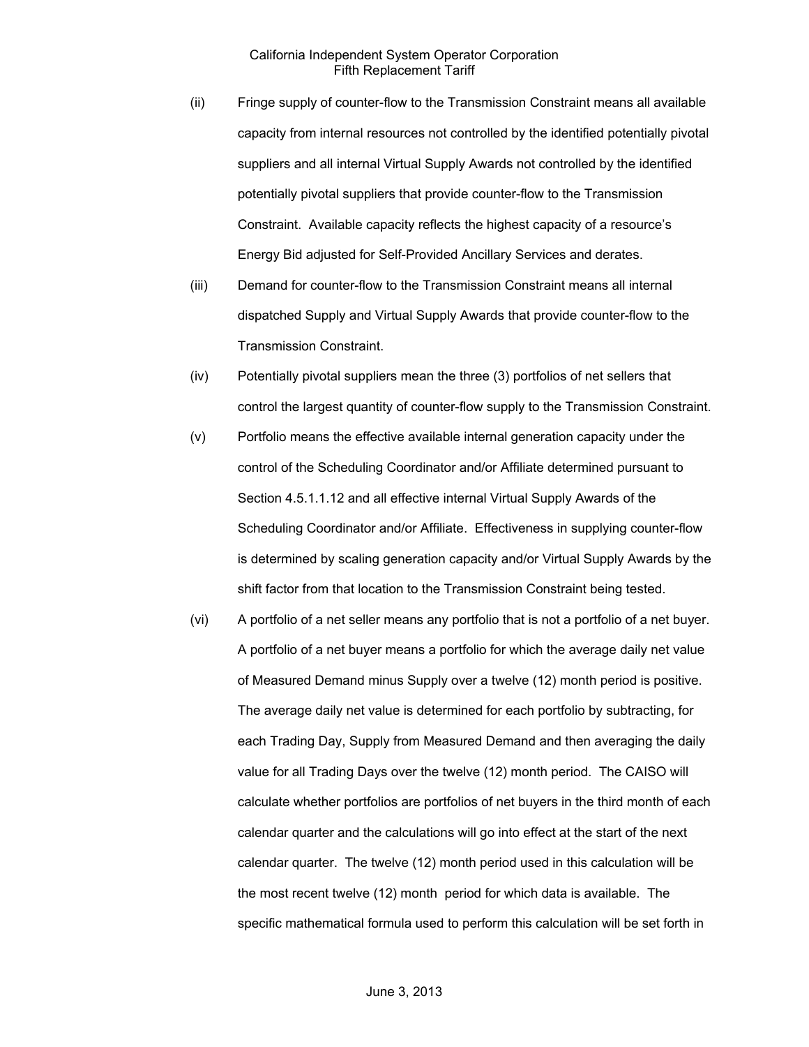(ii) Fringe supply of counter-flow to the Transmission Constraint means all available capacity from internal resources not controlled by the identified potentially pivotal suppliers and all internal Virtual Supply Awards not controlled by the identified potentially pivotal suppliers that provide counter-flow to the Transmission Constraint. Available capacity reflects the highest capacity of a resource's Energy Bid adjusted for Self-Provided Ancillary Services and derates.

(iii) Demand for counter-flow to the Transmission Constraint means all internal dispatched Supply and Virtual Supply Awards that provide counter-flow to the Transmission Constraint.

(iv) Potentially pivotal suppliers mean the three (3) portfolios of net sellers that control the largest quantity of counter-flow supply to the Transmission Constraint.

(v) Portfolio means the effective available internal generation capacity under the control of the Scheduling Coordinator and/or Affiliate determined pursuant to Section 4.5.1.1.12 and all effective internal Virtual Supply Awards of the Scheduling Coordinator and/or Affiliate. Effectiveness in supplying counter-flow is determined by scaling generation capacity and/or Virtual Supply Awards by the shift factor from that location to the Transmission Constraint being tested.

(vi) A portfolio of a net seller means any portfolio that is not a portfolio of a net buyer. A portfolio of a net buyer means a portfolio for which the average daily net value of Measured Demand minus Supply over a twelve (12) month period is positive. The average daily net value is determined for each portfolio by subtracting, for each Trading Day, Supply from Measured Demand and then averaging the daily value for all Trading Days over the twelve (12) month period. The CAISO will calculate whether portfolios are portfolios of net buyers in the third month of each calendar quarter and the calculations will go into effect at the start of the next calendar quarter. The twelve (12) month period used in this calculation will be the most recent twelve (12) month period for which data is available. The specific mathematical formula used to perform this calculation will be set forth in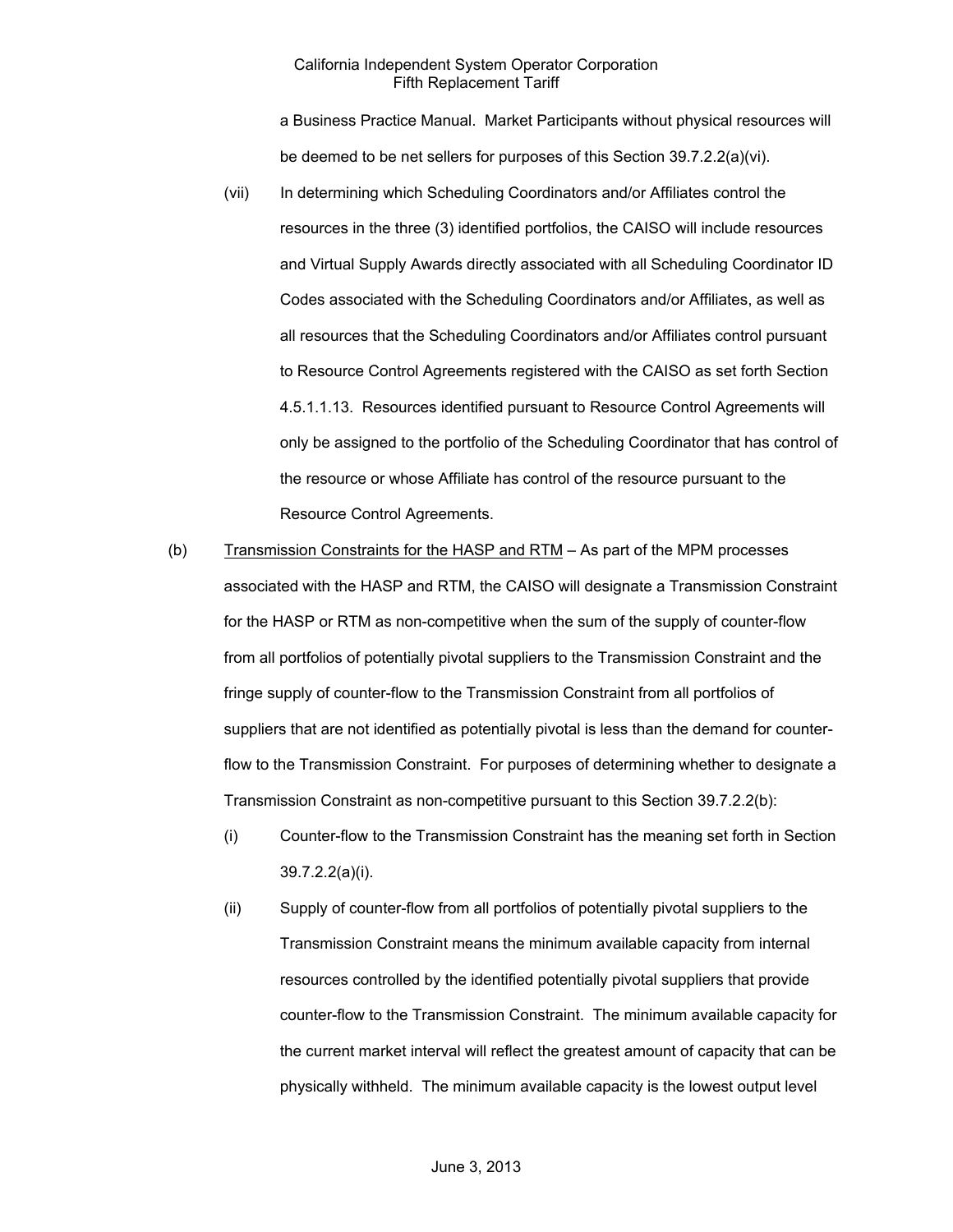a Business Practice Manual. Market Participants without physical resources will be deemed to be net sellers for purposes of this Section 39.7.2.2(a)(vi).

(vii) In determining which Scheduling Coordinators and/or Affiliates control the resources in the three (3) identified portfolios, the CAISO will include resources and Virtual Supply Awards directly associated with all Scheduling Coordinator ID Codes associated with the Scheduling Coordinators and/or Affiliates, as well as all resources that the Scheduling Coordinators and/or Affiliates control pursuant to Resource Control Agreements registered with the CAISO as set forth Section 4.5.1.1.13. Resources identified pursuant to Resource Control Agreements will only be assigned to the portfolio of the Scheduling Coordinator that has control of the resource or whose Affiliate has control of the resource pursuant to the Resource Control Agreements.

(b) Transmission Constraints for the HASP and RTM – As part of the MPM processes associated with the HASP and RTM, the CAISO will designate a Transmission Constraint for the HASP or RTM as non-competitive when the sum of the supply of counter-flow from all portfolios of potentially pivotal suppliers to the Transmission Constraint and the fringe supply of counter-flow to the Transmission Constraint from all portfolios of suppliers that are not identified as potentially pivotal is less than the demand for counter-flow to the Transmission Constraint. For purposes of determining whether to designate a Transmission Constraint as non-competitive pursuant to this Section 39.7.2.2(b):

(i) Counter-flow to the Transmission Constraint has the meaning set forth in Section 39.7.2.2(a)(i).

(ii) Supply of counter-flow from all portfolios of potentially pivotal suppliers to the Transmission Constraint means the minimum available capacity from internal resources controlled by the identified potentially pivotal suppliers that provide counter-flow to the Transmission Constraint. The minimum available capacity for the current market interval will reflect the greatest amount of capacity that can be physically withheld. The minimum available capacity is the lowest output level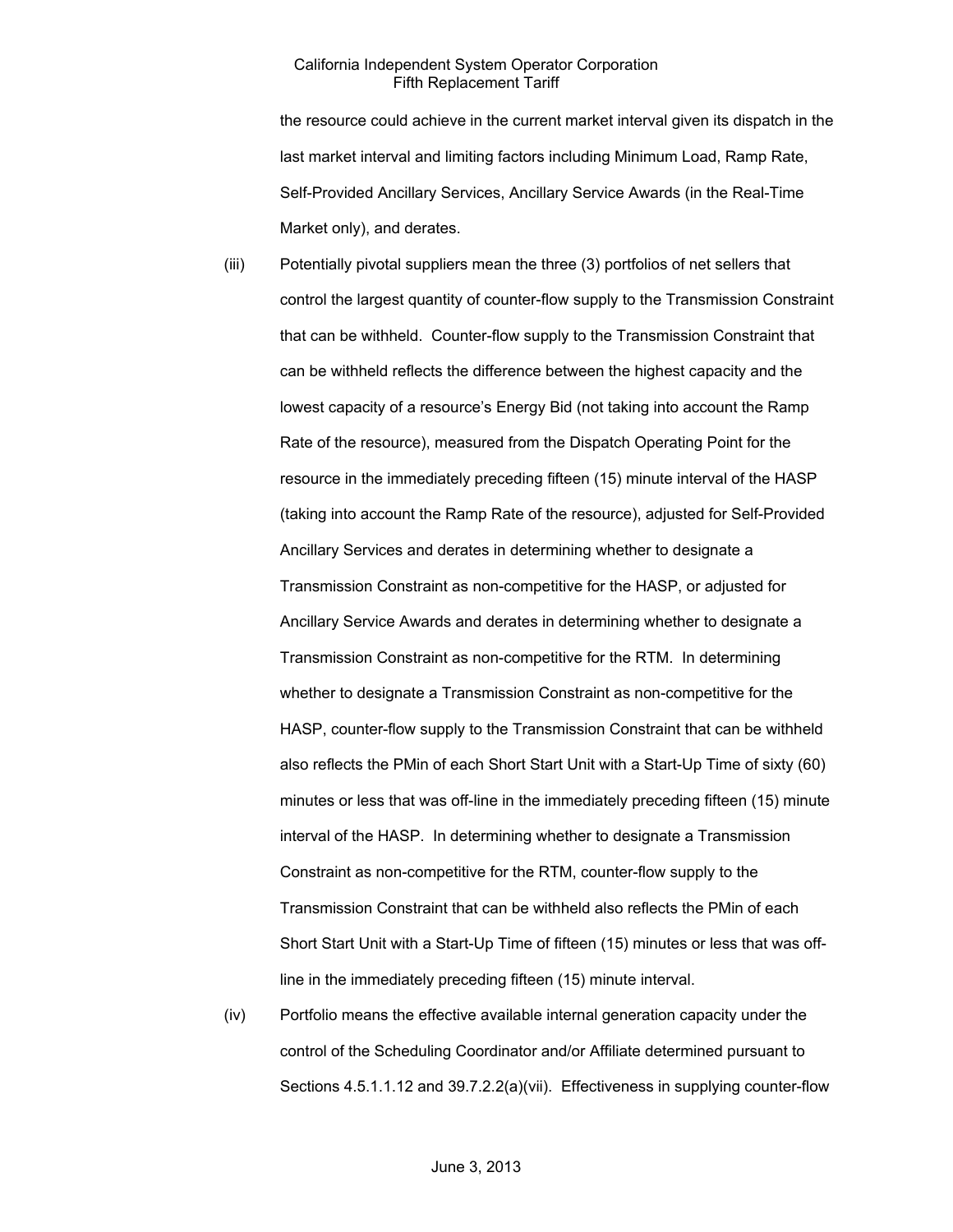the resource could achieve in the current market interval given its dispatch in the last market interval and limiting factors including Minimum Load, Ramp Rate, Self-Provided Ancillary Services, Ancillary Service Awards (in the Real-Time Market only), and derates.

(iii) Potentially pivotal suppliers mean the three (3) portfolios of net sellers that control the largest quantity of counter-flow supply to the Transmission Constraint that can be withheld. Counter-flow supply to the Transmission Constraint that can be withheld reflects the difference between the highest capacity and the lowest capacity of a resource's Energy Bid (not taking into account the Ramp Rate of the resource), measured from the Dispatch Operating Point for the resource in the immediately preceding fifteen (15) minute interval of the HASP (taking into account the Ramp Rate of the resource), adjusted for Self-Provided Ancillary Services and derates in determining whether to designate a Transmission Constraint as non-competitive for the HASP, or adjusted for Ancillary Service Awards and derates in determining whether to designate a Transmission Constraint as non-competitive for the RTM. In determining whether to designate a Transmission Constraint as non-competitive for the HASP, counter-flow supply to the Transmission Constraint that can be withheld also reflects the PMin of each Short Start Unit with a Start-Up Time of sixty (60) minutes or less that was off-line in the immediately preceding fifteen (15) minute interval of the HASP. In determining whether to designate a Transmission Constraint as non-competitive for the RTM, counter-flow supply to the Transmission Constraint that can be withheld also reflects the PMin of each Short Start Unit with a Start-Up Time of fifteen (15) minutes or less that was off-line in the immediately preceding fifteen (15) minute interval.

(iv) Portfolio means the effective available internal generation capacity under the control of the Scheduling Coordinator and/or Affiliate determined pursuant to Sections 4.5.1.1.12 and 39.7.2.2(a)(vii). Effectiveness in supplying counter-flow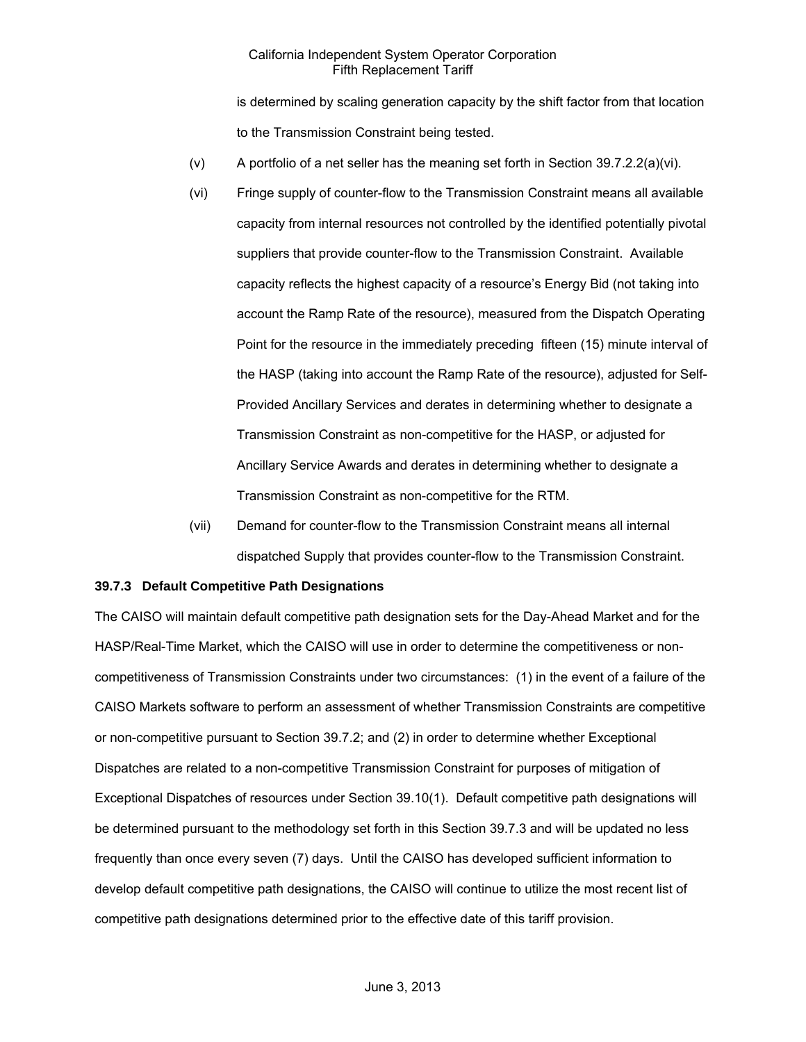is determined by scaling generation capacity by the shift factor from that location to the Transmission Constraint being tested.

(v) A portfolio of a net seller has the meaning set forth in Section 39.7.2.2(a)(vi).

(vi) Fringe supply of counter-flow to the Transmission Constraint means all available capacity from internal resources not controlled by the identified potentially pivotal suppliers that provide counter-flow to the Transmission Constraint. Available capacity reflects the highest capacity of a resource's Energy Bid (not taking into account the Ramp Rate of the resource), measured from the Dispatch Operating Point for the resource in the immediately preceding fifteen (15) minute interval of the HASP (taking into account the Ramp Rate of the resource), adjusted for Self-Provided Ancillary Services and derates in determining whether to designate a Transmission Constraint as non-competitive for the HASP, or adjusted for Ancillary Service Awards and derates in determining whether to designate a Transmission Constraint as non-competitive for the RTM.

(vii) Demand for counter-flow to the Transmission Constraint means all internal dispatched Supply that provides counter-flow to the Transmission Constraint.

**39.7.3 Default Competitive Path Designations**

The CAISO will maintain default competitive path designation sets for the Day-Ahead Market and for the HASP/Real-Time Market, which the CAISO will use in order to determine the competitiveness or non-competitiveness of Transmission Constraints under two circumstances: (1) in the event of a failure of the CAISO Markets software to perform an assessment of whether Transmission Constraints are competitive or non-competitive pursuant to Section 39.7.2; and (2) in order to determine whether Exceptional Dispatches are related to a non-competitive Transmission Constraint for purposes of mitigation of Exceptional Dispatches of resources under Section 39.10(1). Default competitive path designations will be determined pursuant to the methodology set forth in this Section 39.7.3 and will be updated no less frequently than once every seven (7) days. Until the CAISO has developed sufficient information to develop default competitive path designations, the CAISO will continue to utilize the most recent list of competitive path designations determined prior to the effective date of this tariff provision.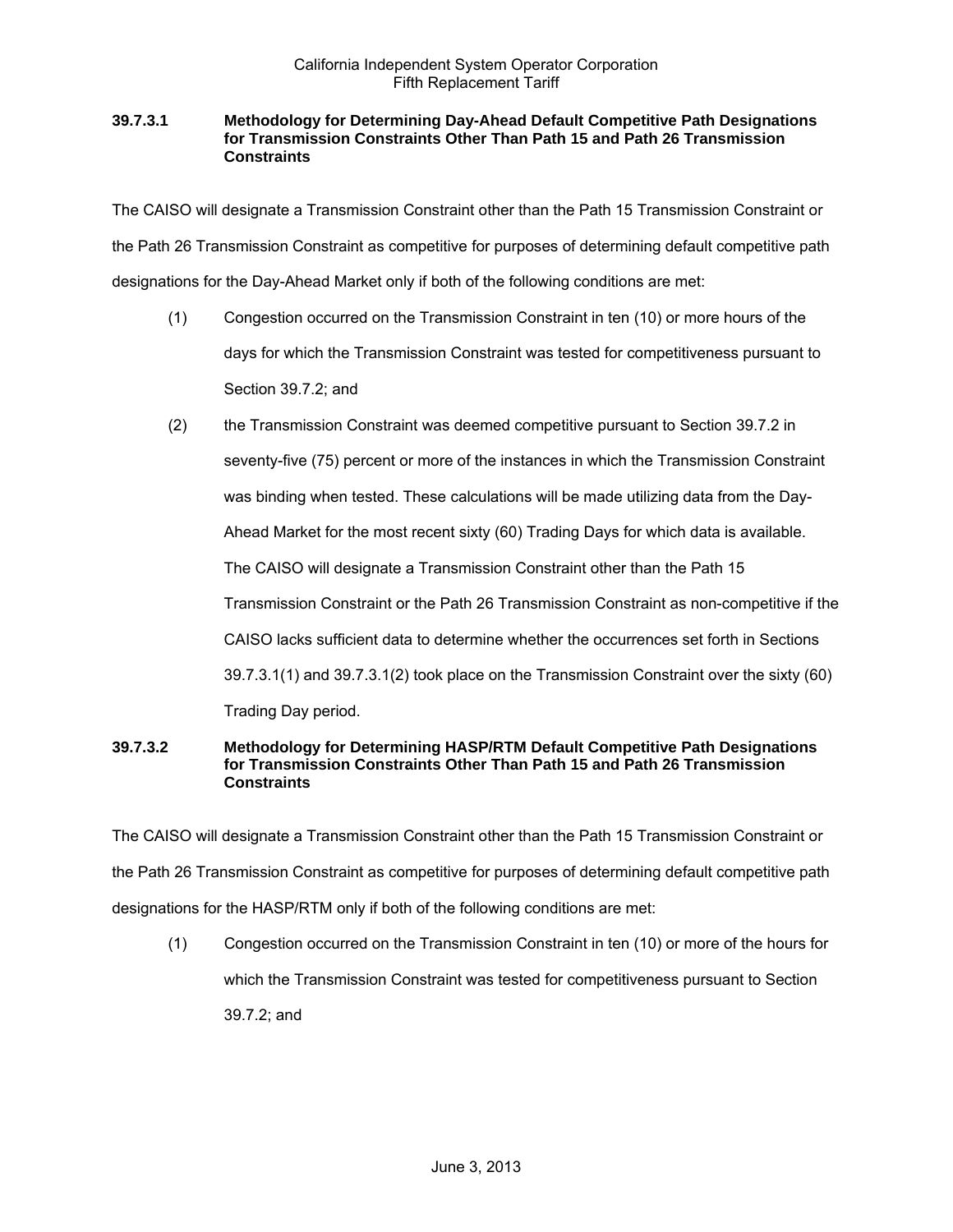### 39.7.3.1 Methodology for Determining Day-Ahead Default Competitive Path Designations for Transmission Constraints Other Than Path 15 and Path 26 Transmission Constraints

The CAISO will designate a Transmission Constraint other than the Path 15 Transmission Constraint or the Path 26 Transmission Constraint as competitive for purposes of determining default competitive path designations for the Day-Ahead Market only if both of the following conditions are met:

(1) Congestion occurred on the Transmission Constraint in ten (10) or more hours of the days for which the Transmission Constraint was tested for competitiveness pursuant to Section 39.7.2; and

(2) the Transmission Constraint was deemed competitive pursuant to Section 39.7.2 in seventy-five (75) percent or more of the instances in which the Transmission Constraint was binding when tested. These calculations will be made utilizing data from the Day-Ahead Market for the most recent sixty (60) Trading Days for which data is available. The CAISO will designate a Transmission Constraint other than the Path 15 Transmission Constraint or the Path 26 Transmission Constraint as non-competitive if the CAISO lacks sufficient data to determine whether the occurrences set forth in Sections 39.7.3.1(1) and 39.7.3.1(2) took place on the Transmission Constraint over the sixty (60) Trading Day period.

### 39.7.3.2 Methodology for Determining HASP/RTM Default Competitive Path Designations for Transmission Constraints Other Than Path 15 and Path 26 Transmission Constraints

The CAISO will designate a Transmission Constraint other than the Path 15 Transmission Constraint or the Path 26 Transmission Constraint as competitive for purposes of determining default competitive path designations for the HASP/RTM only if both of the following conditions are met:

(1) Congestion occurred on the Transmission Constraint in ten (10) or more of the hours for which the Transmission Constraint was tested for competitiveness pursuant to Section 39.7.2; and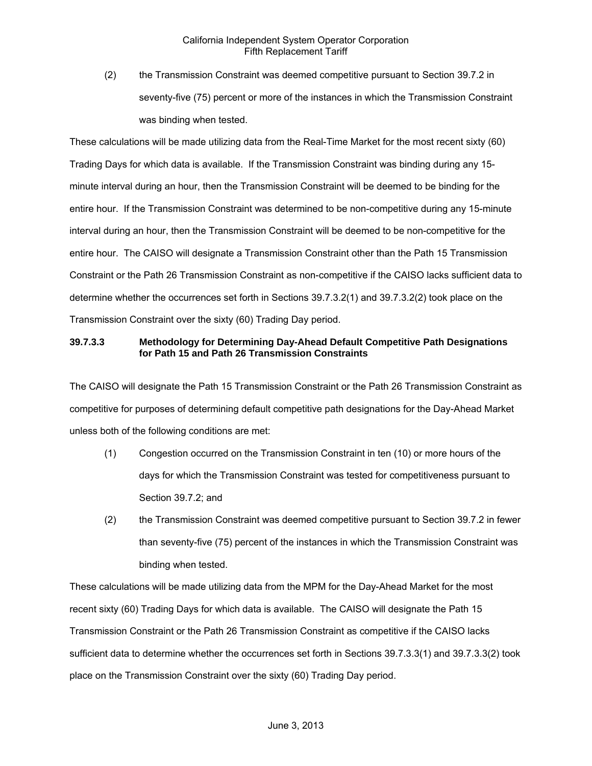(2) the Transmission Constraint was deemed competitive pursuant to Section 39.7.2 in seventy-five (75) percent or more of the instances in which the Transmission Constraint was binding when tested.

These calculations will be made utilizing data from the Real-Time Market for the most recent sixty (60) Trading Days for which data is available. If the Transmission Constraint was binding during any 15-minute interval during an hour, then the Transmission Constraint will be deemed to be binding for the entire hour. If the Transmission Constraint was determined to be non-competitive during any 15-minute interval during an hour, then the Transmission Constraint will be deemed to be non-competitive for the entire hour. The CAISO will designate a Transmission Constraint other than the Path 15 Transmission Constraint or the Path 26 Transmission Constraint as non-competitive if the CAISO lacks sufficient data to determine whether the occurrences set forth in Sections 39.7.3.2(1) and 39.7.3.2(2) took place on the Transmission Constraint over the sixty (60) Trading Day period.

**39.7.3.3 Methodology for Determining Day-Ahead Default Competitive Path Designations for Path 15 and Path 26 Transmission Constraints**

The CAISO will designate the Path 15 Transmission Constraint or the Path 26 Transmission Constraint as competitive for purposes of determining default competitive path designations for the Day-Ahead Market unless both of the following conditions are met:

(1) Congestion occurred on the Transmission Constraint in ten (10) or more hours of the days for which the Transmission Constraint was tested for competitiveness pursuant to Section 39.7.2; and

(2) the Transmission Constraint was deemed competitive pursuant to Section 39.7.2 in fewer than seventy-five (75) percent of the instances in which the Transmission Constraint was binding when tested.

These calculations will be made utilizing data from the MPM for the Day-Ahead Market for the most recent sixty (60) Trading Days for which data is available. The CAISO will designate the Path 15 Transmission Constraint or the Path 26 Transmission Constraint as competitive if the CAISO lacks sufficient data to determine whether the occurrences set forth in Sections 39.7.3.3(1) and 39.7.3.3(2) took place on the Transmission Constraint over the sixty (60) Trading Day period.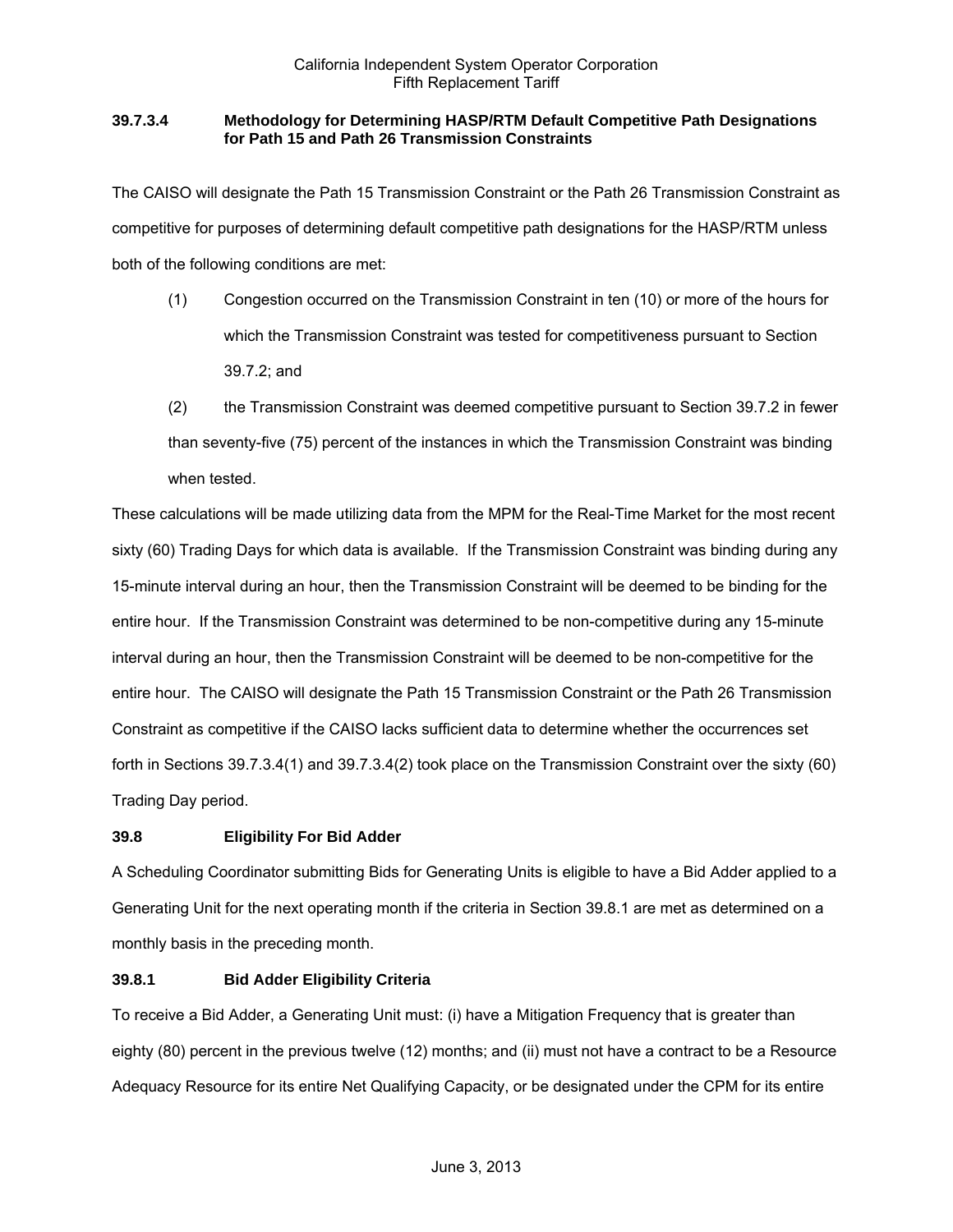### 39.7.3.4 Methodology for Determining HASP/RTM Default Competitive Path Designations for Path 15 and Path 26 Transmission Constraints

The CAISO will designate the Path 15 Transmission Constraint or the Path 26 Transmission Constraint as competitive for purposes of determining default competitive path designations for the HASP/RTM unless both of the following conditions are met:

(1) Congestion occurred on the Transmission Constraint in ten (10) or more of the hours for which the Transmission Constraint was tested for competitiveness pursuant to Section 39.7.2; and

(2) the Transmission Constraint was deemed competitive pursuant to Section 39.7.2 in fewer than seventy-five (75) percent of the instances in which the Transmission Constraint was binding when tested.

These calculations will be made utilizing data from the MPM for the Real-Time Market for the most recent sixty (60) Trading Days for which data is available. If the Transmission Constraint was binding during any 15-minute interval during an hour, then the Transmission Constraint will be deemed to be binding for the entire hour. If the Transmission Constraint was determined to be non-competitive during any 15-minute interval during an hour, then the Transmission Constraint will be deemed to be non-competitive for the entire hour. The CAISO will designate the Path 15 Transmission Constraint or the Path 26 Transmission Constraint as competitive if the CAISO lacks sufficient data to determine whether the occurrences set forth in Sections 39.7.3.4(1) and 39.7.3.4(2) took place on the Transmission Constraint over the sixty (60) Trading Day period.

## 39.8 Eligibility For Bid Adder

A Scheduling Coordinator submitting Bids for Generating Units is eligible to have a Bid Adder applied to a Generating Unit for the next operating month if the criteria in Section 39.8.1 are met as determined on a monthly basis in the preceding month.

### 39.8.1 Bid Adder Eligibility Criteria

To receive a Bid Adder, a Generating Unit must: (i) have a Mitigation Frequency that is greater than eighty (80) percent in the previous twelve (12) months; and (ii) must not have a contract to be a Resource Adequacy Resource for its entire Net Qualifying Capacity, or be designated under the CPM for its entire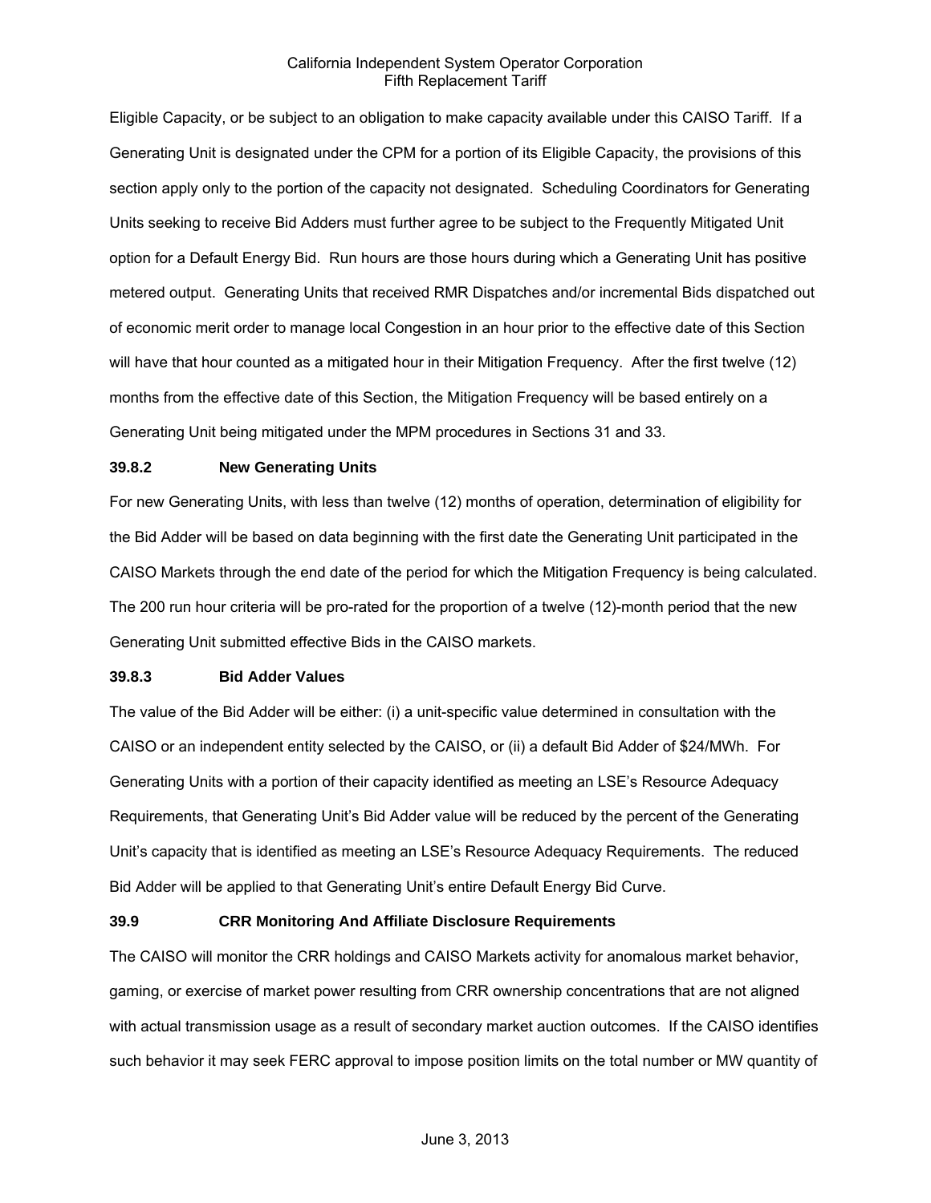Eligible Capacity, or be subject to an obligation to make capacity available under this CAISO Tariff. If a Generating Unit is designated under the CPM for a portion of its Eligible Capacity, the provisions of this section apply only to the portion of the capacity not designated. Scheduling Coordinators for Generating Units seeking to receive Bid Adders must further agree to be subject to the Frequently Mitigated Unit option for a Default Energy Bid. Run hours are those hours during which a Generating Unit has positive metered output. Generating Units that received RMR Dispatches and/or incremental Bids dispatched out of economic merit order to manage local Congestion in an hour prior to the effective date of this Section will have that hour counted as a mitigated hour in their Mitigation Frequency. After the first twelve (12) months from the effective date of this Section, the Mitigation Frequency will be based entirely on a Generating Unit being mitigated under the MPM procedures in Sections 31 and 33.

**39.8.2 New Generating Units**

For new Generating Units, with less than twelve (12) months of operation, determination of eligibility for the Bid Adder will be based on data beginning with the first date the Generating Unit participated in the CAISO Markets through the end date of the period for which the Mitigation Frequency is being calculated. The 200 run hour criteria will be pro-rated for the proportion of a twelve (12)-month period that the new Generating Unit submitted effective Bids in the CAISO markets.

**39.8.3 Bid Adder Values**

The value of the Bid Adder will be either: (i) a unit-specific value determined in consultation with the CAISO or an independent entity selected by the CAISO, or (ii) a default Bid Adder of $24/MWh. For Generating Units with a portion of their capacity identified as meeting an LSE's Resource Adequacy Requirements, that Generating Unit's Bid Adder value will be reduced by the percent of the Generating Unit's capacity that is identified as meeting an LSE's Resource Adequacy Requirements. The reduced Bid Adder will be applied to that Generating Unit's entire Default Energy Bid Curve.

**39.9 CRR Monitoring And Affiliate Disclosure Requirements**

The CAISO will monitor the CRR holdings and CAISO Markets activity for anomalous market behavior, gaming, or exercise of market power resulting from CRR ownership concentrations that are not aligned with actual transmission usage as a result of secondary market auction outcomes. If the CAISO identifies such behavior it may seek FERC approval to impose position limits on the total number or MW quantity of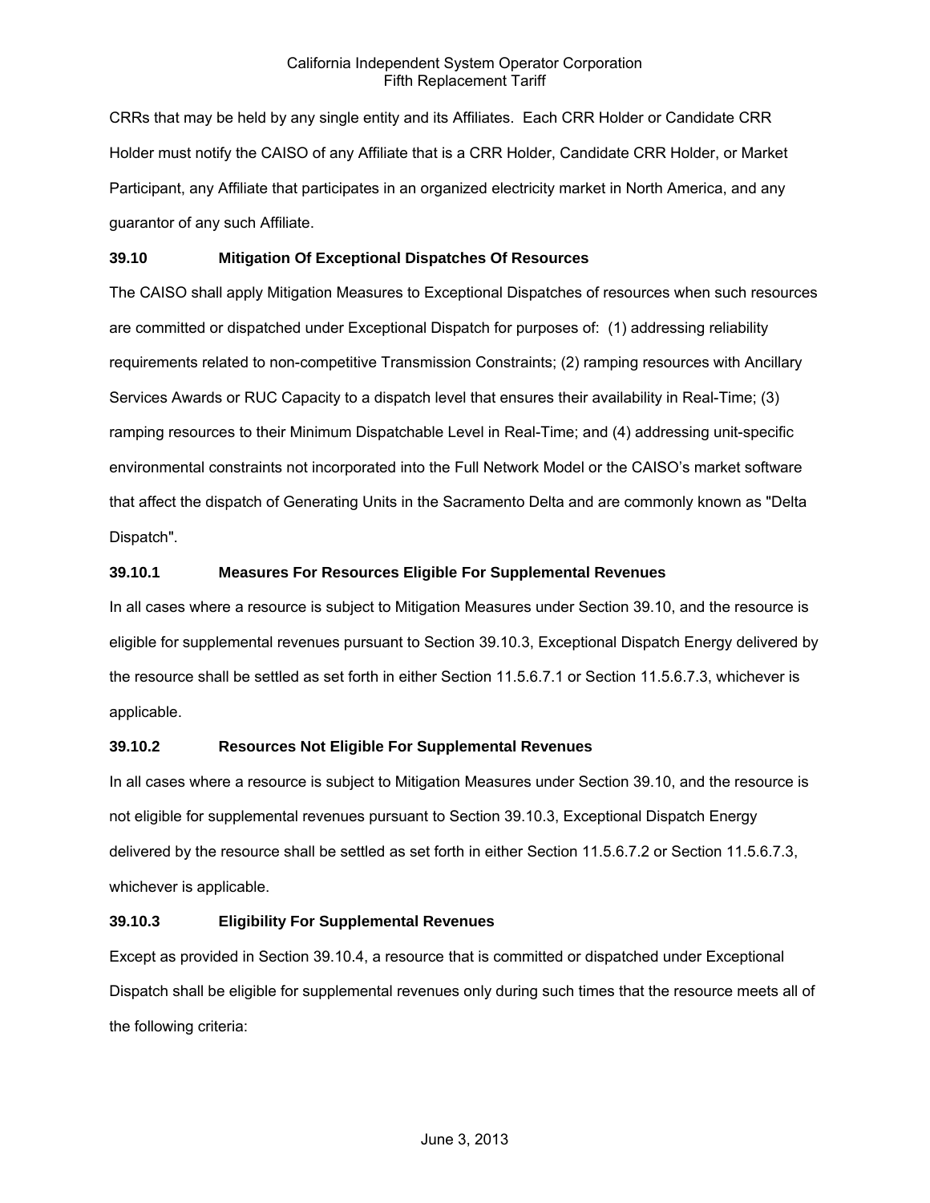CRRs that may be held by any single entity and its Affiliates. Each CRR Holder or Candidate CRR Holder must notify the CAISO of any Affiliate that is a CRR Holder, Candidate CRR Holder, or Market Participant, any Affiliate that participates in an organized electricity market in North America, and any guarantor of any such Affiliate.

### 39.10 Mitigation Of Exceptional Dispatches Of Resources

The CAISO shall apply Mitigation Measures to Exceptional Dispatches of resources when such resources are committed or dispatched under Exceptional Dispatch for purposes of: (1) addressing reliability requirements related to non-competitive Transmission Constraints; (2) ramping resources with Ancillary Services Awards or RUC Capacity to a dispatch level that ensures their availability in Real-Time; (3) ramping resources to their Minimum Dispatchable Level in Real-Time; and (4) addressing unit-specific environmental constraints not incorporated into the Full Network Model or the CAISO's market software that affect the dispatch of Generating Units in the Sacramento Delta and are commonly known as "Delta Dispatch".

### 39.10.1 Measures For Resources Eligible For Supplemental Revenues

In all cases where a resource is subject to Mitigation Measures under Section 39.10, and the resource is eligible for supplemental revenues pursuant to Section 39.10.3, Exceptional Dispatch Energy delivered by the resource shall be settled as set forth in either Section 11.5.6.7.1 or Section 11.5.6.7.3, whichever is applicable.

### 39.10.2 Resources Not Eligible For Supplemental Revenues

In all cases where a resource is subject to Mitigation Measures under Section 39.10, and the resource is not eligible for supplemental revenues pursuant to Section 39.10.3, Exceptional Dispatch Energy delivered by the resource shall be settled as set forth in either Section 11.5.6.7.2 or Section 11.5.6.7.3, whichever is applicable.

### 39.10.3 Eligibility For Supplemental Revenues

Except as provided in Section 39.10.4, a resource that is committed or dispatched under Exceptional Dispatch shall be eligible for supplemental revenues only during such times that the resource meets all of the following criteria: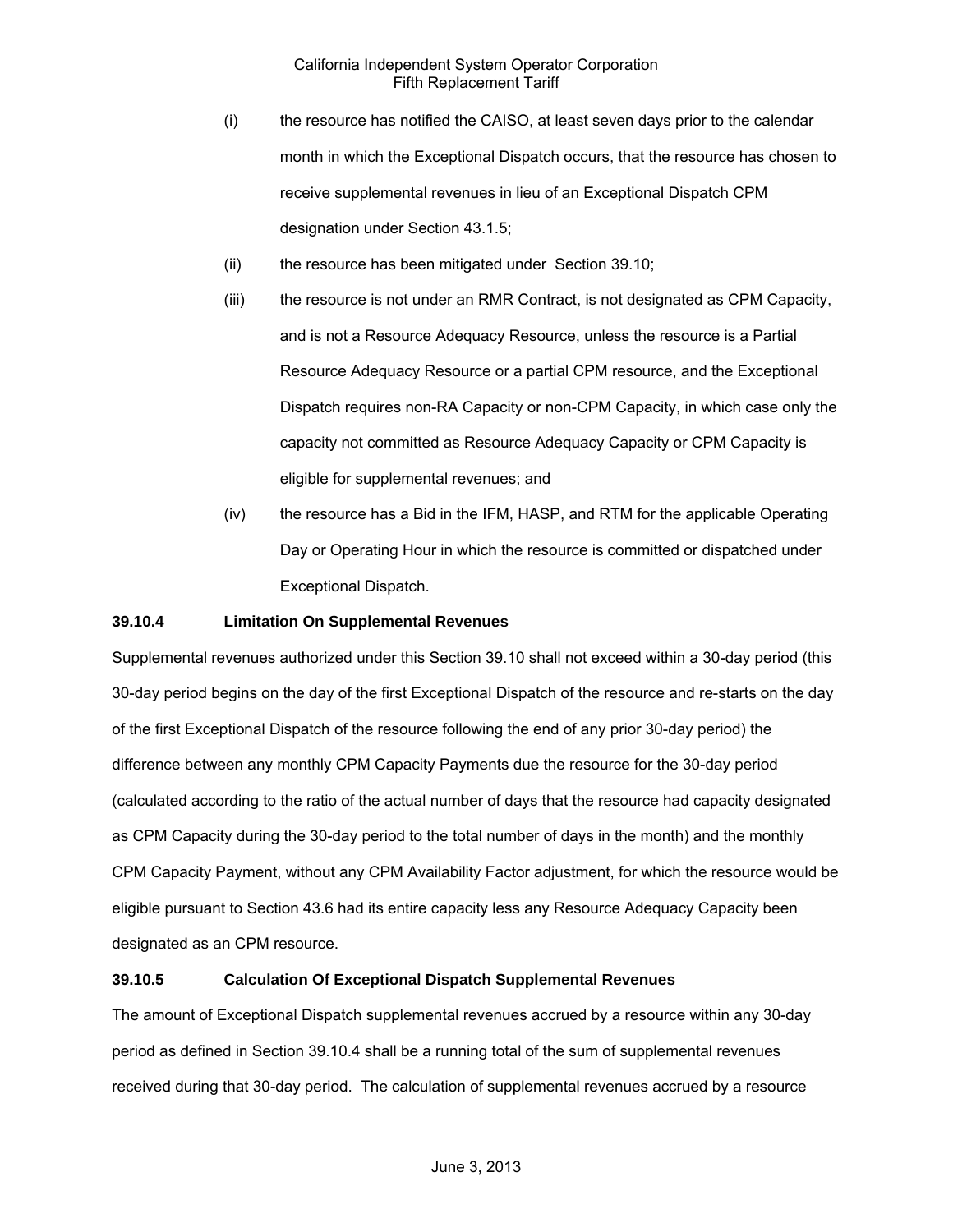(i) the resource has notified the CAISO, at least seven days prior to the calendar month in which the Exceptional Dispatch occurs, that the resource has chosen to receive supplemental revenues in lieu of an Exceptional Dispatch CPM designation under Section 43.1.5;

(ii) the resource has been mitigated under Section 39.10;

(iii) the resource is not under an RMR Contract, is not designated as CPM Capacity, and is not a Resource Adequacy Resource, unless the resource is a Partial Resource Adequacy Resource or a partial CPM resource, and the Exceptional Dispatch requires non-RA Capacity or non-CPM Capacity, in which case only the capacity not committed as Resource Adequacy Capacity or CPM Capacity is eligible for supplemental revenues; and

(iv) the resource has a Bid in the IFM, HASP, and RTM for the applicable Operating Day or Operating Hour in which the resource is committed or dispatched under Exceptional Dispatch.

**39.10.4 Limitation On Supplemental Revenues**

Supplemental revenues authorized under this Section 39.10 shall not exceed within a 30-day period (this 30-day period begins on the day of the first Exceptional Dispatch of the resource and re-starts on the day of the first Exceptional Dispatch of the resource following the end of any prior 30-day period) the difference between any monthly CPM Capacity Payments due the resource for the 30-day period (calculated according to the ratio of the actual number of days that the resource had capacity designated as CPM Capacity during the 30-day period to the total number of days in the month) and the monthly CPM Capacity Payment, without any CPM Availability Factor adjustment, for which the resource would be eligible pursuant to Section 43.6 had its entire capacity less any Resource Adequacy Capacity been designated as an CPM resource.

**39.10.5 Calculation Of Exceptional Dispatch Supplemental Revenues**

The amount of Exceptional Dispatch supplemental revenues accrued by a resource within any 30-day period as defined in Section 39.10.4 shall be a running total of the sum of supplemental revenues received during that 30-day period. The calculation of supplemental revenues accrued by a resource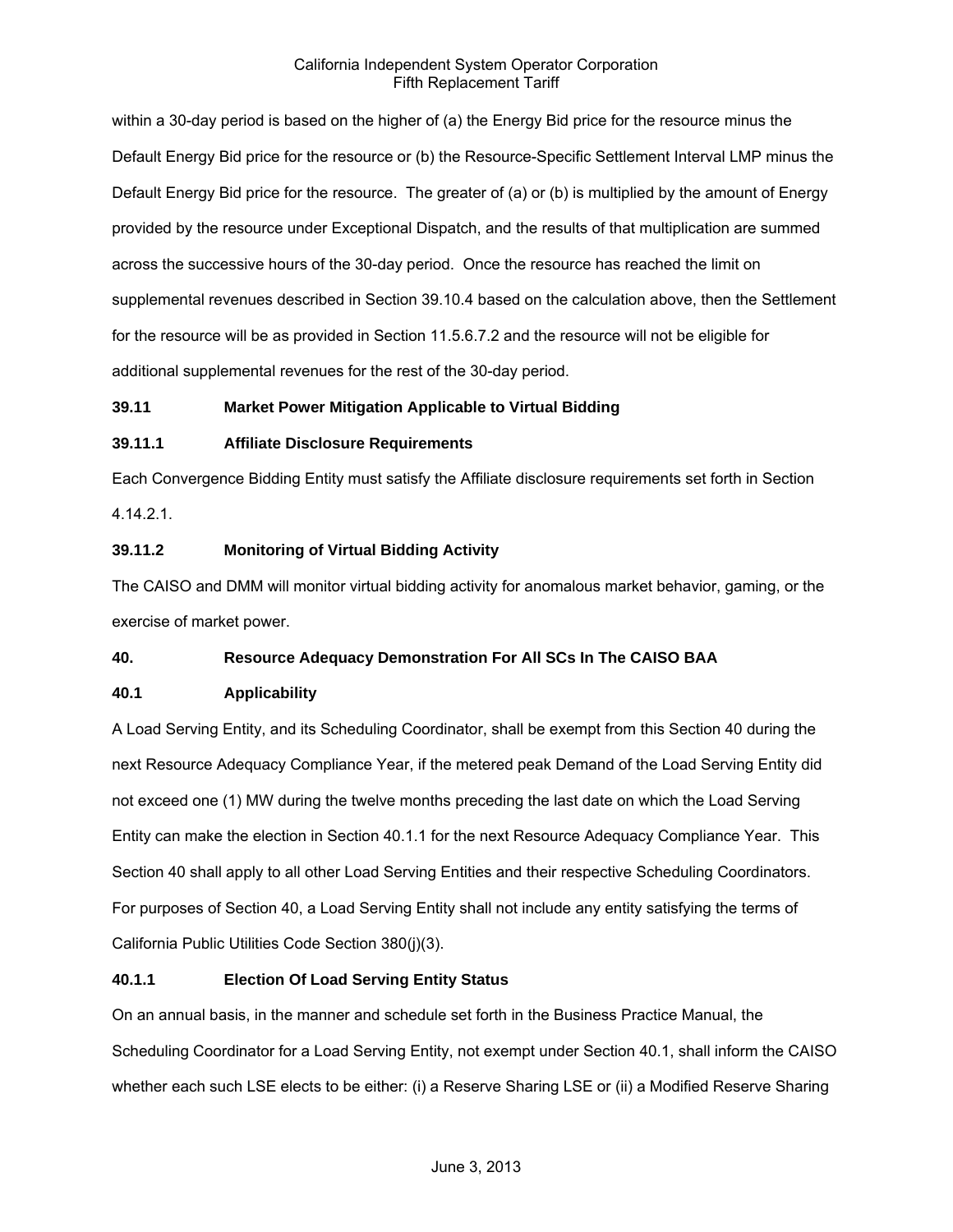within a 30-day period is based on the higher of (a) the Energy Bid price for the resource minus the Default Energy Bid price for the resource or (b) the Resource-Specific Settlement Interval LMP minus the Default Energy Bid price for the resource. The greater of (a) or (b) is multiplied by the amount of Energy provided by the resource under Exceptional Dispatch, and the results of that multiplication are summed across the successive hours of the 30-day period. Once the resource has reached the limit on supplemental revenues described in Section 39.10.4 based on the calculation above, then the Settlement for the resource will be as provided in Section 11.5.6.7.2 and the resource will not be eligible for additional supplemental revenues for the rest of the 30-day period.

**39.11 Market Power Mitigation Applicable to Virtual Bidding**

**39.11.1 Affiliate Disclosure Requirements**

Each Convergence Bidding Entity must satisfy the Affiliate disclosure requirements set forth in Section 4.14.2.1.

**39.11.2 Monitoring of Virtual Bidding Activity**

The CAISO and DMM will monitor virtual bidding activity for anomalous market behavior, gaming, or the exercise of market power.

**40. Resource Adequacy Demonstration For All SCs In The CAISO BAA**

**40.1 Applicability**

A Load Serving Entity, and its Scheduling Coordinator, shall be exempt from this Section 40 during the next Resource Adequacy Compliance Year, if the metered peak Demand of the Load Serving Entity did not exceed one (1) MW during the twelve months preceding the last date on which the Load Serving Entity can make the election in Section 40.1.1 for the next Resource Adequacy Compliance Year. This Section 40 shall apply to all other Load Serving Entities and their respective Scheduling Coordinators. For purposes of Section 40, a Load Serving Entity shall not include any entity satisfying the terms of California Public Utilities Code Section 380(j)(3).

**40.1.1 Election Of Load Serving Entity Status**

On an annual basis, in the manner and schedule set forth in the Business Practice Manual, the Scheduling Coordinator for a Load Serving Entity, not exempt under Section 40.1, shall inform the CAISO whether each such LSE elects to be either: (i) a Reserve Sharing LSE or (ii) a Modified Reserve Sharing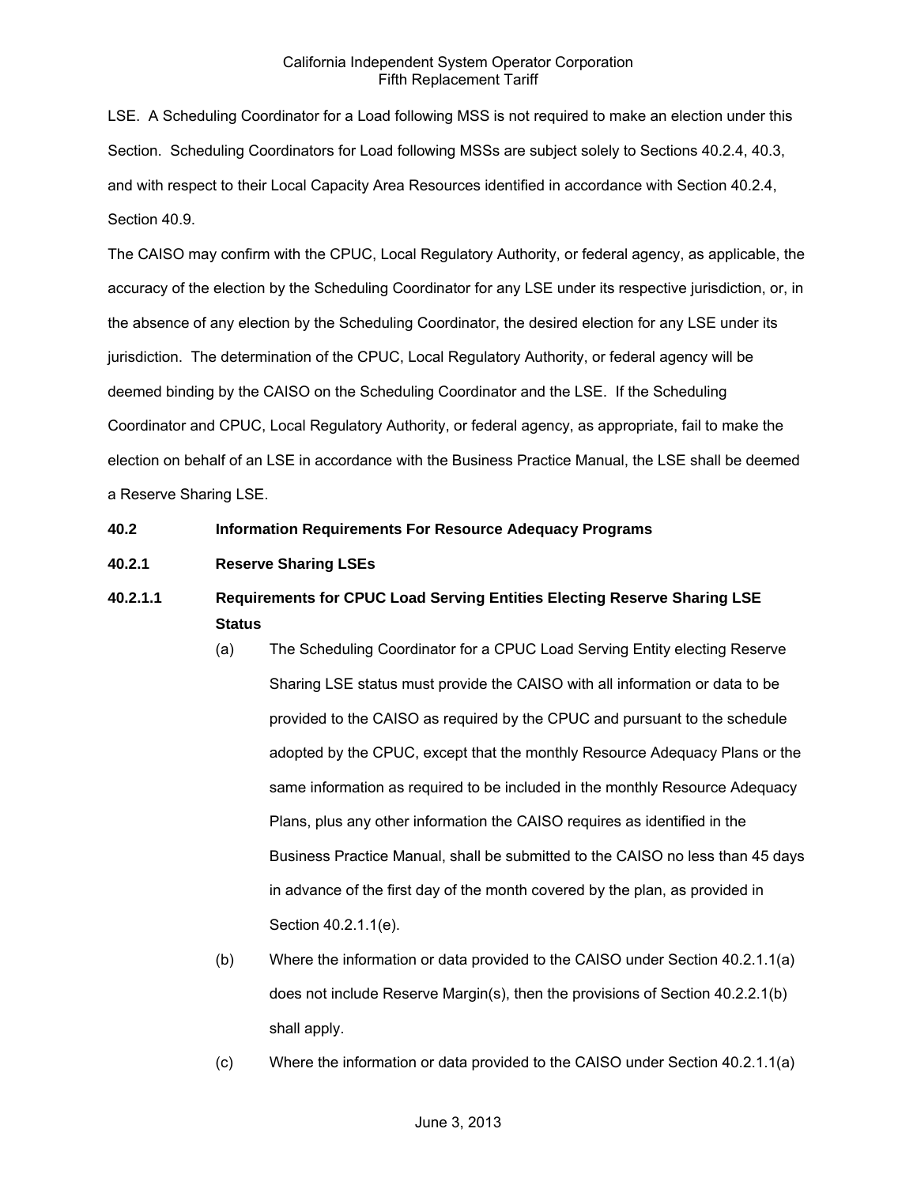LSE. A Scheduling Coordinator for a Load following MSS is not required to make an election under this Section. Scheduling Coordinators for Load following MSSs are subject solely to Sections 40.2.4, 40.3, and with respect to their Local Capacity Area Resources identified in accordance with Section 40.2.4, Section 40.9.

The CAISO may confirm with the CPUC, Local Regulatory Authority, or federal agency, as applicable, the accuracy of the election by the Scheduling Coordinator for any LSE under its respective jurisdiction, or, in the absence of any election by the Scheduling Coordinator, the desired election for any LSE under its jurisdiction. The determination of the CPUC, Local Regulatory Authority, or federal agency will be deemed binding by the CAISO on the Scheduling Coordinator and the LSE. If the Scheduling Coordinator and CPUC, Local Regulatory Authority, or federal agency, as appropriate, fail to make the election on behalf of an LSE in accordance with the Business Practice Manual, the LSE shall be deemed a Reserve Sharing LSE.

**40.2 Information Requirements For Resource Adequacy Programs**

**40.2.1 Reserve Sharing LSEs**

**40.2.1.1 Requirements for CPUC Load Serving Entities Electing Reserve Sharing LSE Status**

(a) The Scheduling Coordinator for a CPUC Load Serving Entity electing Reserve Sharing LSE status must provide the CAISO with all information or data to be provided to the CAISO as required by the CPUC and pursuant to the schedule adopted by the CPUC, except that the monthly Resource Adequacy Plans or the same information as required to be included in the monthly Resource Adequacy Plans, plus any other information the CAISO requires as identified in the Business Practice Manual, shall be submitted to the CAISO no less than 45 days in advance of the first day of the month covered by the plan, as provided in Section 40.2.1.1(e).

(b) Where the information or data provided to the CAISO under Section 40.2.1.1(a) does not include Reserve Margin(s), then the provisions of Section 40.2.2.1(b) shall apply.

(c) Where the information or data provided to the CAISO under Section 40.2.1.1(a)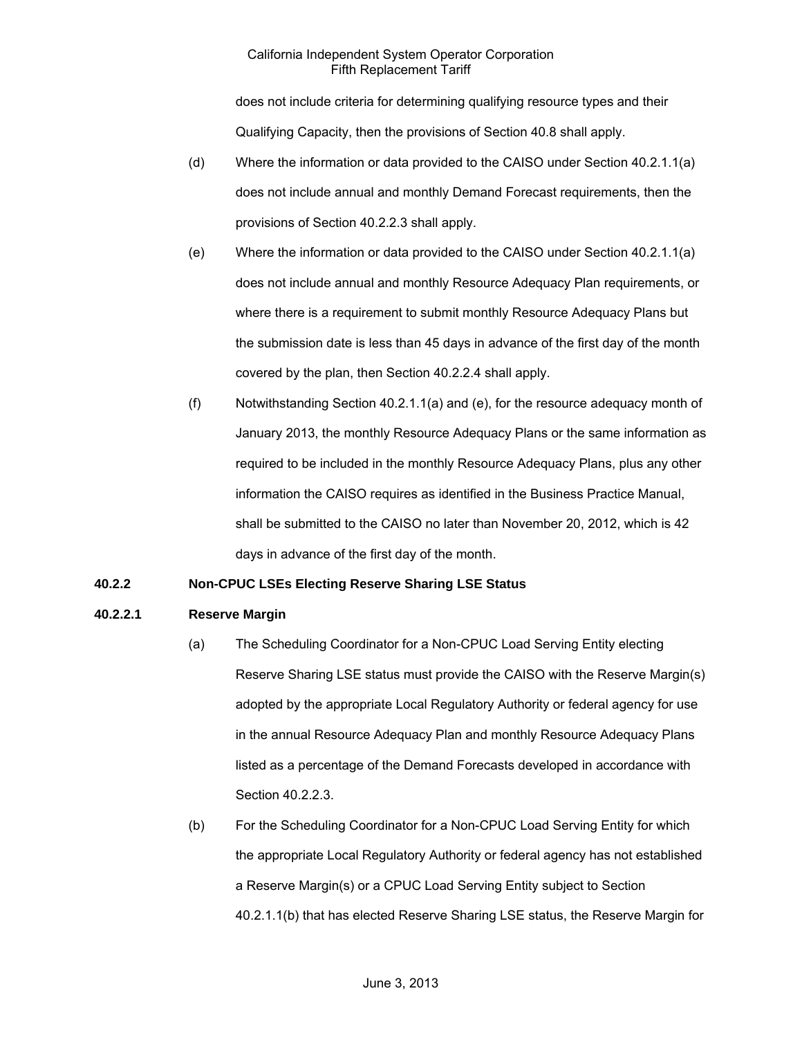does not include criteria for determining qualifying resource types and their Qualifying Capacity, then the provisions of Section 40.8 shall apply.

(d) Where the information or data provided to the CAISO under Section 40.2.1.1(a) does not include annual and monthly Demand Forecast requirements, then the provisions of Section 40.2.2.3 shall apply.

(e) Where the information or data provided to the CAISO under Section 40.2.1.1(a) does not include annual and monthly Resource Adequacy Plan requirements, or where there is a requirement to submit monthly Resource Adequacy Plans but the submission date is less than 45 days in advance of the first day of the month covered by the plan, then Section 40.2.2.4 shall apply.

(f) Notwithstanding Section 40.2.1.1(a) and (e), for the resource adequacy month of January 2013, the monthly Resource Adequacy Plans or the same information as required to be included in the monthly Resource Adequacy Plans, plus any other information the CAISO requires as identified in the Business Practice Manual, shall be submitted to the CAISO no later than November 20, 2012, which is 42 days in advance of the first day of the month.

**40.2.2 Non-CPUC LSEs Electing Reserve Sharing LSE Status**

**40.2.2.1 Reserve Margin**

(a) The Scheduling Coordinator for a Non-CPUC Load Serving Entity electing Reserve Sharing LSE status must provide the CAISO with the Reserve Margin(s) adopted by the appropriate Local Regulatory Authority or federal agency for use in the annual Resource Adequacy Plan and monthly Resource Adequacy Plans listed as a percentage of the Demand Forecasts developed in accordance with Section 40.2.2.3.

(b) For the Scheduling Coordinator for a Non-CPUC Load Serving Entity for which the appropriate Local Regulatory Authority or federal agency has not established a Reserve Margin(s) or a CPUC Load Serving Entity subject to Section 40.2.1.1(b) that has elected Reserve Sharing LSE status, the Reserve Margin for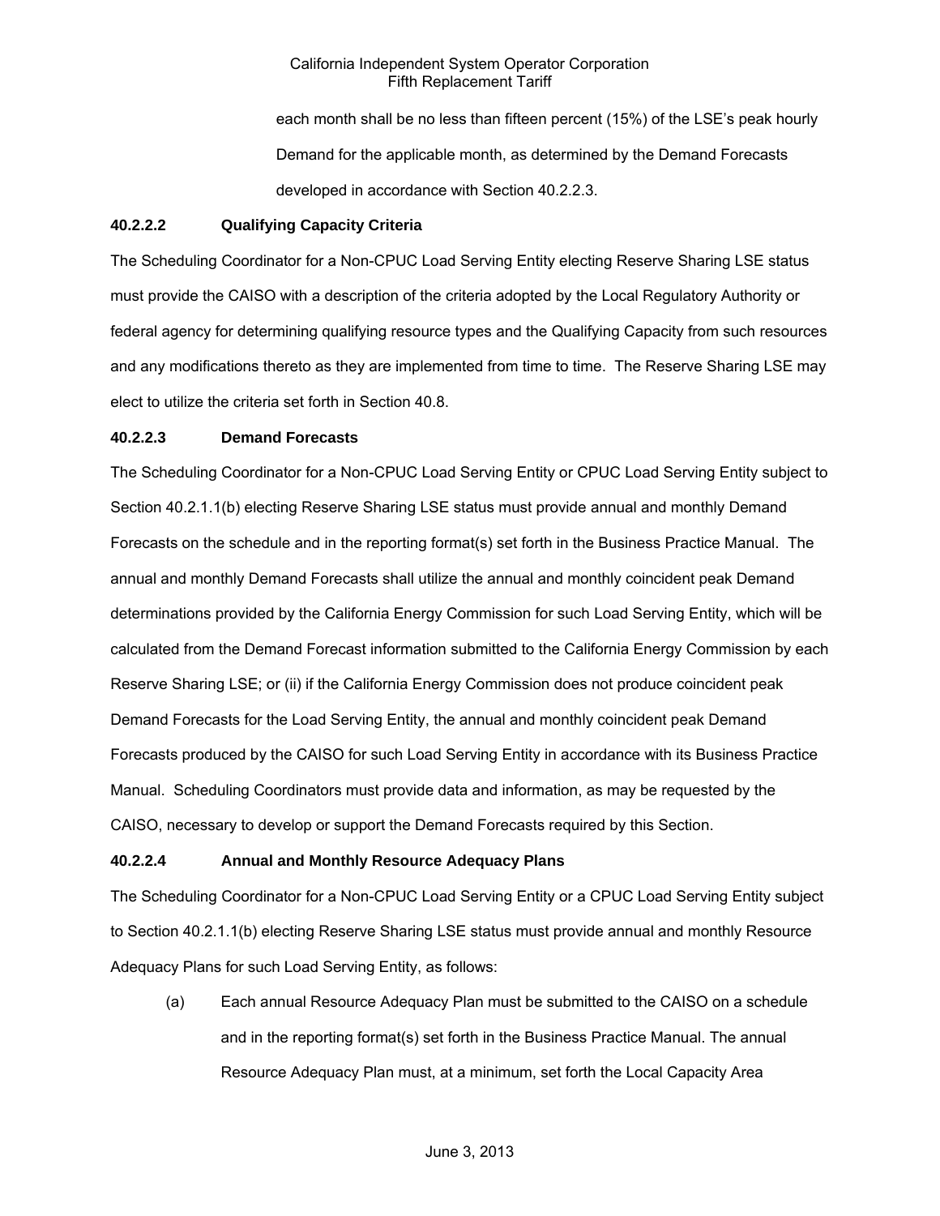each month shall be no less than fifteen percent (15%) of the LSE's peak hourly Demand for the applicable month, as determined by the Demand Forecasts developed in accordance with Section 40.2.2.3.

**40.2.2.2 Qualifying Capacity Criteria**

The Scheduling Coordinator for a Non-CPUC Load Serving Entity electing Reserve Sharing LSE status must provide the CAISO with a description of the criteria adopted by the Local Regulatory Authority or federal agency for determining qualifying resource types and the Qualifying Capacity from such resources and any modifications thereto as they are implemented from time to time. The Reserve Sharing LSE may elect to utilize the criteria set forth in Section 40.8.

**40.2.2.3 Demand Forecasts**

The Scheduling Coordinator for a Non-CPUC Load Serving Entity or CPUC Load Serving Entity subject to Section 40.2.1.1(b) electing Reserve Sharing LSE status must provide annual and monthly Demand Forecasts on the schedule and in the reporting format(s) set forth in the Business Practice Manual. The annual and monthly Demand Forecasts shall utilize the annual and monthly coincident peak Demand determinations provided by the California Energy Commission for such Load Serving Entity, which will be calculated from the Demand Forecast information submitted to the California Energy Commission by each Reserve Sharing LSE; or (ii) if the California Energy Commission does not produce coincident peak Demand Forecasts for the Load Serving Entity, the annual and monthly coincident peak Demand Forecasts produced by the CAISO for such Load Serving Entity in accordance with its Business Practice Manual. Scheduling Coordinators must provide data and information, as may be requested by the CAISO, necessary to develop or support the Demand Forecasts required by this Section.

**40.2.2.4 Annual and Monthly Resource Adequacy Plans**

The Scheduling Coordinator for a Non-CPUC Load Serving Entity or a CPUC Load Serving Entity subject to Section 40.2.1.1(b) electing Reserve Sharing LSE status must provide annual and monthly Resource Adequacy Plans for such Load Serving Entity, as follows:

(a) Each annual Resource Adequacy Plan must be submitted to the CAISO on a schedule and in the reporting format(s) set forth in the Business Practice Manual. The annual Resource Adequacy Plan must, at a minimum, set forth the Local Capacity Area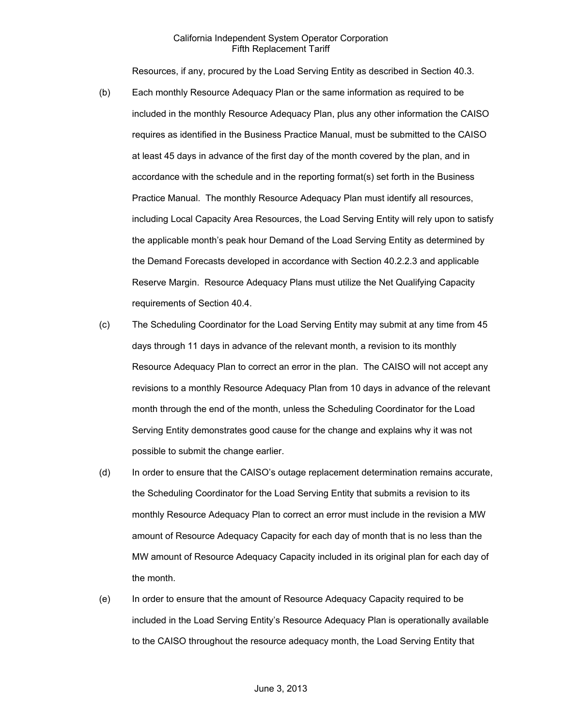Resources, if any, procured by the Load Serving Entity as described in Section 40.3.

(b) Each monthly Resource Adequacy Plan or the same information as required to be included in the monthly Resource Adequacy Plan, plus any other information the CAISO requires as identified in the Business Practice Manual, must be submitted to the CAISO at least 45 days in advance of the first day of the month covered by the plan, and in accordance with the schedule and in the reporting format(s) set forth in the Business Practice Manual. The monthly Resource Adequacy Plan must identify all resources, including Local Capacity Area Resources, the Load Serving Entity will rely upon to satisfy the applicable month's peak hour Demand of the Load Serving Entity as determined by the Demand Forecasts developed in accordance with Section 40.2.2.3 and applicable Reserve Margin. Resource Adequacy Plans must utilize the Net Qualifying Capacity requirements of Section 40.4.

(c) The Scheduling Coordinator for the Load Serving Entity may submit at any time from 45 days through 11 days in advance of the relevant month, a revision to its monthly Resource Adequacy Plan to correct an error in the plan. The CAISO will not accept any revisions to a monthly Resource Adequacy Plan from 10 days in advance of the relevant month through the end of the month, unless the Scheduling Coordinator for the Load Serving Entity demonstrates good cause for the change and explains why it was not possible to submit the change earlier.

(d) In order to ensure that the CAISO's outage replacement determination remains accurate, the Scheduling Coordinator for the Load Serving Entity that submits a revision to its monthly Resource Adequacy Plan to correct an error must include in the revision a MW amount of Resource Adequacy Capacity for each day of month that is no less than the MW amount of Resource Adequacy Capacity included in its original plan for each day of the month.

(e) In order to ensure that the amount of Resource Adequacy Capacity required to be included in the Load Serving Entity's Resource Adequacy Plan is operationally available to the CAISO throughout the resource adequacy month, the Load Serving Entity that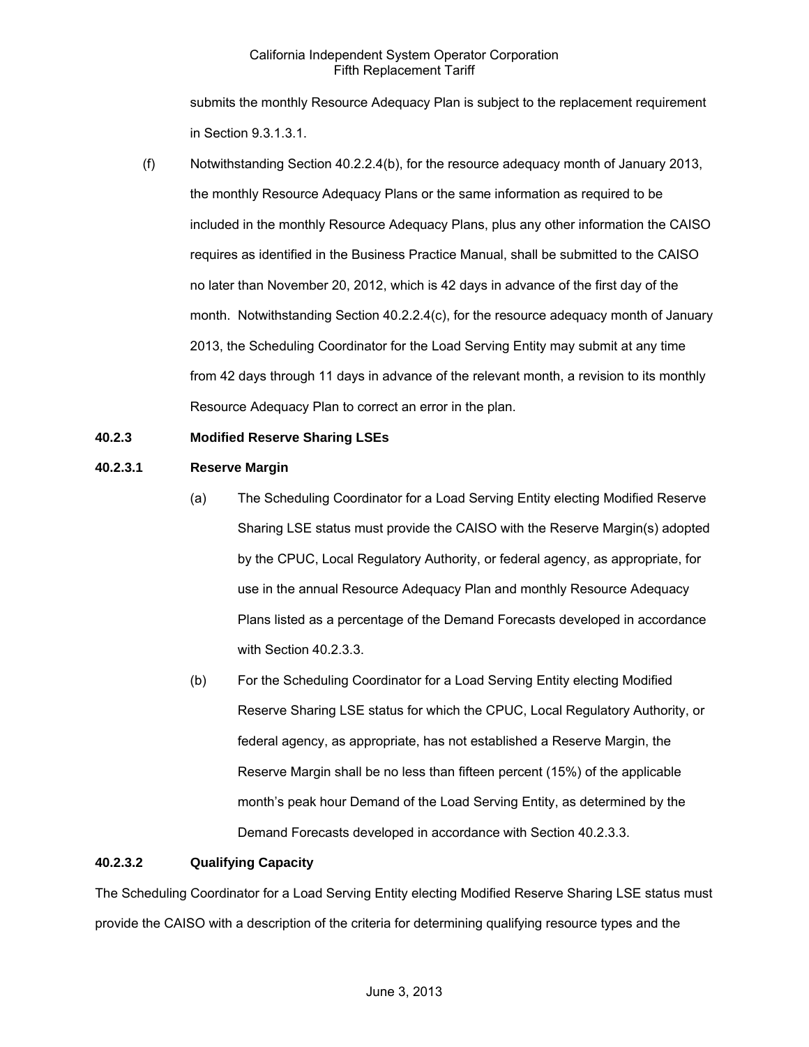submits the monthly Resource Adequacy Plan is subject to the replacement requirement in Section 9.3.1.3.1.

(f) Notwithstanding Section 40.2.2.4(b), for the resource adequacy month of January 2013, the monthly Resource Adequacy Plans or the same information as required to be included in the monthly Resource Adequacy Plans, plus any other information the CAISO requires as identified in the Business Practice Manual, shall be submitted to the CAISO no later than November 20, 2012, which is 42 days in advance of the first day of the month. Notwithstanding Section 40.2.2.4(c), for the resource adequacy month of January 2013, the Scheduling Coordinator for the Load Serving Entity may submit at any time from 42 days through 11 days in advance of the relevant month, a revision to its monthly Resource Adequacy Plan to correct an error in the plan.

**40.2.3 Modified Reserve Sharing LSEs**

**40.2.3.1 Reserve Margin**

(a) The Scheduling Coordinator for a Load Serving Entity electing Modified Reserve Sharing LSE status must provide the CAISO with the Reserve Margin(s) adopted by the CPUC, Local Regulatory Authority, or federal agency, as appropriate, for use in the annual Resource Adequacy Plan and monthly Resource Adequacy Plans listed as a percentage of the Demand Forecasts developed in accordance with Section 40.2.3.3.

(b) For the Scheduling Coordinator for a Load Serving Entity electing Modified Reserve Sharing LSE status for which the CPUC, Local Regulatory Authority, or federal agency, as appropriate, has not established a Reserve Margin, the Reserve Margin shall be no less than fifteen percent (15%) of the applicable month's peak hour Demand of the Load Serving Entity, as determined by the Demand Forecasts developed in accordance with Section 40.2.3.3.

**40.2.3.2 Qualifying Capacity**

The Scheduling Coordinator for a Load Serving Entity electing Modified Reserve Sharing LSE status must provide the CAISO with a description of the criteria for determining qualifying resource types and the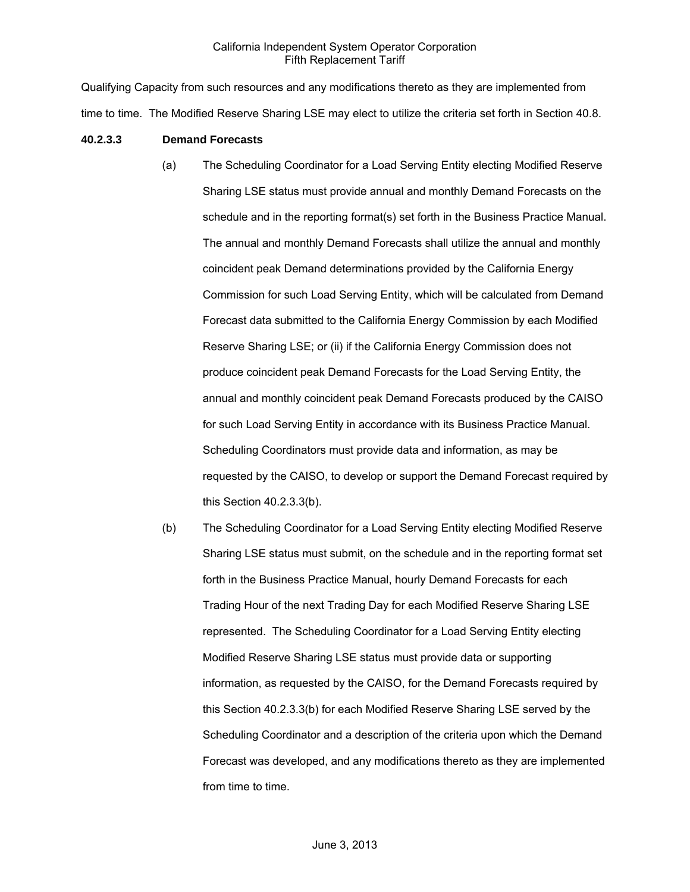Qualifying Capacity from such resources and any modifications thereto as they are implemented from time to time. The Modified Reserve Sharing LSE may elect to utilize the criteria set forth in Section 40.8.

**40.2.3.3 Demand Forecasts**

(a) The Scheduling Coordinator for a Load Serving Entity electing Modified Reserve Sharing LSE status must provide annual and monthly Demand Forecasts on the schedule and in the reporting format(s) set forth in the Business Practice Manual. The annual and monthly Demand Forecasts shall utilize the annual and monthly coincident peak Demand determinations provided by the California Energy Commission for such Load Serving Entity, which will be calculated from Demand Forecast data submitted to the California Energy Commission by each Modified Reserve Sharing LSE; or (ii) if the California Energy Commission does not produce coincident peak Demand Forecasts for the Load Serving Entity, the annual and monthly coincident peak Demand Forecasts produced by the CAISO for such Load Serving Entity in accordance with its Business Practice Manual. Scheduling Coordinators must provide data and information, as may be requested by the CAISO, to develop or support the Demand Forecast required by this Section 40.2.3.3(b).

(b) The Scheduling Coordinator for a Load Serving Entity electing Modified Reserve Sharing LSE status must submit, on the schedule and in the reporting format set forth in the Business Practice Manual, hourly Demand Forecasts for each Trading Hour of the next Trading Day for each Modified Reserve Sharing LSE represented. The Scheduling Coordinator for a Load Serving Entity electing Modified Reserve Sharing LSE status must provide data or supporting information, as requested by the CAISO, for the Demand Forecasts required by this Section 40.2.3.3(b) for each Modified Reserve Sharing LSE served by the Scheduling Coordinator and a description of the criteria upon which the Demand Forecast was developed, and any modifications thereto as they are implemented from time to time.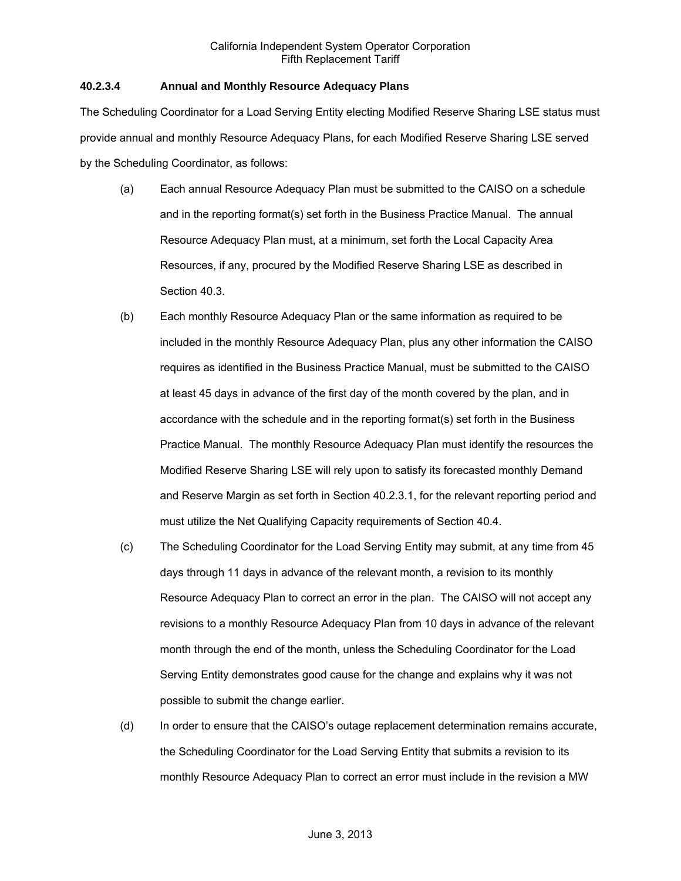#### 40.2.3.4 Annual and Monthly Resource Adequacy Plans

The Scheduling Coordinator for a Load Serving Entity electing Modified Reserve Sharing LSE status must provide annual and monthly Resource Adequacy Plans, for each Modified Reserve Sharing LSE served by the Scheduling Coordinator, as follows:

(a) Each annual Resource Adequacy Plan must be submitted to the CAISO on a schedule and in the reporting format(s) set forth in the Business Practice Manual. The annual Resource Adequacy Plan must, at a minimum, set forth the Local Capacity Area Resources, if any, procured by the Modified Reserve Sharing LSE as described in Section 40.3.

(b) Each monthly Resource Adequacy Plan or the same information as required to be included in the monthly Resource Adequacy Plan, plus any other information the CAISO requires as identified in the Business Practice Manual, must be submitted to the CAISO at least 45 days in advance of the first day of the month covered by the plan, and in accordance with the schedule and in the reporting format(s) set forth in the Business Practice Manual. The monthly Resource Adequacy Plan must identify the resources the Modified Reserve Sharing LSE will rely upon to satisfy its forecasted monthly Demand and Reserve Margin as set forth in Section 40.2.3.1, for the relevant reporting period and must utilize the Net Qualifying Capacity requirements of Section 40.4.

(c) The Scheduling Coordinator for the Load Serving Entity may submit, at any time from 45 days through 11 days in advance of the relevant month, a revision to its monthly Resource Adequacy Plan to correct an error in the plan. The CAISO will not accept any revisions to a monthly Resource Adequacy Plan from 10 days in advance of the relevant month through the end of the month, unless the Scheduling Coordinator for the Load Serving Entity demonstrates good cause for the change and explains why it was not possible to submit the change earlier.

(d) In order to ensure that the CAISO's outage replacement determination remains accurate, the Scheduling Coordinator for the Load Serving Entity that submits a revision to its monthly Resource Adequacy Plan to correct an error must include in the revision a MW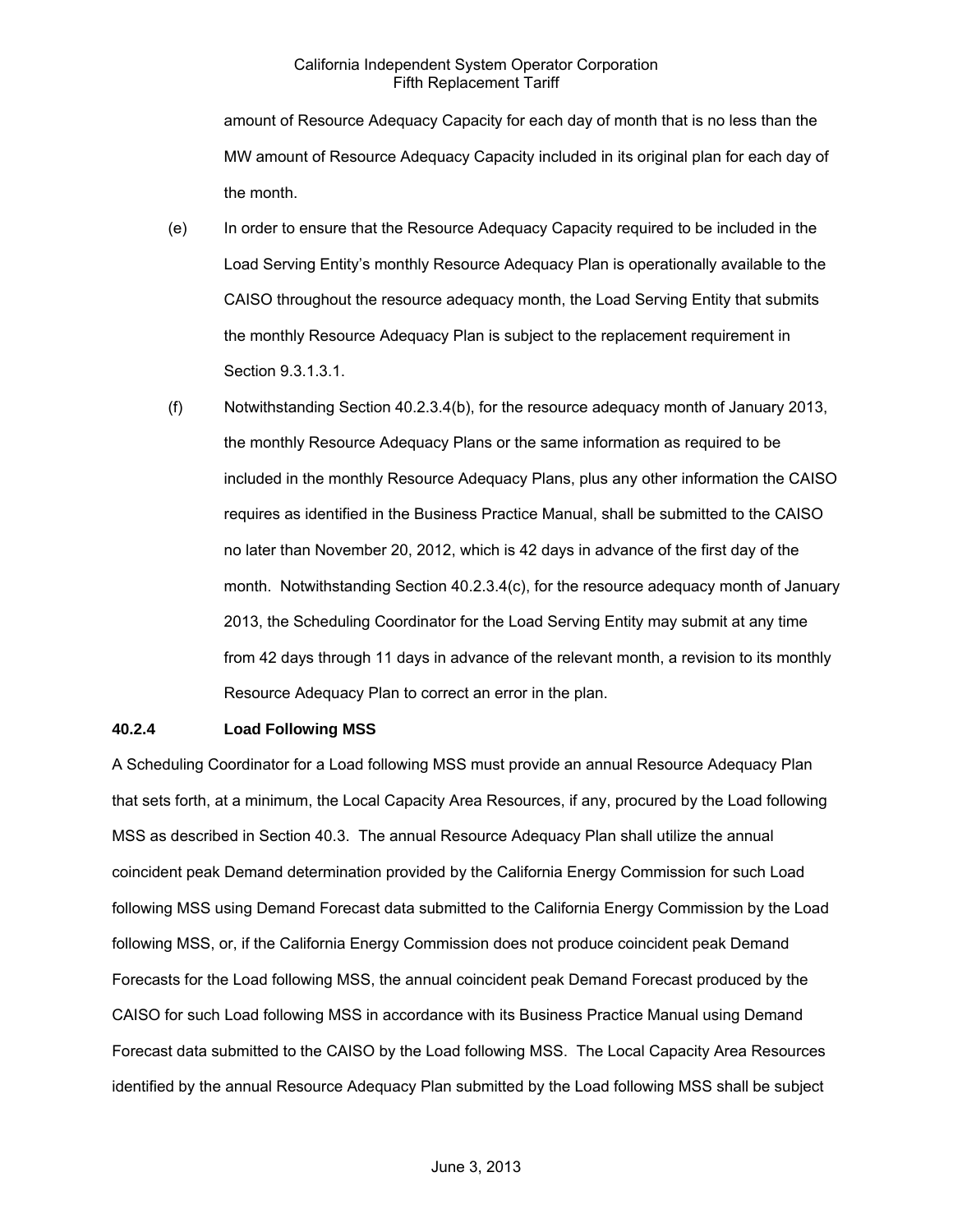amount of Resource Adequacy Capacity for each day of month that is no less than the MW amount of Resource Adequacy Capacity included in its original plan for each day of the month.

(e) In order to ensure that the Resource Adequacy Capacity required to be included in the Load Serving Entity's monthly Resource Adequacy Plan is operationally available to the CAISO throughout the resource adequacy month, the Load Serving Entity that submits the monthly Resource Adequacy Plan is subject to the replacement requirement in Section 9.3.1.3.1.

(f) Notwithstanding Section 40.2.3.4(b), for the resource adequacy month of January 2013, the monthly Resource Adequacy Plans or the same information as required to be included in the monthly Resource Adequacy Plans, plus any other information the CAISO requires as identified in the Business Practice Manual, shall be submitted to the CAISO no later than November 20, 2012, which is 42 days in advance of the first day of the month. Notwithstanding Section 40.2.3.4(c), for the resource adequacy month of January 2013, the Scheduling Coordinator for the Load Serving Entity may submit at any time from 42 days through 11 days in advance of the relevant month, a revision to its monthly Resource Adequacy Plan to correct an error in the plan.

**40.2.4 Load Following MSS**

A Scheduling Coordinator for a Load following MSS must provide an annual Resource Adequacy Plan that sets forth, at a minimum, the Local Capacity Area Resources, if any, procured by the Load following MSS as described in Section 40.3. The annual Resource Adequacy Plan shall utilize the annual coincident peak Demand determination provided by the California Energy Commission for such Load following MSS using Demand Forecast data submitted to the California Energy Commission by the Load following MSS, or, if the California Energy Commission does not produce coincident peak Demand Forecasts for the Load following MSS, the annual coincident peak Demand Forecast produced by the CAISO for such Load following MSS in accordance with its Business Practice Manual using Demand Forecast data submitted to the CAISO by the Load following MSS. The Local Capacity Area Resources identified by the annual Resource Adequacy Plan submitted by the Load following MSS shall be subject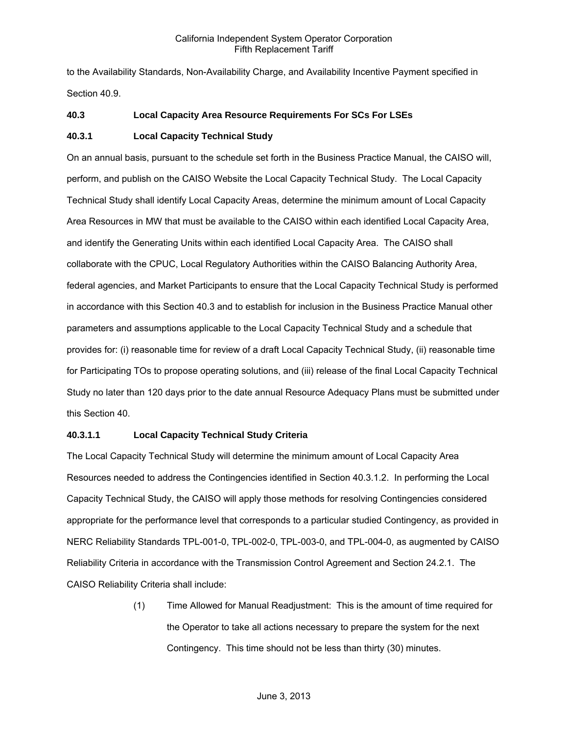to the Availability Standards, Non-Availability Charge, and Availability Incentive Payment specified in Section 40.9.

### 40.3 Local Capacity Area Resource Requirements For SCs For LSEs

#### 40.3.1 Local Capacity Technical Study

On an annual basis, pursuant to the schedule set forth in the Business Practice Manual, the CAISO will, perform, and publish on the CAISO Website the Local Capacity Technical Study. The Local Capacity Technical Study shall identify Local Capacity Areas, determine the minimum amount of Local Capacity Area Resources in MW that must be available to the CAISO within each identified Local Capacity Area, and identify the Generating Units within each identified Local Capacity Area. The CAISO shall collaborate with the CPUC, Local Regulatory Authorities within the CAISO Balancing Authority Area, federal agencies, and Market Participants to ensure that the Local Capacity Technical Study is performed in accordance with this Section 40.3 and to establish for inclusion in the Business Practice Manual other parameters and assumptions applicable to the Local Capacity Technical Study and a schedule that provides for: (i) reasonable time for review of a draft Local Capacity Technical Study, (ii) reasonable time for Participating TOs to propose operating solutions, and (iii) release of the final Local Capacity Technical Study no later than 120 days prior to the date annual Resource Adequacy Plans must be submitted under this Section 40.

##### 40.3.1.1 Local Capacity Technical Study Criteria

The Local Capacity Technical Study will determine the minimum amount of Local Capacity Area Resources needed to address the Contingencies identified in Section 40.3.1.2. In performing the Local Capacity Technical Study, the CAISO will apply those methods for resolving Contingencies considered appropriate for the performance level that corresponds to a particular studied Contingency, as provided in NERC Reliability Standards TPL-001-0, TPL-002-0, TPL-003-0, and TPL-004-0, as augmented by CAISO Reliability Criteria in accordance with the Transmission Control Agreement and Section 24.2.1. The CAISO Reliability Criteria shall include:

(1) Time Allowed for Manual Readjustment: This is the amount of time required for the Operator to take all actions necessary to prepare the system for the next Contingency. This time should not be less than thirty (30) minutes.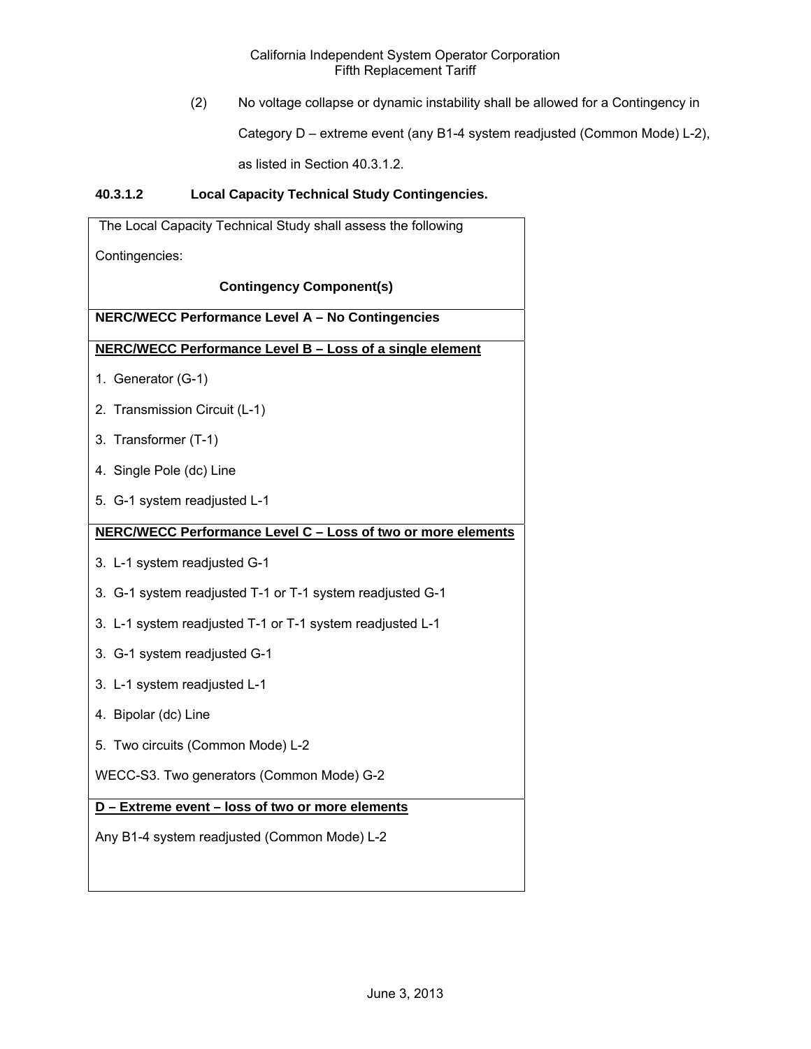(2) No voltage collapse or dynamic instability shall be allowed for a Contingency in Category D – extreme event (any B1-4 system readjusted (Common Mode) L-2), as listed in Section 40.3.1.2.

**40.3.1.2 Local Capacity Technical Study Contingencies.**

| The Local Capacity Technical Study shall assess the following Contingencies: **Contingency Component(s)** |
|---|
| **NERC/WECC Performance Level A – No Contingencies** |
| **NERC/WECC Performance Level B – Loss of a single element** |
| 1. Generator (G-1) |
| 2. Transmission Circuit (L-1) |
| 3. Transformer (T-1) |
| 4. Single Pole (dc) Line |
| 5. G-1 system readjusted L-1 |
| **NERC/WECC Performance Level C – Loss of two or more elements** |
| 3. L-1 system readjusted G-1 |
| 3. G-1 system readjusted T-1 or T-1 system readjusted G-1 |
| 3. L-1 system readjusted T-1 or T-1 system readjusted L-1 |
| 3. G-1 system readjusted G-1 |
| 3. L-1 system readjusted L-1 |
| 4. Bipolar (dc) Line |
| 5. Two circuits (Common Mode) L-2 |
| WECC-S3. Two generators (Common Mode) G-2 |
| **D – Extreme event – loss of two or more elements** |
| Any B1-4 system readjusted (Common Mode) L-2 |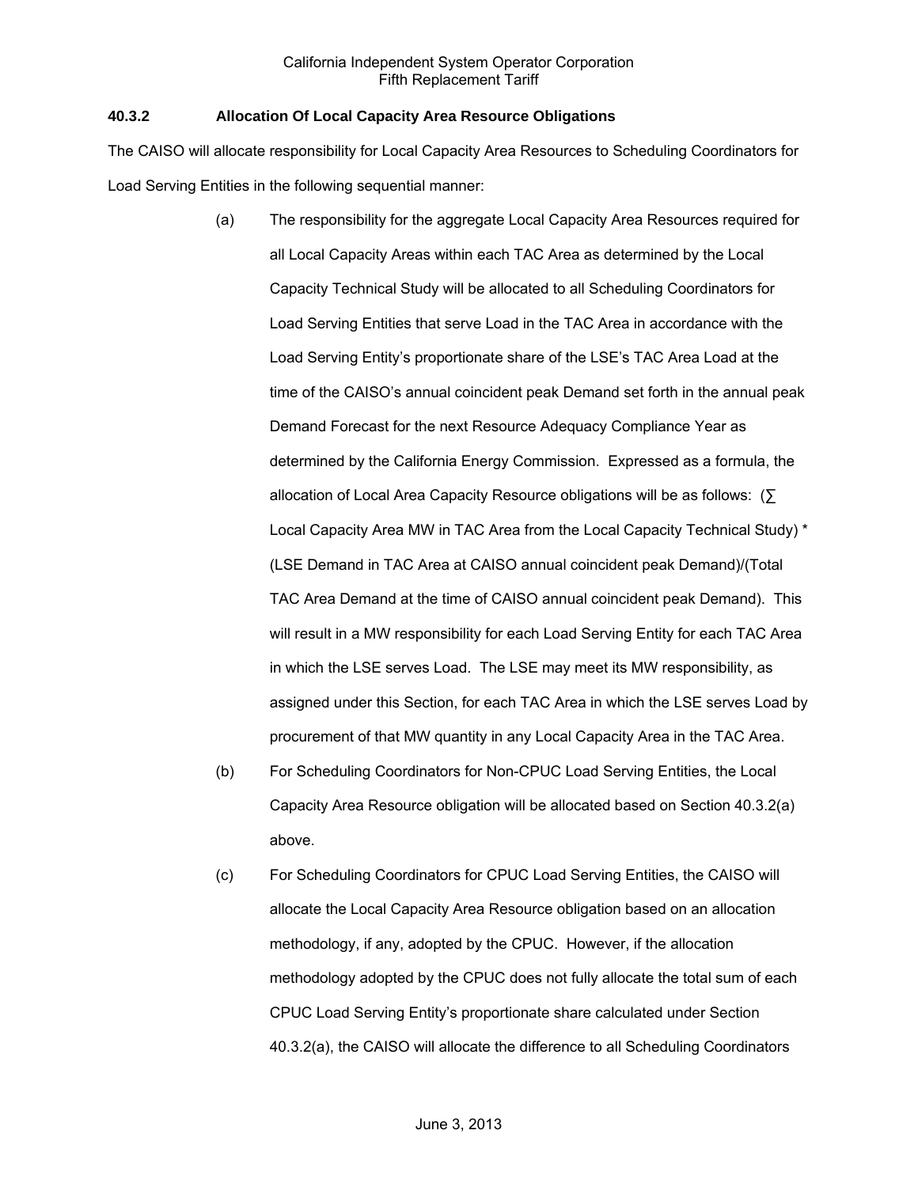### 40.3.2 Allocation Of Local Capacity Area Resource Obligations

The CAISO will allocate responsibility for Local Capacity Area Resources to Scheduling Coordinators for Load Serving Entities in the following sequential manner:

(a) The responsibility for the aggregate Local Capacity Area Resources required for all Local Capacity Areas within each TAC Area as determined by the Local Capacity Technical Study will be allocated to all Scheduling Coordinators for Load Serving Entities that serve Load in the TAC Area in accordance with the Load Serving Entity's proportionate share of the LSE's TAC Area Load at the time of the CAISO's annual coincident peak Demand set forth in the annual peak Demand Forecast for the next Resource Adequacy Compliance Year as determined by the California Energy Commission. Expressed as a formula, the allocation of Local Area Capacity Resource obligations will be as follows: (∑ Local Capacity Area MW in TAC Area from the Local Capacity Technical Study) * (LSE Demand in TAC Area at CAISO annual coincident peak Demand)/(Total TAC Area Demand at the time of CAISO annual coincident peak Demand). This will result in a MW responsibility for each Load Serving Entity for each TAC Area in which the LSE serves Load. The LSE may meet its MW responsibility, as assigned under this Section, for each TAC Area in which the LSE serves Load by procurement of that MW quantity in any Local Capacity Area in the TAC Area.

(b) For Scheduling Coordinators for Non-CPUC Load Serving Entities, the Local Capacity Area Resource obligation will be allocated based on Section 40.3.2(a) above.

(c) For Scheduling Coordinators for CPUC Load Serving Entities, the CAISO will allocate the Local Capacity Area Resource obligation based on an allocation methodology, if any, adopted by the CPUC. However, if the allocation methodology adopted by the CPUC does not fully allocate the total sum of each CPUC Load Serving Entity's proportionate share calculated under Section 40.3.2(a), the CAISO will allocate the difference to all Scheduling Coordinators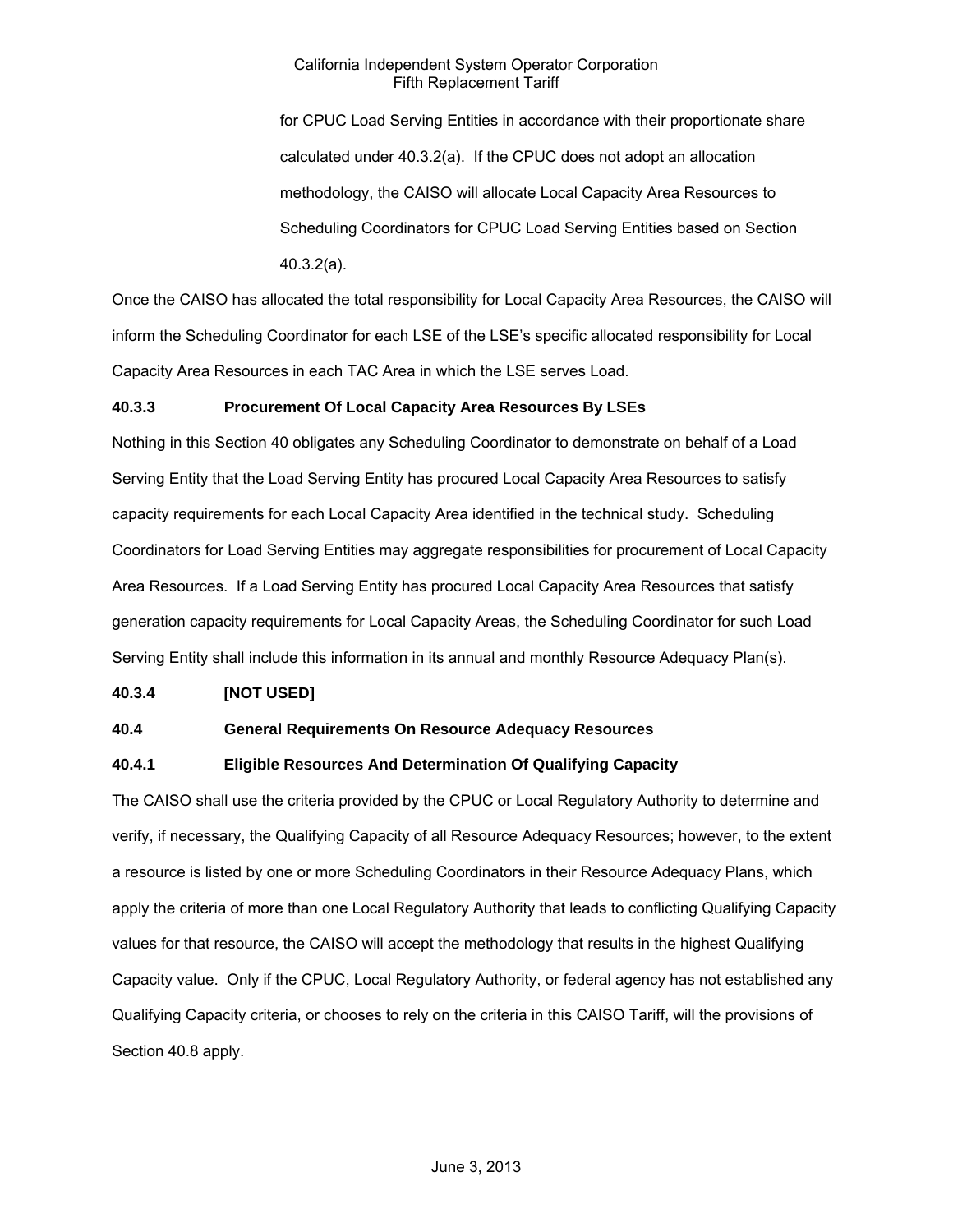for CPUC Load Serving Entities in accordance with their proportionate share calculated under 40.3.2(a). If the CPUC does not adopt an allocation methodology, the CAISO will allocate Local Capacity Area Resources to Scheduling Coordinators for CPUC Load Serving Entities based on Section 40.3.2(a).

Once the CAISO has allocated the total responsibility for Local Capacity Area Resources, the CAISO will inform the Scheduling Coordinator for each LSE of the LSE's specific allocated responsibility for Local Capacity Area Resources in each TAC Area in which the LSE serves Load.

**40.3.3 Procurement Of Local Capacity Area Resources By LSEs**

Nothing in this Section 40 obligates any Scheduling Coordinator to demonstrate on behalf of a Load Serving Entity that the Load Serving Entity has procured Local Capacity Area Resources to satisfy capacity requirements for each Local Capacity Area identified in the technical study. Scheduling Coordinators for Load Serving Entities may aggregate responsibilities for procurement of Local Capacity Area Resources. If a Load Serving Entity has procured Local Capacity Area Resources that satisfy generation capacity requirements for Local Capacity Areas, the Scheduling Coordinator for such Load Serving Entity shall include this information in its annual and monthly Resource Adequacy Plan(s).

**40.3.4 [NOT USED]**

**40.4 General Requirements On Resource Adequacy Resources**

**40.4.1 Eligible Resources And Determination Of Qualifying Capacity**

The CAISO shall use the criteria provided by the CPUC or Local Regulatory Authority to determine and verify, if necessary, the Qualifying Capacity of all Resource Adequacy Resources; however, to the extent a resource is listed by one or more Scheduling Coordinators in their Resource Adequacy Plans, which apply the criteria of more than one Local Regulatory Authority that leads to conflicting Qualifying Capacity values for that resource, the CAISO will accept the methodology that results in the highest Qualifying Capacity value. Only if the CPUC, Local Regulatory Authority, or federal agency has not established any Qualifying Capacity criteria, or chooses to rely on the criteria in this CAISO Tariff, will the provisions of Section 40.8 apply.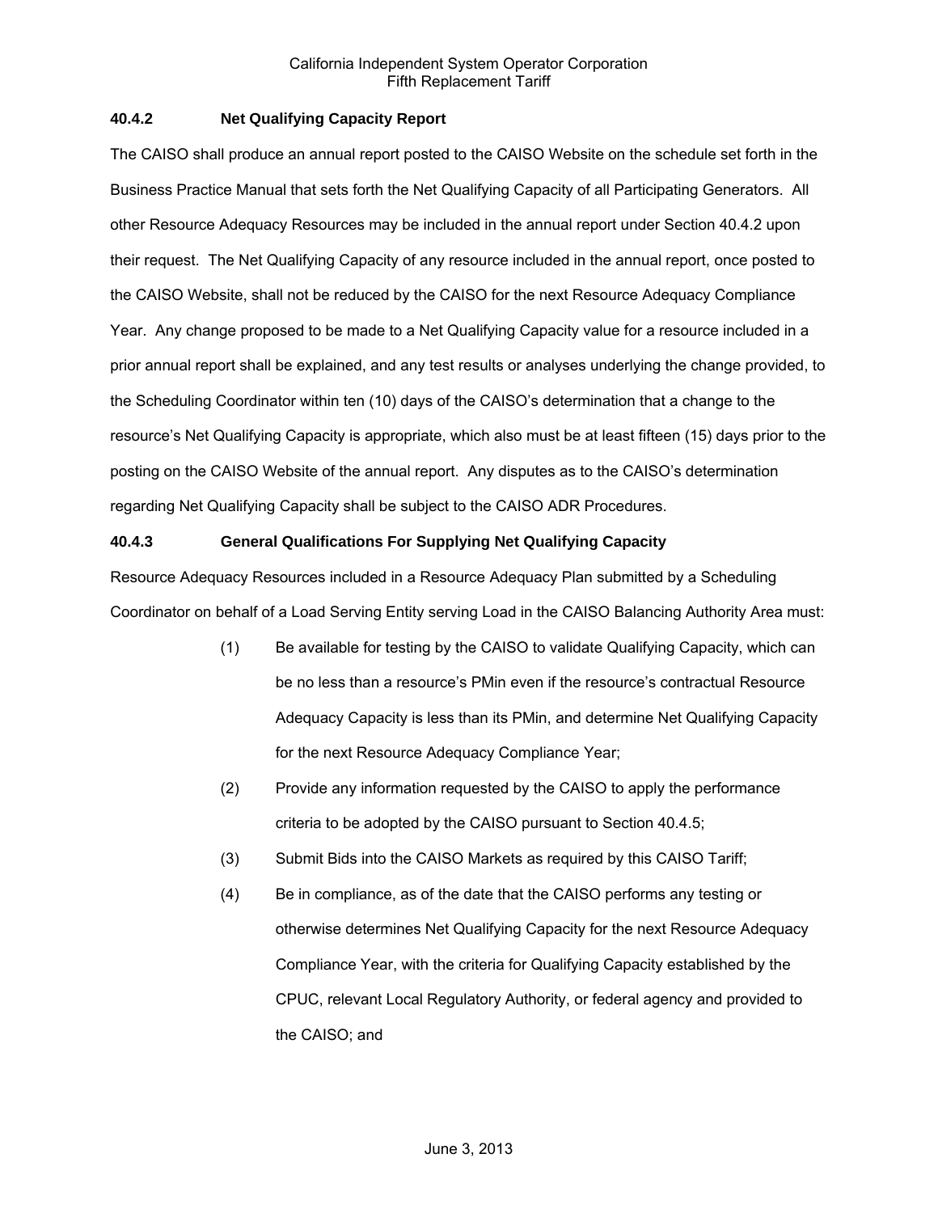### 40.4.2 Net Qualifying Capacity Report

The CAISO shall produce an annual report posted to the CAISO Website on the schedule set forth in the Business Practice Manual that sets forth the Net Qualifying Capacity of all Participating Generators. All other Resource Adequacy Resources may be included in the annual report under Section 40.4.2 upon their request. The Net Qualifying Capacity of any resource included in the annual report, once posted to the CAISO Website, shall not be reduced by the CAISO for the next Resource Adequacy Compliance Year. Any change proposed to be made to a Net Qualifying Capacity value for a resource included in a prior annual report shall be explained, and any test results or analyses underlying the change provided, to the Scheduling Coordinator within ten (10) days of the CAISO's determination that a change to the resource's Net Qualifying Capacity is appropriate, which also must be at least fifteen (15) days prior to the posting on the CAISO Website of the annual report. Any disputes as to the CAISO's determination regarding Net Qualifying Capacity shall be subject to the CAISO ADR Procedures.

### 40.4.3 General Qualifications For Supplying Net Qualifying Capacity

Resource Adequacy Resources included in a Resource Adequacy Plan submitted by a Scheduling Coordinator on behalf of a Load Serving Entity serving Load in the CAISO Balancing Authority Area must:

(1) Be available for testing by the CAISO to validate Qualifying Capacity, which can be no less than a resource's PMin even if the resource's contractual Resource Adequacy Capacity is less than its PMin, and determine Net Qualifying Capacity for the next Resource Adequacy Compliance Year;

(2) Provide any information requested by the CAISO to apply the performance criteria to be adopted by the CAISO pursuant to Section 40.4.5;

(3) Submit Bids into the CAISO Markets as required by this CAISO Tariff;

(4) Be in compliance, as of the date that the CAISO performs any testing or otherwise determines Net Qualifying Capacity for the next Resource Adequacy Compliance Year, with the criteria for Qualifying Capacity established by the CPUC, relevant Local Regulatory Authority, or federal agency and provided to the CAISO; and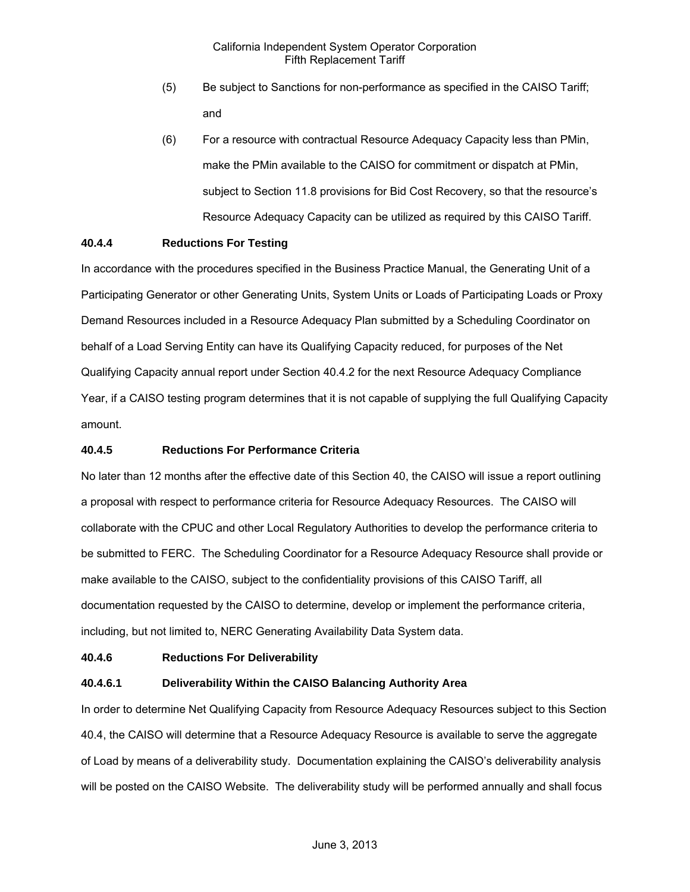(5) Be subject to Sanctions for non-performance as specified in the CAISO Tariff; and

(6) For a resource with contractual Resource Adequacy Capacity less than PMin, make the PMin available to the CAISO for commitment or dispatch at PMin, subject to Section 11.8 provisions for Bid Cost Recovery, so that the resource's Resource Adequacy Capacity can be utilized as required by this CAISO Tariff.

**40.4.4 Reductions For Testing**

In accordance with the procedures specified in the Business Practice Manual, the Generating Unit of a Participating Generator or other Generating Units, System Units or Loads of Participating Loads or Proxy Demand Resources included in a Resource Adequacy Plan submitted by a Scheduling Coordinator on behalf of a Load Serving Entity can have its Qualifying Capacity reduced, for purposes of the Net Qualifying Capacity annual report under Section 40.4.2 for the next Resource Adequacy Compliance Year, if a CAISO testing program determines that it is not capable of supplying the full Qualifying Capacity amount.

**40.4.5 Reductions For Performance Criteria**

No later than 12 months after the effective date of this Section 40, the CAISO will issue a report outlining a proposal with respect to performance criteria for Resource Adequacy Resources. The CAISO will collaborate with the CPUC and other Local Regulatory Authorities to develop the performance criteria to be submitted to FERC. The Scheduling Coordinator for a Resource Adequacy Resource shall provide or make available to the CAISO, subject to the confidentiality provisions of this CAISO Tariff, all documentation requested by the CAISO to determine, develop or implement the performance criteria, including, but not limited to, NERC Generating Availability Data System data.

**40.4.6 Reductions For Deliverability**

**40.4.6.1 Deliverability Within the CAISO Balancing Authority Area**

In order to determine Net Qualifying Capacity from Resource Adequacy Resources subject to this Section 40.4, the CAISO will determine that a Resource Adequacy Resource is available to serve the aggregate of Load by means of a deliverability study. Documentation explaining the CAISO's deliverability analysis will be posted on the CAISO Website. The deliverability study will be performed annually and shall focus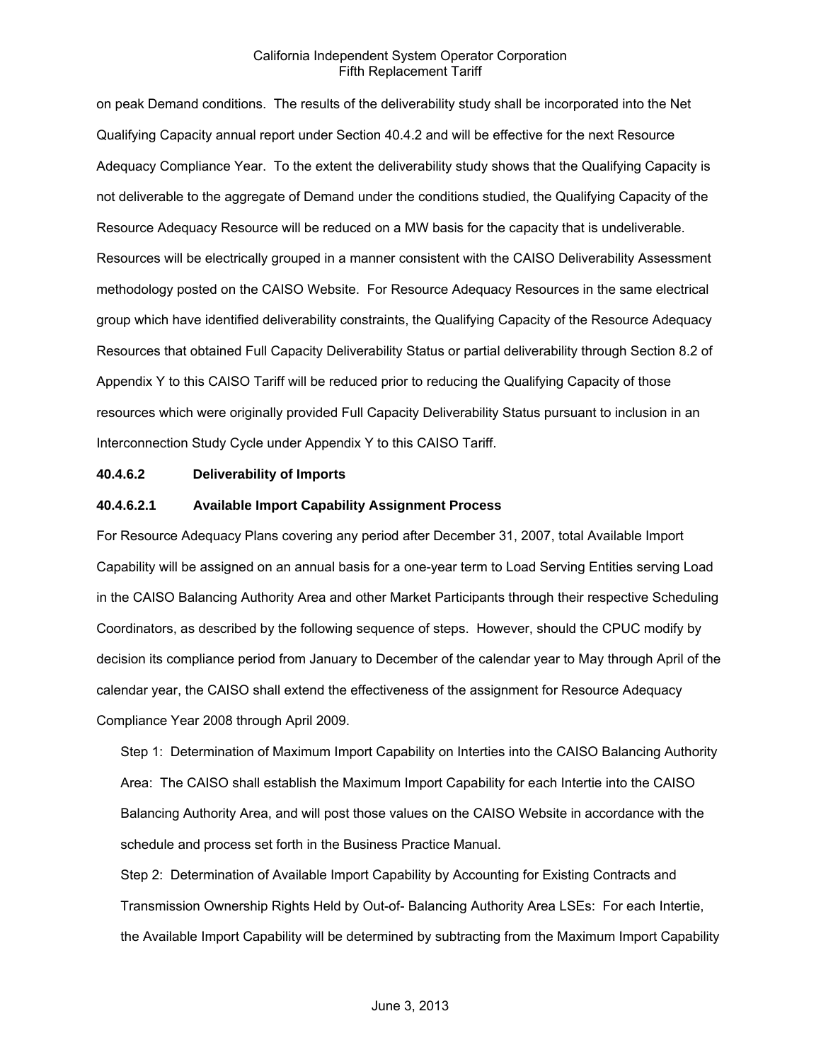on peak Demand conditions. The results of the deliverability study shall be incorporated into the Net Qualifying Capacity annual report under Section 40.4.2 and will be effective for the next Resource Adequacy Compliance Year. To the extent the deliverability study shows that the Qualifying Capacity is not deliverable to the aggregate of Demand under the conditions studied, the Qualifying Capacity of the Resource Adequacy Resource will be reduced on a MW basis for the capacity that is undeliverable. Resources will be electrically grouped in a manner consistent with the CAISO Deliverability Assessment methodology posted on the CAISO Website. For Resource Adequacy Resources in the same electrical group which have identified deliverability constraints, the Qualifying Capacity of the Resource Adequacy Resources that obtained Full Capacity Deliverability Status or partial deliverability through Section 8.2 of Appendix Y to this CAISO Tariff will be reduced prior to reducing the Qualifying Capacity of those resources which were originally provided Full Capacity Deliverability Status pursuant to inclusion in an Interconnection Study Cycle under Appendix Y to this CAISO Tariff.

**40.4.6.2 Deliverability of Imports**

**40.4.6.2.1 Available Import Capability Assignment Process**

For Resource Adequacy Plans covering any period after December 31, 2007, total Available Import Capability will be assigned on an annual basis for a one-year term to Load Serving Entities serving Load in the CAISO Balancing Authority Area and other Market Participants through their respective Scheduling Coordinators, as described by the following sequence of steps. However, should the CPUC modify by decision its compliance period from January to December of the calendar year to May through April of the calendar year, the CAISO shall extend the effectiveness of the assignment for Resource Adequacy Compliance Year 2008 through April 2009.

Step 1: Determination of Maximum Import Capability on Interties into the CAISO Balancing Authority Area: The CAISO shall establish the Maximum Import Capability for each Intertie into the CAISO Balancing Authority Area, and will post those values on the CAISO Website in accordance with the schedule and process set forth in the Business Practice Manual.

Step 2: Determination of Available Import Capability by Accounting for Existing Contracts and Transmission Ownership Rights Held by Out-of- Balancing Authority Area LSEs: For each Intertie, the Available Import Capability will be determined by subtracting from the Maximum Import Capability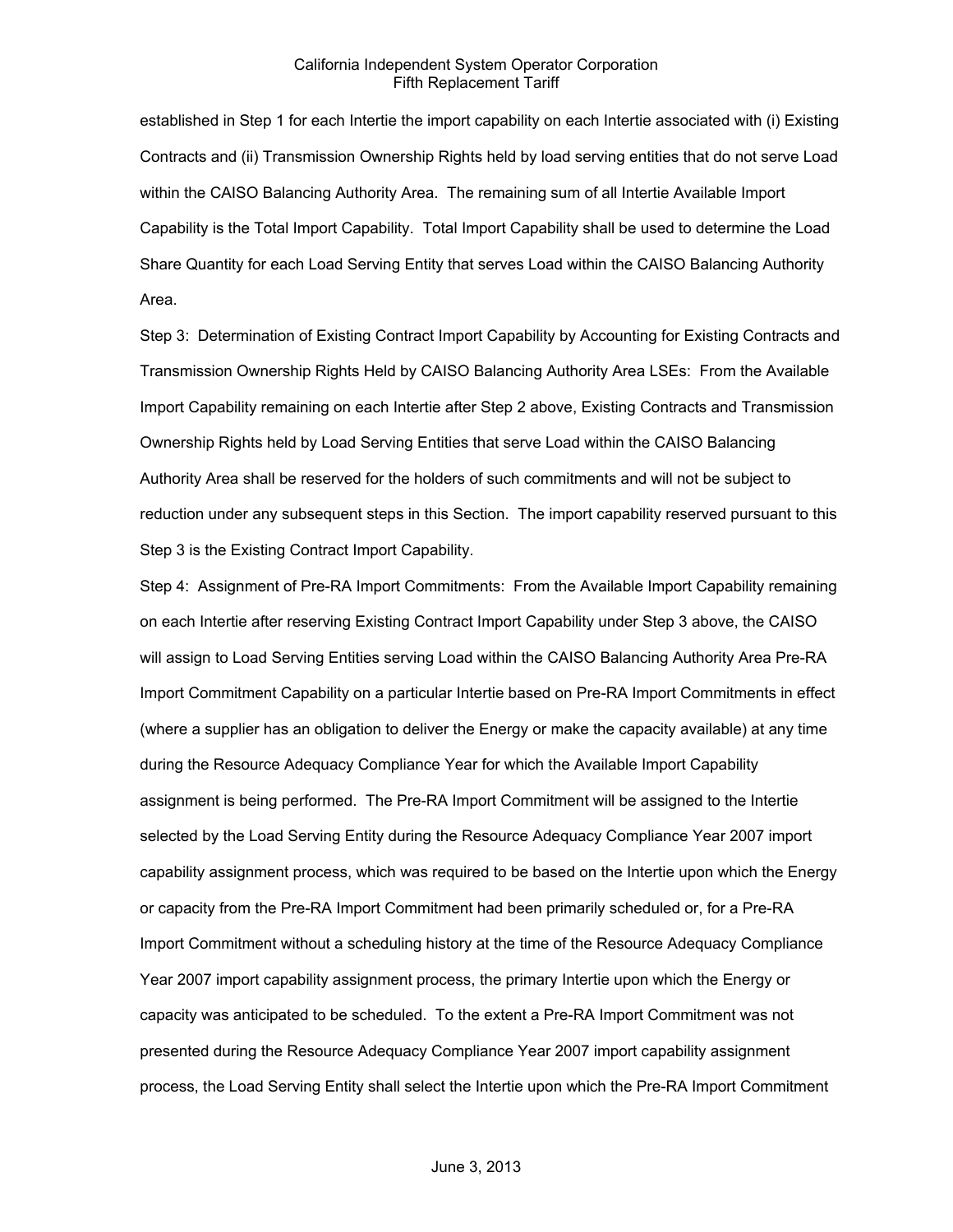established in Step 1 for each Intertie the import capability on each Intertie associated with (i) Existing Contracts and (ii) Transmission Ownership Rights held by load serving entities that do not serve Load within the CAISO Balancing Authority Area. The remaining sum of all Intertie Available Import Capability is the Total Import Capability. Total Import Capability shall be used to determine the Load Share Quantity for each Load Serving Entity that serves Load within the CAISO Balancing Authority Area.

Step 3: Determination of Existing Contract Import Capability by Accounting for Existing Contracts and Transmission Ownership Rights Held by CAISO Balancing Authority Area LSEs: From the Available Import Capability remaining on each Intertie after Step 2 above, Existing Contracts and Transmission Ownership Rights held by Load Serving Entities that serve Load within the CAISO Balancing Authority Area shall be reserved for the holders of such commitments and will not be subject to reduction under any subsequent steps in this Section. The import capability reserved pursuant to this Step 3 is the Existing Contract Import Capability.

Step 4: Assignment of Pre-RA Import Commitments: From the Available Import Capability remaining on each Intertie after reserving Existing Contract Import Capability under Step 3 above, the CAISO will assign to Load Serving Entities serving Load within the CAISO Balancing Authority Area Pre-RA Import Commitment Capability on a particular Intertie based on Pre-RA Import Commitments in effect (where a supplier has an obligation to deliver the Energy or make the capacity available) at any time during the Resource Adequacy Compliance Year for which the Available Import Capability assignment is being performed. The Pre-RA Import Commitment will be assigned to the Intertie selected by the Load Serving Entity during the Resource Adequacy Compliance Year 2007 import capability assignment process, which was required to be based on the Intertie upon which the Energy or capacity from the Pre-RA Import Commitment had been primarily scheduled or, for a Pre-RA Import Commitment without a scheduling history at the time of the Resource Adequacy Compliance Year 2007 import capability assignment process, the primary Intertie upon which the Energy or capacity was anticipated to be scheduled. To the extent a Pre-RA Import Commitment was not presented during the Resource Adequacy Compliance Year 2007 import capability assignment process, the Load Serving Entity shall select the Intertie upon which the Pre-RA Import Commitment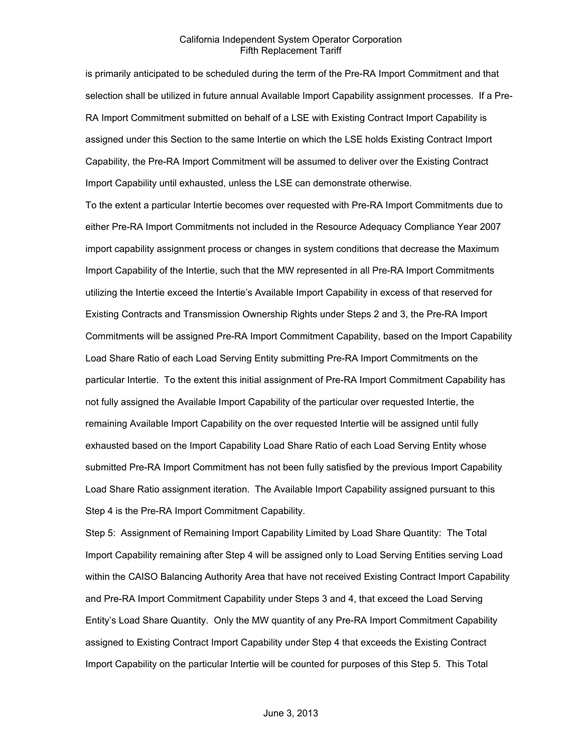is primarily anticipated to be scheduled during the term of the Pre-RA Import Commitment and that selection shall be utilized in future annual Available Import Capability assignment processes. If a Pre-RA Import Commitment submitted on behalf of a LSE with Existing Contract Import Capability is assigned under this Section to the same Intertie on which the LSE holds Existing Contract Import Capability, the Pre-RA Import Commitment will be assumed to deliver over the Existing Contract Import Capability until exhausted, unless the LSE can demonstrate otherwise.

To the extent a particular Intertie becomes over requested with Pre-RA Import Commitments due to either Pre-RA Import Commitments not included in the Resource Adequacy Compliance Year 2007 import capability assignment process or changes in system conditions that decrease the Maximum Import Capability of the Intertie, such that the MW represented in all Pre-RA Import Commitments utilizing the Intertie exceed the Intertie's Available Import Capability in excess of that reserved for Existing Contracts and Transmission Ownership Rights under Steps 2 and 3, the Pre-RA Import Commitments will be assigned Pre-RA Import Commitment Capability, based on the Import Capability Load Share Ratio of each Load Serving Entity submitting Pre-RA Import Commitments on the particular Intertie. To the extent this initial assignment of Pre-RA Import Commitment Capability has not fully assigned the Available Import Capability of the particular over requested Intertie, the remaining Available Import Capability on the over requested Intertie will be assigned until fully exhausted based on the Import Capability Load Share Ratio of each Load Serving Entity whose submitted Pre-RA Import Commitment has not been fully satisfied by the previous Import Capability Load Share Ratio assignment iteration. The Available Import Capability assigned pursuant to this Step 4 is the Pre-RA Import Commitment Capability.

Step 5: Assignment of Remaining Import Capability Limited by Load Share Quantity: The Total Import Capability remaining after Step 4 will be assigned only to Load Serving Entities serving Load within the CAISO Balancing Authority Area that have not received Existing Contract Import Capability and Pre-RA Import Commitment Capability under Steps 3 and 4, that exceed the Load Serving Entity's Load Share Quantity. Only the MW quantity of any Pre-RA Import Commitment Capability assigned to Existing Contract Import Capability under Step 4 that exceeds the Existing Contract Import Capability on the particular Intertie will be counted for purposes of this Step 5. This Total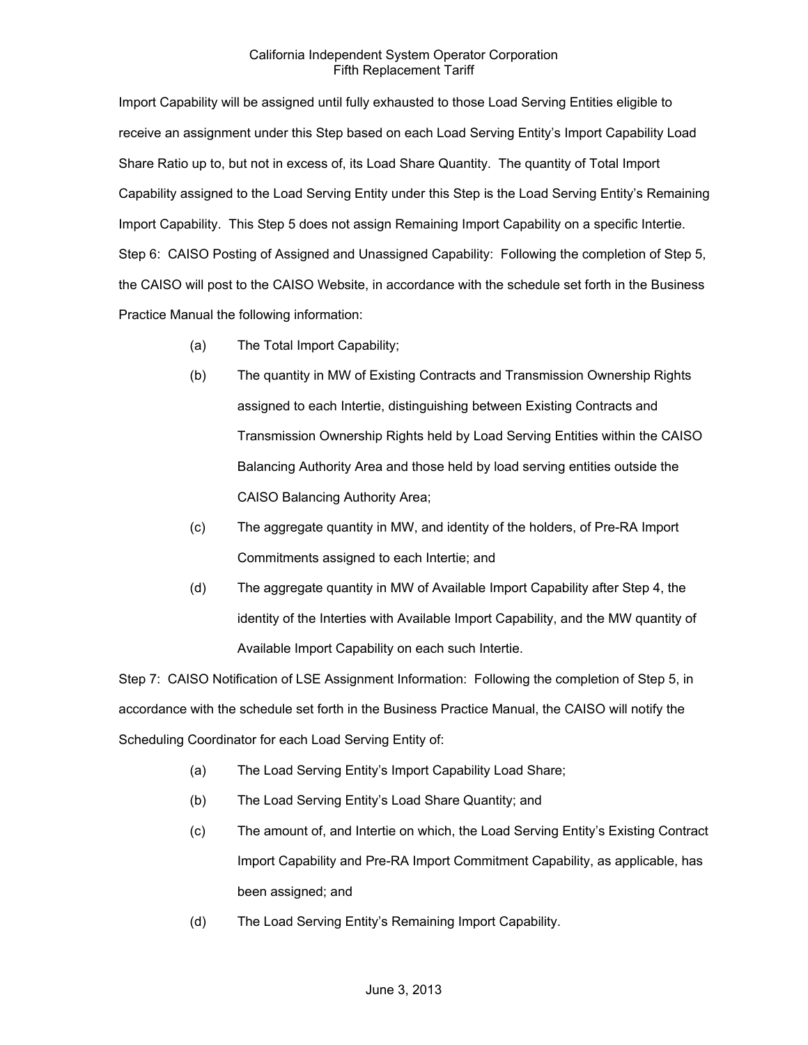Import Capability will be assigned until fully exhausted to those Load Serving Entities eligible to receive an assignment under this Step based on each Load Serving Entity's Import Capability Load Share Ratio up to, but not in excess of, its Load Share Quantity. The quantity of Total Import Capability assigned to the Load Serving Entity under this Step is the Load Serving Entity's Remaining Import Capability. This Step 5 does not assign Remaining Import Capability on a specific Intertie.

Step 6: CAISO Posting of Assigned and Unassigned Capability: Following the completion of Step 5, the CAISO will post to the CAISO Website, in accordance with the schedule set forth in the Business Practice Manual the following information:

(a) The Total Import Capability;

(b) The quantity in MW of Existing Contracts and Transmission Ownership Rights assigned to each Intertie, distinguishing between Existing Contracts and Transmission Ownership Rights held by Load Serving Entities within the CAISO Balancing Authority Area and those held by load serving entities outside the CAISO Balancing Authority Area;

(c) The aggregate quantity in MW, and identity of the holders, of Pre-RA Import Commitments assigned to each Intertie; and

(d) The aggregate quantity in MW of Available Import Capability after Step 4, the identity of the Interties with Available Import Capability, and the MW quantity of Available Import Capability on each such Intertie.

Step 7: CAISO Notification of LSE Assignment Information: Following the completion of Step 5, in accordance with the schedule set forth in the Business Practice Manual, the CAISO will notify the Scheduling Coordinator for each Load Serving Entity of:

(a) The Load Serving Entity's Import Capability Load Share;

(b) The Load Serving Entity's Load Share Quantity; and

(c) The amount of, and Intertie on which, the Load Serving Entity's Existing Contract Import Capability and Pre-RA Import Commitment Capability, as applicable, has been assigned; and

(d) The Load Serving Entity's Remaining Import Capability.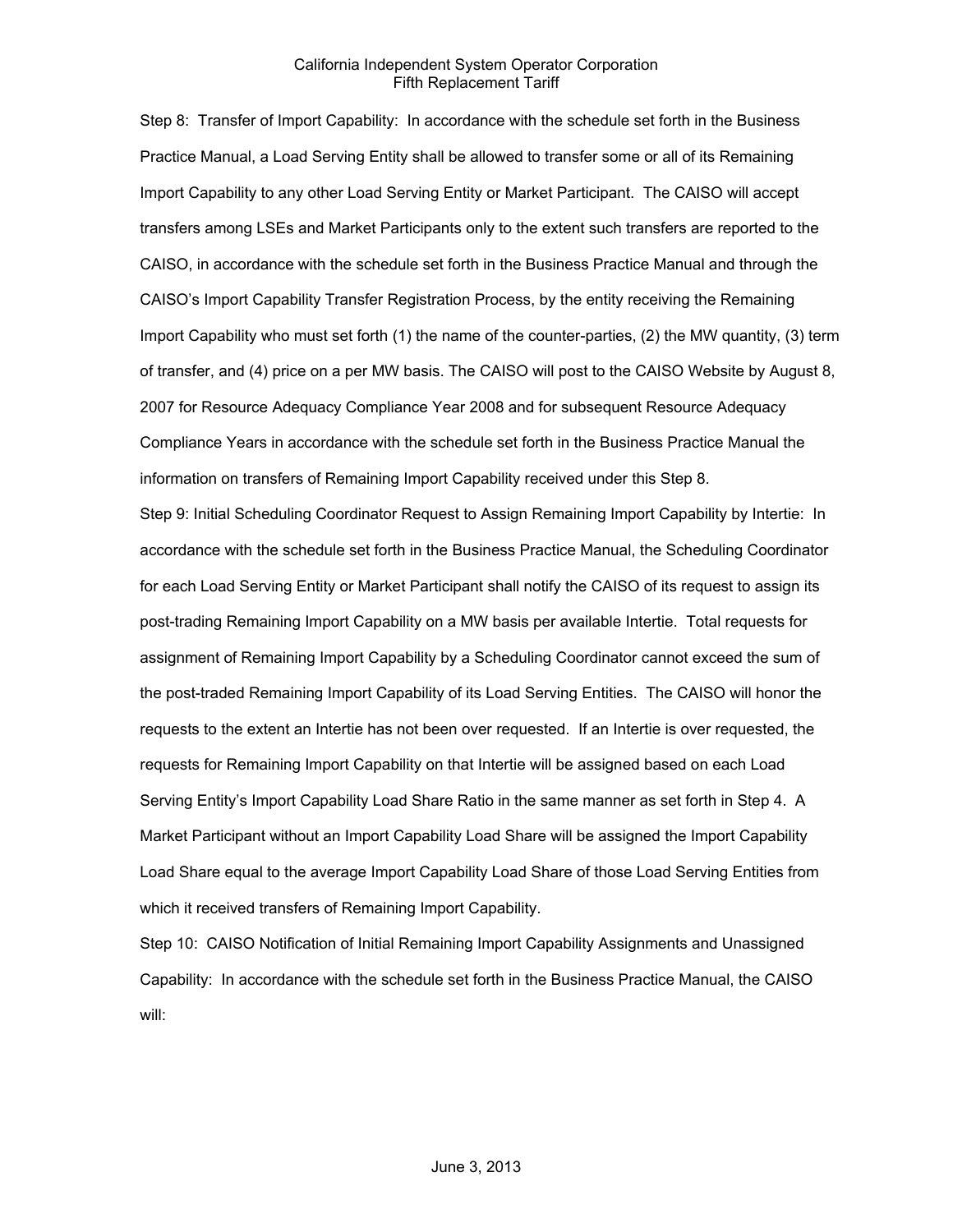Step 8: Transfer of Import Capability: In accordance with the schedule set forth in the Business Practice Manual, a Load Serving Entity shall be allowed to transfer some or all of its Remaining Import Capability to any other Load Serving Entity or Market Participant. The CAISO will accept transfers among LSEs and Market Participants only to the extent such transfers are reported to the CAISO, in accordance with the schedule set forth in the Business Practice Manual and through the CAISO's Import Capability Transfer Registration Process, by the entity receiving the Remaining Import Capability who must set forth (1) the name of the counter-parties, (2) the MW quantity, (3) term of transfer, and (4) price on a per MW basis. The CAISO will post to the CAISO Website by August 8, 2007 for Resource Adequacy Compliance Year 2008 and for subsequent Resource Adequacy Compliance Years in accordance with the schedule set forth in the Business Practice Manual the information on transfers of Remaining Import Capability received under this Step 8.

Step 9: Initial Scheduling Coordinator Request to Assign Remaining Import Capability by Intertie: In accordance with the schedule set forth in the Business Practice Manual, the Scheduling Coordinator for each Load Serving Entity or Market Participant shall notify the CAISO of its request to assign its post-trading Remaining Import Capability on a MW basis per available Intertie. Total requests for assignment of Remaining Import Capability by a Scheduling Coordinator cannot exceed the sum of the post-traded Remaining Import Capability of its Load Serving Entities. The CAISO will honor the requests to the extent an Intertie has not been over requested. If an Intertie is over requested, the requests for Remaining Import Capability on that Intertie will be assigned based on each Load Serving Entity's Import Capability Load Share Ratio in the same manner as set forth in Step 4. A Market Participant without an Import Capability Load Share will be assigned the Import Capability Load Share equal to the average Import Capability Load Share of those Load Serving Entities from which it received transfers of Remaining Import Capability.

Step 10: CAISO Notification of Initial Remaining Import Capability Assignments and Unassigned Capability: In accordance with the schedule set forth in the Business Practice Manual, the CAISO will: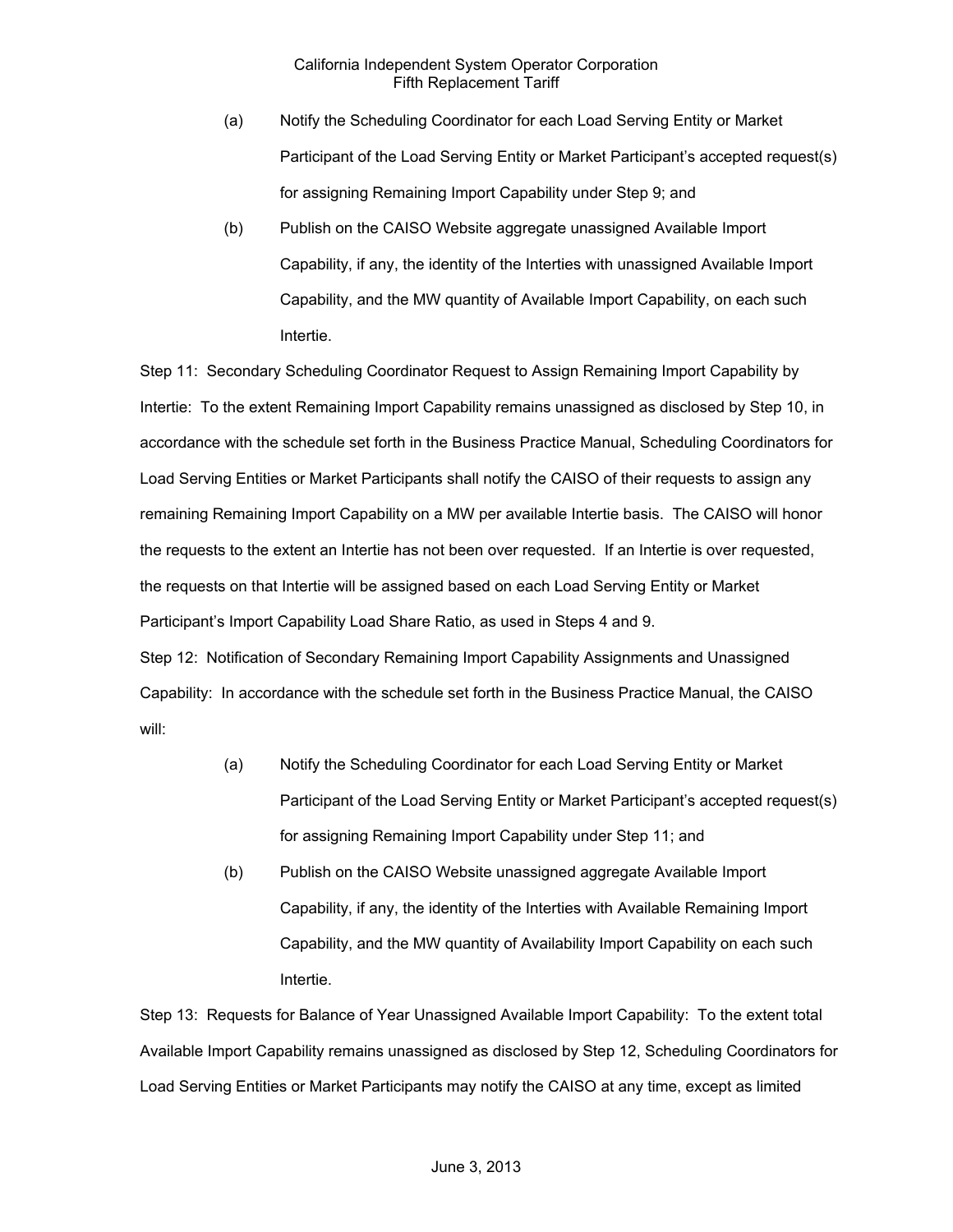(a) Notify the Scheduling Coordinator for each Load Serving Entity or Market Participant of the Load Serving Entity or Market Participant's accepted request(s) for assigning Remaining Import Capability under Step 9; and

(b) Publish on the CAISO Website aggregate unassigned Available Import Capability, if any, the identity of the Interties with unassigned Available Import Capability, and the MW quantity of Available Import Capability, on each such Intertie.

Step 11: Secondary Scheduling Coordinator Request to Assign Remaining Import Capability by Intertie: To the extent Remaining Import Capability remains unassigned as disclosed by Step 10, in accordance with the schedule set forth in the Business Practice Manual, Scheduling Coordinators for Load Serving Entities or Market Participants shall notify the CAISO of their requests to assign any remaining Remaining Import Capability on a MW per available Intertie basis. The CAISO will honor the requests to the extent an Intertie has not been over requested. If an Intertie is over requested, the requests on that Intertie will be assigned based on each Load Serving Entity or Market Participant's Import Capability Load Share Ratio, as used in Steps 4 and 9.

Step 12: Notification of Secondary Remaining Import Capability Assignments and Unassigned Capability: In accordance with the schedule set forth in the Business Practice Manual, the CAISO will:

(a) Notify the Scheduling Coordinator for each Load Serving Entity or Market Participant of the Load Serving Entity or Market Participant's accepted request(s) for assigning Remaining Import Capability under Step 11; and

(b) Publish on the CAISO Website unassigned aggregate Available Import Capability, if any, the identity of the Interties with Available Remaining Import Capability, and the MW quantity of Availability Import Capability on each such Intertie.

Step 13: Requests for Balance of Year Unassigned Available Import Capability: To the extent total Available Import Capability remains unassigned as disclosed by Step 12, Scheduling Coordinators for Load Serving Entities or Market Participants may notify the CAISO at any time, except as limited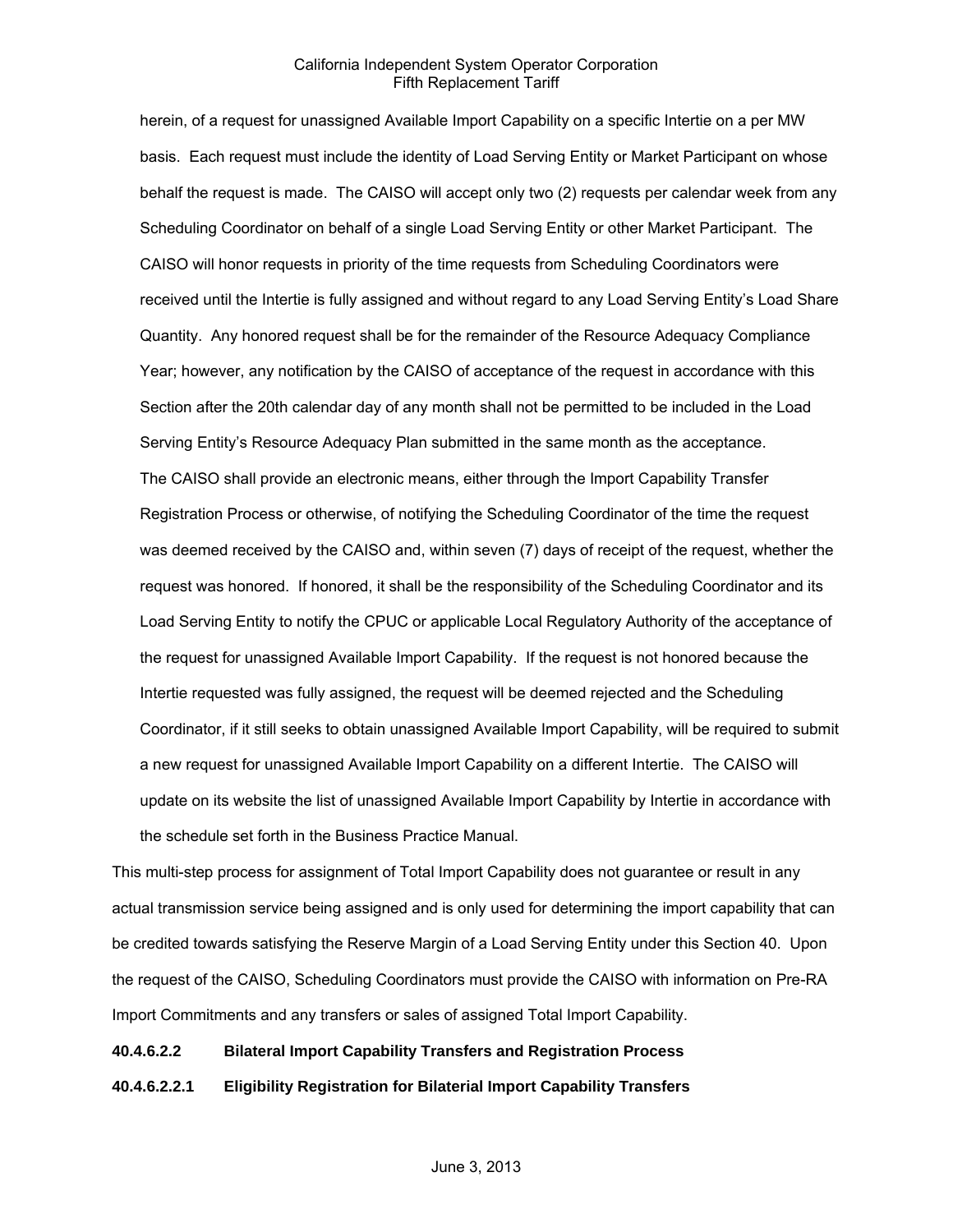herein, of a request for unassigned Available Import Capability on a specific Intertie on a per MW basis. Each request must include the identity of Load Serving Entity or Market Participant on whose behalf the request is made. The CAISO will accept only two (2) requests per calendar week from any Scheduling Coordinator on behalf of a single Load Serving Entity or other Market Participant. The CAISO will honor requests in priority of the time requests from Scheduling Coordinators were received until the Intertie is fully assigned and without regard to any Load Serving Entity's Load Share Quantity. Any honored request shall be for the remainder of the Resource Adequacy Compliance Year; however, any notification by the CAISO of acceptance of the request in accordance with this Section after the 20th calendar day of any month shall not be permitted to be included in the Load Serving Entity's Resource Adequacy Plan submitted in the same month as the acceptance.

The CAISO shall provide an electronic means, either through the Import Capability Transfer Registration Process or otherwise, of notifying the Scheduling Coordinator of the time the request was deemed received by the CAISO and, within seven (7) days of receipt of the request, whether the request was honored. If honored, it shall be the responsibility of the Scheduling Coordinator and its Load Serving Entity to notify the CPUC or applicable Local Regulatory Authority of the acceptance of the request for unassigned Available Import Capability. If the request is not honored because the Intertie requested was fully assigned, the request will be deemed rejected and the Scheduling Coordinator, if it still seeks to obtain unassigned Available Import Capability, will be required to submit a new request for unassigned Available Import Capability on a different Intertie. The CAISO will update on its website the list of unassigned Available Import Capability by Intertie in accordance with the schedule set forth in the Business Practice Manual.

This multi-step process for assignment of Total Import Capability does not guarantee or result in any actual transmission service being assigned and is only used for determining the import capability that can be credited towards satisfying the Reserve Margin of a Load Serving Entity under this Section 40. Upon the request of the CAISO, Scheduling Coordinators must provide the CAISO with information on Pre-RA Import Commitments and any transfers or sales of assigned Total Import Capability.

**40.4.6.2.2 Bilateral Import Capability Transfers and Registration Process**

**40.4.6.2.2.1 Eligibility Registration for Bilaterial Import Capability Transfers**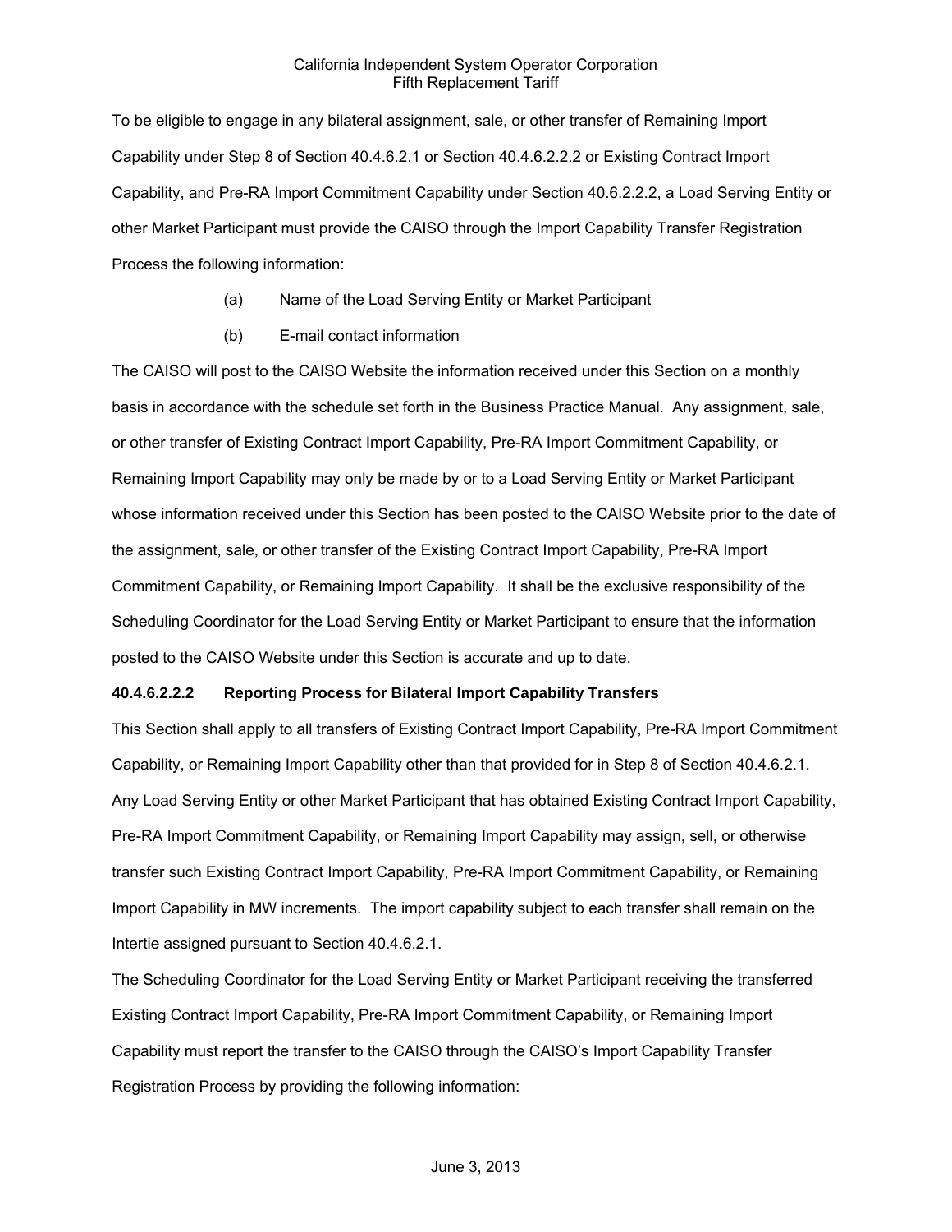To be eligible to engage in any bilateral assignment, sale, or other transfer of Remaining Import Capability under Step 8 of Section 40.4.6.2.1 or Section 40.4.6.2.2.2 or Existing Contract Import Capability, and Pre-RA Import Commitment Capability under Section 40.6.2.2.2, a Load Serving Entity or other Market Participant must provide the CAISO through the Import Capability Transfer Registration Process the following information:

(a) Name of the Load Serving Entity or Market Participant

(b) E-mail contact information

The CAISO will post to the CAISO Website the information received under this Section on a monthly basis in accordance with the schedule set forth in the Business Practice Manual. Any assignment, sale, or other transfer of Existing Contract Import Capability, Pre-RA Import Commitment Capability, or Remaining Import Capability may only be made by or to a Load Serving Entity or Market Participant whose information received under this Section has been posted to the CAISO Website prior to the date of the assignment, sale, or other transfer of the Existing Contract Import Capability, Pre-RA Import Commitment Capability, or Remaining Import Capability. It shall be the exclusive responsibility of the Scheduling Coordinator for the Load Serving Entity or Market Participant to ensure that the information posted to the CAISO Website under this Section is accurate and up to date.

**40.4.6.2.2.2 Reporting Process for Bilateral Import Capability Transfers**

This Section shall apply to all transfers of Existing Contract Import Capability, Pre-RA Import Commitment Capability, or Remaining Import Capability other than that provided for in Step 8 of Section 40.4.6.2.1. Any Load Serving Entity or other Market Participant that has obtained Existing Contract Import Capability, Pre-RA Import Commitment Capability, or Remaining Import Capability may assign, sell, or otherwise transfer such Existing Contract Import Capability, Pre-RA Import Commitment Capability, or Remaining Import Capability in MW increments. The import capability subject to each transfer shall remain on the Intertie assigned pursuant to Section 40.4.6.2.1.

The Scheduling Coordinator for the Load Serving Entity or Market Participant receiving the transferred Existing Contract Import Capability, Pre-RA Import Commitment Capability, or Remaining Import Capability must report the transfer to the CAISO through the CAISO's Import Capability Transfer Registration Process by providing the following information: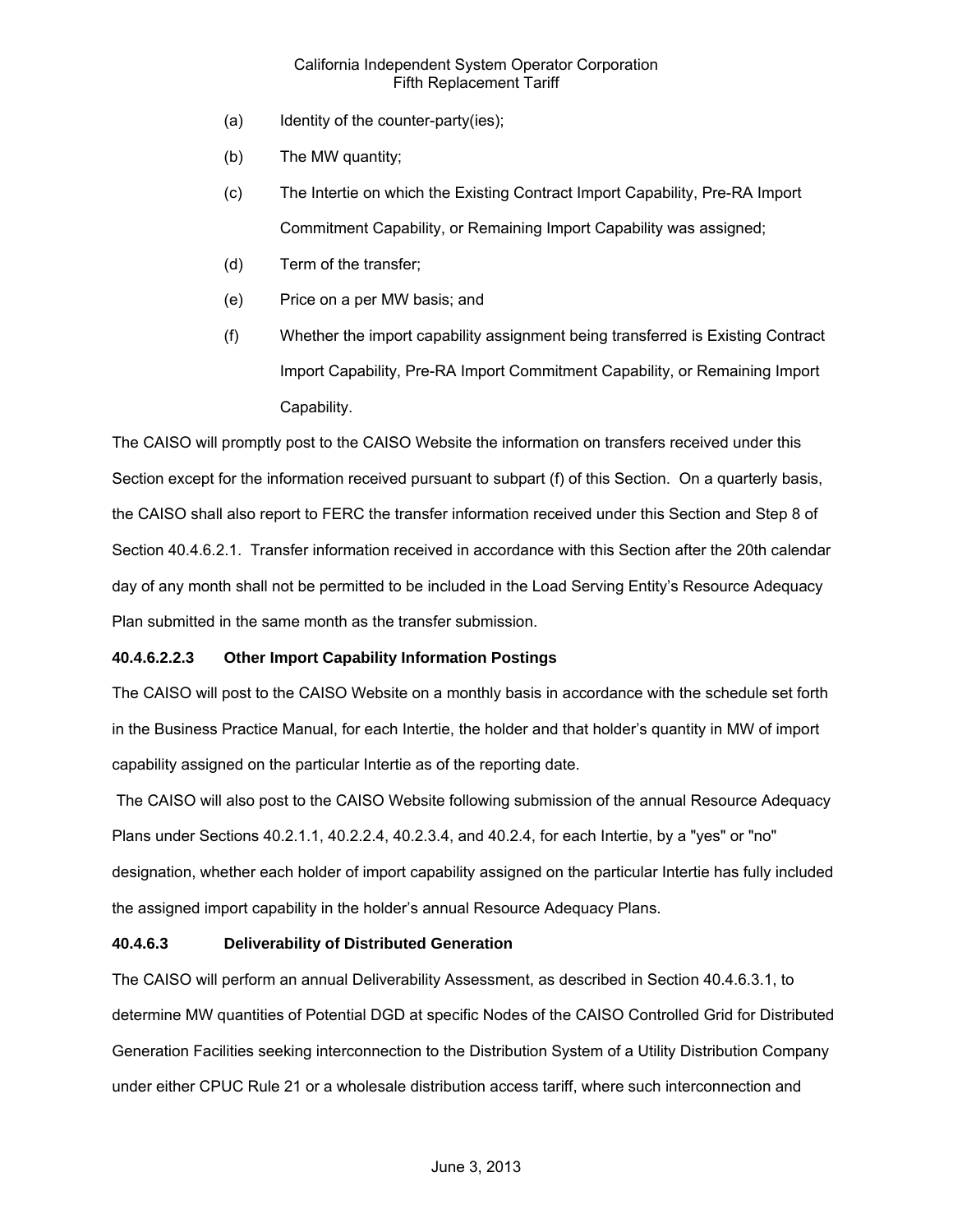(a) Identity of the counter-party(ies);

(b) The MW quantity;

(c) The Intertie on which the Existing Contract Import Capability, Pre-RA Import Commitment Capability, or Remaining Import Capability was assigned;

(d) Term of the transfer;

(e) Price on a per MW basis; and

(f) Whether the import capability assignment being transferred is Existing Contract Import Capability, Pre-RA Import Commitment Capability, or Remaining Import Capability.

The CAISO will promptly post to the CAISO Website the information on transfers received under this Section except for the information received pursuant to subpart (f) of this Section. On a quarterly basis, the CAISO shall also report to FERC the transfer information received under this Section and Step 8 of Section 40.4.6.2.1. Transfer information received in accordance with this Section after the 20th calendar day of any month shall not be permitted to be included in the Load Serving Entity's Resource Adequacy Plan submitted in the same month as the transfer submission.

**40.4.6.2.2.3 Other Import Capability Information Postings**

The CAISO will post to the CAISO Website on a monthly basis in accordance with the schedule set forth in the Business Practice Manual, for each Intertie, the holder and that holder's quantity in MW of import capability assigned on the particular Intertie as of the reporting date.

The CAISO will also post to the CAISO Website following submission of the annual Resource Adequacy Plans under Sections 40.2.1.1, 40.2.2.4, 40.2.3.4, and 40.2.4, for each Intertie, by a "yes" or "no" designation, whether each holder of import capability assigned on the particular Intertie has fully included the assigned import capability in the holder's annual Resource Adequacy Plans.

**40.4.6.3 Deliverability of Distributed Generation**

The CAISO will perform an annual Deliverability Assessment, as described in Section 40.4.6.3.1, to determine MW quantities of Potential DGD at specific Nodes of the CAISO Controlled Grid for Distributed Generation Facilities seeking interconnection to the Distribution System of a Utility Distribution Company under either CPUC Rule 21 or a wholesale distribution access tariff, where such interconnection and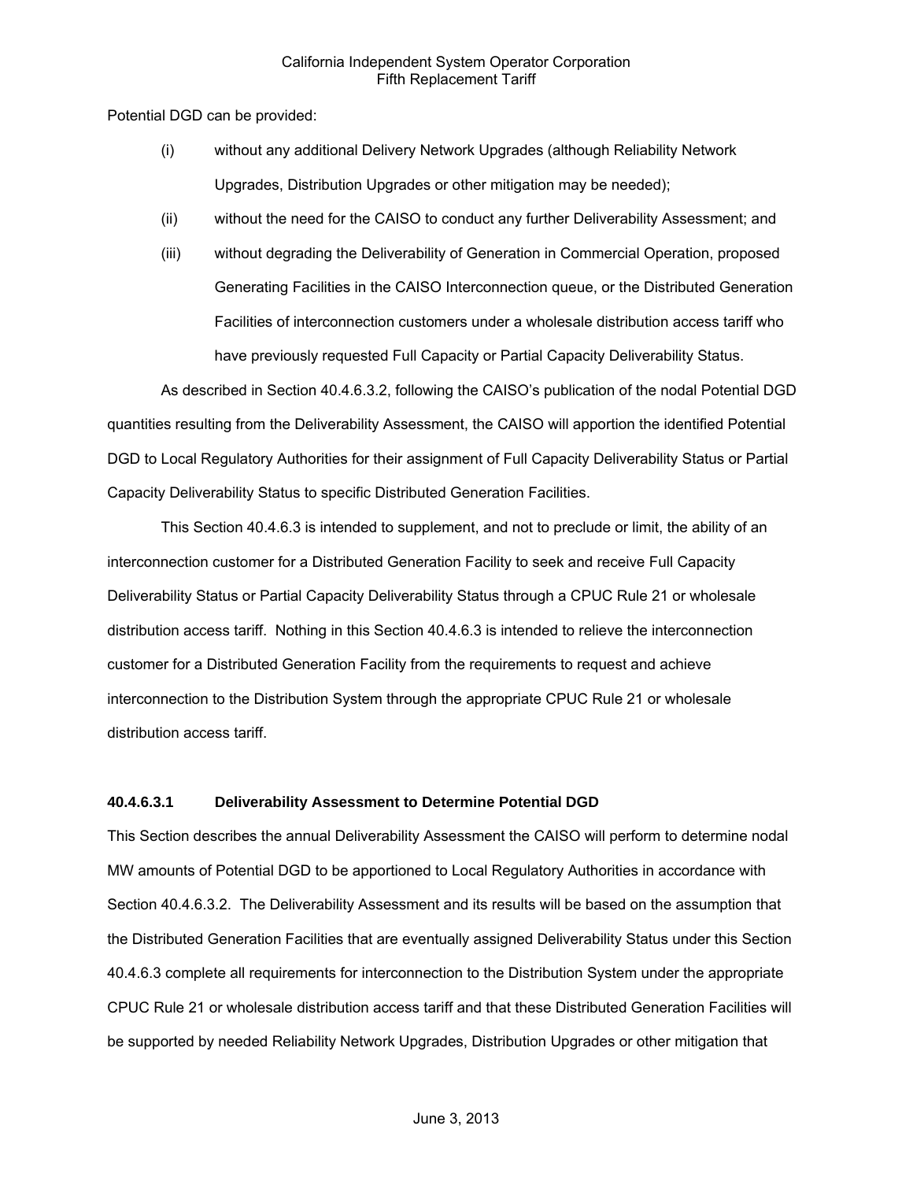Potential DGD can be provided:

(i) without any additional Delivery Network Upgrades (although Reliability Network Upgrades, Distribution Upgrades or other mitigation may be needed);

(ii) without the need for the CAISO to conduct any further Deliverability Assessment; and

(iii) without degrading the Deliverability of Generation in Commercial Operation, proposed Generating Facilities in the CAISO Interconnection queue, or the Distributed Generation Facilities of interconnection customers under a wholesale distribution access tariff who have previously requested Full Capacity or Partial Capacity Deliverability Status.

As described in Section 40.4.6.3.2, following the CAISO's publication of the nodal Potential DGD quantities resulting from the Deliverability Assessment, the CAISO will apportion the identified Potential DGD to Local Regulatory Authorities for their assignment of Full Capacity Deliverability Status or Partial Capacity Deliverability Status to specific Distributed Generation Facilities.

This Section 40.4.6.3 is intended to supplement, and not to preclude or limit, the ability of an interconnection customer for a Distributed Generation Facility to seek and receive Full Capacity Deliverability Status or Partial Capacity Deliverability Status through a CPUC Rule 21 or wholesale distribution access tariff. Nothing in this Section 40.4.6.3 is intended to relieve the interconnection customer for a Distributed Generation Facility from the requirements to request and achieve interconnection to the Distribution System through the appropriate CPUC Rule 21 or wholesale distribution access tariff.

#### 40.4.6.3.1 Deliverability Assessment to Determine Potential DGD

This Section describes the annual Deliverability Assessment the CAISO will perform to determine nodal MW amounts of Potential DGD to be apportioned to Local Regulatory Authorities in accordance with Section 40.4.6.3.2. The Deliverability Assessment and its results will be based on the assumption that the Distributed Generation Facilities that are eventually assigned Deliverability Status under this Section 40.4.6.3 complete all requirements for interconnection to the Distribution System under the appropriate CPUC Rule 21 or wholesale distribution access tariff and that these Distributed Generation Facilities will be supported by needed Reliability Network Upgrades, Distribution Upgrades or other mitigation that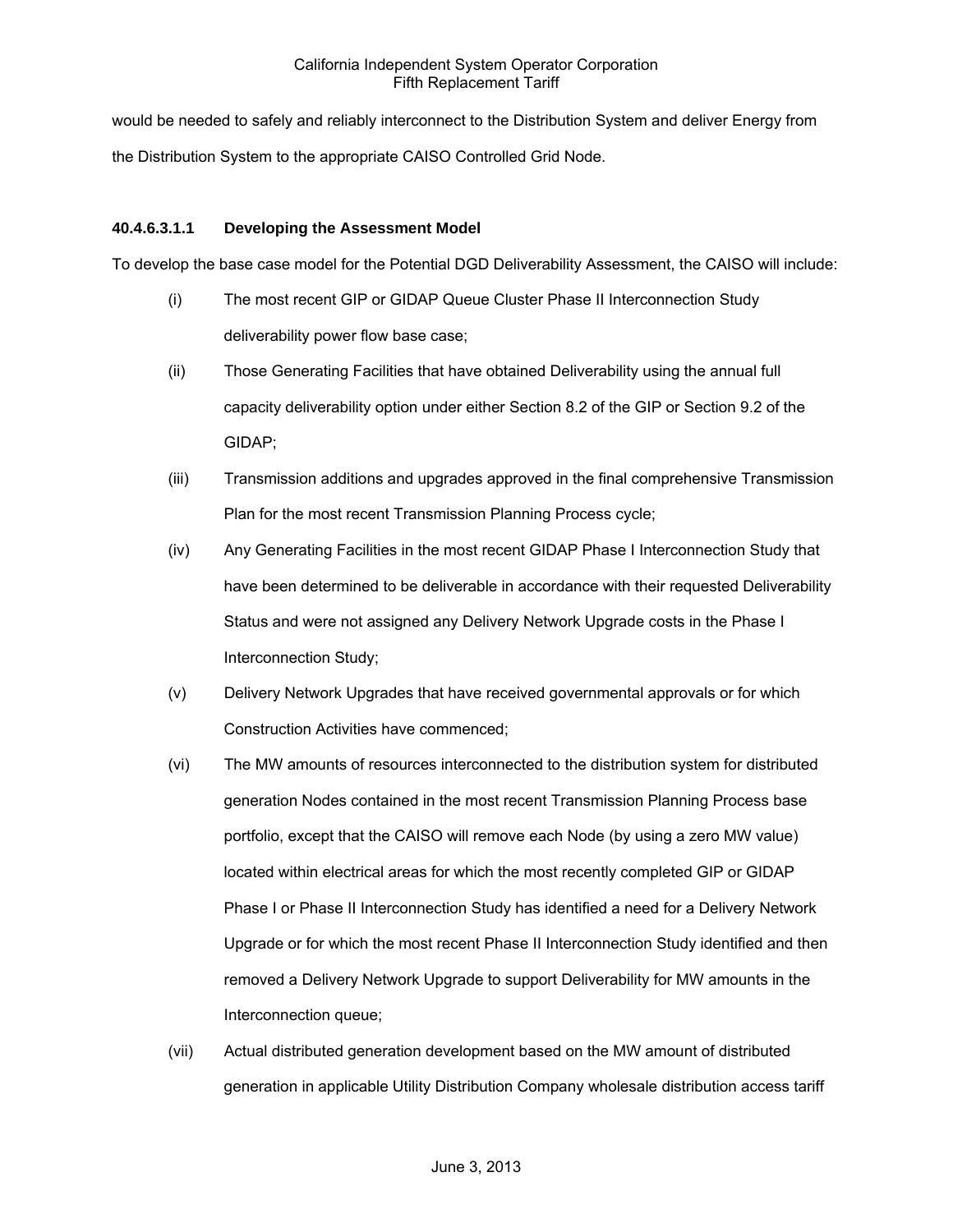would be needed to safely and reliably interconnect to the Distribution System and deliver Energy from the Distribution System to the appropriate CAISO Controlled Grid Node.

**40.4.6.3.1.1 Developing the Assessment Model**

To develop the base case model for the Potential DGD Deliverability Assessment, the CAISO will include:

(i) The most recent GIP or GIDAP Queue Cluster Phase II Interconnection Study deliverability power flow base case;

(ii) Those Generating Facilities that have obtained Deliverability using the annual full capacity deliverability option under either Section 8.2 of the GIP or Section 9.2 of the GIDAP;

(iii) Transmission additions and upgrades approved in the final comprehensive Transmission Plan for the most recent Transmission Planning Process cycle;

(iv) Any Generating Facilities in the most recent GIDAP Phase I Interconnection Study that have been determined to be deliverable in accordance with their requested Deliverability Status and were not assigned any Delivery Network Upgrade costs in the Phase I Interconnection Study;

(v) Delivery Network Upgrades that have received governmental approvals or for which Construction Activities have commenced;

(vi) The MW amounts of resources interconnected to the distribution system for distributed generation Nodes contained in the most recent Transmission Planning Process base portfolio, except that the CAISO will remove each Node (by using a zero MW value) located within electrical areas for which the most recently completed GIP or GIDAP Phase I or Phase II Interconnection Study has identified a need for a Delivery Network Upgrade or for which the most recent Phase II Interconnection Study identified and then removed a Delivery Network Upgrade to support Deliverability for MW amounts in the Interconnection queue;

(vii) Actual distributed generation development based on the MW amount of distributed generation in applicable Utility Distribution Company wholesale distribution access tariff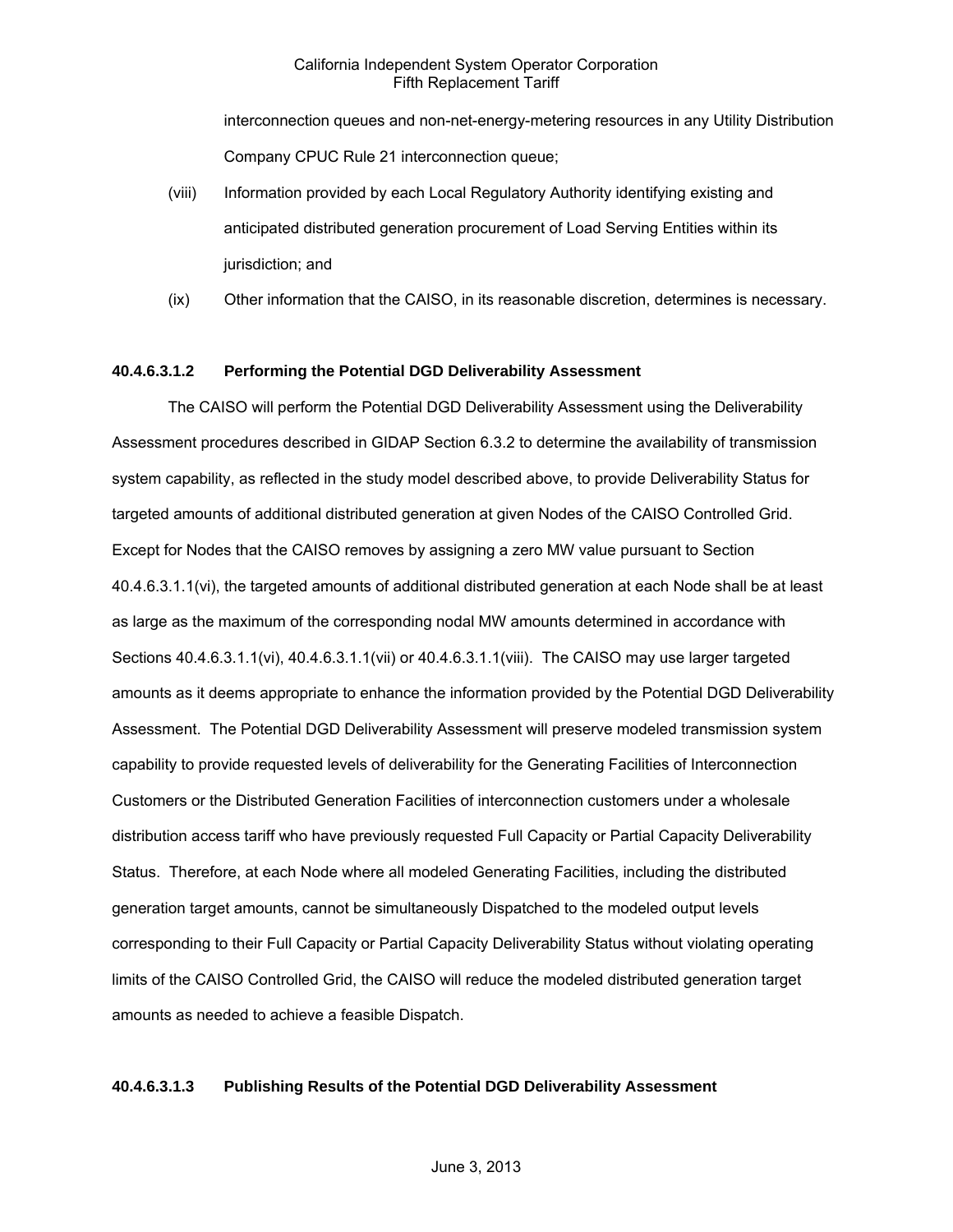interconnection queues and non-net-energy-metering resources in any Utility Distribution Company CPUC Rule 21 interconnection queue;

(viii) Information provided by each Local Regulatory Authority identifying existing and anticipated distributed generation procurement of Load Serving Entities within its jurisdiction; and

(ix) Other information that the CAISO, in its reasonable discretion, determines is necessary.

**40.4.6.3.1.2 Performing the Potential DGD Deliverability Assessment**

The CAISO will perform the Potential DGD Deliverability Assessment using the Deliverability Assessment procedures described in GIDAP Section 6.3.2 to determine the availability of transmission system capability, as reflected in the study model described above, to provide Deliverability Status for targeted amounts of additional distributed generation at given Nodes of the CAISO Controlled Grid. Except for Nodes that the CAISO removes by assigning a zero MW value pursuant to Section 40.4.6.3.1.1(vi), the targeted amounts of additional distributed generation at each Node shall be at least as large as the maximum of the corresponding nodal MW amounts determined in accordance with Sections 40.4.6.3.1.1(vi), 40.4.6.3.1.1(vii) or 40.4.6.3.1.1(viii). The CAISO may use larger targeted amounts as it deems appropriate to enhance the information provided by the Potential DGD Deliverability Assessment. The Potential DGD Deliverability Assessment will preserve modeled transmission system capability to provide requested levels of deliverability for the Generating Facilities of Interconnection Customers or the Distributed Generation Facilities of interconnection customers under a wholesale distribution access tariff who have previously requested Full Capacity or Partial Capacity Deliverability Status. Therefore, at each Node where all modeled Generating Facilities, including the distributed generation target amounts, cannot be simultaneously Dispatched to the modeled output levels corresponding to their Full Capacity or Partial Capacity Deliverability Status without violating operating limits of the CAISO Controlled Grid, the CAISO will reduce the modeled distributed generation target amounts as needed to achieve a feasible Dispatch.

**40.4.6.3.1.3 Publishing Results of the Potential DGD Deliverability Assessment**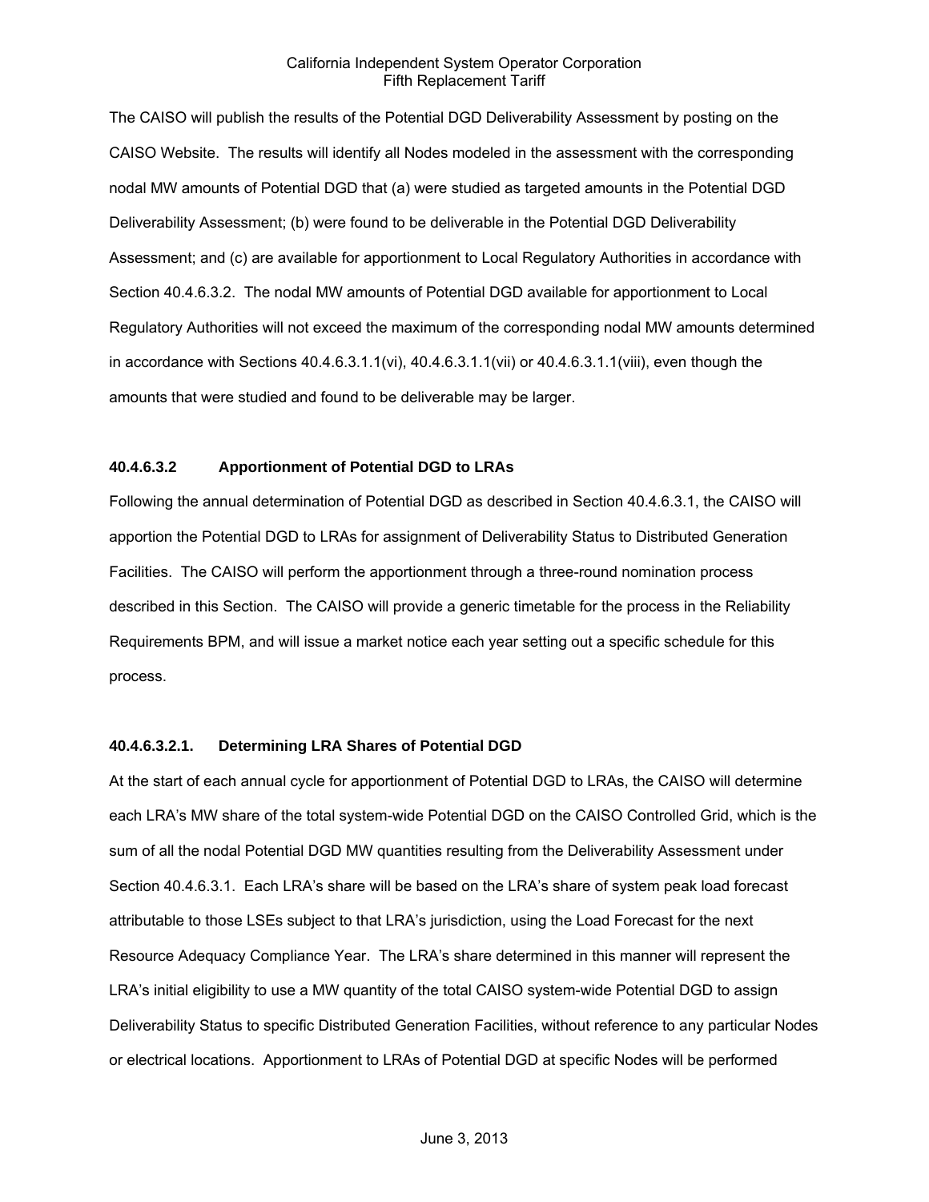The CAISO will publish the results of the Potential DGD Deliverability Assessment by posting on the CAISO Website. The results will identify all Nodes modeled in the assessment with the corresponding nodal MW amounts of Potential DGD that (a) were studied as targeted amounts in the Potential DGD Deliverability Assessment; (b) were found to be deliverable in the Potential DGD Deliverability Assessment; and (c) are available for apportionment to Local Regulatory Authorities in accordance with Section 40.4.6.3.2. The nodal MW amounts of Potential DGD available for apportionment to Local Regulatory Authorities will not exceed the maximum of the corresponding nodal MW amounts determined in accordance with Sections 40.4.6.3.1.1(vi), 40.4.6.3.1.1(vii) or 40.4.6.3.1.1(viii), even though the amounts that were studied and found to be deliverable may be larger.

**40.4.6.3.2 Apportionment of Potential DGD to LRAs**

Following the annual determination of Potential DGD as described in Section 40.4.6.3.1, the CAISO will apportion the Potential DGD to LRAs for assignment of Deliverability Status to Distributed Generation Facilities. The CAISO will perform the apportionment through a three-round nomination process described in this Section. The CAISO will provide a generic timetable for the process in the Reliability Requirements BPM, and will issue a market notice each year setting out a specific schedule for this process.

**40.4.6.3.2.1. Determining LRA Shares of Potential DGD**

At the start of each annual cycle for apportionment of Potential DGD to LRAs, the CAISO will determine each LRA's MW share of the total system-wide Potential DGD on the CAISO Controlled Grid, which is the sum of all the nodal Potential DGD MW quantities resulting from the Deliverability Assessment under Section 40.4.6.3.1. Each LRA's share will be based on the LRA's share of system peak load forecast attributable to those LSEs subject to that LRA's jurisdiction, using the Load Forecast for the next Resource Adequacy Compliance Year. The LRA's share determined in this manner will represent the LRA's initial eligibility to use a MW quantity of the total CAISO system-wide Potential DGD to assign Deliverability Status to specific Distributed Generation Facilities, without reference to any particular Nodes or electrical locations. Apportionment to LRAs of Potential DGD at specific Nodes will be performed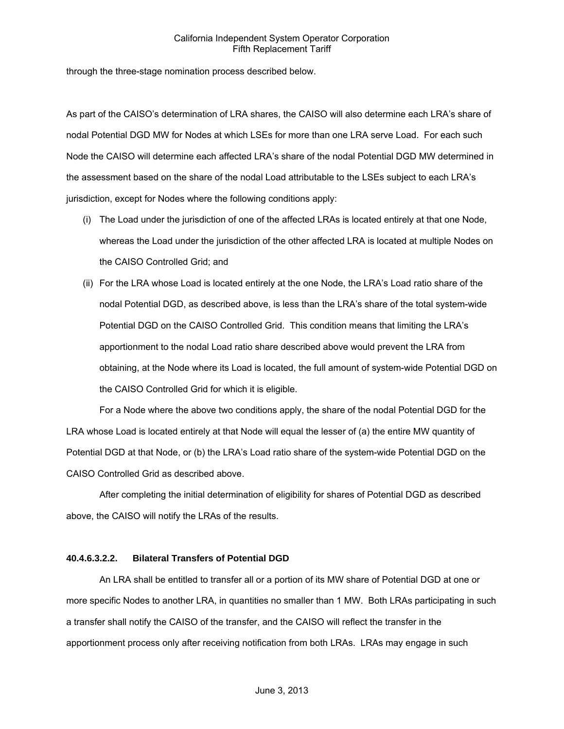through the three-stage nomination process described below.

As part of the CAISO's determination of LRA shares, the CAISO will also determine each LRA's share of nodal Potential DGD MW for Nodes at which LSEs for more than one LRA serve Load. For each such Node the CAISO will determine each affected LRA's share of the nodal Potential DGD MW determined in the assessment based on the share of the nodal Load attributable to the LSEs subject to each LRA's jurisdiction, except for Nodes where the following conditions apply:

(i) The Load under the jurisdiction of one of the affected LRAs is located entirely at that one Node, whereas the Load under the jurisdiction of the other affected LRA is located at multiple Nodes on the CAISO Controlled Grid; and

(ii) For the LRA whose Load is located entirely at the one Node, the LRA's Load ratio share of the nodal Potential DGD, as described above, is less than the LRA's share of the total system-wide Potential DGD on the CAISO Controlled Grid. This condition means that limiting the LRA's apportionment to the nodal Load ratio share described above would prevent the LRA from obtaining, at the Node where its Load is located, the full amount of system-wide Potential DGD on the CAISO Controlled Grid for which it is eligible.

For a Node where the above two conditions apply, the share of the nodal Potential DGD for the LRA whose Load is located entirely at that Node will equal the lesser of (a) the entire MW quantity of Potential DGD at that Node, or (b) the LRA's Load ratio share of the system-wide Potential DGD on the CAISO Controlled Grid as described above.

After completing the initial determination of eligibility for shares of Potential DGD as described above, the CAISO will notify the LRAs of the results.

**40.4.6.3.2.2. Bilateral Transfers of Potential DGD**

An LRA shall be entitled to transfer all or a portion of its MW share of Potential DGD at one or more specific Nodes to another LRA, in quantities no smaller than 1 MW. Both LRAs participating in such a transfer shall notify the CAISO of the transfer, and the CAISO will reflect the transfer in the apportionment process only after receiving notification from both LRAs. LRAs may engage in such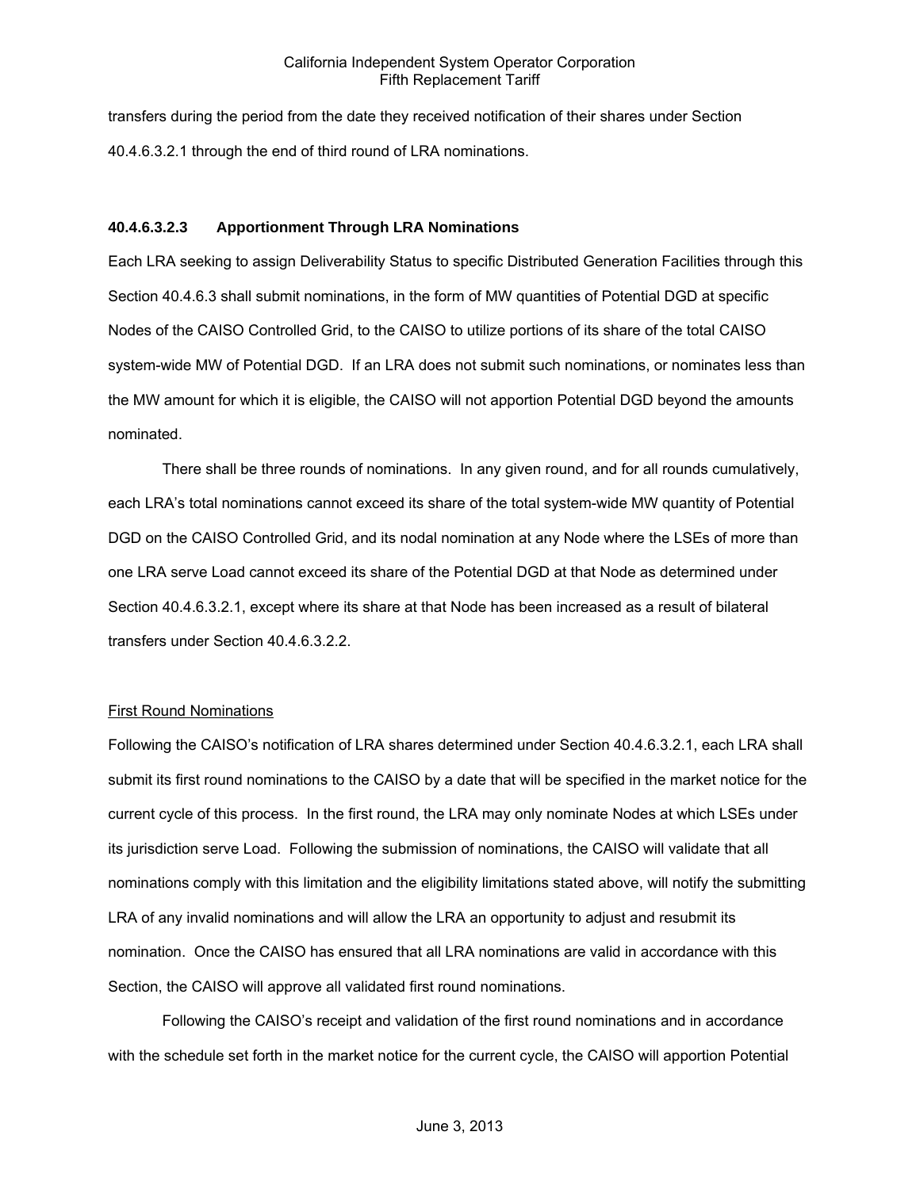transfers during the period from the date they received notification of their shares under Section 40.4.6.3.2.1 through the end of third round of LRA nominations.

### 40.4.6.3.2.3 Apportionment Through LRA Nominations

Each LRA seeking to assign Deliverability Status to specific Distributed Generation Facilities through this Section 40.4.6.3 shall submit nominations, in the form of MW quantities of Potential DGD at specific Nodes of the CAISO Controlled Grid, to the CAISO to utilize portions of its share of the total CAISO system-wide MW of Potential DGD. If an LRA does not submit such nominations, or nominates less than the MW amount for which it is eligible, the CAISO will not apportion Potential DGD beyond the amounts nominated.

There shall be three rounds of nominations. In any given round, and for all rounds cumulatively, each LRA's total nominations cannot exceed its share of the total system-wide MW quantity of Potential DGD on the CAISO Controlled Grid, and its nodal nomination at any Node where the LSEs of more than one LRA serve Load cannot exceed its share of the Potential DGD at that Node as determined under Section 40.4.6.3.2.1, except where its share at that Node has been increased as a result of bilateral transfers under Section 40.4.6.3.2.2.

First Round Nominations

Following the CAISO's notification of LRA shares determined under Section 40.4.6.3.2.1, each LRA shall submit its first round nominations to the CAISO by a date that will be specified in the market notice for the current cycle of this process. In the first round, the LRA may only nominate Nodes at which LSEs under its jurisdiction serve Load. Following the submission of nominations, the CAISO will validate that all nominations comply with this limitation and the eligibility limitations stated above, will notify the submitting LRA of any invalid nominations and will allow the LRA an opportunity to adjust and resubmit its nomination. Once the CAISO has ensured that all LRA nominations are valid in accordance with this Section, the CAISO will approve all validated first round nominations.

Following the CAISO's receipt and validation of the first round nominations and in accordance with the schedule set forth in the market notice for the current cycle, the CAISO will apportion Potential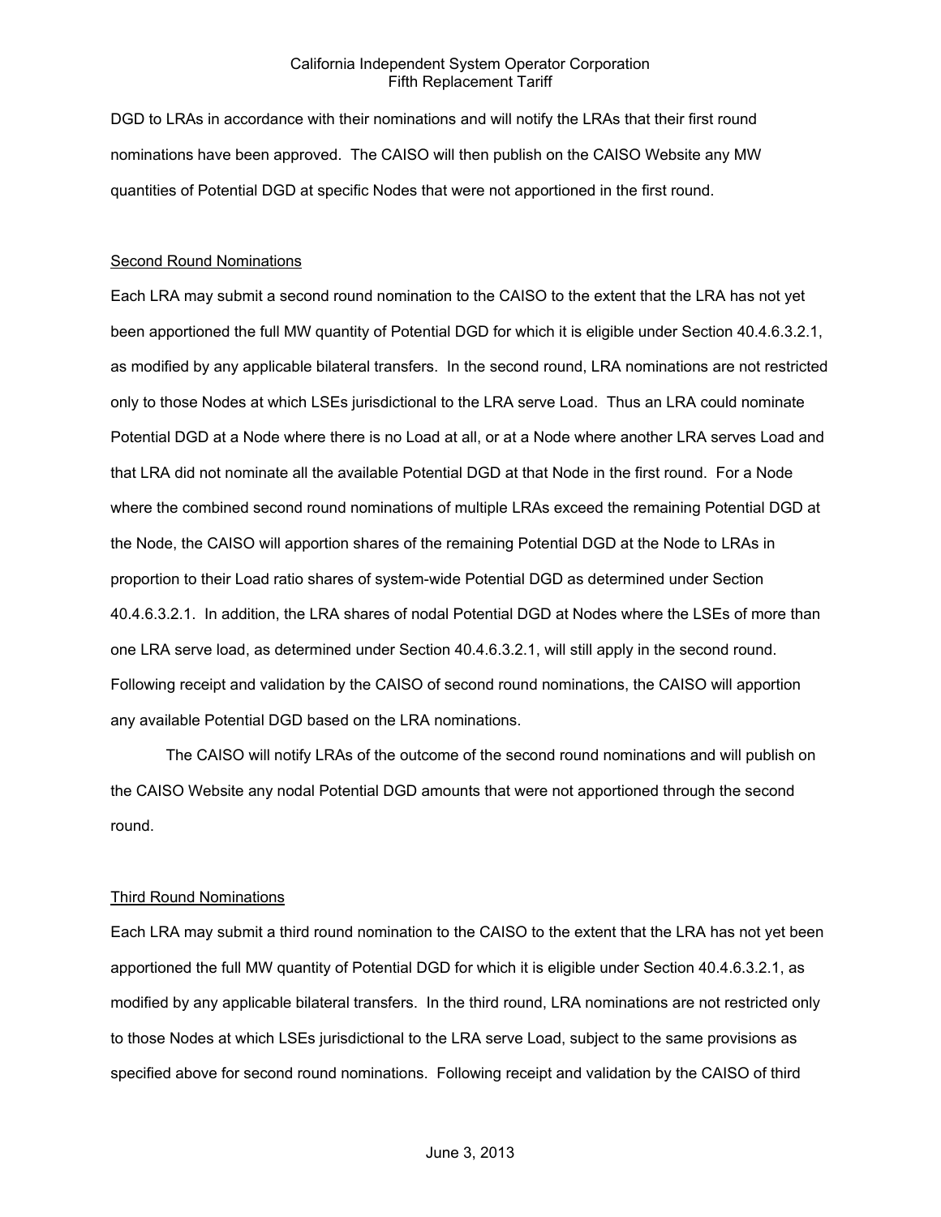DGD to LRAs in accordance with their nominations and will notify the LRAs that their first round nominations have been approved. The CAISO will then publish on the CAISO Website any MW quantities of Potential DGD at specific Nodes that were not apportioned in the first round.

Second Round Nominations

Each LRA may submit a second round nomination to the CAISO to the extent that the LRA has not yet been apportioned the full MW quantity of Potential DGD for which it is eligible under Section 40.4.6.3.2.1, as modified by any applicable bilateral transfers. In the second round, LRA nominations are not restricted only to those Nodes at which LSEs jurisdictional to the LRA serve Load. Thus an LRA could nominate Potential DGD at a Node where there is no Load at all, or at a Node where another LRA serves Load and that LRA did not nominate all the available Potential DGD at that Node in the first round. For a Node where the combined second round nominations of multiple LRAs exceed the remaining Potential DGD at the Node, the CAISO will apportion shares of the remaining Potential DGD at the Node to LRAs in proportion to their Load ratio shares of system-wide Potential DGD as determined under Section 40.4.6.3.2.1. In addition, the LRA shares of nodal Potential DGD at Nodes where the LSEs of more than one LRA serve load, as determined under Section 40.4.6.3.2.1, will still apply in the second round. Following receipt and validation by the CAISO of second round nominations, the CAISO will apportion any available Potential DGD based on the LRA nominations.

The CAISO will notify LRAs of the outcome of the second round nominations and will publish on the CAISO Website any nodal Potential DGD amounts that were not apportioned through the second round.

Third Round Nominations

Each LRA may submit a third round nomination to the CAISO to the extent that the LRA has not yet been apportioned the full MW quantity of Potential DGD for which it is eligible under Section 40.4.6.3.2.1, as modified by any applicable bilateral transfers. In the third round, LRA nominations are not restricted only to those Nodes at which LSEs jurisdictional to the LRA serve Load, subject to the same provisions as specified above for second round nominations. Following receipt and validation by the CAISO of third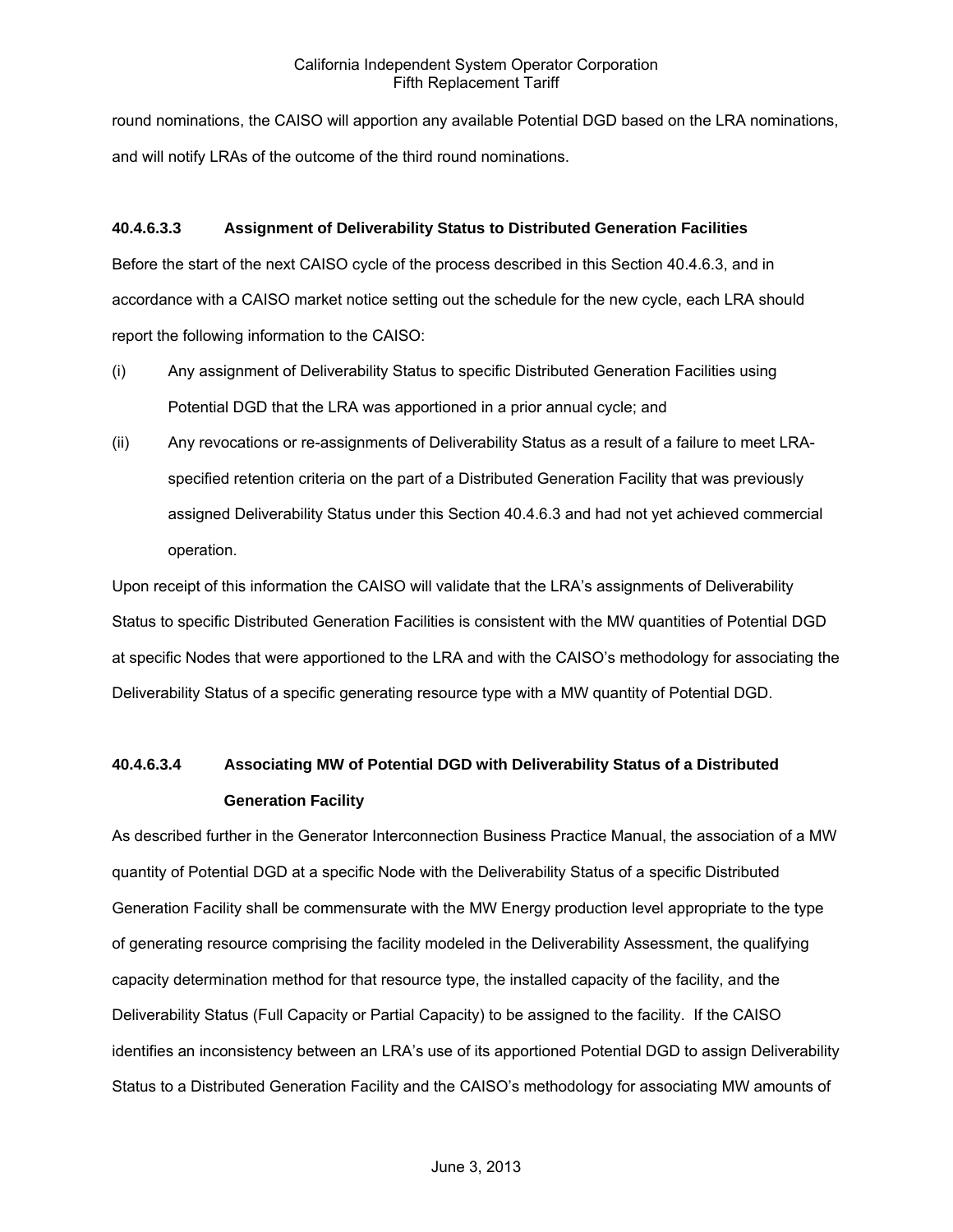round nominations, the CAISO will apportion any available Potential DGD based on the LRA nominations, and will notify LRAs of the outcome of the third round nominations.

### 40.4.6.3.3 Assignment of Deliverability Status to Distributed Generation Facilities

Before the start of the next CAISO cycle of the process described in this Section 40.4.6.3, and in accordance with a CAISO market notice setting out the schedule for the new cycle, each LRA should report the following information to the CAISO:

(i) Any assignment of Deliverability Status to specific Distributed Generation Facilities using Potential DGD that the LRA was apportioned in a prior annual cycle; and

(ii) Any revocations or re-assignments of Deliverability Status as a result of a failure to meet LRA-specified retention criteria on the part of a Distributed Generation Facility that was previously assigned Deliverability Status under this Section 40.4.6.3 and had not yet achieved commercial operation.

Upon receipt of this information the CAISO will validate that the LRA's assignments of Deliverability Status to specific Distributed Generation Facilities is consistent with the MW quantities of Potential DGD at specific Nodes that were apportioned to the LRA and with the CAISO's methodology for associating the Deliverability Status of a specific generating resource type with a MW quantity of Potential DGD.

### 40.4.6.3.4 Associating MW of Potential DGD with Deliverability Status of a Distributed Generation Facility

As described further in the Generator Interconnection Business Practice Manual, the association of a MW quantity of Potential DGD at a specific Node with the Deliverability Status of a specific Distributed Generation Facility shall be commensurate with the MW Energy production level appropriate to the type of generating resource comprising the facility modeled in the Deliverability Assessment, the qualifying capacity determination method for that resource type, the installed capacity of the facility, and the Deliverability Status (Full Capacity or Partial Capacity) to be assigned to the facility. If the CAISO identifies an inconsistency between an LRA's use of its apportioned Potential DGD to assign Deliverability Status to a Distributed Generation Facility and the CAISO's methodology for associating MW amounts of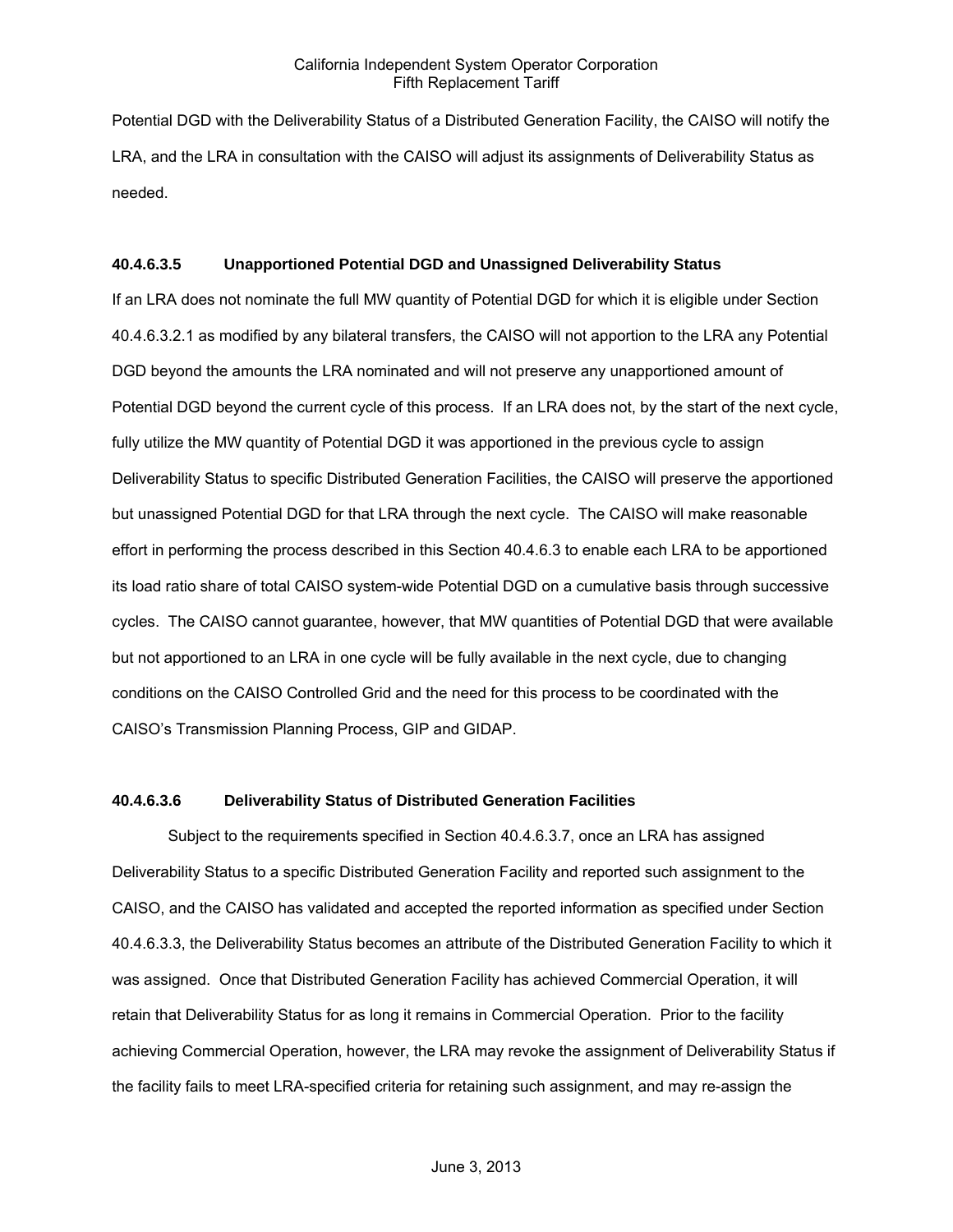Potential DGD with the Deliverability Status of a Distributed Generation Facility, the CAISO will notify the LRA, and the LRA in consultation with the CAISO will adjust its assignments of Deliverability Status as needed.

#### 40.4.6.3.5 Unapportioned Potential DGD and Unassigned Deliverability Status

If an LRA does not nominate the full MW quantity of Potential DGD for which it is eligible under Section 40.4.6.3.2.1 as modified by any bilateral transfers, the CAISO will not apportion to the LRA any Potential DGD beyond the amounts the LRA nominated and will not preserve any unapportioned amount of Potential DGD beyond the current cycle of this process. If an LRA does not, by the start of the next cycle, fully utilize the MW quantity of Potential DGD it was apportioned in the previous cycle to assign Deliverability Status to specific Distributed Generation Facilities, the CAISO will preserve the apportioned but unassigned Potential DGD for that LRA through the next cycle. The CAISO will make reasonable effort in performing the process described in this Section 40.4.6.3 to enable each LRA to be apportioned its load ratio share of total CAISO system-wide Potential DGD on a cumulative basis through successive cycles. The CAISO cannot guarantee, however, that MW quantities of Potential DGD that were available but not apportioned to an LRA in one cycle will be fully available in the next cycle, due to changing conditions on the CAISO Controlled Grid and the need for this process to be coordinated with the CAISO's Transmission Planning Process, GIP and GIDAP.

#### 40.4.6.3.6 Deliverability Status of Distributed Generation Facilities

Subject to the requirements specified in Section 40.4.6.3.7, once an LRA has assigned Deliverability Status to a specific Distributed Generation Facility and reported such assignment to the CAISO, and the CAISO has validated and accepted the reported information as specified under Section 40.4.6.3.3, the Deliverability Status becomes an attribute of the Distributed Generation Facility to which it was assigned. Once that Distributed Generation Facility has achieved Commercial Operation, it will retain that Deliverability Status for as long it remains in Commercial Operation. Prior to the facility achieving Commercial Operation, however, the LRA may revoke the assignment of Deliverability Status if the facility fails to meet LRA-specified criteria for retaining such assignment, and may re-assign the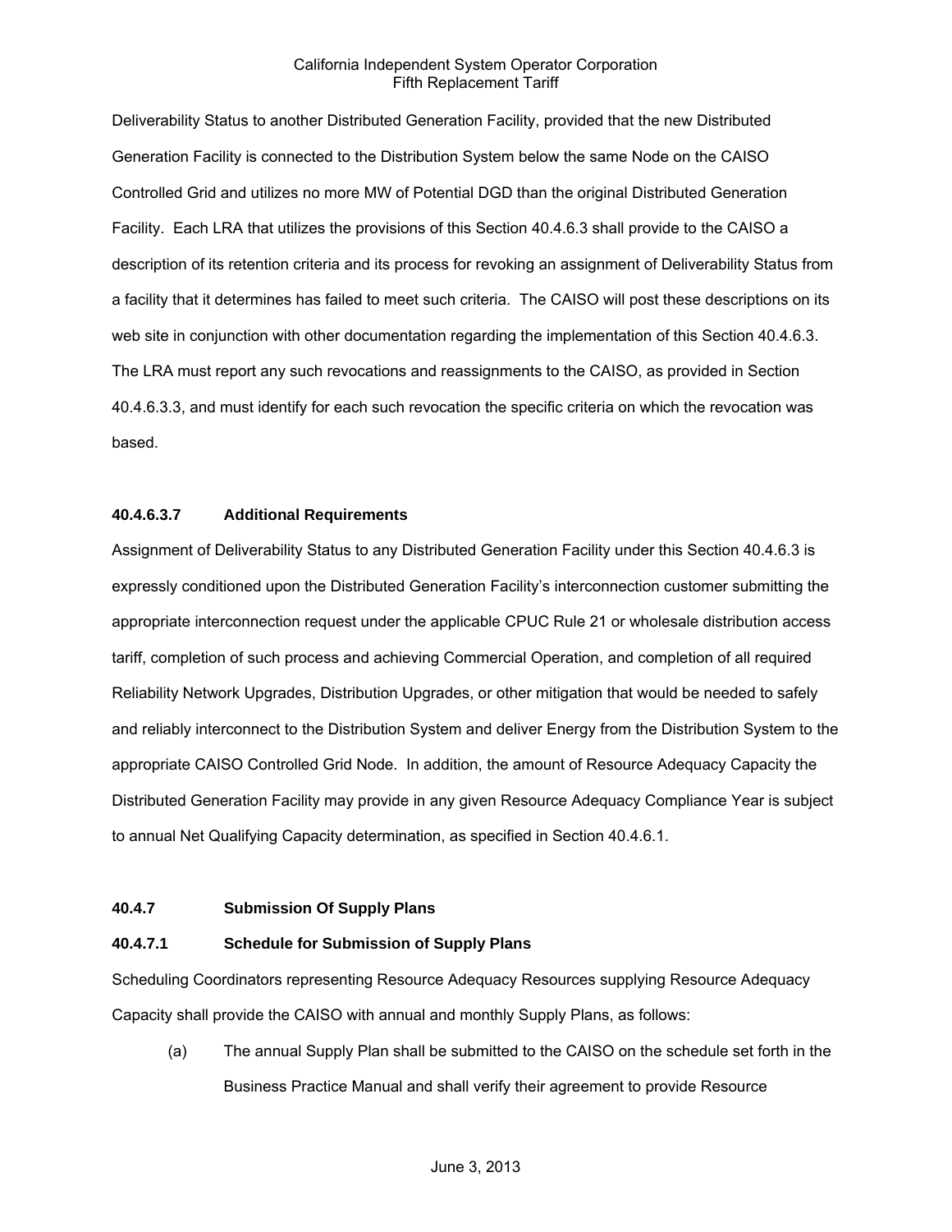Deliverability Status to another Distributed Generation Facility, provided that the new Distributed Generation Facility is connected to the Distribution System below the same Node on the CAISO Controlled Grid and utilizes no more MW of Potential DGD than the original Distributed Generation Facility. Each LRA that utilizes the provisions of this Section 40.4.6.3 shall provide to the CAISO a description of its retention criteria and its process for revoking an assignment of Deliverability Status from a facility that it determines has failed to meet such criteria. The CAISO will post these descriptions on its web site in conjunction with other documentation regarding the implementation of this Section 40.4.6.3. The LRA must report any such revocations and reassignments to the CAISO, as provided in Section 40.4.6.3.3, and must identify for each such revocation the specific criteria on which the revocation was based.

#### 40.4.6.3.7 Additional Requirements

Assignment of Deliverability Status to any Distributed Generation Facility under this Section 40.4.6.3 is expressly conditioned upon the Distributed Generation Facility's interconnection customer submitting the appropriate interconnection request under the applicable CPUC Rule 21 or wholesale distribution access tariff, completion of such process and achieving Commercial Operation, and completion of all required Reliability Network Upgrades, Distribution Upgrades, or other mitigation that would be needed to safely and reliably interconnect to the Distribution System and deliver Energy from the Distribution System to the appropriate CAISO Controlled Grid Node. In addition, the amount of Resource Adequacy Capacity the Distributed Generation Facility may provide in any given Resource Adequacy Compliance Year is subject to annual Net Qualifying Capacity determination, as specified in Section 40.4.6.1.

### 40.4.7 Submission Of Supply Plans

#### 40.4.7.1 Schedule for Submission of Supply Plans

Scheduling Coordinators representing Resource Adequacy Resources supplying Resource Adequacy Capacity shall provide the CAISO with annual and monthly Supply Plans, as follows:

(a) The annual Supply Plan shall be submitted to the CAISO on the schedule set forth in the Business Practice Manual and shall verify their agreement to provide Resource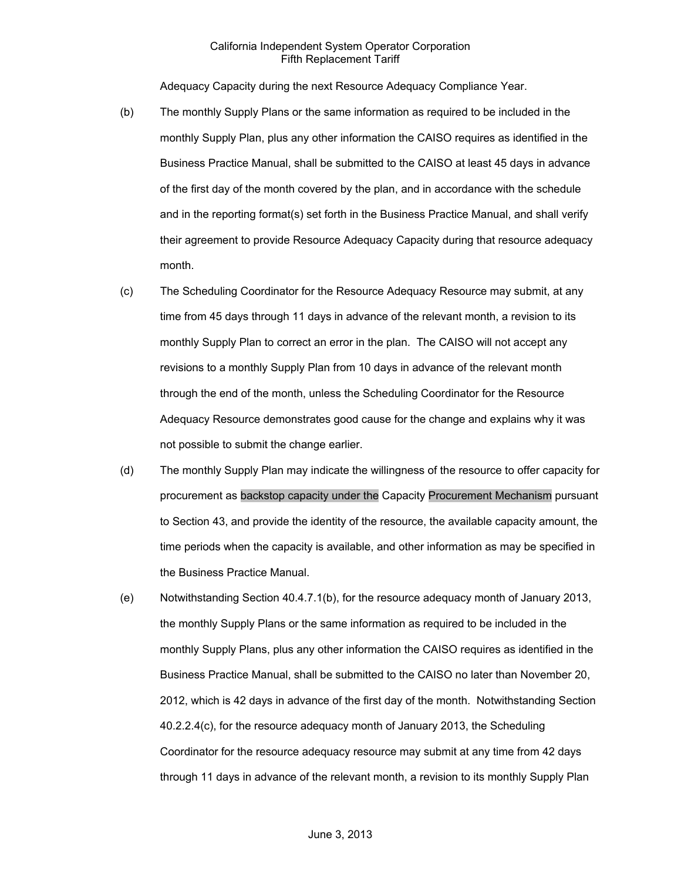Adequacy Capacity during the next Resource Adequacy Compliance Year.

(b) The monthly Supply Plans or the same information as required to be included in the monthly Supply Plan, plus any other information the CAISO requires as identified in the Business Practice Manual, shall be submitted to the CAISO at least 45 days in advance of the first day of the month covered by the plan, and in accordance with the schedule and in the reporting format(s) set forth in the Business Practice Manual, and shall verify their agreement to provide Resource Adequacy Capacity during that resource adequacy month.

(c) The Scheduling Coordinator for the Resource Adequacy Resource may submit, at any time from 45 days through 11 days in advance of the relevant month, a revision to its monthly Supply Plan to correct an error in the plan. The CAISO will not accept any revisions to a monthly Supply Plan from 10 days in advance of the relevant month through the end of the month, unless the Scheduling Coordinator for the Resource Adequacy Resource demonstrates good cause for the change and explains why it was not possible to submit the change earlier.

(d) The monthly Supply Plan may indicate the willingness of the resource to offer capacity for procurement as backstop capacity under the Capacity Procurement Mechanism pursuant to Section 43, and provide the identity of the resource, the available capacity amount, the time periods when the capacity is available, and other information as may be specified in the Business Practice Manual.

(e) Notwithstanding Section 40.4.7.1(b), for the resource adequacy month of January 2013, the monthly Supply Plans or the same information as required to be included in the monthly Supply Plans, plus any other information the CAISO requires as identified in the Business Practice Manual, shall be submitted to the CAISO no later than November 20, 2012, which is 42 days in advance of the first day of the month. Notwithstanding Section 40.2.2.4(c), for the resource adequacy month of January 2013, the Scheduling Coordinator for the resource adequacy resource may submit at any time from 42 days through 11 days in advance of the relevant month, a revision to its monthly Supply Plan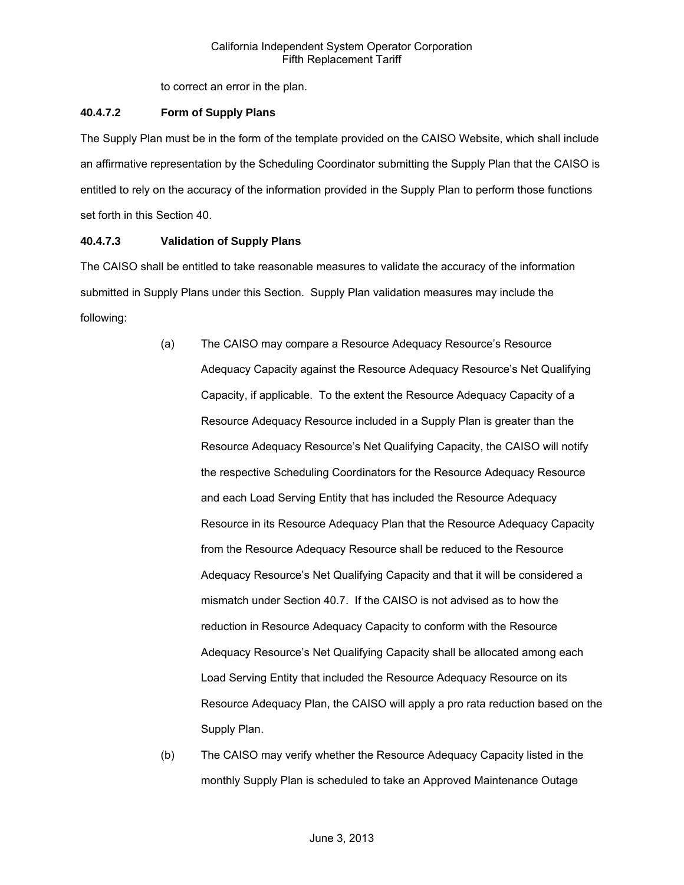to correct an error in the plan.

**40.4.7.2 Form of Supply Plans**

The Supply Plan must be in the form of the template provided on the CAISO Website, which shall include an affirmative representation by the Scheduling Coordinator submitting the Supply Plan that the CAISO is entitled to rely on the accuracy of the information provided in the Supply Plan to perform those functions set forth in this Section 40.

**40.4.7.3 Validation of Supply Plans**

The CAISO shall be entitled to take reasonable measures to validate the accuracy of the information submitted in Supply Plans under this Section. Supply Plan validation measures may include the following:

(a) The CAISO may compare a Resource Adequacy Resource's Resource Adequacy Capacity against the Resource Adequacy Resource's Net Qualifying Capacity, if applicable. To the extent the Resource Adequacy Capacity of a Resource Adequacy Resource included in a Supply Plan is greater than the Resource Adequacy Resource's Net Qualifying Capacity, the CAISO will notify the respective Scheduling Coordinators for the Resource Adequacy Resource and each Load Serving Entity that has included the Resource Adequacy Resource in its Resource Adequacy Plan that the Resource Adequacy Capacity from the Resource Adequacy Resource shall be reduced to the Resource Adequacy Resource's Net Qualifying Capacity and that it will be considered a mismatch under Section 40.7. If the CAISO is not advised as to how the reduction in Resource Adequacy Capacity to conform with the Resource Adequacy Resource's Net Qualifying Capacity shall be allocated among each Load Serving Entity that included the Resource Adequacy Resource on its Resource Adequacy Plan, the CAISO will apply a pro rata reduction based on the Supply Plan.

(b) The CAISO may verify whether the Resource Adequacy Capacity listed in the monthly Supply Plan is scheduled to take an Approved Maintenance Outage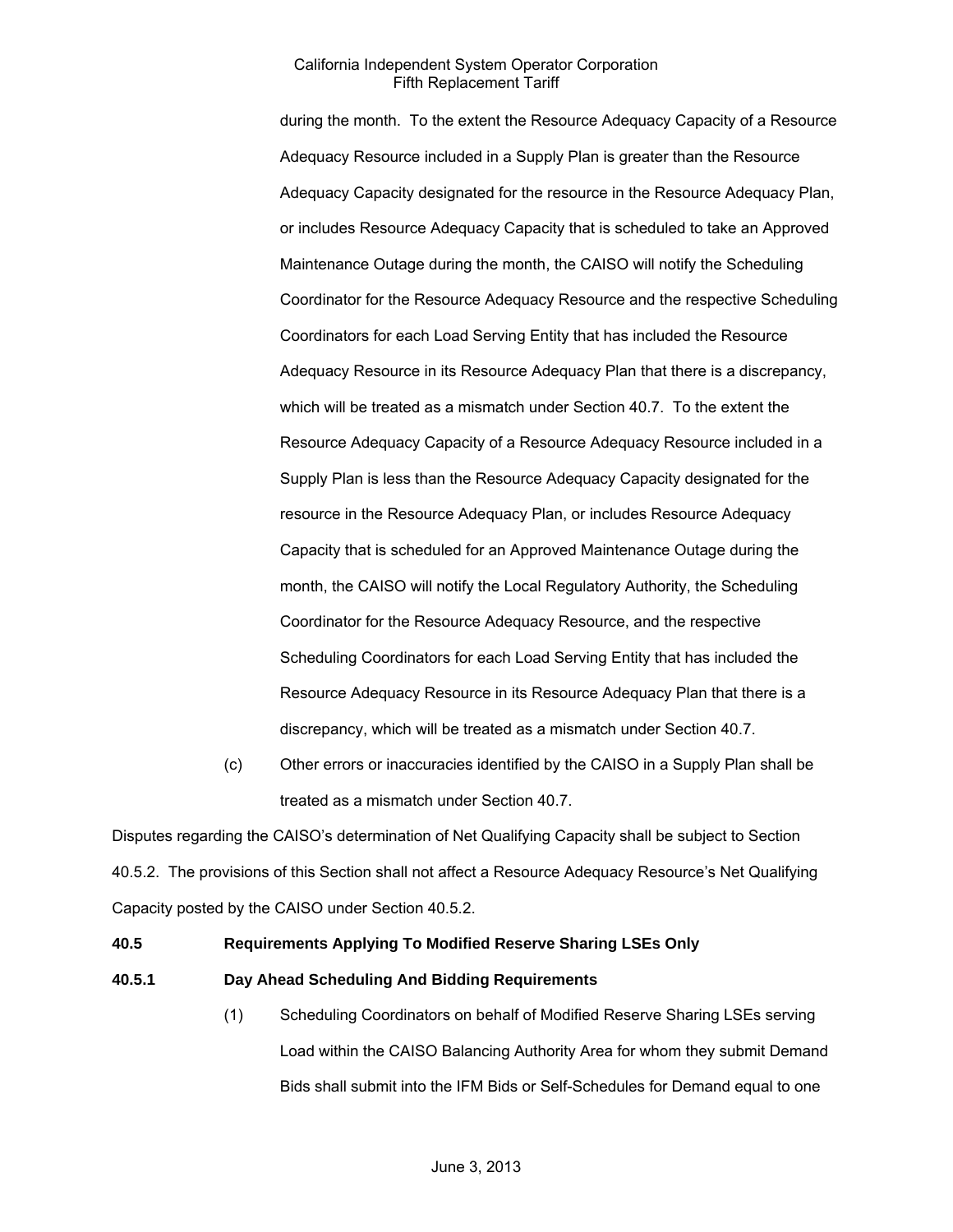during the month. To the extent the Resource Adequacy Capacity of a Resource Adequacy Resource included in a Supply Plan is greater than the Resource Adequacy Capacity designated for the resource in the Resource Adequacy Plan, or includes Resource Adequacy Capacity that is scheduled to take an Approved Maintenance Outage during the month, the CAISO will notify the Scheduling Coordinator for the Resource Adequacy Resource and the respective Scheduling Coordinators for each Load Serving Entity that has included the Resource Adequacy Resource in its Resource Adequacy Plan that there is a discrepancy, which will be treated as a mismatch under Section 40.7. To the extent the Resource Adequacy Capacity of a Resource Adequacy Resource included in a Supply Plan is less than the Resource Adequacy Capacity designated for the resource in the Resource Adequacy Plan, or includes Resource Adequacy Capacity that is scheduled for an Approved Maintenance Outage during the month, the CAISO will notify the Local Regulatory Authority, the Scheduling Coordinator for the Resource Adequacy Resource, and the respective Scheduling Coordinators for each Load Serving Entity that has included the Resource Adequacy Resource in its Resource Adequacy Plan that there is a discrepancy, which will be treated as a mismatch under Section 40.7.

(c) Other errors or inaccuracies identified by the CAISO in a Supply Plan shall be treated as a mismatch under Section 40.7.

Disputes regarding the CAISO's determination of Net Qualifying Capacity shall be subject to Section 40.5.2. The provisions of this Section shall not affect a Resource Adequacy Resource's Net Qualifying Capacity posted by the CAISO under Section 40.5.2.

**40.5 Requirements Applying To Modified Reserve Sharing LSEs Only**

**40.5.1 Day Ahead Scheduling And Bidding Requirements**

(1) Scheduling Coordinators on behalf of Modified Reserve Sharing LSEs serving Load within the CAISO Balancing Authority Area for whom they submit Demand Bids shall submit into the IFM Bids or Self-Schedules for Demand equal to one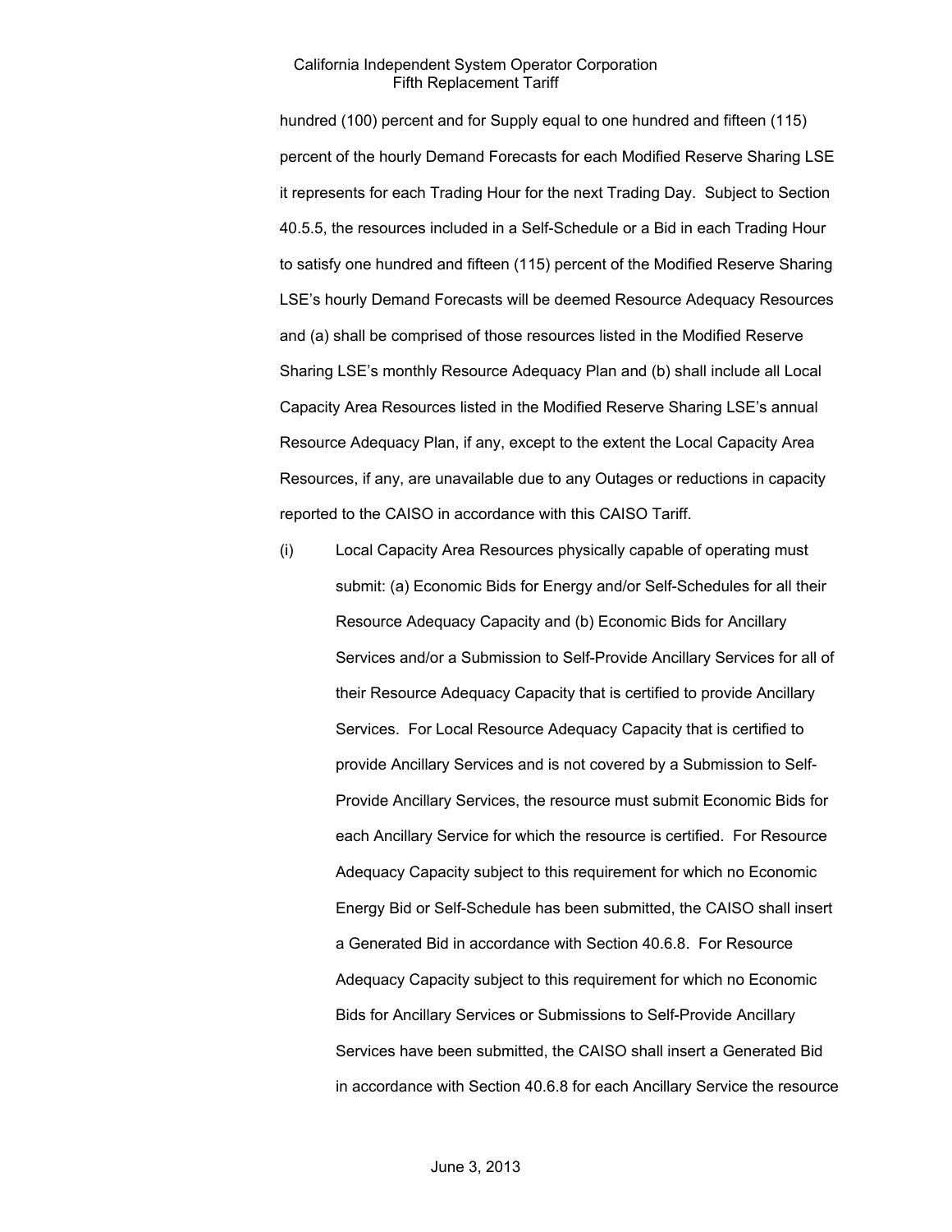hundred (100) percent and for Supply equal to one hundred and fifteen (115) percent of the hourly Demand Forecasts for each Modified Reserve Sharing LSE it represents for each Trading Hour for the next Trading Day. Subject to Section 40.5.5, the resources included in a Self-Schedule or a Bid in each Trading Hour to satisfy one hundred and fifteen (115) percent of the Modified Reserve Sharing LSE's hourly Demand Forecasts will be deemed Resource Adequacy Resources and (a) shall be comprised of those resources listed in the Modified Reserve Sharing LSE's monthly Resource Adequacy Plan and (b) shall include all Local Capacity Area Resources listed in the Modified Reserve Sharing LSE's annual Resource Adequacy Plan, if any, except to the extent the Local Capacity Area Resources, if any, are unavailable due to any Outages or reductions in capacity reported to the CAISO in accordance with this CAISO Tariff.

(i) Local Capacity Area Resources physically capable of operating must submit: (a) Economic Bids for Energy and/or Self-Schedules for all their Resource Adequacy Capacity and (b) Economic Bids for Ancillary Services and/or a Submission to Self-Provide Ancillary Services for all of their Resource Adequacy Capacity that is certified to provide Ancillary Services. For Local Resource Adequacy Capacity that is certified to provide Ancillary Services and is not covered by a Submission to Self-Provide Ancillary Services, the resource must submit Economic Bids for each Ancillary Service for which the resource is certified. For Resource Adequacy Capacity subject to this requirement for which no Economic Energy Bid or Self-Schedule has been submitted, the CAISO shall insert a Generated Bid in accordance with Section 40.6.8. For Resource Adequacy Capacity subject to this requirement for which no Economic Bids for Ancillary Services or Submissions to Self-Provide Ancillary Services have been submitted, the CAISO shall insert a Generated Bid in accordance with Section 40.6.8 for each Ancillary Service the resource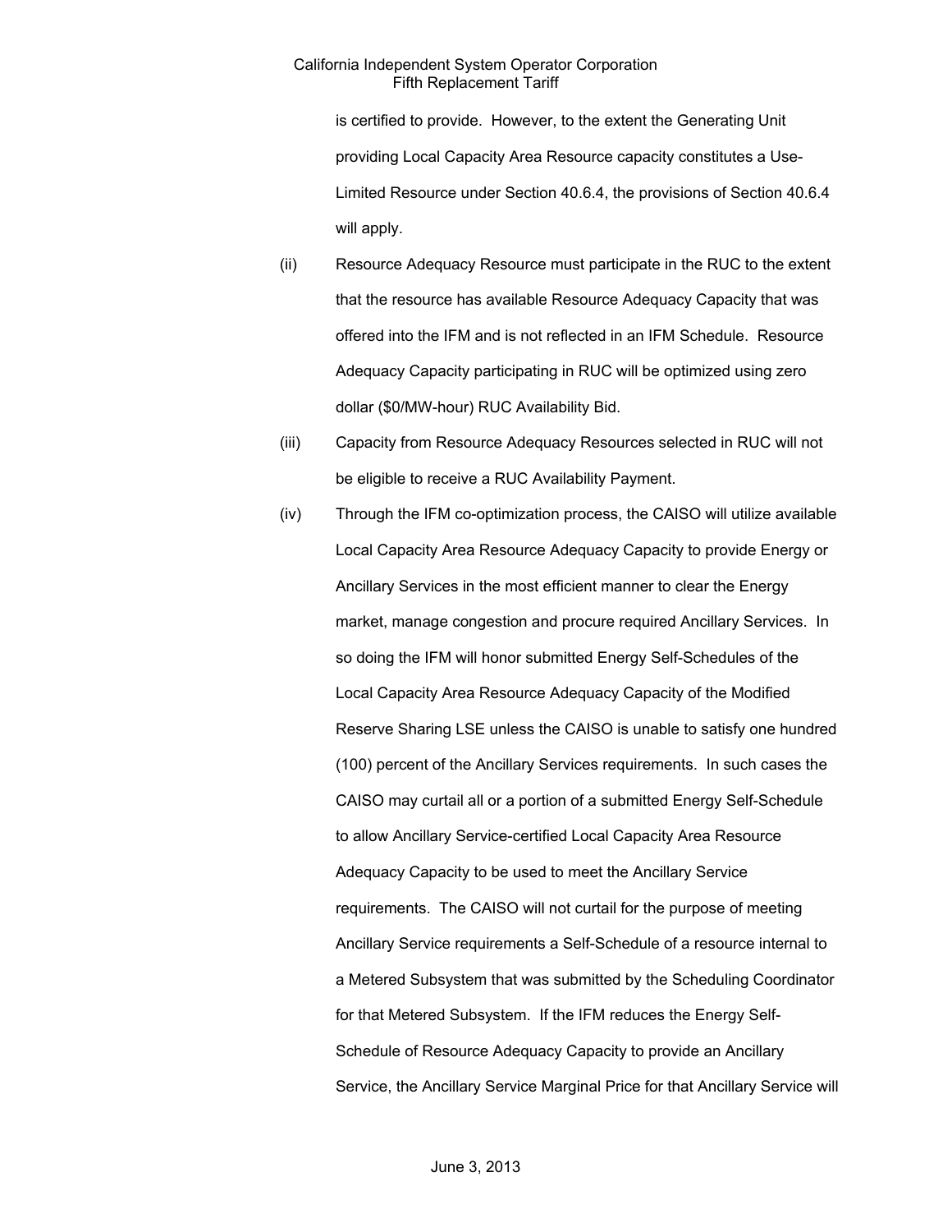is certified to provide. However, to the extent the Generating Unit providing Local Capacity Area Resource capacity constitutes a Use-Limited Resource under Section 40.6.4, the provisions of Section 40.6.4 will apply.

(ii) Resource Adequacy Resource must participate in the RUC to the extent that the resource has available Resource Adequacy Capacity that was offered into the IFM and is not reflected in an IFM Schedule. Resource Adequacy Capacity participating in RUC will be optimized using zero dollar ($0/MW-hour) RUC Availability Bid.

(iii) Capacity from Resource Adequacy Resources selected in RUC will not be eligible to receive a RUC Availability Payment.

(iv) Through the IFM co-optimization process, the CAISO will utilize available Local Capacity Area Resource Adequacy Capacity to provide Energy or Ancillary Services in the most efficient manner to clear the Energy market, manage congestion and procure required Ancillary Services. In so doing the IFM will honor submitted Energy Self-Schedules of the Local Capacity Area Resource Adequacy Capacity of the Modified Reserve Sharing LSE unless the CAISO is unable to satisfy one hundred (100) percent of the Ancillary Services requirements. In such cases the CAISO may curtail all or a portion of a submitted Energy Self-Schedule to allow Ancillary Service-certified Local Capacity Area Resource Adequacy Capacity to be used to meet the Ancillary Service requirements. The CAISO will not curtail for the purpose of meeting Ancillary Service requirements a Self-Schedule of a resource internal to a Metered Subsystem that was submitted by the Scheduling Coordinator for that Metered Subsystem. If the IFM reduces the Energy Self-Schedule of Resource Adequacy Capacity to provide an Ancillary Service, the Ancillary Service Marginal Price for that Ancillary Service will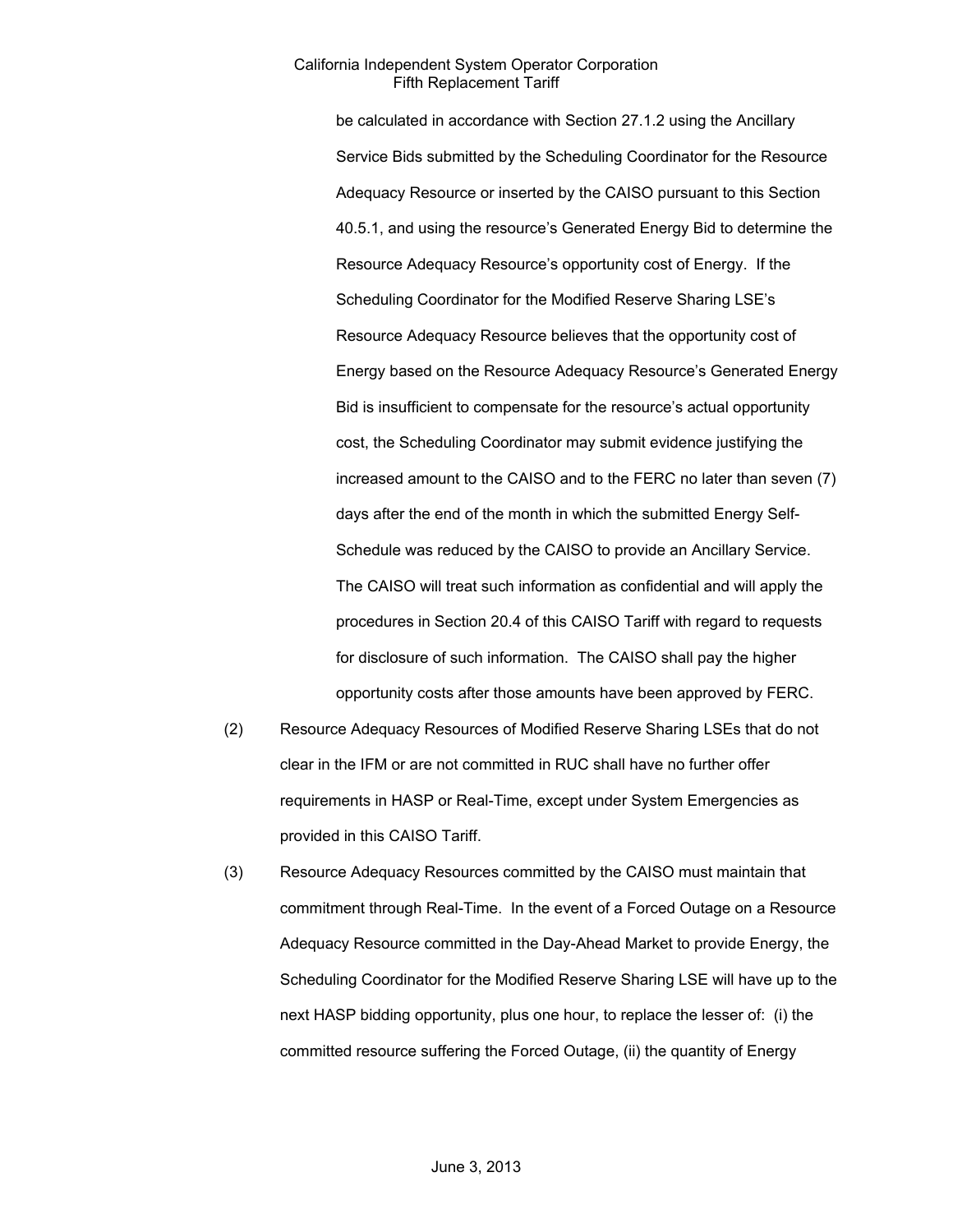be calculated in accordance with Section 27.1.2 using the Ancillary Service Bids submitted by the Scheduling Coordinator for the Resource Adequacy Resource or inserted by the CAISO pursuant to this Section 40.5.1, and using the resource's Generated Energy Bid to determine the Resource Adequacy Resource's opportunity cost of Energy. If the Scheduling Coordinator for the Modified Reserve Sharing LSE's Resource Adequacy Resource believes that the opportunity cost of Energy based on the Resource Adequacy Resource's Generated Energy Bid is insufficient to compensate for the resource's actual opportunity cost, the Scheduling Coordinator may submit evidence justifying the increased amount to the CAISO and to the FERC no later than seven (7) days after the end of the month in which the submitted Energy Self-Schedule was reduced by the CAISO to provide an Ancillary Service. The CAISO will treat such information as confidential and will apply the procedures in Section 20.4 of this CAISO Tariff with regard to requests for disclosure of such information. The CAISO shall pay the higher opportunity costs after those amounts have been approved by FERC.

(2) Resource Adequacy Resources of Modified Reserve Sharing LSEs that do not clear in the IFM or are not committed in RUC shall have no further offer requirements in HASP or Real-Time, except under System Emergencies as provided in this CAISO Tariff.

(3) Resource Adequacy Resources committed by the CAISO must maintain that commitment through Real-Time. In the event of a Forced Outage on a Resource Adequacy Resource committed in the Day-Ahead Market to provide Energy, the Scheduling Coordinator for the Modified Reserve Sharing LSE will have up to the next HASP bidding opportunity, plus one hour, to replace the lesser of: (i) the committed resource suffering the Forced Outage, (ii) the quantity of Energy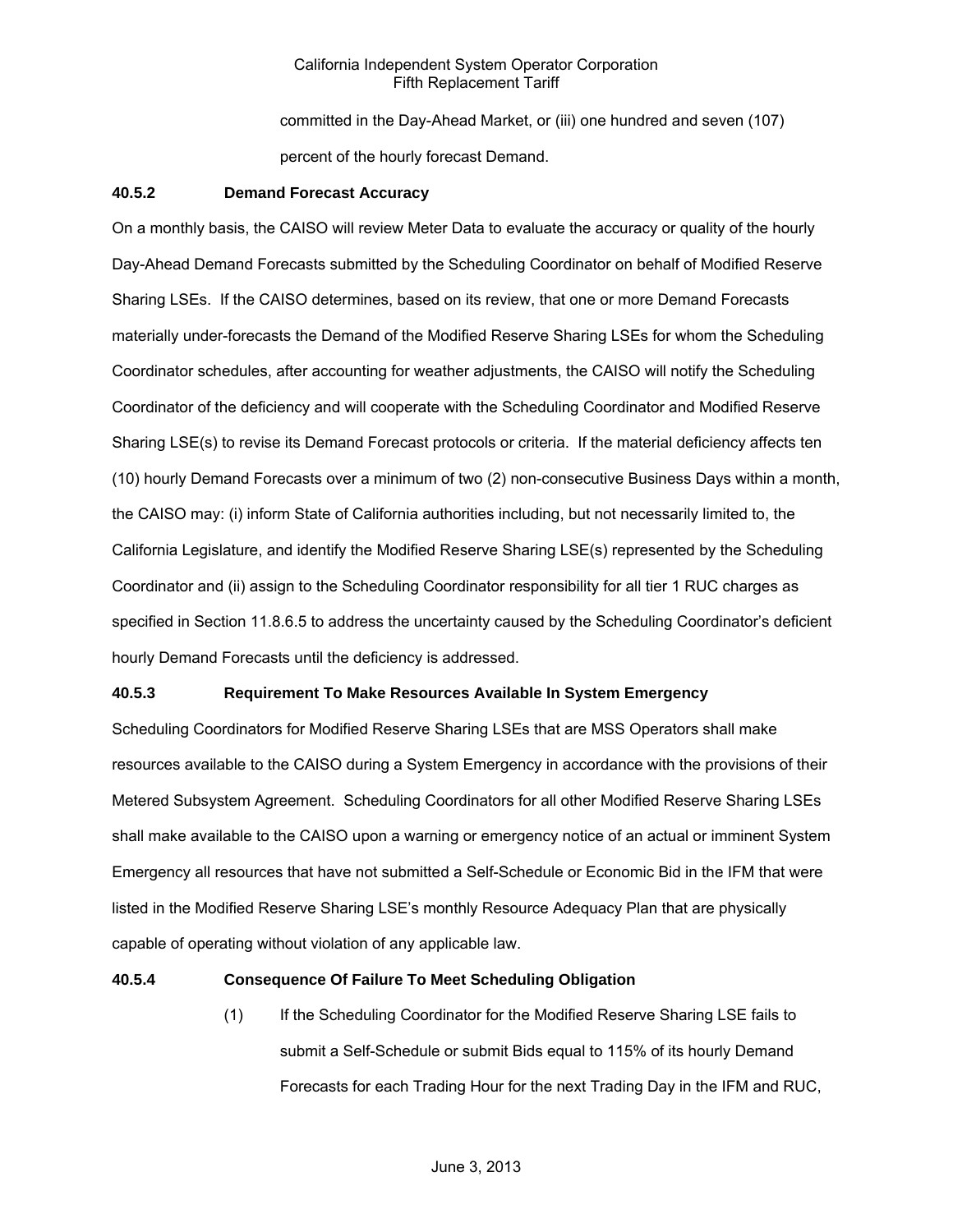committed in the Day-Ahead Market, or (iii) one hundred and seven (107) percent of the hourly forecast Demand.

### 40.5.2 Demand Forecast Accuracy

On a monthly basis, the CAISO will review Meter Data to evaluate the accuracy or quality of the hourly Day-Ahead Demand Forecasts submitted by the Scheduling Coordinator on behalf of Modified Reserve Sharing LSEs. If the CAISO determines, based on its review, that one or more Demand Forecasts materially under-forecasts the Demand of the Modified Reserve Sharing LSEs for whom the Scheduling Coordinator schedules, after accounting for weather adjustments, the CAISO will notify the Scheduling Coordinator of the deficiency and will cooperate with the Scheduling Coordinator and Modified Reserve Sharing LSE(s) to revise its Demand Forecast protocols or criteria. If the material deficiency affects ten (10) hourly Demand Forecasts over a minimum of two (2) non-consecutive Business Days within a month, the CAISO may: (i) inform State of California authorities including, but not necessarily limited to, the California Legislature, and identify the Modified Reserve Sharing LSE(s) represented by the Scheduling Coordinator and (ii) assign to the Scheduling Coordinator responsibility for all tier 1 RUC charges as specified in Section 11.8.6.5 to address the uncertainty caused by the Scheduling Coordinator's deficient hourly Demand Forecasts until the deficiency is addressed.

### 40.5.3 Requirement To Make Resources Available In System Emergency

Scheduling Coordinators for Modified Reserve Sharing LSEs that are MSS Operators shall make resources available to the CAISO during a System Emergency in accordance with the provisions of their Metered Subsystem Agreement. Scheduling Coordinators for all other Modified Reserve Sharing LSEs shall make available to the CAISO upon a warning or emergency notice of an actual or imminent System Emergency all resources that have not submitted a Self-Schedule or Economic Bid in the IFM that were listed in the Modified Reserve Sharing LSE's monthly Resource Adequacy Plan that are physically capable of operating without violation of any applicable law.

### 40.5.4 Consequence Of Failure To Meet Scheduling Obligation

(1) If the Scheduling Coordinator for the Modified Reserve Sharing LSE fails to submit a Self-Schedule or submit Bids equal to 115% of its hourly Demand Forecasts for each Trading Hour for the next Trading Day in the IFM and RUC,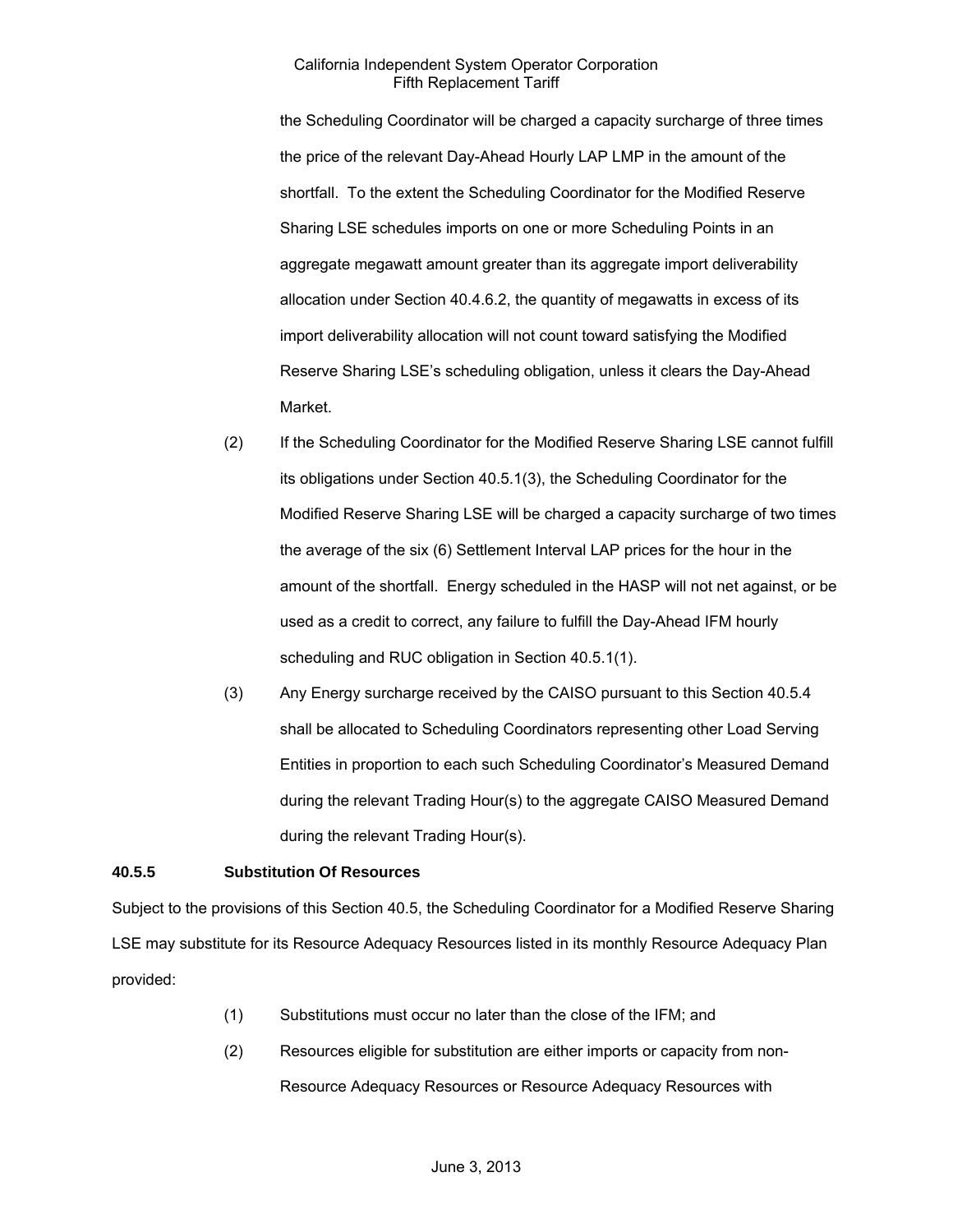the Scheduling Coordinator will be charged a capacity surcharge of three times the price of the relevant Day-Ahead Hourly LAP LMP in the amount of the shortfall. To the extent the Scheduling Coordinator for the Modified Reserve Sharing LSE schedules imports on one or more Scheduling Points in an aggregate megawatt amount greater than its aggregate import deliverability allocation under Section 40.4.6.2, the quantity of megawatts in excess of its import deliverability allocation will not count toward satisfying the Modified Reserve Sharing LSE's scheduling obligation, unless it clears the Day-Ahead Market.

(2) If the Scheduling Coordinator for the Modified Reserve Sharing LSE cannot fulfill its obligations under Section 40.5.1(3), the Scheduling Coordinator for the Modified Reserve Sharing LSE will be charged a capacity surcharge of two times the average of the six (6) Settlement Interval LAP prices for the hour in the amount of the shortfall. Energy scheduled in the HASP will not net against, or be used as a credit to correct, any failure to fulfill the Day-Ahead IFM hourly scheduling and RUC obligation in Section 40.5.1(1).

(3) Any Energy surcharge received by the CAISO pursuant to this Section 40.5.4 shall be allocated to Scheduling Coordinators representing other Load Serving Entities in proportion to each such Scheduling Coordinator's Measured Demand during the relevant Trading Hour(s) to the aggregate CAISO Measured Demand during the relevant Trading Hour(s).

**40.5.5 Substitution Of Resources**

Subject to the provisions of this Section 40.5, the Scheduling Coordinator for a Modified Reserve Sharing LSE may substitute for its Resource Adequacy Resources listed in its monthly Resource Adequacy Plan provided:

(1) Substitutions must occur no later than the close of the IFM; and

(2) Resources eligible for substitution are either imports or capacity from non-Resource Adequacy Resources or Resource Adequacy Resources with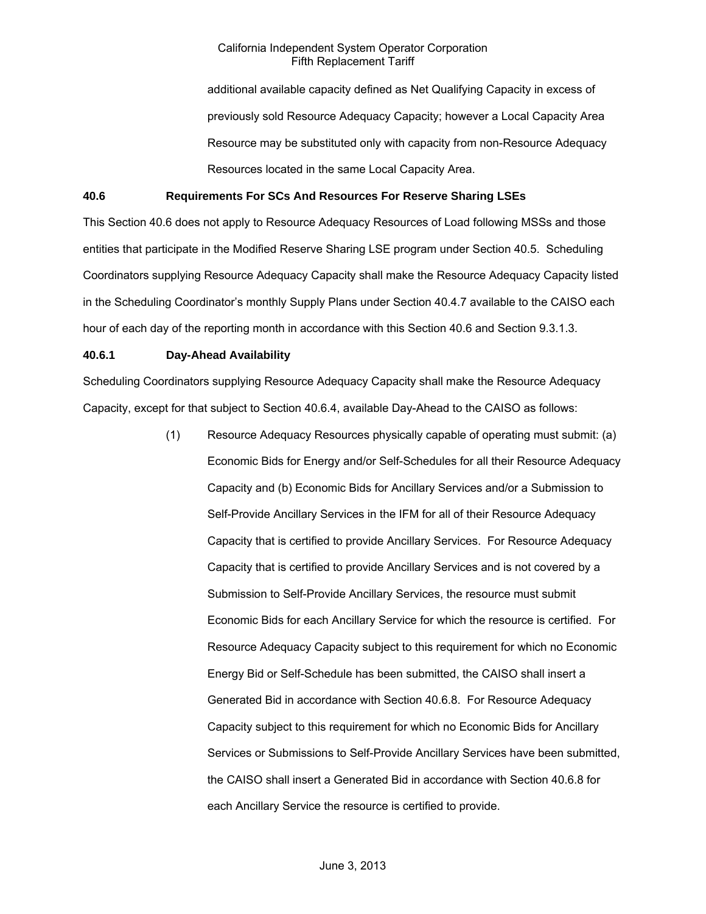additional available capacity defined as Net Qualifying Capacity in excess of previously sold Resource Adequacy Capacity; however a Local Capacity Area Resource may be substituted only with capacity from non-Resource Adequacy Resources located in the same Local Capacity Area.

### 40.6 Requirements For SCs And Resources For Reserve Sharing LSEs

This Section 40.6 does not apply to Resource Adequacy Resources of Load following MSSs and those entities that participate in the Modified Reserve Sharing LSE program under Section 40.5. Scheduling Coordinators supplying Resource Adequacy Capacity shall make the Resource Adequacy Capacity listed in the Scheduling Coordinator's monthly Supply Plans under Section 40.4.7 available to the CAISO each hour of each day of the reporting month in accordance with this Section 40.6 and Section 9.3.1.3.

#### 40.6.1 Day-Ahead Availability

Scheduling Coordinators supplying Resource Adequacy Capacity shall make the Resource Adequacy Capacity, except for that subject to Section 40.6.4, available Day-Ahead to the CAISO as follows:

(1) Resource Adequacy Resources physically capable of operating must submit: (a) Economic Bids for Energy and/or Self-Schedules for all their Resource Adequacy Capacity and (b) Economic Bids for Ancillary Services and/or a Submission to Self-Provide Ancillary Services in the IFM for all of their Resource Adequacy Capacity that is certified to provide Ancillary Services. For Resource Adequacy Capacity that is certified to provide Ancillary Services and is not covered by a Submission to Self-Provide Ancillary Services, the resource must submit Economic Bids for each Ancillary Service for which the resource is certified. For Resource Adequacy Capacity subject to this requirement for which no Economic Energy Bid or Self-Schedule has been submitted, the CAISO shall insert a Generated Bid in accordance with Section 40.6.8. For Resource Adequacy Capacity subject to this requirement for which no Economic Bids for Ancillary Services or Submissions to Self-Provide Ancillary Services have been submitted, the CAISO shall insert a Generated Bid in accordance with Section 40.6.8 for each Ancillary Service the resource is certified to provide.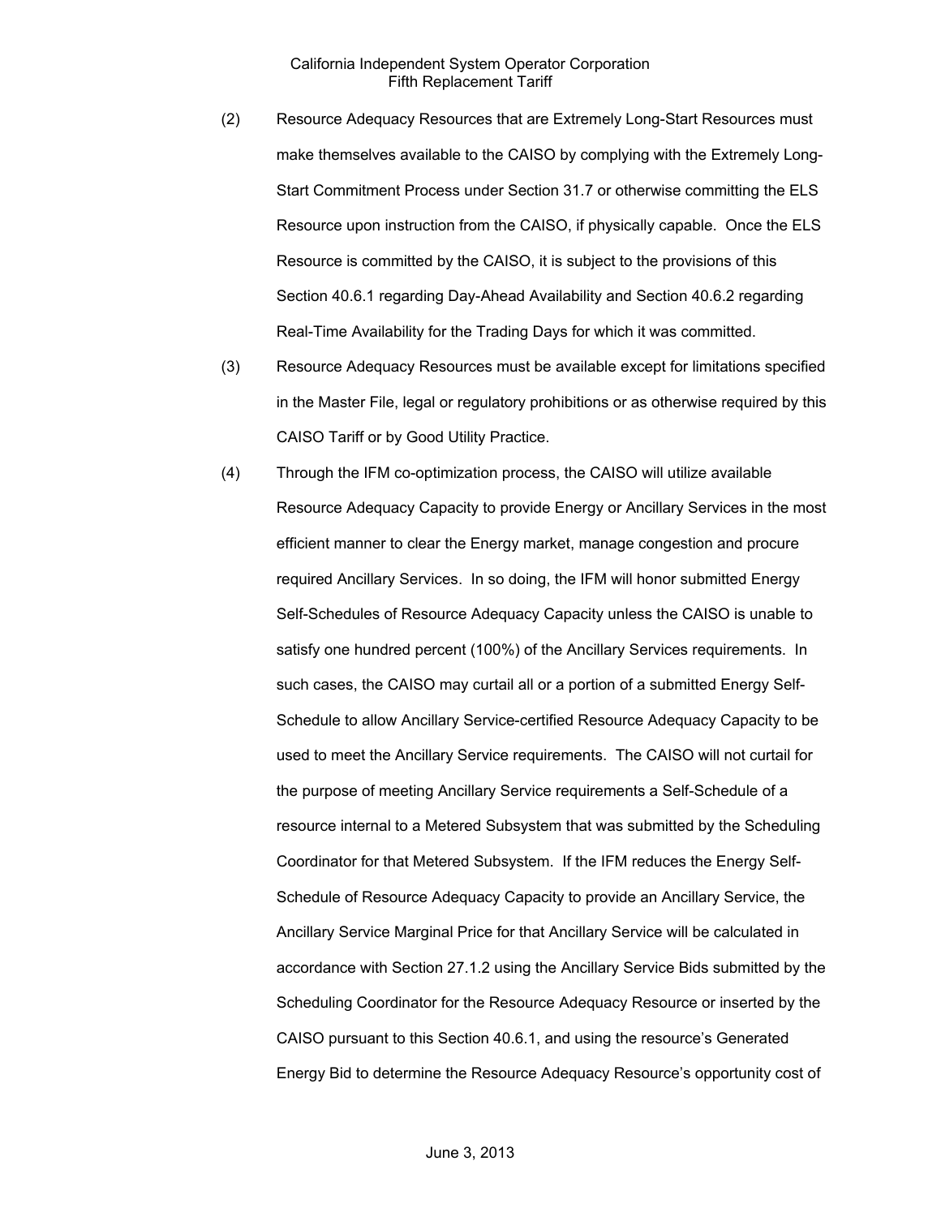(2) Resource Adequacy Resources that are Extremely Long-Start Resources must make themselves available to the CAISO by complying with the Extremely Long-Start Commitment Process under Section 31.7 or otherwise committing the ELS Resource upon instruction from the CAISO, if physically capable. Once the ELS Resource is committed by the CAISO, it is subject to the provisions of this Section 40.6.1 regarding Day-Ahead Availability and Section 40.6.2 regarding Real-Time Availability for the Trading Days for which it was committed.

(3) Resource Adequacy Resources must be available except for limitations specified in the Master File, legal or regulatory prohibitions or as otherwise required by this CAISO Tariff or by Good Utility Practice.

(4) Through the IFM co-optimization process, the CAISO will utilize available Resource Adequacy Capacity to provide Energy or Ancillary Services in the most efficient manner to clear the Energy market, manage congestion and procure required Ancillary Services. In so doing, the IFM will honor submitted Energy Self-Schedules of Resource Adequacy Capacity unless the CAISO is unable to satisfy one hundred percent (100%) of the Ancillary Services requirements. In such cases, the CAISO may curtail all or a portion of a submitted Energy Self-Schedule to allow Ancillary Service-certified Resource Adequacy Capacity to be used to meet the Ancillary Service requirements. The CAISO will not curtail for the purpose of meeting Ancillary Service requirements a Self-Schedule of a resource internal to a Metered Subsystem that was submitted by the Scheduling Coordinator for that Metered Subsystem. If the IFM reduces the Energy Self-Schedule of Resource Adequacy Capacity to provide an Ancillary Service, the Ancillary Service Marginal Price for that Ancillary Service will be calculated in accordance with Section 27.1.2 using the Ancillary Service Bids submitted by the Scheduling Coordinator for the Resource Adequacy Resource or inserted by the CAISO pursuant to this Section 40.6.1, and using the resource's Generated Energy Bid to determine the Resource Adequacy Resource's opportunity cost of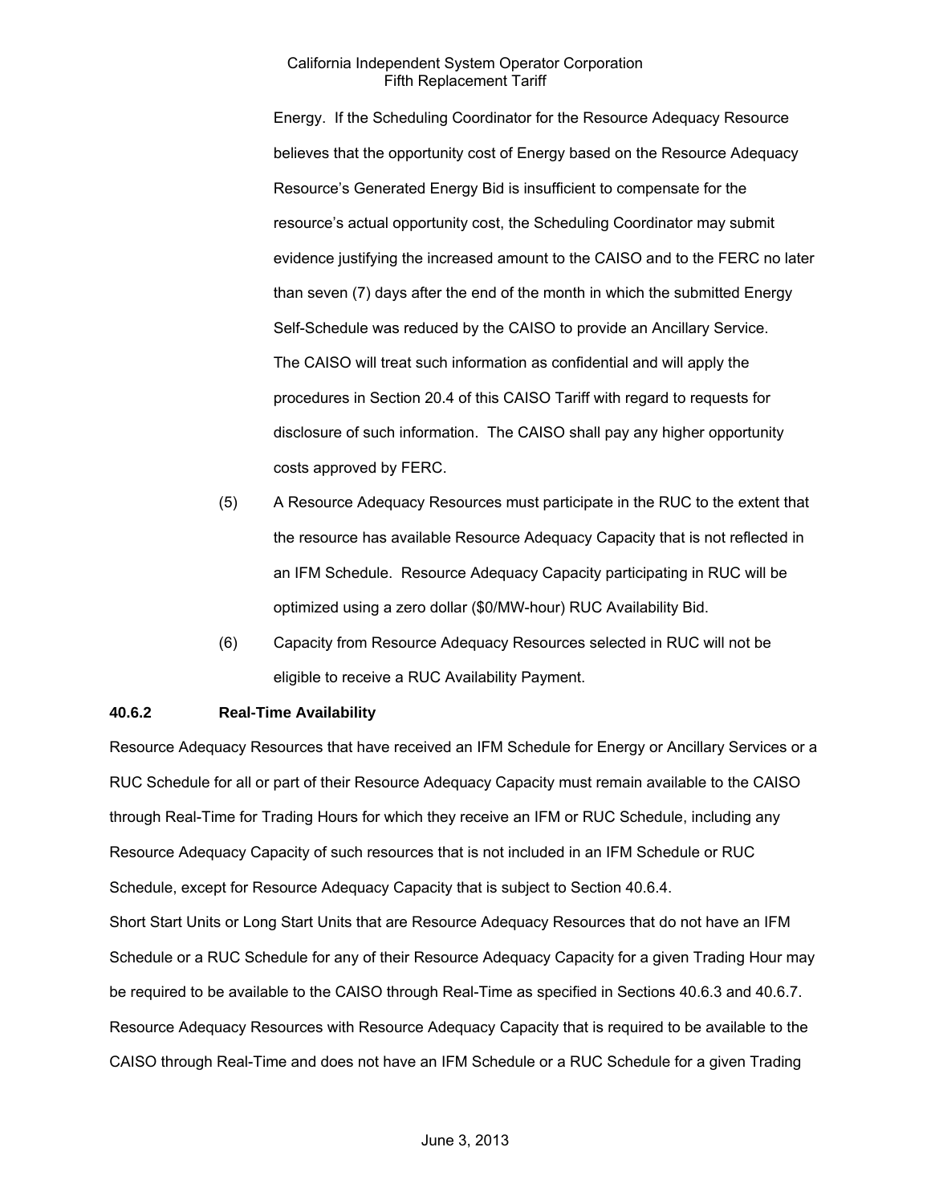Energy. If the Scheduling Coordinator for the Resource Adequacy Resource believes that the opportunity cost of Energy based on the Resource Adequacy Resource's Generated Energy Bid is insufficient to compensate for the resource's actual opportunity cost, the Scheduling Coordinator may submit evidence justifying the increased amount to the CAISO and to the FERC no later than seven (7) days after the end of the month in which the submitted Energy Self-Schedule was reduced by the CAISO to provide an Ancillary Service. The CAISO will treat such information as confidential and will apply the procedures in Section 20.4 of this CAISO Tariff with regard to requests for disclosure of such information. The CAISO shall pay any higher opportunity costs approved by FERC.

(5) A Resource Adequacy Resources must participate in the RUC to the extent that the resource has available Resource Adequacy Capacity that is not reflected in an IFM Schedule. Resource Adequacy Capacity participating in RUC will be optimized using a zero dollar ($0/MW-hour) RUC Availability Bid.

(6) Capacity from Resource Adequacy Resources selected in RUC will not be eligible to receive a RUC Availability Payment.

**40.6.2 Real-Time Availability**

Resource Adequacy Resources that have received an IFM Schedule for Energy or Ancillary Services or a RUC Schedule for all or part of their Resource Adequacy Capacity must remain available to the CAISO through Real-Time for Trading Hours for which they receive an IFM or RUC Schedule, including any Resource Adequacy Capacity of such resources that is not included in an IFM Schedule or RUC Schedule, except for Resource Adequacy Capacity that is subject to Section 40.6.4.

Short Start Units or Long Start Units that are Resource Adequacy Resources that do not have an IFM Schedule or a RUC Schedule for any of their Resource Adequacy Capacity for a given Trading Hour may be required to be available to the CAISO through Real-Time as specified in Sections 40.6.3 and 40.6.7.

Resource Adequacy Resources with Resource Adequacy Capacity that is required to be available to the CAISO through Real-Time and does not have an IFM Schedule or a RUC Schedule for a given Trading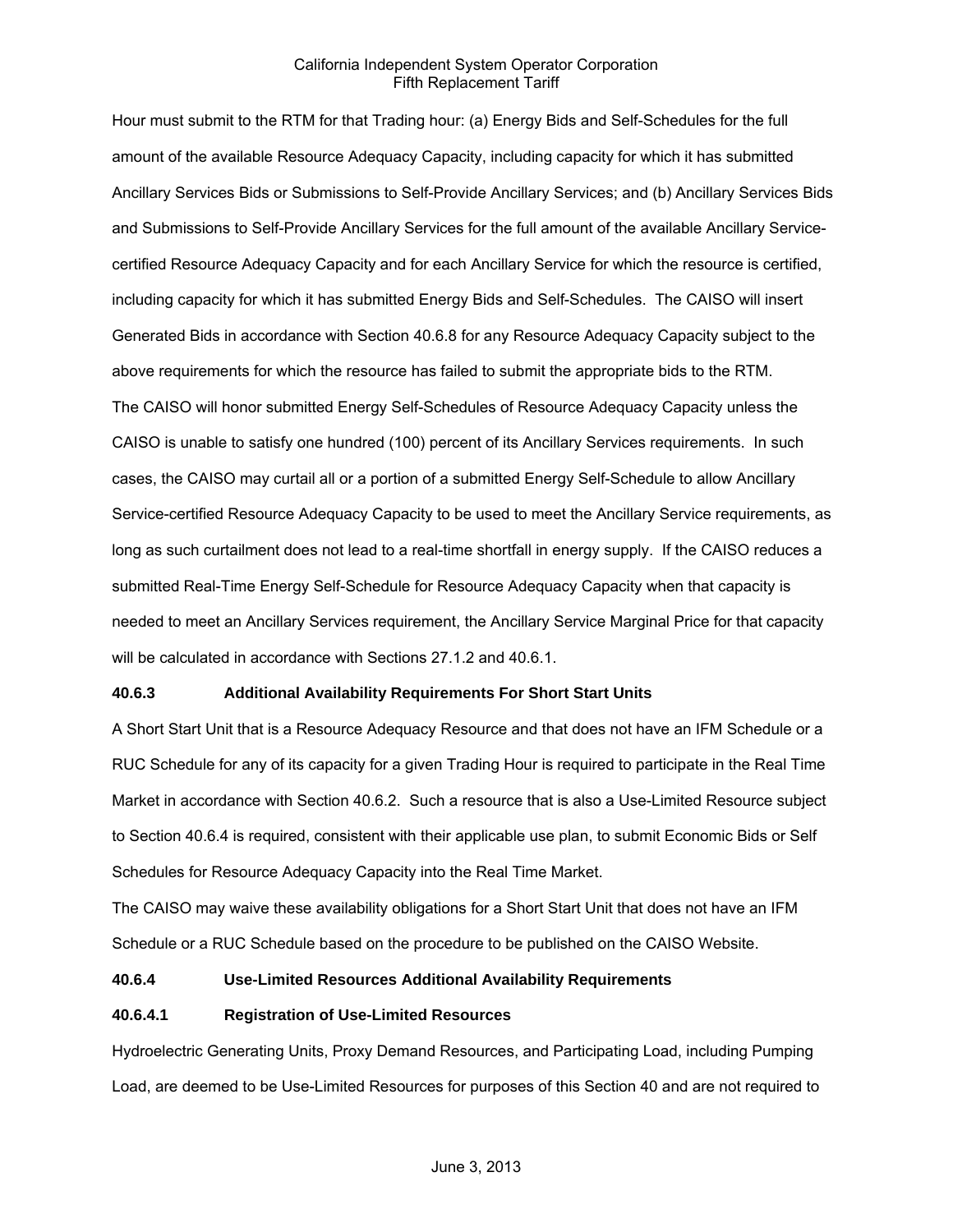Hour must submit to the RTM for that Trading hour: (a) Energy Bids and Self-Schedules for the full amount of the available Resource Adequacy Capacity, including capacity for which it has submitted Ancillary Services Bids or Submissions to Self-Provide Ancillary Services; and (b) Ancillary Services Bids and Submissions to Self-Provide Ancillary Services for the full amount of the available Ancillary Service-certified Resource Adequacy Capacity and for each Ancillary Service for which the resource is certified, including capacity for which it has submitted Energy Bids and Self-Schedules. The CAISO will insert Generated Bids in accordance with Section 40.6.8 for any Resource Adequacy Capacity subject to the above requirements for which the resource has failed to submit the appropriate bids to the RTM.

The CAISO will honor submitted Energy Self-Schedules of Resource Adequacy Capacity unless the CAISO is unable to satisfy one hundred (100) percent of its Ancillary Services requirements. In such cases, the CAISO may curtail all or a portion of a submitted Energy Self-Schedule to allow Ancillary Service-certified Resource Adequacy Capacity to be used to meet the Ancillary Service requirements, as long as such curtailment does not lead to a real-time shortfall in energy supply. If the CAISO reduces a submitted Real-Time Energy Self-Schedule for Resource Adequacy Capacity when that capacity is needed to meet an Ancillary Services requirement, the Ancillary Service Marginal Price for that capacity will be calculated in accordance with Sections 27.1.2 and 40.6.1.

**40.6.3 Additional Availability Requirements For Short Start Units**

A Short Start Unit that is a Resource Adequacy Resource and that does not have an IFM Schedule or a RUC Schedule for any of its capacity for a given Trading Hour is required to participate in the Real Time Market in accordance with Section 40.6.2. Such a resource that is also a Use-Limited Resource subject to Section 40.6.4 is required, consistent with their applicable use plan, to submit Economic Bids or Self Schedules for Resource Adequacy Capacity into the Real Time Market.

The CAISO may waive these availability obligations for a Short Start Unit that does not have an IFM Schedule or a RUC Schedule based on the procedure to be published on the CAISO Website.

**40.6.4 Use-Limited Resources Additional Availability Requirements**

**40.6.4.1 Registration of Use-Limited Resources**

Hydroelectric Generating Units, Proxy Demand Resources, and Participating Load, including Pumping Load, are deemed to be Use-Limited Resources for purposes of this Section 40 and are not required to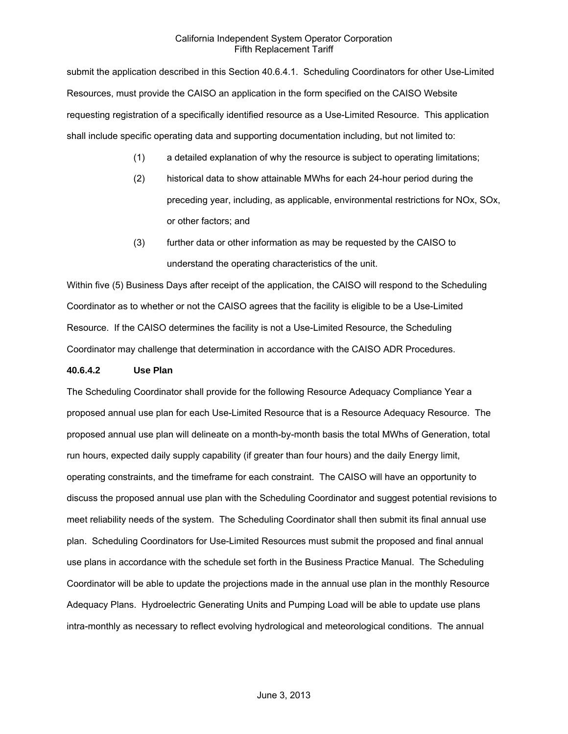submit the application described in this Section 40.6.4.1. Scheduling Coordinators for other Use-Limited Resources, must provide the CAISO an application in the form specified on the CAISO Website requesting registration of a specifically identified resource as a Use-Limited Resource. This application shall include specific operating data and supporting documentation including, but not limited to:

(1) a detailed explanation of why the resource is subject to operating limitations;

(2) historical data to show attainable MWhs for each 24-hour period during the preceding year, including, as applicable, environmental restrictions for NOx, SOx, or other factors; and

(3) further data or other information as may be requested by the CAISO to understand the operating characteristics of the unit.

Within five (5) Business Days after receipt of the application, the CAISO will respond to the Scheduling Coordinator as to whether or not the CAISO agrees that the facility is eligible to be a Use-Limited Resource. If the CAISO determines the facility is not a Use-Limited Resource, the Scheduling Coordinator may challenge that determination in accordance with the CAISO ADR Procedures.

**40.6.4.2 Use Plan**

The Scheduling Coordinator shall provide for the following Resource Adequacy Compliance Year a proposed annual use plan for each Use-Limited Resource that is a Resource Adequacy Resource. The proposed annual use plan will delineate on a month-by-month basis the total MWhs of Generation, total run hours, expected daily supply capability (if greater than four hours) and the daily Energy limit, operating constraints, and the timeframe for each constraint. The CAISO will have an opportunity to discuss the proposed annual use plan with the Scheduling Coordinator and suggest potential revisions to meet reliability needs of the system. The Scheduling Coordinator shall then submit its final annual use plan. Scheduling Coordinators for Use-Limited Resources must submit the proposed and final annual use plans in accordance with the schedule set forth in the Business Practice Manual. The Scheduling Coordinator will be able to update the projections made in the annual use plan in the monthly Resource Adequacy Plans. Hydroelectric Generating Units and Pumping Load will be able to update use plans intra-monthly as necessary to reflect evolving hydrological and meteorological conditions. The annual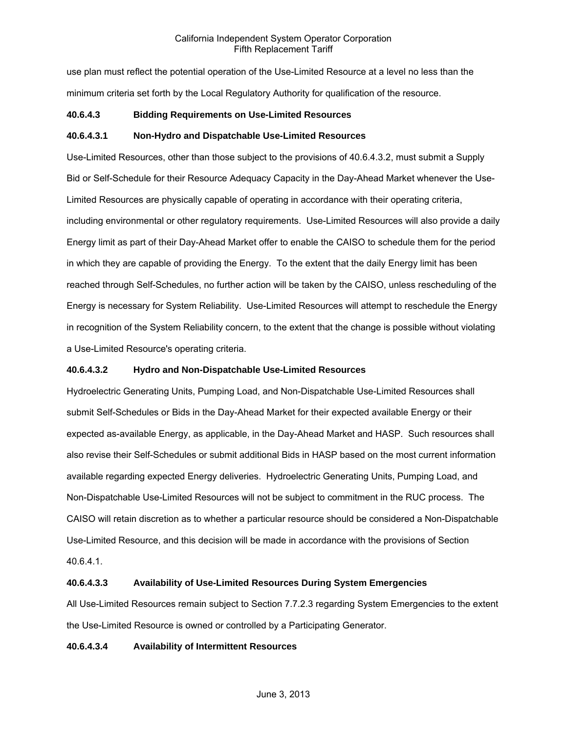use plan must reflect the potential operation of the Use-Limited Resource at a level no less than the minimum criteria set forth by the Local Regulatory Authority for qualification of the resource.

**40.6.4.3 Bidding Requirements on Use-Limited Resources**

**40.6.4.3.1 Non-Hydro and Dispatchable Use-Limited Resources**

Use-Limited Resources, other than those subject to the provisions of 40.6.4.3.2, must submit a Supply Bid or Self-Schedule for their Resource Adequacy Capacity in the Day-Ahead Market whenever the Use-Limited Resources are physically capable of operating in accordance with their operating criteria, including environmental or other regulatory requirements. Use-Limited Resources will also provide a daily Energy limit as part of their Day-Ahead Market offer to enable the CAISO to schedule them for the period in which they are capable of providing the Energy. To the extent that the daily Energy limit has been reached through Self-Schedules, no further action will be taken by the CAISO, unless rescheduling of the Energy is necessary for System Reliability. Use-Limited Resources will attempt to reschedule the Energy in recognition of the System Reliability concern, to the extent that the change is possible without violating a Use-Limited Resource's operating criteria.

**40.6.4.3.2 Hydro and Non-Dispatchable Use-Limited Resources**

Hydroelectric Generating Units, Pumping Load, and Non-Dispatchable Use-Limited Resources shall submit Self-Schedules or Bids in the Day-Ahead Market for their expected available Energy or their expected as-available Energy, as applicable, in the Day-Ahead Market and HASP. Such resources shall also revise their Self-Schedules or submit additional Bids in HASP based on the most current information available regarding expected Energy deliveries. Hydroelectric Generating Units, Pumping Load, and Non-Dispatchable Use-Limited Resources will not be subject to commitment in the RUC process. The CAISO will retain discretion as to whether a particular resource should be considered a Non-Dispatchable Use-Limited Resource, and this decision will be made in accordance with the provisions of Section 40.6.4.1.

**40.6.4.3.3 Availability of Use-Limited Resources During System Emergencies**

All Use-Limited Resources remain subject to Section 7.7.2.3 regarding System Emergencies to the extent the Use-Limited Resource is owned or controlled by a Participating Generator.

**40.6.4.3.4 Availability of Intermittent Resources**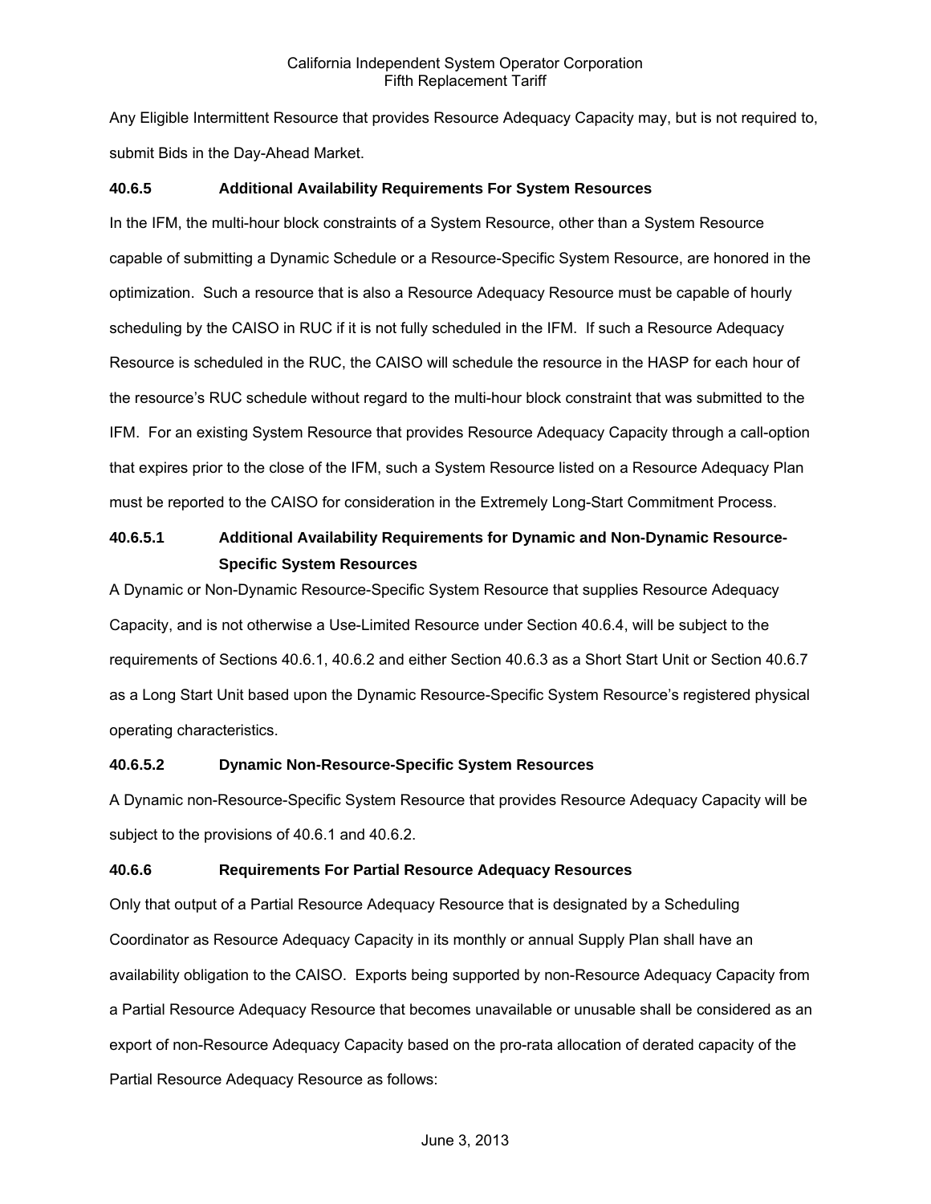Any Eligible Intermittent Resource that provides Resource Adequacy Capacity may, but is not required to, submit Bids in the Day-Ahead Market.

### 40.6.5 Additional Availability Requirements For System Resources

In the IFM, the multi-hour block constraints of a System Resource, other than a System Resource capable of submitting a Dynamic Schedule or a Resource-Specific System Resource, are honored in the optimization. Such a resource that is also a Resource Adequacy Resource must be capable of hourly scheduling by the CAISO in RUC if it is not fully scheduled in the IFM. If such a Resource Adequacy Resource is scheduled in the RUC, the CAISO will schedule the resource in the HASP for each hour of the resource's RUC schedule without regard to the multi-hour block constraint that was submitted to the IFM. For an existing System Resource that provides Resource Adequacy Capacity through a call-option that expires prior to the close of the IFM, such a System Resource listed on a Resource Adequacy Plan must be reported to the CAISO for consideration in the Extremely Long-Start Commitment Process.

#### 40.6.5.1 Additional Availability Requirements for Dynamic and Non-Dynamic Resource-Specific System Resources

A Dynamic or Non-Dynamic Resource-Specific System Resource that supplies Resource Adequacy Capacity, and is not otherwise a Use-Limited Resource under Section 40.6.4, will be subject to the requirements of Sections 40.6.1, 40.6.2 and either Section 40.6.3 as a Short Start Unit or Section 40.6.7 as a Long Start Unit based upon the Dynamic Resource-Specific System Resource's registered physical operating characteristics.

#### 40.6.5.2 Dynamic Non-Resource-Specific System Resources

A Dynamic non-Resource-Specific System Resource that provides Resource Adequacy Capacity will be subject to the provisions of 40.6.1 and 40.6.2.

### 40.6.6 Requirements For Partial Resource Adequacy Resources

Only that output of a Partial Resource Adequacy Resource that is designated by a Scheduling Coordinator as Resource Adequacy Capacity in its monthly or annual Supply Plan shall have an availability obligation to the CAISO. Exports being supported by non-Resource Adequacy Capacity from a Partial Resource Adequacy Resource that becomes unavailable or unusable shall be considered as an export of non-Resource Adequacy Capacity based on the pro-rata allocation of derated capacity of the Partial Resource Adequacy Resource as follows: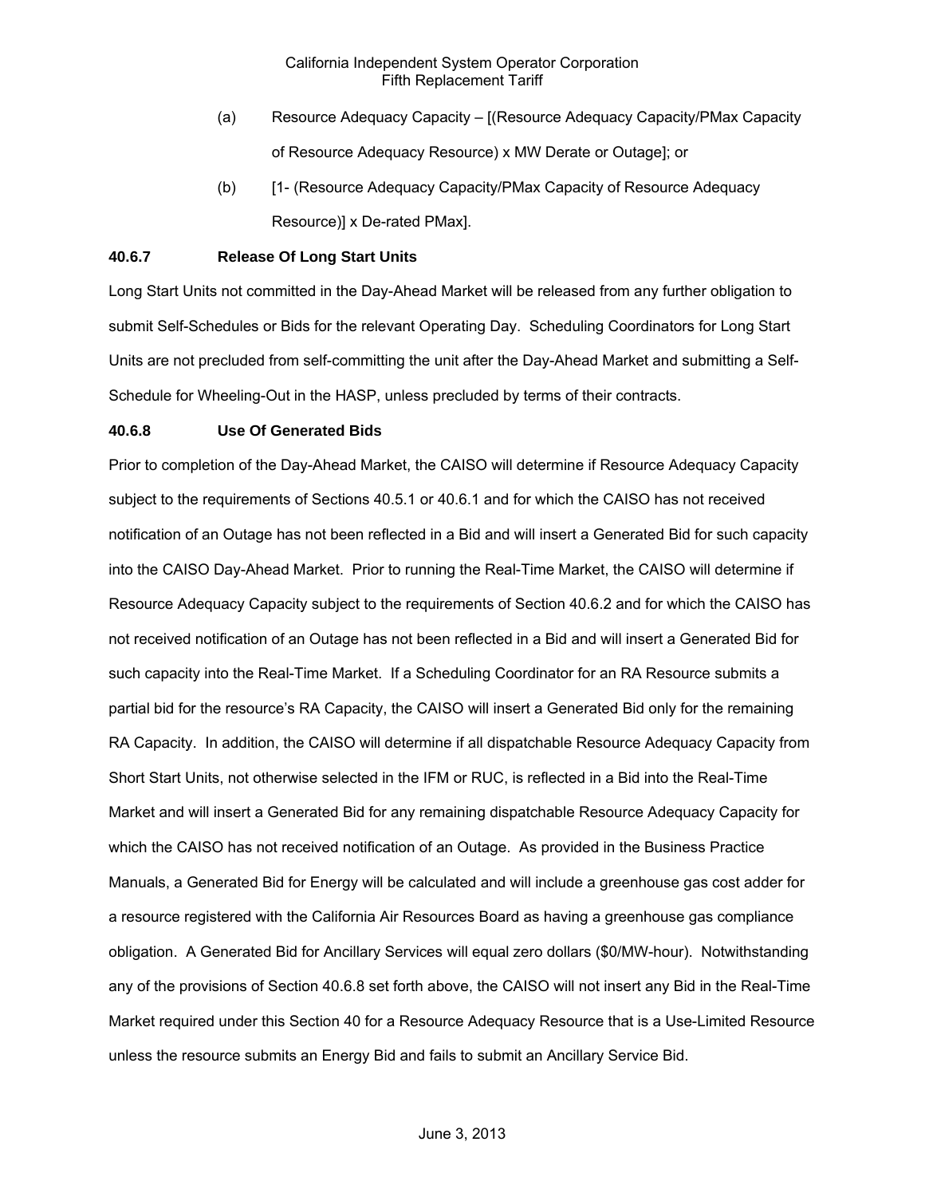(a) Resource Adequacy Capacity – [(Resource Adequacy Capacity/PMax Capacity of Resource Adequacy Resource) x MW Derate or Outage]; or

(b) [1- (Resource Adequacy Capacity/PMax Capacity of Resource Adequacy Resource)] x De-rated PMax].

**40.6.7 Release Of Long Start Units**

Long Start Units not committed in the Day-Ahead Market will be released from any further obligation to submit Self-Schedules or Bids for the relevant Operating Day. Scheduling Coordinators for Long Start Units are not precluded from self-committing the unit after the Day-Ahead Market and submitting a Self-Schedule for Wheeling-Out in the HASP, unless precluded by terms of their contracts.

**40.6.8 Use Of Generated Bids**

Prior to completion of the Day-Ahead Market, the CAISO will determine if Resource Adequacy Capacity subject to the requirements of Sections 40.5.1 or 40.6.1 and for which the CAISO has not received notification of an Outage has not been reflected in a Bid and will insert a Generated Bid for such capacity into the CAISO Day-Ahead Market. Prior to running the Real-Time Market, the CAISO will determine if Resource Adequacy Capacity subject to the requirements of Section 40.6.2 and for which the CAISO has not received notification of an Outage has not been reflected in a Bid and will insert a Generated Bid for such capacity into the Real-Time Market. If a Scheduling Coordinator for an RA Resource submits a partial bid for the resource's RA Capacity, the CAISO will insert a Generated Bid only for the remaining RA Capacity. In addition, the CAISO will determine if all dispatchable Resource Adequacy Capacity from Short Start Units, not otherwise selected in the IFM or RUC, is reflected in a Bid into the Real-Time Market and will insert a Generated Bid for any remaining dispatchable Resource Adequacy Capacity for which the CAISO has not received notification of an Outage. As provided in the Business Practice Manuals, a Generated Bid for Energy will be calculated and will include a greenhouse gas cost adder for a resource registered with the California Air Resources Board as having a greenhouse gas compliance obligation. A Generated Bid for Ancillary Services will equal zero dollars ($0/MW-hour). Notwithstanding any of the provisions of Section 40.6.8 set forth above, the CAISO will not insert any Bid in the Real-Time Market required under this Section 40 for a Resource Adequacy Resource that is a Use-Limited Resource unless the resource submits an Energy Bid and fails to submit an Ancillary Service Bid.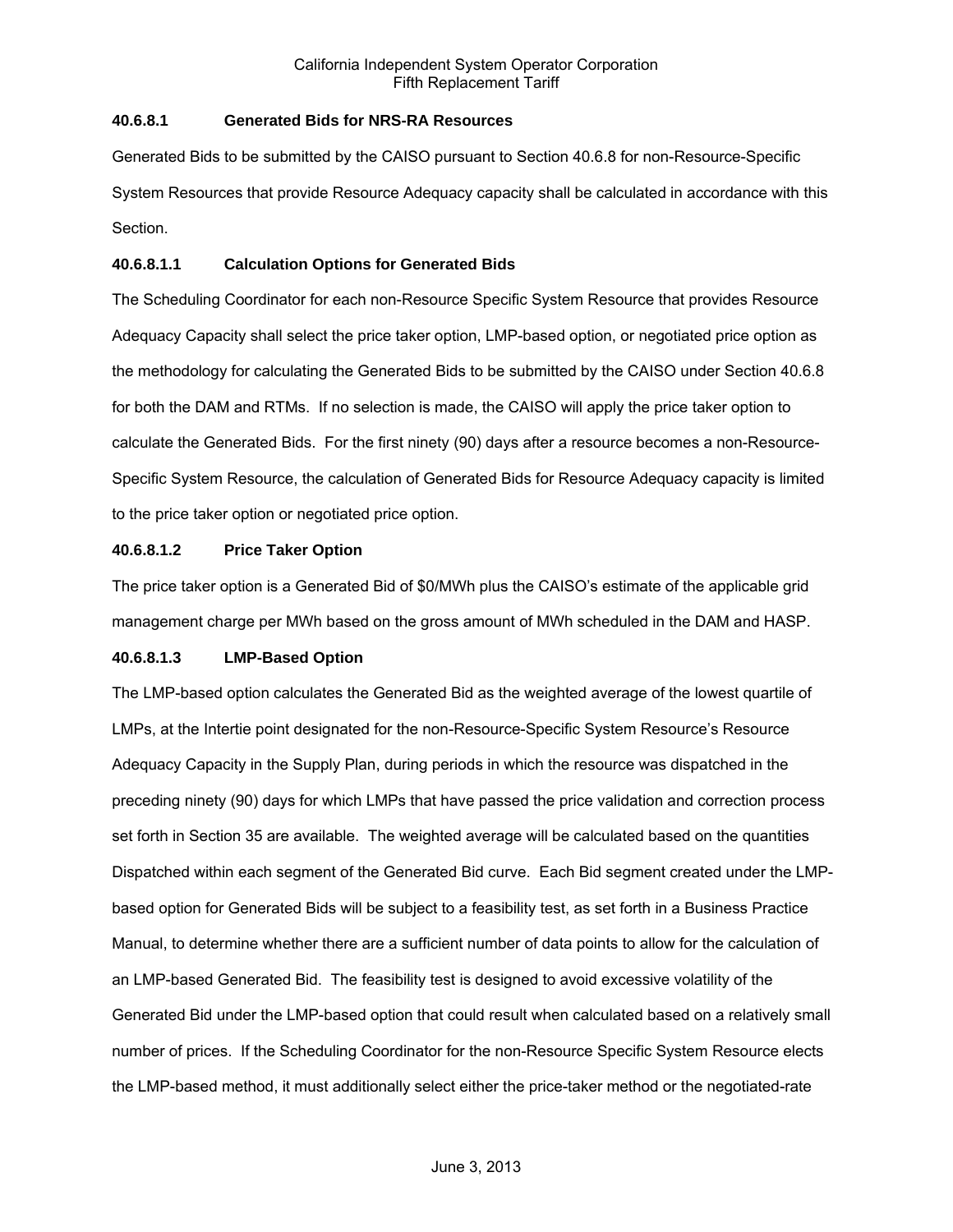#### 40.6.8.1 Generated Bids for NRS-RA Resources

Generated Bids to be submitted by the CAISO pursuant to Section 40.6.8 for non-Resource-Specific System Resources that provide Resource Adequacy capacity shall be calculated in accordance with this Section.

##### 40.6.8.1.1 Calculation Options for Generated Bids

The Scheduling Coordinator for each non-Resource Specific System Resource that provides Resource Adequacy Capacity shall select the price taker option, LMP-based option, or negotiated price option as the methodology for calculating the Generated Bids to be submitted by the CAISO under Section 40.6.8 for both the DAM and RTMs. If no selection is made, the CAISO will apply the price taker option to calculate the Generated Bids. For the first ninety (90) days after a resource becomes a non-Resource-Specific System Resource, the calculation of Generated Bids for Resource Adequacy capacity is limited to the price taker option or negotiated price option.

##### 40.6.8.1.2 Price Taker Option

The price taker option is a Generated Bid of $0/MWh plus the CAISO's estimate of the applicable grid management charge per MWh based on the gross amount of MWh scheduled in the DAM and HASP.

##### 40.6.8.1.3 LMP-Based Option

The LMP-based option calculates the Generated Bid as the weighted average of the lowest quartile of LMPs, at the Intertie point designated for the non-Resource-Specific System Resource's Resource Adequacy Capacity in the Supply Plan, during periods in which the resource was dispatched in the preceding ninety (90) days for which LMPs that have passed the price validation and correction process set forth in Section 35 are available. The weighted average will be calculated based on the quantities Dispatched within each segment of the Generated Bid curve. Each Bid segment created under the LMP-based option for Generated Bids will be subject to a feasibility test, as set forth in a Business Practice Manual, to determine whether there are a sufficient number of data points to allow for the calculation of an LMP-based Generated Bid. The feasibility test is designed to avoid excessive volatility of the Generated Bid under the LMP-based option that could result when calculated based on a relatively small number of prices. If the Scheduling Coordinator for the non-Resource Specific System Resource elects the LMP-based method, it must additionally select either the price-taker method or the negotiated-rate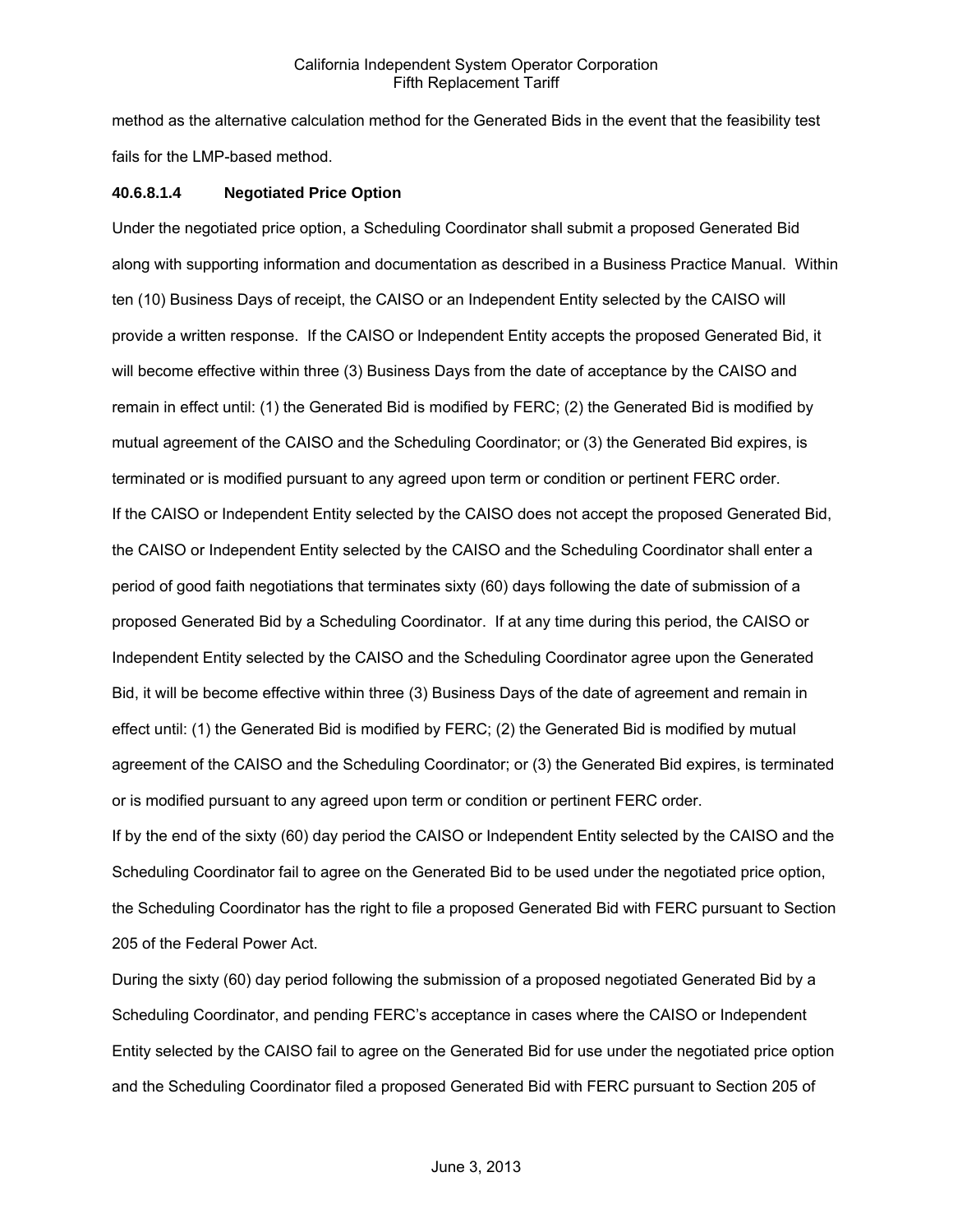method as the alternative calculation method for the Generated Bids in the event that the feasibility test fails for the LMP-based method.

#### 40.6.8.1.4 Negotiated Price Option

Under the negotiated price option, a Scheduling Coordinator shall submit a proposed Generated Bid along with supporting information and documentation as described in a Business Practice Manual. Within ten (10) Business Days of receipt, the CAISO or an Independent Entity selected by the CAISO will provide a written response. If the CAISO or Independent Entity accepts the proposed Generated Bid, it will become effective within three (3) Business Days from the date of acceptance by the CAISO and remain in effect until: (1) the Generated Bid is modified by FERC; (2) the Generated Bid is modified by mutual agreement of the CAISO and the Scheduling Coordinator; or (3) the Generated Bid expires, is terminated or is modified pursuant to any agreed upon term or condition or pertinent FERC order.

If the CAISO or Independent Entity selected by the CAISO does not accept the proposed Generated Bid, the CAISO or Independent Entity selected by the CAISO and the Scheduling Coordinator shall enter a period of good faith negotiations that terminates sixty (60) days following the date of submission of a proposed Generated Bid by a Scheduling Coordinator. If at any time during this period, the CAISO or Independent Entity selected by the CAISO and the Scheduling Coordinator agree upon the Generated Bid, it will be become effective within three (3) Business Days of the date of agreement and remain in effect until: (1) the Generated Bid is modified by FERC; (2) the Generated Bid is modified by mutual agreement of the CAISO and the Scheduling Coordinator; or (3) the Generated Bid expires, is terminated or is modified pursuant to any agreed upon term or condition or pertinent FERC order.

If by the end of the sixty (60) day period the CAISO or Independent Entity selected by the CAISO and the Scheduling Coordinator fail to agree on the Generated Bid to be used under the negotiated price option, the Scheduling Coordinator has the right to file a proposed Generated Bid with FERC pursuant to Section 205 of the Federal Power Act.

During the sixty (60) day period following the submission of a proposed negotiated Generated Bid by a Scheduling Coordinator, and pending FERC's acceptance in cases where the CAISO or Independent Entity selected by the CAISO fail to agree on the Generated Bid for use under the negotiated price option and the Scheduling Coordinator filed a proposed Generated Bid with FERC pursuant to Section 205 of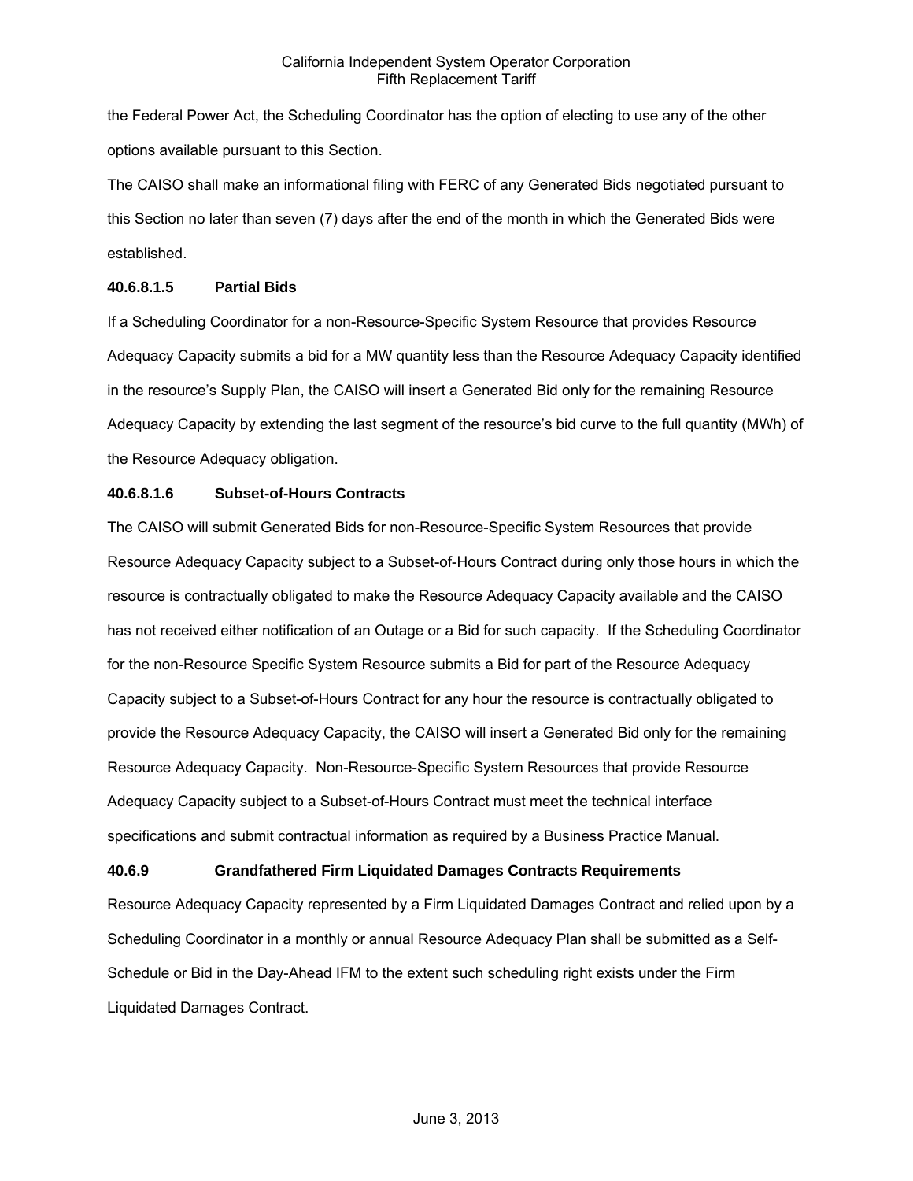the Federal Power Act, the Scheduling Coordinator has the option of electing to use any of the other options available pursuant to this Section.

The CAISO shall make an informational filing with FERC of any Generated Bids negotiated pursuant to this Section no later than seven (7) days after the end of the month in which the Generated Bids were established.

**40.6.8.1.5 Partial Bids**

If a Scheduling Coordinator for a non-Resource-Specific System Resource that provides Resource Adequacy Capacity submits a bid for a MW quantity less than the Resource Adequacy Capacity identified in the resource's Supply Plan, the CAISO will insert a Generated Bid only for the remaining Resource Adequacy Capacity by extending the last segment of the resource's bid curve to the full quantity (MWh) of the Resource Adequacy obligation.

**40.6.8.1.6 Subset-of-Hours Contracts**

The CAISO will submit Generated Bids for non-Resource-Specific System Resources that provide Resource Adequacy Capacity subject to a Subset-of-Hours Contract during only those hours in which the resource is contractually obligated to make the Resource Adequacy Capacity available and the CAISO has not received either notification of an Outage or a Bid for such capacity. If the Scheduling Coordinator for the non-Resource Specific System Resource submits a Bid for part of the Resource Adequacy Capacity subject to a Subset-of-Hours Contract for any hour the resource is contractually obligated to provide the Resource Adequacy Capacity, the CAISO will insert a Generated Bid only for the remaining Resource Adequacy Capacity. Non-Resource-Specific System Resources that provide Resource Adequacy Capacity subject to a Subset-of-Hours Contract must meet the technical interface specifications and submit contractual information as required by a Business Practice Manual.

**40.6.9 Grandfathered Firm Liquidated Damages Contracts Requirements**

Resource Adequacy Capacity represented by a Firm Liquidated Damages Contract and relied upon by a Scheduling Coordinator in a monthly or annual Resource Adequacy Plan shall be submitted as a Self-Schedule or Bid in the Day-Ahead IFM to the extent such scheduling right exists under the Firm Liquidated Damages Contract.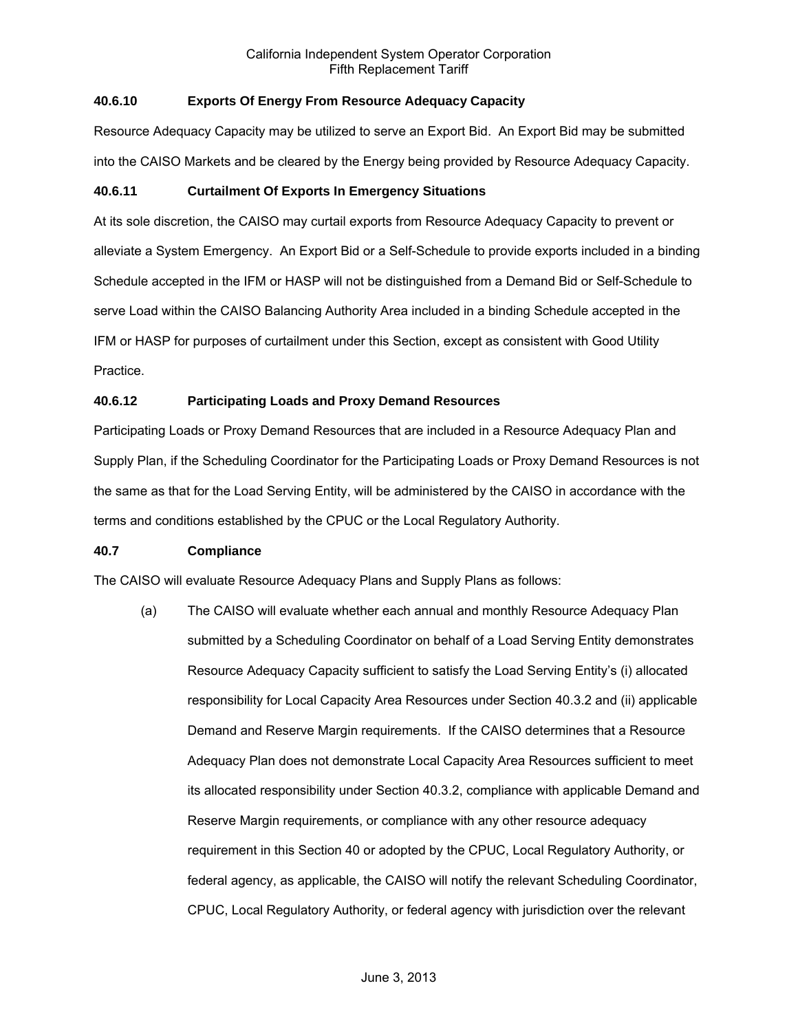### 40.6.10 Exports Of Energy From Resource Adequacy Capacity

Resource Adequacy Capacity may be utilized to serve an Export Bid. An Export Bid may be submitted into the CAISO Markets and be cleared by the Energy being provided by Resource Adequacy Capacity.

### 40.6.11 Curtailment Of Exports In Emergency Situations

At its sole discretion, the CAISO may curtail exports from Resource Adequacy Capacity to prevent or alleviate a System Emergency. An Export Bid or a Self-Schedule to provide exports included in a binding Schedule accepted in the IFM or HASP will not be distinguished from a Demand Bid or Self-Schedule to serve Load within the CAISO Balancing Authority Area included in a binding Schedule accepted in the IFM or HASP for purposes of curtailment under this Section, except as consistent with Good Utility Practice.

### 40.6.12 Participating Loads and Proxy Demand Resources

Participating Loads or Proxy Demand Resources that are included in a Resource Adequacy Plan and Supply Plan, if the Scheduling Coordinator for the Participating Loads or Proxy Demand Resources is not the same as that for the Load Serving Entity, will be administered by the CAISO in accordance with the terms and conditions established by the CPUC or the Local Regulatory Authority.

## 40.7 Compliance

The CAISO will evaluate Resource Adequacy Plans and Supply Plans as follows:

(a) The CAISO will evaluate whether each annual and monthly Resource Adequacy Plan submitted by a Scheduling Coordinator on behalf of a Load Serving Entity demonstrates Resource Adequacy Capacity sufficient to satisfy the Load Serving Entity's (i) allocated responsibility for Local Capacity Area Resources under Section 40.3.2 and (ii) applicable Demand and Reserve Margin requirements. If the CAISO determines that a Resource Adequacy Plan does not demonstrate Local Capacity Area Resources sufficient to meet its allocated responsibility under Section 40.3.2, compliance with applicable Demand and Reserve Margin requirements, or compliance with any other resource adequacy requirement in this Section 40 or adopted by the CPUC, Local Regulatory Authority, or federal agency, as applicable, the CAISO will notify the relevant Scheduling Coordinator, CPUC, Local Regulatory Authority, or federal agency with jurisdiction over the relevant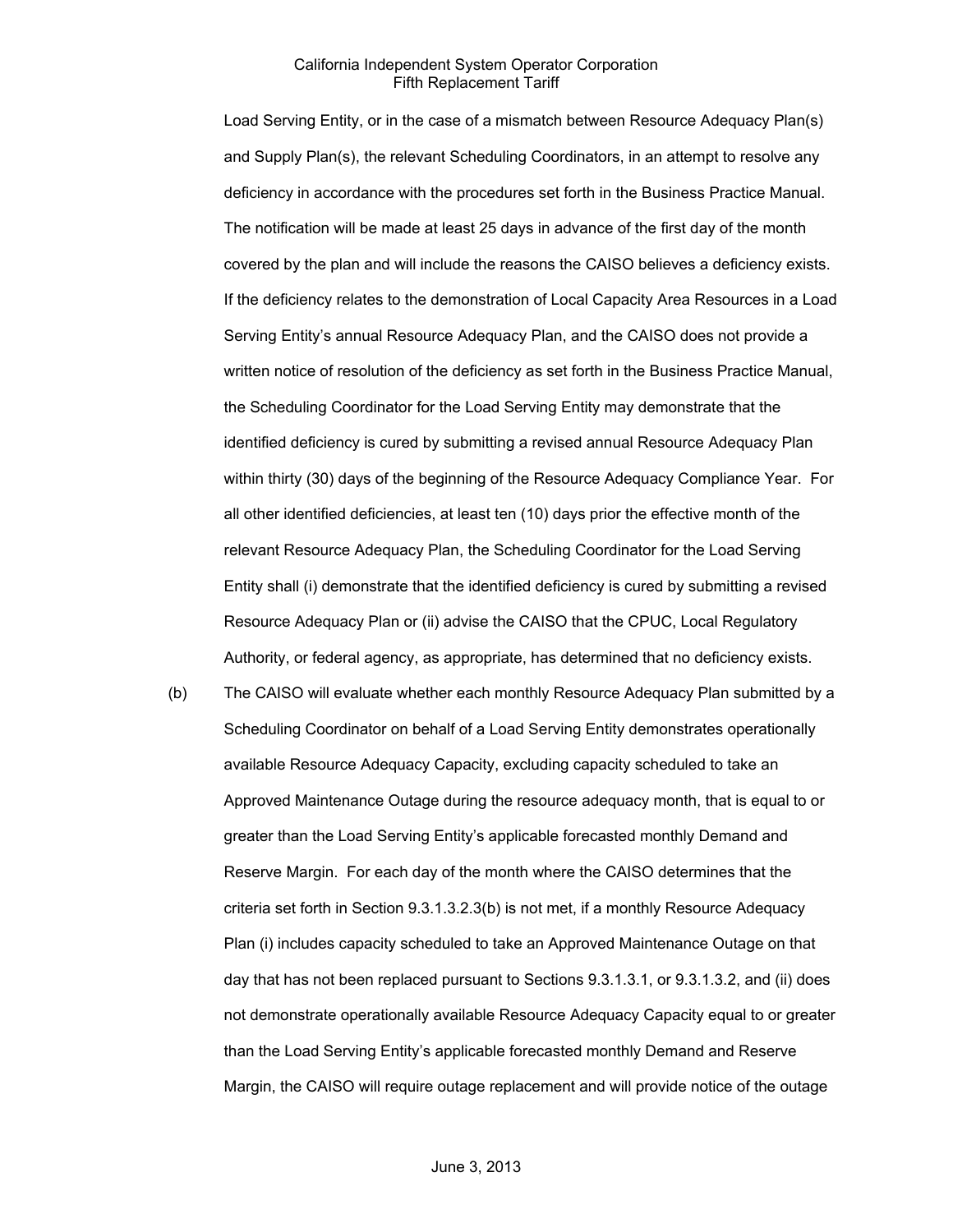Load Serving Entity, or in the case of a mismatch between Resource Adequacy Plan(s) and Supply Plan(s), the relevant Scheduling Coordinators, in an attempt to resolve any deficiency in accordance with the procedures set forth in the Business Practice Manual. The notification will be made at least 25 days in advance of the first day of the month covered by the plan and will include the reasons the CAISO believes a deficiency exists. If the deficiency relates to the demonstration of Local Capacity Area Resources in a Load Serving Entity's annual Resource Adequacy Plan, and the CAISO does not provide a written notice of resolution of the deficiency as set forth in the Business Practice Manual, the Scheduling Coordinator for the Load Serving Entity may demonstrate that the identified deficiency is cured by submitting a revised annual Resource Adequacy Plan within thirty (30) days of the beginning of the Resource Adequacy Compliance Year. For all other identified deficiencies, at least ten (10) days prior the effective month of the relevant Resource Adequacy Plan, the Scheduling Coordinator for the Load Serving Entity shall (i) demonstrate that the identified deficiency is cured by submitting a revised Resource Adequacy Plan or (ii) advise the CAISO that the CPUC, Local Regulatory Authority, or federal agency, as appropriate, has determined that no deficiency exists.

(b) The CAISO will evaluate whether each monthly Resource Adequacy Plan submitted by a Scheduling Coordinator on behalf of a Load Serving Entity demonstrates operationally available Resource Adequacy Capacity, excluding capacity scheduled to take an Approved Maintenance Outage during the resource adequacy month, that is equal to or greater than the Load Serving Entity's applicable forecasted monthly Demand and Reserve Margin. For each day of the month where the CAISO determines that the criteria set forth in Section 9.3.1.3.2.3(b) is not met, if a monthly Resource Adequacy Plan (i) includes capacity scheduled to take an Approved Maintenance Outage on that day that has not been replaced pursuant to Sections 9.3.1.3.1, or 9.3.1.3.2, and (ii) does not demonstrate operationally available Resource Adequacy Capacity equal to or greater than the Load Serving Entity's applicable forecasted monthly Demand and Reserve Margin, the CAISO will require outage replacement and will provide notice of the outage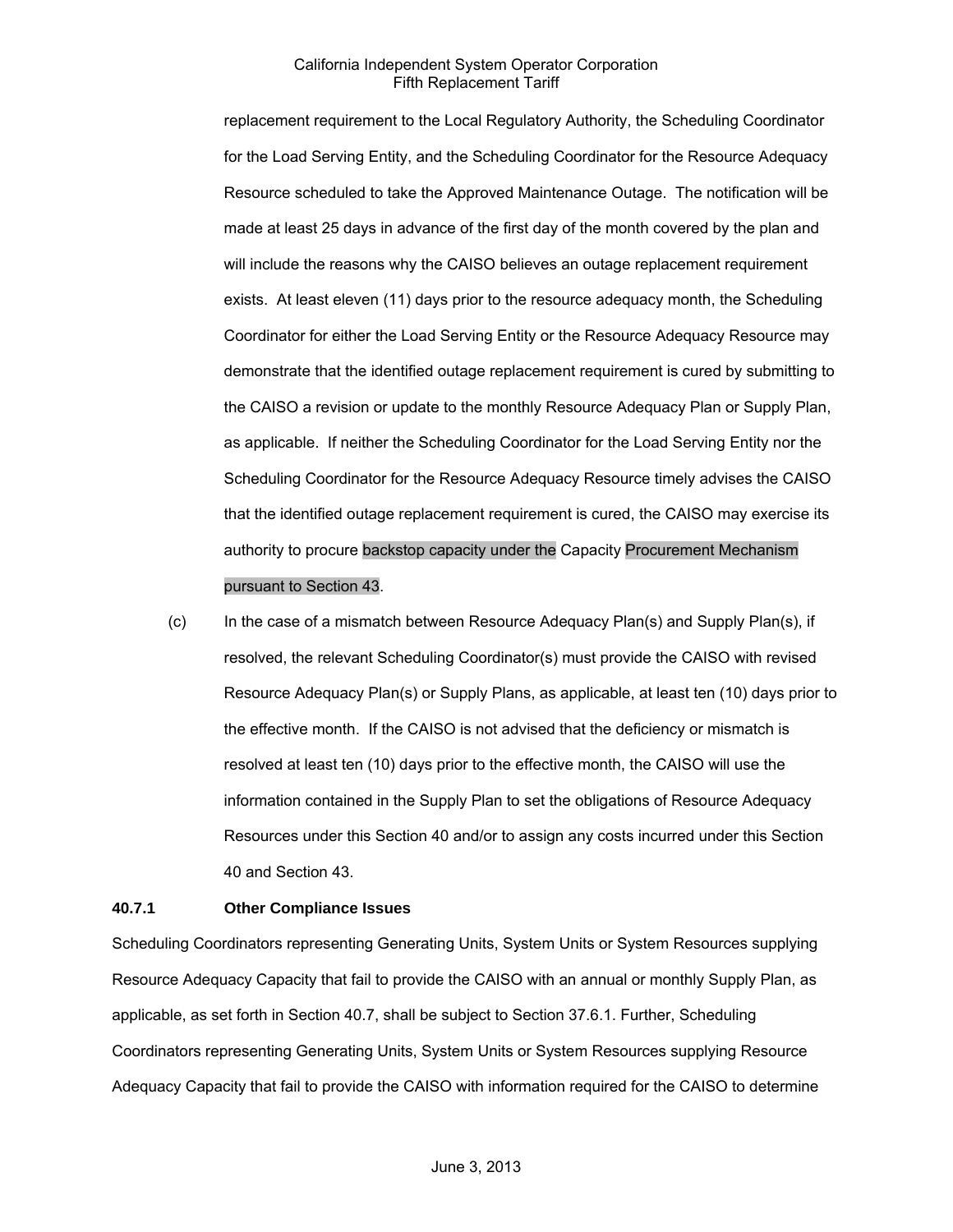replacement requirement to the Local Regulatory Authority, the Scheduling Coordinator for the Load Serving Entity, and the Scheduling Coordinator for the Resource Adequacy Resource scheduled to take the Approved Maintenance Outage. The notification will be made at least 25 days in advance of the first day of the month covered by the plan and will include the reasons why the CAISO believes an outage replacement requirement exists. At least eleven (11) days prior to the resource adequacy month, the Scheduling Coordinator for either the Load Serving Entity or the Resource Adequacy Resource may demonstrate that the identified outage replacement requirement is cured by submitting to the CAISO a revision or update to the monthly Resource Adequacy Plan or Supply Plan, as applicable. If neither the Scheduling Coordinator for the Load Serving Entity nor the Scheduling Coordinator for the Resource Adequacy Resource timely advises the CAISO that the identified outage replacement requirement is cured, the CAISO may exercise its authority to procure backstop capacity under the Capacity Procurement Mechanism pursuant to Section 43.

(c) In the case of a mismatch between Resource Adequacy Plan(s) and Supply Plan(s), if resolved, the relevant Scheduling Coordinator(s) must provide the CAISO with revised Resource Adequacy Plan(s) or Supply Plans, as applicable, at least ten (10) days prior to the effective month. If the CAISO is not advised that the deficiency or mismatch is resolved at least ten (10) days prior to the effective month, the CAISO will use the information contained in the Supply Plan to set the obligations of Resource Adequacy Resources under this Section 40 and/or to assign any costs incurred under this Section 40 and Section 43.

**40.7.1 Other Compliance Issues**

Scheduling Coordinators representing Generating Units, System Units or System Resources supplying Resource Adequacy Capacity that fail to provide the CAISO with an annual or monthly Supply Plan, as applicable, as set forth in Section 40.7, shall be subject to Section 37.6.1. Further, Scheduling Coordinators representing Generating Units, System Units or System Resources supplying Resource Adequacy Capacity that fail to provide the CAISO with information required for the CAISO to determine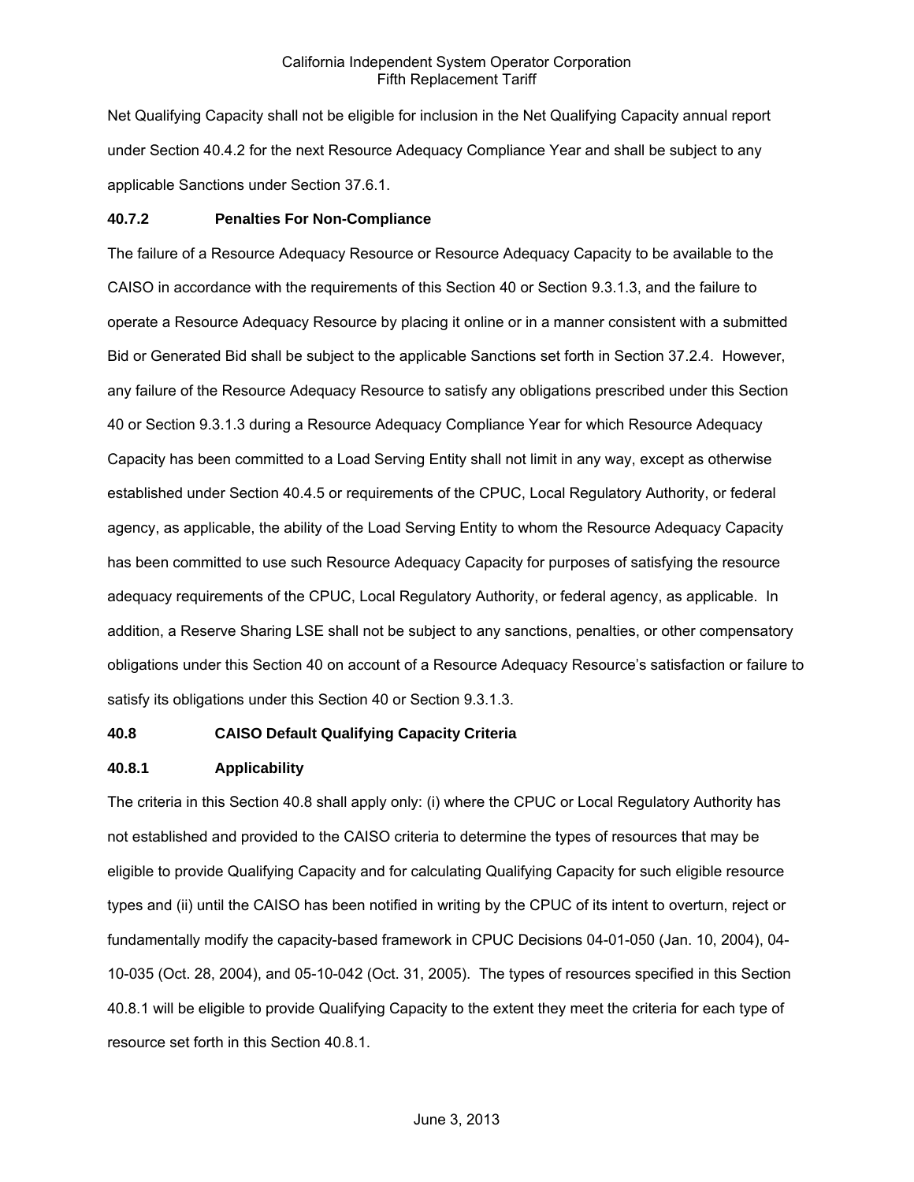Net Qualifying Capacity shall not be eligible for inclusion in the Net Qualifying Capacity annual report under Section 40.4.2 for the next Resource Adequacy Compliance Year and shall be subject to any applicable Sanctions under Section 37.6.1.

**40.7.2 Penalties For Non-Compliance**

The failure of a Resource Adequacy Resource or Resource Adequacy Capacity to be available to the CAISO in accordance with the requirements of this Section 40 or Section 9.3.1.3, and the failure to operate a Resource Adequacy Resource by placing it online or in a manner consistent with a submitted Bid or Generated Bid shall be subject to the applicable Sanctions set forth in Section 37.2.4. However, any failure of the Resource Adequacy Resource to satisfy any obligations prescribed under this Section 40 or Section 9.3.1.3 during a Resource Adequacy Compliance Year for which Resource Adequacy Capacity has been committed to a Load Serving Entity shall not limit in any way, except as otherwise established under Section 40.4.5 or requirements of the CPUC, Local Regulatory Authority, or federal agency, as applicable, the ability of the Load Serving Entity to whom the Resource Adequacy Capacity has been committed to use such Resource Adequacy Capacity for purposes of satisfying the resource adequacy requirements of the CPUC, Local Regulatory Authority, or federal agency, as applicable. In addition, a Reserve Sharing LSE shall not be subject to any sanctions, penalties, or other compensatory obligations under this Section 40 on account of a Resource Adequacy Resource's satisfaction or failure to satisfy its obligations under this Section 40 or Section 9.3.1.3.

**40.8 CAISO Default Qualifying Capacity Criteria**

**40.8.1 Applicability**

The criteria in this Section 40.8 shall apply only: (i) where the CPUC or Local Regulatory Authority has not established and provided to the CAISO criteria to determine the types of resources that may be eligible to provide Qualifying Capacity and for calculating Qualifying Capacity for such eligible resource types and (ii) until the CAISO has been notified in writing by the CPUC of its intent to overturn, reject or fundamentally modify the capacity-based framework in CPUC Decisions 04-01-050 (Jan. 10, 2004), 04-10-035 (Oct. 28, 2004), and 05-10-042 (Oct. 31, 2005). The types of resources specified in this Section 40.8.1 will be eligible to provide Qualifying Capacity to the extent they meet the criteria for each type of resource set forth in this Section 40.8.1.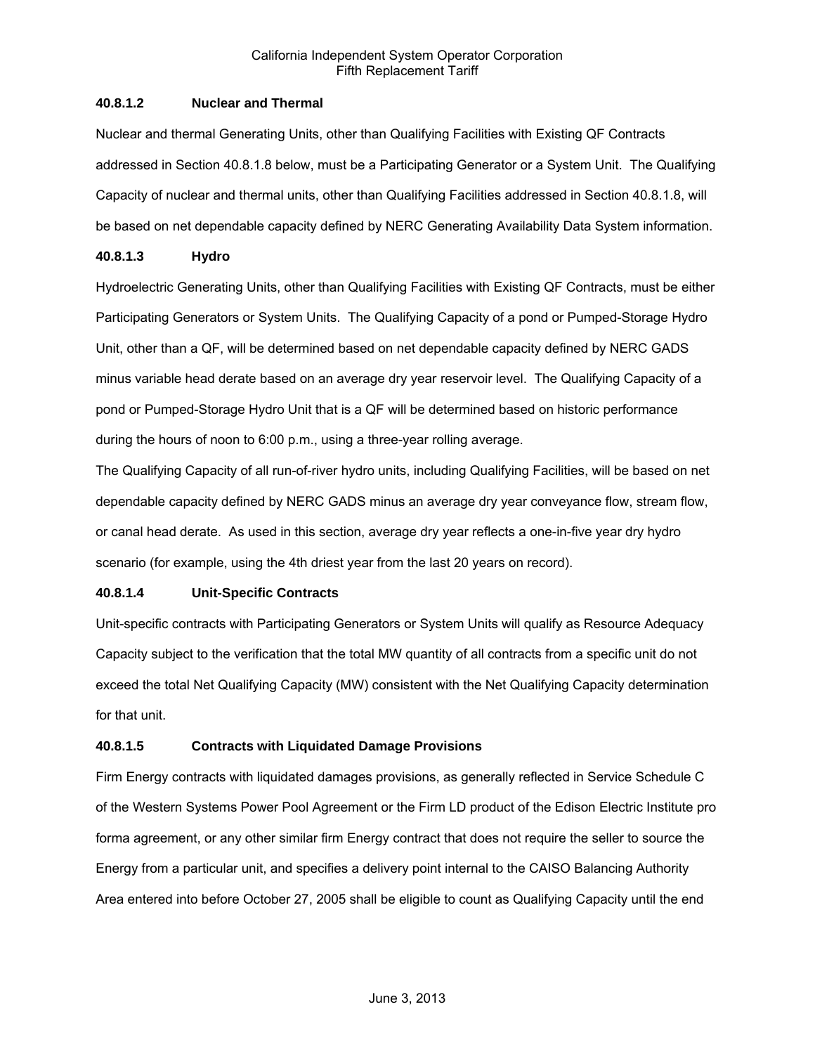### 40.8.1.2 Nuclear and Thermal

Nuclear and thermal Generating Units, other than Qualifying Facilities with Existing QF Contracts addressed in Section 40.8.1.8 below, must be a Participating Generator or a System Unit. The Qualifying Capacity of nuclear and thermal units, other than Qualifying Facilities addressed in Section 40.8.1.8, will be based on net dependable capacity defined by NERC Generating Availability Data System information.

### 40.8.1.3 Hydro

Hydroelectric Generating Units, other than Qualifying Facilities with Existing QF Contracts, must be either Participating Generators or System Units. The Qualifying Capacity of a pond or Pumped-Storage Hydro Unit, other than a QF, will be determined based on net dependable capacity defined by NERC GADS minus variable head derate based on an average dry year reservoir level. The Qualifying Capacity of a pond or Pumped-Storage Hydro Unit that is a QF will be determined based on historic performance during the hours of noon to 6:00 p.m., using a three-year rolling average.

The Qualifying Capacity of all run-of-river hydro units, including Qualifying Facilities, will be based on net dependable capacity defined by NERC GADS minus an average dry year conveyance flow, stream flow, or canal head derate. As used in this section, average dry year reflects a one-in-five year dry hydro scenario (for example, using the 4th driest year from the last 20 years on record).

### 40.8.1.4 Unit-Specific Contracts

Unit-specific contracts with Participating Generators or System Units will qualify as Resource Adequacy Capacity subject to the verification that the total MW quantity of all contracts from a specific unit do not exceed the total Net Qualifying Capacity (MW) consistent with the Net Qualifying Capacity determination for that unit.

### 40.8.1.5 Contracts with Liquidated Damage Provisions

Firm Energy contracts with liquidated damages provisions, as generally reflected in Service Schedule C of the Western Systems Power Pool Agreement or the Firm LD product of the Edison Electric Institute pro forma agreement, or any other similar firm Energy contract that does not require the seller to source the Energy from a particular unit, and specifies a delivery point internal to the CAISO Balancing Authority Area entered into before October 27, 2005 shall be eligible to count as Qualifying Capacity until the end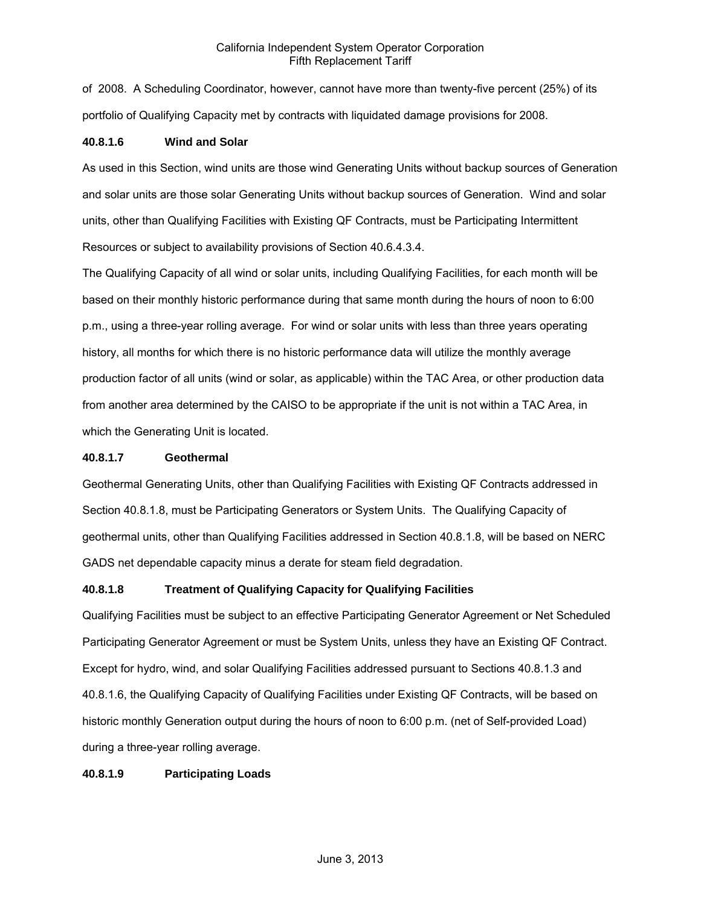of 2008. A Scheduling Coordinator, however, cannot have more than twenty-five percent (25%) of its portfolio of Qualifying Capacity met by contracts with liquidated damage provisions for 2008.

**40.8.1.6 Wind and Solar**

As used in this Section, wind units are those wind Generating Units without backup sources of Generation and solar units are those solar Generating Units without backup sources of Generation. Wind and solar units, other than Qualifying Facilities with Existing QF Contracts, must be Participating Intermittent Resources or subject to availability provisions of Section 40.6.4.3.4.

The Qualifying Capacity of all wind or solar units, including Qualifying Facilities, for each month will be based on their monthly historic performance during that same month during the hours of noon to 6:00 p.m., using a three-year rolling average. For wind or solar units with less than three years operating history, all months for which there is no historic performance data will utilize the monthly average production factor of all units (wind or solar, as applicable) within the TAC Area, or other production data from another area determined by the CAISO to be appropriate if the unit is not within a TAC Area, in which the Generating Unit is located.

**40.8.1.7 Geothermal**

Geothermal Generating Units, other than Qualifying Facilities with Existing QF Contracts addressed in Section 40.8.1.8, must be Participating Generators or System Units. The Qualifying Capacity of geothermal units, other than Qualifying Facilities addressed in Section 40.8.1.8, will be based on NERC GADS net dependable capacity minus a derate for steam field degradation.

**40.8.1.8 Treatment of Qualifying Capacity for Qualifying Facilities**

Qualifying Facilities must be subject to an effective Participating Generator Agreement or Net Scheduled Participating Generator Agreement or must be System Units, unless they have an Existing QF Contract. Except for hydro, wind, and solar Qualifying Facilities addressed pursuant to Sections 40.8.1.3 and 40.8.1.6, the Qualifying Capacity of Qualifying Facilities under Existing QF Contracts, will be based on historic monthly Generation output during the hours of noon to 6:00 p.m. (net of Self-provided Load) during a three-year rolling average.

**40.8.1.9 Participating Loads**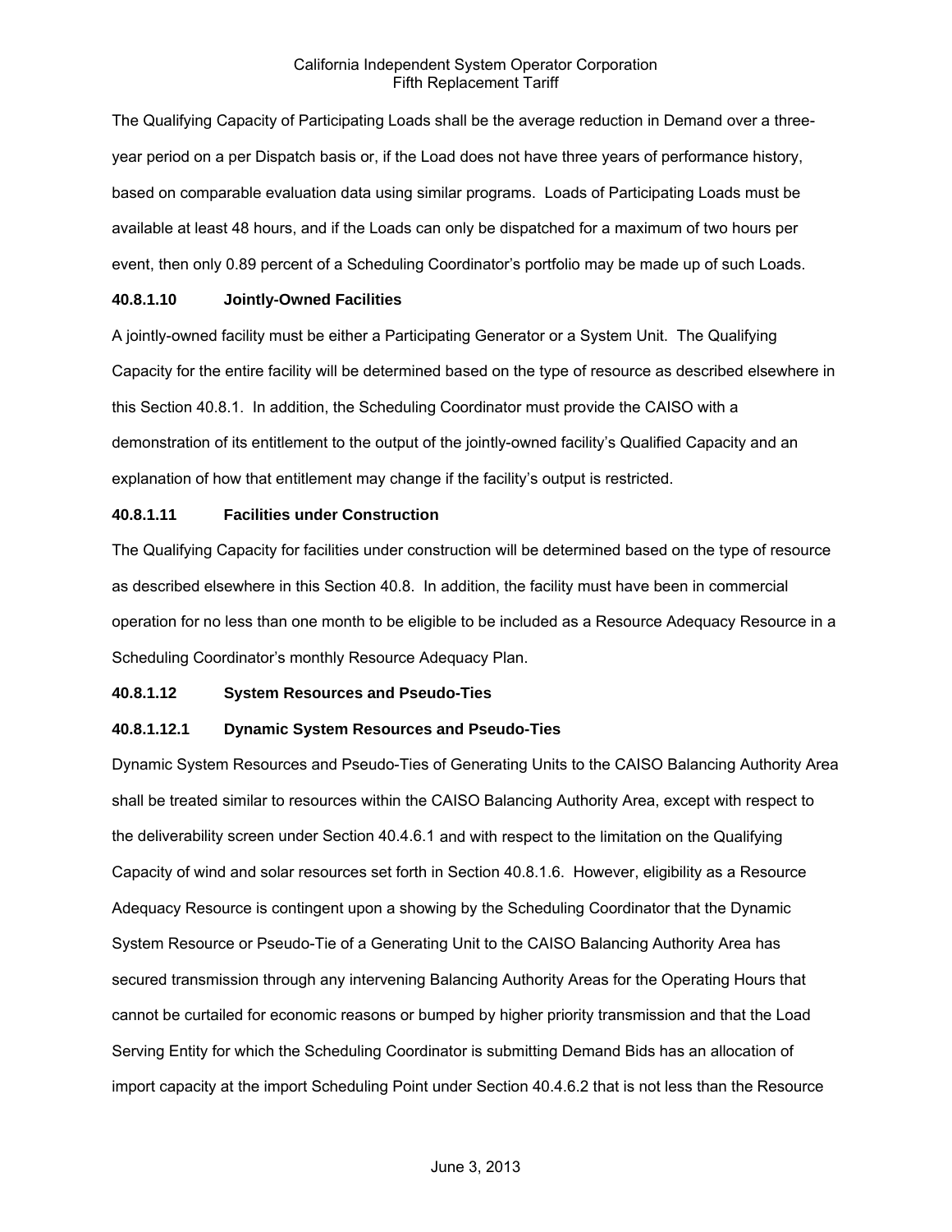The Qualifying Capacity of Participating Loads shall be the average reduction in Demand over a three-year period on a per Dispatch basis or, if the Load does not have three years of performance history, based on comparable evaluation data using similar programs. Loads of Participating Loads must be available at least 48 hours, and if the Loads can only be dispatched for a maximum of two hours per event, then only 0.89 percent of a Scheduling Coordinator's portfolio may be made up of such Loads.

**40.8.1.10 Jointly-Owned Facilities**

A jointly-owned facility must be either a Participating Generator or a System Unit. The Qualifying Capacity for the entire facility will be determined based on the type of resource as described elsewhere in this Section 40.8.1. In addition, the Scheduling Coordinator must provide the CAISO with a demonstration of its entitlement to the output of the jointly-owned facility's Qualified Capacity and an explanation of how that entitlement may change if the facility's output is restricted.

**40.8.1.11 Facilities under Construction**

The Qualifying Capacity for facilities under construction will be determined based on the type of resource as described elsewhere in this Section 40.8. In addition, the facility must have been in commercial operation for no less than one month to be eligible to be included as a Resource Adequacy Resource in a Scheduling Coordinator's monthly Resource Adequacy Plan.

**40.8.1.12 System Resources and Pseudo-Ties**

**40.8.1.12.1 Dynamic System Resources and Pseudo-Ties**

Dynamic System Resources and Pseudo-Ties of Generating Units to the CAISO Balancing Authority Area shall be treated similar to resources within the CAISO Balancing Authority Area, except with respect to the deliverability screen under Section 40.4.6.1 and with respect to the limitation on the Qualifying Capacity of wind and solar resources set forth in Section 40.8.1.6. However, eligibility as a Resource Adequacy Resource is contingent upon a showing by the Scheduling Coordinator that the Dynamic System Resource or Pseudo-Tie of a Generating Unit to the CAISO Balancing Authority Area has secured transmission through any intervening Balancing Authority Areas for the Operating Hours that cannot be curtailed for economic reasons or bumped by higher priority transmission and that the Load Serving Entity for which the Scheduling Coordinator is submitting Demand Bids has an allocation of import capacity at the import Scheduling Point under Section 40.4.6.2 that is not less than the Resource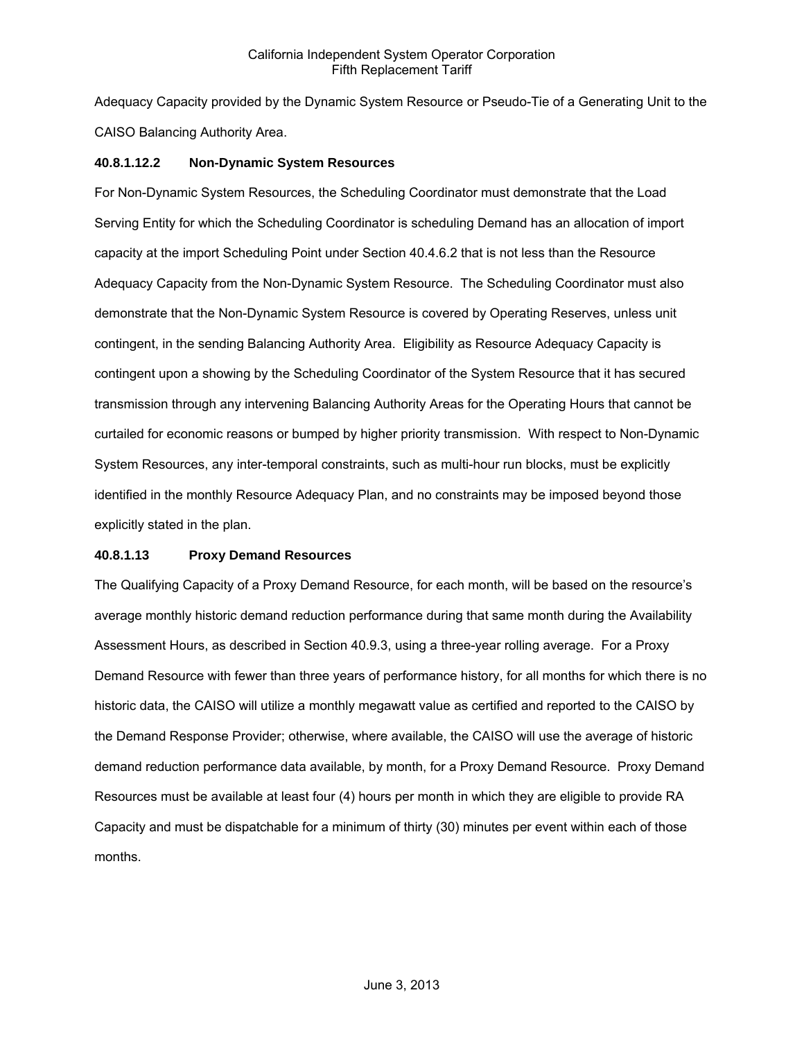Adequacy Capacity provided by the Dynamic System Resource or Pseudo-Tie of a Generating Unit to the CAISO Balancing Authority Area.

**40.8.1.12.2 Non-Dynamic System Resources**

For Non-Dynamic System Resources, the Scheduling Coordinator must demonstrate that the Load Serving Entity for which the Scheduling Coordinator is scheduling Demand has an allocation of import capacity at the import Scheduling Point under Section 40.4.6.2 that is not less than the Resource Adequacy Capacity from the Non-Dynamic System Resource. The Scheduling Coordinator must also demonstrate that the Non-Dynamic System Resource is covered by Operating Reserves, unless unit contingent, in the sending Balancing Authority Area. Eligibility as Resource Adequacy Capacity is contingent upon a showing by the Scheduling Coordinator of the System Resource that it has secured transmission through any intervening Balancing Authority Areas for the Operating Hours that cannot be curtailed for economic reasons or bumped by higher priority transmission. With respect to Non-Dynamic System Resources, any inter-temporal constraints, such as multi-hour run blocks, must be explicitly identified in the monthly Resource Adequacy Plan, and no constraints may be imposed beyond those explicitly stated in the plan.

**40.8.1.13 Proxy Demand Resources**

The Qualifying Capacity of a Proxy Demand Resource, for each month, will be based on the resource's average monthly historic demand reduction performance during that same month during the Availability Assessment Hours, as described in Section 40.9.3, using a three-year rolling average. For a Proxy Demand Resource with fewer than three years of performance history, for all months for which there is no historic data, the CAISO will utilize a monthly megawatt value as certified and reported to the CAISO by the Demand Response Provider; otherwise, where available, the CAISO will use the average of historic demand reduction performance data available, by month, for a Proxy Demand Resource. Proxy Demand Resources must be available at least four (4) hours per month in which they are eligible to provide RA Capacity and must be dispatchable for a minimum of thirty (30) minutes per event within each of those months.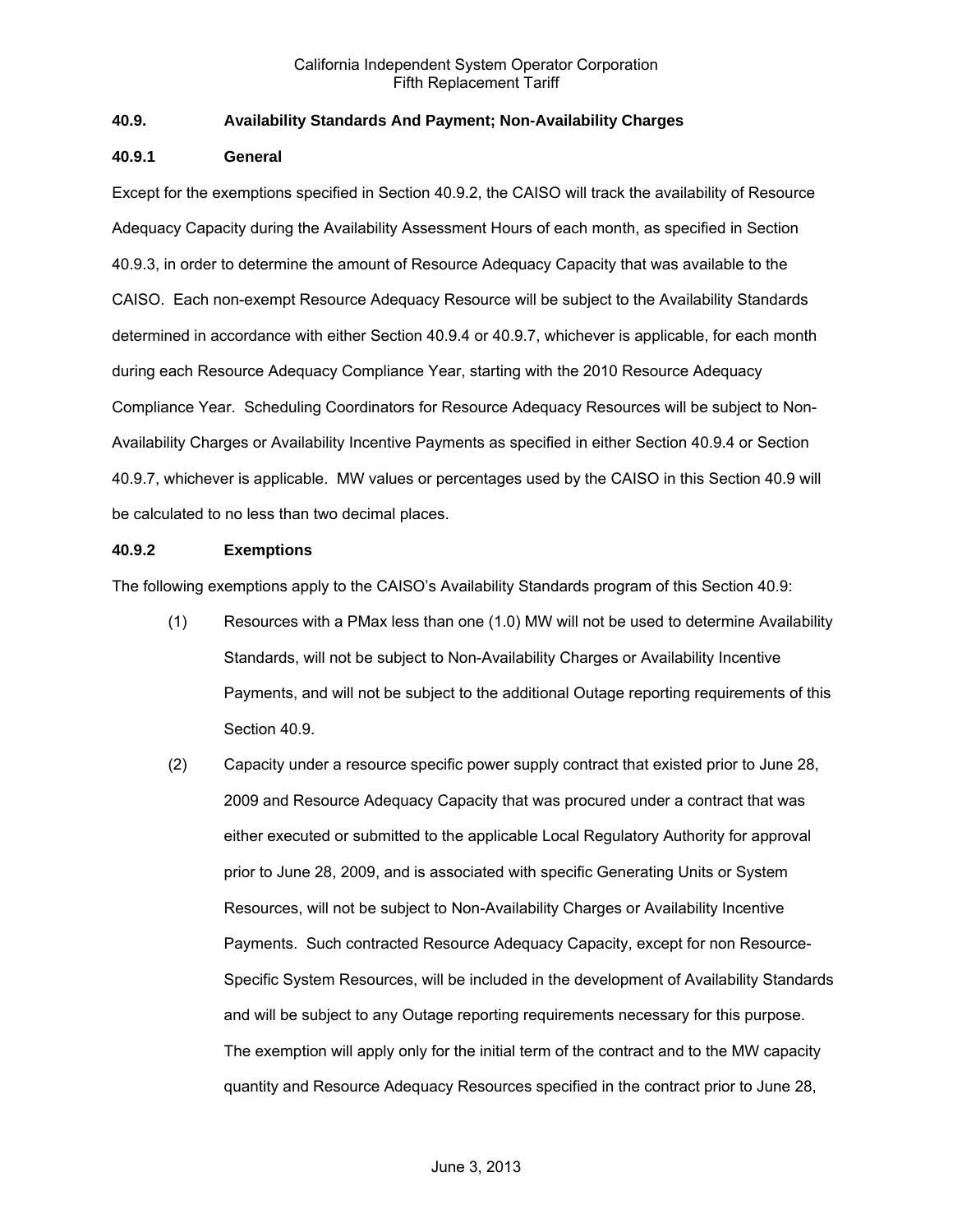### 40.9. Availability Standards And Payment; Non-Availability Charges

#### 40.9.1 General

Except for the exemptions specified in Section 40.9.2, the CAISO will track the availability of Resource Adequacy Capacity during the Availability Assessment Hours of each month, as specified in Section 40.9.3, in order to determine the amount of Resource Adequacy Capacity that was available to the CAISO. Each non-exempt Resource Adequacy Resource will be subject to the Availability Standards determined in accordance with either Section 40.9.4 or 40.9.7, whichever is applicable, for each month during each Resource Adequacy Compliance Year, starting with the 2010 Resource Adequacy Compliance Year. Scheduling Coordinators for Resource Adequacy Resources will be subject to Non-Availability Charges or Availability Incentive Payments as specified in either Section 40.9.4 or Section 40.9.7, whichever is applicable. MW values or percentages used by the CAISO in this Section 40.9 will be calculated to no less than two decimal places.

#### 40.9.2 Exemptions

The following exemptions apply to the CAISO's Availability Standards program of this Section 40.9:

(1) Resources with a PMax less than one (1.0) MW will not be used to determine Availability Standards, will not be subject to Non-Availability Charges or Availability Incentive Payments, and will not be subject to the additional Outage reporting requirements of this Section 40.9.

(2) Capacity under a resource specific power supply contract that existed prior to June 28, 2009 and Resource Adequacy Capacity that was procured under a contract that was either executed or submitted to the applicable Local Regulatory Authority for approval prior to June 28, 2009, and is associated with specific Generating Units or System Resources, will not be subject to Non-Availability Charges or Availability Incentive Payments. Such contracted Resource Adequacy Capacity, except for non Resource-Specific System Resources, will be included in the development of Availability Standards and will be subject to any Outage reporting requirements necessary for this purpose. The exemption will apply only for the initial term of the contract and to the MW capacity quantity and Resource Adequacy Resources specified in the contract prior to June 28,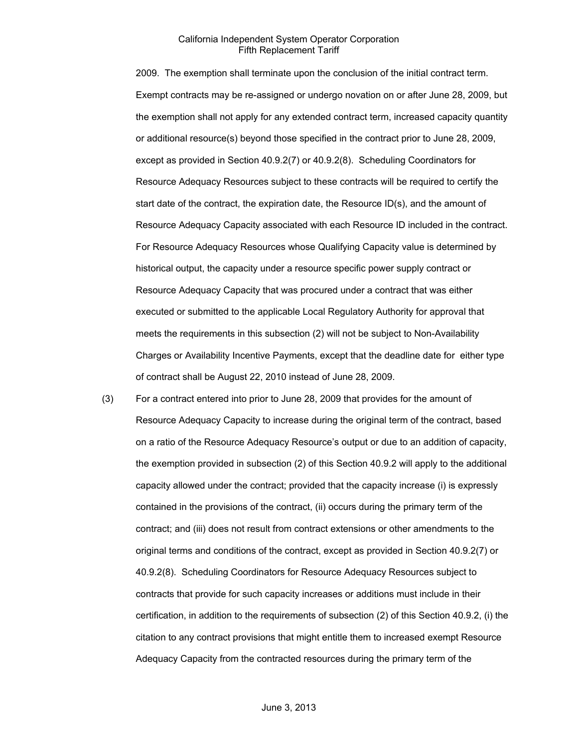2009. The exemption shall terminate upon the conclusion of the initial contract term. Exempt contracts may be re-assigned or undergo novation on or after June 28, 2009, but the exemption shall not apply for any extended contract term, increased capacity quantity or additional resource(s) beyond those specified in the contract prior to June 28, 2009, except as provided in Section 40.9.2(7) or 40.9.2(8). Scheduling Coordinators for Resource Adequacy Resources subject to these contracts will be required to certify the start date of the contract, the expiration date, the Resource ID(s), and the amount of Resource Adequacy Capacity associated with each Resource ID included in the contract. For Resource Adequacy Resources whose Qualifying Capacity value is determined by historical output, the capacity under a resource specific power supply contract or Resource Adequacy Capacity that was procured under a contract that was either executed or submitted to the applicable Local Regulatory Authority for approval that meets the requirements in this subsection (2) will not be subject to Non-Availability Charges or Availability Incentive Payments, except that the deadline date for either type of contract shall be August 22, 2010 instead of June 28, 2009.

(3) For a contract entered into prior to June 28, 2009 that provides for the amount of Resource Adequacy Capacity to increase during the original term of the contract, based on a ratio of the Resource Adequacy Resource's output or due to an addition of capacity, the exemption provided in subsection (2) of this Section 40.9.2 will apply to the additional capacity allowed under the contract; provided that the capacity increase (i) is expressly contained in the provisions of the contract, (ii) occurs during the primary term of the contract; and (iii) does not result from contract extensions or other amendments to the original terms and conditions of the contract, except as provided in Section 40.9.2(7) or 40.9.2(8). Scheduling Coordinators for Resource Adequacy Resources subject to contracts that provide for such capacity increases or additions must include in their certification, in addition to the requirements of subsection (2) of this Section 40.9.2, (i) the citation to any contract provisions that might entitle them to increased exempt Resource Adequacy Capacity from the contracted resources during the primary term of the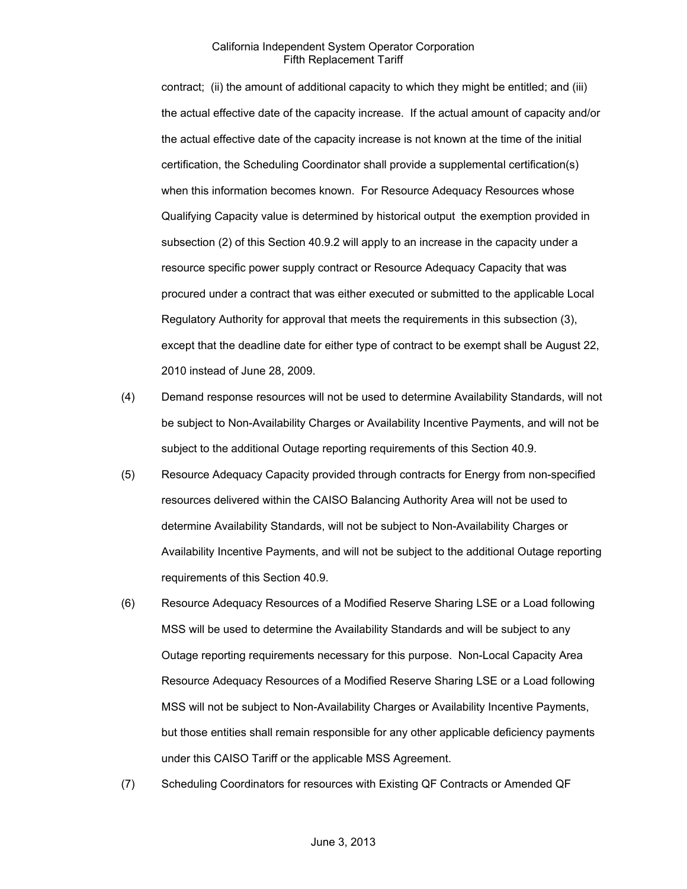contract; (ii) the amount of additional capacity to which they might be entitled; and (iii) the actual effective date of the capacity increase. If the actual amount of capacity and/or the actual effective date of the capacity increase is not known at the time of the initial certification, the Scheduling Coordinator shall provide a supplemental certification(s) when this information becomes known. For Resource Adequacy Resources whose Qualifying Capacity value is determined by historical output the exemption provided in subsection (2) of this Section 40.9.2 will apply to an increase in the capacity under a resource specific power supply contract or Resource Adequacy Capacity that was procured under a contract that was either executed or submitted to the applicable Local Regulatory Authority for approval that meets the requirements in this subsection (3), except that the deadline date for either type of contract to be exempt shall be August 22, 2010 instead of June 28, 2009.

(4) Demand response resources will not be used to determine Availability Standards, will not be subject to Non-Availability Charges or Availability Incentive Payments, and will not be subject to the additional Outage reporting requirements of this Section 40.9.

(5) Resource Adequacy Capacity provided through contracts for Energy from non-specified resources delivered within the CAISO Balancing Authority Area will not be used to determine Availability Standards, will not be subject to Non-Availability Charges or Availability Incentive Payments, and will not be subject to the additional Outage reporting requirements of this Section 40.9.

(6) Resource Adequacy Resources of a Modified Reserve Sharing LSE or a Load following MSS will be used to determine the Availability Standards and will be subject to any Outage reporting requirements necessary for this purpose. Non-Local Capacity Area Resource Adequacy Resources of a Modified Reserve Sharing LSE or a Load following MSS will not be subject to Non-Availability Charges or Availability Incentive Payments, but those entities shall remain responsible for any other applicable deficiency payments under this CAISO Tariff or the applicable MSS Agreement.

(7) Scheduling Coordinators for resources with Existing QF Contracts or Amended QF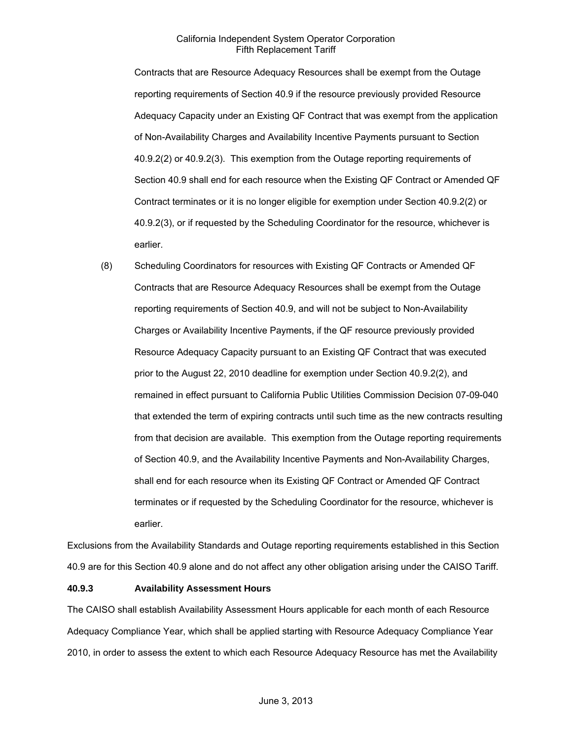Contracts that are Resource Adequacy Resources shall be exempt from the Outage reporting requirements of Section 40.9 if the resource previously provided Resource Adequacy Capacity under an Existing QF Contract that was exempt from the application of Non-Availability Charges and Availability Incentive Payments pursuant to Section 40.9.2(2) or 40.9.2(3). This exemption from the Outage reporting requirements of Section 40.9 shall end for each resource when the Existing QF Contract or Amended QF Contract terminates or it is no longer eligible for exemption under Section 40.9.2(2) or 40.9.2(3), or if requested by the Scheduling Coordinator for the resource, whichever is earlier.

(8) Scheduling Coordinators for resources with Existing QF Contracts or Amended QF Contracts that are Resource Adequacy Resources shall be exempt from the Outage reporting requirements of Section 40.9, and will not be subject to Non-Availability Charges or Availability Incentive Payments, if the QF resource previously provided Resource Adequacy Capacity pursuant to an Existing QF Contract that was executed prior to the August 22, 2010 deadline for exemption under Section 40.9.2(2), and remained in effect pursuant to California Public Utilities Commission Decision 07-09-040 that extended the term of expiring contracts until such time as the new contracts resulting from that decision are available. This exemption from the Outage reporting requirements of Section 40.9, and the Availability Incentive Payments and Non-Availability Charges, shall end for each resource when its Existing QF Contract or Amended QF Contract terminates or if requested by the Scheduling Coordinator for the resource, whichever is earlier.

Exclusions from the Availability Standards and Outage reporting requirements established in this Section 40.9 are for this Section 40.9 alone and do not affect any other obligation arising under the CAISO Tariff.

### 40.9.3 Availability Assessment Hours

The CAISO shall establish Availability Assessment Hours applicable for each month of each Resource Adequacy Compliance Year, which shall be applied starting with Resource Adequacy Compliance Year 2010, in order to assess the extent to which each Resource Adequacy Resource has met the Availability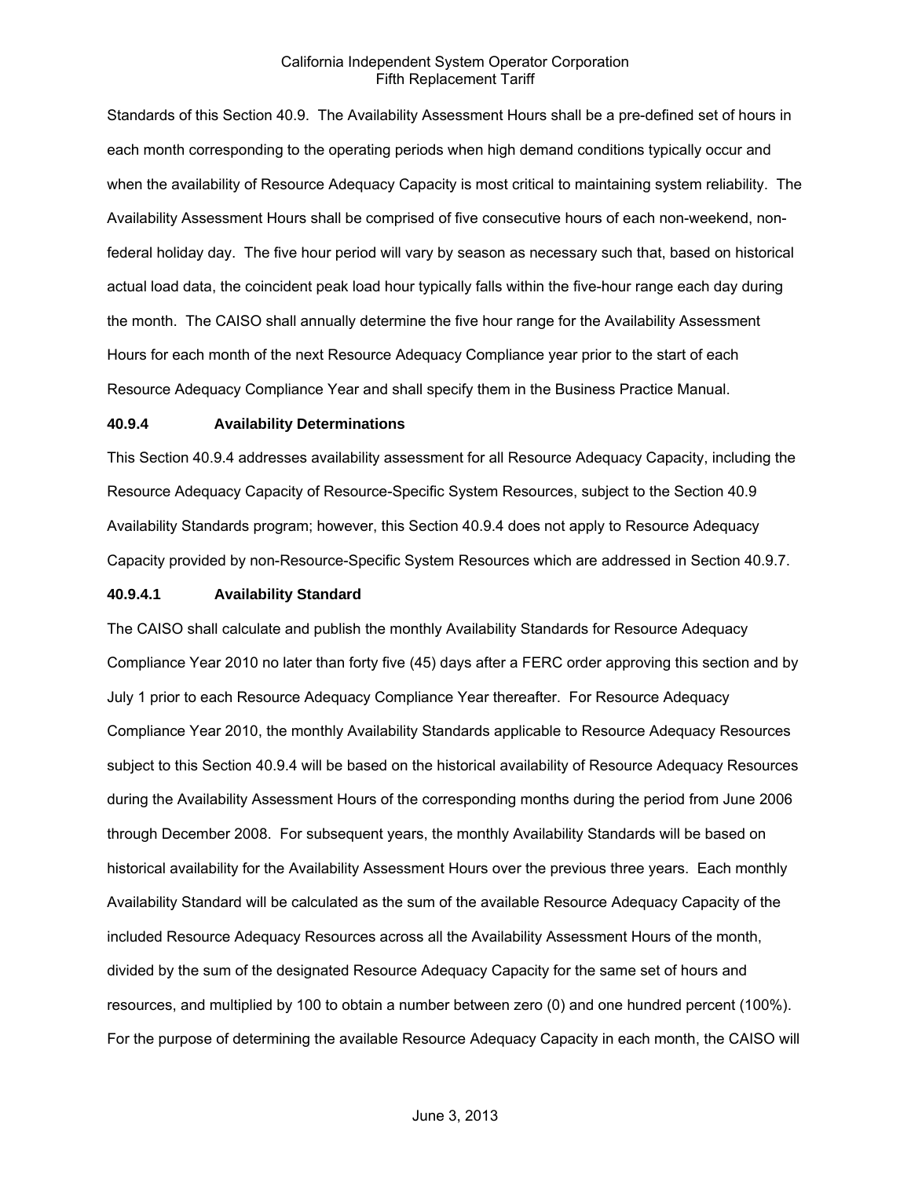Standards of this Section 40.9. The Availability Assessment Hours shall be a pre-defined set of hours in each month corresponding to the operating periods when high demand conditions typically occur and when the availability of Resource Adequacy Capacity is most critical to maintaining system reliability. The Availability Assessment Hours shall be comprised of five consecutive hours of each non-weekend, non-federal holiday day. The five hour period will vary by season as necessary such that, based on historical actual load data, the coincident peak load hour typically falls within the five-hour range each day during the month. The CAISO shall annually determine the five hour range for the Availability Assessment Hours for each month of the next Resource Adequacy Compliance year prior to the start of each Resource Adequacy Compliance Year and shall specify them in the Business Practice Manual.

**40.9.4 Availability Determinations**

This Section 40.9.4 addresses availability assessment for all Resource Adequacy Capacity, including the Resource Adequacy Capacity of Resource-Specific System Resources, subject to the Section 40.9 Availability Standards program; however, this Section 40.9.4 does not apply to Resource Adequacy Capacity provided by non-Resource-Specific System Resources which are addressed in Section 40.9.7.

**40.9.4.1 Availability Standard**

The CAISO shall calculate and publish the monthly Availability Standards for Resource Adequacy Compliance Year 2010 no later than forty five (45) days after a FERC order approving this section and by July 1 prior to each Resource Adequacy Compliance Year thereafter. For Resource Adequacy Compliance Year 2010, the monthly Availability Standards applicable to Resource Adequacy Resources subject to this Section 40.9.4 will be based on the historical availability of Resource Adequacy Resources during the Availability Assessment Hours of the corresponding months during the period from June 2006 through December 2008. For subsequent years, the monthly Availability Standards will be based on historical availability for the Availability Assessment Hours over the previous three years. Each monthly Availability Standard will be calculated as the sum of the available Resource Adequacy Capacity of the included Resource Adequacy Resources across all the Availability Assessment Hours of the month, divided by the sum of the designated Resource Adequacy Capacity for the same set of hours and resources, and multiplied by 100 to obtain a number between zero (0) and one hundred percent (100%). For the purpose of determining the available Resource Adequacy Capacity in each month, the CAISO will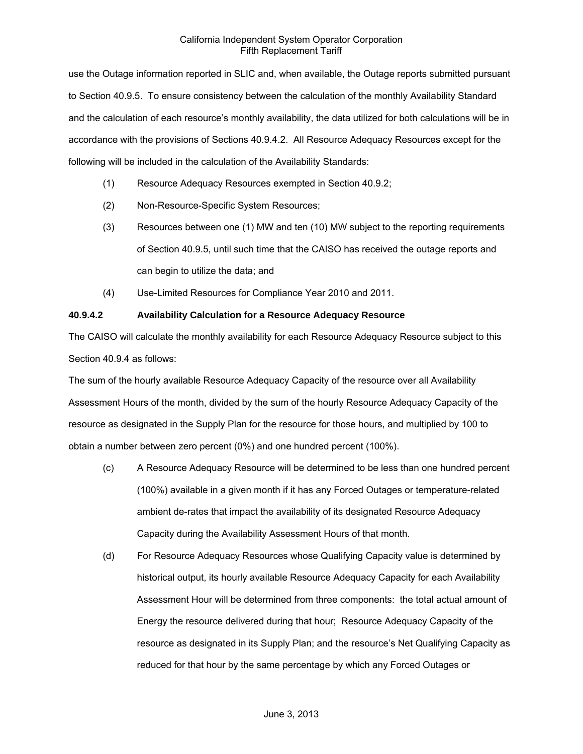use the Outage information reported in SLIC and, when available, the Outage reports submitted pursuant to Section 40.9.5. To ensure consistency between the calculation of the monthly Availability Standard and the calculation of each resource's monthly availability, the data utilized for both calculations will be in accordance with the provisions of Sections 40.9.4.2. All Resource Adequacy Resources except for the following will be included in the calculation of the Availability Standards:

(1) Resource Adequacy Resources exempted in Section 40.9.2;

(2) Non-Resource-Specific System Resources;

(3) Resources between one (1) MW and ten (10) MW subject to the reporting requirements of Section 40.9.5, until such time that the CAISO has received the outage reports and can begin to utilize the data; and

(4) Use-Limited Resources for Compliance Year 2010 and 2011.

**40.9.4.2 Availability Calculation for a Resource Adequacy Resource**

The CAISO will calculate the monthly availability for each Resource Adequacy Resource subject to this Section 40.9.4 as follows:

The sum of the hourly available Resource Adequacy Capacity of the resource over all Availability Assessment Hours of the month, divided by the sum of the hourly Resource Adequacy Capacity of the resource as designated in the Supply Plan for the resource for those hours, and multiplied by 100 to obtain a number between zero percent (0%) and one hundred percent (100%).

(c) A Resource Adequacy Resource will be determined to be less than one hundred percent (100%) available in a given month if it has any Forced Outages or temperature-related ambient de-rates that impact the availability of its designated Resource Adequacy Capacity during the Availability Assessment Hours of that month.

(d) For Resource Adequacy Resources whose Qualifying Capacity value is determined by historical output, its hourly available Resource Adequacy Capacity for each Availability Assessment Hour will be determined from three components: the total actual amount of Energy the resource delivered during that hour; Resource Adequacy Capacity of the resource as designated in its Supply Plan; and the resource's Net Qualifying Capacity as reduced for that hour by the same percentage by which any Forced Outages or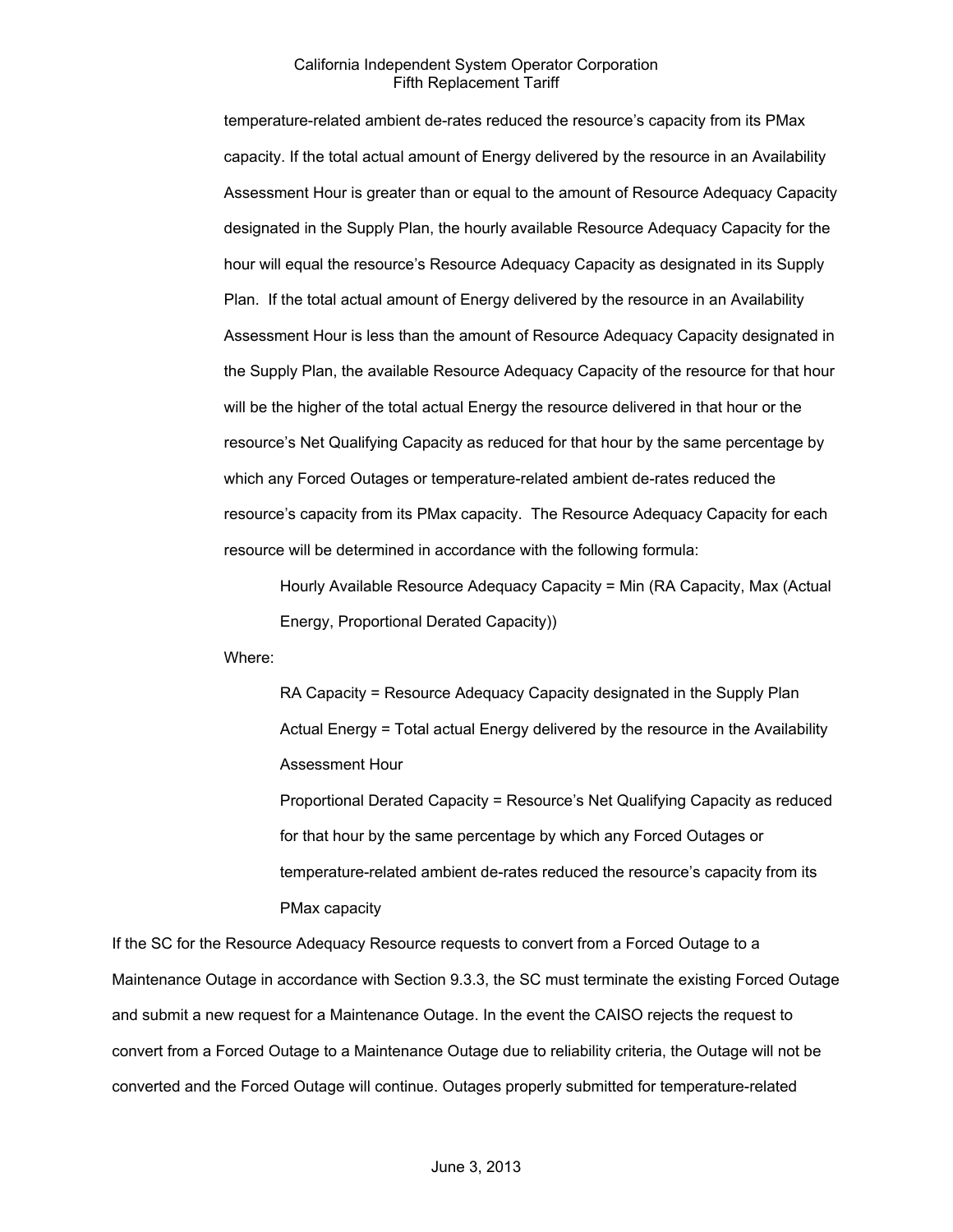temperature-related ambient de-rates reduced the resource's capacity from its PMax capacity. If the total actual amount of Energy delivered by the resource in an Availability Assessment Hour is greater than or equal to the amount of Resource Adequacy Capacity designated in the Supply Plan, the hourly available Resource Adequacy Capacity for the hour will equal the resource's Resource Adequacy Capacity as designated in its Supply Plan. If the total actual amount of Energy delivered by the resource in an Availability Assessment Hour is less than the amount of Resource Adequacy Capacity designated in the Supply Plan, the available Resource Adequacy Capacity of the resource for that hour will be the higher of the total actual Energy the resource delivered in that hour or the resource's Net Qualifying Capacity as reduced for that hour by the same percentage by which any Forced Outages or temperature-related ambient de-rates reduced the resource's capacity from its PMax capacity. The Resource Adequacy Capacity for each resource will be determined in accordance with the following formula:

Hourly Available Resource Adequacy Capacity = Min (RA Capacity, Max (Actual Energy, Proportional Derated Capacity))

Where:

RA Capacity = Resource Adequacy Capacity designated in the Supply Plan

Actual Energy = Total actual Energy delivered by the resource in the Availability Assessment Hour

Proportional Derated Capacity = Resource's Net Qualifying Capacity as reduced for that hour by the same percentage by which any Forced Outages or temperature-related ambient de-rates reduced the resource's capacity from its PMax capacity

If the SC for the Resource Adequacy Resource requests to convert from a Forced Outage to a Maintenance Outage in accordance with Section 9.3.3, the SC must terminate the existing Forced Outage and submit a new request for a Maintenance Outage. In the event the CAISO rejects the request to convert from a Forced Outage to a Maintenance Outage due to reliability criteria, the Outage will not be converted and the Forced Outage will continue. Outages properly submitted for temperature-related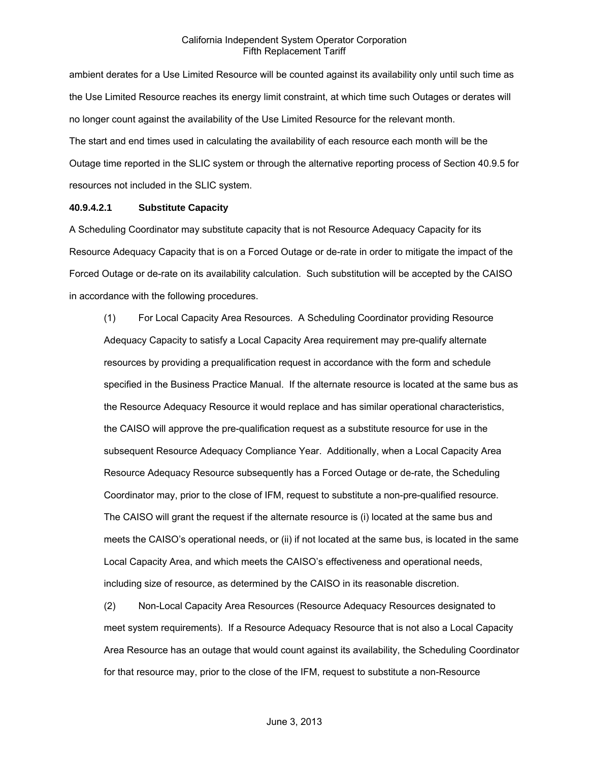ambient derates for a Use Limited Resource will be counted against its availability only until such time as the Use Limited Resource reaches its energy limit constraint, at which time such Outages or derates will no longer count against the availability of the Use Limited Resource for the relevant month.

The start and end times used in calculating the availability of each resource each month will be the Outage time reported in the SLIC system or through the alternative reporting process of Section 40.9.5 for resources not included in the SLIC system.

**40.9.4.2.1 Substitute Capacity**

A Scheduling Coordinator may substitute capacity that is not Resource Adequacy Capacity for its Resource Adequacy Capacity that is on a Forced Outage or de-rate in order to mitigate the impact of the Forced Outage or de-rate on its availability calculation. Such substitution will be accepted by the CAISO in accordance with the following procedures.

(1) For Local Capacity Area Resources. A Scheduling Coordinator providing Resource Adequacy Capacity to satisfy a Local Capacity Area requirement may pre-qualify alternate resources by providing a prequalification request in accordance with the form and schedule specified in the Business Practice Manual. If the alternate resource is located at the same bus as the Resource Adequacy Resource it would replace and has similar operational characteristics, the CAISO will approve the pre-qualification request as a substitute resource for use in the subsequent Resource Adequacy Compliance Year. Additionally, when a Local Capacity Area Resource Adequacy Resource subsequently has a Forced Outage or de-rate, the Scheduling Coordinator may, prior to the close of IFM, request to substitute a non-pre-qualified resource. The CAISO will grant the request if the alternate resource is (i) located at the same bus and meets the CAISO's operational needs, or (ii) if not located at the same bus, is located in the same Local Capacity Area, and which meets the CAISO's effectiveness and operational needs, including size of resource, as determined by the CAISO in its reasonable discretion.

(2) Non-Local Capacity Area Resources (Resource Adequacy Resources designated to meet system requirements). If a Resource Adequacy Resource that is not also a Local Capacity Area Resource has an outage that would count against its availability, the Scheduling Coordinator for that resource may, prior to the close of the IFM, request to substitute a non-Resource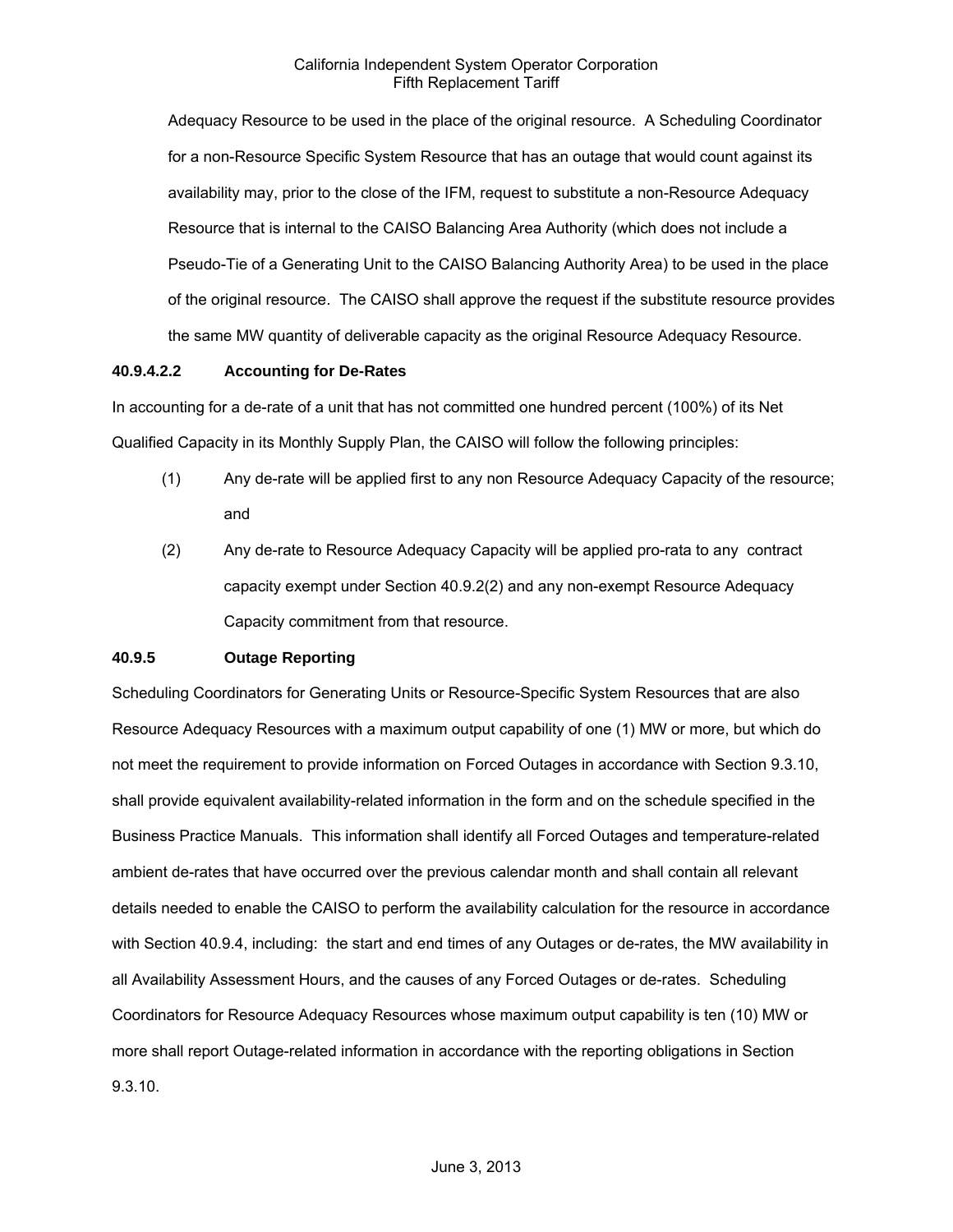Adequacy Resource to be used in the place of the original resource. A Scheduling Coordinator for a non-Resource Specific System Resource that has an outage that would count against its availability may, prior to the close of the IFM, request to substitute a non-Resource Adequacy Resource that is internal to the CAISO Balancing Area Authority (which does not include a Pseudo-Tie of a Generating Unit to the CAISO Balancing Authority Area) to be used in the place of the original resource. The CAISO shall approve the request if the substitute resource provides the same MW quantity of deliverable capacity as the original Resource Adequacy Resource.

**40.9.4.2.2 Accounting for De-Rates**

In accounting for a de-rate of a unit that has not committed one hundred percent (100%) of its Net Qualified Capacity in its Monthly Supply Plan, the CAISO will follow the following principles:

(1) Any de-rate will be applied first to any non Resource Adequacy Capacity of the resource; and

(2) Any de-rate to Resource Adequacy Capacity will be applied pro-rata to any contract capacity exempt under Section 40.9.2(2) and any non-exempt Resource Adequacy Capacity commitment from that resource.

**40.9.5 Outage Reporting**

Scheduling Coordinators for Generating Units or Resource-Specific System Resources that are also Resource Adequacy Resources with a maximum output capability of one (1) MW or more, but which do not meet the requirement to provide information on Forced Outages in accordance with Section 9.3.10, shall provide equivalent availability-related information in the form and on the schedule specified in the Business Practice Manuals. This information shall identify all Forced Outages and temperature-related ambient de-rates that have occurred over the previous calendar month and shall contain all relevant details needed to enable the CAISO to perform the availability calculation for the resource in accordance with Section 40.9.4, including: the start and end times of any Outages or de-rates, the MW availability in all Availability Assessment Hours, and the causes of any Forced Outages or de-rates. Scheduling Coordinators for Resource Adequacy Resources whose maximum output capability is ten (10) MW or more shall report Outage-related information in accordance with the reporting obligations in Section 9.3.10.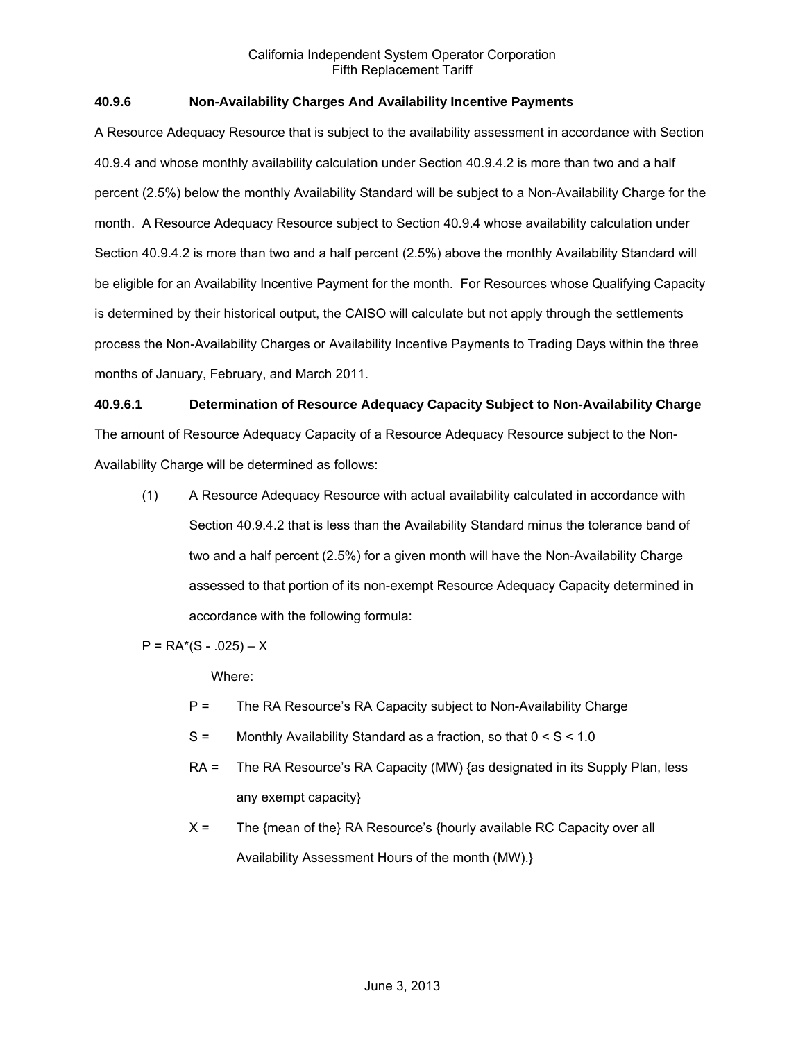### 40.9.6 Non-Availability Charges And Availability Incentive Payments

A Resource Adequacy Resource that is subject to the availability assessment in accordance with Section 40.9.4 and whose monthly availability calculation under Section 40.9.4.2 is more than two and a half percent (2.5%) below the monthly Availability Standard will be subject to a Non-Availability Charge for the month. A Resource Adequacy Resource subject to Section 40.9.4 whose availability calculation under Section 40.9.4.2 is more than two and a half percent (2.5%) above the monthly Availability Standard will be eligible for an Availability Incentive Payment for the month. For Resources whose Qualifying Capacity is determined by their historical output, the CAISO will calculate but not apply through the settlements process the Non-Availability Charges or Availability Incentive Payments to Trading Days within the three months of January, February, and March 2011.

### 40.9.6.1 Determination of Resource Adequacy Capacity Subject to Non-Availability Charge

The amount of Resource Adequacy Capacity of a Resource Adequacy Resource subject to the Non-Availability Charge will be determined as follows:

(1) A Resource Adequacy Resource with actual availability calculated in accordance with Section 40.9.4.2 that is less than the Availability Standard minus the tolerance band of two and a half percent (2.5%) for a given month will have the Non-Availability Charge assessed to that portion of its non-exempt Resource Adequacy Capacity determined in accordance with the following formula:

$$P = RA*(S - .025) - X$$

Where:

- $P$ = The RA Resource's RA Capacity subject to Non-Availability Charge
- $S$ = Monthly Availability Standard as a fraction, so that $0 < S < 1.0$
- $RA$ = The RA Resource's RA Capacity (MW) {as designated in its Supply Plan, less any exempt capacity}
- $X$ = The {mean of the} RA Resource's {hourly available RC Capacity over all Availability Assessment Hours of the month (MW).}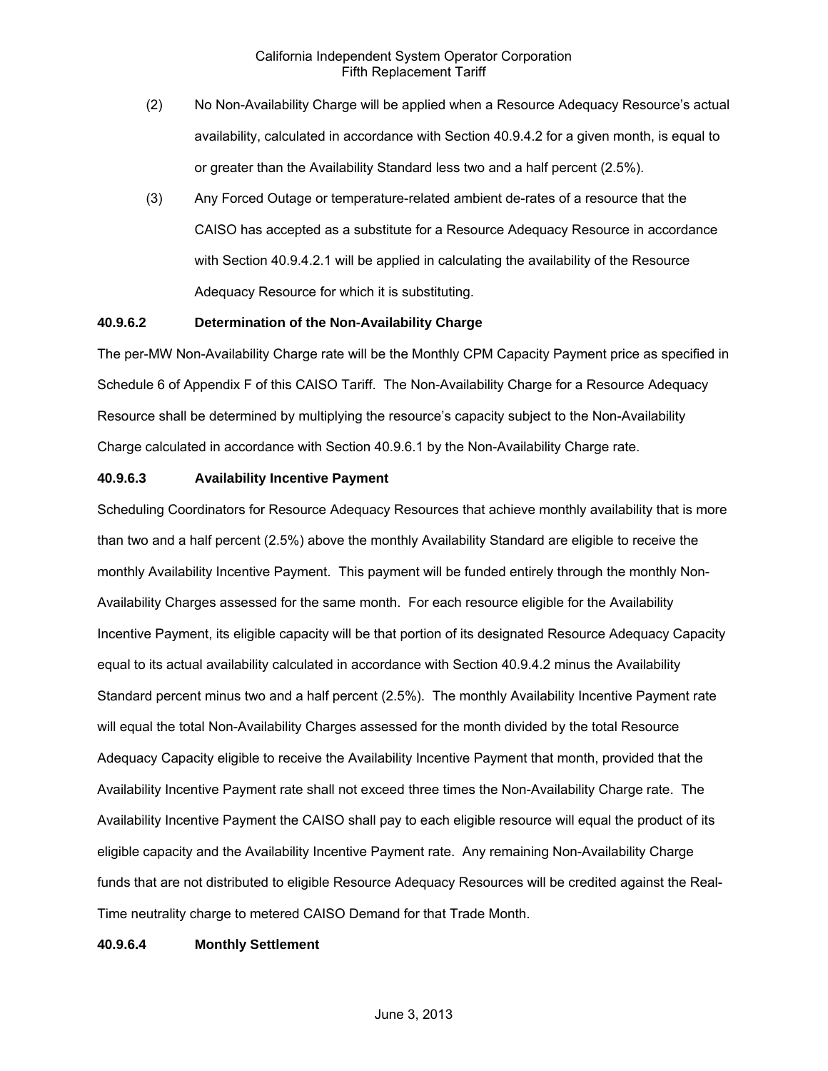(2) No Non-Availability Charge will be applied when a Resource Adequacy Resource's actual availability, calculated in accordance with Section 40.9.4.2 for a given month, is equal to or greater than the Availability Standard less two and a half percent (2.5%).

(3) Any Forced Outage or temperature-related ambient de-rates of a resource that the CAISO has accepted as a substitute for a Resource Adequacy Resource in accordance with Section 40.9.4.2.1 will be applied in calculating the availability of the Resource Adequacy Resource for which it is substituting.

**40.9.6.2 Determination of the Non-Availability Charge**

The per-MW Non-Availability Charge rate will be the Monthly CPM Capacity Payment price as specified in Schedule 6 of Appendix F of this CAISO Tariff. The Non-Availability Charge for a Resource Adequacy Resource shall be determined by multiplying the resource's capacity subject to the Non-Availability Charge calculated in accordance with Section 40.9.6.1 by the Non-Availability Charge rate.

**40.9.6.3 Availability Incentive Payment**

Scheduling Coordinators for Resource Adequacy Resources that achieve monthly availability that is more than two and a half percent (2.5%) above the monthly Availability Standard are eligible to receive the monthly Availability Incentive Payment. This payment will be funded entirely through the monthly Non-Availability Charges assessed for the same month. For each resource eligible for the Availability Incentive Payment, its eligible capacity will be that portion of its designated Resource Adequacy Capacity equal to its actual availability calculated in accordance with Section 40.9.4.2 minus the Availability Standard percent minus two and a half percent (2.5%). The monthly Availability Incentive Payment rate will equal the total Non-Availability Charges assessed for the month divided by the total Resource Adequacy Capacity eligible to receive the Availability Incentive Payment that month, provided that the Availability Incentive Payment rate shall not exceed three times the Non-Availability Charge rate. The Availability Incentive Payment the CAISO shall pay to each eligible resource will equal the product of its eligible capacity and the Availability Incentive Payment rate. Any remaining Non-Availability Charge funds that are not distributed to eligible Resource Adequacy Resources will be credited against the Real-Time neutrality charge to metered CAISO Demand for that Trade Month.

**40.9.6.4 Monthly Settlement**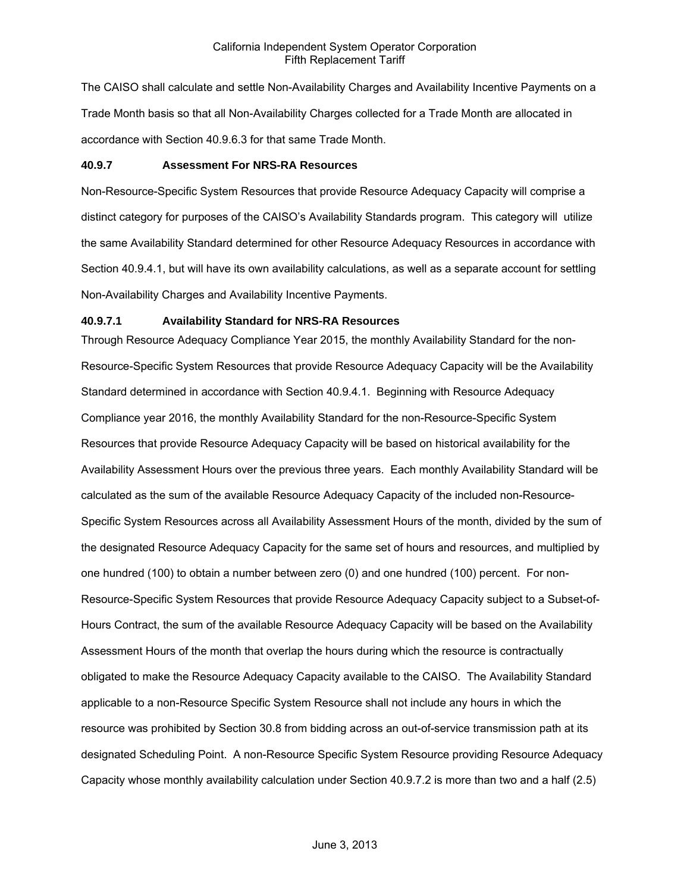The CAISO shall calculate and settle Non-Availability Charges and Availability Incentive Payments on a Trade Month basis so that all Non-Availability Charges collected for a Trade Month are allocated in accordance with Section 40.9.6.3 for that same Trade Month.

**40.9.7 Assessment For NRS-RA Resources**

Non-Resource-Specific System Resources that provide Resource Adequacy Capacity will comprise a distinct category for purposes of the CAISO's Availability Standards program. This category will utilize the same Availability Standard determined for other Resource Adequacy Resources in accordance with Section 40.9.4.1, but will have its own availability calculations, as well as a separate account for settling Non-Availability Charges and Availability Incentive Payments.

**40.9.7.1 Availability Standard for NRS-RA Resources**

Through Resource Adequacy Compliance Year 2015, the monthly Availability Standard for the non-Resource-Specific System Resources that provide Resource Adequacy Capacity will be the Availability Standard determined in accordance with Section 40.9.4.1. Beginning with Resource Adequacy Compliance year 2016, the monthly Availability Standard for the non-Resource-Specific System Resources that provide Resource Adequacy Capacity will be based on historical availability for the Availability Assessment Hours over the previous three years. Each monthly Availability Standard will be calculated as the sum of the available Resource Adequacy Capacity of the included non-Resource-Specific System Resources across all Availability Assessment Hours of the month, divided by the sum of the designated Resource Adequacy Capacity for the same set of hours and resources, and multiplied by one hundred (100) to obtain a number between zero (0) and one hundred (100) percent. For non-Resource-Specific System Resources that provide Resource Adequacy Capacity subject to a Subset-of-Hours Contract, the sum of the available Resource Adequacy Capacity will be based on the Availability Assessment Hours of the month that overlap the hours during which the resource is contractually obligated to make the Resource Adequacy Capacity available to the CAISO. The Availability Standard applicable to a non-Resource Specific System Resource shall not include any hours in which the resource was prohibited by Section 30.8 from bidding across an out-of-service transmission path at its designated Scheduling Point. A non-Resource Specific System Resource providing Resource Adequacy Capacity whose monthly availability calculation under Section 40.9.7.2 is more than two and a half (2.5)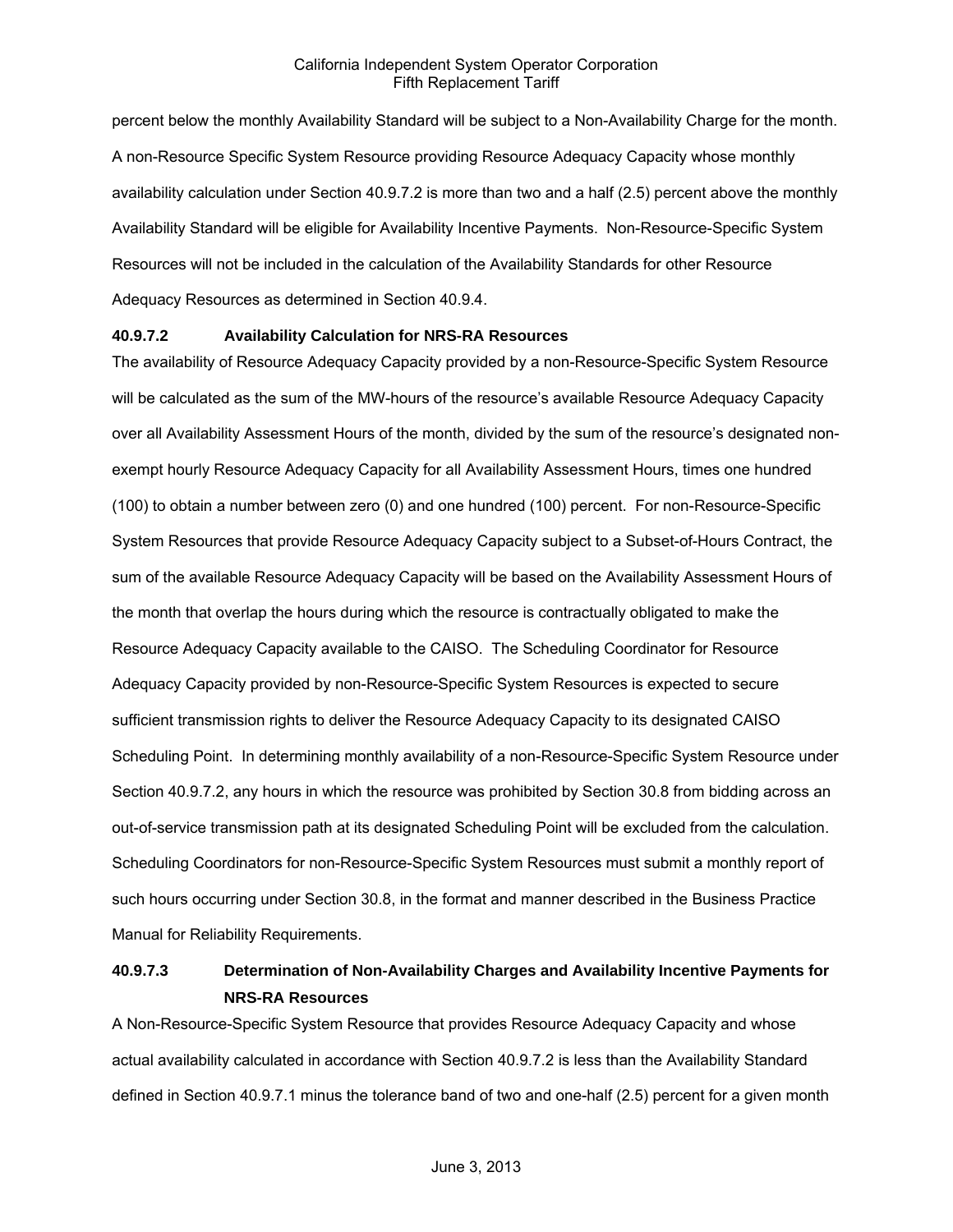percent below the monthly Availability Standard will be subject to a Non-Availability Charge for the month. A non-Resource Specific System Resource providing Resource Adequacy Capacity whose monthly availability calculation under Section 40.9.7.2 is more than two and a half (2.5) percent above the monthly Availability Standard will be eligible for Availability Incentive Payments. Non-Resource-Specific System Resources will not be included in the calculation of the Availability Standards for other Resource Adequacy Resources as determined in Section 40.9.4.

**40.9.7.2 Availability Calculation for NRS-RA Resources**

The availability of Resource Adequacy Capacity provided by a non-Resource-Specific System Resource will be calculated as the sum of the MW-hours of the resource's available Resource Adequacy Capacity over all Availability Assessment Hours of the month, divided by the sum of the resource's designated non-exempt hourly Resource Adequacy Capacity for all Availability Assessment Hours, times one hundred (100) to obtain a number between zero (0) and one hundred (100) percent. For non-Resource-Specific System Resources that provide Resource Adequacy Capacity subject to a Subset-of-Hours Contract, the sum of the available Resource Adequacy Capacity will be based on the Availability Assessment Hours of the month that overlap the hours during which the resource is contractually obligated to make the Resource Adequacy Capacity available to the CAISO. The Scheduling Coordinator for Resource Adequacy Capacity provided by non-Resource-Specific System Resources is expected to secure sufficient transmission rights to deliver the Resource Adequacy Capacity to its designated CAISO Scheduling Point. In determining monthly availability of a non-Resource-Specific System Resource under Section 40.9.7.2, any hours in which the resource was prohibited by Section 30.8 from bidding across an out-of-service transmission path at its designated Scheduling Point will be excluded from the calculation. Scheduling Coordinators for non-Resource-Specific System Resources must submit a monthly report of such hours occurring under Section 30.8, in the format and manner described in the Business Practice Manual for Reliability Requirements.

**40.9.7.3 Determination of Non-Availability Charges and Availability Incentive Payments for NRS-RA Resources**

A Non-Resource-Specific System Resource that provides Resource Adequacy Capacity and whose actual availability calculated in accordance with Section 40.9.7.2 is less than the Availability Standard defined in Section 40.9.7.1 minus the tolerance band of two and one-half (2.5) percent for a given month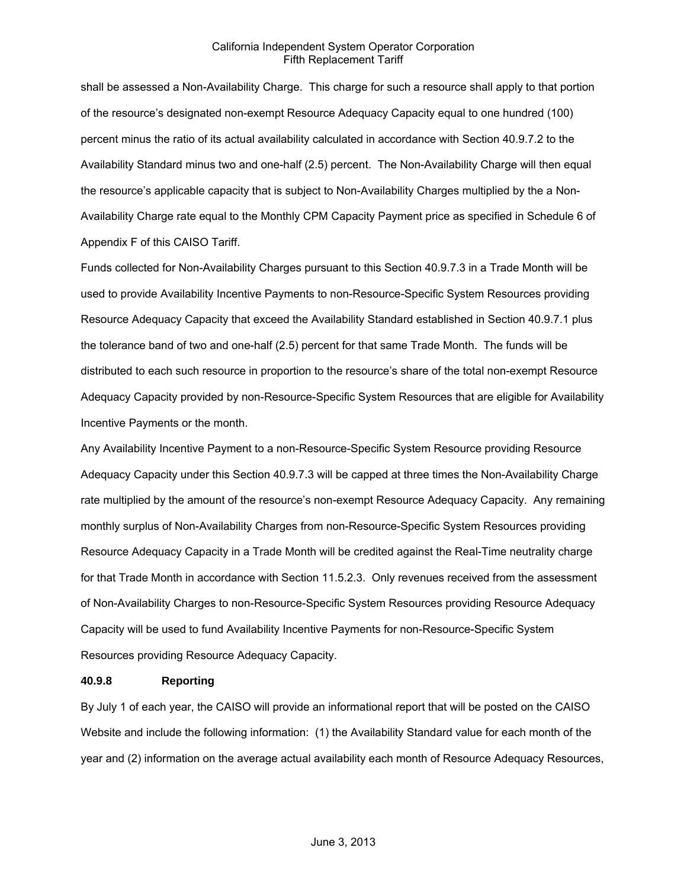shall be assessed a Non-Availability Charge. This charge for such a resource shall apply to that portion of the resource's designated non-exempt Resource Adequacy Capacity equal to one hundred (100) percent minus the ratio of its actual availability calculated in accordance with Section 40.9.7.2 to the Availability Standard minus two and one-half (2.5) percent. The Non-Availability Charge will then equal the resource's applicable capacity that is subject to Non-Availability Charges multiplied by the a Non-Availability Charge rate equal to the Monthly CPM Capacity Payment price as specified in Schedule 6 of Appendix F of this CAISO Tariff.

Funds collected for Non-Availability Charges pursuant to this Section 40.9.7.3 in a Trade Month will be used to provide Availability Incentive Payments to non-Resource-Specific System Resources providing Resource Adequacy Capacity that exceed the Availability Standard established in Section 40.9.7.1 plus the tolerance band of two and one-half (2.5) percent for that same Trade Month. The funds will be distributed to each such resource in proportion to the resource's share of the total non-exempt Resource Adequacy Capacity provided by non-Resource-Specific System Resources that are eligible for Availability Incentive Payments or the month.

Any Availability Incentive Payment to a non-Resource-Specific System Resource providing Resource Adequacy Capacity under this Section 40.9.7.3 will be capped at three times the Non-Availability Charge rate multiplied by the amount of the resource's non-exempt Resource Adequacy Capacity. Any remaining monthly surplus of Non-Availability Charges from non-Resource-Specific System Resources providing Resource Adequacy Capacity in a Trade Month will be credited against the Real-Time neutrality charge for that Trade Month in accordance with Section 11.5.2.3. Only revenues received from the assessment of Non-Availability Charges to non-Resource-Specific System Resources providing Resource Adequacy Capacity will be used to fund Availability Incentive Payments for non-Resource-Specific System Resources providing Resource Adequacy Capacity.

**40.9.8 Reporting**

By July 1 of each year, the CAISO will provide an informational report that will be posted on the CAISO Website and include the following information: (1) the Availability Standard value for each month of the year and (2) information on the average actual availability each month of Resource Adequacy Resources,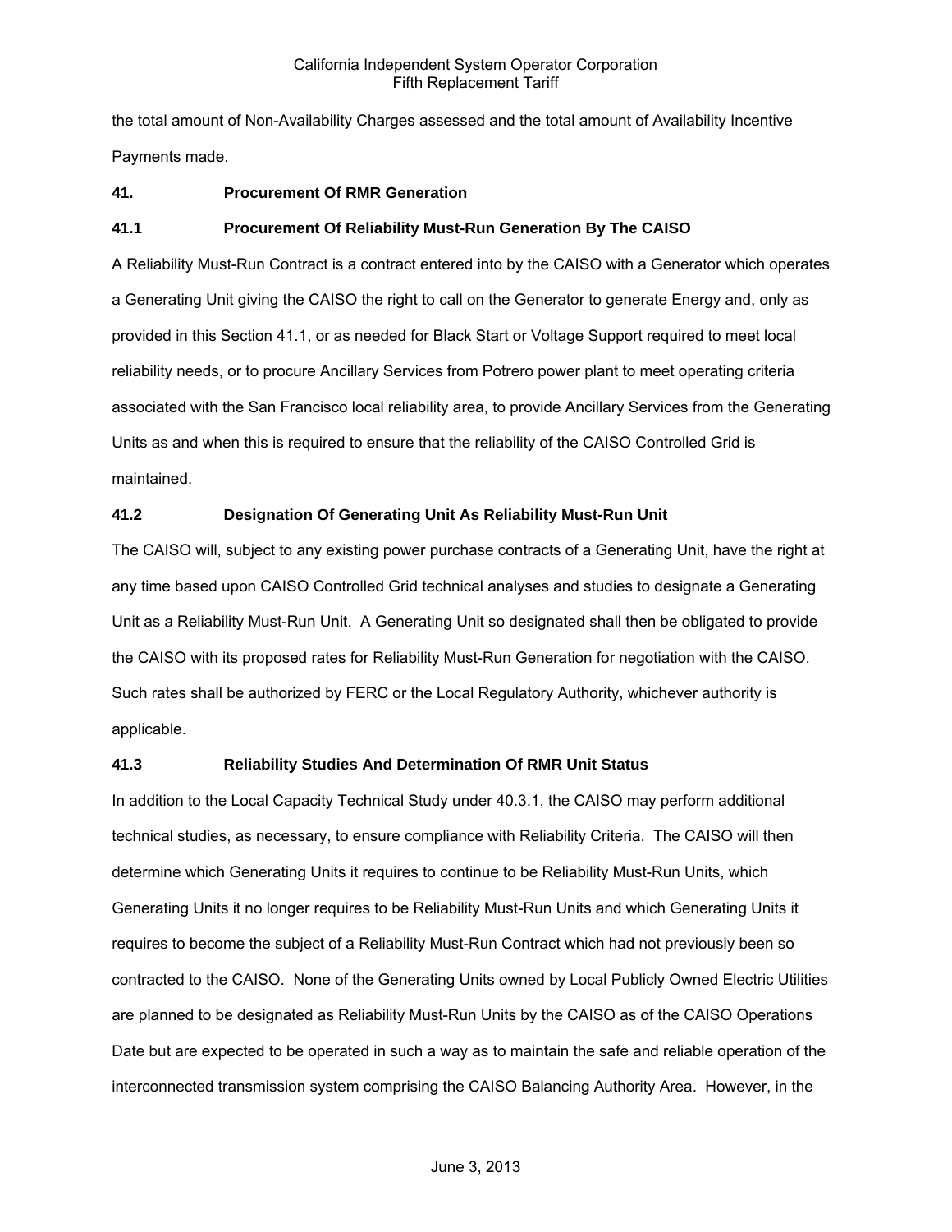the total amount of Non-Availability Charges assessed and the total amount of Availability Incentive Payments made.

## 41. Procurement Of RMR Generation

### 41.1 Procurement Of Reliability Must-Run Generation By The CAISO

A Reliability Must-Run Contract is a contract entered into by the CAISO with a Generator which operates a Generating Unit giving the CAISO the right to call on the Generator to generate Energy and, only as provided in this Section 41.1, or as needed for Black Start or Voltage Support required to meet local reliability needs, or to procure Ancillary Services from Potrero power plant to meet operating criteria associated with the San Francisco local reliability area, to provide Ancillary Services from the Generating Units as and when this is required to ensure that the reliability of the CAISO Controlled Grid is maintained.

### 41.2 Designation Of Generating Unit As Reliability Must-Run Unit

The CAISO will, subject to any existing power purchase contracts of a Generating Unit, have the right at any time based upon CAISO Controlled Grid technical analyses and studies to designate a Generating Unit as a Reliability Must-Run Unit. A Generating Unit so designated shall then be obligated to provide the CAISO with its proposed rates for Reliability Must-Run Generation for negotiation with the CAISO. Such rates shall be authorized by FERC or the Local Regulatory Authority, whichever authority is applicable.

### 41.3 Reliability Studies And Determination Of RMR Unit Status

In addition to the Local Capacity Technical Study under 40.3.1, the CAISO may perform additional technical studies, as necessary, to ensure compliance with Reliability Criteria. The CAISO will then determine which Generating Units it requires to continue to be Reliability Must-Run Units, which Generating Units it no longer requires to be Reliability Must-Run Units and which Generating Units it requires to become the subject of a Reliability Must-Run Contract which had not previously been so contracted to the CAISO. None of the Generating Units owned by Local Publicly Owned Electric Utilities are planned to be designated as Reliability Must-Run Units by the CAISO as of the CAISO Operations Date but are expected to be operated in such a way as to maintain the safe and reliable operation of the interconnected transmission system comprising the CAISO Balancing Authority Area. However, in the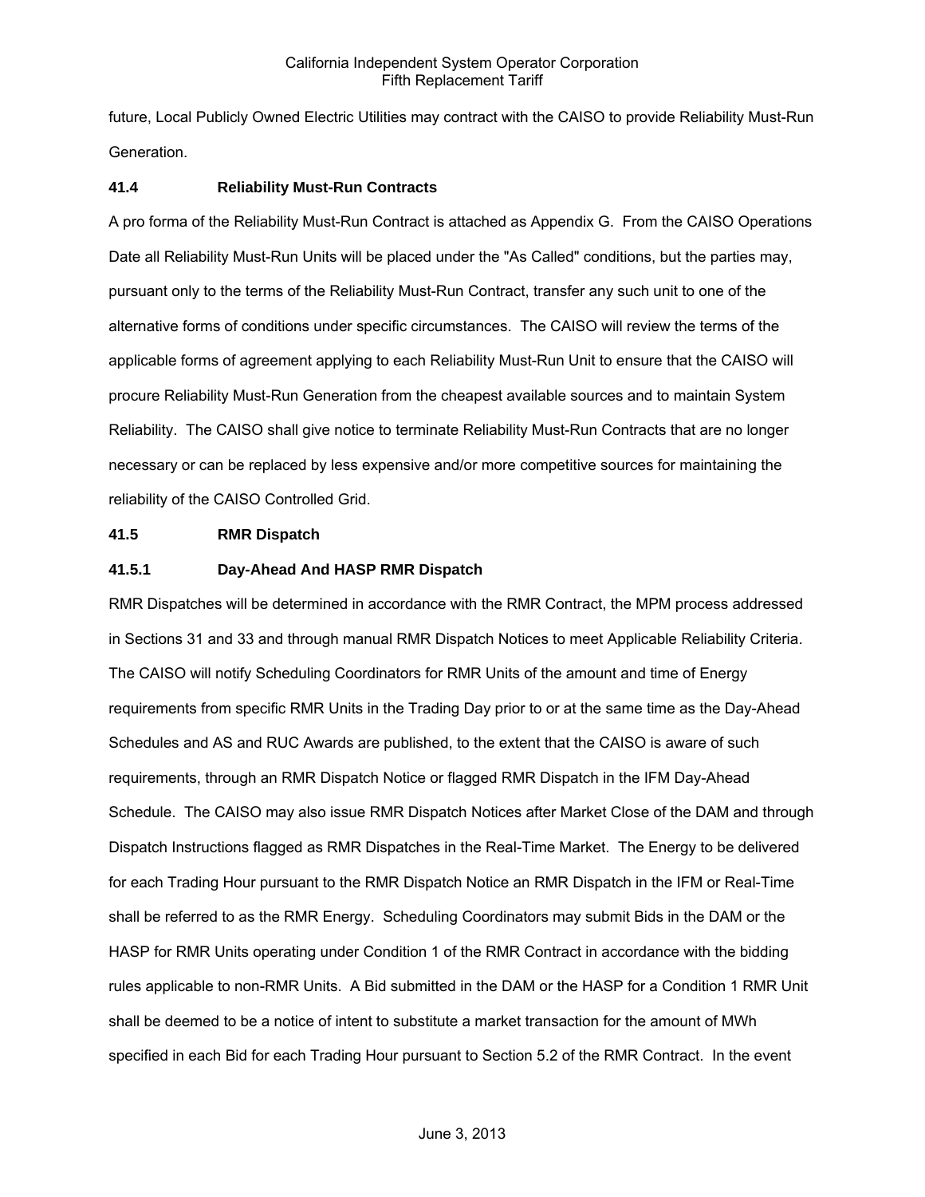future, Local Publicly Owned Electric Utilities may contract with the CAISO to provide Reliability Must-Run Generation.

### 41.4 Reliability Must-Run Contracts

A pro forma of the Reliability Must-Run Contract is attached as Appendix G. From the CAISO Operations Date all Reliability Must-Run Units will be placed under the "As Called" conditions, but the parties may, pursuant only to the terms of the Reliability Must-Run Contract, transfer any such unit to one of the alternative forms of conditions under specific circumstances. The CAISO will review the terms of the applicable forms of agreement applying to each Reliability Must-Run Unit to ensure that the CAISO will procure Reliability Must-Run Generation from the cheapest available sources and to maintain System Reliability. The CAISO shall give notice to terminate Reliability Must-Run Contracts that are no longer necessary or can be replaced by less expensive and/or more competitive sources for maintaining the reliability of the CAISO Controlled Grid.

### 41.5 RMR Dispatch

#### 41.5.1 Day-Ahead And HASP RMR Dispatch

RMR Dispatches will be determined in accordance with the RMR Contract, the MPM process addressed in Sections 31 and 33 and through manual RMR Dispatch Notices to meet Applicable Reliability Criteria. The CAISO will notify Scheduling Coordinators for RMR Units of the amount and time of Energy requirements from specific RMR Units in the Trading Day prior to or at the same time as the Day-Ahead Schedules and AS and RUC Awards are published, to the extent that the CAISO is aware of such requirements, through an RMR Dispatch Notice or flagged RMR Dispatch in the IFM Day-Ahead Schedule. The CAISO may also issue RMR Dispatch Notices after Market Close of the DAM and through Dispatch Instructions flagged as RMR Dispatches in the Real-Time Market. The Energy to be delivered for each Trading Hour pursuant to the RMR Dispatch Notice an RMR Dispatch in the IFM or Real-Time shall be referred to as the RMR Energy. Scheduling Coordinators may submit Bids in the DAM or the HASP for RMR Units operating under Condition 1 of the RMR Contract in accordance with the bidding rules applicable to non-RMR Units. A Bid submitted in the DAM or the HASP for a Condition 1 RMR Unit shall be deemed to be a notice of intent to substitute a market transaction for the amount of MWh specified in each Bid for each Trading Hour pursuant to Section 5.2 of the RMR Contract. In the event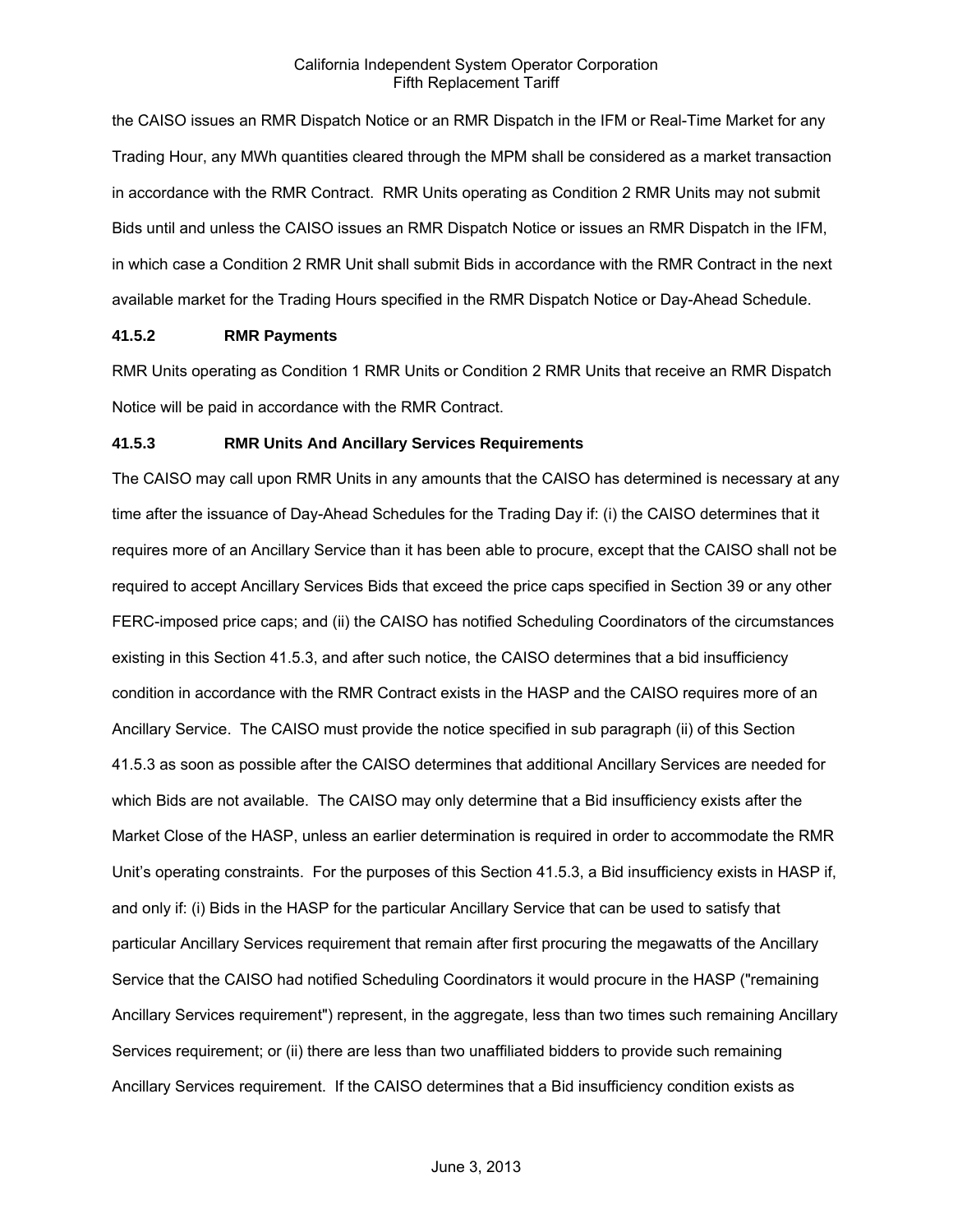the CAISO issues an RMR Dispatch Notice or an RMR Dispatch in the IFM or Real-Time Market for any Trading Hour, any MWh quantities cleared through the MPM shall be considered as a market transaction in accordance with the RMR Contract. RMR Units operating as Condition 2 RMR Units may not submit Bids until and unless the CAISO issues an RMR Dispatch Notice or issues an RMR Dispatch in the IFM, in which case a Condition 2 RMR Unit shall submit Bids in accordance with the RMR Contract in the next available market for the Trading Hours specified in the RMR Dispatch Notice or Day-Ahead Schedule.

### 41.5.2 RMR Payments

RMR Units operating as Condition 1 RMR Units or Condition 2 RMR Units that receive an RMR Dispatch Notice will be paid in accordance with the RMR Contract.

### 41.5.3 RMR Units And Ancillary Services Requirements

The CAISO may call upon RMR Units in any amounts that the CAISO has determined is necessary at any time after the issuance of Day-Ahead Schedules for the Trading Day if: (i) the CAISO determines that it requires more of an Ancillary Service than it has been able to procure, except that the CAISO shall not be required to accept Ancillary Services Bids that exceed the price caps specified in Section 39 or any other FERC-imposed price caps; and (ii) the CAISO has notified Scheduling Coordinators of the circumstances existing in this Section 41.5.3, and after such notice, the CAISO determines that a bid insufficiency condition in accordance with the RMR Contract exists in the HASP and the CAISO requires more of an Ancillary Service. The CAISO must provide the notice specified in sub paragraph (ii) of this Section 41.5.3 as soon as possible after the CAISO determines that additional Ancillary Services are needed for which Bids are not available. The CAISO may only determine that a Bid insufficiency exists after the Market Close of the HASP, unless an earlier determination is required in order to accommodate the RMR Unit's operating constraints. For the purposes of this Section 41.5.3, a Bid insufficiency exists in HASP if, and only if: (i) Bids in the HASP for the particular Ancillary Service that can be used to satisfy that particular Ancillary Services requirement that remain after first procuring the megawatts of the Ancillary Service that the CAISO had notified Scheduling Coordinators it would procure in the HASP ("remaining Ancillary Services requirement") represent, in the aggregate, less than two times such remaining Ancillary Services requirement; or (ii) there are less than two unaffiliated bidders to provide such remaining Ancillary Services requirement. If the CAISO determines that a Bid insufficiency condition exists as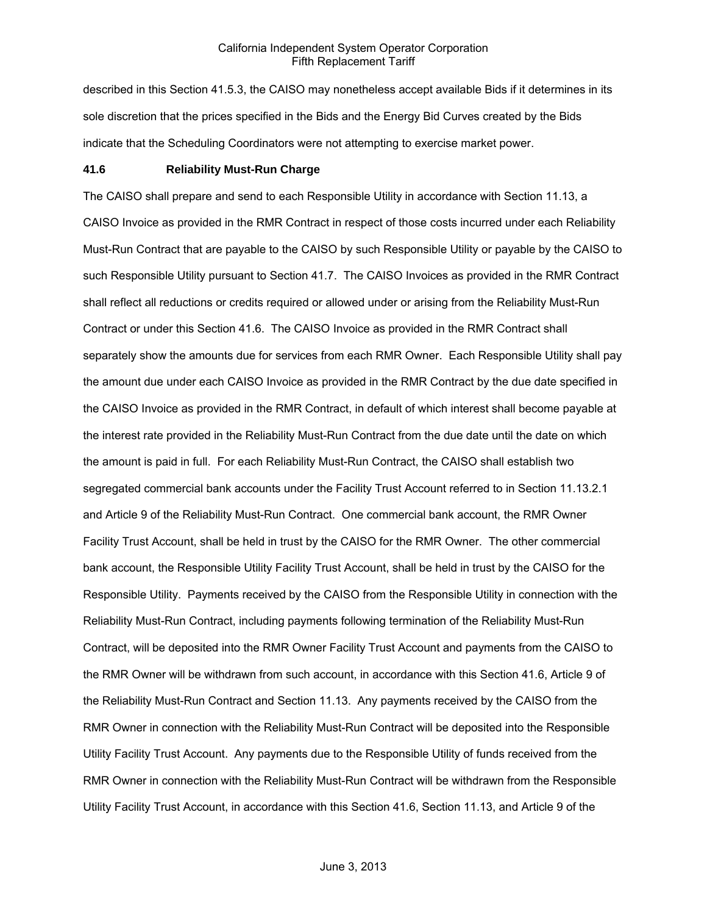described in this Section 41.5.3, the CAISO may nonetheless accept available Bids if it determines in its sole discretion that the prices specified in the Bids and the Energy Bid Curves created by the Bids indicate that the Scheduling Coordinators were not attempting to exercise market power.

**41.6 Reliability Must-Run Charge**

The CAISO shall prepare and send to each Responsible Utility in accordance with Section 11.13, a CAISO Invoice as provided in the RMR Contract in respect of those costs incurred under each Reliability Must-Run Contract that are payable to the CAISO by such Responsible Utility or payable by the CAISO to such Responsible Utility pursuant to Section 41.7. The CAISO Invoices as provided in the RMR Contract shall reflect all reductions or credits required or allowed under or arising from the Reliability Must-Run Contract or under this Section 41.6. The CAISO Invoice as provided in the RMR Contract shall separately show the amounts due for services from each RMR Owner. Each Responsible Utility shall pay the amount due under each CAISO Invoice as provided in the RMR Contract by the due date specified in the CAISO Invoice as provided in the RMR Contract, in default of which interest shall become payable at the interest rate provided in the Reliability Must-Run Contract from the due date until the date on which the amount is paid in full. For each Reliability Must-Run Contract, the CAISO shall establish two segregated commercial bank accounts under the Facility Trust Account referred to in Section 11.13.2.1 and Article 9 of the Reliability Must-Run Contract. One commercial bank account, the RMR Owner Facility Trust Account, shall be held in trust by the CAISO for the RMR Owner. The other commercial bank account, the Responsible Utility Facility Trust Account, shall be held in trust by the CAISO for the Responsible Utility. Payments received by the CAISO from the Responsible Utility in connection with the Reliability Must-Run Contract, including payments following termination of the Reliability Must-Run Contract, will be deposited into the RMR Owner Facility Trust Account and payments from the CAISO to the RMR Owner will be withdrawn from such account, in accordance with this Section 41.6, Article 9 of the Reliability Must-Run Contract and Section 11.13. Any payments received by the CAISO from the RMR Owner in connection with the Reliability Must-Run Contract will be deposited into the Responsible Utility Facility Trust Account. Any payments due to the Responsible Utility of funds received from the RMR Owner in connection with the Reliability Must-Run Contract will be withdrawn from the Responsible Utility Facility Trust Account, in accordance with this Section 41.6, Section 11.13, and Article 9 of the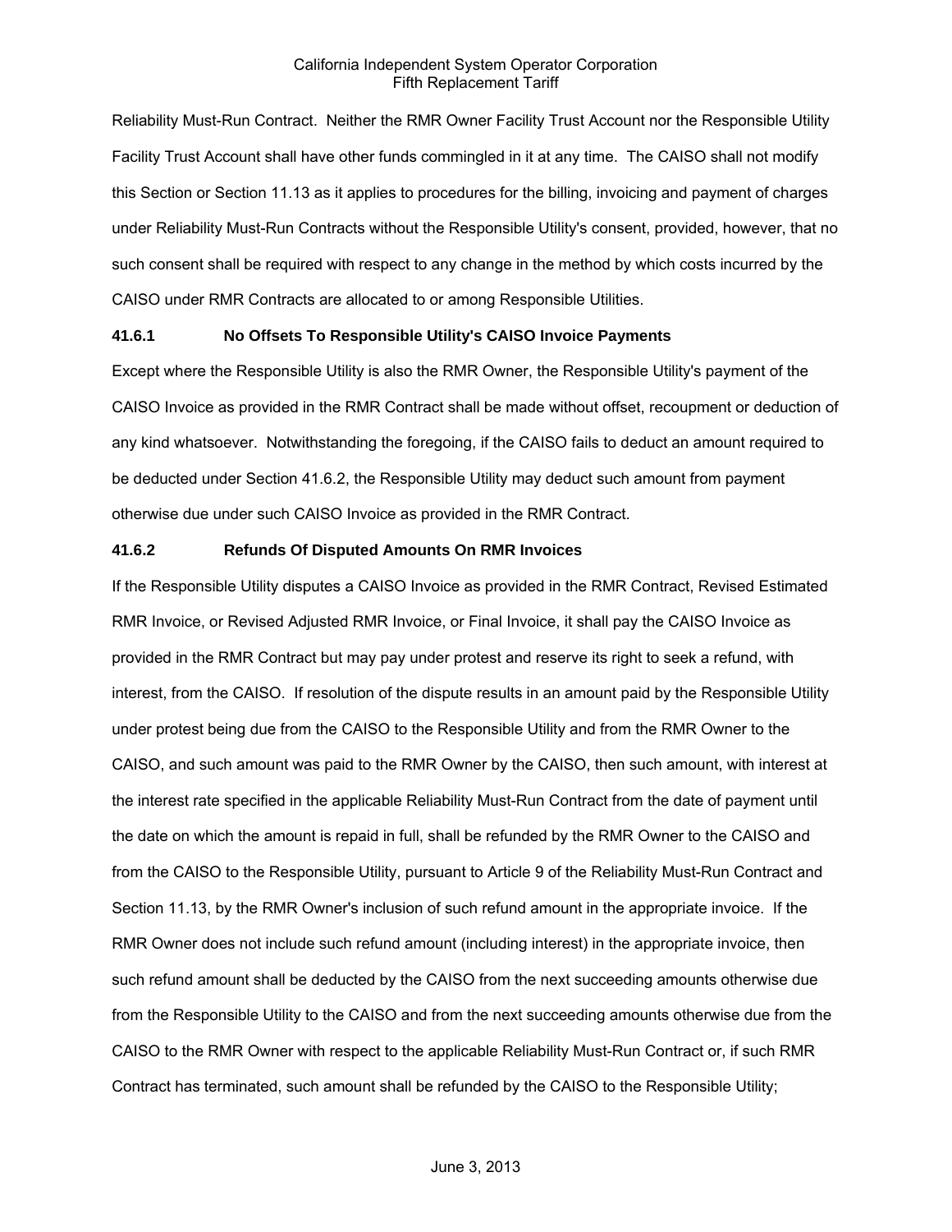Reliability Must-Run Contract. Neither the RMR Owner Facility Trust Account nor the Responsible Utility Facility Trust Account shall have other funds commingled in it at any time. The CAISO shall not modify this Section or Section 11.13 as it applies to procedures for the billing, invoicing and payment of charges under Reliability Must-Run Contracts without the Responsible Utility's consent, provided, however, that no such consent shall be required with respect to any change in the method by which costs incurred by the CAISO under RMR Contracts are allocated to or among Responsible Utilities.

### 41.6.1 No Offsets To Responsible Utility's CAISO Invoice Payments

Except where the Responsible Utility is also the RMR Owner, the Responsible Utility's payment of the CAISO Invoice as provided in the RMR Contract shall be made without offset, recoupment or deduction of any kind whatsoever. Notwithstanding the foregoing, if the CAISO fails to deduct an amount required to be deducted under Section 41.6.2, the Responsible Utility may deduct such amount from payment otherwise due under such CAISO Invoice as provided in the RMR Contract.

### 41.6.2 Refunds Of Disputed Amounts On RMR Invoices

If the Responsible Utility disputes a CAISO Invoice as provided in the RMR Contract, Revised Estimated RMR Invoice, or Revised Adjusted RMR Invoice, or Final Invoice, it shall pay the CAISO Invoice as provided in the RMR Contract but may pay under protest and reserve its right to seek a refund, with interest, from the CAISO. If resolution of the dispute results in an amount paid by the Responsible Utility under protest being due from the CAISO to the Responsible Utility and from the RMR Owner to the CAISO, and such amount was paid to the RMR Owner by the CAISO, then such amount, with interest at the interest rate specified in the applicable Reliability Must-Run Contract from the date of payment until the date on which the amount is repaid in full, shall be refunded by the RMR Owner to the CAISO and from the CAISO to the Responsible Utility, pursuant to Article 9 of the Reliability Must-Run Contract and Section 11.13, by the RMR Owner's inclusion of such refund amount in the appropriate invoice. If the RMR Owner does not include such refund amount (including interest) in the appropriate invoice, then such refund amount shall be deducted by the CAISO from the next succeeding amounts otherwise due from the Responsible Utility to the CAISO and from the next succeeding amounts otherwise due from the CAISO to the RMR Owner with respect to the applicable Reliability Must-Run Contract or, if such RMR Contract has terminated, such amount shall be refunded by the CAISO to the Responsible Utility;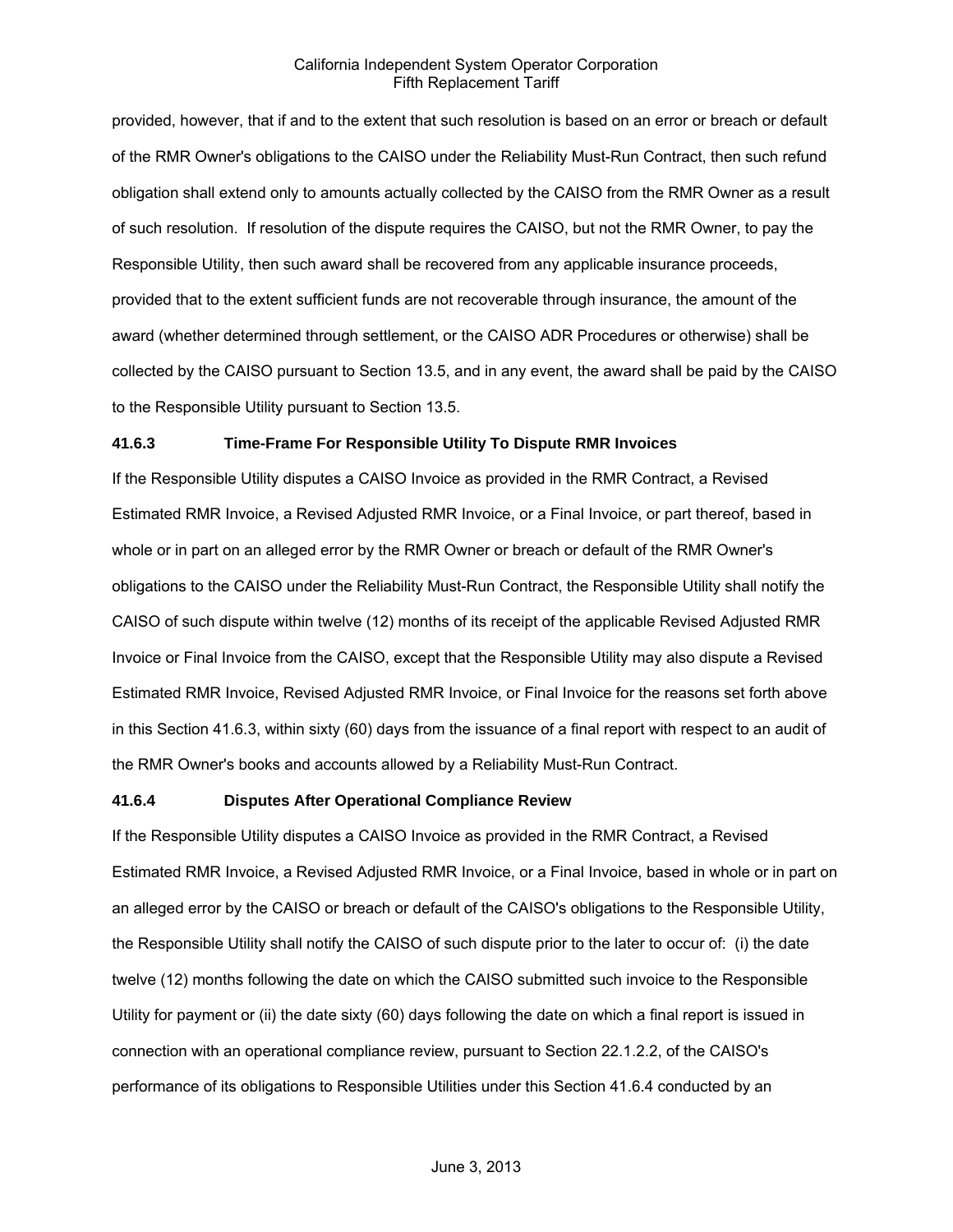provided, however, that if and to the extent that such resolution is based on an error or breach or default of the RMR Owner's obligations to the CAISO under the Reliability Must-Run Contract, then such refund obligation shall extend only to amounts actually collected by the CAISO from the RMR Owner as a result of such resolution. If resolution of the dispute requires the CAISO, but not the RMR Owner, to pay the Responsible Utility, then such award shall be recovered from any applicable insurance proceeds, provided that to the extent sufficient funds are not recoverable through insurance, the amount of the award (whether determined through settlement, or the CAISO ADR Procedures or otherwise) shall be collected by the CAISO pursuant to Section 13.5, and in any event, the award shall be paid by the CAISO to the Responsible Utility pursuant to Section 13.5.

### 41.6.3 Time-Frame For Responsible Utility To Dispute RMR Invoices

If the Responsible Utility disputes a CAISO Invoice as provided in the RMR Contract, a Revised Estimated RMR Invoice, a Revised Adjusted RMR Invoice, or a Final Invoice, or part thereof, based in whole or in part on an alleged error by the RMR Owner or breach or default of the RMR Owner's obligations to the CAISO under the Reliability Must-Run Contract, the Responsible Utility shall notify the CAISO of such dispute within twelve (12) months of its receipt of the applicable Revised Adjusted RMR Invoice or Final Invoice from the CAISO, except that the Responsible Utility may also dispute a Revised Estimated RMR Invoice, Revised Adjusted RMR Invoice, or Final Invoice for the reasons set forth above in this Section 41.6.3, within sixty (60) days from the issuance of a final report with respect to an audit of the RMR Owner's books and accounts allowed by a Reliability Must-Run Contract.

### 41.6.4 Disputes After Operational Compliance Review

If the Responsible Utility disputes a CAISO Invoice as provided in the RMR Contract, a Revised Estimated RMR Invoice, a Revised Adjusted RMR Invoice, or a Final Invoice, based in whole or in part on an alleged error by the CAISO or breach or default of the CAISO's obligations to the Responsible Utility, the Responsible Utility shall notify the CAISO of such dispute prior to the later to occur of: (i) the date twelve (12) months following the date on which the CAISO submitted such invoice to the Responsible Utility for payment or (ii) the date sixty (60) days following the date on which a final report is issued in connection with an operational compliance review, pursuant to Section 22.1.2.2, of the CAISO's performance of its obligations to Responsible Utilities under this Section 41.6.4 conducted by an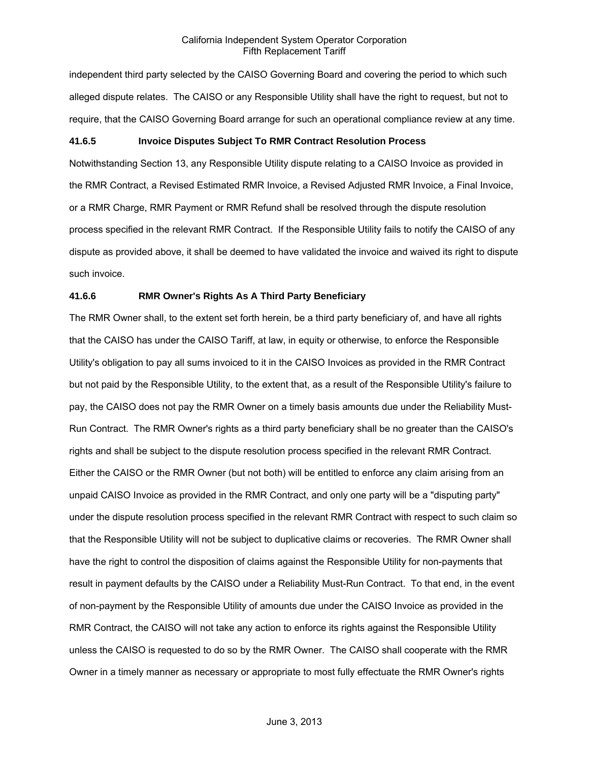independent third party selected by the CAISO Governing Board and covering the period to which such alleged dispute relates. The CAISO or any Responsible Utility shall have the right to request, but not to require, that the CAISO Governing Board arrange for such an operational compliance review at any time.

### 41.6.5 Invoice Disputes Subject To RMR Contract Resolution Process

Notwithstanding Section 13, any Responsible Utility dispute relating to a CAISO Invoice as provided in the RMR Contract, a Revised Estimated RMR Invoice, a Revised Adjusted RMR Invoice, a Final Invoice, or a RMR Charge, RMR Payment or RMR Refund shall be resolved through the dispute resolution process specified in the relevant RMR Contract. If the Responsible Utility fails to notify the CAISO of any dispute as provided above, it shall be deemed to have validated the invoice and waived its right to dispute such invoice.

### 41.6.6 RMR Owner's Rights As A Third Party Beneficiary

The RMR Owner shall, to the extent set forth herein, be a third party beneficiary of, and have all rights that the CAISO has under the CAISO Tariff, at law, in equity or otherwise, to enforce the Responsible Utility's obligation to pay all sums invoiced to it in the CAISO Invoices as provided in the RMR Contract but not paid by the Responsible Utility, to the extent that, as a result of the Responsible Utility's failure to pay, the CAISO does not pay the RMR Owner on a timely basis amounts due under the Reliability Must-Run Contract. The RMR Owner's rights as a third party beneficiary shall be no greater than the CAISO's rights and shall be subject to the dispute resolution process specified in the relevant RMR Contract. Either the CAISO or the RMR Owner (but not both) will be entitled to enforce any claim arising from an unpaid CAISO Invoice as provided in the RMR Contract, and only one party will be a "disputing party" under the dispute resolution process specified in the relevant RMR Contract with respect to such claim so that the Responsible Utility will not be subject to duplicative claims or recoveries. The RMR Owner shall have the right to control the disposition of claims against the Responsible Utility for non-payments that result in payment defaults by the CAISO under a Reliability Must-Run Contract. To that end, in the event of non-payment by the Responsible Utility of amounts due under the CAISO Invoice as provided in the RMR Contract, the CAISO will not take any action to enforce its rights against the Responsible Utility unless the CAISO is requested to do so by the RMR Owner. The CAISO shall cooperate with the RMR Owner in a timely manner as necessary or appropriate to most fully effectuate the RMR Owner's rights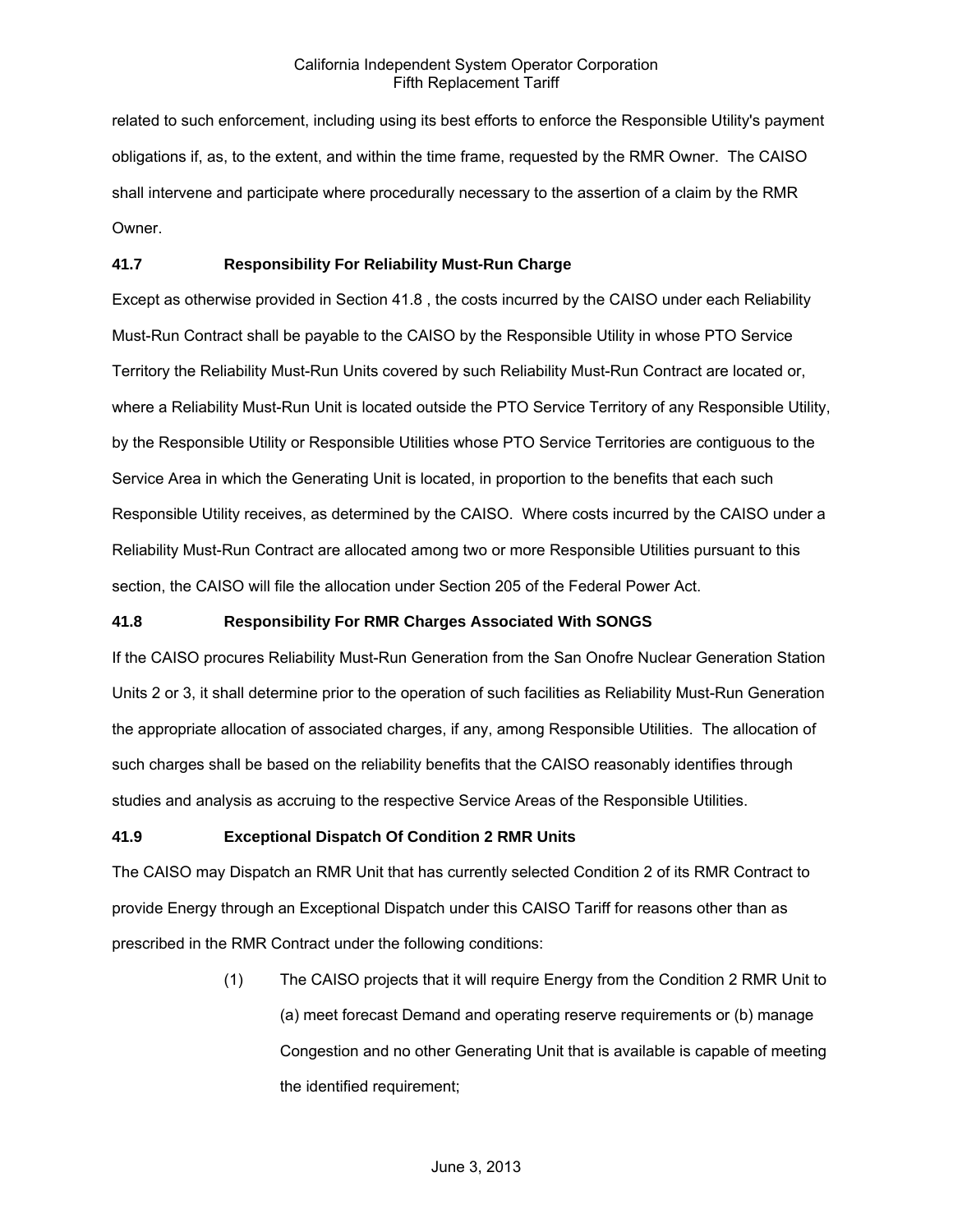related to such enforcement, including using its best efforts to enforce the Responsible Utility's payment obligations if, as, to the extent, and within the time frame, requested by the RMR Owner. The CAISO shall intervene and participate where procedurally necessary to the assertion of a claim by the RMR Owner.

### 41.7 Responsibility For Reliability Must-Run Charge

Except as otherwise provided in Section 41.8 , the costs incurred by the CAISO under each Reliability Must-Run Contract shall be payable to the CAISO by the Responsible Utility in whose PTO Service Territory the Reliability Must-Run Units covered by such Reliability Must-Run Contract are located or, where a Reliability Must-Run Unit is located outside the PTO Service Territory of any Responsible Utility, by the Responsible Utility or Responsible Utilities whose PTO Service Territories are contiguous to the Service Area in which the Generating Unit is located, in proportion to the benefits that each such Responsible Utility receives, as determined by the CAISO. Where costs incurred by the CAISO under a Reliability Must-Run Contract are allocated among two or more Responsible Utilities pursuant to this section, the CAISO will file the allocation under Section 205 of the Federal Power Act.

### 41.8 Responsibility For RMR Charges Associated With SONGS

If the CAISO procures Reliability Must-Run Generation from the San Onofre Nuclear Generation Station Units 2 or 3, it shall determine prior to the operation of such facilities as Reliability Must-Run Generation the appropriate allocation of associated charges, if any, among Responsible Utilities. The allocation of such charges shall be based on the reliability benefits that the CAISO reasonably identifies through studies and analysis as accruing to the respective Service Areas of the Responsible Utilities.

### 41.9 Exceptional Dispatch Of Condition 2 RMR Units

The CAISO may Dispatch an RMR Unit that has currently selected Condition 2 of its RMR Contract to provide Energy through an Exceptional Dispatch under this CAISO Tariff for reasons other than as prescribed in the RMR Contract under the following conditions:

(1) The CAISO projects that it will require Energy from the Condition 2 RMR Unit to (a) meet forecast Demand and operating reserve requirements or (b) manage Congestion and no other Generating Unit that is available is capable of meeting the identified requirement;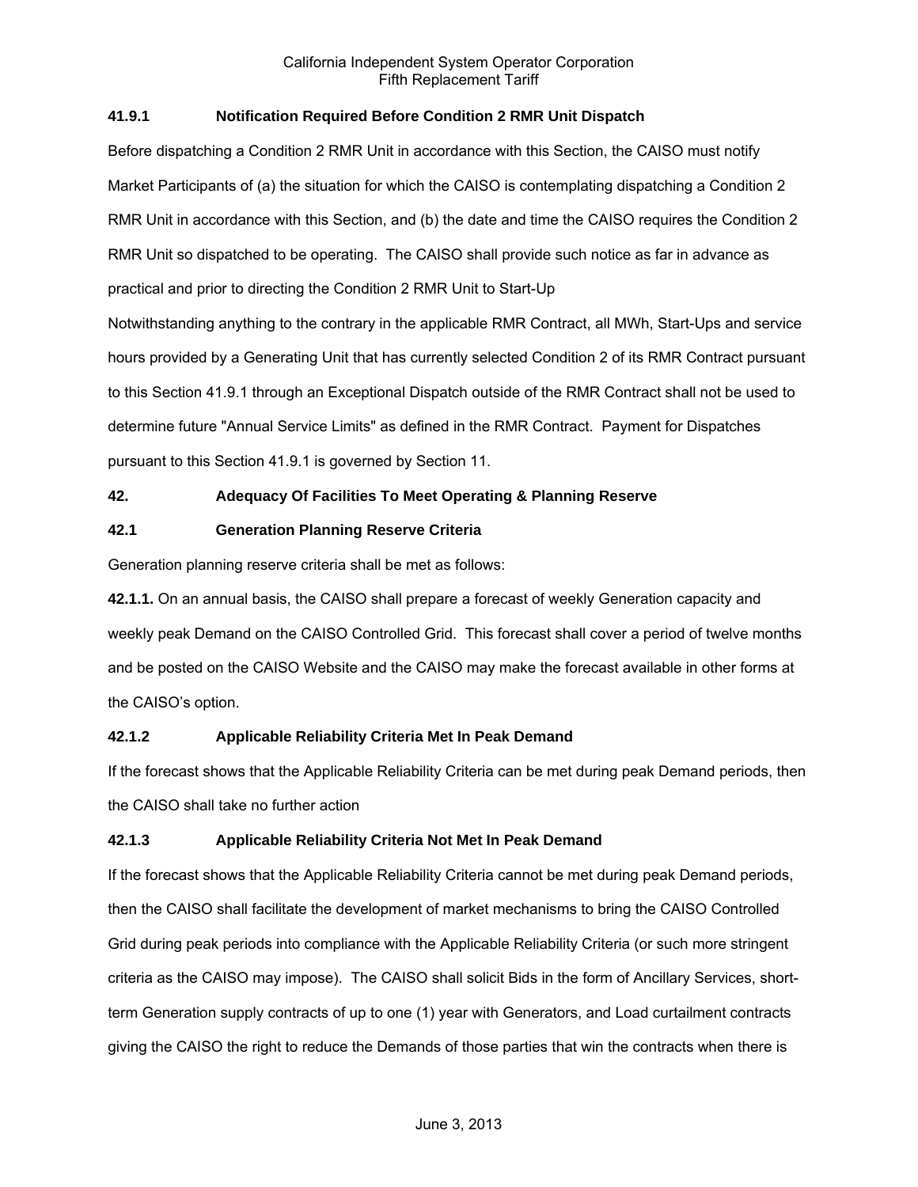### 41.9.1 Notification Required Before Condition 2 RMR Unit Dispatch

Before dispatching a Condition 2 RMR Unit in accordance with this Section, the CAISO must notify Market Participants of (a) the situation for which the CAISO is contemplating dispatching a Condition 2 RMR Unit in accordance with this Section, and (b) the date and time the CAISO requires the Condition 2 RMR Unit so dispatched to be operating. The CAISO shall provide such notice as far in advance as practical and prior to directing the Condition 2 RMR Unit to Start-Up

Notwithstanding anything to the contrary in the applicable RMR Contract, all MWh, Start-Ups and service hours provided by a Generating Unit that has currently selected Condition 2 of its RMR Contract pursuant to this Section 41.9.1 through an Exceptional Dispatch outside of the RMR Contract shall not be used to determine future "Annual Service Limits" as defined in the RMR Contract. Payment for Dispatches pursuant to this Section 41.9.1 is governed by Section 11.

## 42. Adequacy Of Facilities To Meet Operating & Planning Reserve

### 42.1 Generation Planning Reserve Criteria

Generation planning reserve criteria shall be met as follows:

**42.1.1.** On an annual basis, the CAISO shall prepare a forecast of weekly Generation capacity and weekly peak Demand on the CAISO Controlled Grid. This forecast shall cover a period of twelve months and be posted on the CAISO Website and the CAISO may make the forecast available in other forms at the CAISO's option.

### 42.1.2 Applicable Reliability Criteria Met In Peak Demand

If the forecast shows that the Applicable Reliability Criteria can be met during peak Demand periods, then the CAISO shall take no further action

### 42.1.3 Applicable Reliability Criteria Not Met In Peak Demand

If the forecast shows that the Applicable Reliability Criteria cannot be met during peak Demand periods, then the CAISO shall facilitate the development of market mechanisms to bring the CAISO Controlled Grid during peak periods into compliance with the Applicable Reliability Criteria (or such more stringent criteria as the CAISO may impose). The CAISO shall solicit Bids in the form of Ancillary Services, short-term Generation supply contracts of up to one (1) year with Generators, and Load curtailment contracts giving the CAISO the right to reduce the Demands of those parties that win the contracts when there is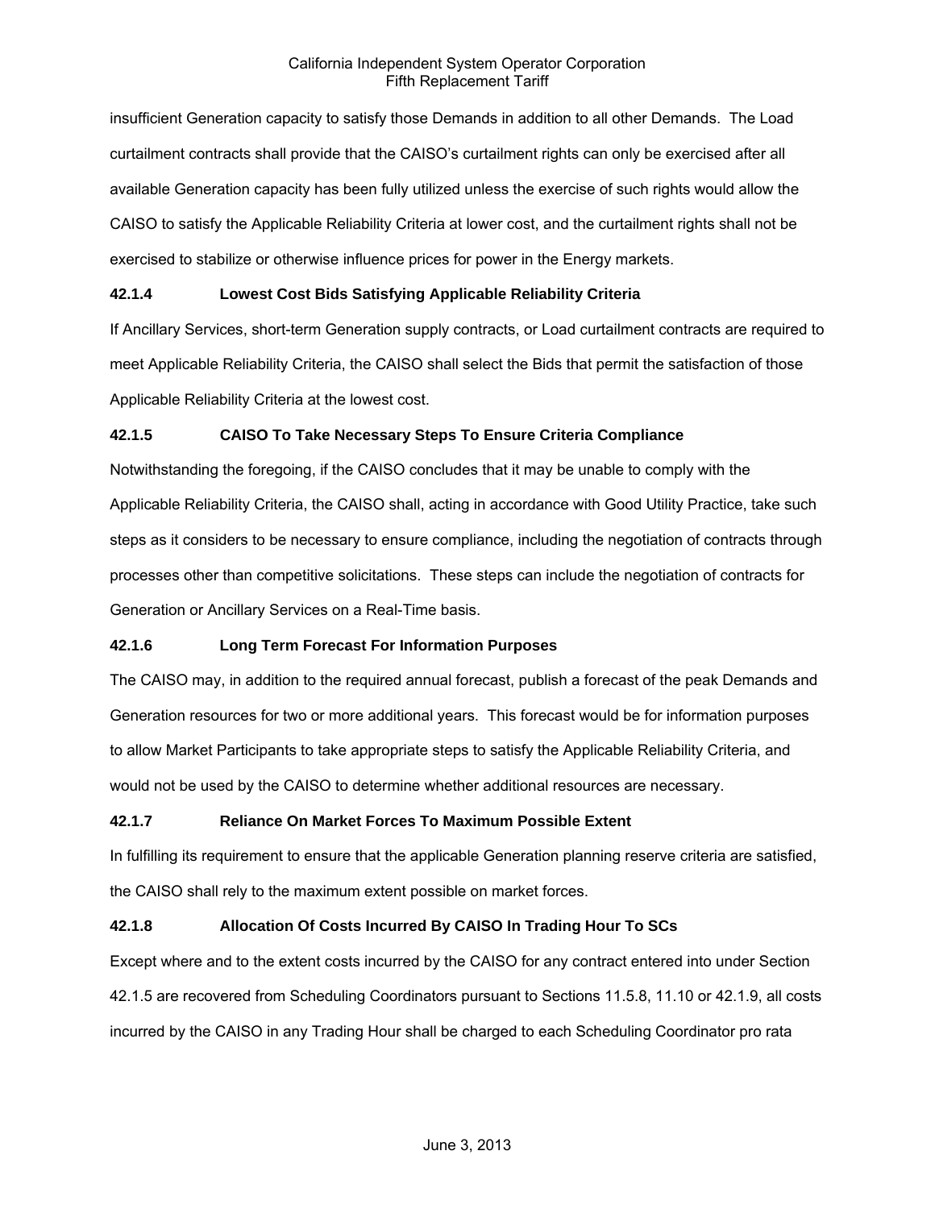insufficient Generation capacity to satisfy those Demands in addition to all other Demands. The Load curtailment contracts shall provide that the CAISO's curtailment rights can only be exercised after all available Generation capacity has been fully utilized unless the exercise of such rights would allow the CAISO to satisfy the Applicable Reliability Criteria at lower cost, and the curtailment rights shall not be exercised to stabilize or otherwise influence prices for power in the Energy markets.

**42.1.4 Lowest Cost Bids Satisfying Applicable Reliability Criteria**

If Ancillary Services, short-term Generation supply contracts, or Load curtailment contracts are required to meet Applicable Reliability Criteria, the CAISO shall select the Bids that permit the satisfaction of those Applicable Reliability Criteria at the lowest cost.

**42.1.5 CAISO To Take Necessary Steps To Ensure Criteria Compliance**

Notwithstanding the foregoing, if the CAISO concludes that it may be unable to comply with the Applicable Reliability Criteria, the CAISO shall, acting in accordance with Good Utility Practice, take such steps as it considers to be necessary to ensure compliance, including the negotiation of contracts through processes other than competitive solicitations. These steps can include the negotiation of contracts for Generation or Ancillary Services on a Real-Time basis.

**42.1.6 Long Term Forecast For Information Purposes**

The CAISO may, in addition to the required annual forecast, publish a forecast of the peak Demands and Generation resources for two or more additional years. This forecast would be for information purposes to allow Market Participants to take appropriate steps to satisfy the Applicable Reliability Criteria, and would not be used by the CAISO to determine whether additional resources are necessary.

**42.1.7 Reliance On Market Forces To Maximum Possible Extent**

In fulfilling its requirement to ensure that the applicable Generation planning reserve criteria are satisfied, the CAISO shall rely to the maximum extent possible on market forces.

**42.1.8 Allocation Of Costs Incurred By CAISO In Trading Hour To SCs**

Except where and to the extent costs incurred by the CAISO for any contract entered into under Section 42.1.5 are recovered from Scheduling Coordinators pursuant to Sections 11.5.8, 11.10 or 42.1.9, all costs incurred by the CAISO in any Trading Hour shall be charged to each Scheduling Coordinator pro rata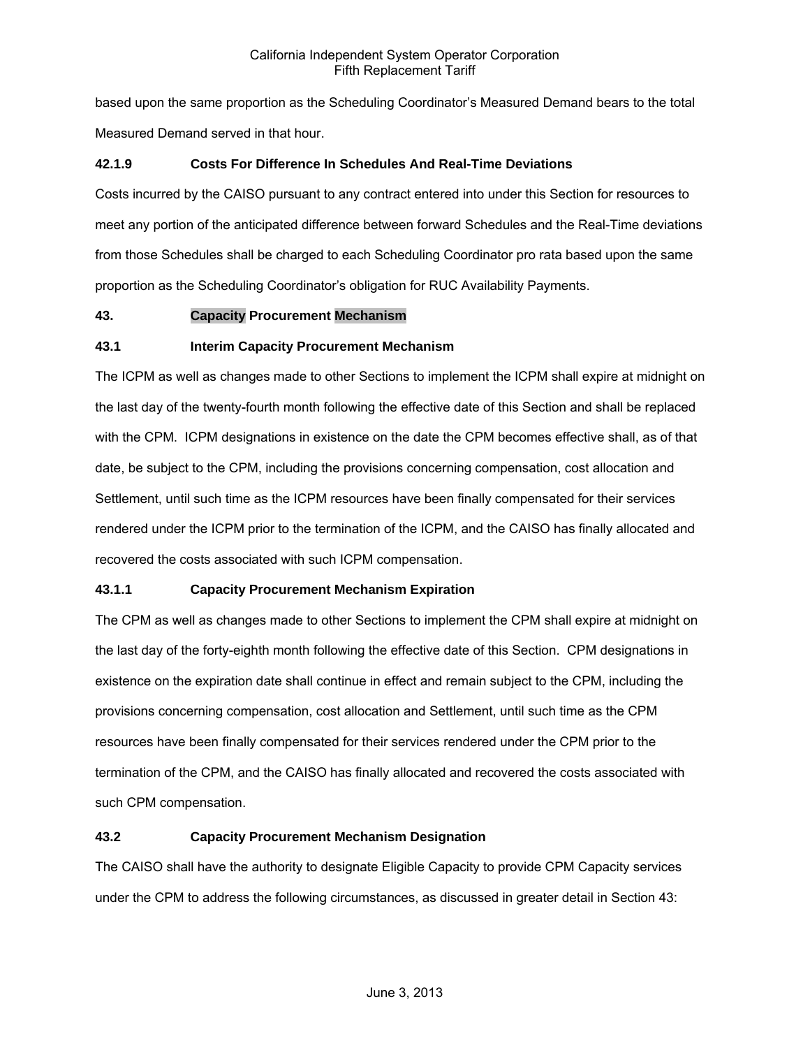based upon the same proportion as the Scheduling Coordinator's Measured Demand bears to the total Measured Demand served in that hour.

**42.1.9 Costs For Difference In Schedules And Real-Time Deviations**

Costs incurred by the CAISO pursuant to any contract entered into under this Section for resources to meet any portion of the anticipated difference between forward Schedules and the Real-Time deviations from those Schedules shall be charged to each Scheduling Coordinator pro rata based upon the same proportion as the Scheduling Coordinator's obligation for RUC Availability Payments.

## 43. Capacity Procurement Mechanism

### 43.1 Interim Capacity Procurement Mechanism

The ICPM as well as changes made to other Sections to implement the ICPM shall expire at midnight on the last day of the twenty-fourth month following the effective date of this Section and shall be replaced with the CPM. ICPM designations in existence on the date the CPM becomes effective shall, as of that date, be subject to the CPM, including the provisions concerning compensation, cost allocation and Settlement, until such time as the ICPM resources have been finally compensated for their services rendered under the ICPM prior to the termination of the ICPM, and the CAISO has finally allocated and recovered the costs associated with such ICPM compensation.

#### 43.1.1 Capacity Procurement Mechanism Expiration

The CPM as well as changes made to other Sections to implement the CPM shall expire at midnight on the last day of the forty-eighth month following the effective date of this Section. CPM designations in existence on the expiration date shall continue in effect and remain subject to the CPM, including the provisions concerning compensation, cost allocation and Settlement, until such time as the CPM resources have been finally compensated for their services rendered under the CPM prior to the termination of the CPM, and the CAISO has finally allocated and recovered the costs associated with such CPM compensation.

### 43.2 Capacity Procurement Mechanism Designation

The CAISO shall have the authority to designate Eligible Capacity to provide CPM Capacity services under the CPM to address the following circumstances, as discussed in greater detail in Section 43: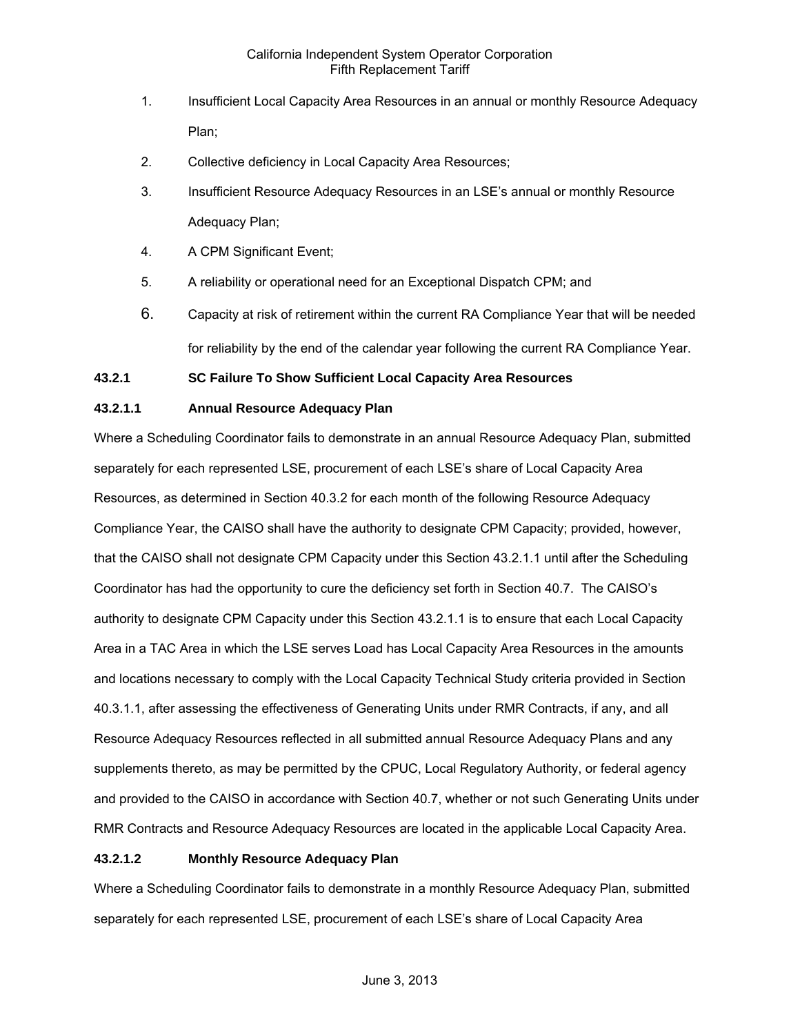1. Insufficient Local Capacity Area Resources in an annual or monthly Resource Adequacy Plan;
2. Collective deficiency in Local Capacity Area Resources;
3. Insufficient Resource Adequacy Resources in an LSE's annual or monthly Resource Adequacy Plan;
4. A CPM Significant Event;
5. A reliability or operational need for an Exceptional Dispatch CPM; and
6. Capacity at risk of retirement within the current RA Compliance Year that will be needed for reliability by the end of the calendar year following the current RA Compliance Year.

**43.2.1 SC Failure To Show Sufficient Local Capacity Area Resources**

**43.2.1.1 Annual Resource Adequacy Plan**

Where a Scheduling Coordinator fails to demonstrate in an annual Resource Adequacy Plan, submitted separately for each represented LSE, procurement of each LSE's share of Local Capacity Area Resources, as determined in Section 40.3.2 for each month of the following Resource Adequacy Compliance Year, the CAISO shall have the authority to designate CPM Capacity; provided, however, that the CAISO shall not designate CPM Capacity under this Section 43.2.1.1 until after the Scheduling Coordinator has had the opportunity to cure the deficiency set forth in Section 40.7. The CAISO's authority to designate CPM Capacity under this Section 43.2.1.1 is to ensure that each Local Capacity Area in a TAC Area in which the LSE serves Load has Local Capacity Area Resources in the amounts and locations necessary to comply with the Local Capacity Technical Study criteria provided in Section 40.3.1.1, after assessing the effectiveness of Generating Units under RMR Contracts, if any, and all Resource Adequacy Resources reflected in all submitted annual Resource Adequacy Plans and any supplements thereto, as may be permitted by the CPUC, Local Regulatory Authority, or federal agency and provided to the CAISO in accordance with Section 40.7, whether or not such Generating Units under RMR Contracts and Resource Adequacy Resources are located in the applicable Local Capacity Area.

**43.2.1.2 Monthly Resource Adequacy Plan**

Where a Scheduling Coordinator fails to demonstrate in a monthly Resource Adequacy Plan, submitted separately for each represented LSE, procurement of each LSE's share of Local Capacity Area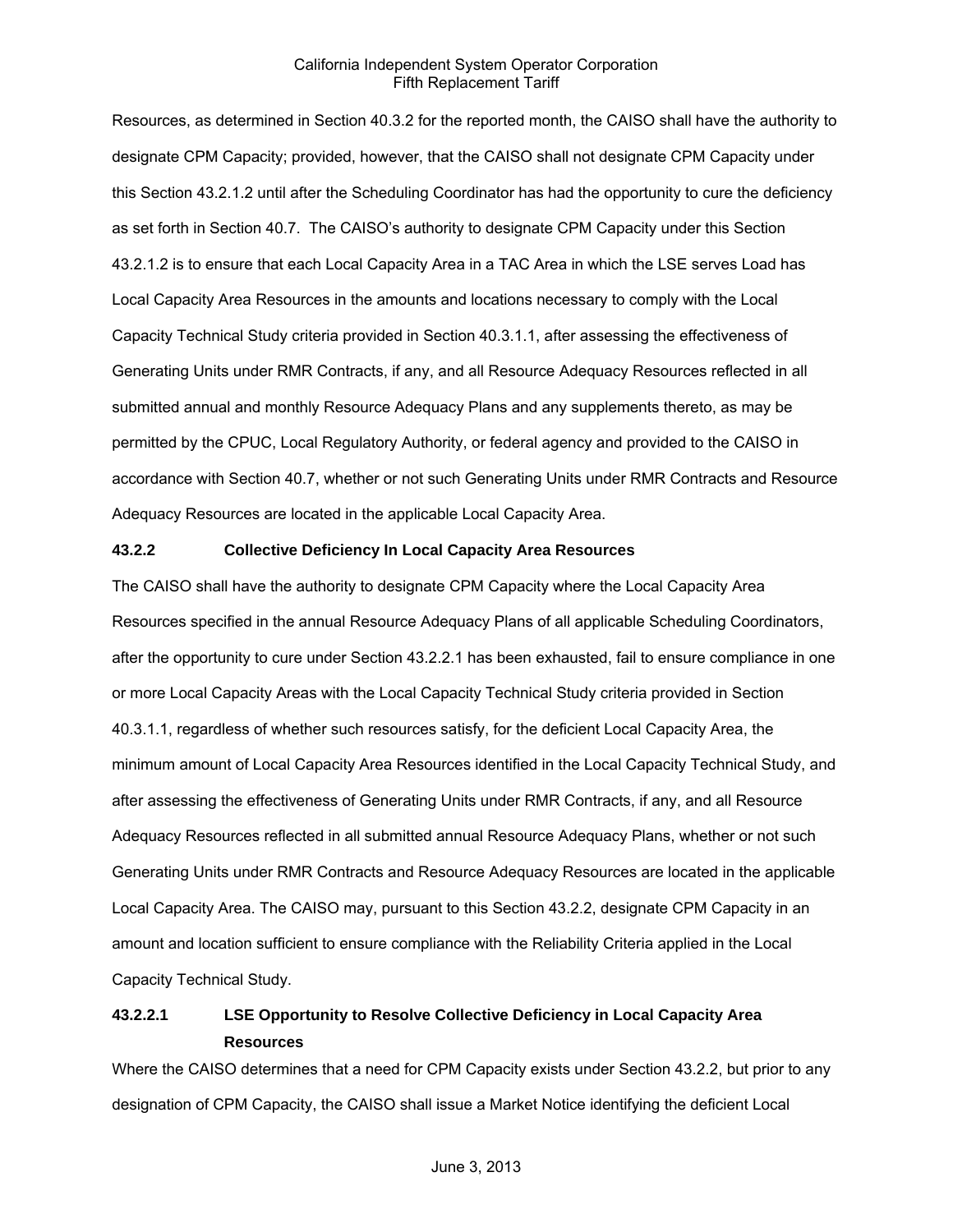Resources, as determined in Section 40.3.2 for the reported month, the CAISO shall have the authority to designate CPM Capacity; provided, however, that the CAISO shall not designate CPM Capacity under this Section 43.2.1.2 until after the Scheduling Coordinator has had the opportunity to cure the deficiency as set forth in Section 40.7. The CAISO's authority to designate CPM Capacity under this Section 43.2.1.2 is to ensure that each Local Capacity Area in a TAC Area in which the LSE serves Load has Local Capacity Area Resources in the amounts and locations necessary to comply with the Local Capacity Technical Study criteria provided in Section 40.3.1.1, after assessing the effectiveness of Generating Units under RMR Contracts, if any, and all Resource Adequacy Resources reflected in all submitted annual and monthly Resource Adequacy Plans and any supplements thereto, as may be permitted by the CPUC, Local Regulatory Authority, or federal agency and provided to the CAISO in accordance with Section 40.7, whether or not such Generating Units under RMR Contracts and Resource Adequacy Resources are located in the applicable Local Capacity Area.

**43.2.2 Collective Deficiency In Local Capacity Area Resources**

The CAISO shall have the authority to designate CPM Capacity where the Local Capacity Area Resources specified in the annual Resource Adequacy Plans of all applicable Scheduling Coordinators, after the opportunity to cure under Section 43.2.2.1 has been exhausted, fail to ensure compliance in one or more Local Capacity Areas with the Local Capacity Technical Study criteria provided in Section 40.3.1.1, regardless of whether such resources satisfy, for the deficient Local Capacity Area, the minimum amount of Local Capacity Area Resources identified in the Local Capacity Technical Study, and after assessing the effectiveness of Generating Units under RMR Contracts, if any, and all Resource Adequacy Resources reflected in all submitted annual Resource Adequacy Plans, whether or not such Generating Units under RMR Contracts and Resource Adequacy Resources are located in the applicable Local Capacity Area. The CAISO may, pursuant to this Section 43.2.2, designate CPM Capacity in an amount and location sufficient to ensure compliance with the Reliability Criteria applied in the Local Capacity Technical Study.

**43.2.2.1 LSE Opportunity to Resolve Collective Deficiency in Local Capacity Area Resources**

Where the CAISO determines that a need for CPM Capacity exists under Section 43.2.2, but prior to any designation of CPM Capacity, the CAISO shall issue a Market Notice identifying the deficient Local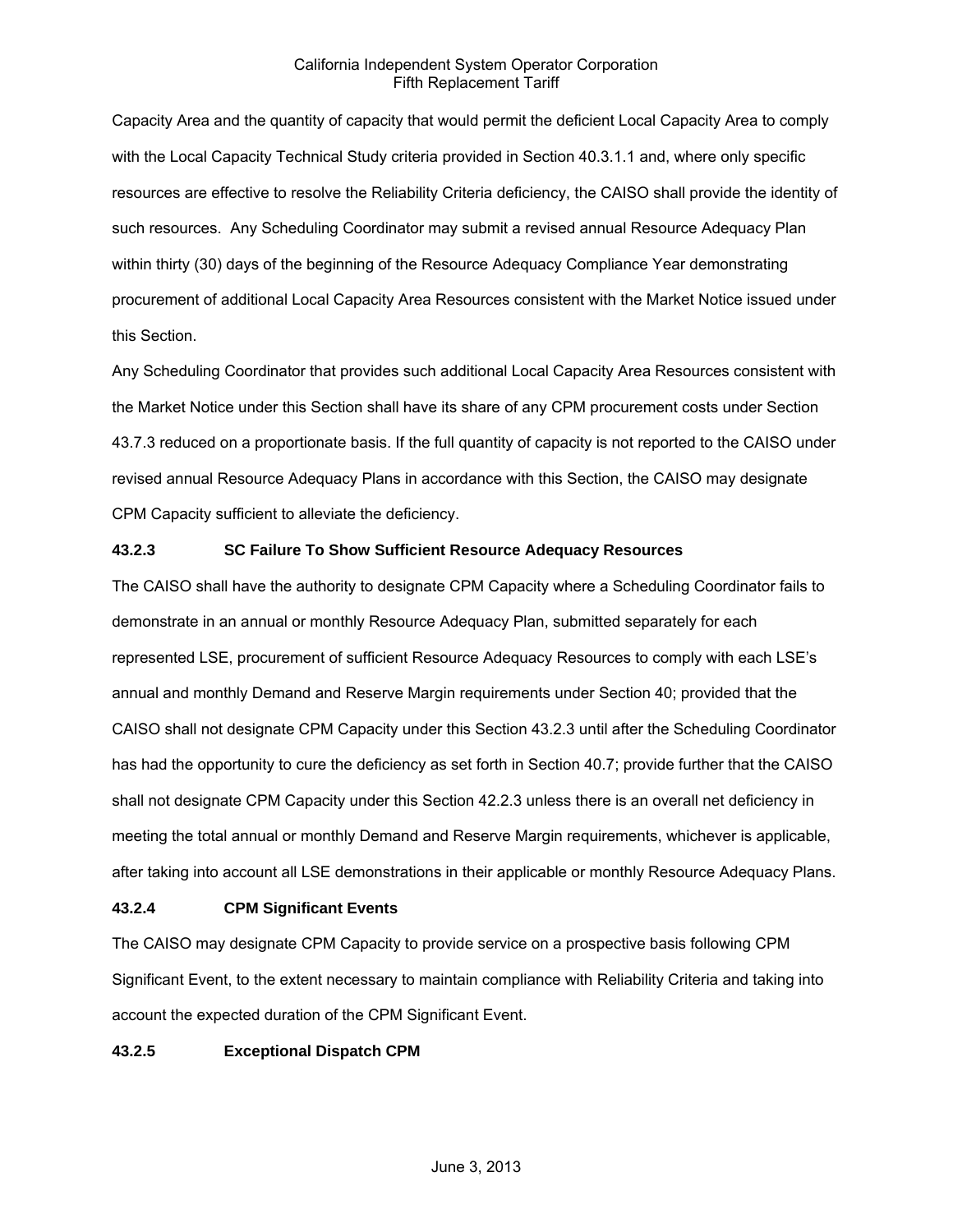Capacity Area and the quantity of capacity that would permit the deficient Local Capacity Area to comply with the Local Capacity Technical Study criteria provided in Section 40.3.1.1 and, where only specific resources are effective to resolve the Reliability Criteria deficiency, the CAISO shall provide the identity of such resources. Any Scheduling Coordinator may submit a revised annual Resource Adequacy Plan within thirty (30) days of the beginning of the Resource Adequacy Compliance Year demonstrating procurement of additional Local Capacity Area Resources consistent with the Market Notice issued under this Section.

Any Scheduling Coordinator that provides such additional Local Capacity Area Resources consistent with the Market Notice under this Section shall have its share of any CPM procurement costs under Section 43.7.3 reduced on a proportionate basis. If the full quantity of capacity is not reported to the CAISO under revised annual Resource Adequacy Plans in accordance with this Section, the CAISO may designate CPM Capacity sufficient to alleviate the deficiency.

### 43.2.3 SC Failure To Show Sufficient Resource Adequacy Resources

The CAISO shall have the authority to designate CPM Capacity where a Scheduling Coordinator fails to demonstrate in an annual or monthly Resource Adequacy Plan, submitted separately for each represented LSE, procurement of sufficient Resource Adequacy Resources to comply with each LSE's annual and monthly Demand and Reserve Margin requirements under Section 40; provided that the CAISO shall not designate CPM Capacity under this Section 43.2.3 until after the Scheduling Coordinator has had the opportunity to cure the deficiency as set forth in Section 40.7; provide further that the CAISO shall not designate CPM Capacity under this Section 42.2.3 unless there is an overall net deficiency in meeting the total annual or monthly Demand and Reserve Margin requirements, whichever is applicable, after taking into account all LSE demonstrations in their applicable or monthly Resource Adequacy Plans.

### 43.2.4 CPM Significant Events

The CAISO may designate CPM Capacity to provide service on a prospective basis following CPM Significant Event, to the extent necessary to maintain compliance with Reliability Criteria and taking into account the expected duration of the CPM Significant Event.

### 43.2.5 Exceptional Dispatch CPM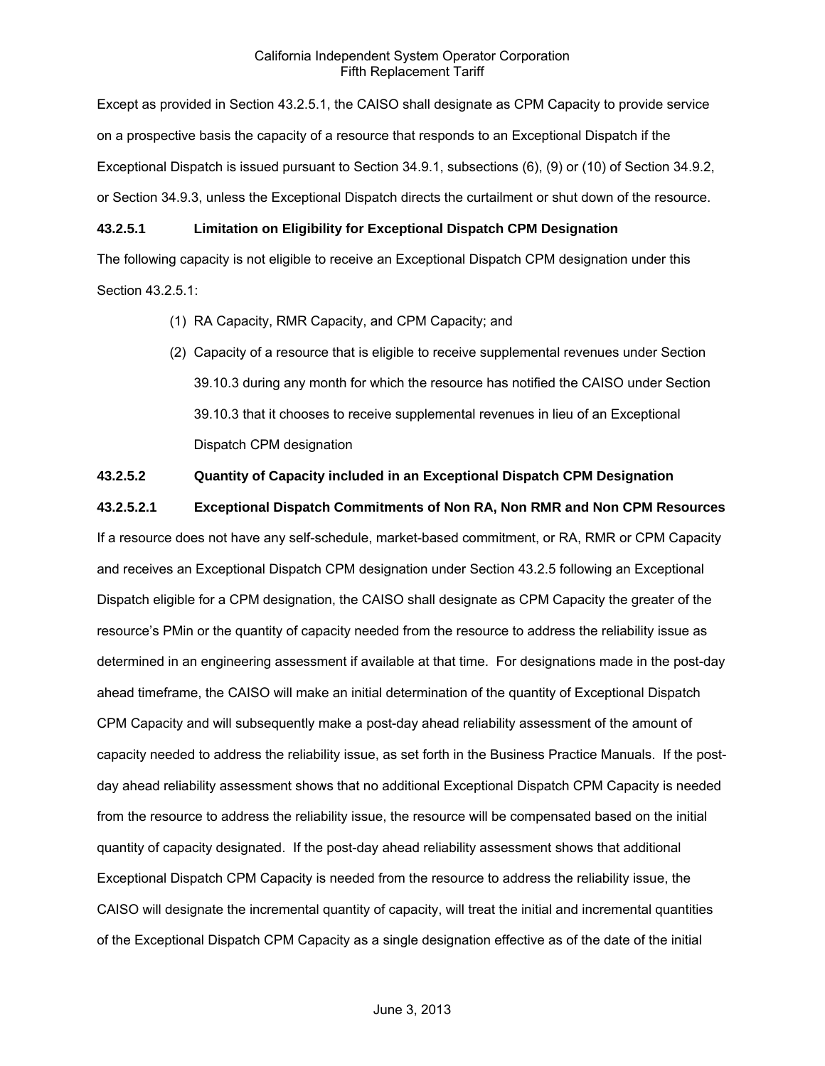Except as provided in Section 43.2.5.1, the CAISO shall designate as CPM Capacity to provide service on a prospective basis the capacity of a resource that responds to an Exceptional Dispatch if the Exceptional Dispatch is issued pursuant to Section 34.9.1, subsections (6), (9) or (10) of Section 34.9.2, or Section 34.9.3, unless the Exceptional Dispatch directs the curtailment or shut down of the resource.

**43.2.5.1 Limitation on Eligibility for Exceptional Dispatch CPM Designation**

The following capacity is not eligible to receive an Exceptional Dispatch CPM designation under this Section 43.2.5.1:

(1) RA Capacity, RMR Capacity, and CPM Capacity; and

(2) Capacity of a resource that is eligible to receive supplemental revenues under Section 39.10.3 during any month for which the resource has notified the CAISO under Section 39.10.3 that it chooses to receive supplemental revenues in lieu of an Exceptional Dispatch CPM designation

**43.2.5.2 Quantity of Capacity included in an Exceptional Dispatch CPM Designation**

**43.2.5.2.1 Exceptional Dispatch Commitments of Non RA, Non RMR and Non CPM Resources**

If a resource does not have any self-schedule, market-based commitment, or RA, RMR or CPM Capacity and receives an Exceptional Dispatch CPM designation under Section 43.2.5 following an Exceptional Dispatch eligible for a CPM designation, the CAISO shall designate as CPM Capacity the greater of the resource's PMin or the quantity of capacity needed from the resource to address the reliability issue as determined in an engineering assessment if available at that time. For designations made in the post-day ahead timeframe, the CAISO will make an initial determination of the quantity of Exceptional Dispatch CPM Capacity and will subsequently make a post-day ahead reliability assessment of the amount of capacity needed to address the reliability issue, as set forth in the Business Practice Manuals. If the post-day ahead reliability assessment shows that no additional Exceptional Dispatch CPM Capacity is needed from the resource to address the reliability issue, the resource will be compensated based on the initial quantity of capacity designated. If the post-day ahead reliability assessment shows that additional Exceptional Dispatch CPM Capacity is needed from the resource to address the reliability issue, the CAISO will designate the incremental quantity of capacity, will treat the initial and incremental quantities of the Exceptional Dispatch CPM Capacity as a single designation effective as of the date of the initial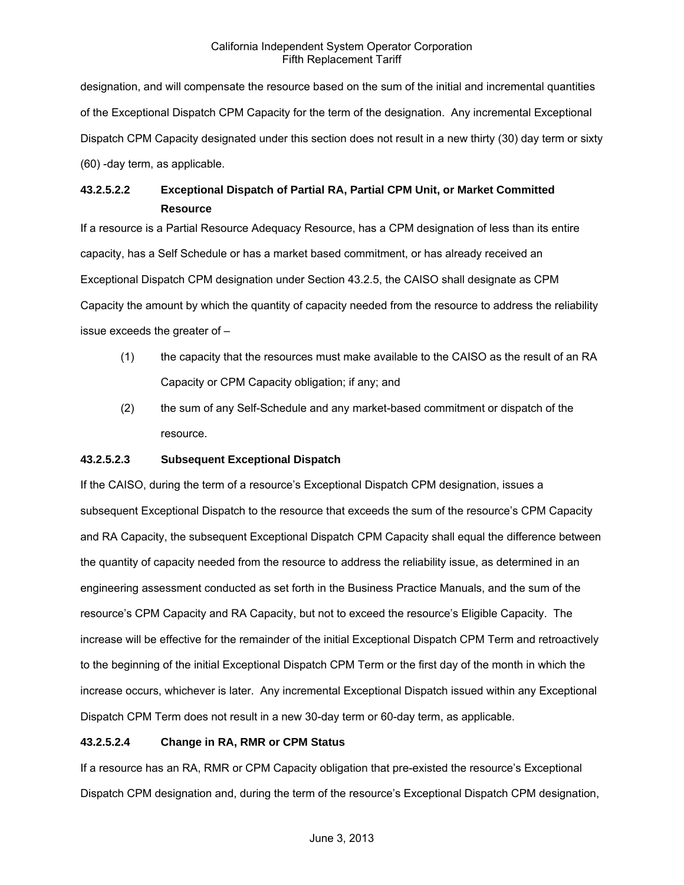designation, and will compensate the resource based on the sum of the initial and incremental quantities of the Exceptional Dispatch CPM Capacity for the term of the designation. Any incremental Exceptional Dispatch CPM Capacity designated under this section does not result in a new thirty (30) day term or sixty (60) -day term, as applicable.

#### 43.2.5.2.2 Exceptional Dispatch of Partial RA, Partial CPM Unit, or Market Committed Resource

If a resource is a Partial Resource Adequacy Resource, has a CPM designation of less than its entire capacity, has a Self Schedule or has a market based commitment, or has already received an Exceptional Dispatch CPM designation under Section 43.2.5, the CAISO shall designate as CPM Capacity the amount by which the quantity of capacity needed from the resource to address the reliability issue exceeds the greater of –

(1) the capacity that the resources must make available to the CAISO as the result of an RA Capacity or CPM Capacity obligation; if any; and

(2) the sum of any Self-Schedule and any market-based commitment or dispatch of the resource.

#### 43.2.5.2.3 Subsequent Exceptional Dispatch

If the CAISO, during the term of a resource's Exceptional Dispatch CPM designation, issues a subsequent Exceptional Dispatch to the resource that exceeds the sum of the resource's CPM Capacity and RA Capacity, the subsequent Exceptional Dispatch CPM Capacity shall equal the difference between the quantity of capacity needed from the resource to address the reliability issue, as determined in an engineering assessment conducted as set forth in the Business Practice Manuals, and the sum of the resource's CPM Capacity and RA Capacity, but not to exceed the resource's Eligible Capacity. The increase will be effective for the remainder of the initial Exceptional Dispatch CPM Term and retroactively to the beginning of the initial Exceptional Dispatch CPM Term or the first day of the month in which the increase occurs, whichever is later. Any incremental Exceptional Dispatch issued within any Exceptional Dispatch CPM Term does not result in a new 30-day term or 60-day term, as applicable.

#### 43.2.5.2.4 Change in RA, RMR or CPM Status

If a resource has an RA, RMR or CPM Capacity obligation that pre-existed the resource's Exceptional Dispatch CPM designation and, during the term of the resource's Exceptional Dispatch CPM designation,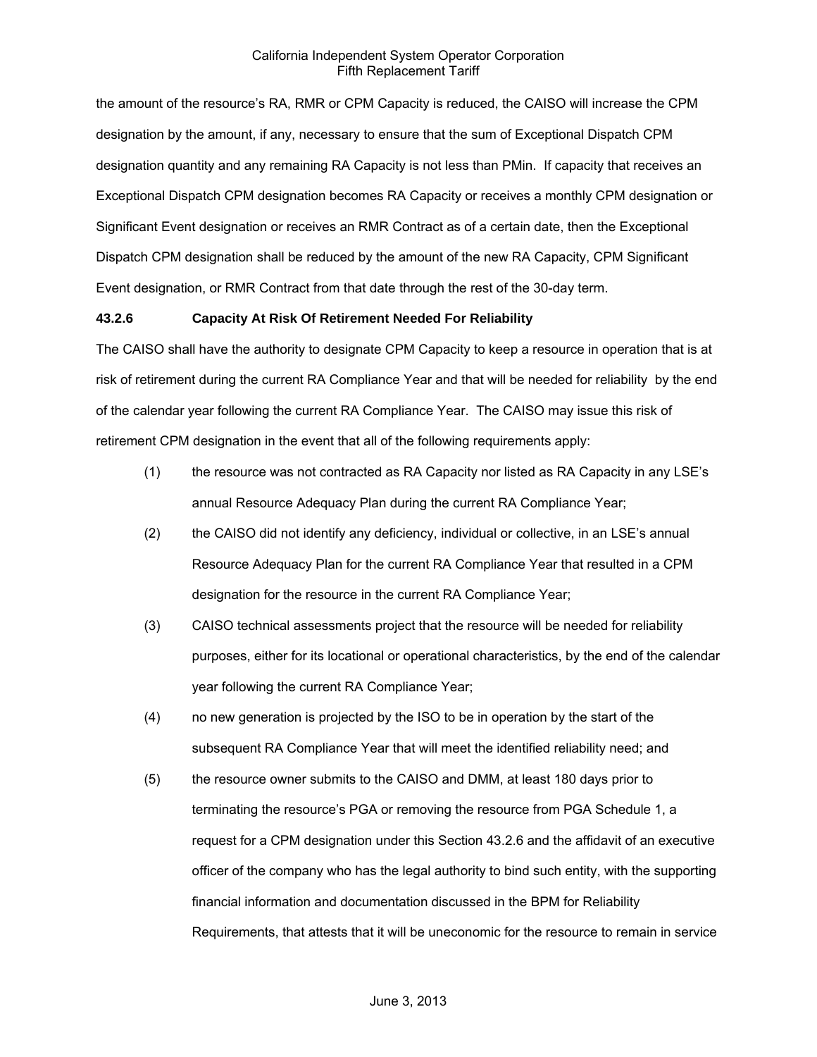the amount of the resource's RA, RMR or CPM Capacity is reduced, the CAISO will increase the CPM designation by the amount, if any, necessary to ensure that the sum of Exceptional Dispatch CPM designation quantity and any remaining RA Capacity is not less than PMin. If capacity that receives an Exceptional Dispatch CPM designation becomes RA Capacity or receives a monthly CPM designation or Significant Event designation or receives an RMR Contract as of a certain date, then the Exceptional Dispatch CPM designation shall be reduced by the amount of the new RA Capacity, CPM Significant Event designation, or RMR Contract from that date through the rest of the 30-day term.

**43.2.6 Capacity At Risk Of Retirement Needed For Reliability**

The CAISO shall have the authority to designate CPM Capacity to keep a resource in operation that is at risk of retirement during the current RA Compliance Year and that will be needed for reliability by the end of the calendar year following the current RA Compliance Year. The CAISO may issue this risk of retirement CPM designation in the event that all of the following requirements apply:

(1) the resource was not contracted as RA Capacity nor listed as RA Capacity in any LSE's annual Resource Adequacy Plan during the current RA Compliance Year;

(2) the CAISO did not identify any deficiency, individual or collective, in an LSE's annual Resource Adequacy Plan for the current RA Compliance Year that resulted in a CPM designation for the resource in the current RA Compliance Year;

(3) CAISO technical assessments project that the resource will be needed for reliability purposes, either for its locational or operational characteristics, by the end of the calendar year following the current RA Compliance Year;

(4) no new generation is projected by the ISO to be in operation by the start of the subsequent RA Compliance Year that will meet the identified reliability need; and

(5) the resource owner submits to the CAISO and DMM, at least 180 days prior to terminating the resource's PGA or removing the resource from PGA Schedule 1, a request for a CPM designation under this Section 43.2.6 and the affidavit of an executive officer of the company who has the legal authority to bind such entity, with the supporting financial information and documentation discussed in the BPM for Reliability Requirements, that attests that it will be uneconomic for the resource to remain in service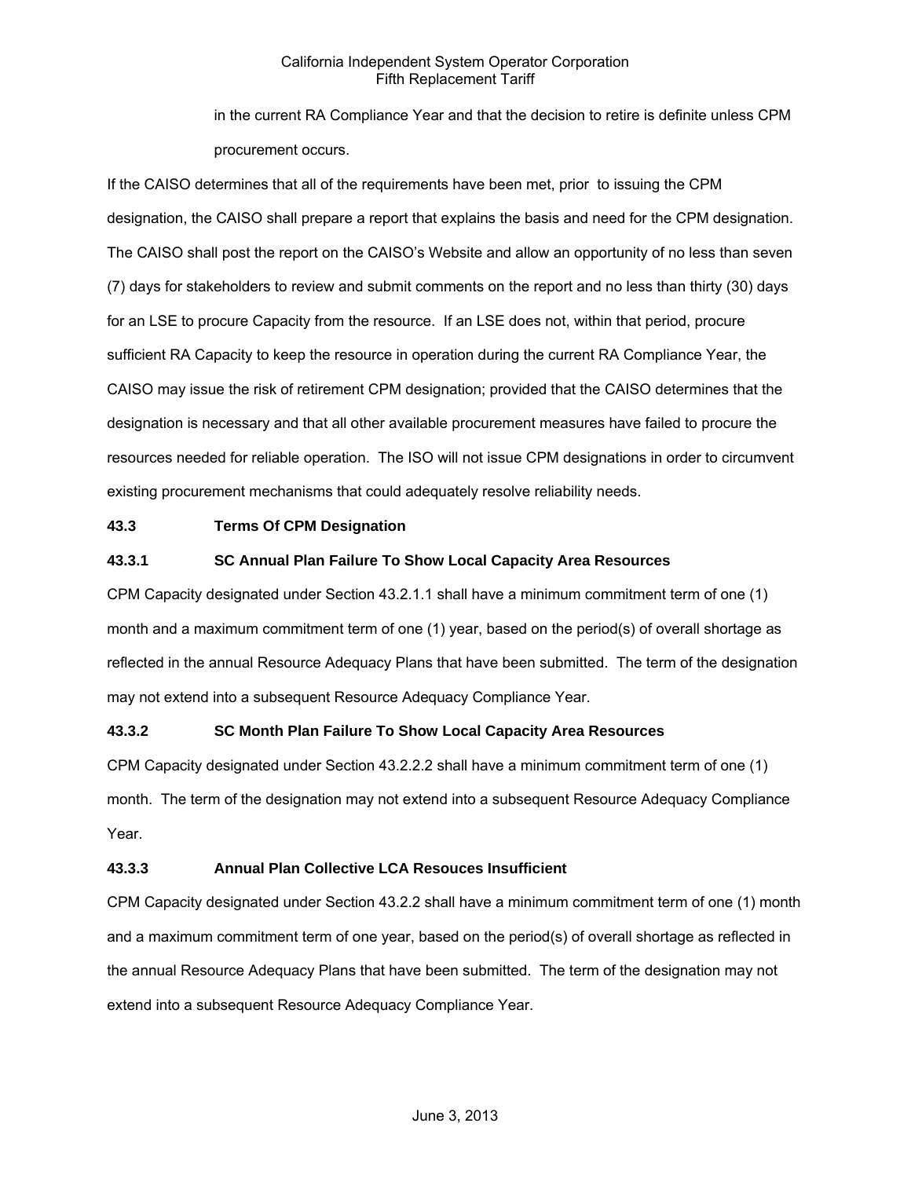in the current RA Compliance Year and that the decision to retire is definite unless CPM procurement occurs.

If the CAISO determines that all of the requirements have been met, prior to issuing the CPM designation, the CAISO shall prepare a report that explains the basis and need for the CPM designation. The CAISO shall post the report on the CAISO's Website and allow an opportunity of no less than seven (7) days for stakeholders to review and submit comments on the report and no less than thirty (30) days for an LSE to procure Capacity from the resource. If an LSE does not, within that period, procure sufficient RA Capacity to keep the resource in operation during the current RA Compliance Year, the CAISO may issue the risk of retirement CPM designation; provided that the CAISO determines that the designation is necessary and that all other available procurement measures have failed to procure the resources needed for reliable operation. The ISO will not issue CPM designations in order to circumvent existing procurement mechanisms that could adequately resolve reliability needs.

### 43.3 Terms Of CPM Designation

#### 43.3.1 SC Annual Plan Failure To Show Local Capacity Area Resources

CPM Capacity designated under Section 43.2.1.1 shall have a minimum commitment term of one (1) month and a maximum commitment term of one (1) year, based on the period(s) of overall shortage as reflected in the annual Resource Adequacy Plans that have been submitted. The term of the designation may not extend into a subsequent Resource Adequacy Compliance Year.

#### 43.3.2 SC Month Plan Failure To Show Local Capacity Area Resources

CPM Capacity designated under Section 43.2.2.2 shall have a minimum commitment term of one (1) month. The term of the designation may not extend into a subsequent Resource Adequacy Compliance Year.

#### 43.3.3 Annual Plan Collective LCA Resouces Insufficient

CPM Capacity designated under Section 43.2.2 shall have a minimum commitment term of one (1) month and a maximum commitment term of one year, based on the period(s) of overall shortage as reflected in the annual Resource Adequacy Plans that have been submitted. The term of the designation may not extend into a subsequent Resource Adequacy Compliance Year.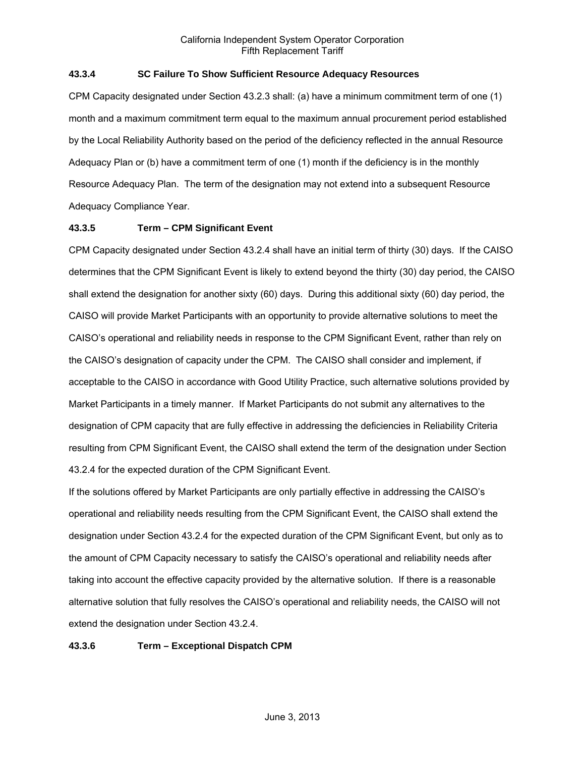### 43.3.4 SC Failure To Show Sufficient Resource Adequacy Resources

CPM Capacity designated under Section 43.2.3 shall: (a) have a minimum commitment term of one (1) month and a maximum commitment term equal to the maximum annual procurement period established by the Local Reliability Authority based on the period of the deficiency reflected in the annual Resource Adequacy Plan or (b) have a commitment term of one (1) month if the deficiency is in the monthly Resource Adequacy Plan. The term of the designation may not extend into a subsequent Resource Adequacy Compliance Year.

### 43.3.5 Term – CPM Significant Event

CPM Capacity designated under Section 43.2.4 shall have an initial term of thirty (30) days. If the CAISO determines that the CPM Significant Event is likely to extend beyond the thirty (30) day period, the CAISO shall extend the designation for another sixty (60) days. During this additional sixty (60) day period, the CAISO will provide Market Participants with an opportunity to provide alternative solutions to meet the CAISO's operational and reliability needs in response to the CPM Significant Event, rather than rely on the CAISO's designation of capacity under the CPM. The CAISO shall consider and implement, if acceptable to the CAISO in accordance with Good Utility Practice, such alternative solutions provided by Market Participants in a timely manner. If Market Participants do not submit any alternatives to the designation of CPM capacity that are fully effective in addressing the deficiencies in Reliability Criteria resulting from CPM Significant Event, the CAISO shall extend the term of the designation under Section 43.2.4 for the expected duration of the CPM Significant Event.

If the solutions offered by Market Participants are only partially effective in addressing the CAISO's operational and reliability needs resulting from the CPM Significant Event, the CAISO shall extend the designation under Section 43.2.4 for the expected duration of the CPM Significant Event, but only as to the amount of CPM Capacity necessary to satisfy the CAISO's operational and reliability needs after taking into account the effective capacity provided by the alternative solution. If there is a reasonable alternative solution that fully resolves the CAISO's operational and reliability needs, the CAISO will not extend the designation under Section 43.2.4.

### 43.3.6 Term – Exceptional Dispatch CPM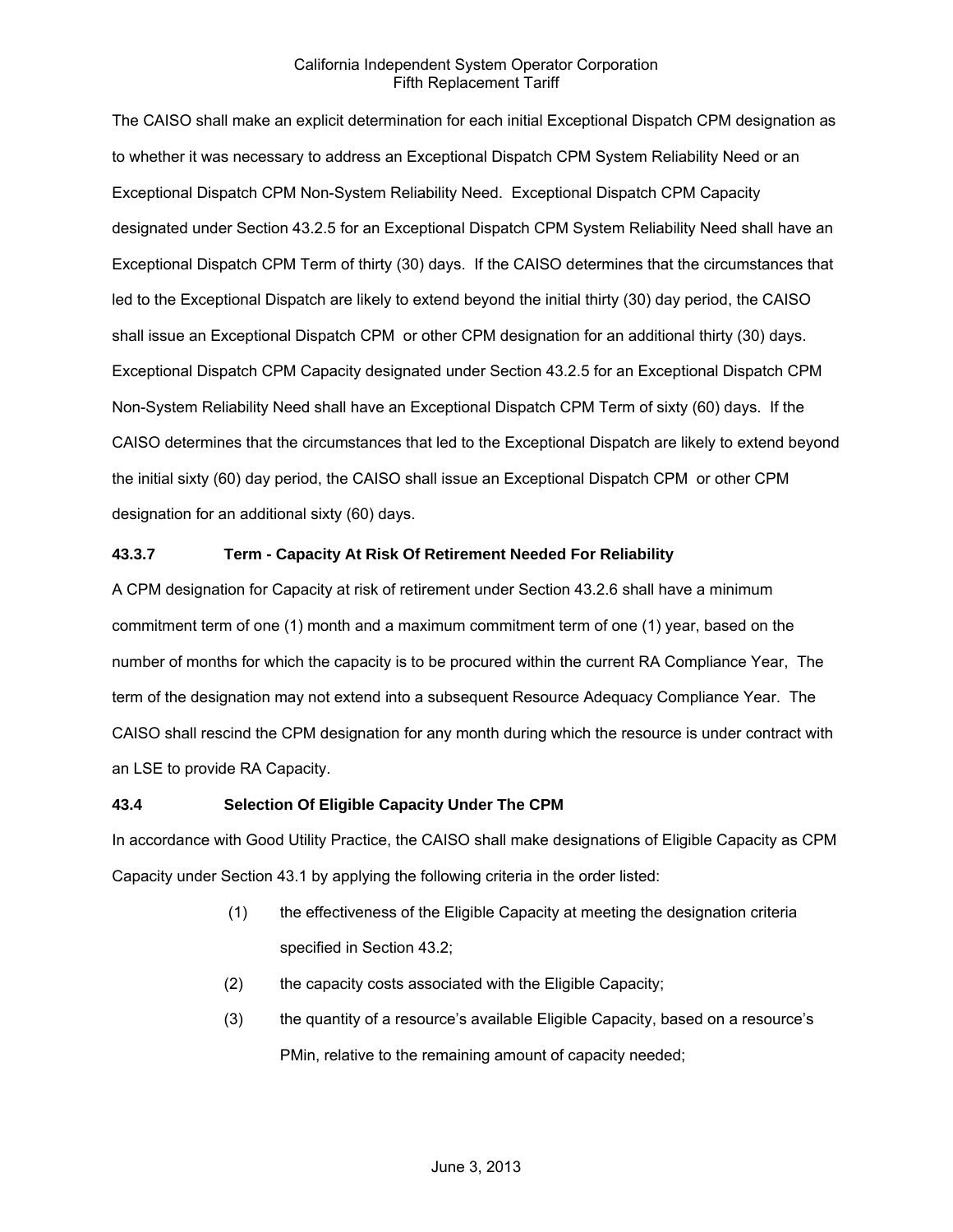The CAISO shall make an explicit determination for each initial Exceptional Dispatch CPM designation as to whether it was necessary to address an Exceptional Dispatch CPM System Reliability Need or an Exceptional Dispatch CPM Non-System Reliability Need. Exceptional Dispatch CPM Capacity designated under Section 43.2.5 for an Exceptional Dispatch CPM System Reliability Need shall have an Exceptional Dispatch CPM Term of thirty (30) days. If the CAISO determines that the circumstances that led to the Exceptional Dispatch are likely to extend beyond the initial thirty (30) day period, the CAISO shall issue an Exceptional Dispatch CPM or other CPM designation for an additional thirty (30) days. Exceptional Dispatch CPM Capacity designated under Section 43.2.5 for an Exceptional Dispatch CPM Non-System Reliability Need shall have an Exceptional Dispatch CPM Term of sixty (60) days. If the CAISO determines that the circumstances that led to the Exceptional Dispatch are likely to extend beyond the initial sixty (60) day period, the CAISO shall issue an Exceptional Dispatch CPM or other CPM designation for an additional sixty (60) days.

**43.3.7 Term - Capacity At Risk Of Retirement Needed For Reliability**

A CPM designation for Capacity at risk of retirement under Section 43.2.6 shall have a minimum commitment term of one (1) month and a maximum commitment term of one (1) year, based on the number of months for which the capacity is to be procured within the current RA Compliance Year, The term of the designation may not extend into a subsequent Resource Adequacy Compliance Year. The CAISO shall rescind the CPM designation for any month during which the resource is under contract with an LSE to provide RA Capacity.

**43.4 Selection Of Eligible Capacity Under The CPM**

In accordance with Good Utility Practice, the CAISO shall make designations of Eligible Capacity as CPM Capacity under Section 43.1 by applying the following criteria in the order listed:

(1) the effectiveness of the Eligible Capacity at meeting the designation criteria specified in Section 43.2;

(2) the capacity costs associated with the Eligible Capacity;

(3) the quantity of a resource's available Eligible Capacity, based on a resource's PMin, relative to the remaining amount of capacity needed;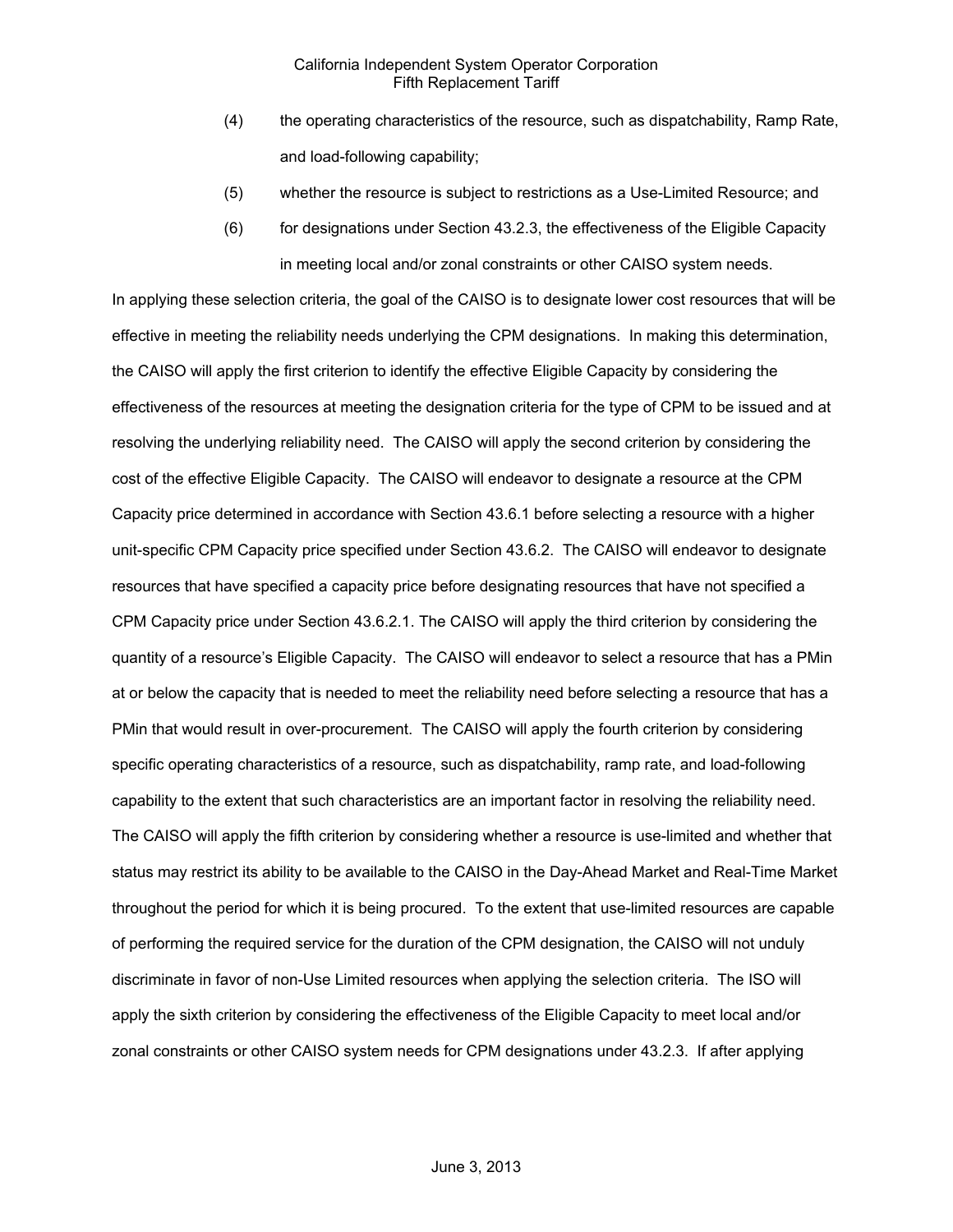(4) the operating characteristics of the resource, such as dispatchability, Ramp Rate, and load-following capability;

(5) whether the resource is subject to restrictions as a Use-Limited Resource; and

(6) for designations under Section 43.2.3, the effectiveness of the Eligible Capacity in meeting local and/or zonal constraints or other CAISO system needs.

In applying these selection criteria, the goal of the CAISO is to designate lower cost resources that will be effective in meeting the reliability needs underlying the CPM designations. In making this determination, the CAISO will apply the first criterion to identify the effective Eligible Capacity by considering the effectiveness of the resources at meeting the designation criteria for the type of CPM to be issued and at resolving the underlying reliability need. The CAISO will apply the second criterion by considering the cost of the effective Eligible Capacity. The CAISO will endeavor to designate a resource at the CPM Capacity price determined in accordance with Section 43.6.1 before selecting a resource with a higher unit-specific CPM Capacity price specified under Section 43.6.2. The CAISO will endeavor to designate resources that have specified a capacity price before designating resources that have not specified a CPM Capacity price under Section 43.6.2.1. The CAISO will apply the third criterion by considering the quantity of a resource's Eligible Capacity. The CAISO will endeavor to select a resource that has a PMin at or below the capacity that is needed to meet the reliability need before selecting a resource that has a PMin that would result in over-procurement. The CAISO will apply the fourth criterion by considering specific operating characteristics of a resource, such as dispatchability, ramp rate, and load-following capability to the extent that such characteristics are an important factor in resolving the reliability need. The CAISO will apply the fifth criterion by considering whether a resource is use-limited and whether that status may restrict its ability to be available to the CAISO in the Day-Ahead Market and Real-Time Market throughout the period for which it is being procured. To the extent that use-limited resources are capable of performing the required service for the duration of the CPM designation, the CAISO will not unduly discriminate in favor of non-Use Limited resources when applying the selection criteria. The ISO will apply the sixth criterion by considering the effectiveness of the Eligible Capacity to meet local and/or zonal constraints or other CAISO system needs for CPM designations under 43.2.3. If after applying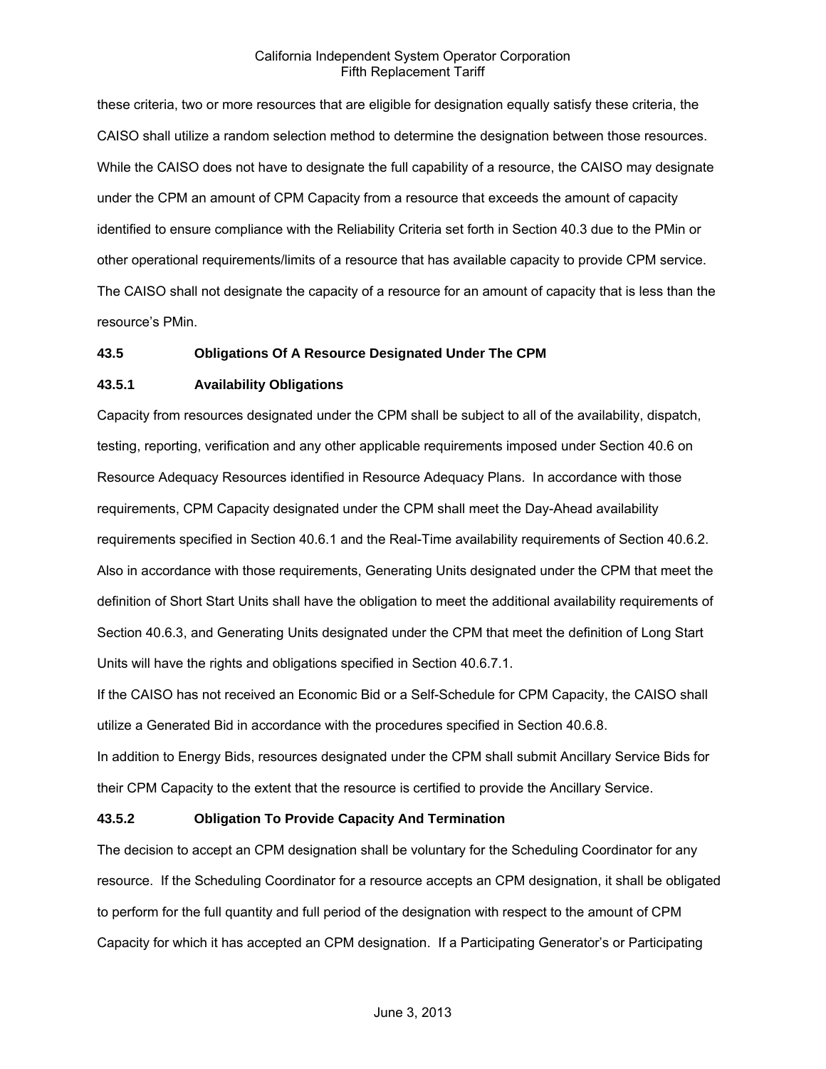these criteria, two or more resources that are eligible for designation equally satisfy these criteria, the CAISO shall utilize a random selection method to determine the designation between those resources. While the CAISO does not have to designate the full capability of a resource, the CAISO may designate under the CPM an amount of CPM Capacity from a resource that exceeds the amount of capacity identified to ensure compliance with the Reliability Criteria set forth in Section 40.3 due to the PMin or other operational requirements/limits of a resource that has available capacity to provide CPM service. The CAISO shall not designate the capacity of a resource for an amount of capacity that is less than the resource's PMin.

### 43.5 Obligations Of A Resource Designated Under The CPM

### 43.5.1 Availability Obligations

Capacity from resources designated under the CPM shall be subject to all of the availability, dispatch, testing, reporting, verification and any other applicable requirements imposed under Section 40.6 on Resource Adequacy Resources identified in Resource Adequacy Plans. In accordance with those requirements, CPM Capacity designated under the CPM shall meet the Day-Ahead availability requirements specified in Section 40.6.1 and the Real-Time availability requirements of Section 40.6.2. Also in accordance with those requirements, Generating Units designated under the CPM that meet the definition of Short Start Units shall have the obligation to meet the additional availability requirements of Section 40.6.3, and Generating Units designated under the CPM that meet the definition of Long Start Units will have the rights and obligations specified in Section 40.6.7.1.

If the CAISO has not received an Economic Bid or a Self-Schedule for CPM Capacity, the CAISO shall utilize a Generated Bid in accordance with the procedures specified in Section 40.6.8.

In addition to Energy Bids, resources designated under the CPM shall submit Ancillary Service Bids for their CPM Capacity to the extent that the resource is certified to provide the Ancillary Service.

### 43.5.2 Obligation To Provide Capacity And Termination

The decision to accept an CPM designation shall be voluntary for the Scheduling Coordinator for any resource. If the Scheduling Coordinator for a resource accepts an CPM designation, it shall be obligated to perform for the full quantity and full period of the designation with respect to the amount of CPM Capacity for which it has accepted an CPM designation. If a Participating Generator's or Participating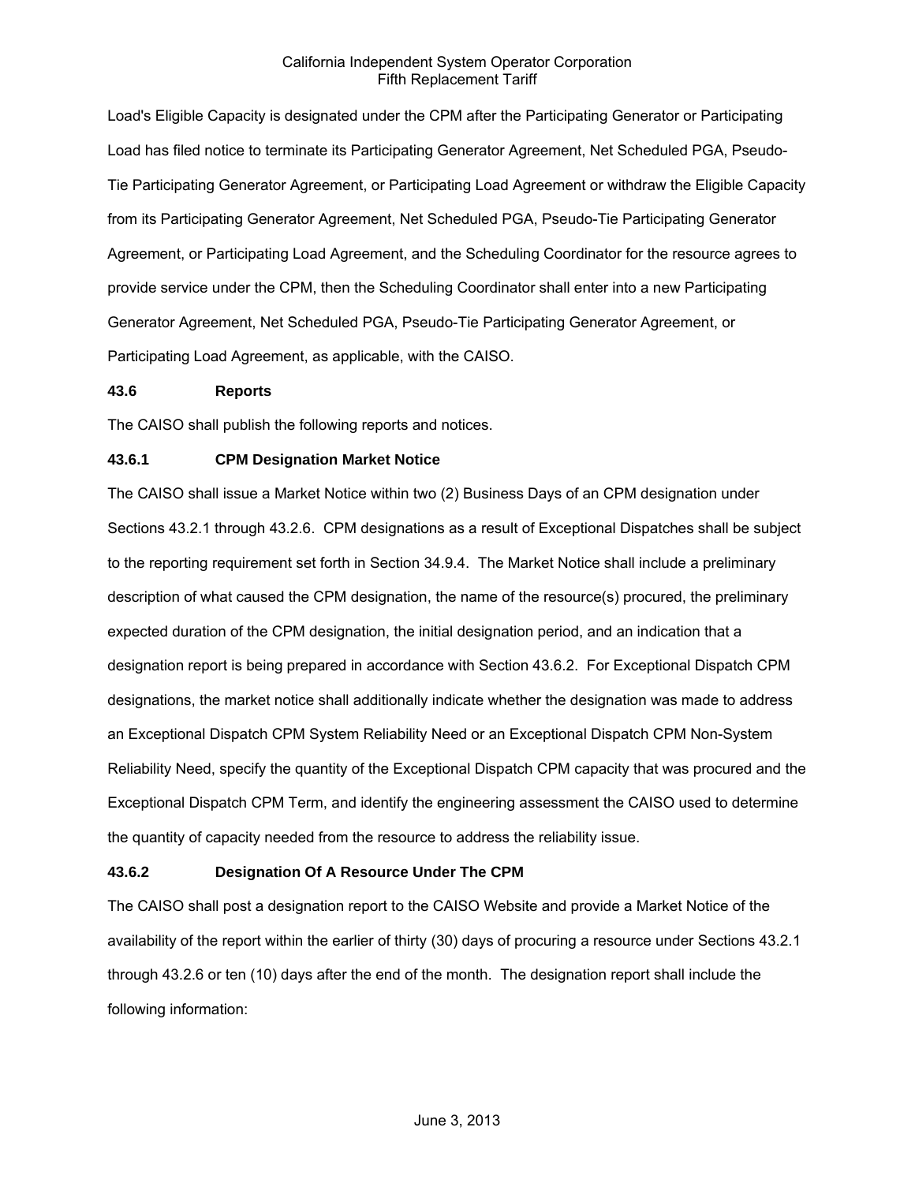Load's Eligible Capacity is designated under the CPM after the Participating Generator or Participating Load has filed notice to terminate its Participating Generator Agreement, Net Scheduled PGA, Pseudo-Tie Participating Generator Agreement, or Participating Load Agreement or withdraw the Eligible Capacity from its Participating Generator Agreement, Net Scheduled PGA, Pseudo-Tie Participating Generator Agreement, or Participating Load Agreement, and the Scheduling Coordinator for the resource agrees to provide service under the CPM, then the Scheduling Coordinator shall enter into a new Participating Generator Agreement, Net Scheduled PGA, Pseudo-Tie Participating Generator Agreement, or Participating Load Agreement, as applicable, with the CAISO.

### 43.6 Reports

The CAISO shall publish the following reports and notices.

#### 43.6.1 CPM Designation Market Notice

The CAISO shall issue a Market Notice within two (2) Business Days of an CPM designation under Sections 43.2.1 through 43.2.6. CPM designations as a result of Exceptional Dispatches shall be subject to the reporting requirement set forth in Section 34.9.4. The Market Notice shall include a preliminary description of what caused the CPM designation, the name of the resource(s) procured, the preliminary expected duration of the CPM designation, the initial designation period, and an indication that a designation report is being prepared in accordance with Section 43.6.2. For Exceptional Dispatch CPM designations, the market notice shall additionally indicate whether the designation was made to address an Exceptional Dispatch CPM System Reliability Need or an Exceptional Dispatch CPM Non-System Reliability Need, specify the quantity of the Exceptional Dispatch CPM capacity that was procured and the Exceptional Dispatch CPM Term, and identify the engineering assessment the CAISO used to determine the quantity of capacity needed from the resource to address the reliability issue.

#### 43.6.2 Designation Of A Resource Under The CPM

The CAISO shall post a designation report to the CAISO Website and provide a Market Notice of the availability of the report within the earlier of thirty (30) days of procuring a resource under Sections 43.2.1 through 43.2.6 or ten (10) days after the end of the month. The designation report shall include the following information: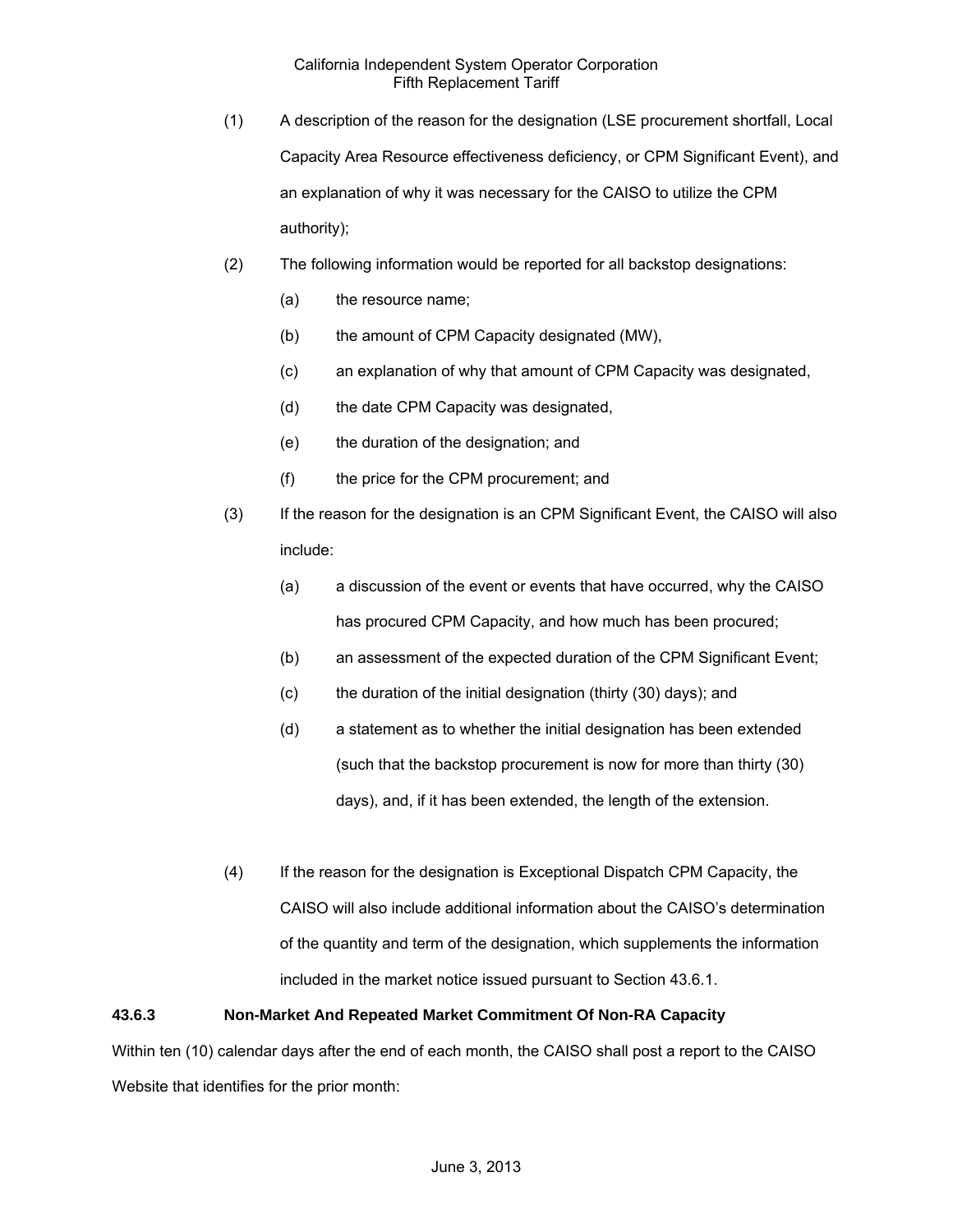(1) A description of the reason for the designation (LSE procurement shortfall, Local Capacity Area Resource effectiveness deficiency, or CPM Significant Event), and an explanation of why it was necessary for the CAISO to utilize the CPM authority);

(2) The following information would be reported for all backstop designations:

   (a) the resource name;

   (b) the amount of CPM Capacity designated (MW),

   (c) an explanation of why that amount of CPM Capacity was designated,

   (d) the date CPM Capacity was designated,

   (e) the duration of the designation; and

   (f) the price for the CPM procurement; and

(3) If the reason for the designation is an CPM Significant Event, the CAISO will also include:

   (a) a discussion of the event or events that have occurred, why the CAISO has procured CPM Capacity, and how much has been procured;

   (b) an assessment of the expected duration of the CPM Significant Event;

   (c) the duration of the initial designation (thirty (30) days); and

   (d) a statement as to whether the initial designation has been extended (such that the backstop procurement is now for more than thirty (30) days), and, if it has been extended, the length of the extension.

(4) If the reason for the designation is Exceptional Dispatch CPM Capacity, the CAISO will also include additional information about the CAISO's determination of the quantity and term of the designation, which supplements the information included in the market notice issued pursuant to Section 43.6.1.

**43.6.3 Non-Market And Repeated Market Commitment Of Non-RA Capacity**

Within ten (10) calendar days after the end of each month, the CAISO shall post a report to the CAISO Website that identifies for the prior month: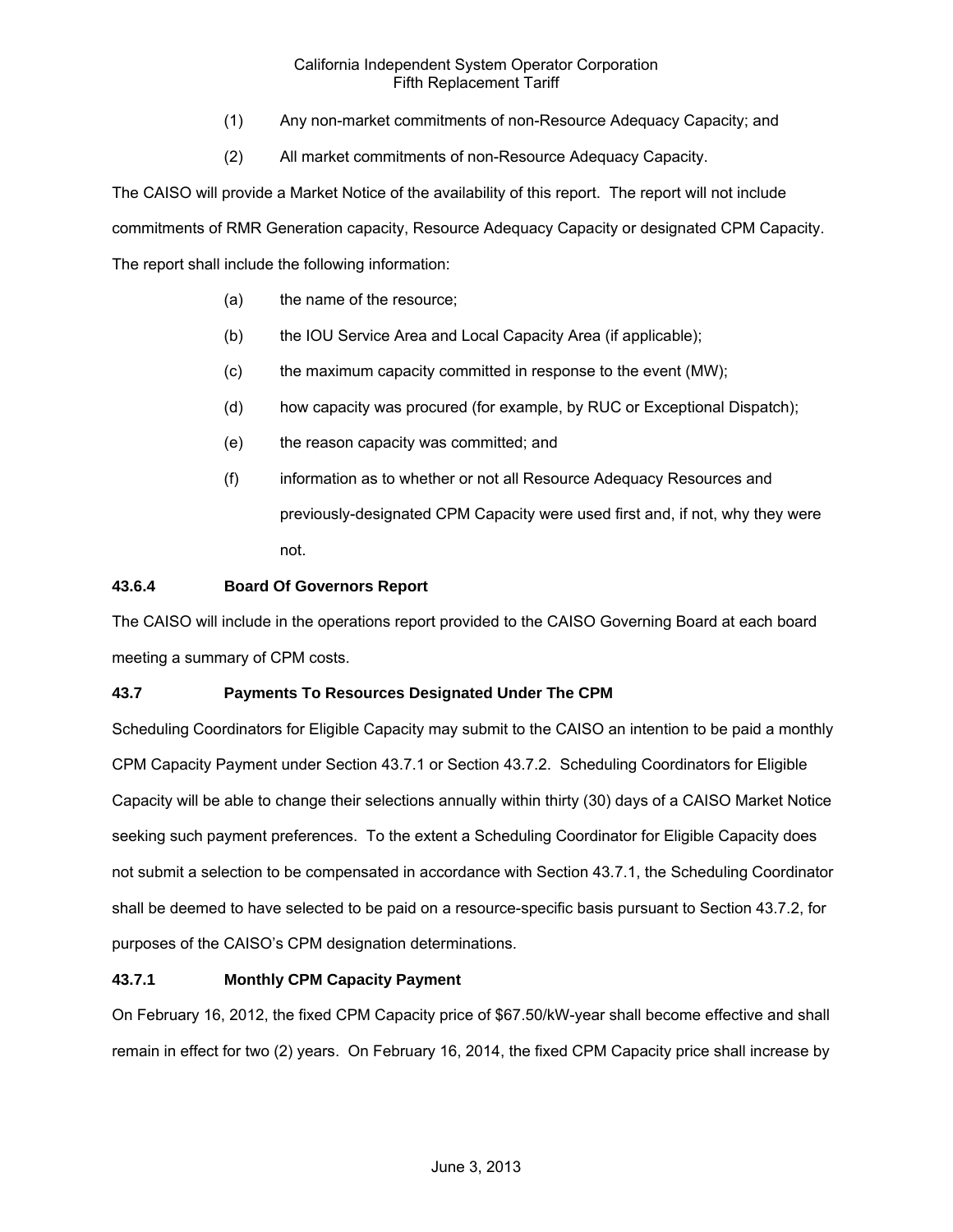(1) Any non-market commitments of non-Resource Adequacy Capacity; and

(2) All market commitments of non-Resource Adequacy Capacity.

The CAISO will provide a Market Notice of the availability of this report. The report will not include commitments of RMR Generation capacity, Resource Adequacy Capacity or designated CPM Capacity. The report shall include the following information:

(a) the name of the resource;

(b) the IOU Service Area and Local Capacity Area (if applicable);

(c) the maximum capacity committed in response to the event (MW);

(d) how capacity was procured (for example, by RUC or Exceptional Dispatch);

(e) the reason capacity was committed; and

(f) information as to whether or not all Resource Adequacy Resources and previously-designated CPM Capacity were used first and, if not, why they were not.

**43.6.4 Board Of Governors Report**

The CAISO will include in the operations report provided to the CAISO Governing Board at each board meeting a summary of CPM costs.

**43.7 Payments To Resources Designated Under The CPM**

Scheduling Coordinators for Eligible Capacity may submit to the CAISO an intention to be paid a monthly CPM Capacity Payment under Section 43.7.1 or Section 43.7.2. Scheduling Coordinators for Eligible Capacity will be able to change their selections annually within thirty (30) days of a CAISO Market Notice seeking such payment preferences. To the extent a Scheduling Coordinator for Eligible Capacity does not submit a selection to be compensated in accordance with Section 43.7.1, the Scheduling Coordinator shall be deemed to have selected to be paid on a resource-specific basis pursuant to Section 43.7.2, for purposes of the CAISO's CPM designation determinations.

**43.7.1 Monthly CPM Capacity Payment**

On February 16, 2012, the fixed CPM Capacity price of $67.50/kW-year shall become effective and shall remain in effect for two (2) years. On February 16, 2014, the fixed CPM Capacity price shall increase by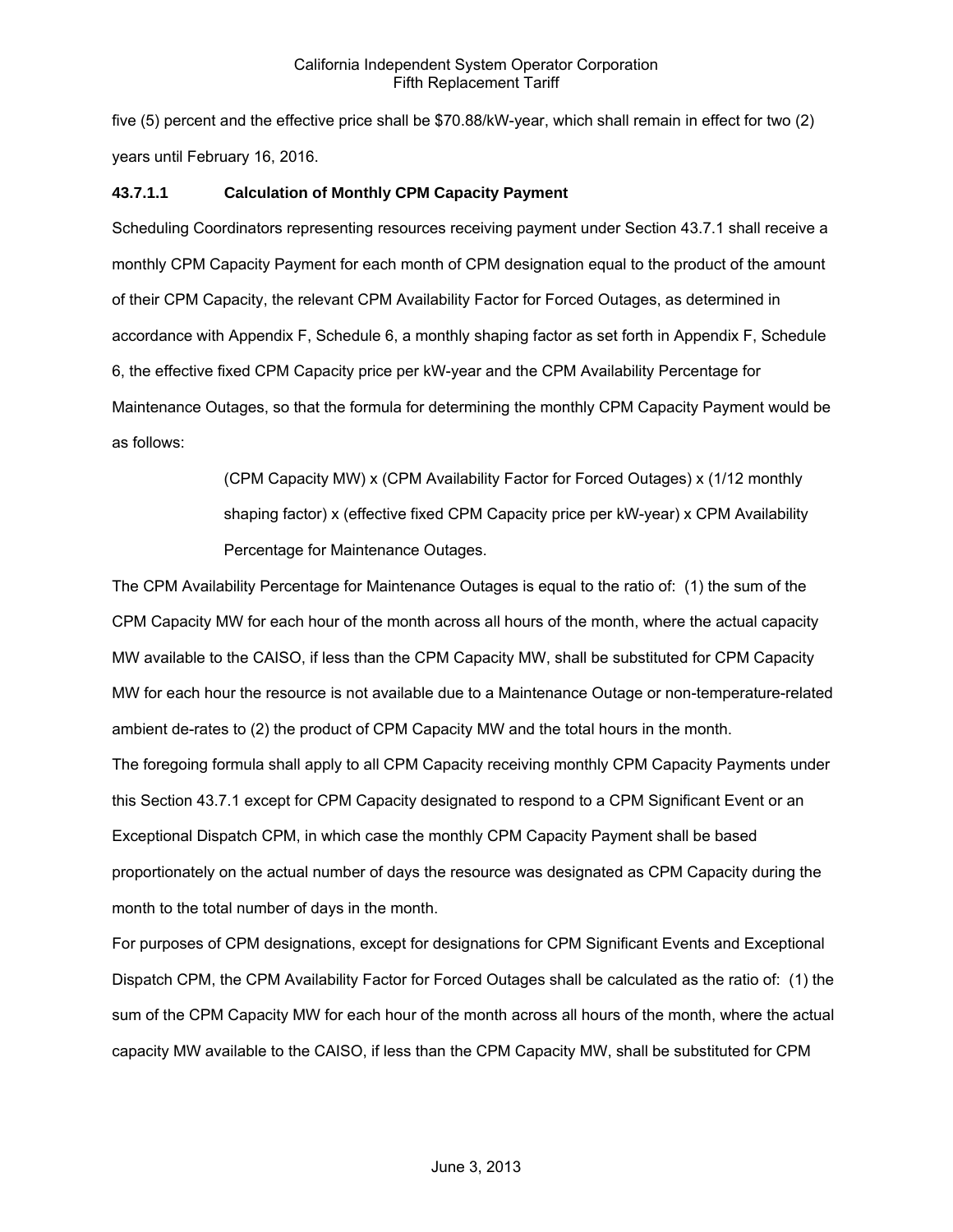five (5) percent and the effective price shall be $70.88/kW-year, which shall remain in effect for two (2) years until February 16, 2016.

**43.7.1.1 Calculation of Monthly CPM Capacity Payment**

Scheduling Coordinators representing resources receiving payment under Section 43.7.1 shall receive a monthly CPM Capacity Payment for each month of CPM designation equal to the product of the amount of their CPM Capacity, the relevant CPM Availability Factor for Forced Outages, as determined in accordance with Appendix F, Schedule 6, a monthly shaping factor as set forth in Appendix F, Schedule 6, the effective fixed CPM Capacity price per kW-year and the CPM Availability Percentage for Maintenance Outages, so that the formula for determining the monthly CPM Capacity Payment would be as follows:

> (CPM Capacity MW) x (CPM Availability Factor for Forced Outages) x (1/12 monthly shaping factor) x (effective fixed CPM Capacity price per kW-year) x CPM Availability Percentage for Maintenance Outages.

The CPM Availability Percentage for Maintenance Outages is equal to the ratio of: (1) the sum of the CPM Capacity MW for each hour of the month across all hours of the month, where the actual capacity MW available to the CAISO, if less than the CPM Capacity MW, shall be substituted for CPM Capacity MW for each hour the resource is not available due to a Maintenance Outage or non-temperature-related ambient de-rates to (2) the product of CPM Capacity MW and the total hours in the month.

The foregoing formula shall apply to all CPM Capacity receiving monthly CPM Capacity Payments under this Section 43.7.1 except for CPM Capacity designated to respond to a CPM Significant Event or an Exceptional Dispatch CPM, in which case the monthly CPM Capacity Payment shall be based proportionately on the actual number of days the resource was designated as CPM Capacity during the month to the total number of days in the month.

For purposes of CPM designations, except for designations for CPM Significant Events and Exceptional Dispatch CPM, the CPM Availability Factor for Forced Outages shall be calculated as the ratio of: (1) the sum of the CPM Capacity MW for each hour of the month across all hours of the month, where the actual capacity MW available to the CAISO, if less than the CPM Capacity MW, shall be substituted for CPM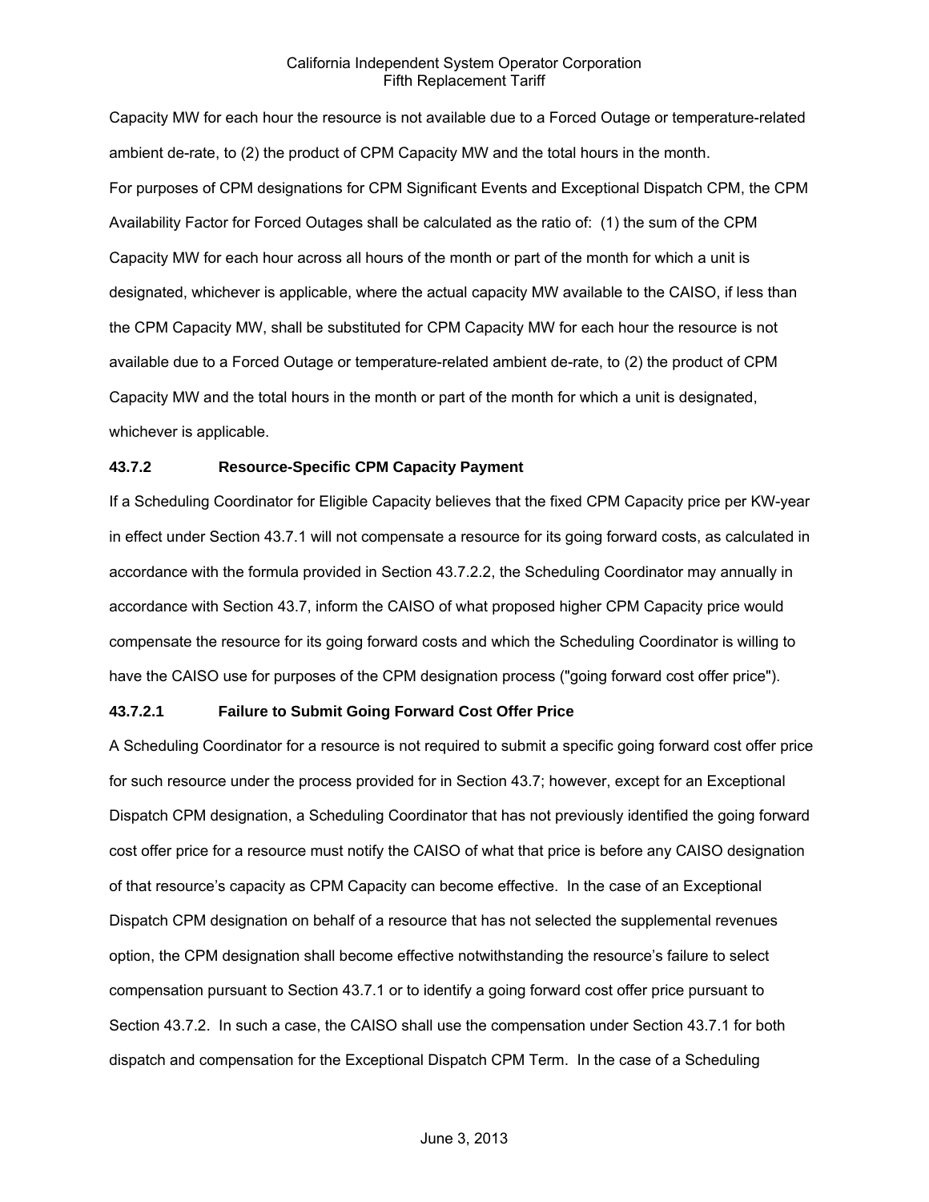Capacity MW for each hour the resource is not available due to a Forced Outage or temperature-related ambient de-rate, to (2) the product of CPM Capacity MW and the total hours in the month.

For purposes of CPM designations for CPM Significant Events and Exceptional Dispatch CPM, the CPM Availability Factor for Forced Outages shall be calculated as the ratio of: (1) the sum of the CPM Capacity MW for each hour across all hours of the month or part of the month for which a unit is designated, whichever is applicable, where the actual capacity MW available to the CAISO, if less than the CPM Capacity MW, shall be substituted for CPM Capacity MW for each hour the resource is not available due to a Forced Outage or temperature-related ambient de-rate, to (2) the product of CPM Capacity MW and the total hours in the month or part of the month for which a unit is designated, whichever is applicable.

### 43.7.2 Resource-Specific CPM Capacity Payment

If a Scheduling Coordinator for Eligible Capacity believes that the fixed CPM Capacity price per KW-year in effect under Section 43.7.1 will not compensate a resource for its going forward costs, as calculated in accordance with the formula provided in Section 43.7.2.2, the Scheduling Coordinator may annually in accordance with Section 43.7, inform the CAISO of what proposed higher CPM Capacity price would compensate the resource for its going forward costs and which the Scheduling Coordinator is willing to have the CAISO use for purposes of the CPM designation process ("going forward cost offer price").

### 43.7.2.1 Failure to Submit Going Forward Cost Offer Price

A Scheduling Coordinator for a resource is not required to submit a specific going forward cost offer price for such resource under the process provided for in Section 43.7; however, except for an Exceptional Dispatch CPM designation, a Scheduling Coordinator that has not previously identified the going forward cost offer price for a resource must notify the CAISO of what that price is before any CAISO designation of that resource's capacity as CPM Capacity can become effective. In the case of an Exceptional Dispatch CPM designation on behalf of a resource that has not selected the supplemental revenues option, the CPM designation shall become effective notwithstanding the resource's failure to select compensation pursuant to Section 43.7.1 or to identify a going forward cost offer price pursuant to Section 43.7.2. In such a case, the CAISO shall use the compensation under Section 43.7.1 for both dispatch and compensation for the Exceptional Dispatch CPM Term. In the case of a Scheduling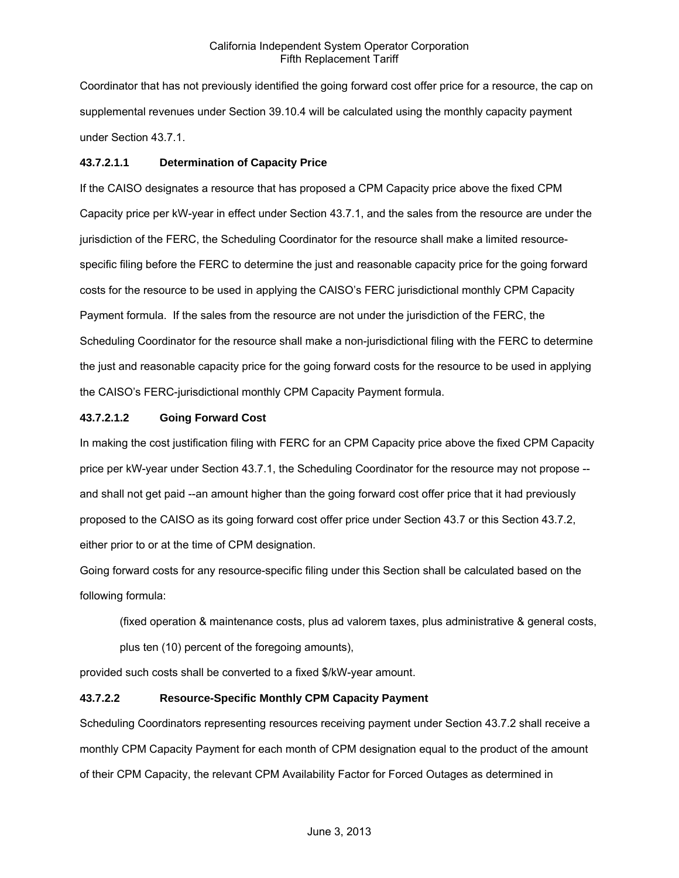Coordinator that has not previously identified the going forward cost offer price for a resource, the cap on supplemental revenues under Section 39.10.4 will be calculated using the monthly capacity payment under Section 43.7.1.

**43.7.2.1.1 Determination of Capacity Price**

If the CAISO designates a resource that has proposed a CPM Capacity price above the fixed CPM Capacity price per kW-year in effect under Section 43.7.1, and the sales from the resource are under the jurisdiction of the FERC, the Scheduling Coordinator for the resource shall make a limited resource-specific filing before the FERC to determine the just and reasonable capacity price for the going forward costs for the resource to be used in applying the CAISO's FERC jurisdictional monthly CPM Capacity Payment formula. If the sales from the resource are not under the jurisdiction of the FERC, the Scheduling Coordinator for the resource shall make a non-jurisdictional filing with the FERC to determine the just and reasonable capacity price for the going forward costs for the resource to be used in applying the CAISO's FERC-jurisdictional monthly CPM Capacity Payment formula.

**43.7.2.1.2 Going Forward Cost**

In making the cost justification filing with FERC for an CPM Capacity price above the fixed CPM Capacity price per kW-year under Section 43.7.1, the Scheduling Coordinator for the resource may not propose -- and shall not get paid --an amount higher than the going forward cost offer price that it had previously proposed to the CAISO as its going forward cost offer price under Section 43.7 or this Section 43.7.2, either prior to or at the time of CPM designation.

Going forward costs for any resource-specific filing under this Section shall be calculated based on the following formula:

(fixed operation & maintenance costs, plus ad valorem taxes, plus administrative & general costs, plus ten (10) percent of the foregoing amounts),

provided such costs shall be converted to a fixed $/kW-year amount.

**43.7.2.2 Resource-Specific Monthly CPM Capacity Payment**

Scheduling Coordinators representing resources receiving payment under Section 43.7.2 shall receive a monthly CPM Capacity Payment for each month of CPM designation equal to the product of the amount of their CPM Capacity, the relevant CPM Availability Factor for Forced Outages as determined in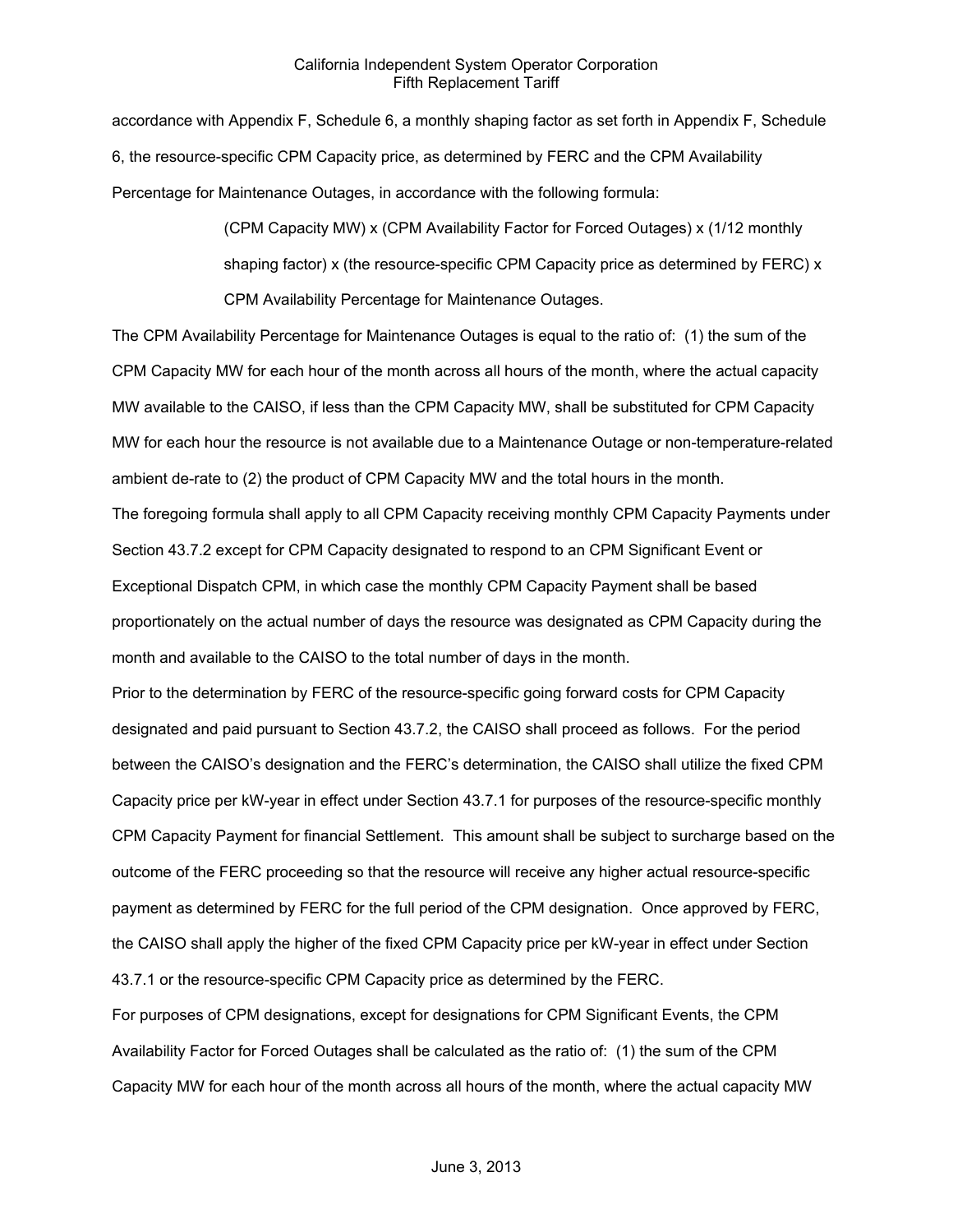accordance with Appendix F, Schedule 6, a monthly shaping factor as set forth in Appendix F, Schedule 6, the resource-specific CPM Capacity price, as determined by FERC and the CPM Availability Percentage for Maintenance Outages, in accordance with the following formula:

> (CPM Capacity MW) x (CPM Availability Factor for Forced Outages) x (1/12 monthly shaping factor) x (the resource-specific CPM Capacity price as determined by FERC) x CPM Availability Percentage for Maintenance Outages.

The CPM Availability Percentage for Maintenance Outages is equal to the ratio of: (1) the sum of the CPM Capacity MW for each hour of the month across all hours of the month, where the actual capacity MW available to the CAISO, if less than the CPM Capacity MW, shall be substituted for CPM Capacity MW for each hour the resource is not available due to a Maintenance Outage or non-temperature-related ambient de-rate to (2) the product of CPM Capacity MW and the total hours in the month.

The foregoing formula shall apply to all CPM Capacity receiving monthly CPM Capacity Payments under Section 43.7.2 except for CPM Capacity designated to respond to an CPM Significant Event or Exceptional Dispatch CPM, in which case the monthly CPM Capacity Payment shall be based proportionately on the actual number of days the resource was designated as CPM Capacity during the month and available to the CAISO to the total number of days in the month.

Prior to the determination by FERC of the resource-specific going forward costs for CPM Capacity designated and paid pursuant to Section 43.7.2, the CAISO shall proceed as follows. For the period between the CAISO's designation and the FERC's determination, the CAISO shall utilize the fixed CPM Capacity price per kW-year in effect under Section 43.7.1 for purposes of the resource-specific monthly CPM Capacity Payment for financial Settlement. This amount shall be subject to surcharge based on the outcome of the FERC proceeding so that the resource will receive any higher actual resource-specific payment as determined by FERC for the full period of the CPM designation. Once approved by FERC, the CAISO shall apply the higher of the fixed CPM Capacity price per kW-year in effect under Section 43.7.1 or the resource-specific CPM Capacity price as determined by the FERC.

For purposes of CPM designations, except for designations for CPM Significant Events, the CPM Availability Factor for Forced Outages shall be calculated as the ratio of: (1) the sum of the CPM Capacity MW for each hour of the month across all hours of the month, where the actual capacity MW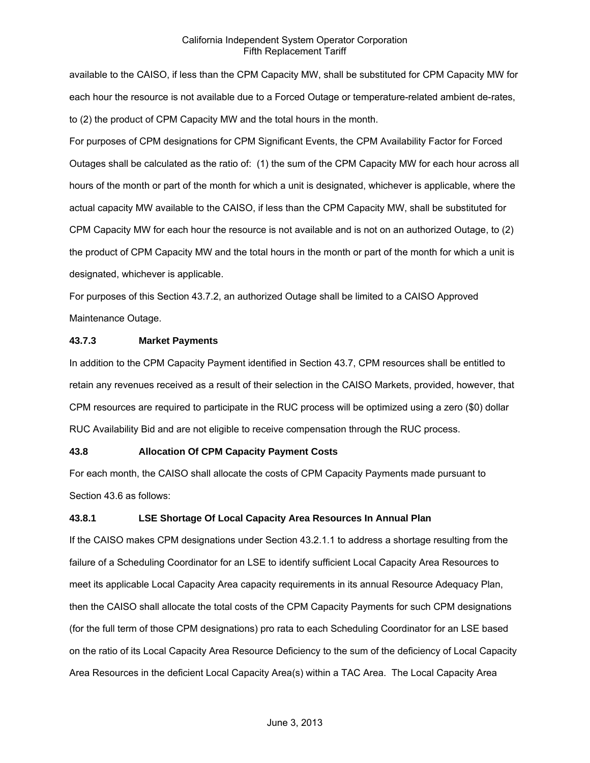available to the CAISO, if less than the CPM Capacity MW, shall be substituted for CPM Capacity MW for each hour the resource is not available due to a Forced Outage or temperature-related ambient de-rates, to (2) the product of CPM Capacity MW and the total hours in the month.

For purposes of CPM designations for CPM Significant Events, the CPM Availability Factor for Forced Outages shall be calculated as the ratio of: (1) the sum of the CPM Capacity MW for each hour across all hours of the month or part of the month for which a unit is designated, whichever is applicable, where the actual capacity MW available to the CAISO, if less than the CPM Capacity MW, shall be substituted for CPM Capacity MW for each hour the resource is not available and is not on an authorized Outage, to (2) the product of CPM Capacity MW and the total hours in the month or part of the month for which a unit is designated, whichever is applicable.

For purposes of this Section 43.7.2, an authorized Outage shall be limited to a CAISO Approved Maintenance Outage.

**43.7.3 Market Payments**

In addition to the CPM Capacity Payment identified in Section 43.7, CPM resources shall be entitled to retain any revenues received as a result of their selection in the CAISO Markets, provided, however, that CPM resources are required to participate in the RUC process will be optimized using a zero ($0) dollar RUC Availability Bid and are not eligible to receive compensation through the RUC process.

**43.8 Allocation Of CPM Capacity Payment Costs**

For each month, the CAISO shall allocate the costs of CPM Capacity Payments made pursuant to Section 43.6 as follows:

**43.8.1 LSE Shortage Of Local Capacity Area Resources In Annual Plan**

If the CAISO makes CPM designations under Section 43.2.1.1 to address a shortage resulting from the failure of a Scheduling Coordinator for an LSE to identify sufficient Local Capacity Area Resources to meet its applicable Local Capacity Area capacity requirements in its annual Resource Adequacy Plan, then the CAISO shall allocate the total costs of the CPM Capacity Payments for such CPM designations (for the full term of those CPM designations) pro rata to each Scheduling Coordinator for an LSE based on the ratio of its Local Capacity Area Resource Deficiency to the sum of the deficiency of Local Capacity Area Resources in the deficient Local Capacity Area(s) within a TAC Area. The Local Capacity Area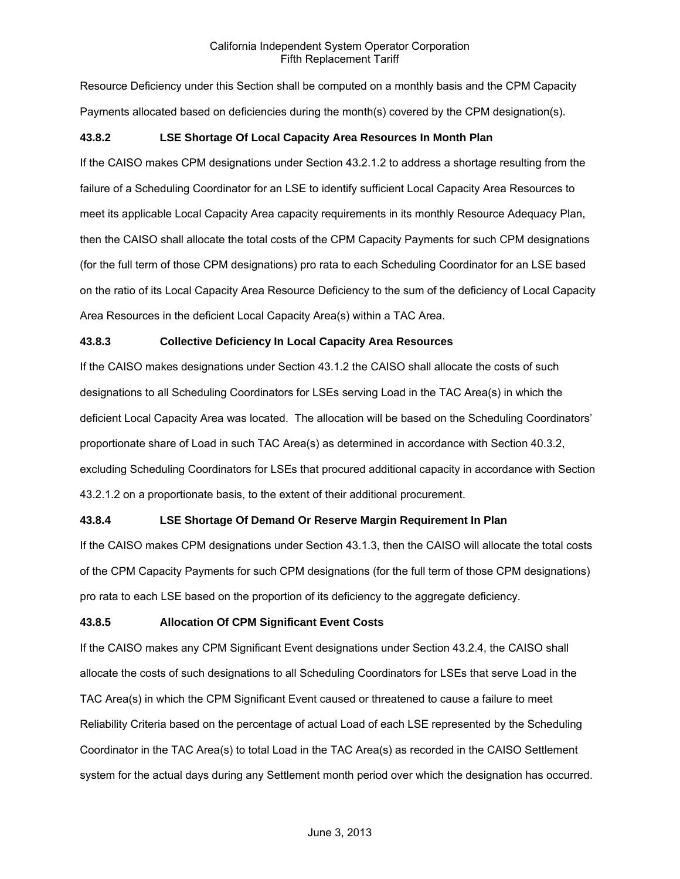Resource Deficiency under this Section shall be computed on a monthly basis and the CPM Capacity Payments allocated based on deficiencies during the month(s) covered by the CPM designation(s).

### 43.8.2 LSE Shortage Of Local Capacity Area Resources In Month Plan

If the CAISO makes CPM designations under Section 43.2.1.2 to address a shortage resulting from the failure of a Scheduling Coordinator for an LSE to identify sufficient Local Capacity Area Resources to meet its applicable Local Capacity Area capacity requirements in its monthly Resource Adequacy Plan, then the CAISO shall allocate the total costs of the CPM Capacity Payments for such CPM designations (for the full term of those CPM designations) pro rata to each Scheduling Coordinator for an LSE based on the ratio of its Local Capacity Area Resource Deficiency to the sum of the deficiency of Local Capacity Area Resources in the deficient Local Capacity Area(s) within a TAC Area.

### 43.8.3 Collective Deficiency In Local Capacity Area Resources

If the CAISO makes designations under Section 43.1.2 the CAISO shall allocate the costs of such designations to all Scheduling Coordinators for LSEs serving Load in the TAC Area(s) in which the deficient Local Capacity Area was located. The allocation will be based on the Scheduling Coordinators' proportionate share of Load in such TAC Area(s) as determined in accordance with Section 40.3.2, excluding Scheduling Coordinators for LSEs that procured additional capacity in accordance with Section 43.2.1.2 on a proportionate basis, to the extent of their additional procurement.

### 43.8.4 LSE Shortage Of Demand Or Reserve Margin Requirement In Plan

If the CAISO makes CPM designations under Section 43.1.3, then the CAISO will allocate the total costs of the CPM Capacity Payments for such CPM designations (for the full term of those CPM designations) pro rata to each LSE based on the proportion of its deficiency to the aggregate deficiency.

### 43.8.5 Allocation Of CPM Significant Event Costs

If the CAISO makes any CPM Significant Event designations under Section 43.2.4, the CAISO shall allocate the costs of such designations to all Scheduling Coordinators for LSEs that serve Load in the TAC Area(s) in which the CPM Significant Event caused or threatened to cause a failure to meet Reliability Criteria based on the percentage of actual Load of each LSE represented by the Scheduling Coordinator in the TAC Area(s) to total Load in the TAC Area(s) as recorded in the CAISO Settlement system for the actual days during any Settlement month period over which the designation has occurred.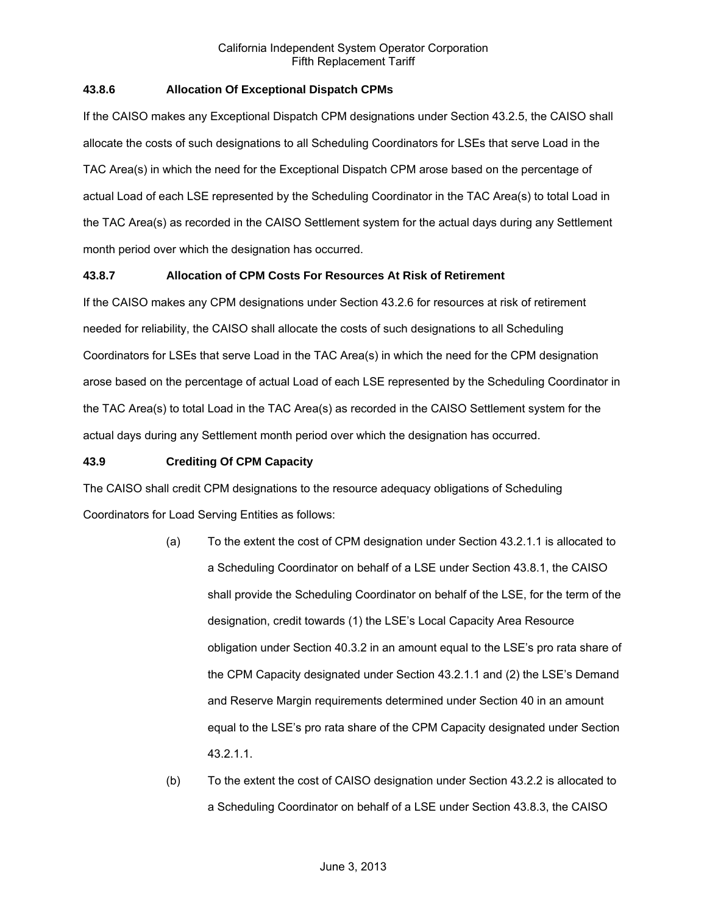### 43.8.6 Allocation Of Exceptional Dispatch CPMs

If the CAISO makes any Exceptional Dispatch CPM designations under Section 43.2.5, the CAISO shall allocate the costs of such designations to all Scheduling Coordinators for LSEs that serve Load in the TAC Area(s) in which the need for the Exceptional Dispatch CPM arose based on the percentage of actual Load of each LSE represented by the Scheduling Coordinator in the TAC Area(s) to total Load in the TAC Area(s) as recorded in the CAISO Settlement system for the actual days during any Settlement month period over which the designation has occurred.

### 43.8.7 Allocation of CPM Costs For Resources At Risk of Retirement

If the CAISO makes any CPM designations under Section 43.2.6 for resources at risk of retirement needed for reliability, the CAISO shall allocate the costs of such designations to all Scheduling Coordinators for LSEs that serve Load in the TAC Area(s) in which the need for the CPM designation arose based on the percentage of actual Load of each LSE represented by the Scheduling Coordinator in the TAC Area(s) to total Load in the TAC Area(s) as recorded in the CAISO Settlement system for the actual days during any Settlement month period over which the designation has occurred.

### 43.9 Crediting Of CPM Capacity

The CAISO shall credit CPM designations to the resource adequacy obligations of Scheduling Coordinators for Load Serving Entities as follows:

(a) To the extent the cost of CPM designation under Section 43.2.1.1 is allocated to a Scheduling Coordinator on behalf of a LSE under Section 43.8.1, the CAISO shall provide the Scheduling Coordinator on behalf of the LSE, for the term of the designation, credit towards (1) the LSE's Local Capacity Area Resource obligation under Section 40.3.2 in an amount equal to the LSE's pro rata share of the CPM Capacity designated under Section 43.2.1.1 and (2) the LSE's Demand and Reserve Margin requirements determined under Section 40 in an amount equal to the LSE's pro rata share of the CPM Capacity designated under Section 43.2.1.1.

(b) To the extent the cost of CAISO designation under Section 43.2.2 is allocated to a Scheduling Coordinator on behalf of a LSE under Section 43.8.3, the CAISO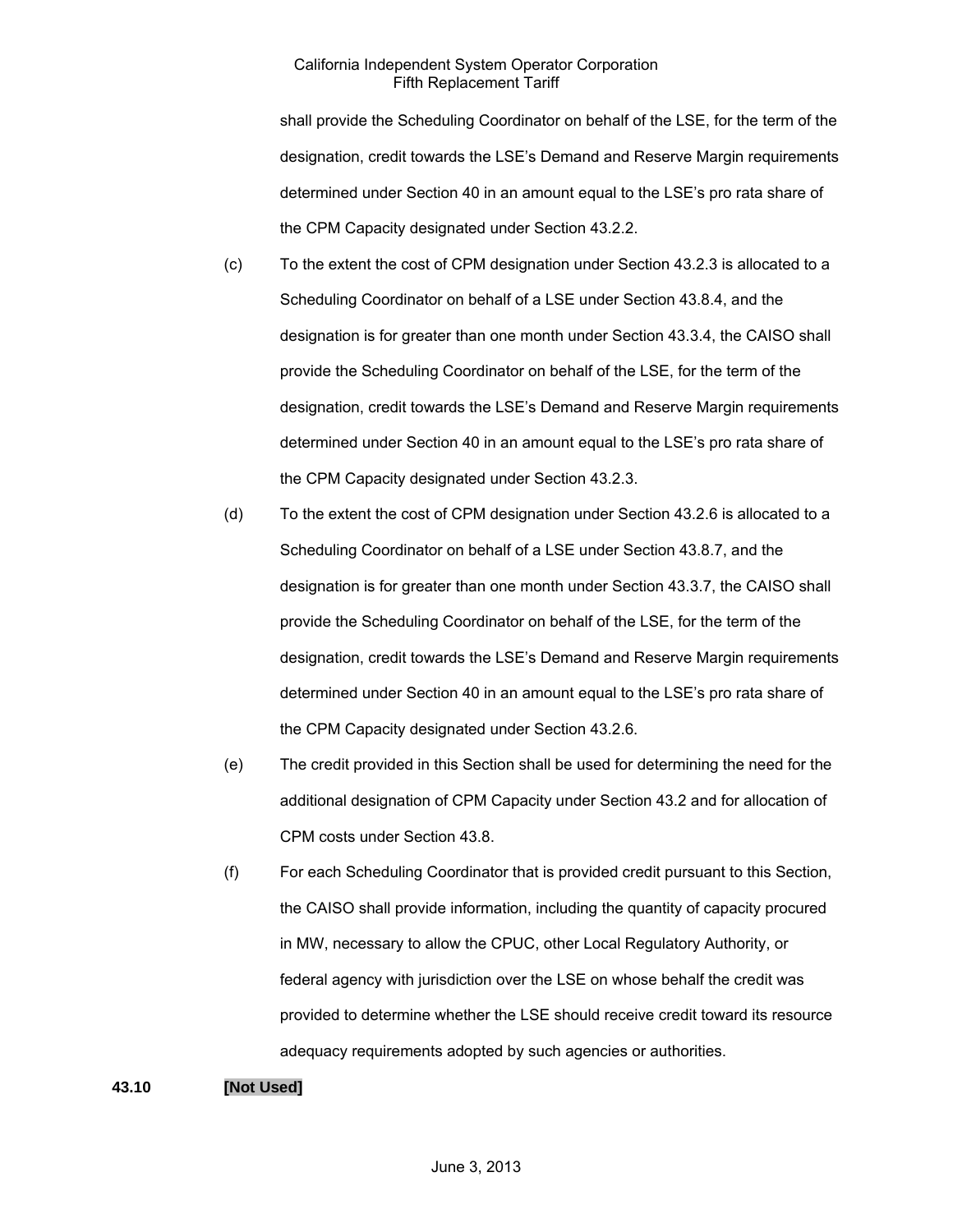shall provide the Scheduling Coordinator on behalf of the LSE, for the term of the designation, credit towards the LSE's Demand and Reserve Margin requirements determined under Section 40 in an amount equal to the LSE's pro rata share of the CPM Capacity designated under Section 43.2.2.

(c) To the extent the cost of CPM designation under Section 43.2.3 is allocated to a Scheduling Coordinator on behalf of a LSE under Section 43.8.4, and the designation is for greater than one month under Section 43.3.4, the CAISO shall provide the Scheduling Coordinator on behalf of the LSE, for the term of the designation, credit towards the LSE's Demand and Reserve Margin requirements determined under Section 40 in an amount equal to the LSE's pro rata share of the CPM Capacity designated under Section 43.2.3.

(d) To the extent the cost of CPM designation under Section 43.2.6 is allocated to a Scheduling Coordinator on behalf of a LSE under Section 43.8.7, and the designation is for greater than one month under Section 43.3.7, the CAISO shall provide the Scheduling Coordinator on behalf of the LSE, for the term of the designation, credit towards the LSE's Demand and Reserve Margin requirements determined under Section 40 in an amount equal to the LSE's pro rata share of the CPM Capacity designated under Section 43.2.6.

(e) The credit provided in this Section shall be used for determining the need for the additional designation of CPM Capacity under Section 43.2 and for allocation of CPM costs under Section 43.8.

(f) For each Scheduling Coordinator that is provided credit pursuant to this Section, the CAISO shall provide information, including the quantity of capacity procured in MW, necessary to allow the CPUC, other Local Regulatory Authority, or federal agency with jurisdiction over the LSE on whose behalf the credit was provided to determine whether the LSE should receive credit toward its resource adequacy requirements adopted by such agencies or authorities.

**43.10 [Not Used]**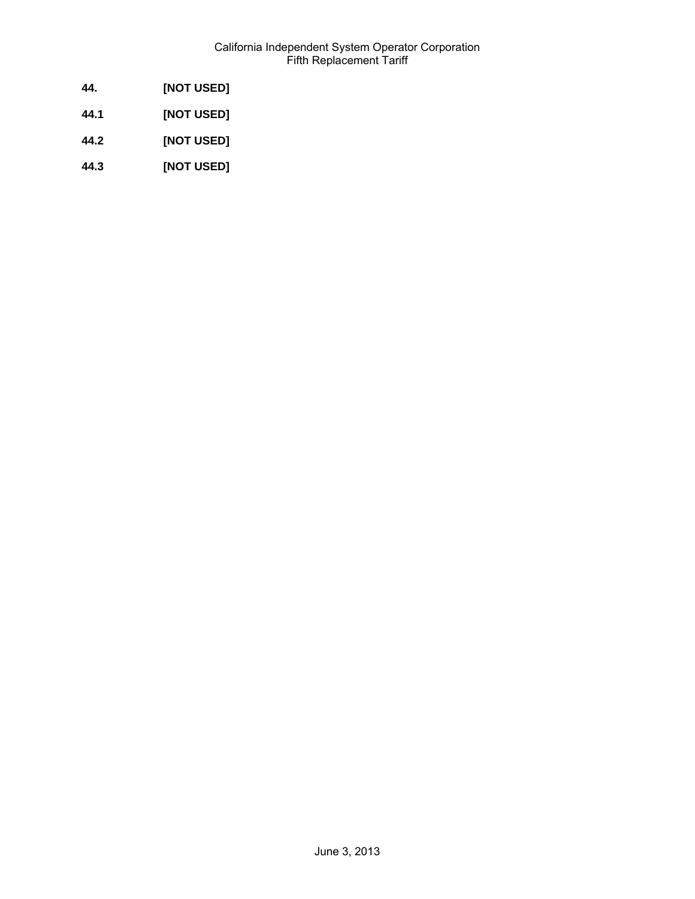**44. [NOT USED]**

**44.1 [NOT USED]**

**44.2 [NOT USED]**

**44.3 [NOT USED]**